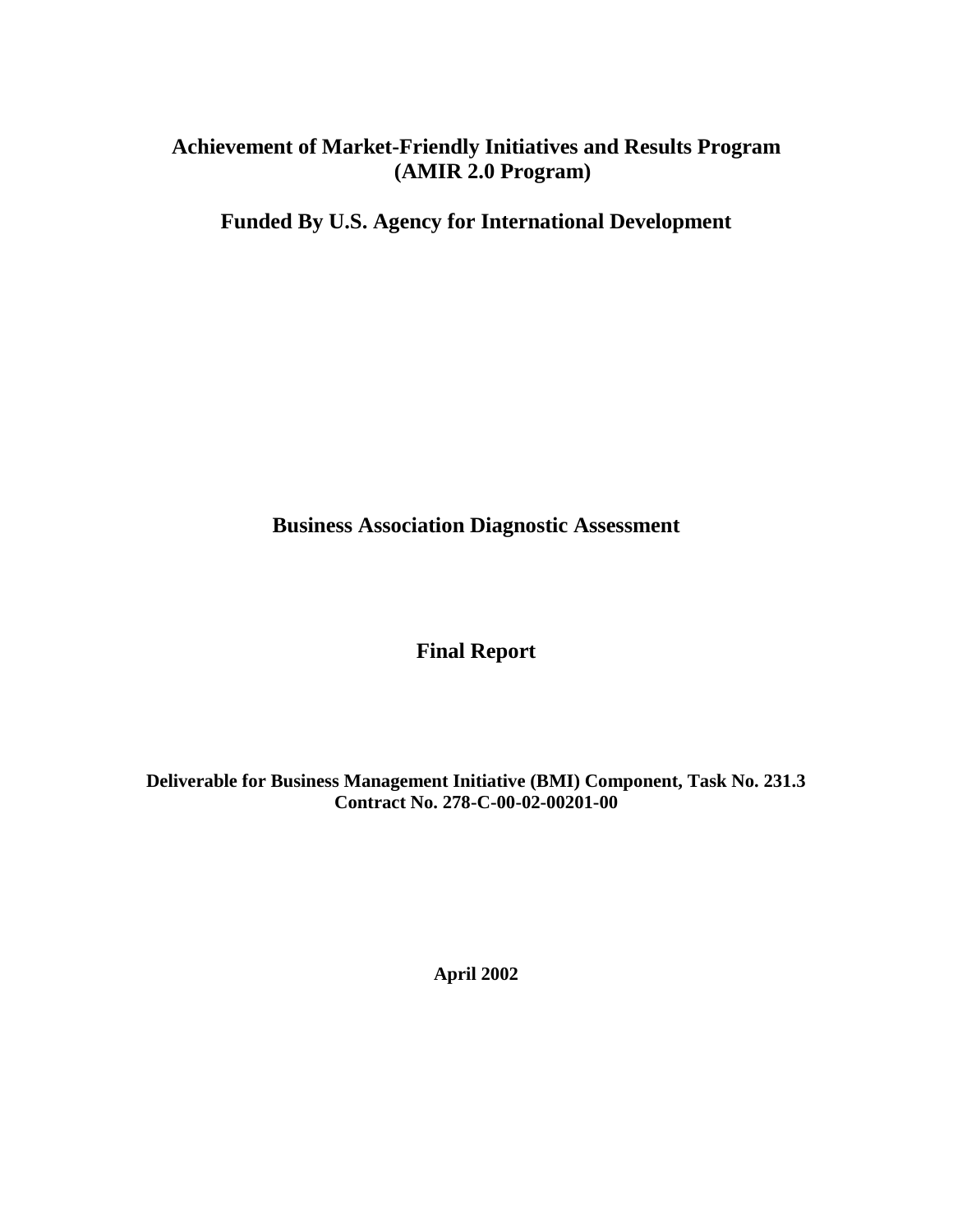# Achievement of Market-Friendly Initiatives and Results Program (AMIR 2.0 Program)

## Funded By U.S. Agency for International Development

## Business Association Diagnostic Assessment

## Final Report

**Deliverable for Business Management Initiative (BMI) Component, Task No. 231.3**
**Contract No. 278-C-00-02-00201-00**

**April 2002**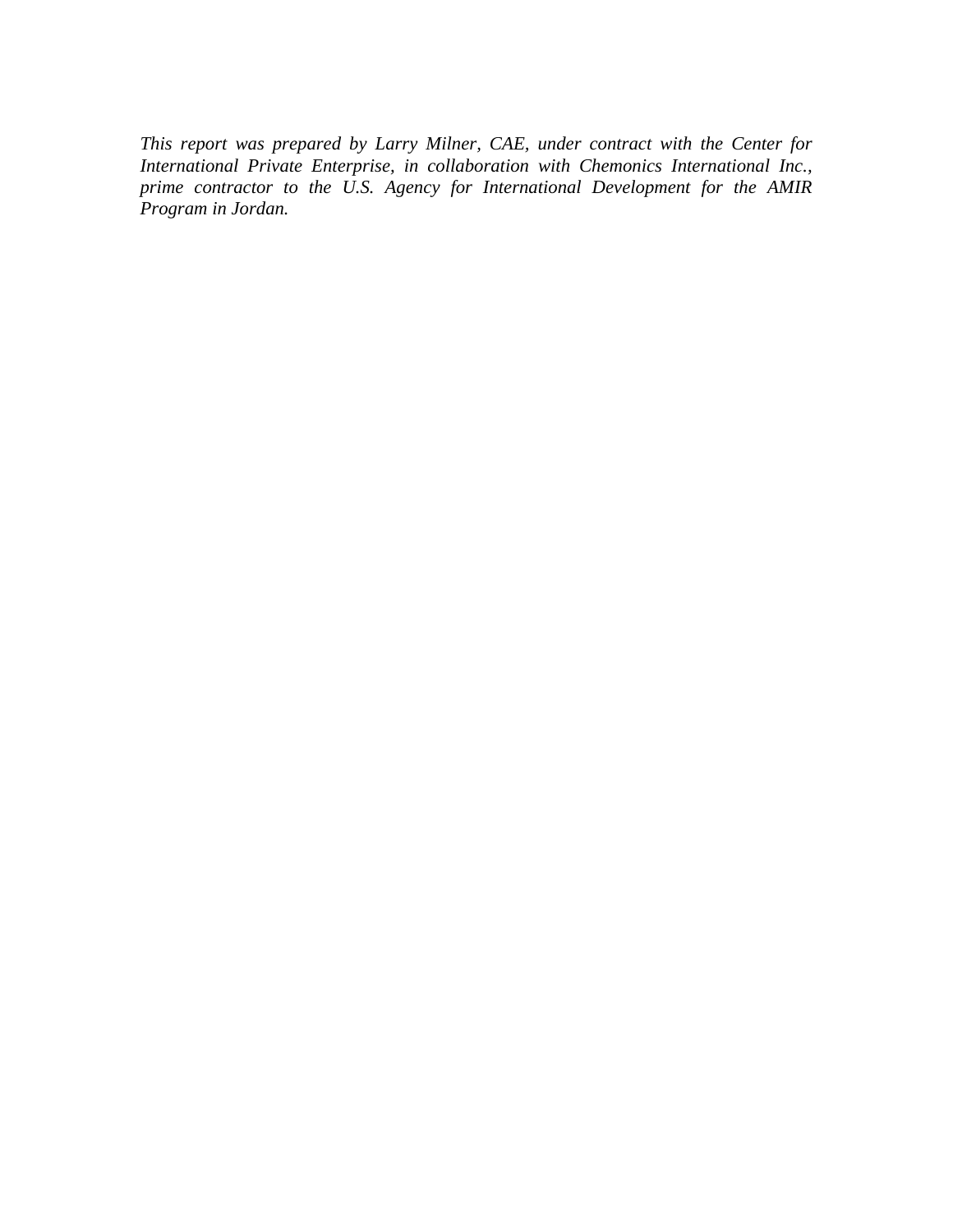*This report was prepared by Larry Milner, CAE, under contract with the Center for International Private Enterprise, in collaboration with Chemonics International Inc., prime contractor to the U.S. Agency for International Development for the AMIR Program in Jordan.*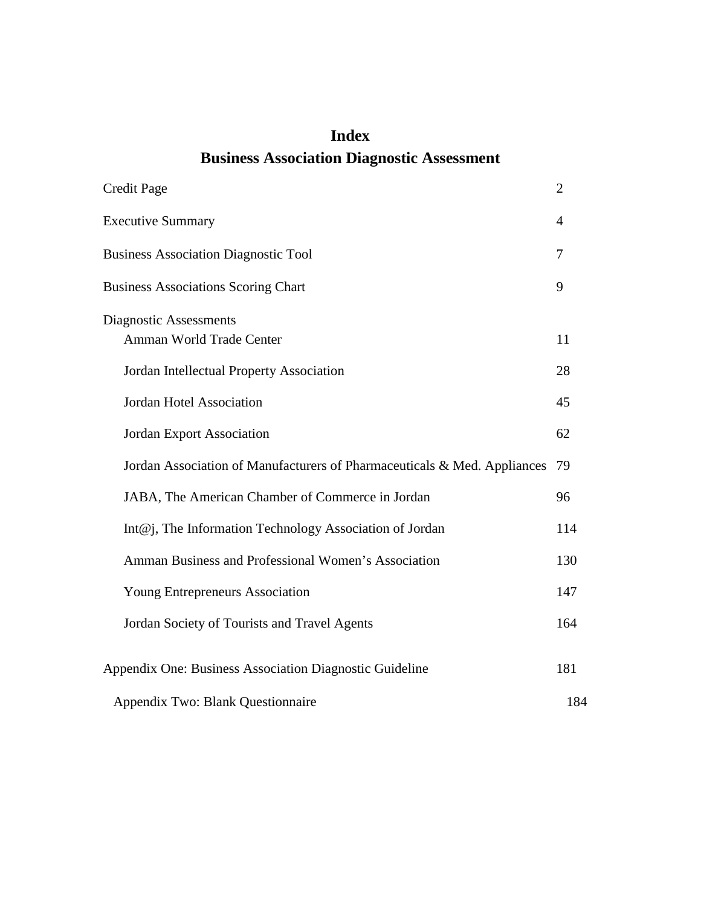# Index

## Business Association Diagnostic Assessment

| | |
|---|---|
| Credit Page | 2 |
| Executive Summary | 4 |
| Business Association Diagnostic Tool | 7 |
| Business Associations Scoring Chart | 9 |
| Diagnostic Assessments | |
| Amman World Trade Center | 11 |
| Jordan Intellectual Property Association | 28 |
| Jordan Hotel Association | 45 |
| Jordan Export Association | 62 |
| Jordan Association of Manufacturers of Pharmaceuticals & Med. Appliances | 79 |
| JABA, The American Chamber of Commerce in Jordan | 96 |
| Int@j, The Information Technology Association of Jordan | 114 |
| Amman Business and Professional Women's Association | 130 |
| Young Entrepreneurs Association | 147 |
| Jordan Society of Tourists and Travel Agents | 164 |
| Appendix One: Business Association Diagnostic Guideline | 181 |
| Appendix Two: Blank Questionnaire | 184 |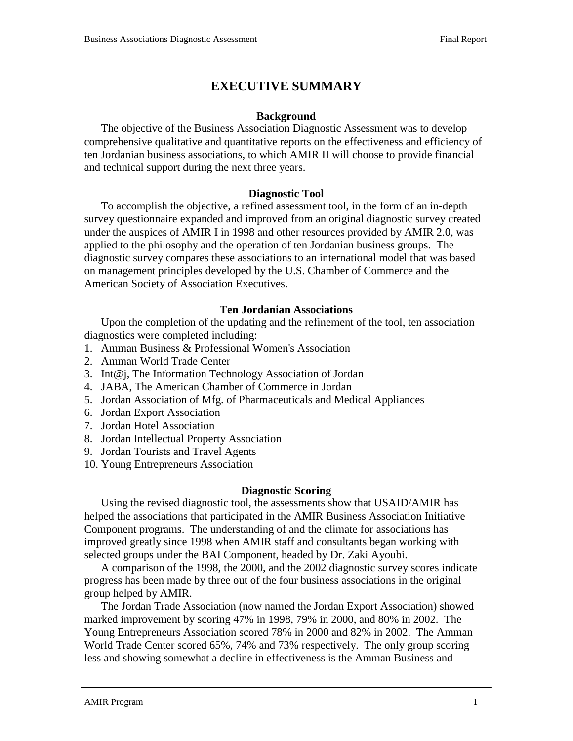# EXECUTIVE SUMMARY

## Background

The objective of the Business Association Diagnostic Assessment was to develop comprehensive qualitative and quantitative reports on the effectiveness and efficiency of ten Jordanian business associations, to which AMIR II will choose to provide financial and technical support during the next three years.

## Diagnostic Tool

To accomplish the objective, a refined assessment tool, in the form of an in-depth survey questionnaire expanded and improved from an original diagnostic survey created under the auspices of AMIR I in 1998 and other resources provided by AMIR 2.0, was applied to the philosophy and the operation of ten Jordanian business groups. The diagnostic survey compares these associations to an international model that was based on management principles developed by the U.S. Chamber of Commerce and the American Society of Association Executives.

## Ten Jordanian Associations

Upon the completion of the updating and the refinement of the tool, ten association diagnostics were completed including:

1. Amman Business & Professional Women's Association
2. Amman World Trade Center
3. Int@j, The Information Technology Association of Jordan
4. JABA, The American Chamber of Commerce in Jordan
5. Jordan Association of Mfg. of Pharmaceuticals and Medical Appliances
6. Jordan Export Association
7. Jordan Hotel Association
8. Jordan Intellectual Property Association
9. Jordan Tourists and Travel Agents
10. Young Entrepreneurs Association

## Diagnostic Scoring

Using the revised diagnostic tool, the assessments show that USAID/AMIR has helped the associations that participated in the AMIR Business Association Initiative Component programs. The understanding of and the climate for associations has improved greatly since 1998 when AMIR staff and consultants began working with selected groups under the BAI Component, headed by Dr. Zaki Ayoubi.

A comparison of the 1998, the 2000, and the 2002 diagnostic survey scores indicate progress has been made by three out of the four business associations in the original group helped by AMIR.

The Jordan Trade Association (now named the Jordan Export Association) showed marked improvement by scoring 47% in 1998, 79% in 2000, and 80% in 2002. The Young Entrepreneurs Association scored 78% in 2000 and 82% in 2002. The Amman World Trade Center scored 65%, 74% and 73% respectively. The only group scoring less and showing somewhat a decline in effectiveness is the Amman Business and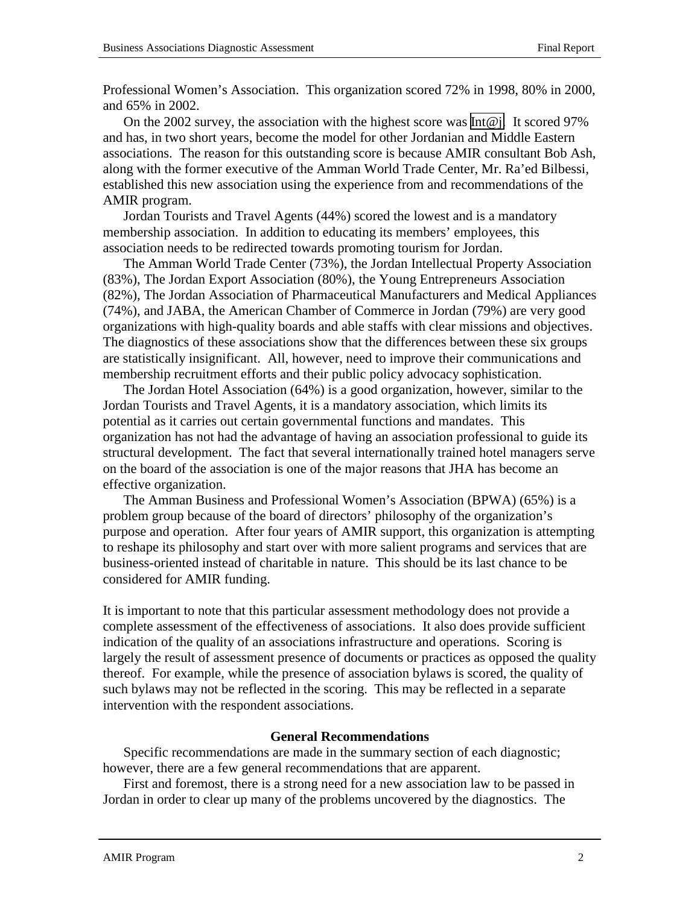Professional Women's Association. This organization scored 72% in 1998, 80% in 2000, and 65% in 2002.

On the 2002 survey, the association with the highest score was Int@j. It scored 97% and has, in two short years, become the model for other Jordanian and Middle Eastern associations. The reason for this outstanding score is because AMIR consultant Bob Ash, along with the former executive of the Amman World Trade Center, Mr. Ra'ed Bilbessi, established this new association using the experience from and recommendations of the AMIR program.

Jordan Tourists and Travel Agents (44%) scored the lowest and is a mandatory membership association. In addition to educating its members' employees, this association needs to be redirected towards promoting tourism for Jordan.

The Amman World Trade Center (73%), the Jordan Intellectual Property Association (83%), The Jordan Export Association (80%), the Young Entrepreneurs Association (82%), The Jordan Association of Pharmaceutical Manufacturers and Medical Appliances (74%), and JABA, the American Chamber of Commerce in Jordan (79%) are very good organizations with high-quality boards and able staffs with clear missions and objectives. The diagnostics of these associations show that the differences between these six groups are statistically insignificant. All, however, need to improve their communications and membership recruitment efforts and their public policy advocacy sophistication.

The Jordan Hotel Association (64%) is a good organization, however, similar to the Jordan Tourists and Travel Agents, it is a mandatory association, which limits its potential as it carries out certain governmental functions and mandates. This organization has not had the advantage of having an association professional to guide its structural development. The fact that several internationally trained hotel managers serve on the board of the association is one of the major reasons that JHA has become an effective organization.

The Amman Business and Professional Women's Association (BPWA) (65%) is a problem group because of the board of directors' philosophy of the organization's purpose and operation. After four years of AMIR support, this organization is attempting to reshape its philosophy and start over with more salient programs and services that are business-oriented instead of charitable in nature. This should be its last chance to be considered for AMIR funding.

It is important to note that this particular assessment methodology does not provide a complete assessment of the effectiveness of associations. It also does provide sufficient indication of the quality of an associations infrastructure and operations. Scoring is largely the result of assessment presence of documents or practices as opposed the quality thereof. For example, while the presence of association bylaws is scored, the quality of such bylaws may not be reflected in the scoring. This may be reflected in a separate intervention with the respondent associations.

### General Recommendations

Specific recommendations are made in the summary section of each diagnostic; however, there are a few general recommendations that are apparent.

First and foremost, there is a strong need for a new association law to be passed in Jordan in order to clear up many of the problems uncovered by the diagnostics. The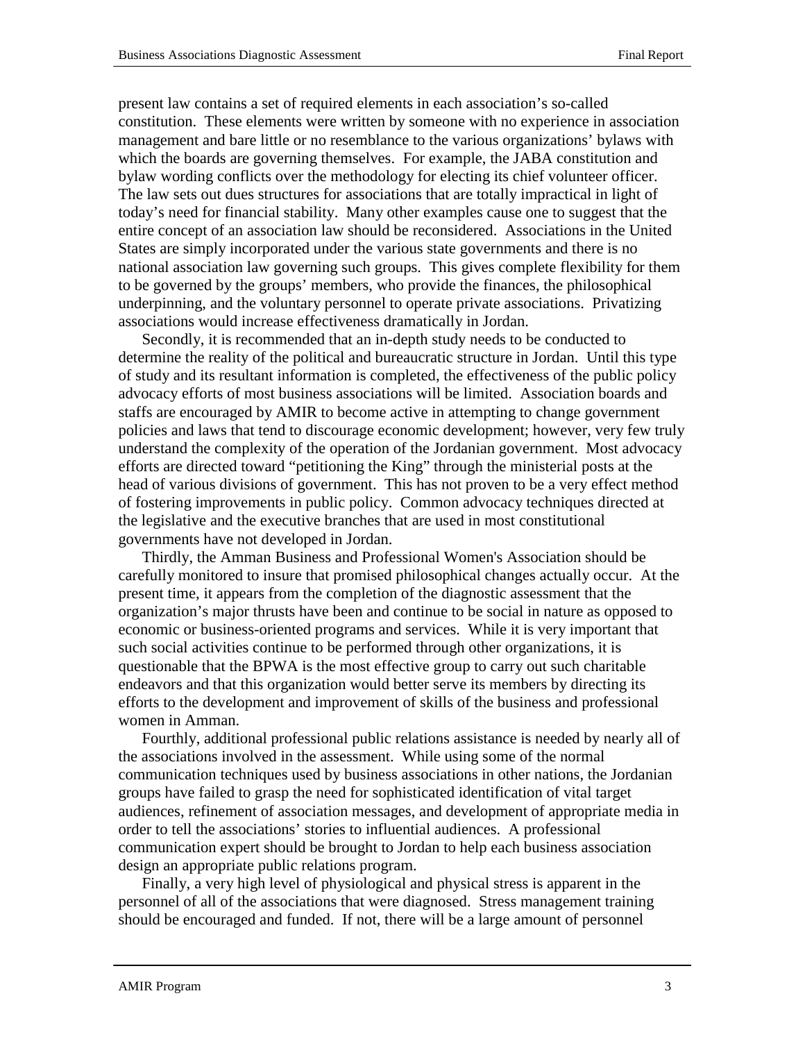present law contains a set of required elements in each association's so-called constitution. These elements were written by someone with no experience in association management and bare little or no resemblance to the various organizations' bylaws with which the boards are governing themselves. For example, the JABA constitution and bylaw wording conflicts over the methodology for electing its chief volunteer officer. The law sets out dues structures for associations that are totally impractical in light of today's need for financial stability. Many other examples cause one to suggest that the entire concept of an association law should be reconsidered. Associations in the United States are simply incorporated under the various state governments and there is no national association law governing such groups. This gives complete flexibility for them to be governed by the groups' members, who provide the finances, the philosophical underpinning, and the voluntary personnel to operate private associations. Privatizing associations would increase effectiveness dramatically in Jordan.

Secondly, it is recommended that an in-depth study needs to be conducted to determine the reality of the political and bureaucratic structure in Jordan. Until this type of study and its resultant information is completed, the effectiveness of the public policy advocacy efforts of most business associations will be limited. Association boards and staffs are encouraged by AMIR to become active in attempting to change government policies and laws that tend to discourage economic development; however, very few truly understand the complexity of the operation of the Jordanian government. Most advocacy efforts are directed toward "petitioning the King" through the ministerial posts at the head of various divisions of government. This has not proven to be a very effect method of fostering improvements in public policy. Common advocacy techniques directed at the legislative and the executive branches that are used in most constitutional governments have not developed in Jordan.

Thirdly, the Amman Business and Professional Women's Association should be carefully monitored to insure that promised philosophical changes actually occur. At the present time, it appears from the completion of the diagnostic assessment that the organization's major thrusts have been and continue to be social in nature as opposed to economic or business-oriented programs and services. While it is very important that such social activities continue to be performed through other organizations, it is questionable that the BPWA is the most effective group to carry out such charitable endeavors and that this organization would better serve its members by directing its efforts to the development and improvement of skills of the business and professional women in Amman.

Fourthly, additional professional public relations assistance is needed by nearly all of the associations involved in the assessment. While using some of the normal communication techniques used by business associations in other nations, the Jordanian groups have failed to grasp the need for sophisticated identification of vital target audiences, refinement of association messages, and development of appropriate media in order to tell the associations' stories to influential audiences. A professional communication expert should be brought to Jordan to help each business association design an appropriate public relations program.

Finally, a very high level of physiological and physical stress is apparent in the personnel of all of the associations that were diagnosed. Stress management training should be encouraged and funded. If not, there will be a large amount of personnel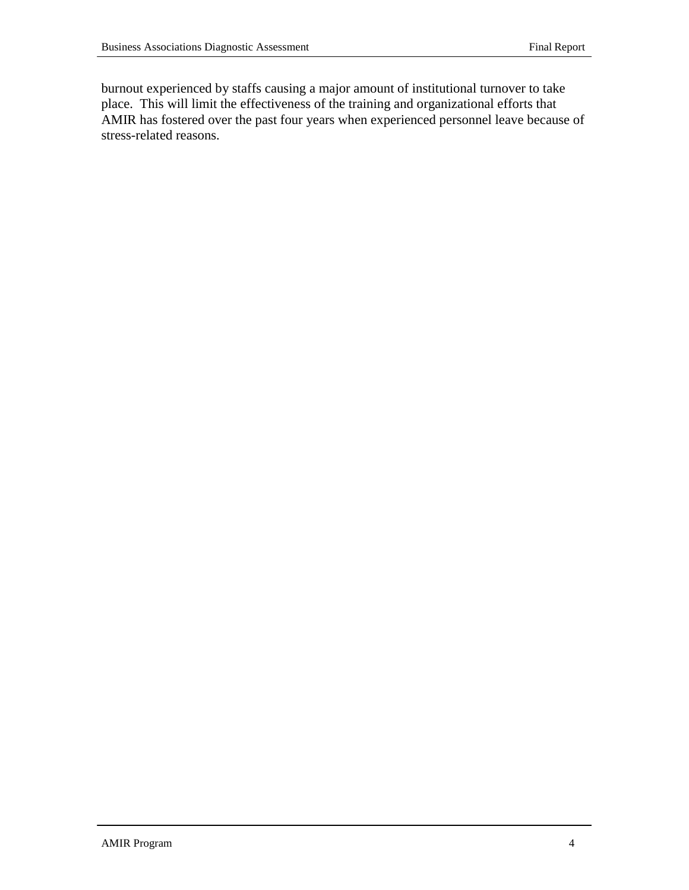burnout experienced by staffs causing a major amount of institutional turnover to take place. This will limit the effectiveness of the training and organizational efforts that AMIR has fostered over the past four years when experienced personnel leave because of stress-related reasons.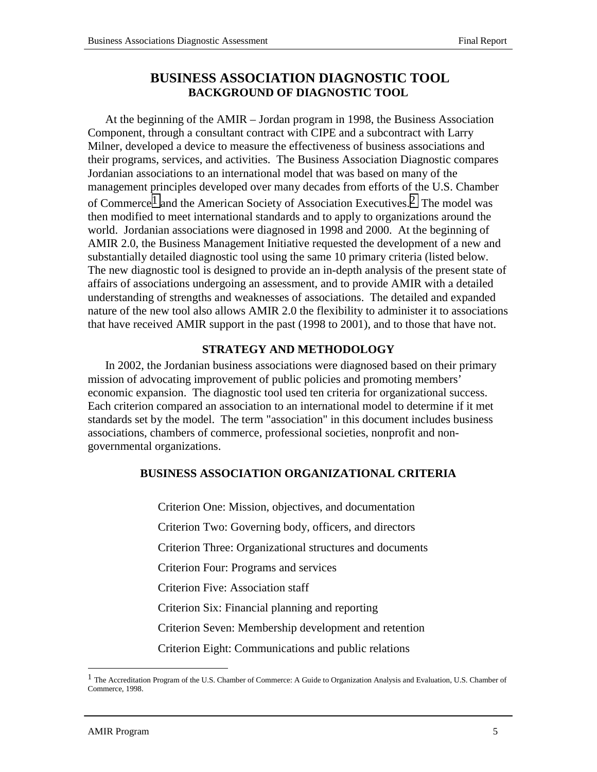# BUSINESS ASSOCIATION DIAGNOSTIC TOOL

## BACKGROUND OF DIAGNOSTIC TOOL

At the beginning of the AMIR – Jordan program in 1998, the Business Association Component, through a consultant contract with CIPE and a subcontract with Larry Milner, developed a device to measure the effectiveness of business associations and their programs, services, and activities. The Business Association Diagnostic compares Jordanian associations to an international model that was based on many of the management principles developed over many decades from efforts of the U.S. Chamber of Commerce[1] and the American Society of Association Executives.[2] The model was then modified to meet international standards and to apply to organizations around the world. Jordanian associations were diagnosed in 1998 and 2000. At the beginning of AMIR 2.0, the Business Management Initiative requested the development of a new and substantially detailed diagnostic tool using the same 10 primary criteria (listed below. The new diagnostic tool is designed to provide an in-depth analysis of the present state of affairs of associations undergoing an assessment, and to provide AMIR with a detailed understanding of strengths and weaknesses of associations. The detailed and expanded nature of the new tool also allows AMIR 2.0 the flexibility to administer it to associations that have received AMIR support in the past (1998 to 2001), and to those that have not.

## STRATEGY AND METHODOLOGY

In 2002, the Jordanian business associations were diagnosed based on their primary mission of advocating improvement of public policies and promoting members' economic expansion. The diagnostic tool used ten criteria for organizational success. Each criterion compared an association to an international model to determine if it met standards set by the model. The term "association" in this document includes business associations, chambers of commerce, professional societies, nonprofit and non-governmental organizations.

## BUSINESS ASSOCIATION ORGANIZATIONAL CRITERIA

Criterion One: Mission, objectives, and documentation

Criterion Two: Governing body, officers, and directors

Criterion Three: Organizational structures and documents

Criterion Four: Programs and services

Criterion Five: Association staff

Criterion Six: Financial planning and reporting

Criterion Seven: Membership development and retention

Criterion Eight: Communications and public relations

---

[1] The Accreditation Program of the U.S. Chamber of Commerce: A Guide to Organization Analysis and Evaluation, U.S. Chamber of Commerce, 1998.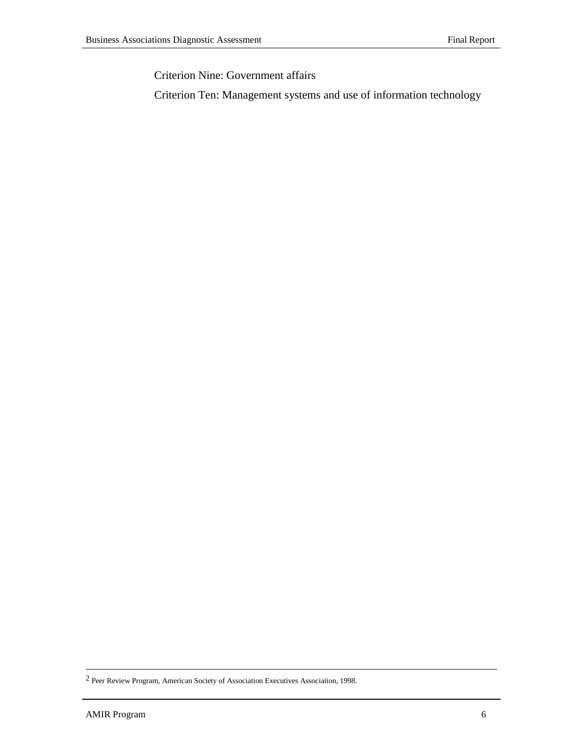Criterion Nine: Government affairs

Criterion Ten: Management systems and use of information technology

---

[2] Peer Review Program, American Society of Association Executives Association, 1998.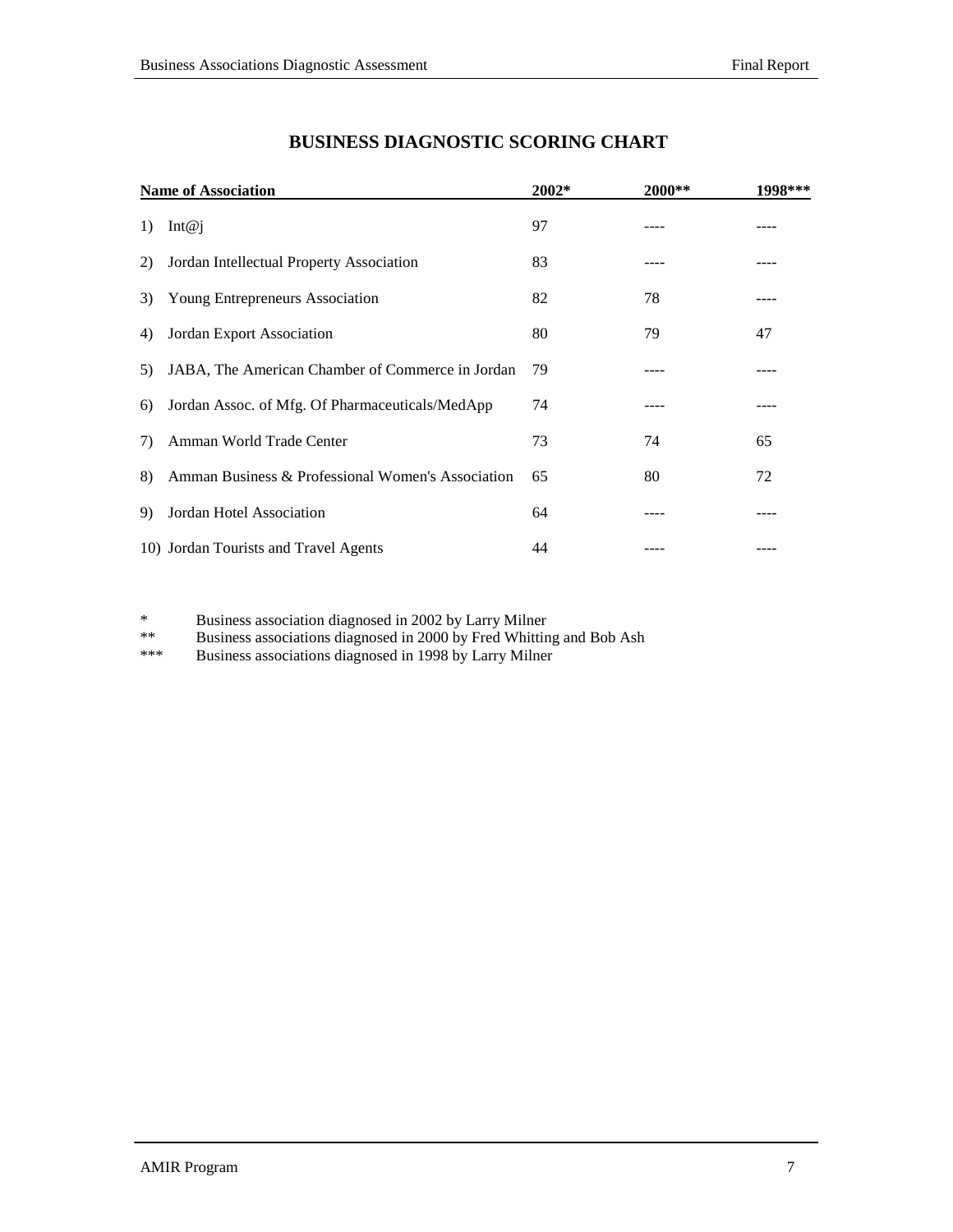## BUSINESS DIAGNOSTIC SCORING CHART

| Name of Association | 2002* | 2000** | 1998*** |
|---|---|---|---|
| 1) Int@j | 97 | ---- | ---- |
| 2) Jordan Intellectual Property Association | 83 | ---- | ---- |
| 3) Young Entrepreneurs Association | 82 | 78 | ---- |
| 4) Jordan Export Association | 80 | 79 | 47 |
| 5) JABA, The American Chamber of Commerce in Jordan | 79 | ---- | ---- |
| 6) Jordan Assoc. of Mfg. Of Pharmaceuticals/MedApp | 74 | ---- | ---- |
| 7) Amman World Trade Center | 73 | 74 | 65 |
| 8) Amman Business & Professional Women's Association | 65 | 80 | 72 |
| 9) Jordan Hotel Association | 64 | ---- | ---- |
| 10) Jordan Tourists and Travel Agents | 44 | ---- | ---- |

\* Business association diagnosed in 2002 by Larry Milner

** Business associations diagnosed in 2000 by Fred Whitting and Bob Ash

*** Business associations diagnosed in 1998 by Larry Milner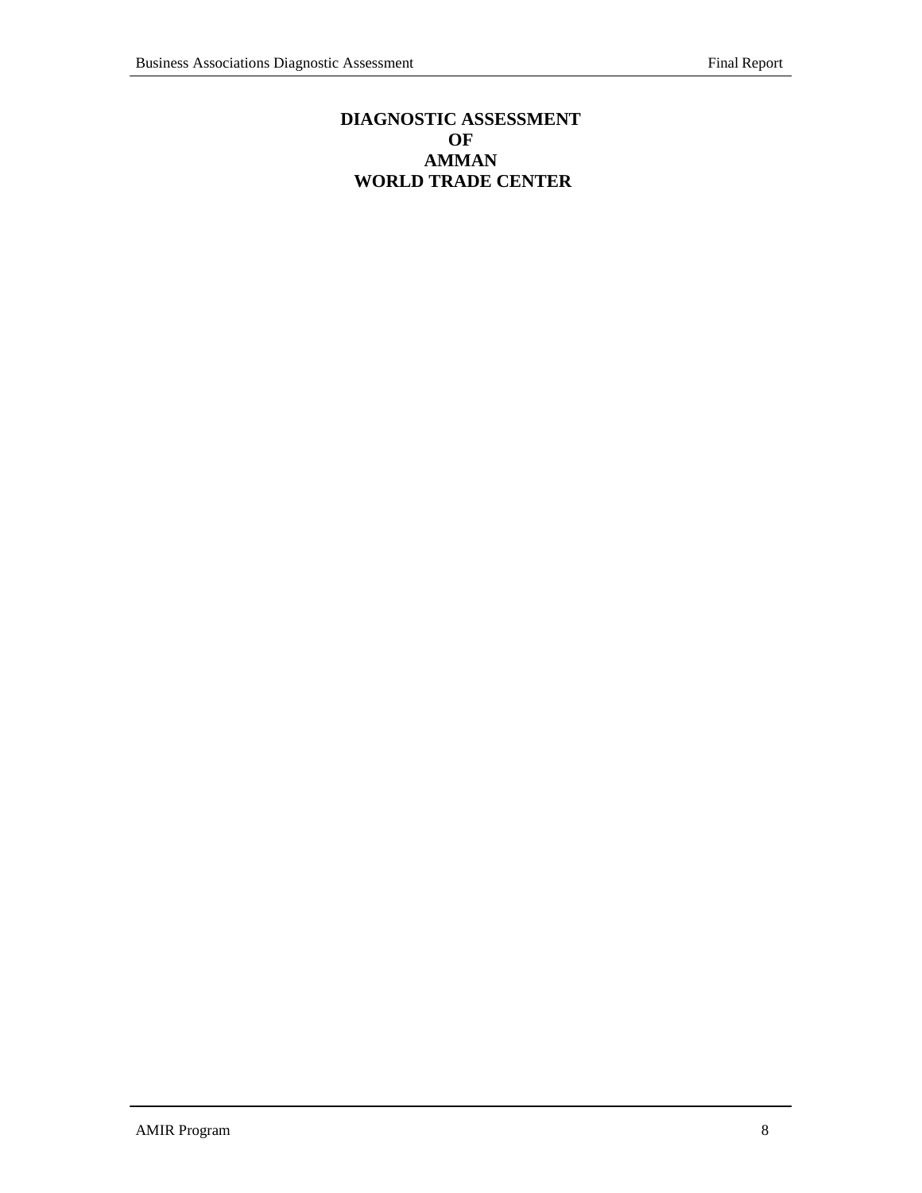# DIAGNOSTIC ASSESSMENT OF AMMAN WORLD TRADE CENTER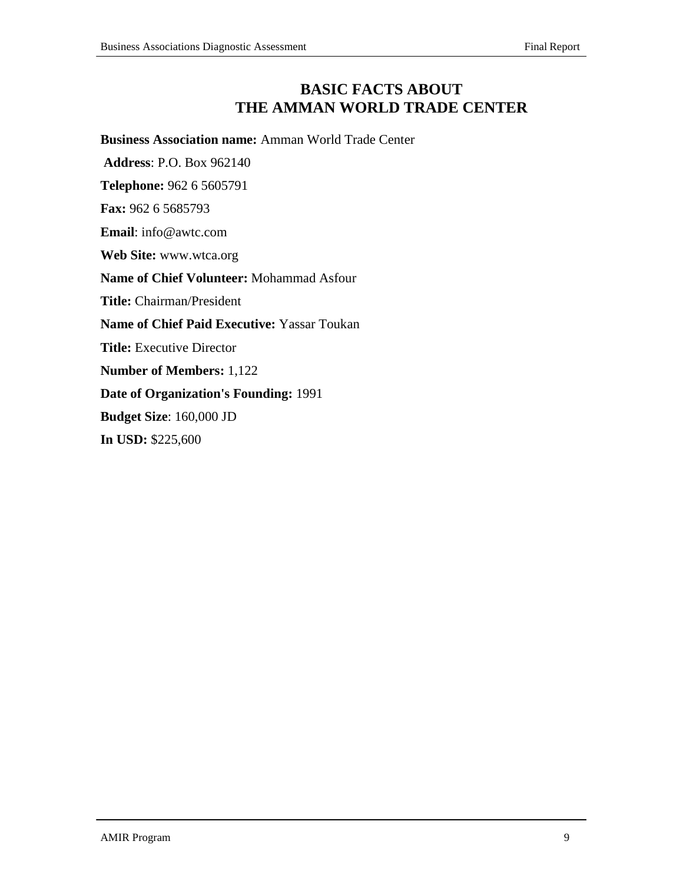# BASIC FACTS ABOUT THE AMMAN WORLD TRADE CENTER

**Business Association name:** Amman World Trade Center

**Address**: P.O. Box 962140

**Telephone:** 962 6 5605791

**Fax:** 962 6 5685793

**Email**: info@awtc.com

**Web Site:** www.wtca.org

**Name of Chief Volunteer:** Mohammad Asfour

**Title:** Chairman/President

**Name of Chief Paid Executive:** Yassar Toukan

**Title:** Executive Director

**Number of Members:** 1,122

**Date of Organization's Founding:** 1991

**Budget Size**: 160,000 JD

**In USD:** $225,600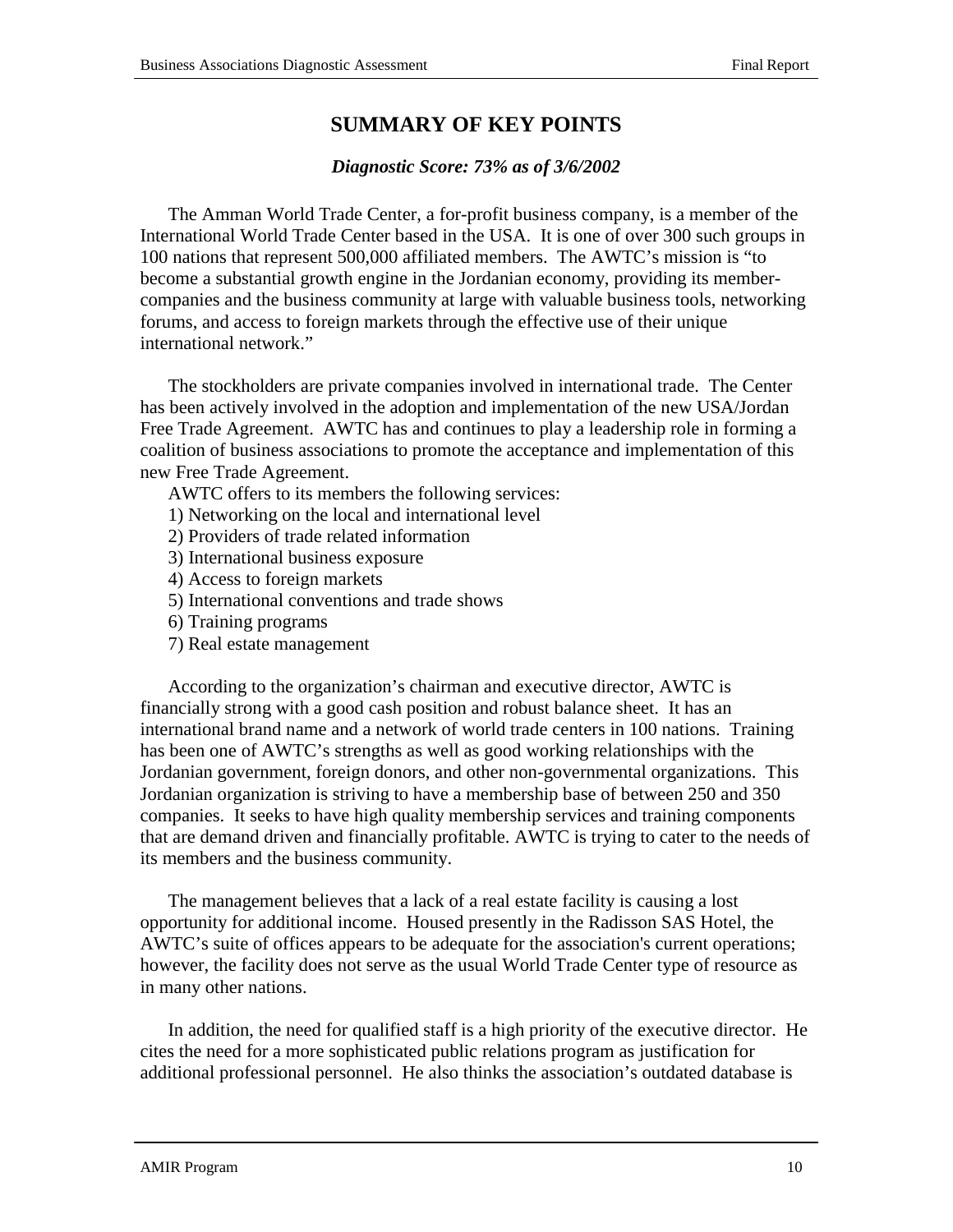## SUMMARY OF KEY POINTS

***Diagnostic Score: 73% as of 3/6/2002***

The Amman World Trade Center, a for-profit business company, is a member of the International World Trade Center based in the USA. It is one of over 300 such groups in 100 nations that represent 500,000 affiliated members. The AWTC's mission is "to become a substantial growth engine in the Jordanian economy, providing its member-companies and the business community at large with valuable business tools, networking forums, and access to foreign markets through the effective use of their unique international network."

The stockholders are private companies involved in international trade. The Center has been actively involved in the adoption and implementation of the new USA/Jordan Free Trade Agreement. AWTC has and continues to play a leadership role in forming a coalition of business associations to promote the acceptance and implementation of this new Free Trade Agreement.

AWTC offers to its members the following services:

1) Networking on the local and international level
2) Providers of trade related information
3) International business exposure
4) Access to foreign markets
5) International conventions and trade shows
6) Training programs
7) Real estate management

According to the organization's chairman and executive director, AWTC is financially strong with a good cash position and robust balance sheet. It has an international brand name and a network of world trade centers in 100 nations. Training has been one of AWTC's strengths as well as good working relationships with the Jordanian government, foreign donors, and other non-governmental organizations. This Jordanian organization is striving to have a membership base of between 250 and 350 companies. It seeks to have high quality membership services and training components that are demand driven and financially profitable. AWTC is trying to cater to the needs of its members and the business community.

The management believes that a lack of a real estate facility is causing a lost opportunity for additional income. Housed presently in the Radisson SAS Hotel, the AWTC's suite of offices appears to be adequate for the association's current operations; however, the facility does not serve as the usual World Trade Center type of resource as in many other nations.

In addition, the need for qualified staff is a high priority of the executive director. He cites the need for a more sophisticated public relations program as justification for additional professional personnel. He also thinks the association's outdated database is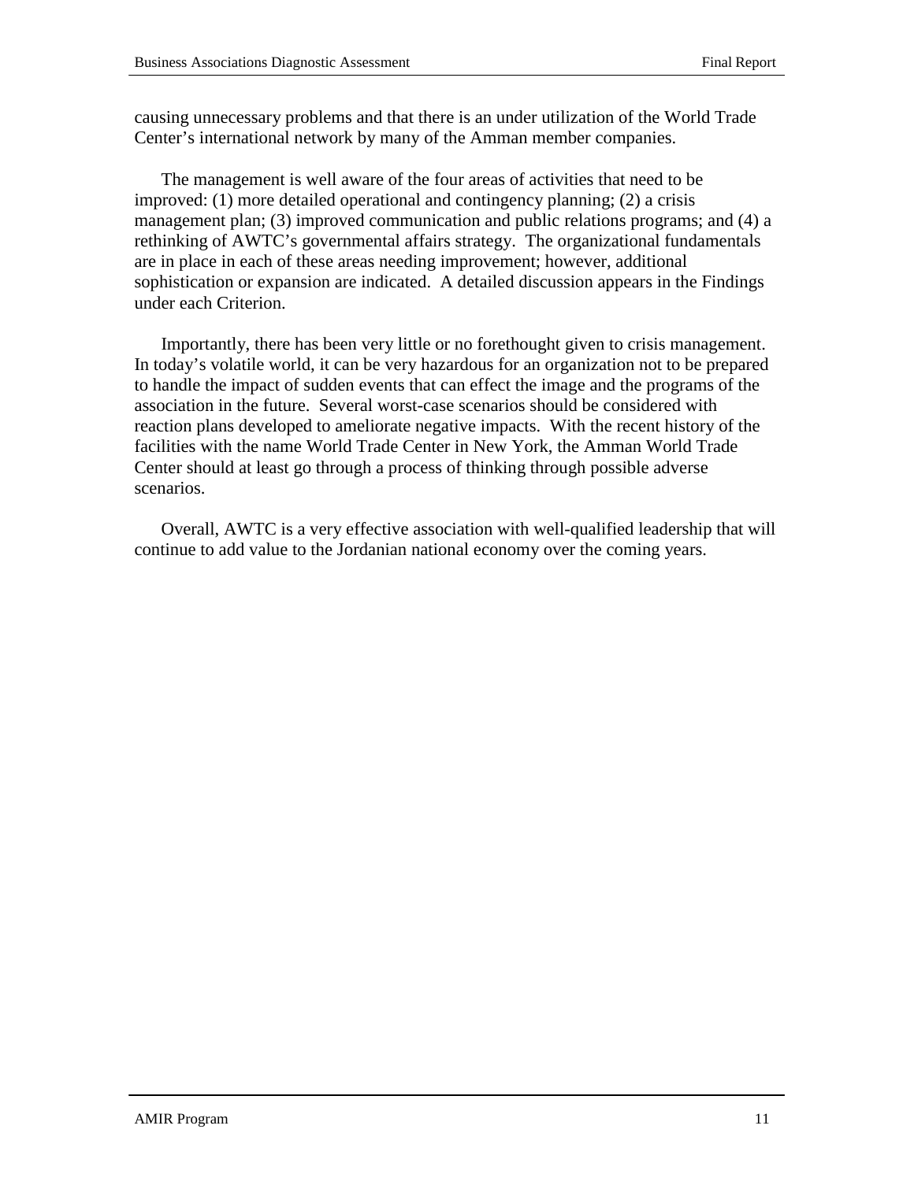causing unnecessary problems and that there is an under utilization of the World Trade Center's international network by many of the Amman member companies.

The management is well aware of the four areas of activities that need to be improved: (1) more detailed operational and contingency planning; (2) a crisis management plan; (3) improved communication and public relations programs; and (4) a rethinking of AWTC's governmental affairs strategy. The organizational fundamentals are in place in each of these areas needing improvement; however, additional sophistication or expansion are indicated. A detailed discussion appears in the Findings under each Criterion.

Importantly, there has been very little or no forethought given to crisis management. In today's volatile world, it can be very hazardous for an organization not to be prepared to handle the impact of sudden events that can effect the image and the programs of the association in the future. Several worst-case scenarios should be considered with reaction plans developed to ameliorate negative impacts. With the recent history of the facilities with the name World Trade Center in New York, the Amman World Trade Center should at least go through a process of thinking through possible adverse scenarios.

Overall, AWTC is a very effective association with well-qualified leadership that will continue to add value to the Jordanian national economy over the coming years.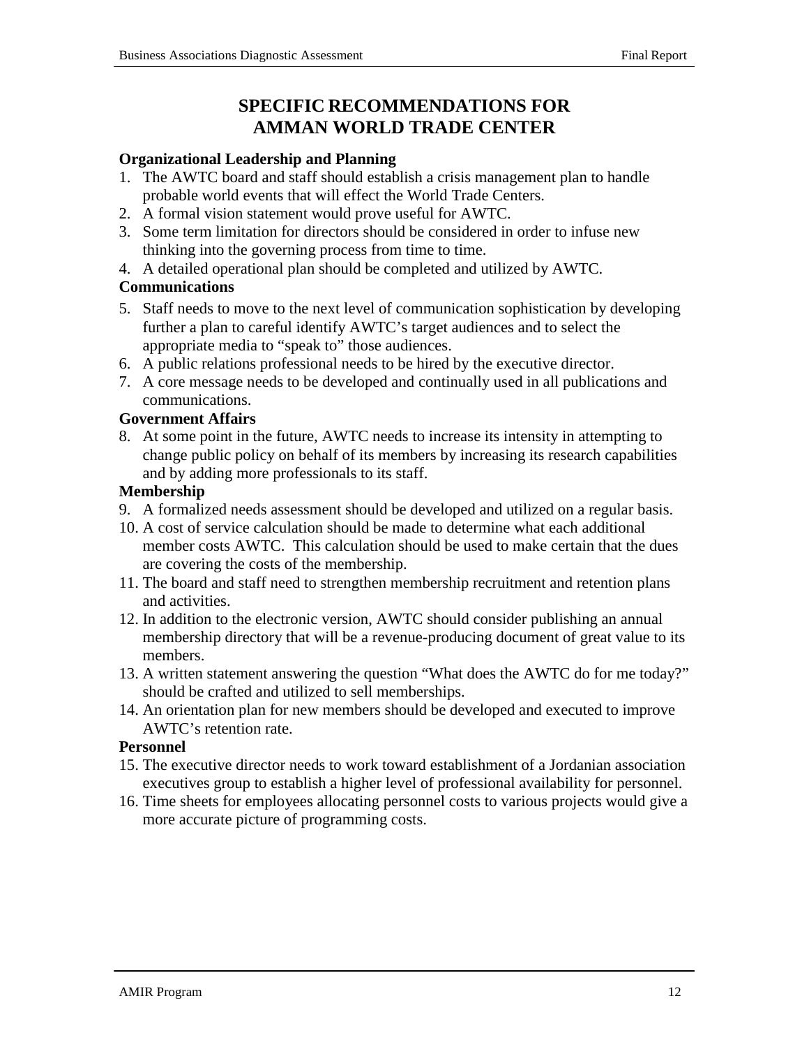# SPECIFIC RECOMMENDATIONS FOR AMMAN WORLD TRADE CENTER

**Organizational Leadership and Planning**

1. The AWTC board and staff should establish a crisis management plan to handle probable world events that will effect the World Trade Centers.
2. A formal vision statement would prove useful for AWTC.
3. Some term limitation for directors should be considered in order to infuse new thinking into the governing process from time to time.
4. A detailed operational plan should be completed and utilized by AWTC.

**Communications**

5. Staff needs to move to the next level of communication sophistication by developing further a plan to careful identify AWTC's target audiences and to select the appropriate media to "speak to" those audiences.
6. A public relations professional needs to be hired by the executive director.
7. A core message needs to be developed and continually used in all publications and communications.

**Government Affairs**

8. At some point in the future, AWTC needs to increase its intensity in attempting to change public policy on behalf of its members by increasing its research capabilities and by adding more professionals to its staff.

**Membership**

9. A formalized needs assessment should be developed and utilized on a regular basis.
10. A cost of service calculation should be made to determine what each additional member costs AWTC. This calculation should be used to make certain that the dues are covering the costs of the membership.
11. The board and staff need to strengthen membership recruitment and retention plans and activities.
12. In addition to the electronic version, AWTC should consider publishing an annual membership directory that will be a revenue-producing document of great value to its members.
13. A written statement answering the question "What does the AWTC do for me today?" should be crafted and utilized to sell memberships.
14. An orientation plan for new members should be developed and executed to improve AWTC's retention rate.

**Personnel**

15. The executive director needs to work toward establishment of a Jordanian association executives group to establish a higher level of professional availability for personnel.
16. Time sheets for employees allocating personnel costs to various projects would give a more accurate picture of programming costs.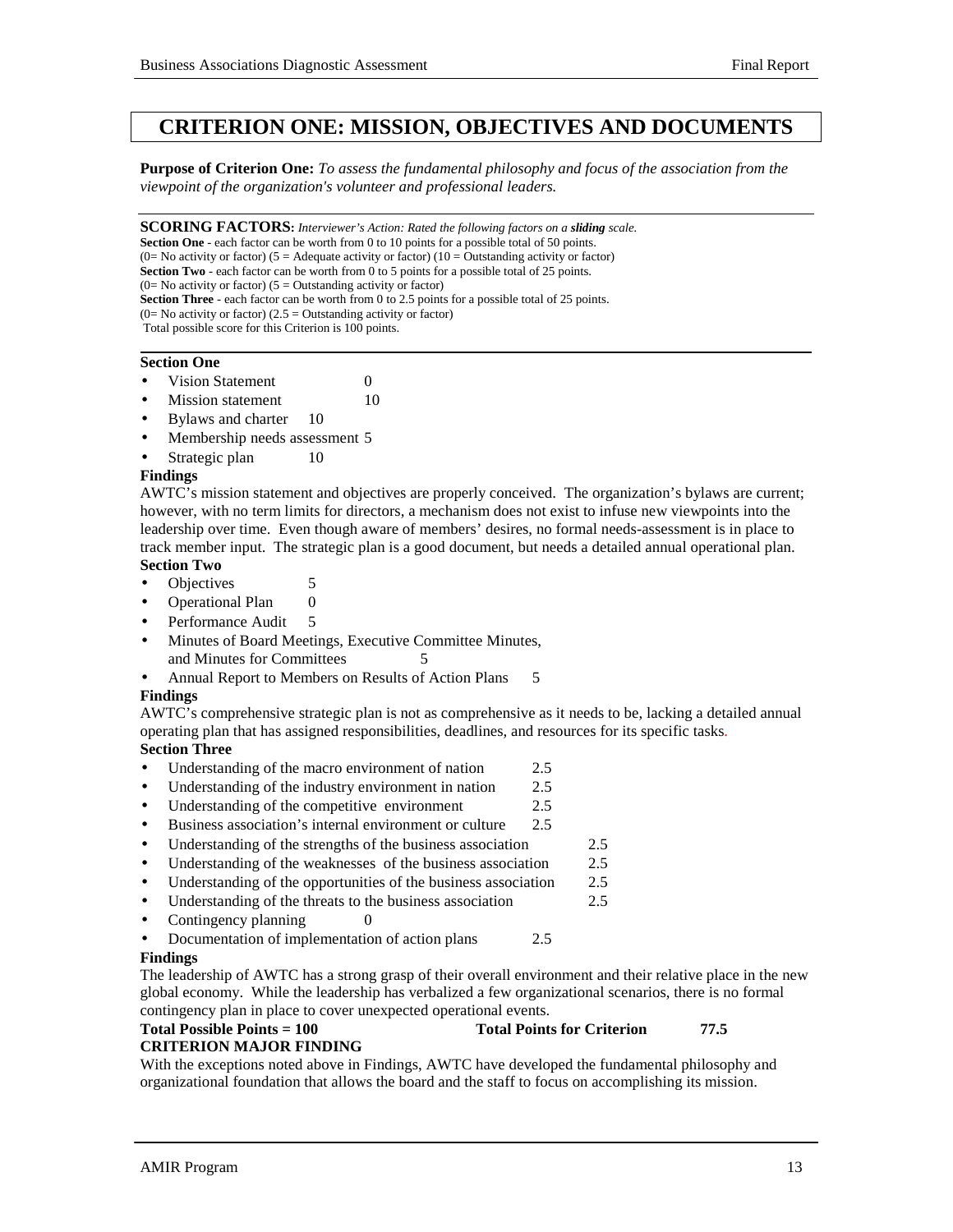# CRITERION ONE: MISSION, OBJECTIVES AND DOCUMENTS

**Purpose of Criterion One:** *To assess the fundamental philosophy and focus of the association from the viewpoint of the organization's volunteer and professional leaders.*

**SCORING FACTORS:** *Interviewer's Action: Rated the following factors on a **sliding** scale.*
**Section One** - each factor can be worth from 0 to 10 points for a possible total of 50 points.
(0= No activity or factor) (5 = Adequate activity or factor) (10 = Outstanding activity or factor)
**Section Two** - each factor can be worth from 0 to 5 points for a possible total of 25 points.
(0= No activity or factor) (5 = Outstanding activity or factor)
**Section Three** - each factor can be worth from 0 to 2.5 points for a possible total of 25 points.
(0= No activity or factor) (2.5 = Outstanding activity or factor)
Total possible score for this Criterion is 100 points.

**Section One**

- Vision Statement 0
- Mission statement 10
- Bylaws and charter 10
- Membership needs assessment 5
- Strategic plan 10

**Findings**

AWTC's mission statement and objectives are properly conceived. The organization's bylaws are current; however, with no term limits for directors, a mechanism does not exist to infuse new viewpoints into the leadership over time. Even though aware of members' desires, no formal needs-assessment is in place to track member input. The strategic plan is a good document, but needs a detailed annual operational plan.

**Section Two**

- Objectives 5
- Operational Plan 0
- Performance Audit 5
- Minutes of Board Meetings, Executive Committee Minutes, and Minutes for Committees 5
- Annual Report to Members on Results of Action Plans 5

**Findings**

AWTC's comprehensive strategic plan is not as comprehensive as it needs to be, lacking a detailed annual operating plan that has assigned responsibilities, deadlines, and resources for its specific tasks.

**Section Three**

- Understanding of the macro environment of nation 2.5
- Understanding of the industry environment in nation 2.5
- Understanding of the competitive environment 2.5
- Business association's internal environment or culture 2.5
- Understanding of the strengths of the business association 2.5
- Understanding of the weaknesses of the business association 2.5
- Understanding of the opportunities of the business association 2.5
- Understanding of the threats to the business association 2.5
- Contingency planning 0
- Documentation of implementation of action plans 2.5

**Findings**

The leadership of AWTC has a strong grasp of their overall environment and their relative place in the new global economy. While the leadership has verbalized a few organizational scenarios, there is no formal contingency plan in place to cover unexpected operational events.

**Total Possible Points = 100** **Total Points for Criterion 77.5**

**CRITERION MAJOR FINDING**

With the exceptions noted above in Findings, AWTC have developed the fundamental philosophy and organizational foundation that allows the board and the staff to focus on accomplishing its mission.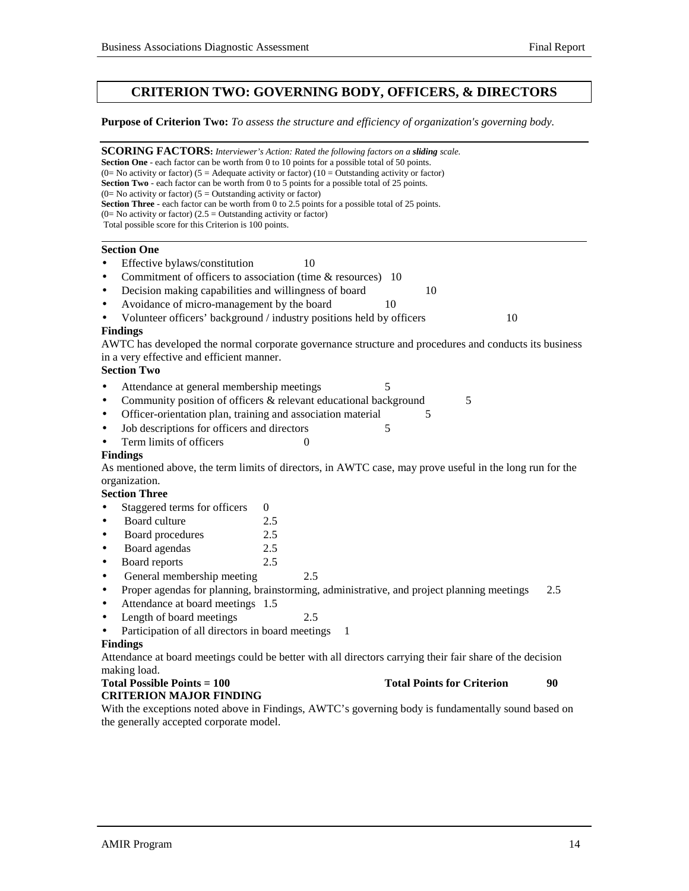## CRITERION TWO: GOVERNING BODY, OFFICERS, & DIRECTORS

**Purpose of Criterion Two:** *To assess the structure and efficiency of organization's governing body.*

**SCORING FACTORS:** *Interviewer's Action: Rated the following factors on a **sliding** scale.*
**Section One** - each factor can be worth from 0 to 10 points for a possible total of 50 points.
(0= No activity or factor) (5 = Adequate activity or factor) (10 = Outstanding activity or factor)
**Section Two** - each factor can be worth from 0 to 5 points for a possible total of 25 points.
(0= No activity or factor) (5 = Outstanding activity or factor)
**Section Three** - each factor can be worth from 0 to 2.5 points for a possible total of 25 points.
(0= No activity or factor) (2.5 = Outstanding activity or factor)
Total possible score for this Criterion is 100 points.

**Section One**

- Effective bylaws/constitution 10
- Commitment of officers to association (time & resources) 10
- Decision making capabilities and willingness of board 10
- Avoidance of micro-management by the board 10
- Volunteer officers' background / industry positions held by officers 10

**Findings**

AWTC has developed the normal corporate governance structure and procedures and conducts its business in a very effective and efficient manner.

**Section Two**

- Attendance at general membership meetings 5
- Community position of officers & relevant educational background 5
- Officer-orientation plan, training and association material 5
- Job descriptions for officers and directors 5
- Term limits of officers 0

**Findings**

As mentioned above, the term limits of directors, in AWTC case, may prove useful in the long run for the organization.

**Section Three**

- Staggered terms for officers 0
- Board culture 2.5
- Board procedures 2.5
- Board agendas 2.5
- Board reports 2.5
- General membership meeting 2.5
- Proper agendas for planning, brainstorming, administrative, and project planning meetings 2.5
- Attendance at board meetings 1.5
- Length of board meetings 2.5
- Participation of all directors in board meetings 1

**Findings**

Attendance at board meetings could be better with all directors carrying their fair share of the decision making load.

**Total Possible Points = 100** **Total Points for Criterion 90**

**CRITERION MAJOR FINDING**

With the exceptions noted above in Findings, AWTC's governing body is fundamentally sound based on the generally accepted corporate model.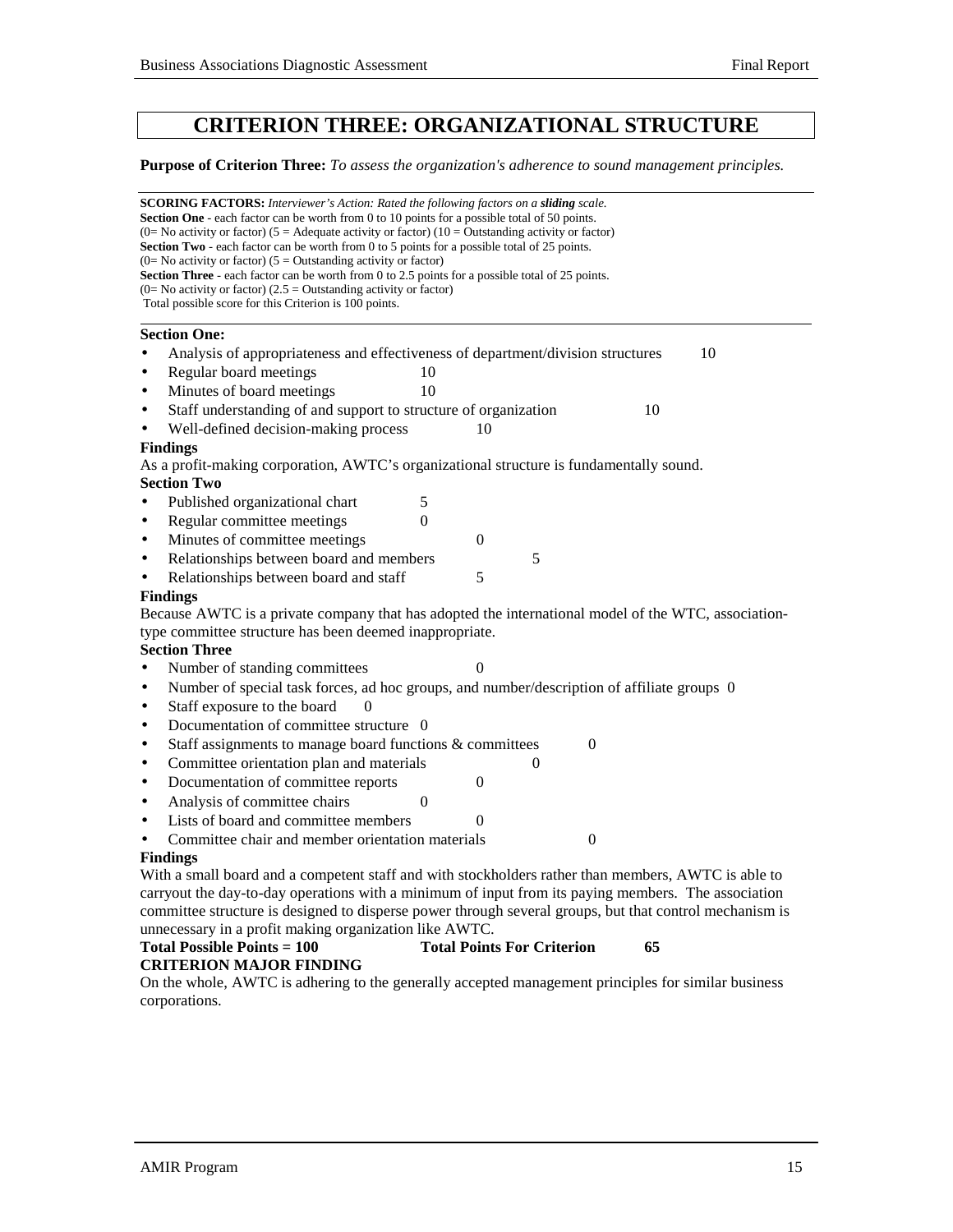# CRITERION THREE: ORGANIZATIONAL STRUCTURE

**Purpose of Criterion Three:** *To assess the organization's adherence to sound management principles.*

**SCORING FACTORS:** *Interviewer's Action: Rated the following factors on a* ***sliding*** *scale.*
**Section One** - each factor can be worth from 0 to 10 points for a possible total of 50 points.
(0= No activity or factor) (5 = Adequate activity or factor) (10 = Outstanding activity or factor)
**Section Two** - each factor can be worth from 0 to 5 points for a possible total of 25 points.
(0= No activity or factor) (5 = Outstanding activity or factor)
**Section Three** - each factor can be worth from 0 to 2.5 points for a possible total of 25 points.
(0= No activity or factor) (2.5 = Outstanding activity or factor)
Total possible score for this Criterion is 100 points.

**Section One:**

- Analysis of appropriateness and effectiveness of department/division structures 10
- Regular board meetings 10
- Minutes of board meetings 10
- Staff understanding of and support to structure of organization 10
- Well-defined decision-making process 10

**Findings**

As a profit-making corporation, AWTC's organizational structure is fundamentally sound.

**Section Two**

- Published organizational chart 5
- Regular committee meetings 0
- Minutes of committee meetings 0
- Relationships between board and members 5
- Relationships between board and staff 5

**Findings**

Because AWTC is a private company that has adopted the international model of the WTC, association-type committee structure has been deemed inappropriate.

**Section Three**

- Number of standing committees 0
- Number of special task forces, ad hoc groups, and number/description of affiliate groups 0
- Staff exposure to the board 0
- Documentation of committee structure 0
- Staff assignments to manage board functions & committees 0
- Committee orientation plan and materials 0
- Documentation of committee reports 0
- Analysis of committee chairs 0
- Lists of board and committee members 0
- Committee chair and member orientation materials 0

**Findings**

With a small board and a competent staff and with stockholders rather than members, AWTC is able to carryout the day-to-day operations with a minimum of input from its paying members. The association committee structure is designed to disperse power through several groups, but that control mechanism is unnecessary in a profit making organization like AWTC.

**Total Possible Points = 100** **Total Points For Criterion** **65**

**CRITERION MAJOR FINDING**

On the whole, AWTC is adhering to the generally accepted management principles for similar business corporations.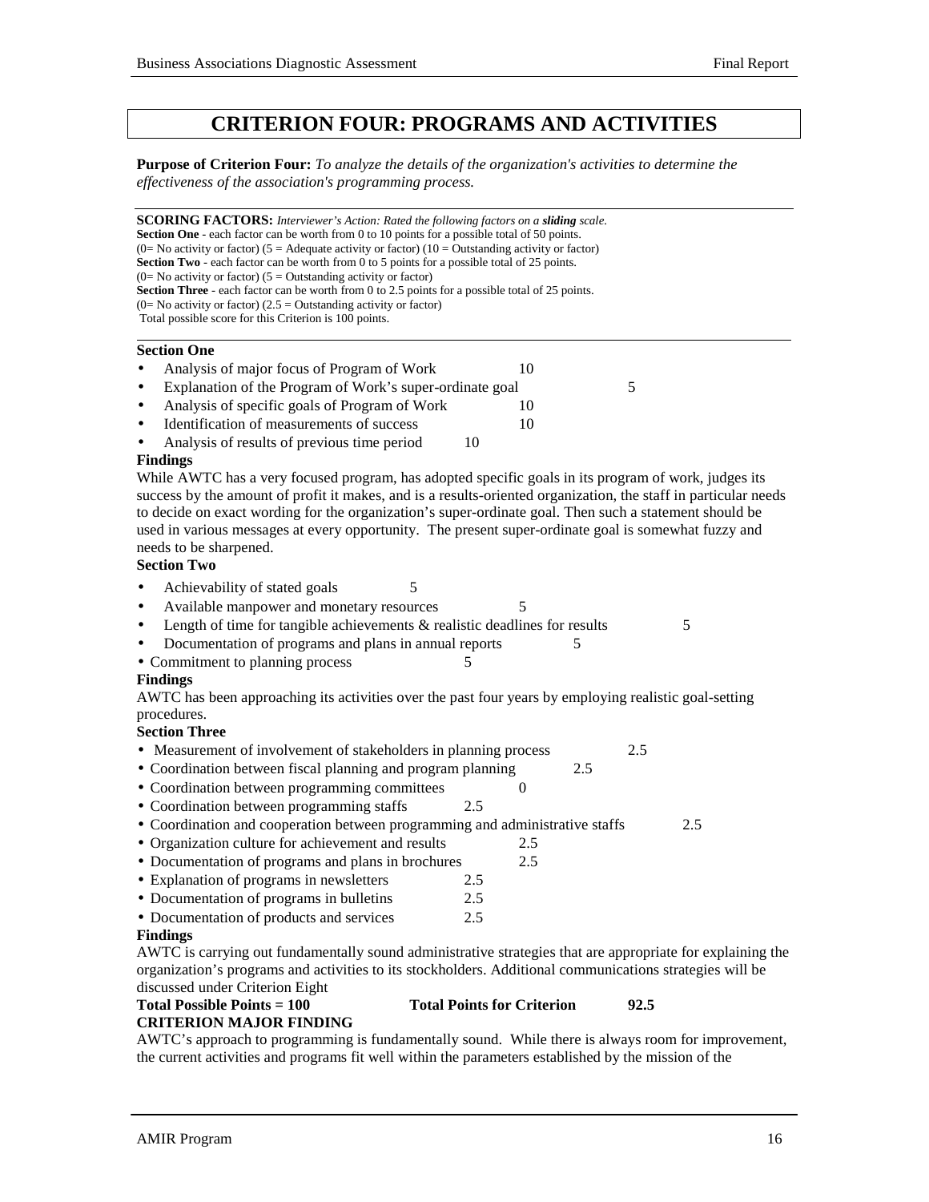# CRITERION FOUR: PROGRAMS AND ACTIVITIES

**Purpose of Criterion Four:** *To analyze the details of the organization's activities to determine the effectiveness of the association's programming process.*

---

**SCORING FACTORS:** *Interviewer's Action: Rated the following factors on a* ***sliding*** *scale.*
**Section One** - each factor can be worth from 0 to 10 points for a possible total of 50 points.
(0= No activity or factor) (5 = Adequate activity or factor) (10 = Outstanding activity or factor)
**Section Two** - each factor can be worth from 0 to 5 points for a possible total of 25 points.
(0= No activity or factor) (5 = Outstanding activity or factor)
**Section Three** - each factor can be worth from 0 to 2.5 points for a possible total of 25 points.
(0= No activity or factor) (2.5 = Outstanding activity or factor)
Total possible score for this Criterion is 100 points.

---

**Section One**

- Analysis of major focus of Program of Work 10
- Explanation of the Program of Work's super-ordinate goal 5
- Analysis of specific goals of Program of Work 10
- Identification of measurements of success 10
- Analysis of results of previous time period 10

**Findings**

While AWTC has a very focused program, has adopted specific goals in its program of work, judges its success by the amount of profit it makes, and is a results-oriented organization, the staff in particular needs to decide on exact wording for the organization's super-ordinate goal. Then such a statement should be used in various messages at every opportunity. The present super-ordinate goal is somewhat fuzzy and needs to be sharpened.

**Section Two**

- Achievability of stated goals 5
- Available manpower and monetary resources 5
- Length of time for tangible achievements & realistic deadlines for results 5
- Documentation of programs and plans in annual reports 5
- Commitment to planning process 5

**Findings**

AWTC has been approaching its activities over the past four years by employing realistic goal-setting procedures.

**Section Three**

- Measurement of involvement of stakeholders in planning process 2.5
- Coordination between fiscal planning and program planning 2.5
- Coordination between programming committees 0
- Coordination between programming staffs 2.5
- Coordination and cooperation between programming and administrative staffs 2.5
- Organization culture for achievement and results 2.5
- Documentation of programs and plans in brochures 2.5
- Explanation of programs in newsletters 2.5
- Documentation of programs in bulletins 2.5
- Documentation of products and services 2.5

**Findings**

AWTC is carrying out fundamentally sound administrative strategies that are appropriate for explaining the organization's programs and activities to its stockholders. Additional communications strategies will be discussed under Criterion Eight

**Total Possible Points = 100** **Total Points for Criterion** **92.5**

**CRITERION MAJOR FINDING**

AWTC's approach to programming is fundamentally sound. While there is always room for improvement, the current activities and programs fit well within the parameters established by the mission of the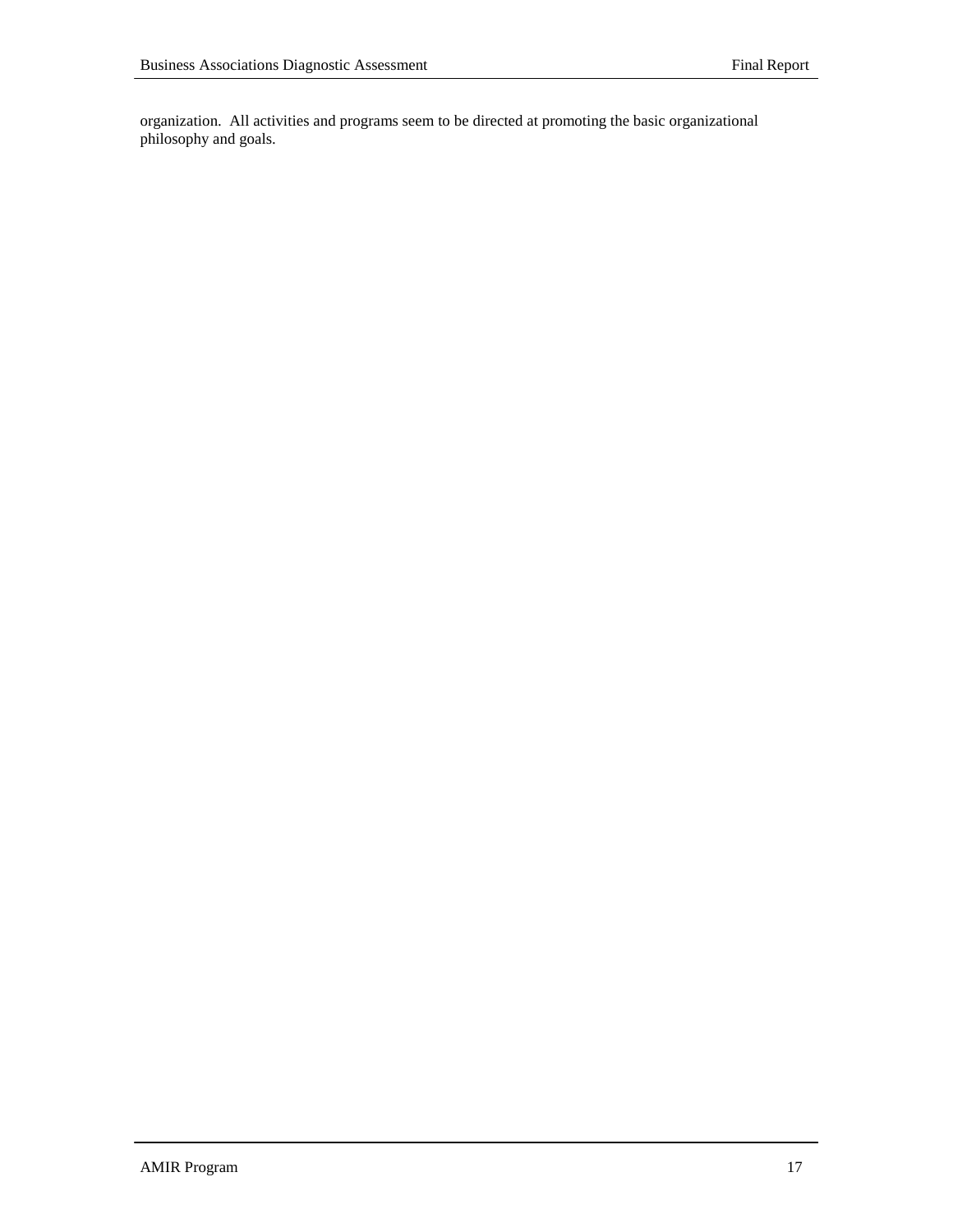organization. All activities and programs seem to be directed at promoting the basic organizational philosophy and goals.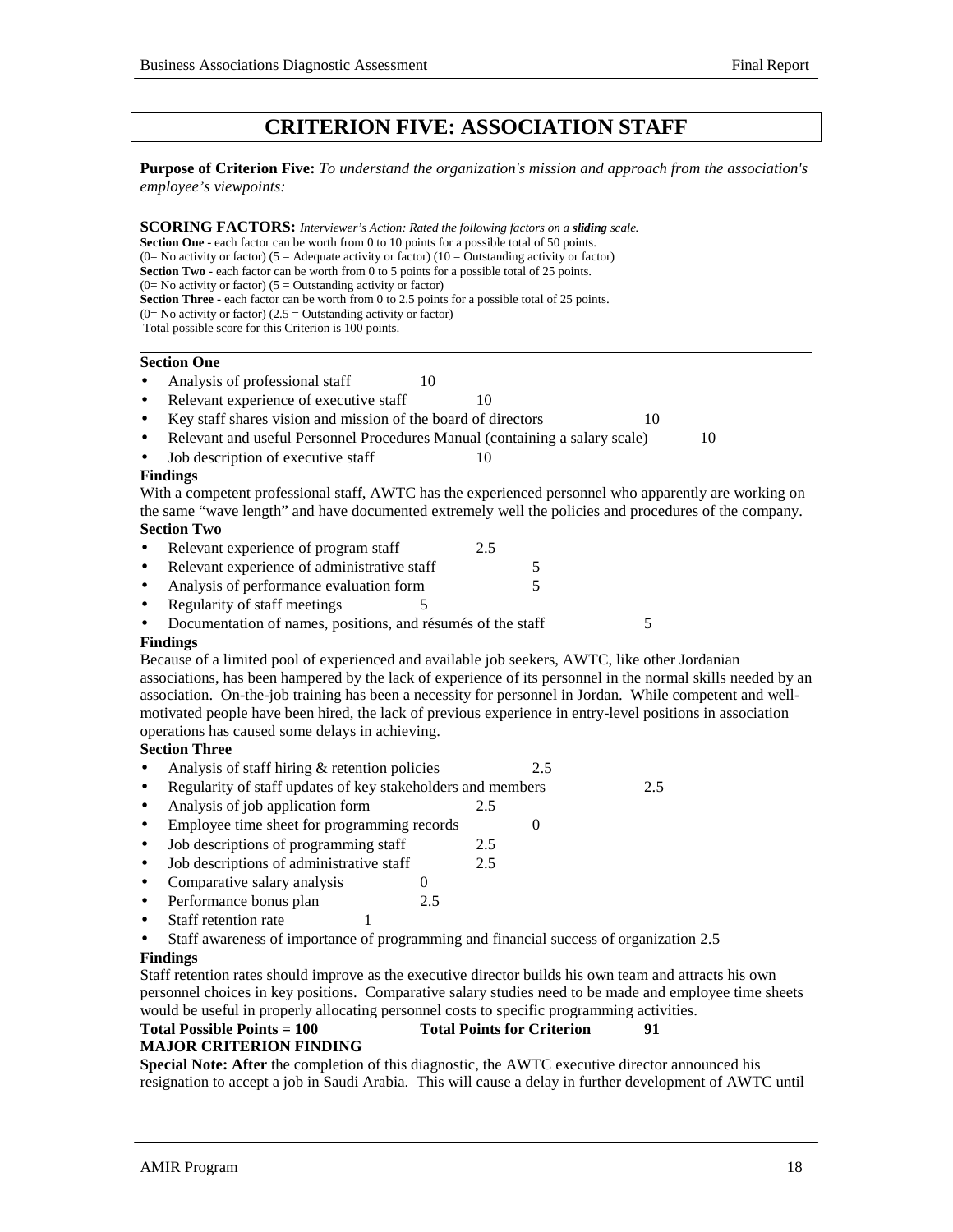# CRITERION FIVE: ASSOCIATION STAFF

**Purpose of Criterion Five:** *To understand the organization's mission and approach from the association's employee's viewpoints:*

**SCORING FACTORS:** *Interviewer's Action: Rated the following factors on a **sliding** scale.*
**Section One** - each factor can be worth from 0 to 10 points for a possible total of 50 points.
(0= No activity or factor) (5 = Adequate activity or factor) (10 = Outstanding activity or factor)
**Section Two** - each factor can be worth from 0 to 5 points for a possible total of 25 points.
(0= No activity or factor) (5 = Outstanding activity or factor)
**Section Three** - each factor can be worth from 0 to 2.5 points for a possible total of 25 points.
(0= No activity or factor) (2.5 = Outstanding activity or factor)
Total possible score for this Criterion is 100 points.

**Section One**

- Analysis of professional staff 10
- Relevant experience of executive staff 10
- Key staff shares vision and mission of the board of directors 10
- Relevant and useful Personnel Procedures Manual (containing a salary scale) 10
- Job description of executive staff 10

**Findings**

With a competent professional staff, AWTC has the experienced personnel who apparently are working on the same "wave length" and have documented extremely well the policies and procedures of the company.

**Section Two**

- Relevant experience of program staff 2.5
- Relevant experience of administrative staff 5
- Analysis of performance evaluation form 5
- Regularity of staff meetings 5
- Documentation of names, positions, and résumés of the staff 5

**Findings**

Because of a limited pool of experienced and available job seekers, AWTC, like other Jordanian associations, has been hampered by the lack of experience of its personnel in the normal skills needed by an association. On-the-job training has been a necessity for personnel in Jordan. While competent and well-motivated people have been hired, the lack of previous experience in entry-level positions in association operations has caused some delays in achieving.

**Section Three**

- Analysis of staff hiring & retention policies 2.5
- Regularity of staff updates of key stakeholders and members 2.5
- Analysis of job application form 2.5
- Employee time sheet for programming records 0
- Job descriptions of programming staff 2.5
- Job descriptions of administrative staff 2.5
- Comparative salary analysis 0
- Performance bonus plan 2.5
- Staff retention rate 1
- Staff awareness of importance of programming and financial success of organization 2.5

**Findings**

Staff retention rates should improve as the executive director builds his own team and attracts his own personnel choices in key positions. Comparative salary studies need to be made and employee time sheets would be useful in properly allocating personnel costs to specific programming activities.

**Total Possible Points = 100** **Total Points for Criterion 91**

**MAJOR CRITERION FINDING**

**Special Note: After** the completion of this diagnostic, the AWTC executive director announced his resignation to accept a job in Saudi Arabia. This will cause a delay in further development of AWTC until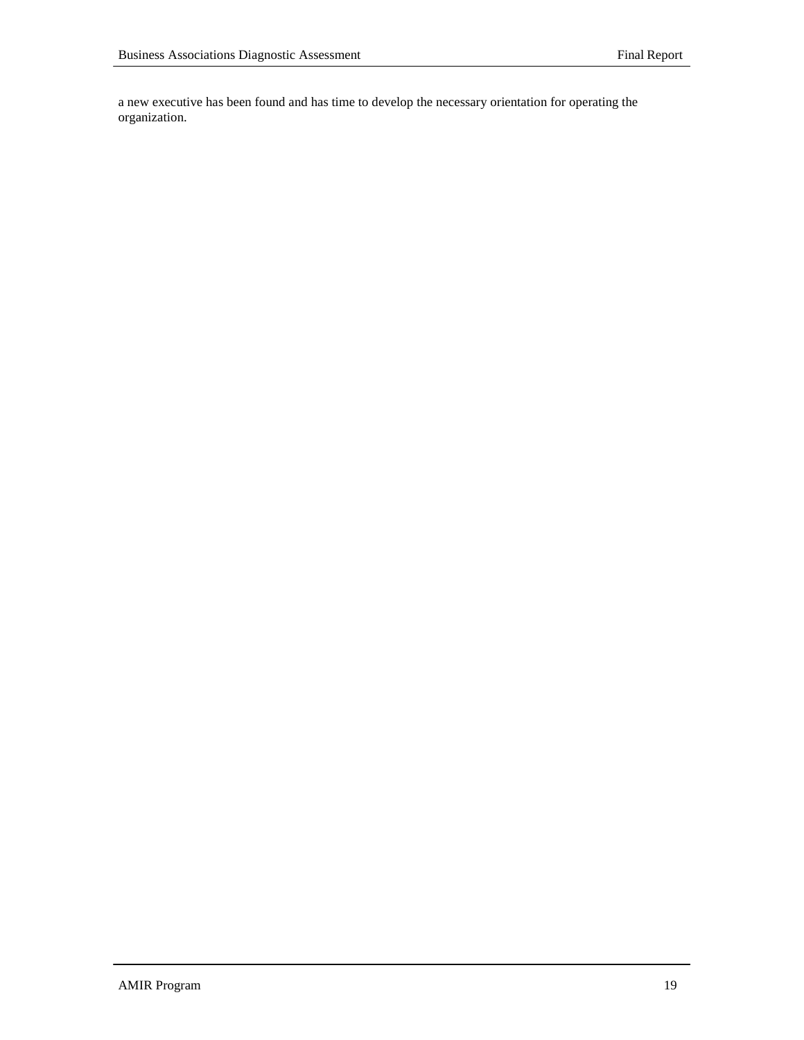a new executive has been found and has time to develop the necessary orientation for operating the organization.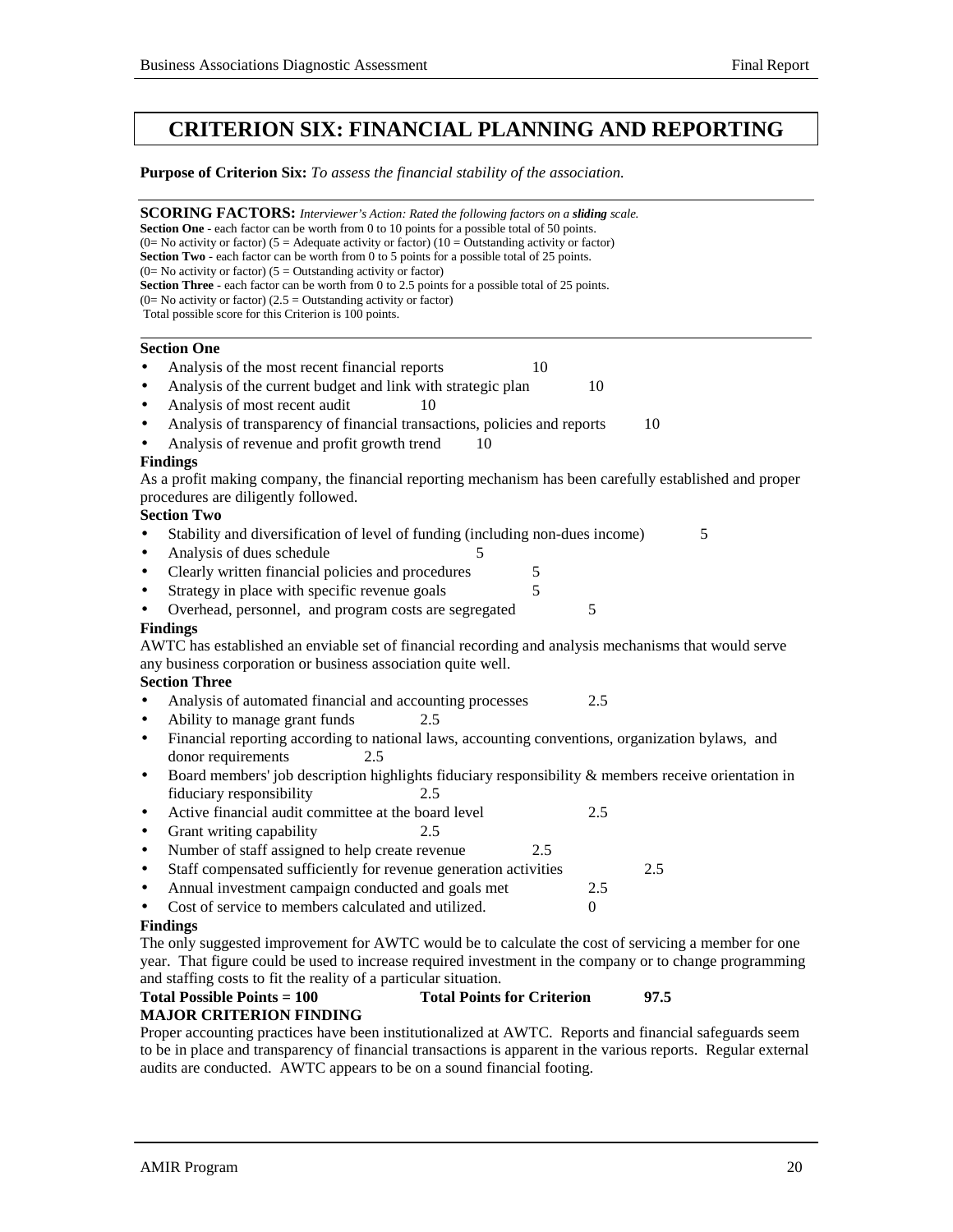# CRITERION SIX: FINANCIAL PLANNING AND REPORTING

**Purpose of Criterion Six:** *To assess the financial stability of the association.*

---

**SCORING FACTORS:** *Interviewer's Action: Rated the following factors on a **sliding** scale.*
**Section One** - each factor can be worth from 0 to 10 points for a possible total of 50 points.
(0= No activity or factor) (5 = Adequate activity or factor) (10 = Outstanding activity or factor)
**Section Two** - each factor can be worth from 0 to 5 points for a possible total of 25 points.
(0= No activity or factor) (5 = Outstanding activity or factor)
**Section Three** - each factor can be worth from 0 to 2.5 points for a possible total of 25 points.
(0= No activity or factor) (2.5 = Outstanding activity or factor)
Total possible score for this Criterion is 100 points.

---

**Section One**

- Analysis of the most recent financial reports 10
- Analysis of the current budget and link with strategic plan 10
- Analysis of most recent audit 10
- Analysis of transparency of financial transactions, policies and reports 10
- Analysis of revenue and profit growth trend 10

**Findings**

As a profit making company, the financial reporting mechanism has been carefully established and proper procedures are diligently followed.

**Section Two**

- Stability and diversification of level of funding (including non-dues income) 5
- Analysis of dues schedule 5
- Clearly written financial policies and procedures 5
- Strategy in place with specific revenue goals 5
- Overhead, personnel, and program costs are segregated 5

**Findings**

AWTC has established an enviable set of financial recording and analysis mechanisms that would serve any business corporation or business association quite well.

**Section Three**

- Analysis of automated financial and accounting processes 2.5
- Ability to manage grant funds 2.5
- Financial reporting according to national laws, accounting conventions, organization bylaws, and donor requirements 2.5
- Board members' job description highlights fiduciary responsibility & members receive orientation in fiduciary responsibility 2.5
- Active financial audit committee at the board level 2.5
- Grant writing capability 2.5
- Number of staff assigned to help create revenue 2.5
- Staff compensated sufficiently for revenue generation activities 2.5
- Annual investment campaign conducted and goals met 2.5
- Cost of service to members calculated and utilized. 0

**Findings**

The only suggested improvement for AWTC would be to calculate the cost of servicing a member for one year. That figure could be used to increase required investment in the company or to change programming and staffing costs to fit the reality of a particular situation.

**Total Possible Points = 100 Total Points for Criterion 97.5**

**MAJOR CRITERION FINDING**

Proper accounting practices have been institutionalized at AWTC. Reports and financial safeguards seem to be in place and transparency of financial transactions is apparent in the various reports. Regular external audits are conducted. AWTC appears to be on a sound financial footing.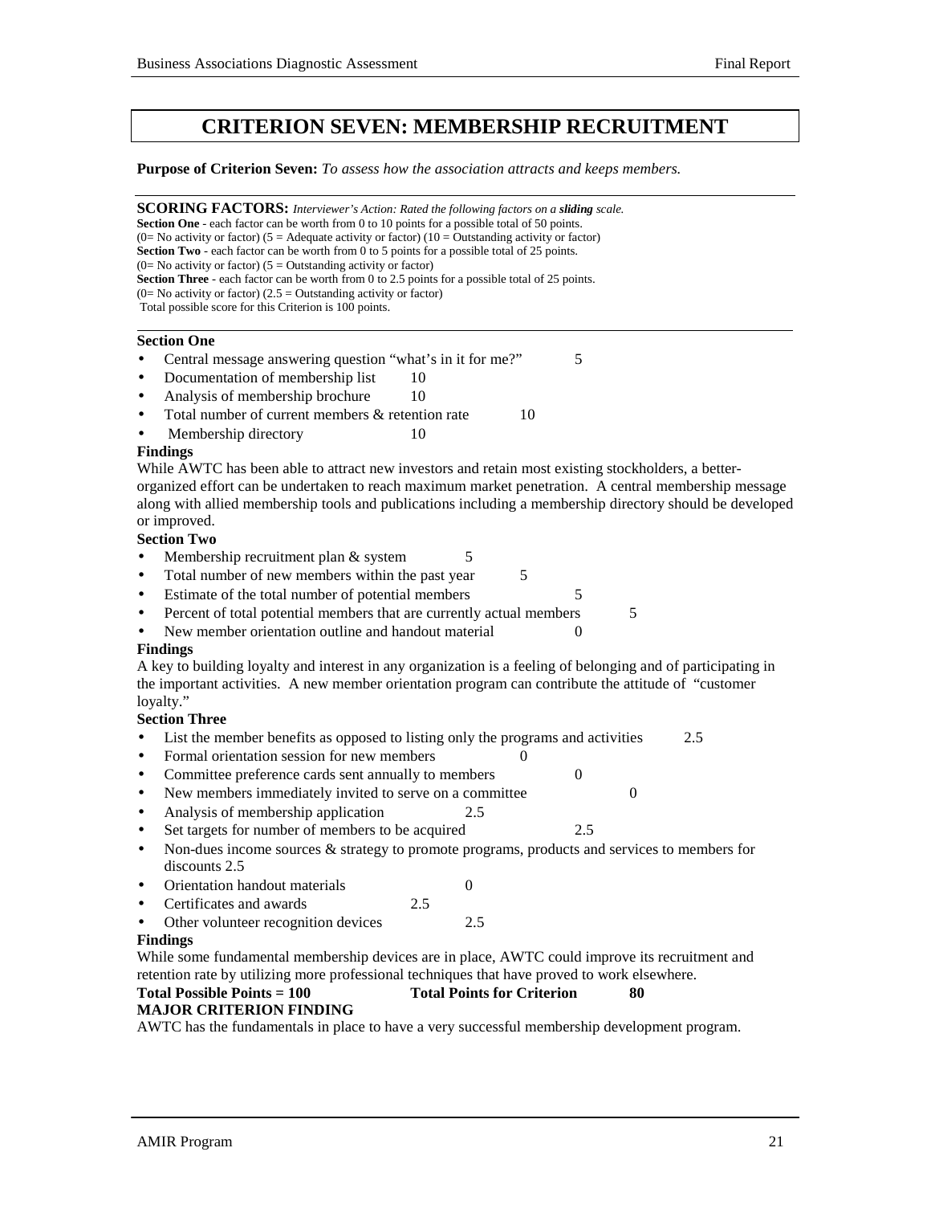# CRITERION SEVEN: MEMBERSHIP RECRUITMENT

**Purpose of Criterion Seven:** *To assess how the association attracts and keeps members.*

**SCORING FACTORS:** *Interviewer's Action: Rated the following factors on a **sliding** scale.*
**Section One** - each factor can be worth from 0 to 10 points for a possible total of 50 points.
(0= No activity or factor) (5 = Adequate activity or factor) (10 = Outstanding activity or factor)
**Section Two** - each factor can be worth from 0 to 5 points for a possible total of 25 points.
(0= No activity or factor) (5 = Outstanding activity or factor)
**Section Three** - each factor can be worth from 0 to 2.5 points for a possible total of 25 points.
(0= No activity or factor) (2.5 = Outstanding activity or factor)
Total possible score for this Criterion is 100 points.

**Section One**

- Central message answering question "what's in it for me?" 5
- Documentation of membership list 10
- Analysis of membership brochure 10
- Total number of current members & retention rate 10
- Membership directory 10

**Findings**

While AWTC has been able to attract new investors and retain most existing stockholders, a better-organized effort can be undertaken to reach maximum market penetration. A central membership message along with allied membership tools and publications including a membership directory should be developed or improved.

**Section Two**

- Membership recruitment plan & system 5
- Total number of new members within the past year 5
- Estimate of the total number of potential members 5
- Percent of total potential members that are currently actual members 5
- New member orientation outline and handout material 0

**Findings**

A key to building loyalty and interest in any organization is a feeling of belonging and of participating in the important activities. A new member orientation program can contribute the attitude of "customer loyalty."

**Section Three**

- List the member benefits as opposed to listing only the programs and activities 2.5
- Formal orientation session for new members 0
- Committee preference cards sent annually to members 0
- New members immediately invited to serve on a committee 0
- Analysis of membership application 2.5
- Set targets for number of members to be acquired 2.5
- Non-dues income sources & strategy to promote programs, products and services to members for discounts 2.5
- Orientation handout materials 0
- Certificates and awards 2.5
- Other volunteer recognition devices 2.5

**Findings**

While some fundamental membership devices are in place, AWTC could improve its recruitment and retention rate by utilizing more professional techniques that have proved to work elsewhere.

**Total Possible Points = 100** **Total Points for Criterion** **80**

**MAJOR CRITERION FINDING**

AWTC has the fundamentals in place to have a very successful membership development program.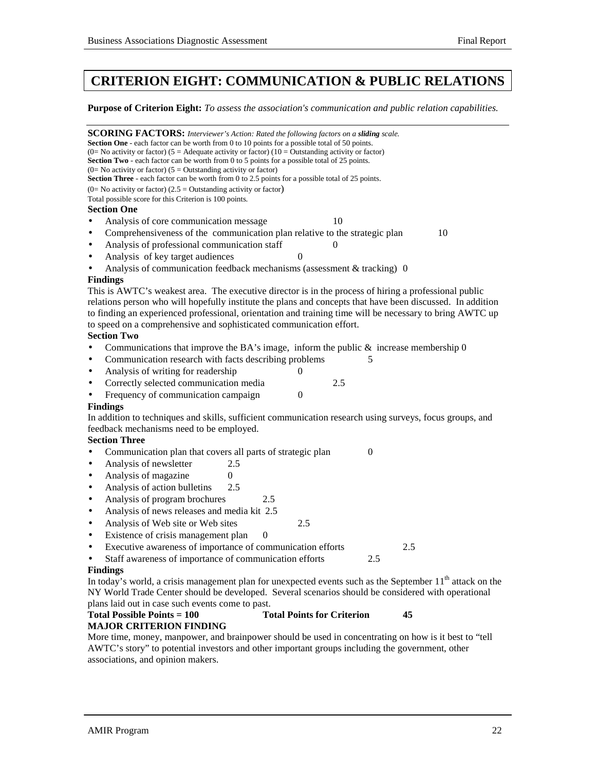# CRITERION EIGHT: COMMUNICATION & PUBLIC RELATIONS

**Purpose of Criterion Eight:** *To assess the association's communication and public relation capabilities.*

**SCORING FACTORS:** *Interviewer's Action: Rated the following factors on a* ***sliding*** *scale.*
**Section One** - each factor can be worth from 0 to 10 points for a possible total of 50 points.
(0= No activity or factor) (5 = Adequate activity or factor) (10 = Outstanding activity or factor)
**Section Two** - each factor can be worth from 0 to 5 points for a possible total of 25 points.
(0= No activity or factor) (5 = Outstanding activity or factor)
**Section Three** - each factor can be worth from 0 to 2.5 points for a possible total of 25 points.
(0= No activity or factor) (2.5 = Outstanding activity or factor)
Total possible score for this Criterion is 100 points.

**Section One**

- Analysis of core communication message 10
- Comprehensiveness of the communication plan relative to the strategic plan 10
- Analysis of professional communication staff 0
- Analysis of key target audiences 0
- Analysis of communication feedback mechanisms (assessment & tracking) 0

**Findings**

This is AWTC's weakest area. The executive director is in the process of hiring a professional public relations person who will hopefully institute the plans and concepts that have been discussed. In addition to finding an experienced professional, orientation and training time will be necessary to bring AWTC up to speed on a comprehensive and sophisticated communication effort.

**Section Two**

- Communications that improve the BA's image, inform the public & increase membership 0
- Communication research with facts describing problems 5
- Analysis of writing for readership 0
- Correctly selected communication media 2.5
- Frequency of communication campaign 0

**Findings**

In addition to techniques and skills, sufficient communication research using surveys, focus groups, and feedback mechanisms need to be employed.

**Section Three**

- Communication plan that covers all parts of strategic plan 0
- Analysis of newsletter 2.5
- Analysis of magazine 0
- Analysis of action bulletins 2.5
- Analysis of program brochures 2.5
- Analysis of news releases and media kit 2.5
- Analysis of Web site or Web sites 2.5
- Existence of crisis management plan 0
- Executive awareness of importance of communication efforts 2.5
- Staff awareness of importance of communication efforts 2.5

**Findings**

In today's world, a crisis management plan for unexpected events such as the September 11th attack on the NY World Trade Center should be developed. Several scenarios should be considered with operational plans laid out in case such events come to past.

**Total Possible Points = 100** **Total Points for Criterion 45**

**MAJOR CRITERION FINDING**

More time, money, manpower, and brainpower should be used in concentrating on how is it best to "tell AWTC's story" to potential investors and other important groups including the government, other associations, and opinion makers.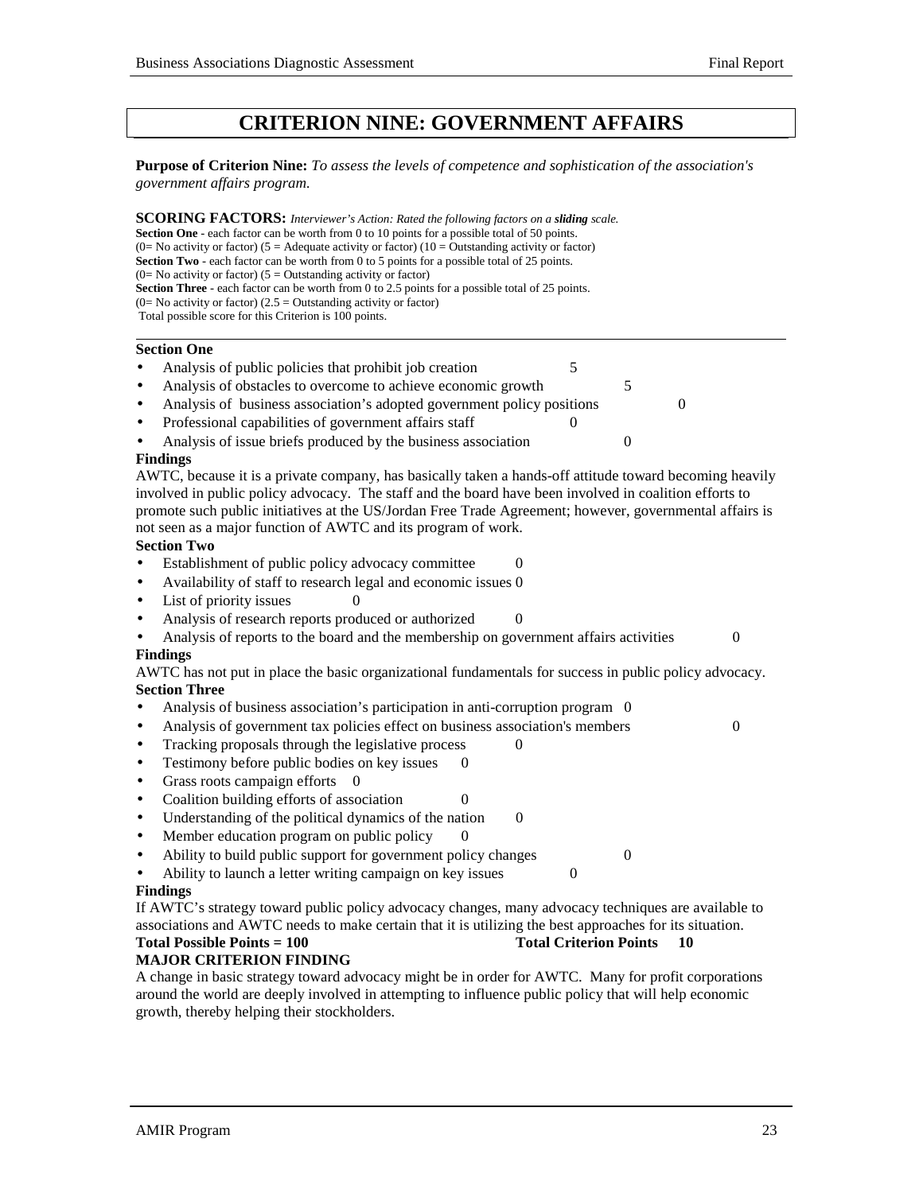# CRITERION NINE: GOVERNMENT AFFAIRS

**Purpose of Criterion Nine:** *To assess the levels of competence and sophistication of the association's government affairs program.*

**SCORING FACTORS:** *Interviewer's Action: Rated the following factors on a **sliding** scale.*
**Section One** - each factor can be worth from 0 to 10 points for a possible total of 50 points.
(0= No activity or factor) (5 = Adequate activity or factor) (10 = Outstanding activity or factor)
**Section Two** - each factor can be worth from 0 to 5 points for a possible total of 25 points.
(0= No activity or factor) (5 = Outstanding activity or factor)
**Section Three** - each factor can be worth from 0 to 2.5 points for a possible total of 25 points.
(0= No activity or factor) (2.5 = Outstanding activity or factor)
Total possible score for this Criterion is 100 points.

**Section One**

- Analysis of public policies that prohibit job creation 5
- Analysis of obstacles to overcome to achieve economic growth 5
- Analysis of business association's adopted government policy positions 0
- Professional capabilities of government affairs staff 0
- Analysis of issue briefs produced by the business association 0

**Findings**

AWTC, because it is a private company, has basically taken a hands-off attitude toward becoming heavily involved in public policy advocacy. The staff and the board have been involved in coalition efforts to promote such public initiatives at the US/Jordan Free Trade Agreement; however, governmental affairs is not seen as a major function of AWTC and its program of work.

**Section Two**

- Establishment of public policy advocacy committee 0
- Availability of staff to research legal and economic issues 0
- List of priority issues 0
- Analysis of research reports produced or authorized 0
- Analysis of reports to the board and the membership on government affairs activities 0

**Findings**

AWTC has not put in place the basic organizational fundamentals for success in public policy advocacy.

**Section Three**

- Analysis of business association's participation in anti-corruption program 0
- Analysis of government tax policies effect on business association's members 0
- Tracking proposals through the legislative process 0
- Testimony before public bodies on key issues 0
- Grass roots campaign efforts 0
- Coalition building efforts of association 0
- Understanding of the political dynamics of the nation 0
- Member education program on public policy 0
- Ability to build public support for government policy changes 0
- Ability to launch a letter writing campaign on key issues 0

**Findings**

If AWTC's strategy toward public policy advocacy changes, many advocacy techniques are available to associations and AWTC needs to make certain that it is utilizing the best approaches for its situation.

**Total Possible Points = 100** **Total Criterion Points 10**

**MAJOR CRITERION FINDING**

A change in basic strategy toward advocacy might be in order for AWTC. Many for profit corporations around the world are deeply involved in attempting to influence public policy that will help economic growth, thereby helping their stockholders.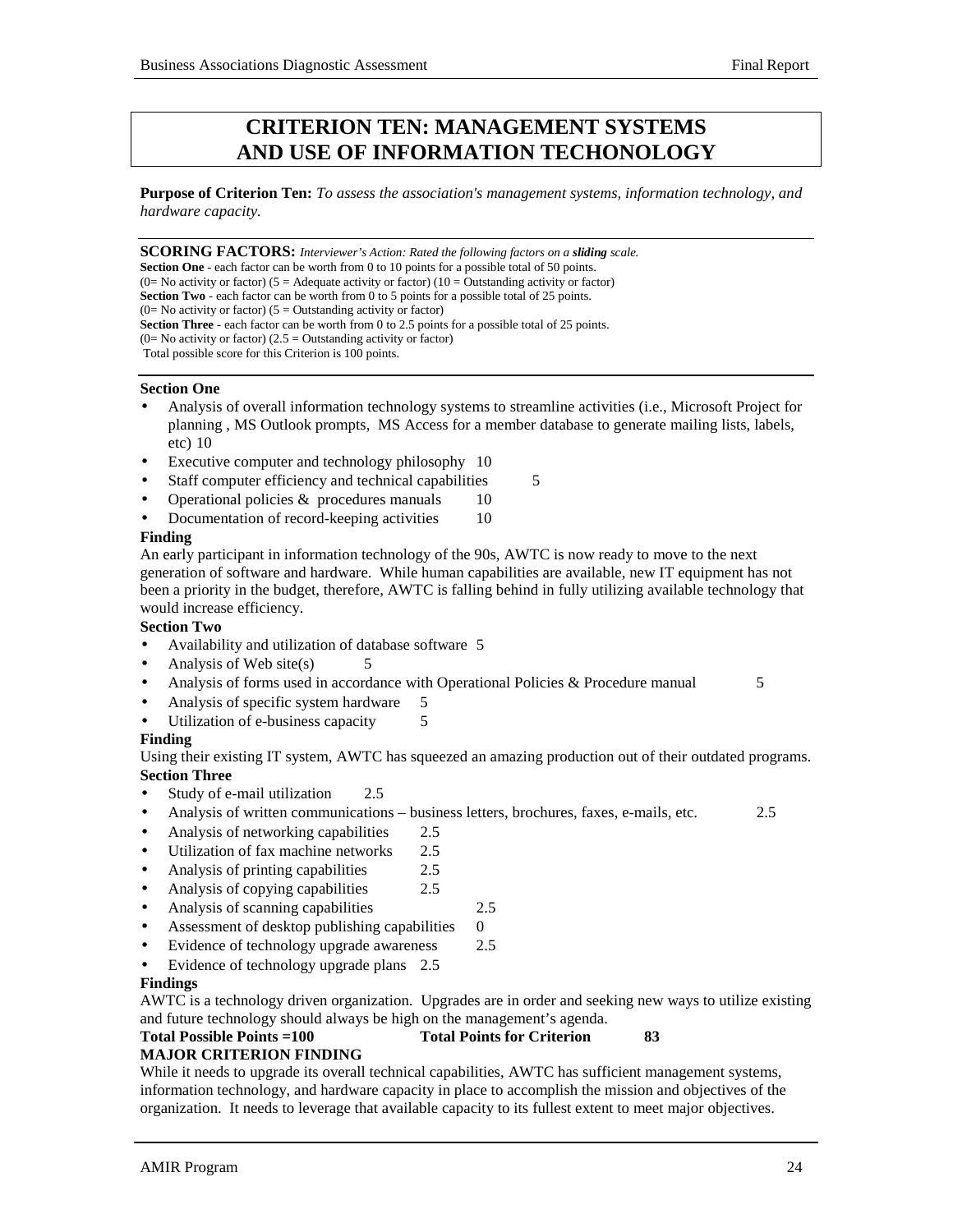# CRITERION TEN: MANAGEMENT SYSTEMS AND USE OF INFORMATION TECHONOLOGY

**Purpose of Criterion Ten:** *To assess the association's management systems, information technology, and hardware capacity.*

---

**SCORING FACTORS:** *Interviewer's Action: Rated the following factors on a **sliding** scale.*
**Section One** - each factor can be worth from 0 to 10 points for a possible total of 50 points.
(0= No activity or factor) (5 = Adequate activity or factor) (10 = Outstanding activity or factor)
**Section Two** - each factor can be worth from 0 to 5 points for a possible total of 25 points.
(0= No activity or factor) (5 = Outstanding activity or factor)
**Section Three** - each factor can be worth from 0 to 2.5 points for a possible total of 25 points.
(0= No activity or factor) (2.5 = Outstanding activity or factor)
Total possible score for this Criterion is 100 points.

---

**Section One**

- Analysis of overall information technology systems to streamline activities (i.e., Microsoft Project for planning , MS Outlook prompts, MS Access for a member database to generate mailing lists, labels, etc) 10
- Executive computer and technology philosophy 10
- Staff computer efficiency and technical capabilities 5
- Operational policies & procedures manuals 10
- Documentation of record-keeping activities 10

**Finding**
An early participant in information technology of the 90s, AWTC is now ready to move to the next generation of software and hardware. While human capabilities are available, new IT equipment has not been a priority in the budget, therefore, AWTC is falling behind in fully utilizing available technology that would increase efficiency.

**Section Two**

- Availability and utilization of database software 5
- Analysis of Web site(s) 5
- Analysis of forms used in accordance with Operational Policies & Procedure manual 5
- Analysis of specific system hardware 5
- Utilization of e-business capacity 5

**Finding**
Using their existing IT system, AWTC has squeezed an amazing production out of their outdated programs.

**Section Three**

- Study of e-mail utilization 2.5
- Analysis of written communications – business letters, brochures, faxes, e-mails, etc. 2.5
- Analysis of networking capabilities 2.5
- Utilization of fax machine networks 2.5
- Analysis of printing capabilities 2.5
- Analysis of copying capabilities 2.5
- Analysis of scanning capabilities 2.5
- Assessment of desktop publishing capabilities 0
- Evidence of technology upgrade awareness 2.5
- Evidence of technology upgrade plans 2.5

**Findings**
AWTC is a technology driven organization. Upgrades are in order and seeking new ways to utilize existing and future technology should always be high on the management's agenda.

**Total Possible Points =100** **Total Points for Criterion 83**

**MAJOR CRITERION FINDING**
While it needs to upgrade its overall technical capabilities, AWTC has sufficient management systems, information technology, and hardware capacity in place to accomplish the mission and objectives of the organization. It needs to leverage that available capacity to its fullest extent to meet major objectives.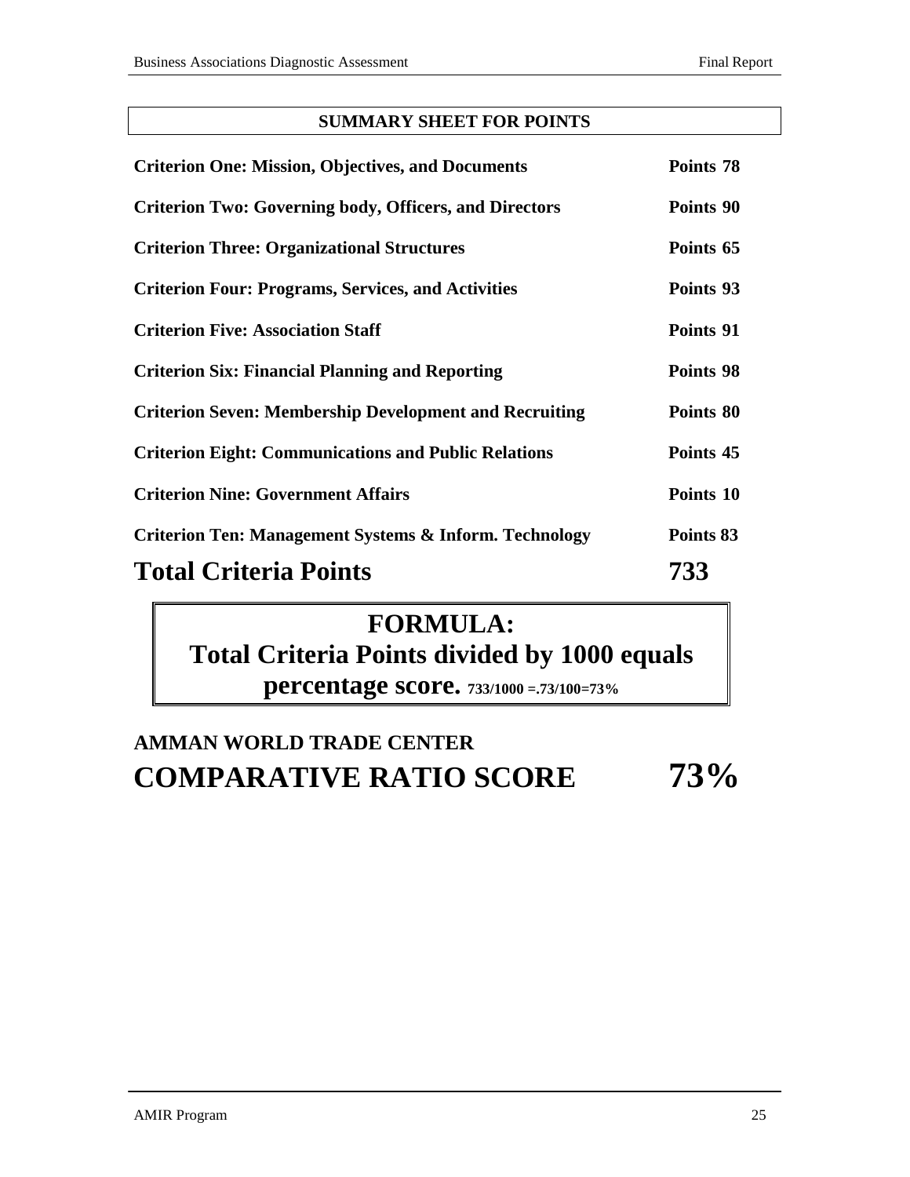## SUMMARY SHEET FOR POINTS

| | |
|---|---|
| **Criterion One: Mission, Objectives, and Documents** | **Points 78** |
| **Criterion Two: Governing body, Officers, and Directors** | **Points 90** |
| **Criterion Three: Organizational Structures** | **Points 65** |
| **Criterion Four: Programs, Services, and Activities** | **Points 93** |
| **Criterion Five: Association Staff** | **Points 91** |
| **Criterion Six: Financial Planning and Reporting** | **Points 98** |
| **Criterion Seven: Membership Development and Recruiting** | **Points 80** |
| **Criterion Eight: Communications and Public Relations** | **Points 45** |
| **Criterion Nine: Government Affairs** | **Points 10** |
| **Criterion Ten: Management Systems & Inform. Technology** | **Points 83** |
| **Total Criteria Points** | **733** |

**FORMULA:**
**Total Criteria Points divided by 1000 equals percentage score.** **733/1000 =.73/100=73%**

**AMMAN WORLD TRADE CENTER**
**COMPARATIVE RATIO SCORE 73%**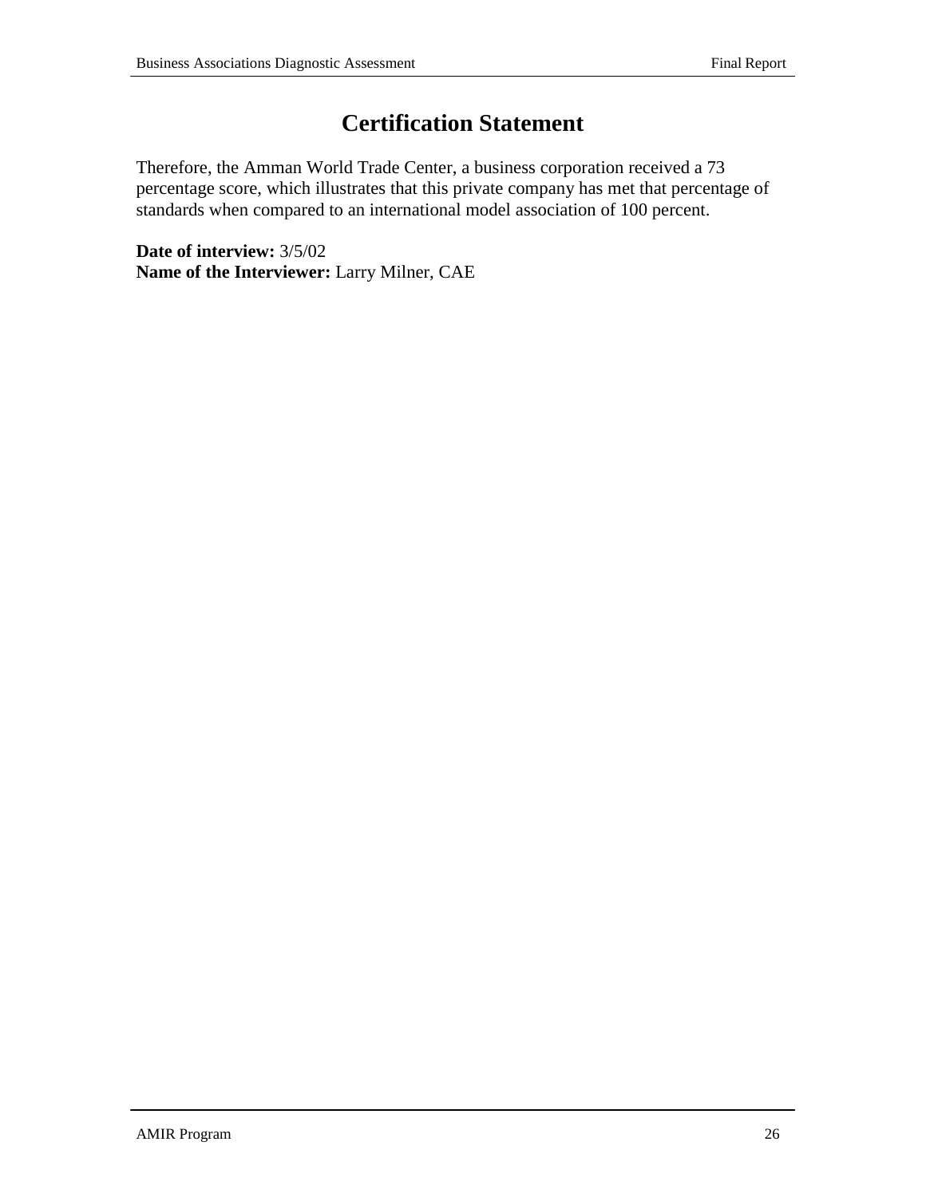# Certification Statement

Therefore, the Amman World Trade Center, a business corporation received a 73 percentage score, which illustrates that this private company has met that percentage of standards when compared to an international model association of 100 percent.

**Date of interview:** 3/5/02
**Name of the Interviewer:** Larry Milner, CAE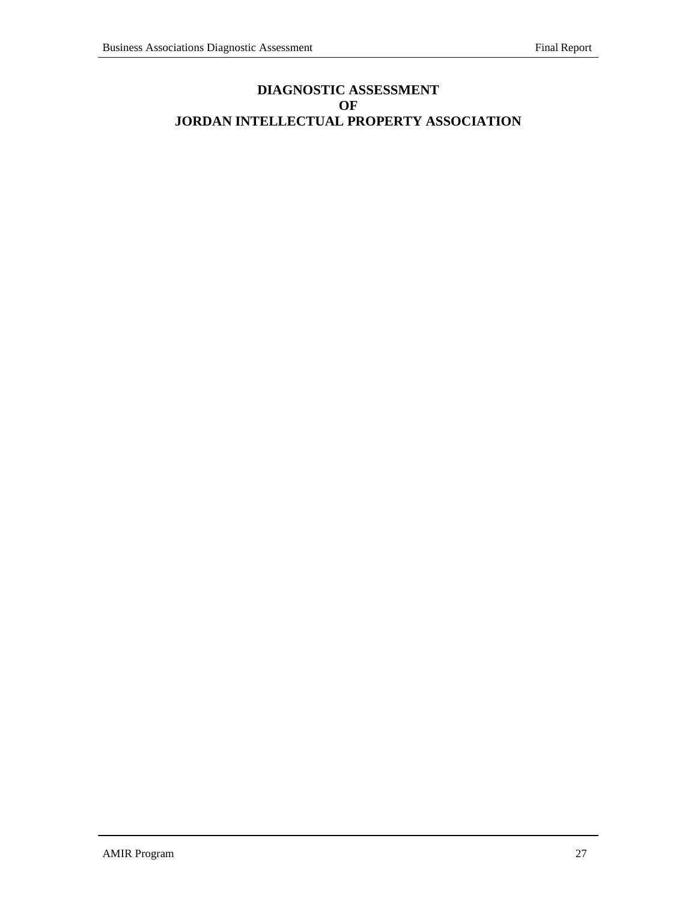# DIAGNOSTIC ASSESSMENT
# OF
# JORDAN INTELLECTUAL PROPERTY ASSOCIATION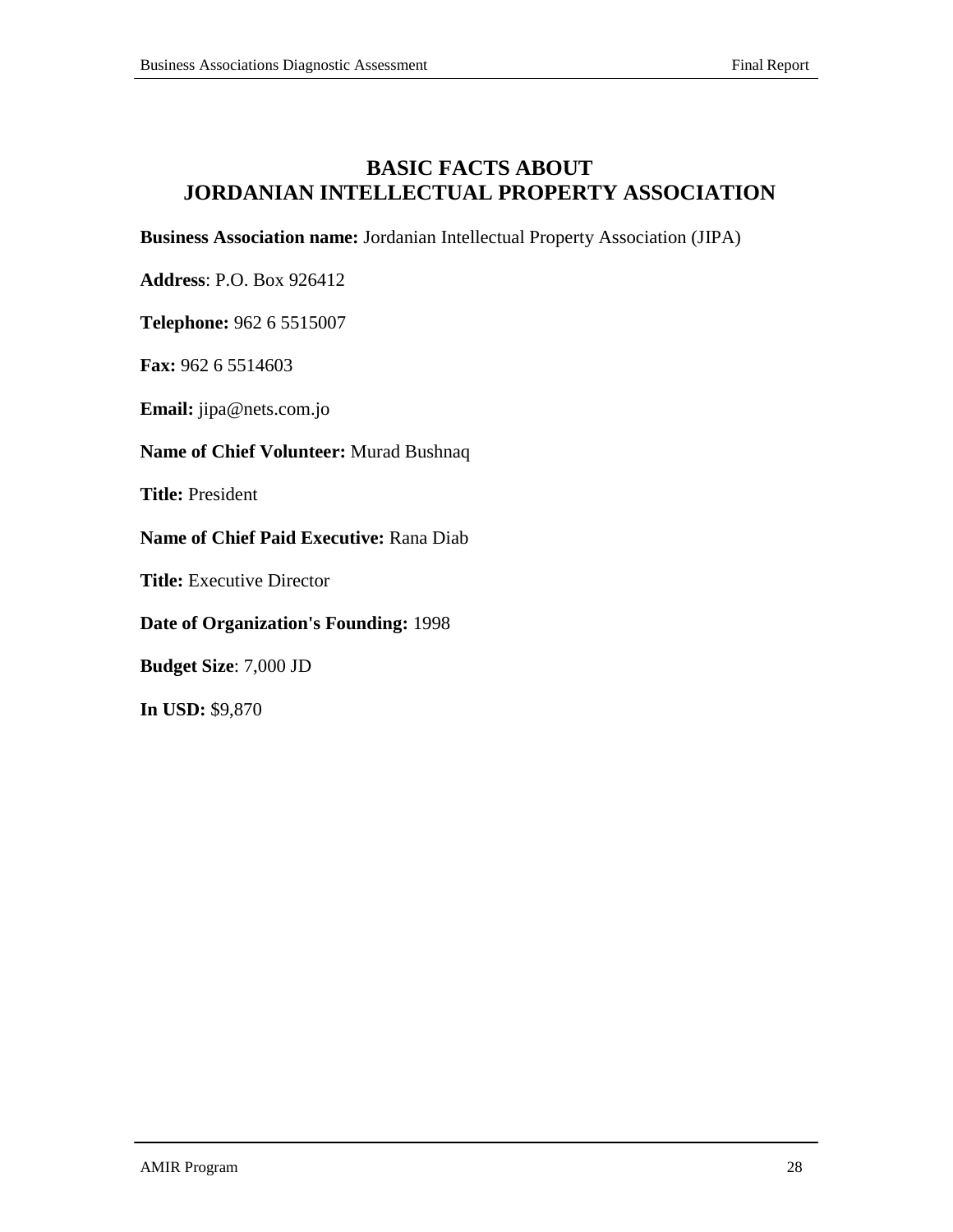# BASIC FACTS ABOUT JORDANIAN INTELLECTUAL PROPERTY ASSOCIATION

**Business Association name:** Jordanian Intellectual Property Association (JIPA)

**Address**: P.O. Box 926412

**Telephone:** 962 6 5515007

**Fax:** 962 6 5514603

**Email:** jipa@nets.com.jo

**Name of Chief Volunteer:** Murad Bushnaq

**Title:** President

**Name of Chief Paid Executive:** Rana Diab

**Title:** Executive Director

**Date of Organization's Founding:** 1998

**Budget Size**: 7,000 JD

**In USD:** $9,870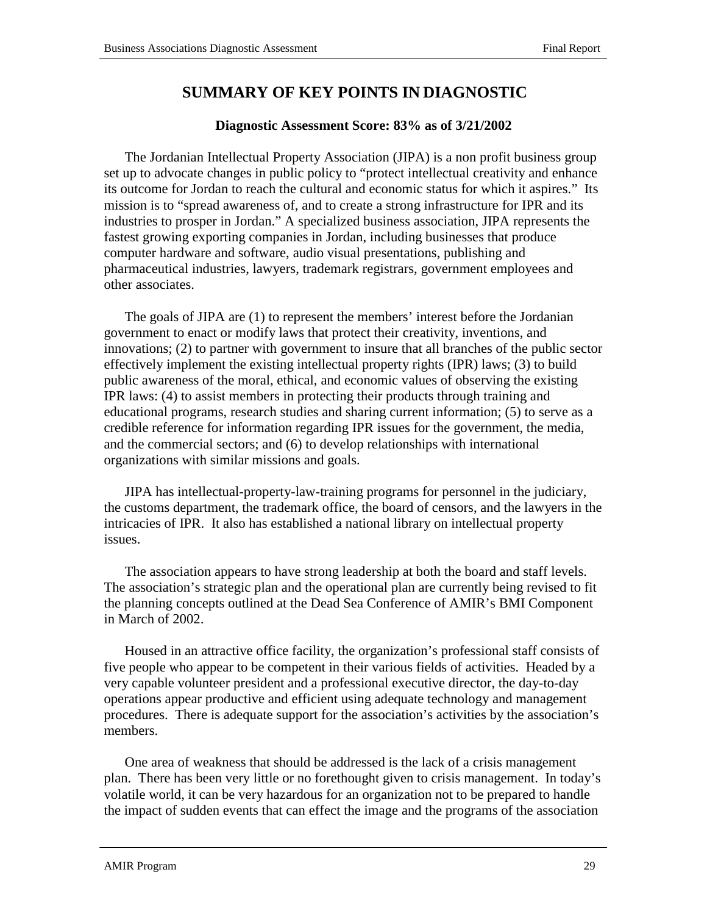## SUMMARY OF KEY POINTS IN DIAGNOSTIC

**Diagnostic Assessment Score: 83% as of 3/21/2002**

The Jordanian Intellectual Property Association (JIPA) is a non profit business group set up to advocate changes in public policy to "protect intellectual creativity and enhance its outcome for Jordan to reach the cultural and economic status for which it aspires." Its mission is to "spread awareness of, and to create a strong infrastructure for IPR and its industries to prosper in Jordan." A specialized business association, JIPA represents the fastest growing exporting companies in Jordan, including businesses that produce computer hardware and software, audio visual presentations, publishing and pharmaceutical industries, lawyers, trademark registrars, government employees and other associates.

The goals of JIPA are (1) to represent the members' interest before the Jordanian government to enact or modify laws that protect their creativity, inventions, and innovations; (2) to partner with government to insure that all branches of the public sector effectively implement the existing intellectual property rights (IPR) laws; (3) to build public awareness of the moral, ethical, and economic values of observing the existing IPR laws: (4) to assist members in protecting their products through training and educational programs, research studies and sharing current information; (5) to serve as a credible reference for information regarding IPR issues for the government, the media, and the commercial sectors; and (6) to develop relationships with international organizations with similar missions and goals.

JIPA has intellectual-property-law-training programs for personnel in the judiciary, the customs department, the trademark office, the board of censors, and the lawyers in the intricacies of IPR. It also has established a national library on intellectual property issues.

The association appears to have strong leadership at both the board and staff levels. The association's strategic plan and the operational plan are currently being revised to fit the planning concepts outlined at the Dead Sea Conference of AMIR's BMI Component in March of 2002.

Housed in an attractive office facility, the organization's professional staff consists of five people who appear to be competent in their various fields of activities. Headed by a very capable volunteer president and a professional executive director, the day-to-day operations appear productive and efficient using adequate technology and management procedures. There is adequate support for the association's activities by the association's members.

One area of weakness that should be addressed is the lack of a crisis management plan. There has been very little or no forethought given to crisis management. In today's volatile world, it can be very hazardous for an organization not to be prepared to handle the impact of sudden events that can effect the image and the programs of the association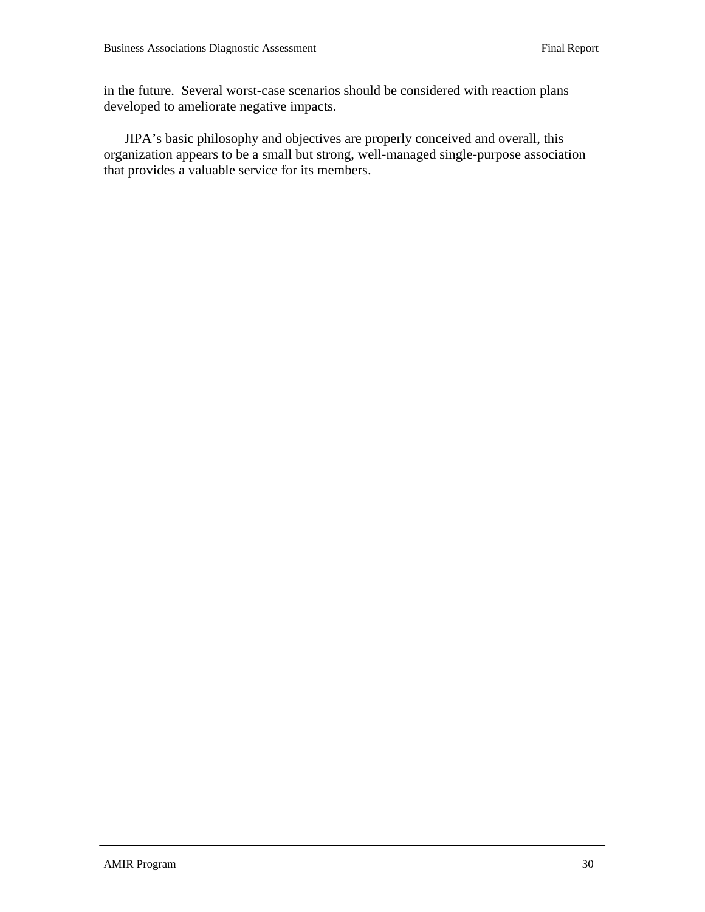in the future. Several worst-case scenarios should be considered with reaction plans developed to ameliorate negative impacts.

JIPA's basic philosophy and objectives are properly conceived and overall, this organization appears to be a small but strong, well-managed single-purpose association that provides a valuable service for its members.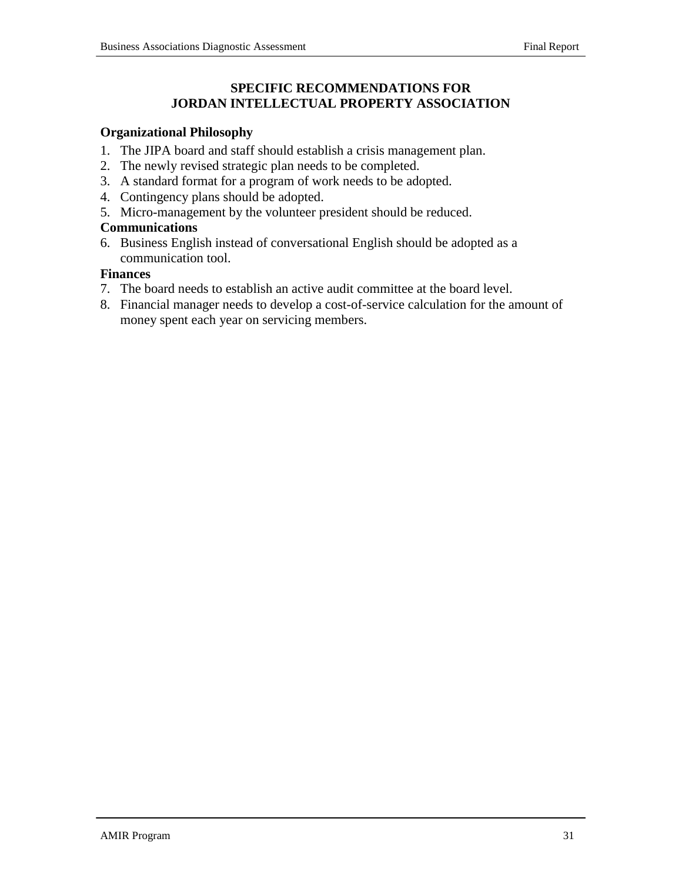# SPECIFIC RECOMMENDATIONS FOR JORDAN INTELLECTUAL PROPERTY ASSOCIATION

**Organizational Philosophy**

1. The JIPA board and staff should establish a crisis management plan.
2. The newly revised strategic plan needs to be completed.
3. A standard format for a program of work needs to be adopted.
4. Contingency plans should be adopted.
5. Micro-management by the volunteer president should be reduced.

**Communications**

6. Business English instead of conversational English should be adopted as a communication tool.

**Finances**

7. The board needs to establish an active audit committee at the board level.
8. Financial manager needs to develop a cost-of-service calculation for the amount of money spent each year on servicing members.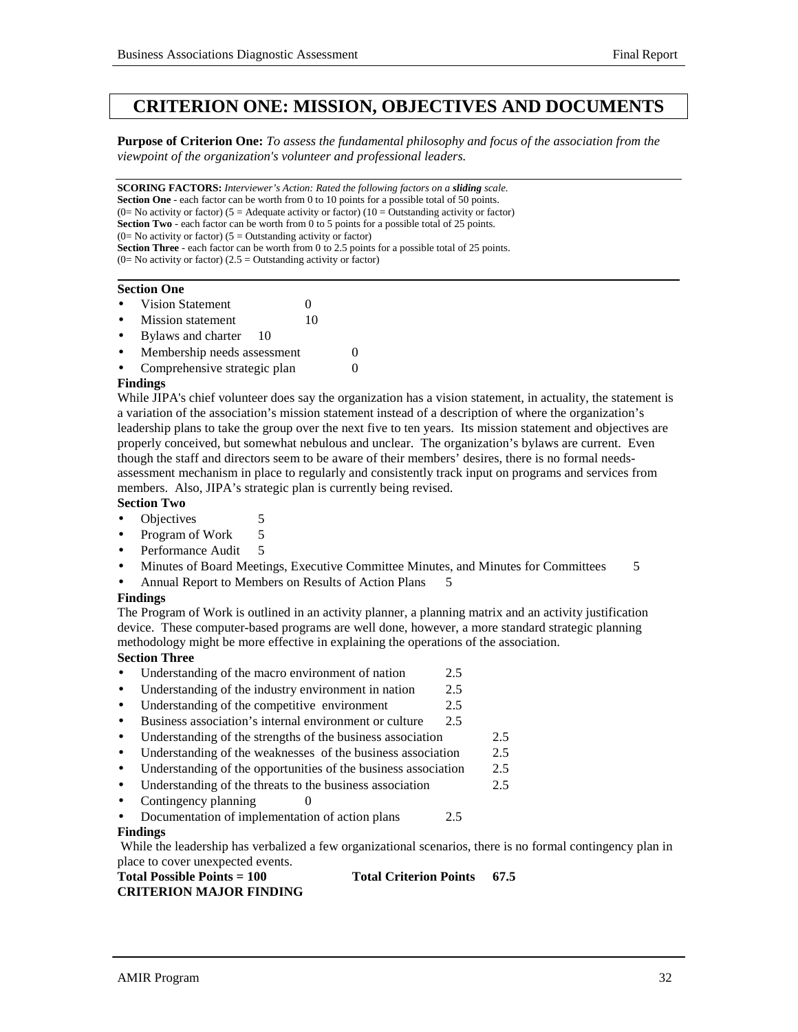# CRITERION ONE: MISSION, OBJECTIVES AND DOCUMENTS

**Purpose of Criterion One:** *To assess the fundamental philosophy and focus of the association from the viewpoint of the organization's volunteer and professional leaders.*

**SCORING FACTORS:** *Interviewer's Action: Rated the following factors on a **sliding** scale.*
**Section One** - each factor can be worth from 0 to 10 points for a possible total of 50 points.
(0= No activity or factor) (5 = Adequate activity or factor) (10 = Outstanding activity or factor)
**Section Two** - each factor can be worth from 0 to 5 points for a possible total of 25 points.
(0= No activity or factor) (5 = Outstanding activity or factor)
**Section Three** - each factor can be worth from 0 to 2.5 points for a possible total of 25 points.
(0= No activity or factor) (2.5 = Outstanding activity or factor)

**Section One**

- Vision Statement 0
- Mission statement 10
- Bylaws and charter 10
- Membership needs assessment 0
- Comprehensive strategic plan 0

**Findings**

While JIPA's chief volunteer does say the organization has a vision statement, in actuality, the statement is a variation of the association's mission statement instead of a description of where the organization's leadership plans to take the group over the next five to ten years. Its mission statement and objectives are properly conceived, but somewhat nebulous and unclear. The organization's bylaws are current. Even though the staff and directors seem to be aware of their members' desires, there is no formal needs-assessment mechanism in place to regularly and consistently track input on programs and services from members. Also, JIPA's strategic plan is currently being revised.

**Section Two**

- Objectives 5
- Program of Work 5
- Performance Audit 5
- Minutes of Board Meetings, Executive Committee Minutes, and Minutes for Committees 5
- Annual Report to Members on Results of Action Plans 5

**Findings**

The Program of Work is outlined in an activity planner, a planning matrix and an activity justification device. These computer-based programs are well done, however, a more standard strategic planning methodology might be more effective in explaining the operations of the association.

**Section Three**

- Understanding of the macro environment of nation 2.5
- Understanding of the industry environment in nation 2.5
- Understanding of the competitive environment 2.5
- Business association's internal environment or culture 2.5
- Understanding of the strengths of the business association 2.5
- Understanding of the weaknesses of the business association 2.5
- Understanding of the opportunities of the business association 2.5
- Understanding of the threats to the business association 2.5
- Contingency planning 0
- Documentation of implementation of action plans 2.5

**Findings**

While the leadership has verbalized a few organizational scenarios, there is no formal contingency plan in place to cover unexpected events.

**Total Possible Points = 100** **Total Criterion Points 67.5**

**CRITERION MAJOR FINDING**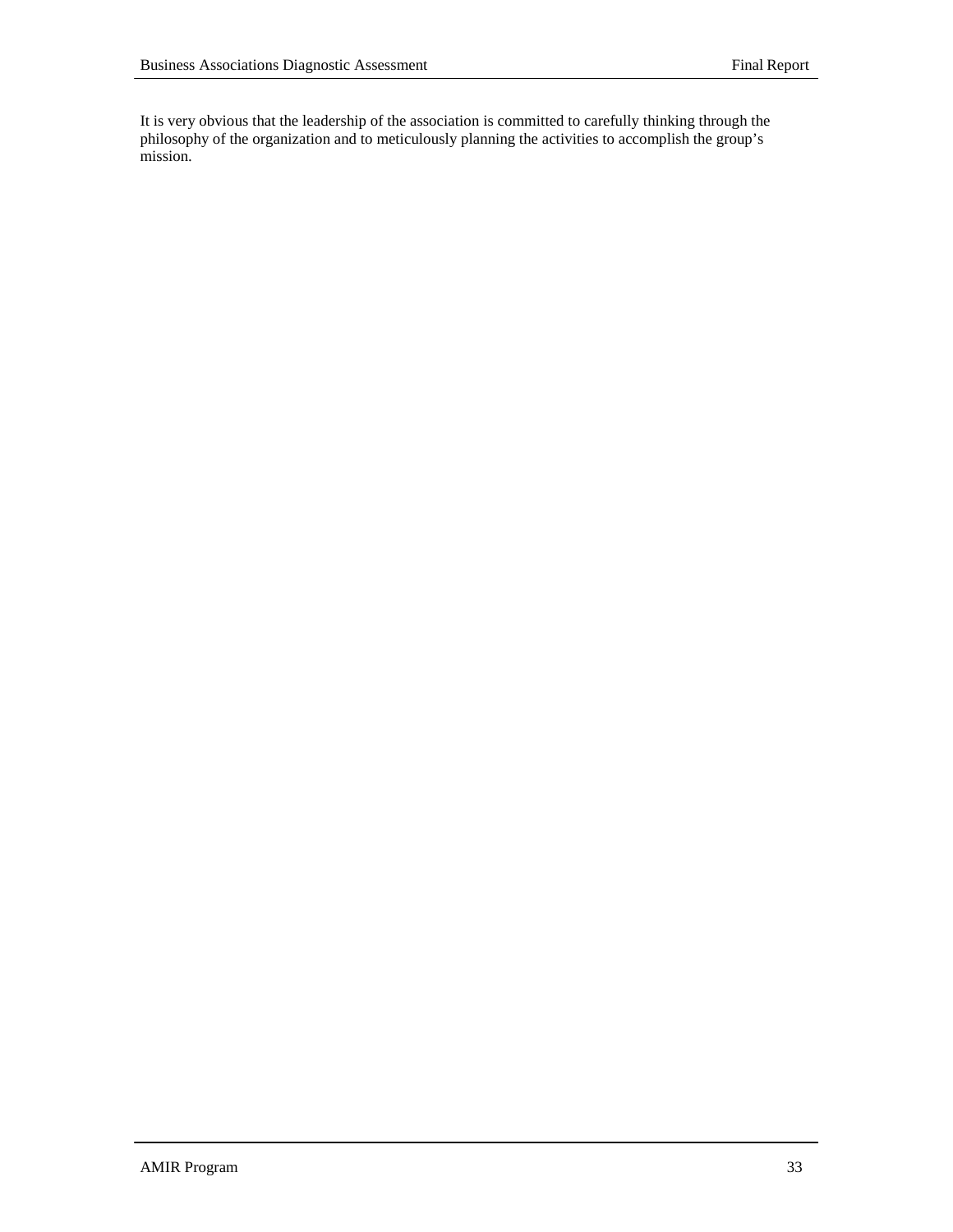It is very obvious that the leadership of the association is committed to carefully thinking through the philosophy of the organization and to meticulously planning the activities to accomplish the group's mission.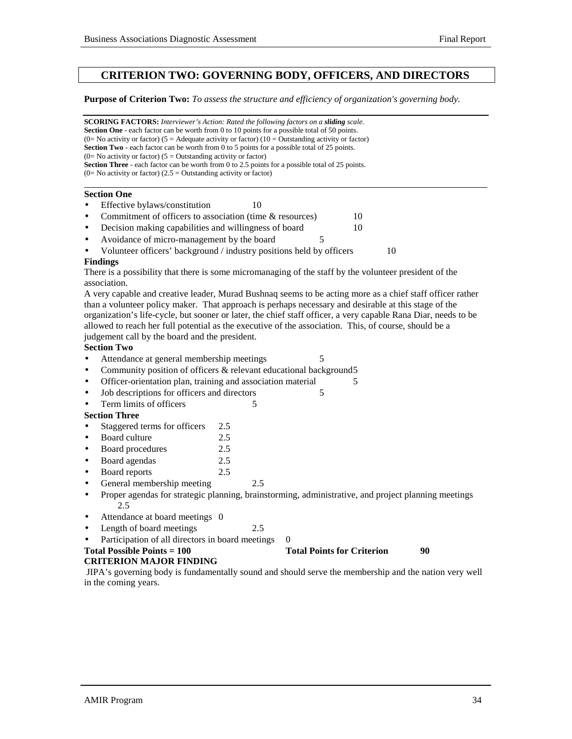## CRITERION TWO: GOVERNING BODY, OFFICERS, AND DIRECTORS

**Purpose of Criterion Two:** *To assess the structure and efficiency of organization's governing body.*

**SCORING FACTORS:** *Interviewer's Action: Rated the following factors on a **sliding** scale.*
**Section One** - each factor can be worth from 0 to 10 points for a possible total of 50 points.
(0= No activity or factor) (5 = Adequate activity or factor) (10 = Outstanding activity or factor)
**Section Two** - each factor can be worth from 0 to 5 points for a possible total of 25 points.
(0= No activity or factor) (5 = Outstanding activity or factor)
**Section Three** - each factor can be worth from 0 to 2.5 points for a possible total of 25 points.
(0= No activity or factor) (2.5 = Outstanding activity or factor)

**Section One**

- Effective bylaws/constitution 10
- Commitment of officers to association (time & resources) 10
- Decision making capabilities and willingness of board 10
- Avoidance of micro-management by the board 5
- Volunteer officers' background / industry positions held by officers 10

**Findings**

There is a possibility that there is some micromanaging of the staff by the volunteer president of the association.

A very capable and creative leader, Murad Bushnaq seems to be acting more as a chief staff officer rather than a volunteer policy maker. That approach is perhaps necessary and desirable at this stage of the organization's life-cycle, but sooner or later, the chief staff officer, a very capable Rana Diar, needs to be allowed to reach her full potential as the executive of the association. This, of course, should be a judgement call by the board and the president.

**Section Two**

- Attendance at general membership meetings 5
- Community position of officers & relevant educational background 5
- Officer-orientation plan, training and association material 5
- Job descriptions for officers and directors 5
- Term limits of officers 5

**Section Three**

- Staggered terms for officers 2.5
- Board culture 2.5
- Board procedures 2.5
- Board agendas 2.5
- Board reports 2.5
- General membership meeting 2.5
- Proper agendas for strategic planning, brainstorming, administrative, and project planning meetings 2.5
- Attendance at board meetings 0
- Length of board meetings 2.5
- Participation of all directors in board meetings 0

**Total Possible Points = 100** **Total Points for Criterion 90**

**CRITERION MAJOR FINDING**

JIPA's governing body is fundamentally sound and should serve the membership and the nation very well in the coming years.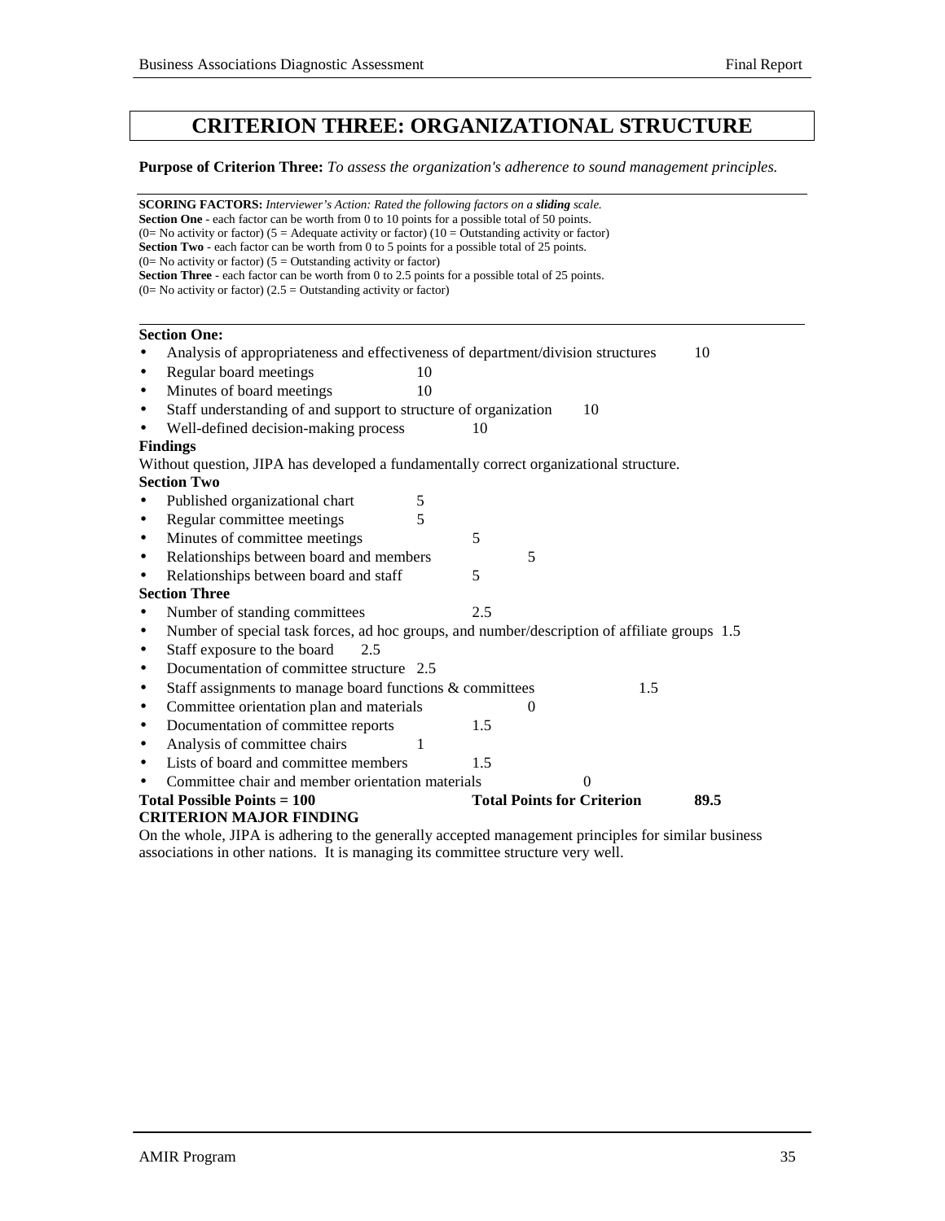# CRITERION THREE: ORGANIZATIONAL STRUCTURE

**Purpose of Criterion Three:** *To assess the organization's adherence to sound management principles.*

---

**SCORING FACTORS:** *Interviewer's Action: Rated the following factors on a **sliding** scale.*
**Section One** - each factor can be worth from 0 to 10 points for a possible total of 50 points.
(0= No activity or factor) (5 = Adequate activity or factor) (10 = Outstanding activity or factor)
**Section Two** - each factor can be worth from 0 to 5 points for a possible total of 25 points.
(0= No activity or factor) (5 = Outstanding activity or factor)
**Section Three** - each factor can be worth from 0 to 2.5 points for a possible total of 25 points.
(0= No activity or factor) (2.5 = Outstanding activity or factor)

---

**Section One:**

- Analysis of appropriateness and effectiveness of department/division structures 10
- Regular board meetings 10
- Minutes of board meetings 10
- Staff understanding of and support to structure of organization 10
- Well-defined decision-making process 10

**Findings**

Without question, JIPA has developed a fundamentally correct organizational structure.

**Section Two**

- Published organizational chart 5
- Regular committee meetings 5
- Minutes of committee meetings 5
- Relationships between board and members 5
- Relationships between board and staff 5

**Section Three**

- Number of standing committees 2.5
- Number of special task forces, ad hoc groups, and number/description of affiliate groups 1.5
- Staff exposure to the board 2.5
- Documentation of committee structure 2.5
- Staff assignments to manage board functions & committees 1.5
- Committee orientation plan and materials 0
- Documentation of committee reports 1.5
- Analysis of committee chairs 1
- Lists of board and committee members 1.5
- Committee chair and member orientation materials 0

**Total Possible Points = 100** **Total Points for Criterion 89.5**

**CRITERION MAJOR FINDING**

On the whole, JIPA is adhering to the generally accepted management principles for similar business associations in other nations. It is managing its committee structure very well.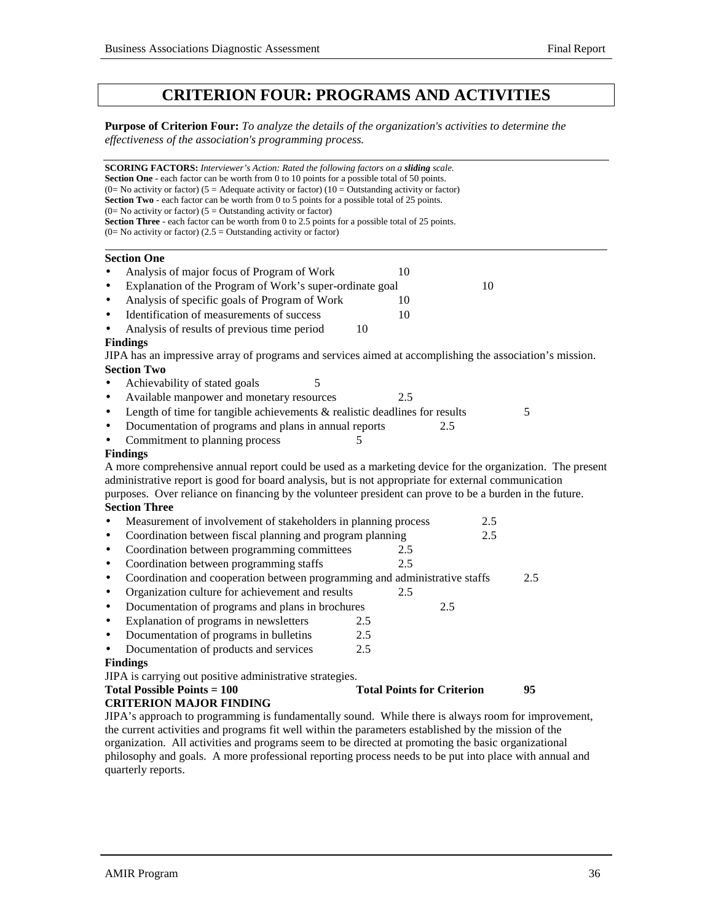# CRITERION FOUR: PROGRAMS AND ACTIVITIES

**Purpose of Criterion Four:** *To analyze the details of the organization's activities to determine the effectiveness of the association's programming process.*

**SCORING FACTORS:** *Interviewer's Action: Rated the following factors on a **sliding** scale.*
**Section One** - each factor can be worth from 0 to 10 points for a possible total of 50 points.
(0= No activity or factor) (5 = Adequate activity or factor) (10 = Outstanding activity or factor)
**Section Two** - each factor can be worth from 0 to 5 points for a possible total of 25 points.
(0= No activity or factor) (5 = Outstanding activity or factor)
**Section Three** - each factor can be worth from 0 to 2.5 points for a possible total of 25 points.
(0= No activity or factor) (2.5 = Outstanding activity or factor)

**Section One**

- Analysis of major focus of Program of Work 10
- Explanation of the Program of Work's super-ordinate goal 10
- Analysis of specific goals of Program of Work 10
- Identification of measurements of success 10
- Analysis of results of previous time period 10

**Findings**

JIPA has an impressive array of programs and services aimed at accomplishing the association's mission.

**Section Two**

- Achievability of stated goals 5
- Available manpower and monetary resources 2.5
- Length of time for tangible achievements & realistic deadlines for results 5
- Documentation of programs and plans in annual reports 2.5
- Commitment to planning process 5

**Findings**

A more comprehensive annual report could be used as a marketing device for the organization. The present administrative report is good for board analysis, but is not appropriate for external communication purposes. Over reliance on financing by the volunteer president can prove to be a burden in the future.

**Section Three**

- Measurement of involvement of stakeholders in planning process 2.5
- Coordination between fiscal planning and program planning 2.5
- Coordination between programming committees 2.5
- Coordination between programming staffs 2.5
- Coordination and cooperation between programming and administrative staffs 2.5
- Organization culture for achievement and results 2.5
- Documentation of programs and plans in brochures 2.5
- Explanation of programs in newsletters 2.5
- Documentation of programs in bulletins 2.5
- Documentation of products and services 2.5

**Findings**

JIPA is carrying out positive administrative strategies.

**Total Possible Points = 100** **Total Points for Criterion 95**

**CRITERION MAJOR FINDING**

JIPA's approach to programming is fundamentally sound. While there is always room for improvement, the current activities and programs fit well within the parameters established by the mission of the organization. All activities and programs seem to be directed at promoting the basic organizational philosophy and goals. A more professional reporting process needs to be put into place with annual and quarterly reports.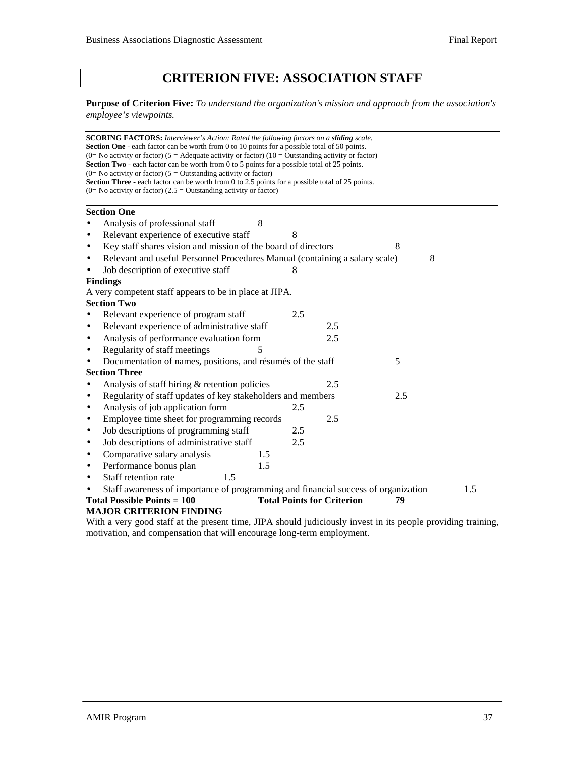# CRITERION FIVE: ASSOCIATION STAFF

**Purpose of Criterion Five:** *To understand the organization's mission and approach from the association's employee's viewpoints.*

---

**SCORING FACTORS:** *Interviewer's Action: Rated the following factors on a **sliding** scale.*
**Section One** - each factor can be worth from 0 to 10 points for a possible total of 50 points.
(0= No activity or factor) (5 = Adequate activity or factor) (10 = Outstanding activity or factor)
**Section Two** - each factor can be worth from 0 to 5 points for a possible total of 25 points.
(0= No activity or factor) (5 = Outstanding activity or factor)
**Section Three** - each factor can be worth from 0 to 2.5 points for a possible total of 25 points.
(0= No activity or factor) (2.5 = Outstanding activity or factor)

---

**Section One**

- Analysis of professional staff 8
- Relevant experience of executive staff 8
- Key staff shares vision and mission of the board of directors 8
- Relevant and useful Personnel Procedures Manual (containing a salary scale) 8
- Job description of executive staff 8

**Findings**

A very competent staff appears to be in place at JIPA.

**Section Two**

- Relevant experience of program staff 2.5
- Relevant experience of administrative staff 2.5
- Analysis of performance evaluation form 2.5
- Regularity of staff meetings 5
- Documentation of names, positions, and résumés of the staff 5

**Section Three**

- Analysis of staff hiring & retention policies 2.5
- Regularity of staff updates of key stakeholders and members 2.5
- Analysis of job application form 2.5
- Employee time sheet for programming records 2.5
- Job descriptions of programming staff 2.5
- Job descriptions of administrative staff 2.5
- Comparative salary analysis 1.5
- Performance bonus plan 1.5
- Staff retention rate 1.5
- Staff awareness of importance of programming and financial success of organization 1.5

**Total Possible Points = 100** **Total Points for Criterion** **79**

**MAJOR CRITERION FINDING**

With a very good staff at the present time, JIPA should judiciously invest in its people providing training, motivation, and compensation that will encourage long-term employment.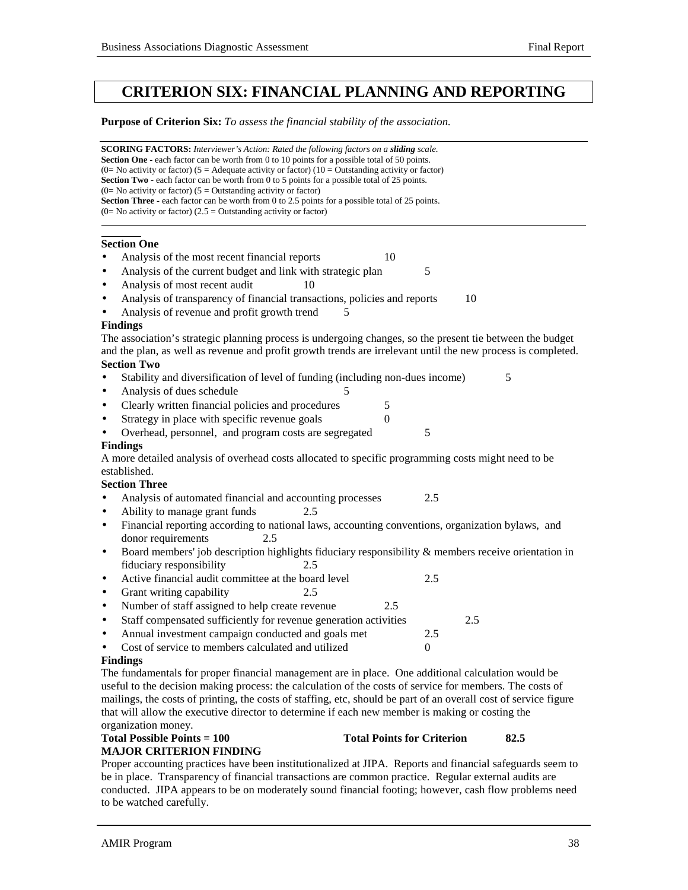# CRITERION SIX: FINANCIAL PLANNING AND REPORTING

**Purpose of Criterion Six:** *To assess the financial stability of the association.*

**SCORING FACTORS:** *Interviewer's Action: Rated the following factors on a **sliding** scale.*
**Section One** - each factor can be worth from 0 to 10 points for a possible total of 50 points.
(0= No activity or factor) (5 = Adequate activity or factor) (10 = Outstanding activity or factor)
**Section Two** - each factor can be worth from 0 to 5 points for a possible total of 25 points.
(0= No activity or factor) (5 = Outstanding activity or factor)
**Section Three** - each factor can be worth from 0 to 2.5 points for a possible total of 25 points.
(0= No activity or factor) (2.5 = Outstanding activity or factor)

**Section One**

- Analysis of the most recent financial reports 10
- Analysis of the current budget and link with strategic plan 5
- Analysis of most recent audit 10
- Analysis of transparency of financial transactions, policies and reports 10
- Analysis of revenue and profit growth trend 5

**Findings**

The association's strategic planning process is undergoing changes, so the present tie between the budget and the plan, as well as revenue and profit growth trends are irrelevant until the new process is completed.

**Section Two**

- Stability and diversification of level of funding (including non-dues income) 5
- Analysis of dues schedule 5
- Clearly written financial policies and procedures 5
- Strategy in place with specific revenue goals 0
- Overhead, personnel, and program costs are segregated 5

**Findings**

A more detailed analysis of overhead costs allocated to specific programming costs might need to be established.

**Section Three**

- Analysis of automated financial and accounting processes 2.5
- Ability to manage grant funds 2.5
- Financial reporting according to national laws, accounting conventions, organization bylaws, and donor requirements 2.5
- Board members' job description highlights fiduciary responsibility & members receive orientation in fiduciary responsibility 2.5
- Active financial audit committee at the board level 2.5
- Grant writing capability 2.5
- Number of staff assigned to help create revenue 2.5
- Staff compensated sufficiently for revenue generation activities 2.5
- Annual investment campaign conducted and goals met 2.5
- Cost of service to members calculated and utilized 0

**Findings**

The fundamentals for proper financial management are in place. One additional calculation would be useful to the decision making process: the calculation of the costs of service for members. The costs of mailings, the costs of printing, the costs of staffing, etc, should be part of an overall cost of service figure that will allow the executive director to determine if each new member is making or costing the organization money.

**Total Possible Points = 100** **Total Points for Criterion 82.5**

**MAJOR CRITERION FINDING**

Proper accounting practices have been institutionalized at JIPA. Reports and financial safeguards seem to be in place. Transparency of financial transactions are common practice. Regular external audits are conducted. JIPA appears to be on moderately sound financial footing; however, cash flow problems need to be watched carefully.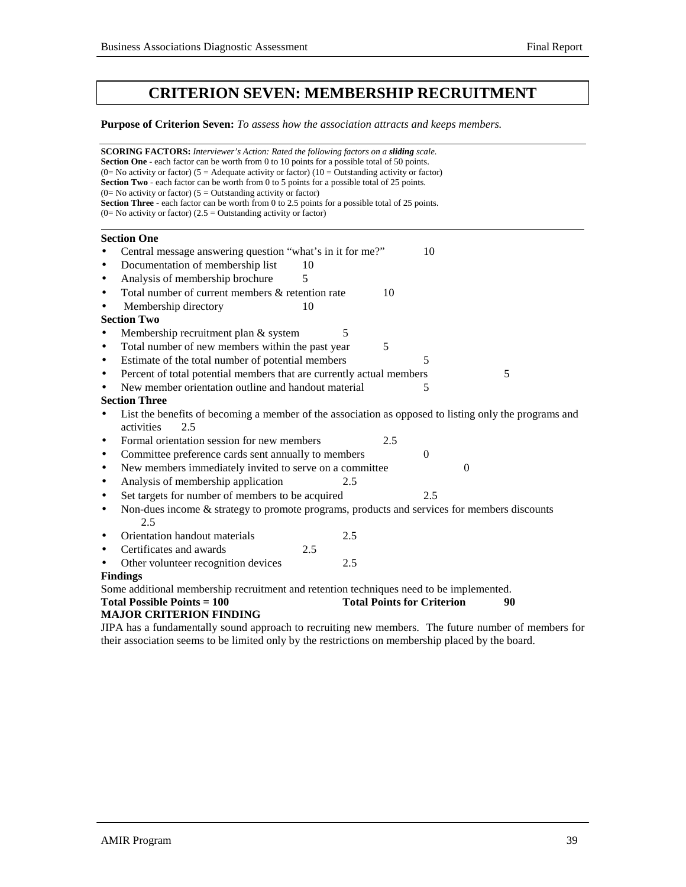# CRITERION SEVEN: MEMBERSHIP RECRUITMENT

**Purpose of Criterion Seven:** *To assess how the association attracts and keeps members.*

**SCORING FACTORS:** *Interviewer's Action: Rated the following factors on a **sliding** scale.*
**Section One** - each factor can be worth from 0 to 10 points for a possible total of 50 points.
(0= No activity or factor) (5 = Adequate activity or factor) (10 = Outstanding activity or factor)
**Section Two** - each factor can be worth from 0 to 5 points for a possible total of 25 points.
(0= No activity or factor) (5 = Outstanding activity or factor)
**Section Three** - each factor can be worth from 0 to 2.5 points for a possible total of 25 points.
(0= No activity or factor) (2.5 = Outstanding activity or factor)

**Section One**

- Central message answering question "what's in it for me?" 10
- Documentation of membership list 10
- Analysis of membership brochure 5
- Total number of current members & retention rate 10
- Membership directory 10

**Section Two**

- Membership recruitment plan & system 5
- Total number of new members within the past year 5
- Estimate of the total number of potential members 5
- Percent of total potential members that are currently actual members 5
- New member orientation outline and handout material 5

**Section Three**

- List the benefits of becoming a member of the association as opposed to listing only the programs and activities 2.5
- Formal orientation session for new members 2.5
- Committee preference cards sent annually to members 0
- New members immediately invited to serve on a committee 0
- Analysis of membership application 2.5
- Set targets for number of members to be acquired 2.5
- Non-dues income & strategy to promote programs, products and services for members discounts 2.5
- Orientation handout materials 2.5
- Certificates and awards 2.5
- Other volunteer recognition devices 2.5

**Findings**

Some additional membership recruitment and retention techniques need to be implemented.

**Total Possible Points = 100** **Total Points for Criterion 90**

**MAJOR CRITERION FINDING**

JIPA has a fundamentally sound approach to recruiting new members. The future number of members for their association seems to be limited only by the restrictions on membership placed by the board.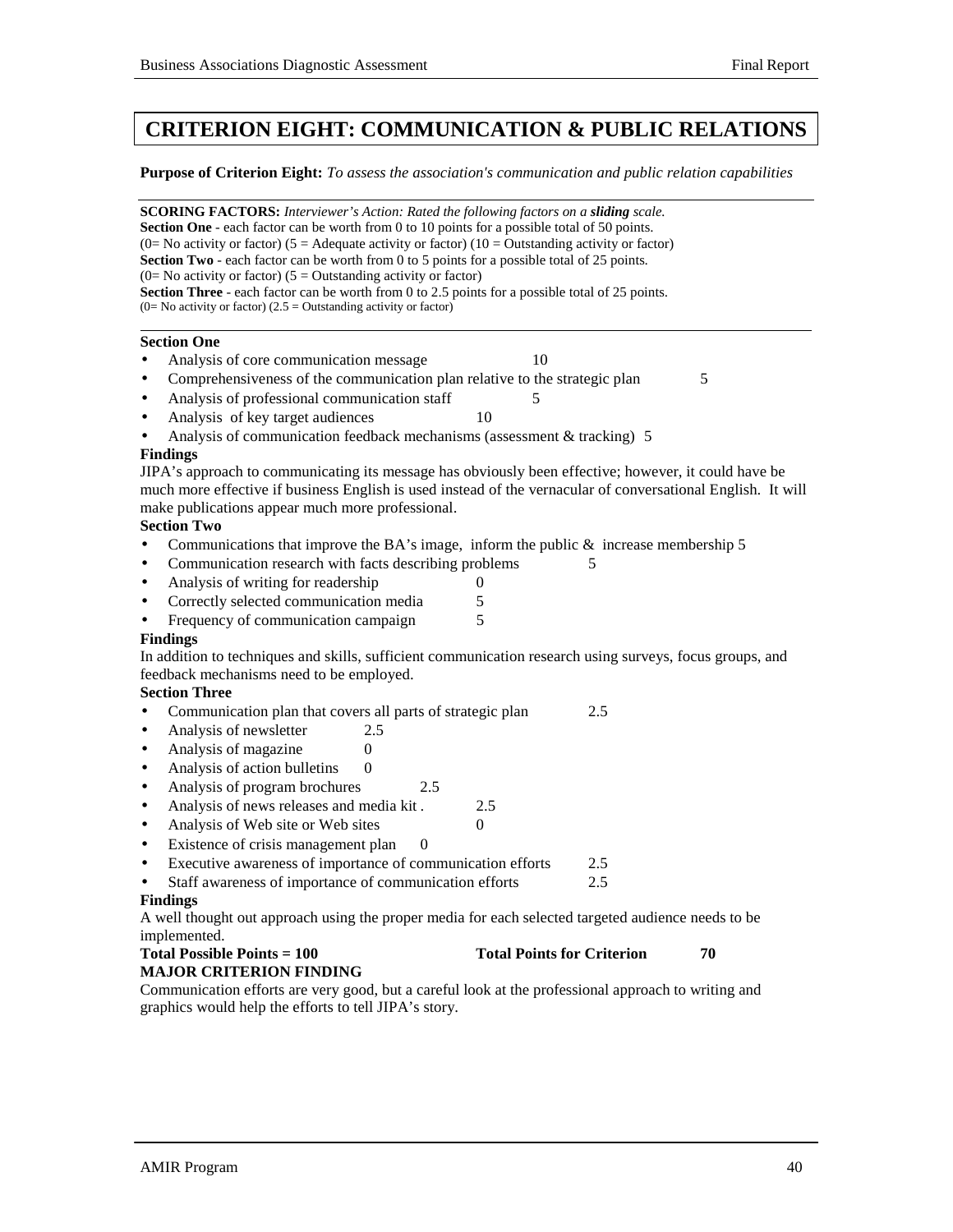# CRITERION EIGHT: COMMUNICATION & PUBLIC RELATIONS

**Purpose of Criterion Eight:** *To assess the association's communication and public relation capabilities*

**SCORING FACTORS:** *Interviewer's Action: Rated the following factors on a* ***sliding*** *scale.*
**Section One** - each factor can be worth from 0 to 10 points for a possible total of 50 points.
(0= No activity or factor) (5 = Adequate activity or factor) (10 = Outstanding activity or factor)
**Section Two** - each factor can be worth from 0 to 5 points for a possible total of 25 points.
(0= No activity or factor) (5 = Outstanding activity or factor)
**Section Three** - each factor can be worth from 0 to 2.5 points for a possible total of 25 points.
(0= No activity or factor) (2.5 = Outstanding activity or factor)

**Section One**

- Analysis of core communication message 10
- Comprehensiveness of the communication plan relative to the strategic plan 5
- Analysis of professional communication staff 5
- Analysis of key target audiences 10
- Analysis of communication feedback mechanisms (assessment & tracking) 5

**Findings**

JIPA's approach to communicating its message has obviously been effective; however, it could have be much more effective if business English is used instead of the vernacular of conversational English. It will make publications appear much more professional.

**Section Two**

- Communications that improve the BA's image, inform the public & increase membership 5
- Communication research with facts describing problems 5
- Analysis of writing for readership 0
- Correctly selected communication media 5
- Frequency of communication campaign 5

**Findings**

In addition to techniques and skills, sufficient communication research using surveys, focus groups, and feedback mechanisms need to be employed.

**Section Three**

- Communication plan that covers all parts of strategic plan 2.5
- Analysis of newsletter 2.5
- Analysis of magazine 0
- Analysis of action bulletins 0
- Analysis of program brochures 2.5
- Analysis of news releases and media kit . 2.5
- Analysis of Web site or Web sites 0
- Existence of crisis management plan 0
- Executive awareness of importance of communication efforts 2.5
- Staff awareness of importance of communication efforts 2.5

**Findings**

A well thought out approach using the proper media for each selected targeted audience needs to be implemented.

**Total Possible Points = 100** **Total Points for Criterion 70**

**MAJOR CRITERION FINDING**

Communication efforts are very good, but a careful look at the professional approach to writing and graphics would help the efforts to tell JIPA's story.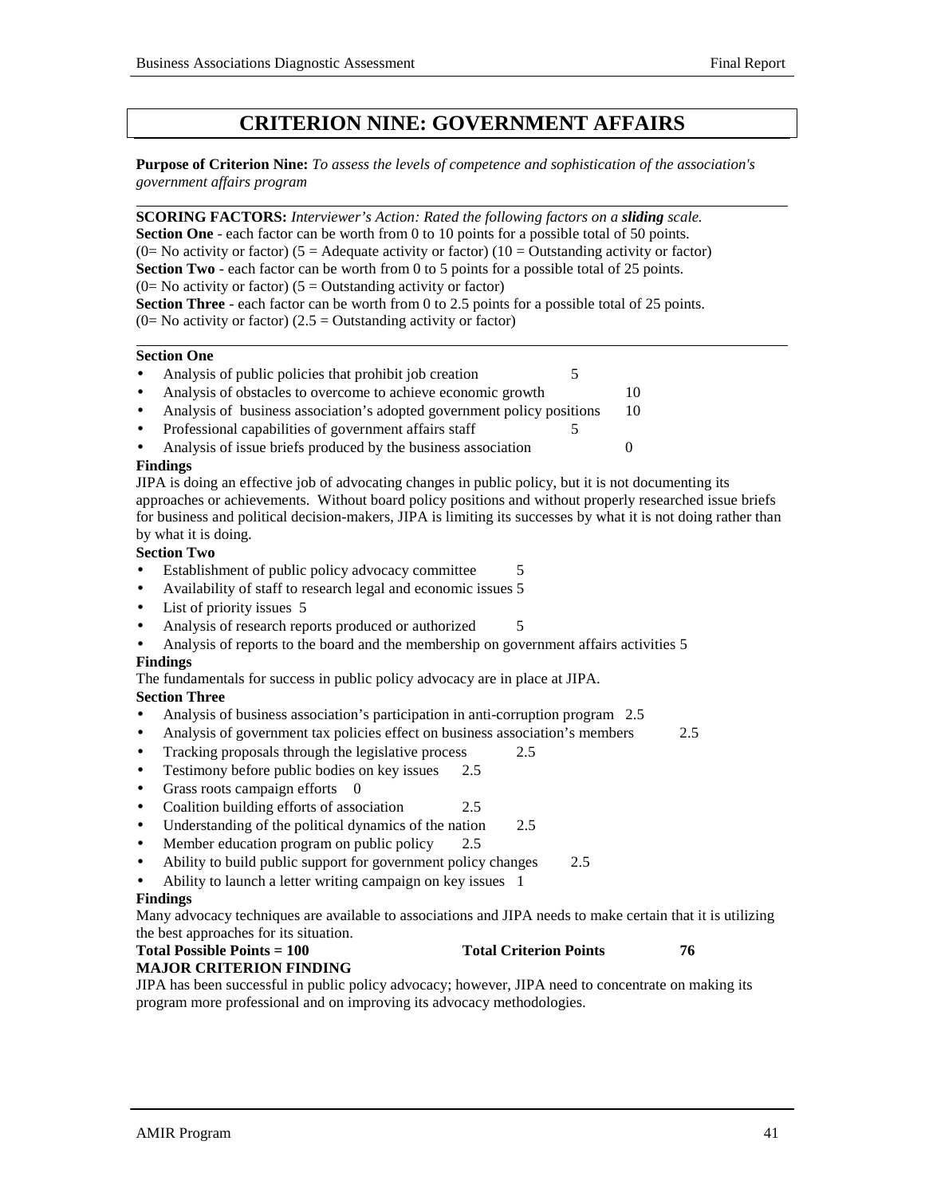# CRITERION NINE: GOVERNMENT AFFAIRS

**Purpose of Criterion Nine:** *To assess the levels of competence and sophistication of the association's government affairs program*

**SCORING FACTORS:** *Interviewer's Action: Rated the following factors on a **sliding** scale.*
**Section One** - each factor can be worth from 0 to 10 points for a possible total of 50 points.
(0= No activity or factor) (5 = Adequate activity or factor) (10 = Outstanding activity or factor)
**Section Two** - each factor can be worth from 0 to 5 points for a possible total of 25 points.
(0= No activity or factor) (5 = Outstanding activity or factor)
**Section Three** - each factor can be worth from 0 to 2.5 points for a possible total of 25 points.
(0= No activity or factor) (2.5 = Outstanding activity or factor)

**Section One**

- Analysis of public policies that prohibit job creation 5
- Analysis of obstacles to overcome to achieve economic growth 10
- Analysis of business association's adopted government policy positions 10
- Professional capabilities of government affairs staff 5
- Analysis of issue briefs produced by the business association 0

**Findings**
JIPA is doing an effective job of advocating changes in public policy, but it is not documenting its approaches or achievements. Without board policy positions and without properly researched issue briefs for business and political decision-makers, JIPA is limiting its successes by what it is not doing rather than by what it is doing.

**Section Two**

- Establishment of public policy advocacy committee 5
- Availability of staff to research legal and economic issues 5
- List of priority issues 5
- Analysis of research reports produced or authorized 5
- Analysis of reports to the board and the membership on government affairs activities 5

**Findings**
The fundamentals for success in public policy advocacy are in place at JIPA.

**Section Three**

- Analysis of business association's participation in anti-corruption program 2.5
- Analysis of government tax policies effect on business association's members 2.5
- Tracking proposals through the legislative process 2.5
- Testimony before public bodies on key issues 2.5
- Grass roots campaign efforts 0
- Coalition building efforts of association 2.5
- Understanding of the political dynamics of the nation 2.5
- Member education program on public policy 2.5
- Ability to build public support for government policy changes 2.5
- Ability to launch a letter writing campaign on key issues 1

**Findings**
Many advocacy techniques are available to associations and JIPA needs to make certain that it is utilizing the best approaches for its situation.

**Total Possible Points = 100** **Total Criterion Points 76**

**MAJOR CRITERION FINDING**
JIPA has been successful in public policy advocacy; however, JIPA need to concentrate on making its program more professional and on improving its advocacy methodologies.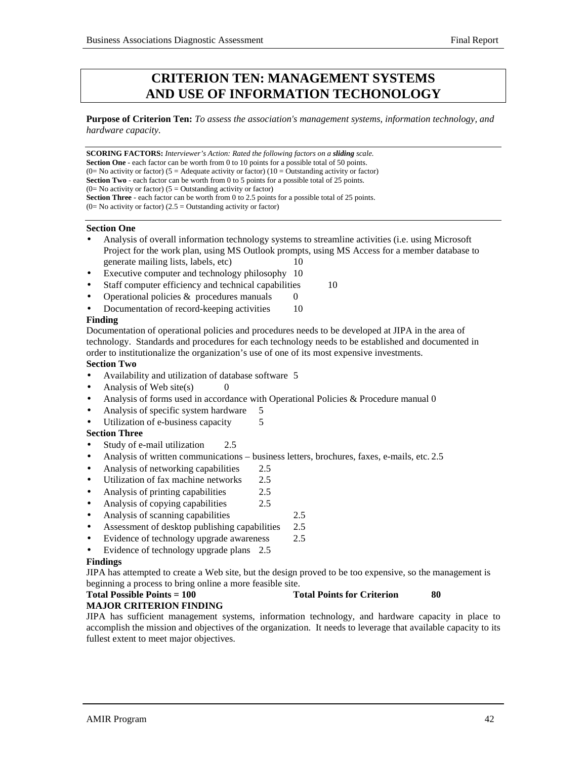# CRITERION TEN: MANAGEMENT SYSTEMS AND USE OF INFORMATION TECHONOLOGY

**Purpose of Criterion Ten:** *To assess the association's management systems, information technology, and hardware capacity.*

---

**SCORING FACTORS:** *Interviewer's Action: Rated the following factors on a **sliding** scale.*
**Section One** - each factor can be worth from 0 to 10 points for a possible total of 50 points.
(0= No activity or factor) (5 = Adequate activity or factor) (10 = Outstanding activity or factor)
**Section Two** - each factor can be worth from 0 to 5 points for a possible total of 25 points.
(0= No activity or factor) (5 = Outstanding activity or factor)
**Section Three** - each factor can be worth from 0 to 2.5 points for a possible total of 25 points.
(0= No activity or factor) (2.5 = Outstanding activity or factor)

---

**Section One**

- Analysis of overall information technology systems to streamline activities (i.e. using Microsoft Project for the work plan, using MS Outlook prompts, using MS Access for a member database to generate mailing lists, labels, etc) 10
- Executive computer and technology philosophy 10
- Staff computer efficiency and technical capabilities 10
- Operational policies & procedures manuals 0
- Documentation of record-keeping activities 10

**Finding**

Documentation of operational policies and procedures needs to be developed at JIPA in the area of technology. Standards and procedures for each technology needs to be established and documented in order to institutionalize the organization's use of one of its most expensive investments.

**Section Two**

- Availability and utilization of database software 5
- Analysis of Web site(s) 0
- Analysis of forms used in accordance with Operational Policies & Procedure manual 0
- Analysis of specific system hardware 5
- Utilization of e-business capacity 5

**Section Three**

- Study of e-mail utilization 2.5
- Analysis of written communications – business letters, brochures, faxes, e-mails, etc. 2.5
- Analysis of networking capabilities 2.5
- Utilization of fax machine networks 2.5
- Analysis of printing capabilities 2.5
- Analysis of copying capabilities 2.5
- Analysis of scanning capabilities 2.5
- Assessment of desktop publishing capabilities 2.5
- Evidence of technology upgrade awareness 2.5
- Evidence of technology upgrade plans 2.5

**Findings**

JIPA has attempted to create a Web site, but the design proved to be too expensive, so the management is beginning a process to bring online a more feasible site.

**Total Possible Points = 100** **Total Points for Criterion 80**

**MAJOR CRITERION FINDING**

JIPA has sufficient management systems, information technology, and hardware capacity in place to accomplish the mission and objectives of the organization. It needs to leverage that available capacity to its fullest extent to meet major objectives.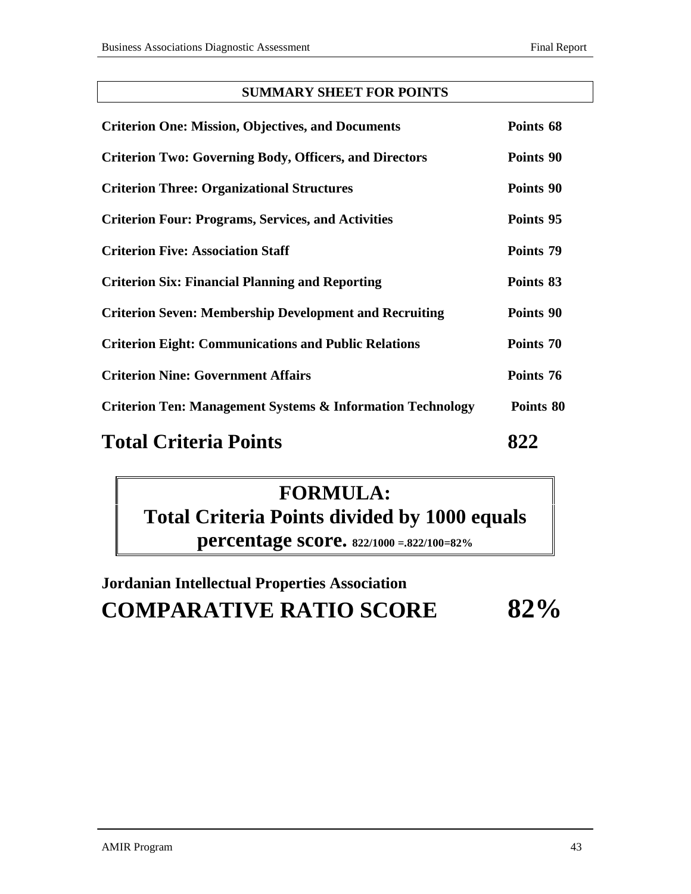## SUMMARY SHEET FOR POINTS

| | |
|---|---|
| **Criterion One: Mission, Objectives, and Documents** | **Points 68** |
| **Criterion Two: Governing Body, Officers, and Directors** | **Points 90** |
| **Criterion Three: Organizational Structures** | **Points 90** |
| **Criterion Four: Programs, Services, and Activities** | **Points 95** |
| **Criterion Five: Association Staff** | **Points 79** |
| **Criterion Six: Financial Planning and Reporting** | **Points 83** |
| **Criterion Seven: Membership Development and Recruiting** | **Points 90** |
| **Criterion Eight: Communications and Public Relations** | **Points 70** |
| **Criterion Nine: Government Affairs** | **Points 76** |
| **Criterion Ten: Management Systems & Information Technology** | **Points 80** |
| **Total Criteria Points** | **822** |

**FORMULA:**
**Total Criteria Points divided by 1000 equals percentage score.** 822/1000 =.822/100=82%

**Jordanian Intellectual Properties Association**

**COMPARATIVE RATIO SCORE 82%**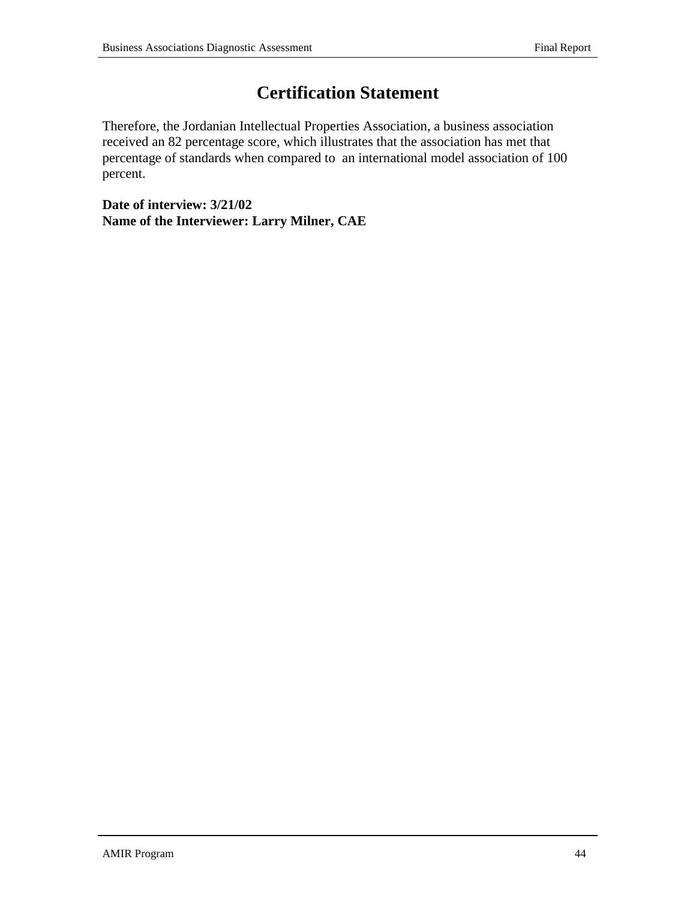# Certification Statement

Therefore, the Jordanian Intellectual Properties Association, a business association received an 82 percentage score, which illustrates that the association has met that percentage of standards when compared to  an international model association of 100 percent.

**Date of interview: 3/21/02**
**Name of the Interviewer: Larry Milner, CAE**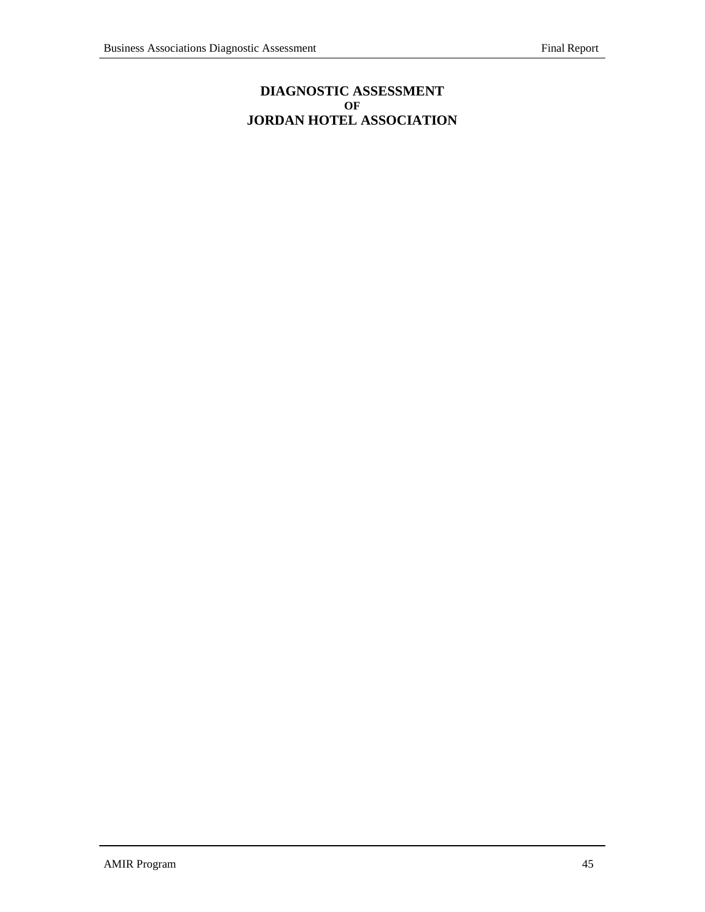# DIAGNOSTIC ASSESSMENT
**OF**
# JORDAN HOTEL ASSOCIATION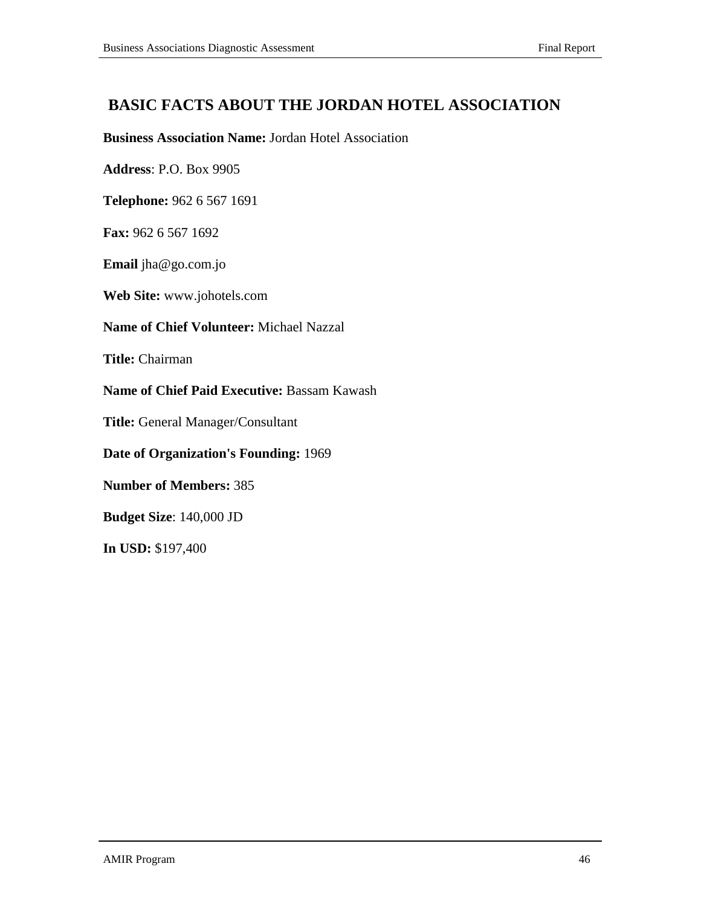## BASIC FACTS ABOUT THE JORDAN HOTEL ASSOCIATION

**Business Association Name:** Jordan Hotel Association

**Address**: P.O. Box 9905

**Telephone:** 962 6 567 1691

**Fax:** 962 6 567 1692

**Email** jha@go.com.jo

**Web Site:** www.johotels.com

**Name of Chief Volunteer:** Michael Nazzal

**Title:** Chairman

**Name of Chief Paid Executive:** Bassam Kawash

**Title:** General Manager/Consultant

**Date of Organization's Founding:** 1969

**Number of Members:** 385

**Budget Size**: 140,000 JD

**In USD:** $197,400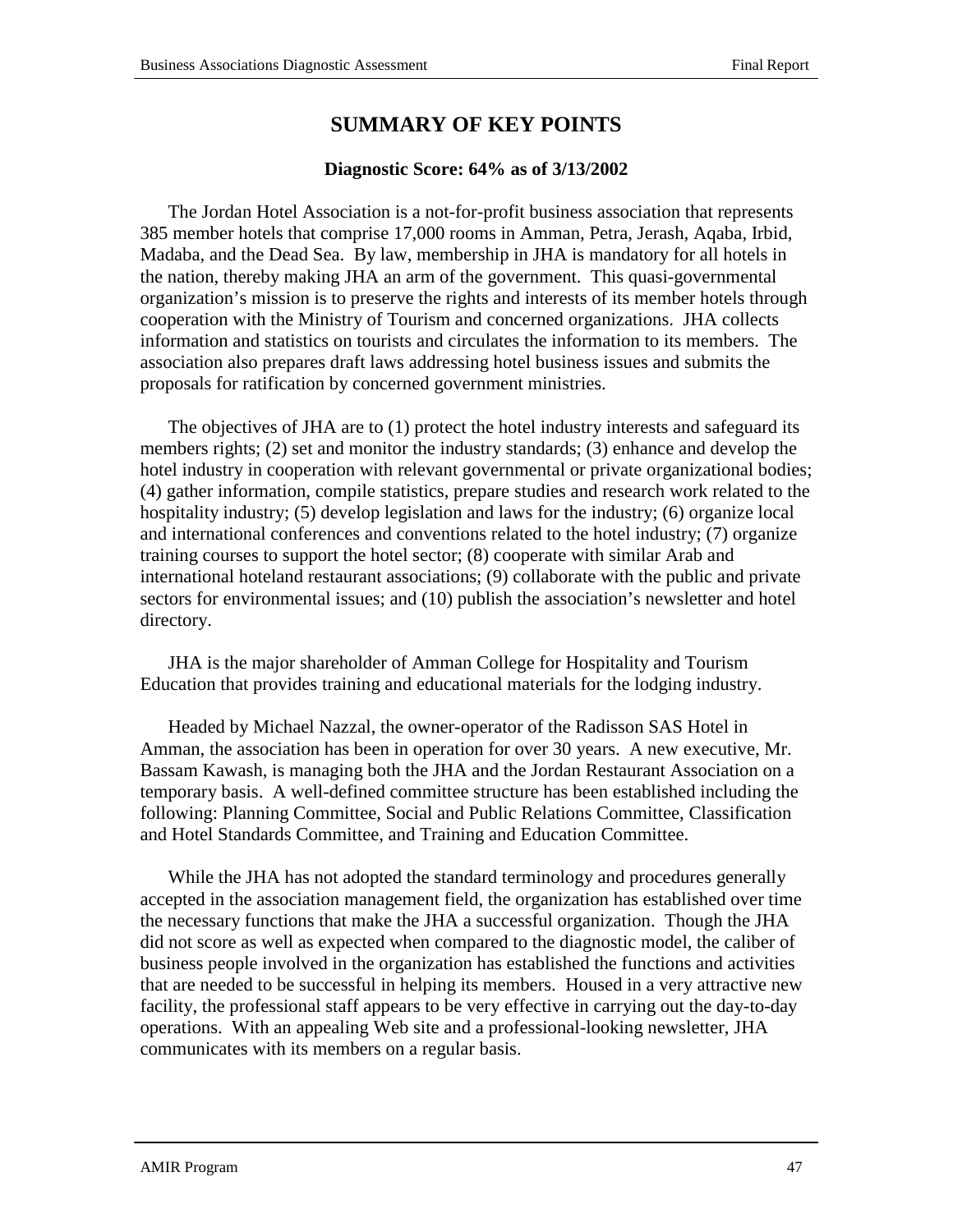# SUMMARY OF KEY POINTS

**Diagnostic Score: 64% as of 3/13/2002**

The Jordan Hotel Association is a not-for-profit business association that represents 385 member hotels that comprise 17,000 rooms in Amman, Petra, Jerash, Aqaba, Irbid, Madaba, and the Dead Sea. By law, membership in JHA is mandatory for all hotels in the nation, thereby making JHA an arm of the government. This quasi-governmental organization's mission is to preserve the rights and interests of its member hotels through cooperation with the Ministry of Tourism and concerned organizations. JHA collects information and statistics on tourists and circulates the information to its members. The association also prepares draft laws addressing hotel business issues and submits the proposals for ratification by concerned government ministries.

The objectives of JHA are to (1) protect the hotel industry interests and safeguard its members rights; (2) set and monitor the industry standards; (3) enhance and develop the hotel industry in cooperation with relevant governmental or private organizational bodies; (4) gather information, compile statistics, prepare studies and research work related to the hospitality industry; (5) develop legislation and laws for the industry; (6) organize local and international conferences and conventions related to the hotel industry; (7) organize training courses to support the hotel sector; (8) cooperate with similar Arab and international hoteland restaurant associations; (9) collaborate with the public and private sectors for environmental issues; and (10) publish the association's newsletter and hotel directory.

JHA is the major shareholder of Amman College for Hospitality and Tourism Education that provides training and educational materials for the lodging industry.

Headed by Michael Nazzal, the owner-operator of the Radisson SAS Hotel in Amman, the association has been in operation for over 30 years. A new executive, Mr. Bassam Kawash, is managing both the JHA and the Jordan Restaurant Association on a temporary basis. A well-defined committee structure has been established including the following: Planning Committee, Social and Public Relations Committee, Classification and Hotel Standards Committee, and Training and Education Committee.

While the JHA has not adopted the standard terminology and procedures generally accepted in the association management field, the organization has established over time the necessary functions that make the JHA a successful organization. Though the JHA did not score as well as expected when compared to the diagnostic model, the caliber of business people involved in the organization has established the functions and activities that are needed to be successful in helping its members. Housed in a very attractive new facility, the professional staff appears to be very effective in carrying out the day-to-day operations. With an appealing Web site and a professional-looking newsletter, JHA communicates with its members on a regular basis.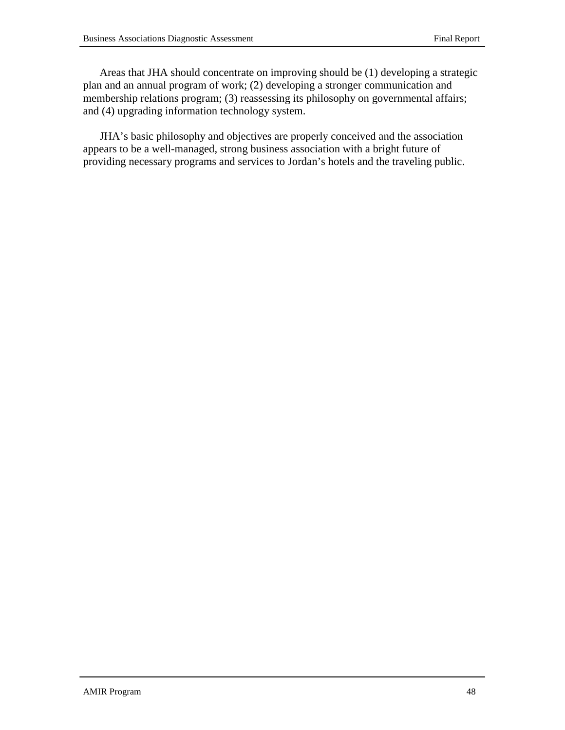Areas that JHA should concentrate on improving should be (1) developing a strategic plan and an annual program of work; (2) developing a stronger communication and membership relations program; (3) reassessing its philosophy on governmental affairs; and (4) upgrading information technology system.

JHA's basic philosophy and objectives are properly conceived and the association appears to be a well-managed, strong business association with a bright future of providing necessary programs and services to Jordan's hotels and the traveling public.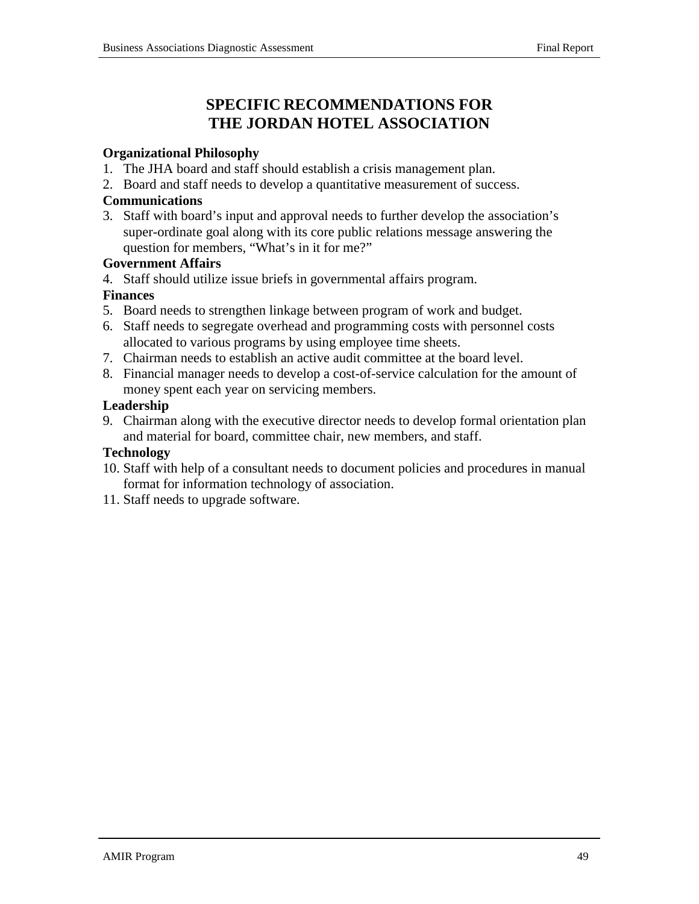# SPECIFIC RECOMMENDATIONS FOR THE JORDAN HOTEL ASSOCIATION

**Organizational Philosophy**

1. The JHA board and staff should establish a crisis management plan.
2. Board and staff needs to develop a quantitative measurement of success.

**Communications**

3. Staff with board's input and approval needs to further develop the association's super-ordinate goal along with its core public relations message answering the question for members, "What's in it for me?"

**Government Affairs**

4. Staff should utilize issue briefs in governmental affairs program.

**Finances**

5. Board needs to strengthen linkage between program of work and budget.
6. Staff needs to segregate overhead and programming costs with personnel costs allocated to various programs by using employee time sheets.
7. Chairman needs to establish an active audit committee at the board level.
8. Financial manager needs to develop a cost-of-service calculation for the amount of money spent each year on servicing members.

**Leadership**

9. Chairman along with the executive director needs to develop formal orientation plan and material for board, committee chair, new members, and staff.

**Technology**

10. Staff with help of a consultant needs to document policies and procedures in manual format for information technology of association.
11. Staff needs to upgrade software.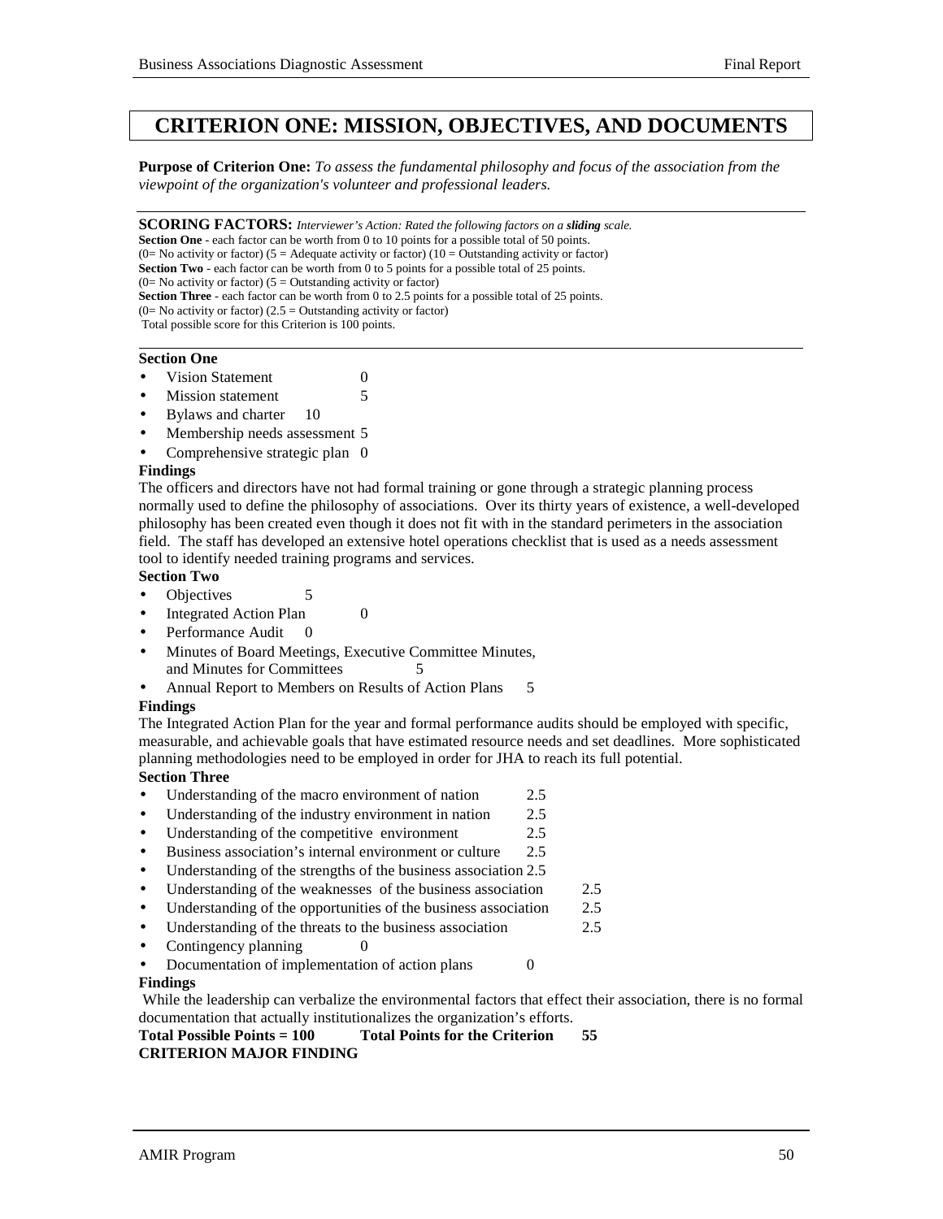# CRITERION ONE: MISSION, OBJECTIVES, AND DOCUMENTS

**Purpose of Criterion One:** *To assess the fundamental philosophy and focus of the association from the viewpoint of the organization's volunteer and professional leaders.*

**SCORING FACTORS:** *Interviewer's Action: Rated the following factors on a **sliding** scale.*
**Section One** - each factor can be worth from 0 to 10 points for a possible total of 50 points.
(0= No activity or factor) (5 = Adequate activity or factor) (10 = Outstanding activity or factor)
**Section Two** - each factor can be worth from 0 to 5 points for a possible total of 25 points.
(0= No activity or factor) (5 = Outstanding activity or factor)
**Section Three** - each factor can be worth from 0 to 2.5 points for a possible total of 25 points.
(0= No activity or factor) (2.5 = Outstanding activity or factor)
Total possible score for this Criterion is 100 points.

**Section One**

- Vision Statement 0
- Mission statement 5
- Bylaws and charter 10
- Membership needs assessment 5
- Comprehensive strategic plan 0

**Findings**

The officers and directors have not had formal training or gone through a strategic planning process normally used to define the philosophy of associations. Over its thirty years of existence, a well-developed philosophy has been created even though it does not fit with in the standard perimeters in the association field. The staff has developed an extensive hotel operations checklist that is used as a needs assessment tool to identify needed training programs and services.

**Section Two**

- Objectives 5
- Integrated Action Plan 0
- Performance Audit 0
- Minutes of Board Meetings, Executive Committee Minutes, and Minutes for Committees 5
- Annual Report to Members on Results of Action Plans 5

**Findings**

The Integrated Action Plan for the year and formal performance audits should be employed with specific, measurable, and achievable goals that have estimated resource needs and set deadlines. More sophisticated planning methodologies need to be employed in order for JHA to reach its full potential.

**Section Three**

- Understanding of the macro environment of nation 2.5
- Understanding of the industry environment in nation 2.5
- Understanding of the competitive environment 2.5
- Business association's internal environment or culture 2.5
- Understanding of the strengths of the business association 2.5
- Understanding of the weaknesses of the business association 2.5
- Understanding of the opportunities of the business association 2.5
- Understanding of the threats to the business association 2.5
- Contingency planning 0
- Documentation of implementation of action plans 0

**Findings**

While the leadership can verbalize the environmental factors that effect their association, there is no formal documentation that actually institutionalizes the organization's efforts.

**Total Possible Points = 100 Total Points for the Criterion 55**

**CRITERION MAJOR FINDING**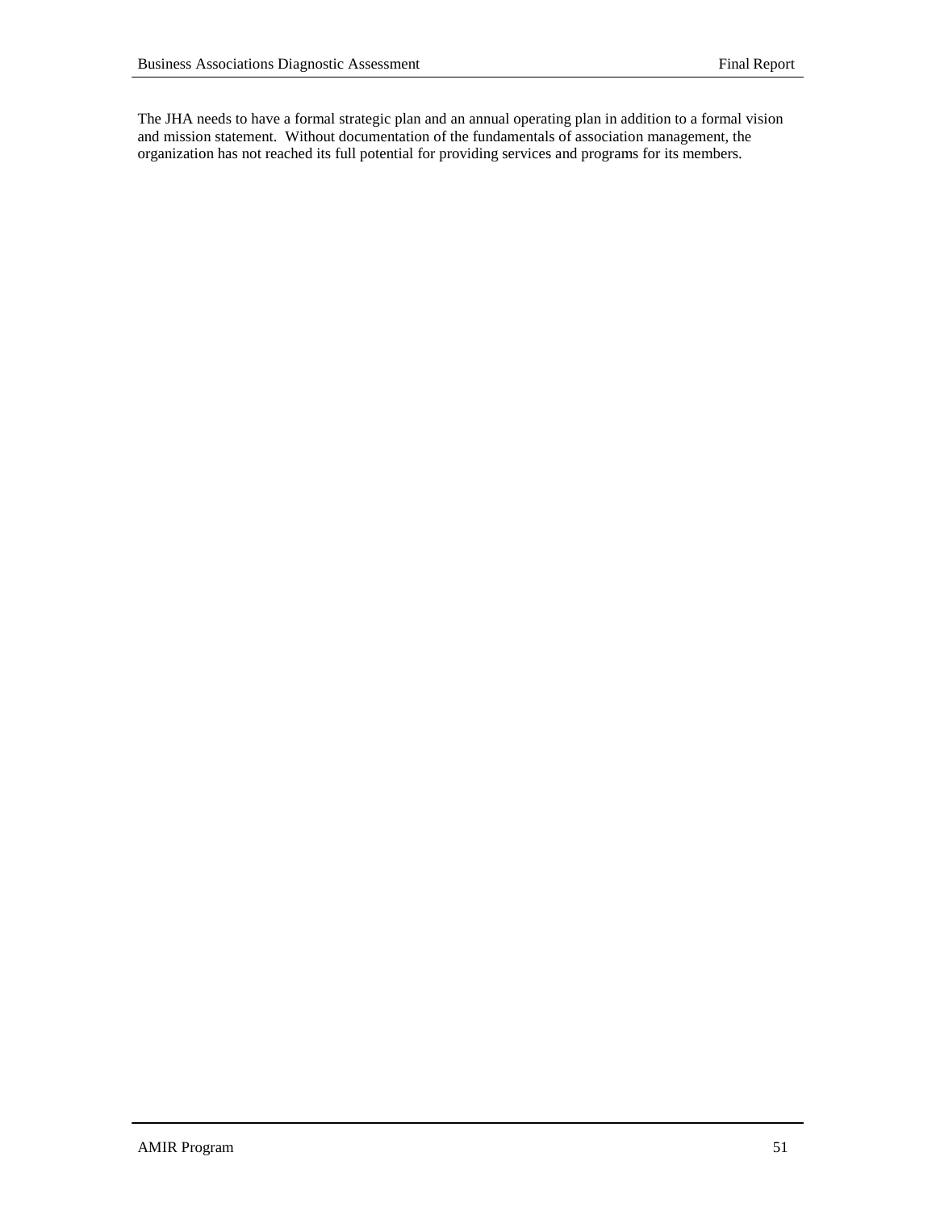The JHA needs to have a formal strategic plan and an annual operating plan in addition to a formal vision and mission statement. Without documentation of the fundamentals of association management, the organization has not reached its full potential for providing services and programs for its members.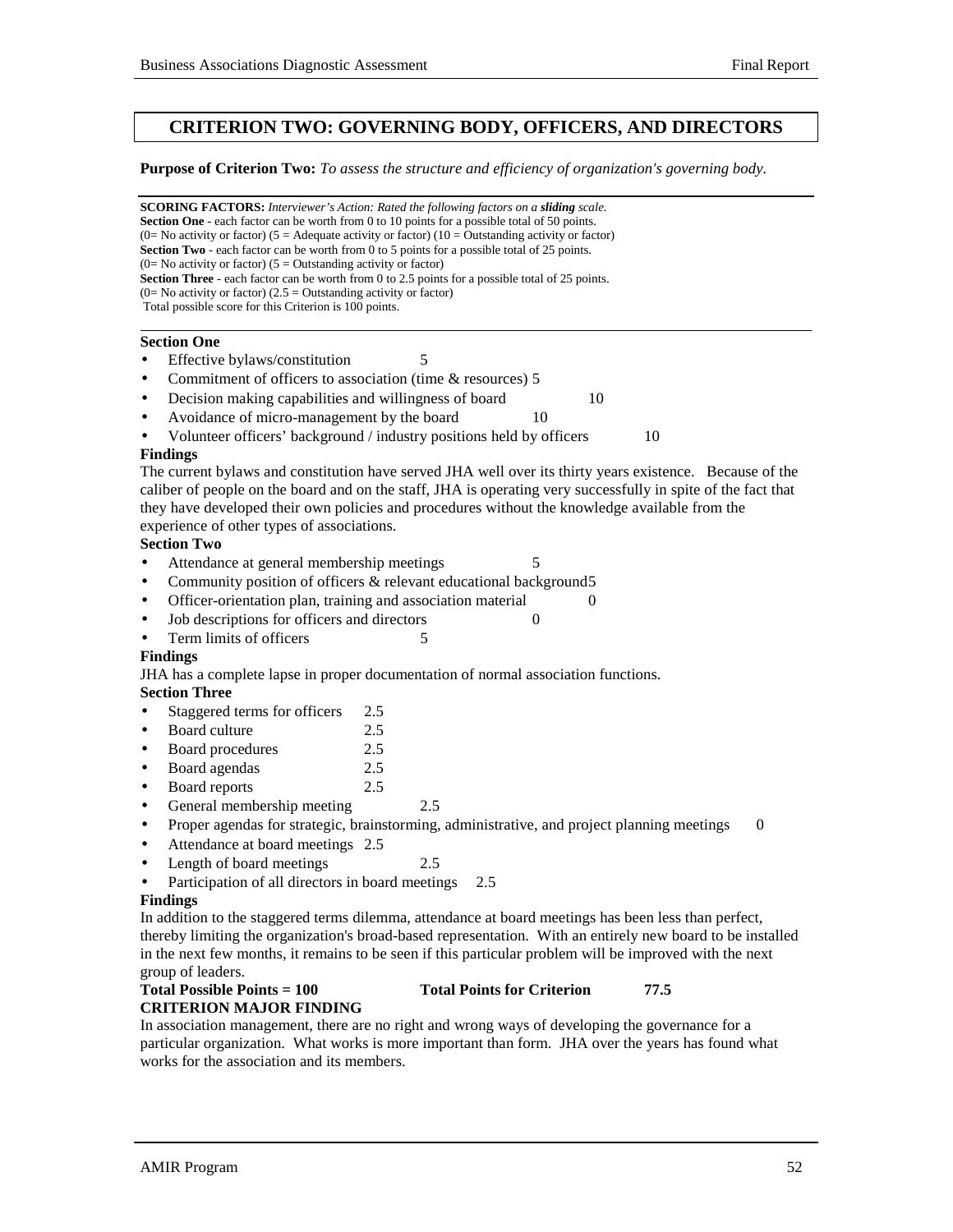## CRITERION TWO: GOVERNING BODY, OFFICERS, AND DIRECTORS

**Purpose of Criterion Two:** *To assess the structure and efficiency of organization's governing body.*

---

**SCORING FACTORS:** *Interviewer's Action: Rated the following factors on a **sliding** scale.*
**Section One** - each factor can be worth from 0 to 10 points for a possible total of 50 points.
(0= No activity or factor) (5 = Adequate activity or factor) (10 = Outstanding activity or factor)
**Section Two** - each factor can be worth from 0 to 5 points for a possible total of 25 points.
(0= No activity or factor) (5 = Outstanding activity or factor)
**Section Three** - each factor can be worth from 0 to 2.5 points for a possible total of 25 points.
(0= No activity or factor) (2.5 = Outstanding activity or factor)
Total possible score for this Criterion is 100 points.

---

**Section One**

- Effective bylaws/constitution 5
- Commitment of officers to association (time & resources) 5
- Decision making capabilities and willingness of board 10
- Avoidance of micro-management by the board 10
- Volunteer officers' background / industry positions held by officers 10

**Findings**

The current bylaws and constitution have served JHA well over its thirty years existence. Because of the caliber of people on the board and on the staff, JHA is operating very successfully in spite of the fact that they have developed their own policies and procedures without the knowledge available from the experience of other types of associations.

**Section Two**

- Attendance at general membership meetings 5
- Community position of officers & relevant educational background 5
- Officer-orientation plan, training and association material 0
- Job descriptions for officers and directors 0
- Term limits of officers 5

**Findings**

JHA has a complete lapse in proper documentation of normal association functions.

**Section Three**

- Staggered terms for officers 2.5
- Board culture 2.5
- Board procedures 2.5
- Board agendas 2.5
- Board reports 2.5
- General membership meeting 2.5
- Proper agendas for strategic, brainstorming, administrative, and project planning meetings 0
- Attendance at board meetings 2.5
- Length of board meetings 2.5
- Participation of all directors in board meetings 2.5

**Findings**

In addition to the staggered terms dilemma, attendance at board meetings has been less than perfect, thereby limiting the organization's broad-based representation. With an entirely new board to be installed in the next few months, it remains to be seen if this particular problem will be improved with the next group of leaders.

**Total Possible Points = 100** **Total Points for Criterion 77.5**

**CRITERION MAJOR FINDING**

In association management, there are no right and wrong ways of developing the governance for a particular organization. What works is more important than form. JHA over the years has found what works for the association and its members.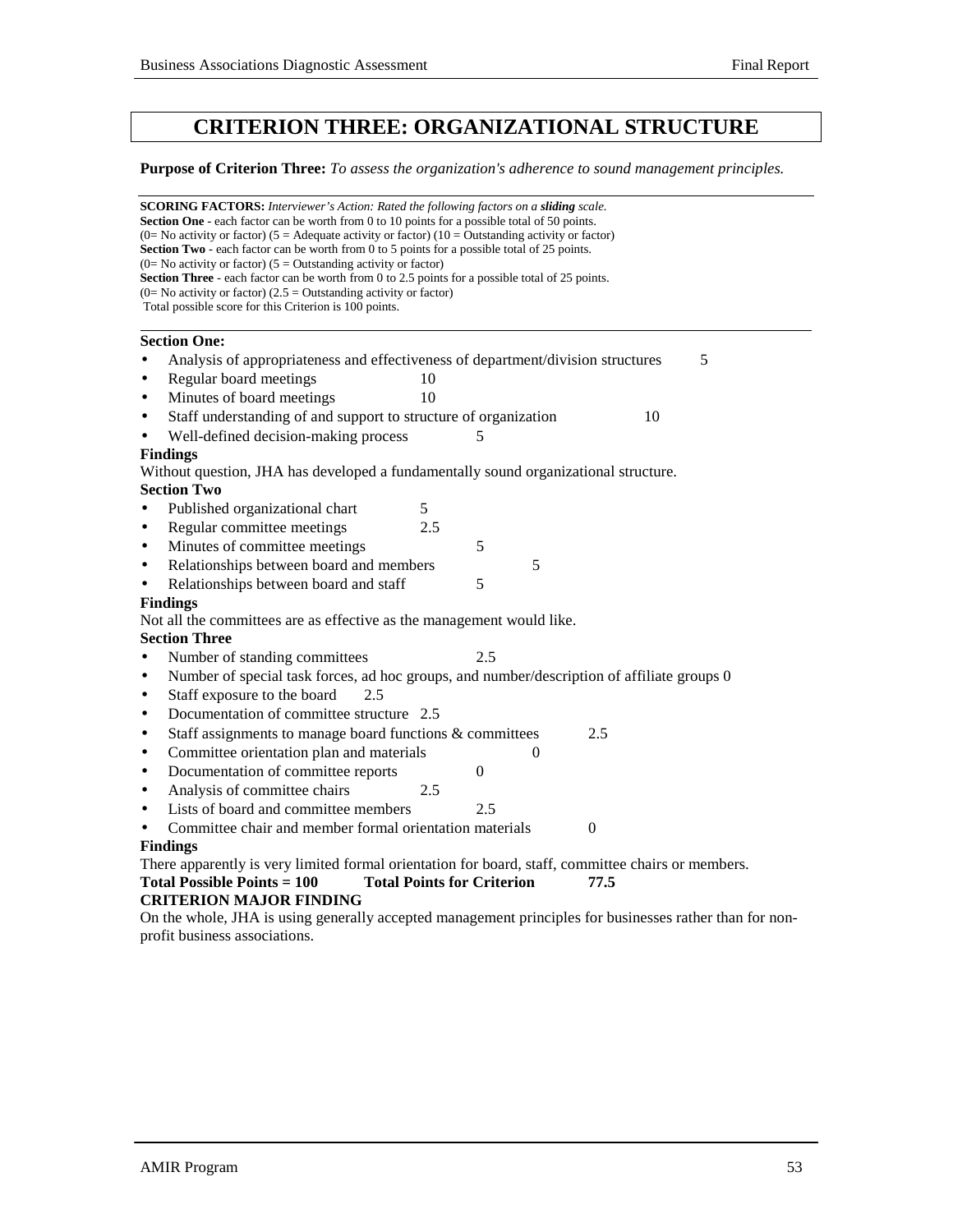# CRITERION THREE: ORGANIZATIONAL STRUCTURE

**Purpose of Criterion Three:** *To assess the organization's adherence to sound management principles.*

**SCORING FACTORS:** *Interviewer's Action: Rated the following factors on a* ***sliding*** *scale.*
**Section One** - each factor can be worth from 0 to 10 points for a possible total of 50 points.
(0= No activity or factor) (5 = Adequate activity or factor) (10 = Outstanding activity or factor)
**Section Two** - each factor can be worth from 0 to 5 points for a possible total of 25 points.
(0= No activity or factor) (5 = Outstanding activity or factor)
**Section Three** - each factor can be worth from 0 to 2.5 points for a possible total of 25 points.
(0= No activity or factor) (2.5 = Outstanding activity or factor)
Total possible score for this Criterion is 100 points.

**Section One:**

- Analysis of appropriateness and effectiveness of department/division structures 5
- Regular board meetings 10
- Minutes of board meetings 10
- Staff understanding of and support to structure of organization 10
- Well-defined decision-making process 5

**Findings**

Without question, JHA has developed a fundamentally sound organizational structure.

**Section Two**

- Published organizational chart 5
- Regular committee meetings 2.5
- Minutes of committee meetings 5
- Relationships between board and members 5
- Relationships between board and staff 5

**Findings**

Not all the committees are as effective as the management would like.

**Section Three**

- Number of standing committees 2.5
- Number of special task forces, ad hoc groups, and number/description of affiliate groups 0
- Staff exposure to the board 2.5
- Documentation of committee structure 2.5
- Staff assignments to manage board functions & committees 2.5
- Committee orientation plan and materials 0
- Documentation of committee reports 0
- Analysis of committee chairs 2.5
- Lists of board and committee members 2.5
- Committee chair and member formal orientation materials 0

**Findings**

There apparently is very limited formal orientation for board, staff, committee chairs or members.

**Total Possible Points = 100** **Total Points for Criterion** **77.5**

**CRITERION MAJOR FINDING**

On the whole, JHA is using generally accepted management principles for businesses rather than for non-profit business associations.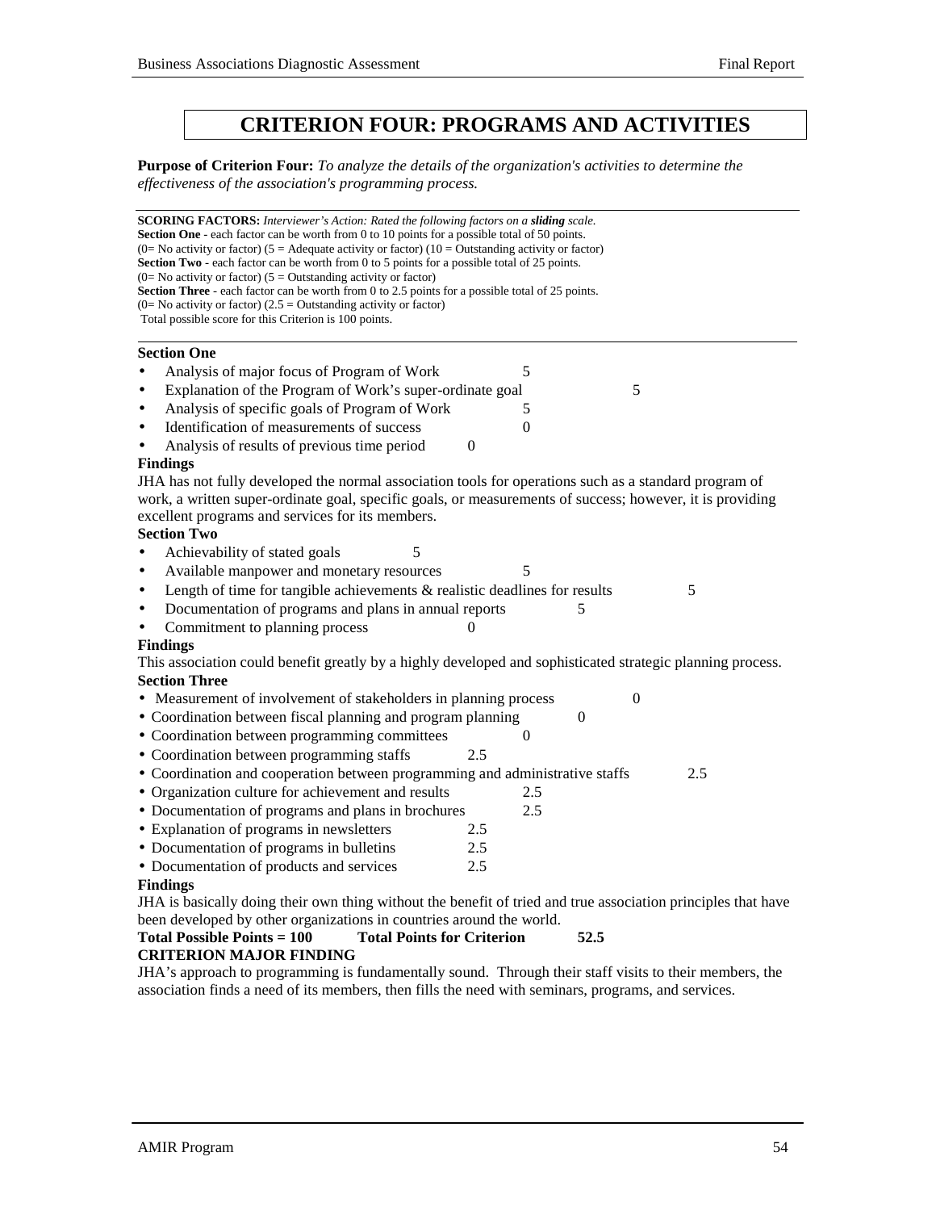# CRITERION FOUR: PROGRAMS AND ACTIVITIES

**Purpose of Criterion Four:** *To analyze the details of the organization's activities to determine the effectiveness of the association's programming process.*

---

**SCORING FACTORS:** *Interviewer's Action: Rated the following factors on a* ***sliding*** *scale.*
**Section One** - each factor can be worth from 0 to 10 points for a possible total of 50 points.
(0= No activity or factor) (5 = Adequate activity or factor) (10 = Outstanding activity or factor)
**Section Two** - each factor can be worth from 0 to 5 points for a possible total of 25 points.
(0= No activity or factor) (5 = Outstanding activity or factor)
**Section Three** - each factor can be worth from 0 to 2.5 points for a possible total of 25 points.
(0= No activity or factor) (2.5 = Outstanding activity or factor)
Total possible score for this Criterion is 100 points.

---

**Section One**

- Analysis of major focus of Program of Work 5
- Explanation of the Program of Work's super-ordinate goal 5
- Analysis of specific goals of Program of Work 5
- Identification of measurements of success 0
- Analysis of results of previous time period 0

**Findings**

JHA has not fully developed the normal association tools for operations such as a standard program of work, a written super-ordinate goal, specific goals, or measurements of success; however, it is providing excellent programs and services for its members.

**Section Two**

- Achievability of stated goals 5
- Available manpower and monetary resources 5
- Length of time for tangible achievements & realistic deadlines for results 5
- Documentation of programs and plans in annual reports 5
- Commitment to planning process 0

**Findings**

This association could benefit greatly by a highly developed and sophisticated strategic planning process.

**Section Three**

- Measurement of involvement of stakeholders in planning process 0
- Coordination between fiscal planning and program planning 0
- Coordination between programming committees 0
- Coordination between programming staffs 2.5
- Coordination and cooperation between programming and administrative staffs 2.5
- Organization culture for achievement and results 2.5
- Documentation of programs and plans in brochures 2.5
- Explanation of programs in newsletters 2.5
- Documentation of programs in bulletins 2.5
- Documentation of products and services 2.5

**Findings**

JHA is basically doing their own thing without the benefit of tried and true association principles that have been developed by other organizations in countries around the world.

**Total Possible Points = 100 Total Points for Criterion 52.5**

**CRITERION MAJOR FINDING**

JHA's approach to programming is fundamentally sound. Through their staff visits to their members, the association finds a need of its members, then fills the need with seminars, programs, and services.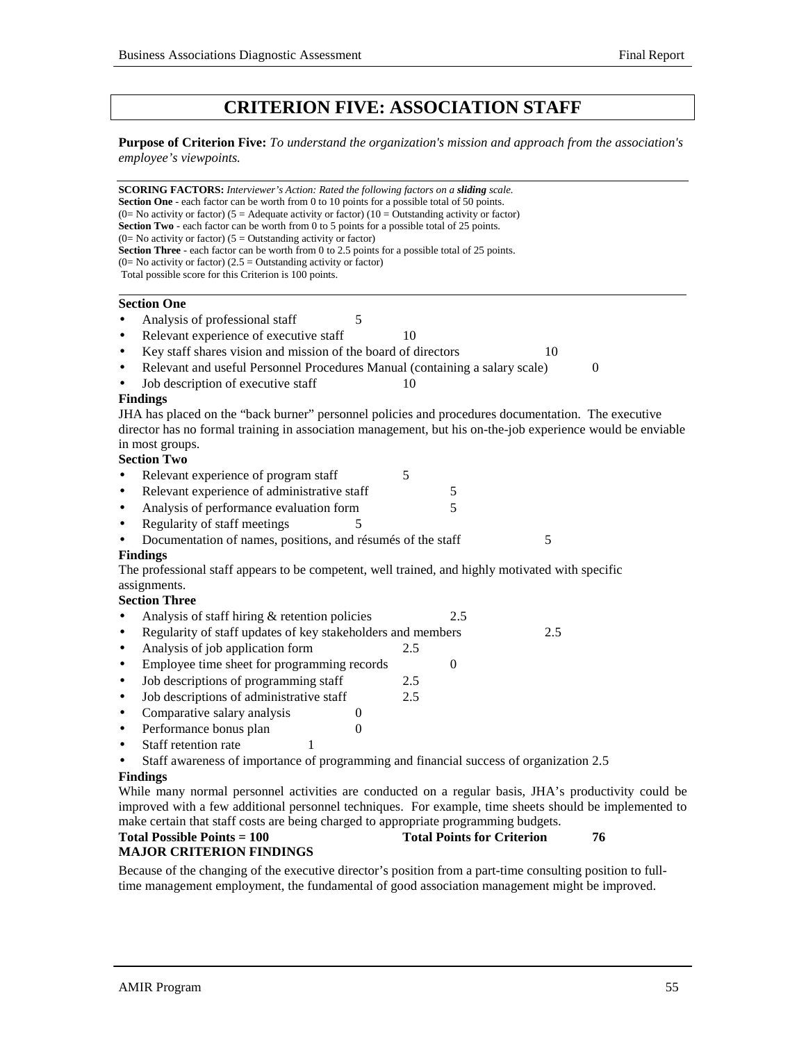# CRITERION FIVE: ASSOCIATION STAFF

**Purpose of Criterion Five:** *To understand the organization's mission and approach from the association's employee's viewpoints.*

---

**SCORING FACTORS:** *Interviewer's Action: Rated the following factors on a **sliding** scale.*
**Section One** - each factor can be worth from 0 to 10 points for a possible total of 50 points.
(0= No activity or factor) (5 = Adequate activity or factor) (10 = Outstanding activity or factor)
**Section Two** - each factor can be worth from 0 to 5 points for a possible total of 25 points.
(0= No activity or factor) (5 = Outstanding activity or factor)
**Section Three** - each factor can be worth from 0 to 2.5 points for a possible total of 25 points.
(0= No activity or factor) (2.5 = Outstanding activity or factor)
Total possible score for this Criterion is 100 points.

---

**Section One**

- Analysis of professional staff 5
- Relevant experience of executive staff 10
- Key staff shares vision and mission of the board of directors 10
- Relevant and useful Personnel Procedures Manual (containing a salary scale) 0
- Job description of executive staff 10

**Findings**

JHA has placed on the "back burner" personnel policies and procedures documentation. The executive director has no formal training in association management, but his on-the-job experience would be enviable in most groups.

**Section Two**

- Relevant experience of program staff 5
- Relevant experience of administrative staff 5
- Analysis of performance evaluation form 5
- Regularity of staff meetings 5
- Documentation of names, positions, and résumés of the staff 5

**Findings**

The professional staff appears to be competent, well trained, and highly motivated with specific assignments.

**Section Three**

- Analysis of staff hiring & retention policies 2.5
- Regularity of staff updates of key stakeholders and members 2.5
- Analysis of job application form 2.5
- Employee time sheet for programming records 0
- Job descriptions of programming staff 2.5
- Job descriptions of administrative staff 2.5
- Comparative salary analysis 0
- Performance bonus plan 0
- Staff retention rate 1
- Staff awareness of importance of programming and financial success of organization 2.5

**Findings**

While many normal personnel activities are conducted on a regular basis, JHA's productivity could be improved with a few additional personnel techniques. For example, time sheets should be implemented to make certain that staff costs are being charged to appropriate programming budgets.

**Total Possible Points = 100** **Total Points for Criterion 76**

**MAJOR CRITERION FINDINGS**

Because of the changing of the executive director's position from a part-time consulting position to full-time management employment, the fundamental of good association management might be improved.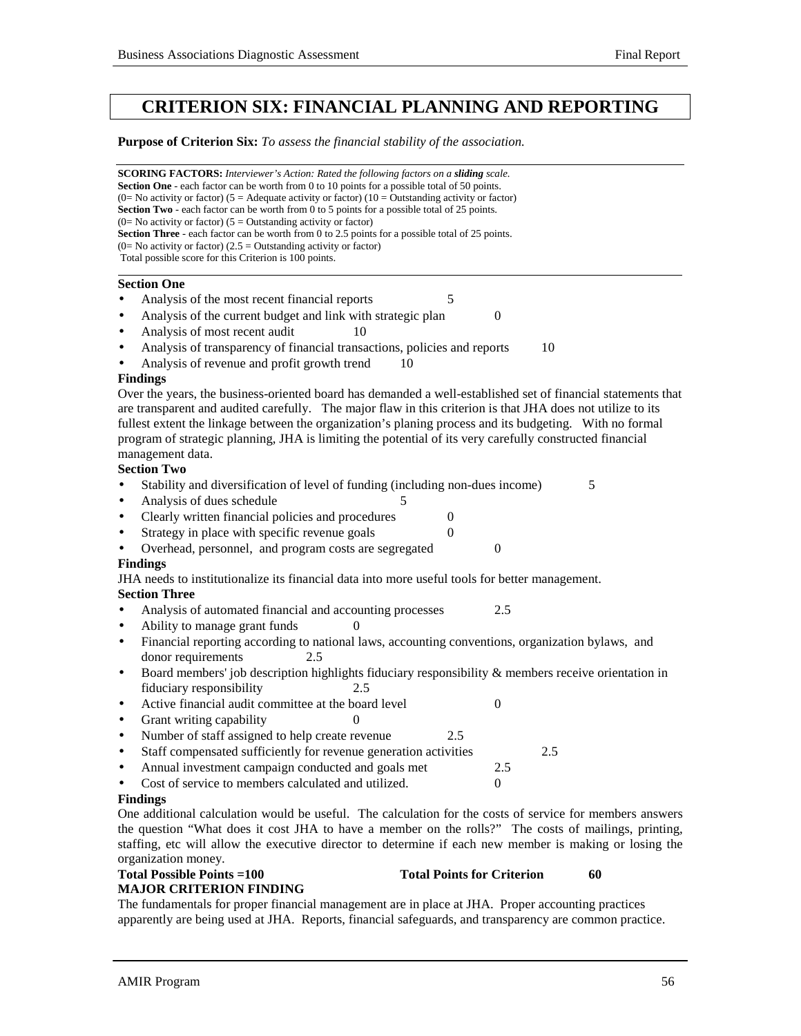# CRITERION SIX: FINANCIAL PLANNING AND REPORTING

**Purpose of Criterion Six:** *To assess the financial stability of the association.*

**SCORING FACTORS:** *Interviewer's Action: Rated the following factors on a **sliding** scale.*
**Section One** - each factor can be worth from 0 to 10 points for a possible total of 50 points.
(0= No activity or factor) (5 = Adequate activity or factor) (10 = Outstanding activity or factor)
**Section Two** - each factor can be worth from 0 to 5 points for a possible total of 25 points.
(0= No activity or factor) (5 = Outstanding activity or factor)
**Section Three** - each factor can be worth from 0 to 2.5 points for a possible total of 25 points.
(0= No activity or factor) (2.5 = Outstanding activity or factor)
Total possible score for this Criterion is 100 points.

**Section One**

- Analysis of the most recent financial reports 5
- Analysis of the current budget and link with strategic plan 0
- Analysis of most recent audit 10
- Analysis of transparency of financial transactions, policies and reports 10
- Analysis of revenue and profit growth trend 10

**Findings**

Over the years, the business-oriented board has demanded a well-established set of financial statements that are transparent and audited carefully. The major flaw in this criterion is that JHA does not utilize to its fullest extent the linkage between the organization's planing process and its budgeting. With no formal program of strategic planning, JHA is limiting the potential of its very carefully constructed financial management data.

**Section Two**

- Stability and diversification of level of funding (including non-dues income) 5
- Analysis of dues schedule 5
- Clearly written financial policies and procedures 0
- Strategy in place with specific revenue goals 0
- Overhead, personnel, and program costs are segregated 0

**Findings**

JHA needs to institutionalize its financial data into more useful tools for better management.

**Section Three**

- Analysis of automated financial and accounting processes 2.5
- Ability to manage grant funds 0
- Financial reporting according to national laws, accounting conventions, organization bylaws, and donor requirements 2.5
- Board members' job description highlights fiduciary responsibility & members receive orientation in fiduciary responsibility 2.5
- Active financial audit committee at the board level 0
- Grant writing capability 0
- Number of staff assigned to help create revenue 2.5
- Staff compensated sufficiently for revenue generation activities 2.5
- Annual investment campaign conducted and goals met 2.5
- Cost of service to members calculated and utilized. 0

**Findings**

One additional calculation would be useful. The calculation for the costs of service for members answers the question "What does it cost JHA to have a member on the rolls?" The costs of mailings, printing, staffing, etc will allow the executive director to determine if each new member is making or losing the organization money.

**Total Possible Points =100** **Total Points for Criterion 60**

**MAJOR CRITERION FINDING**

The fundamentals for proper financial management are in place at JHA. Proper accounting practices apparently are being used at JHA. Reports, financial safeguards, and transparency are common practice.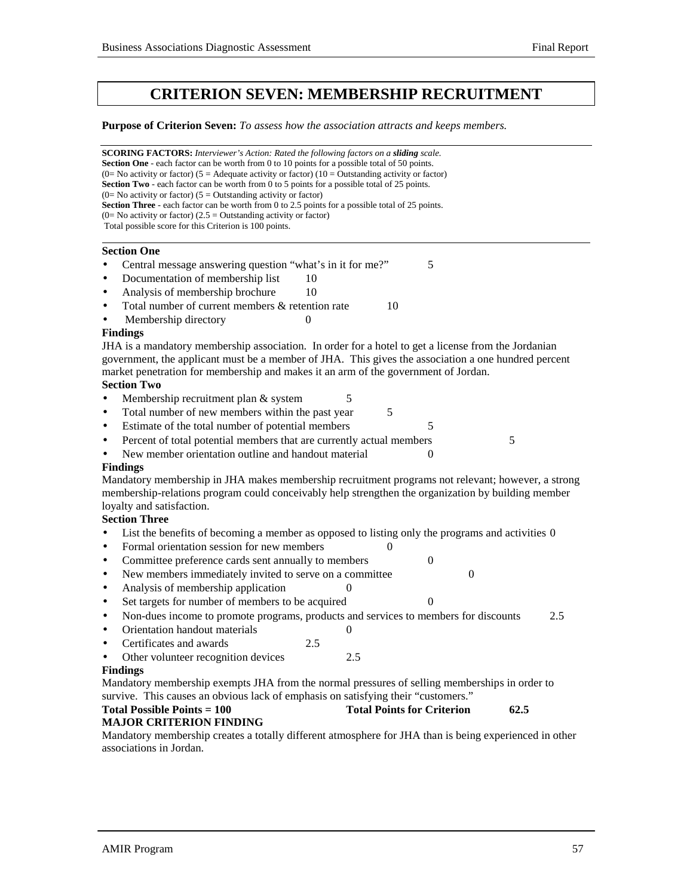# CRITERION SEVEN: MEMBERSHIP RECRUITMENT

**Purpose of Criterion Seven:** *To assess how the association attracts and keeps members.*

---

**SCORING FACTORS:** *Interviewer's Action: Rated the following factors on a **sliding** scale.*
**Section One** - each factor can be worth from 0 to 10 points for a possible total of 50 points.
(0= No activity or factor) (5 = Adequate activity or factor) (10 = Outstanding activity or factor)
**Section Two** - each factor can be worth from 0 to 5 points for a possible total of 25 points.
(0= No activity or factor) (5 = Outstanding activity or factor)
**Section Three** - each factor can be worth from 0 to 2.5 points for a possible total of 25 points.
(0= No activity or factor) (2.5 = Outstanding activity or factor)
Total possible score for this Criterion is 100 points.

---

**Section One**

- Central message answering question "what's in it for me?" 5
- Documentation of membership list 10
- Analysis of membership brochure 10
- Total number of current members & retention rate 10
- Membership directory 0

**Findings**

JHA is a mandatory membership association. In order for a hotel to get a license from the Jordanian government, the applicant must be a member of JHA. This gives the association a one hundred percent market penetration for membership and makes it an arm of the government of Jordan.

**Section Two**

- Membership recruitment plan & system 5
- Total number of new members within the past year 5
- Estimate of the total number of potential members 5
- Percent of total potential members that are currently actual members 5
- New member orientation outline and handout material 0

**Findings**

Mandatory membership in JHA makes membership recruitment programs not relevant; however, a strong membership-relations program could conceivably help strengthen the organization by building member loyalty and satisfaction.

**Section Three**

- List the benefits of becoming a member as opposed to listing only the programs and activities 0
- Formal orientation session for new members 0
- Committee preference cards sent annually to members 0
- New members immediately invited to serve on a committee 0
- Analysis of membership application 0
- Set targets for number of members to be acquired 0
- Non-dues income to promote programs, products and services to members for discounts 2.5
- Orientation handout materials 0
- Certificates and awards 2.5
- Other volunteer recognition devices 2.5

**Findings**

Mandatory membership exempts JHA from the normal pressures of selling memberships in order to survive. This causes an obvious lack of emphasis on satisfying their "customers."

**Total Possible Points = 100** **Total Points for Criterion 62.5**

**MAJOR CRITERION FINDING**

Mandatory membership creates a totally different atmosphere for JHA than is being experienced in other associations in Jordan.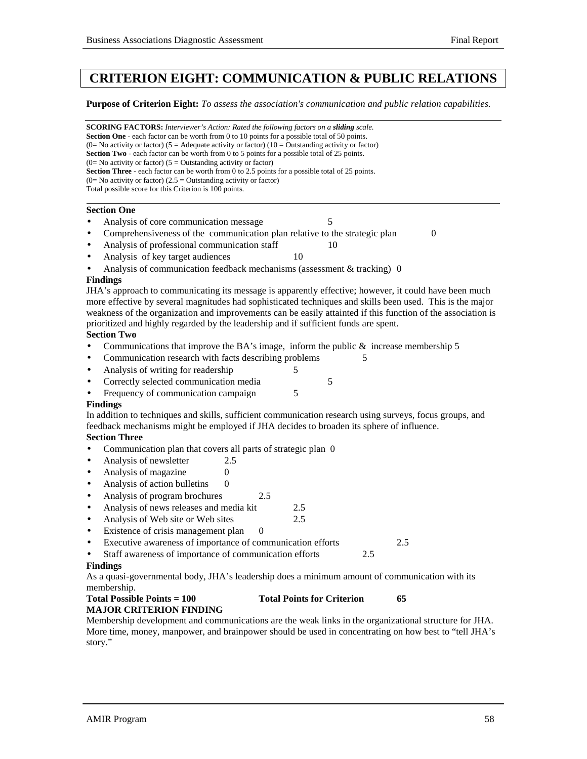# CRITERION EIGHT: COMMUNICATION & PUBLIC RELATIONS

**Purpose of Criterion Eight:** *To assess the association's communication and public relation capabilities.*

**SCORING FACTORS:** *Interviewer's Action: Rated the following factors on a* ***sliding*** *scale.*
**Section One** - each factor can be worth from 0 to 10 points for a possible total of 50 points.
(0= No activity or factor) (5 = Adequate activity or factor) (10 = Outstanding activity or factor)
**Section Two** - each factor can be worth from 0 to 5 points for a possible total of 25 points.
(0= No activity or factor) (5 = Outstanding activity or factor)
**Section Three** - each factor can be worth from 0 to 2.5 points for a possible total of 25 points.
(0= No activity or factor) (2.5 = Outstanding activity or factor)
Total possible score for this Criterion is 100 points.

**Section One**

- Analysis of core communication message 5
- Comprehensiveness of the communication plan relative to the strategic plan 0
- Analysis of professional communication staff 10
- Analysis of key target audiences 10
- Analysis of communication feedback mechanisms (assessment & tracking) 0

**Findings**

JHA's approach to communicating its message is apparently effective; however, it could have been much more effective by several magnitudes had sophisticated techniques and skills been used. This is the major weakness of the organization and improvements can be easily attainted if this function of the association is prioritized and highly regarded by the leadership and if sufficient funds are spent.

**Section Two**

- Communications that improve the BA's image, inform the public & increase membership 5
- Communication research with facts describing problems 5
- Analysis of writing for readership 5
- Correctly selected communication media 5
- Frequency of communication campaign 5

**Findings**

In addition to techniques and skills, sufficient communication research using surveys, focus groups, and feedback mechanisms might be employed if JHA decides to broaden its sphere of influence.

**Section Three**

- Communication plan that covers all parts of strategic plan 0
- Analysis of newsletter 2.5
- Analysis of magazine 0
- Analysis of action bulletins 0
- Analysis of program brochures 2.5
- Analysis of news releases and media kit 2.5
- Analysis of Web site or Web sites 2.5
- Existence of crisis management plan 0
- Executive awareness of importance of communication efforts 2.5
- Staff awareness of importance of communication efforts 2.5

**Findings**

As a quasi-governmental body, JHA's leadership does a minimum amount of communication with its membership.

**Total Possible Points = 100** **Total Points for Criterion** **65**

**MAJOR CRITERION FINDING**

Membership development and communications are the weak links in the organizational structure for JHA. More time, money, manpower, and brainpower should be used in concentrating on how best to "tell JHA's story."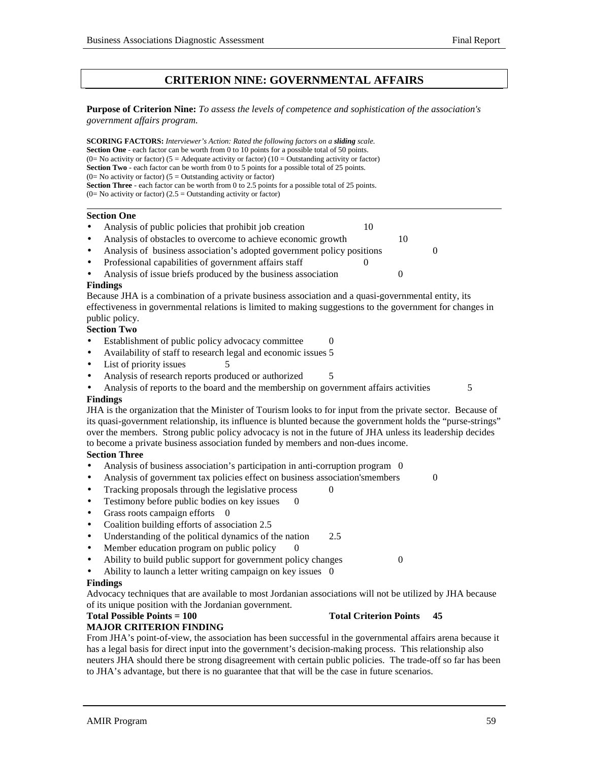# CRITERION NINE: GOVERNMENTAL AFFAIRS

**Purpose of Criterion Nine:** *To assess the levels of competence and sophistication of the association's government affairs program.*

**SCORING FACTORS:** *Interviewer's Action: Rated the following factors on a **sliding** scale.*
**Section One** - each factor can be worth from 0 to 10 points for a possible total of 50 points.
(0= No activity or factor) (5 = Adequate activity or factor) (10 = Outstanding activity or factor)
**Section Two** - each factor can be worth from 0 to 5 points for a possible total of 25 points.
(0= No activity or factor) (5 = Outstanding activity or factor)
**Section Three** - each factor can be worth from 0 to 2.5 points for a possible total of 25 points.
(0= No activity or factor) (2.5 = Outstanding activity or factor)

---

**Section One**

- Analysis of public policies that prohibit job creation 10
- Analysis of obstacles to overcome to achieve economic growth 10
- Analysis of business association's adopted government policy positions 0
- Professional capabilities of government affairs staff 0
- Analysis of issue briefs produced by the business association 0

**Findings**

Because JHA is a combination of a private business association and a quasi-governmental entity, its effectiveness in governmental relations is limited to making suggestions to the government for changes in public policy.

**Section Two**

- Establishment of public policy advocacy committee 0
- Availability of staff to research legal and economic issues 5
- List of priority issues 5
- Analysis of research reports produced or authorized 5
- Analysis of reports to the board and the membership on government affairs activities 5

**Findings**

JHA is the organization that the Minister of Tourism looks to for input from the private sector. Because of its quasi-government relationship, its influence is blunted because the government holds the "purse-strings" over the members. Strong public policy advocacy is not in the future of JHA unless its leadership decides to become a private business association funded by members and non-dues income.

**Section Three**

- Analysis of business association's participation in anti-corruption program 0
- Analysis of government tax policies effect on business association'smembers 0
- Tracking proposals through the legislative process 0
- Testimony before public bodies on key issues 0
- Grass roots campaign efforts 0
- Coalition building efforts of association 2.5
- Understanding of the political dynamics of the nation 2.5
- Member education program on public policy 0
- Ability to build public support for government policy changes 0
- Ability to launch a letter writing campaign on key issues 0

**Findings**

Advocacy techniques that are available to most Jordanian associations will not be utilized by JHA because of its unique position with the Jordanian government.

**Total Possible Points = 100** **Total Criterion Points 45**

**MAJOR CRITERION FINDING**

From JHA's point-of-view, the association has been successful in the governmental affairs arena because it has a legal basis for direct input into the government's decision-making process. This relationship also neuters JHA should there be strong disagreement with certain public policies. The trade-off so far has been to JHA's advantage, but there is no guarantee that that will be the case in future scenarios.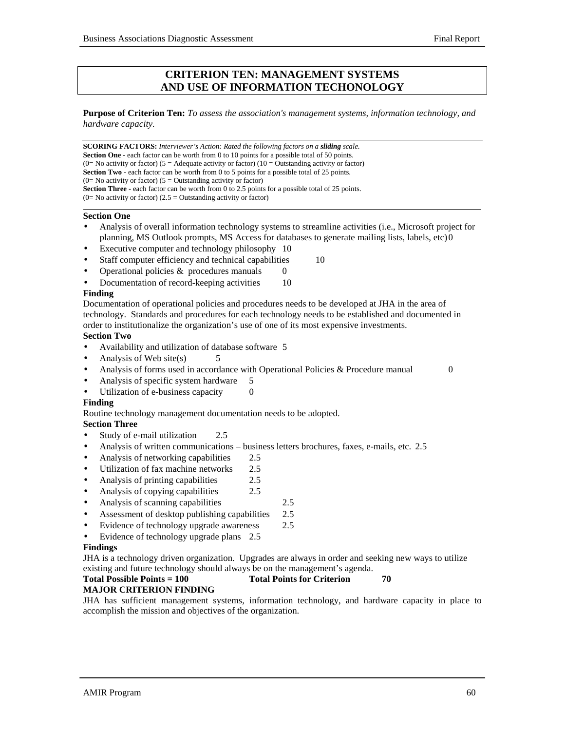## CRITERION TEN: MANAGEMENT SYSTEMS AND USE OF INFORMATION TECHONOLOGY

**Purpose of Criterion Ten:** *To assess the association's management systems, information technology, and hardware capacity.*

**SCORING FACTORS:** *Interviewer's Action: Rated the following factors on a **sliding** scale.*
**Section One** - each factor can be worth from 0 to 10 points for a possible total of 50 points.
(0= No activity or factor) (5 = Adequate activity or factor) (10 = Outstanding activity or factor)
**Section Two** - each factor can be worth from 0 to 5 points for a possible total of 25 points.
(0= No activity or factor) (5 = Outstanding activity or factor)
**Section Three** - each factor can be worth from 0 to 2.5 points for a possible total of 25 points.
(0= No activity or factor) (2.5 = Outstanding activity or factor)

**Section One**

- Analysis of overall information technology systems to streamline activities (i.e., Microsoft project for planning, MS Outlook prompts, MS Access for databases to generate mailing lists, labels, etc) 0
- Executive computer and technology philosophy 10
- Staff computer efficiency and technical capabilities 10
- Operational policies & procedures manuals 0
- Documentation of record-keeping activities 10

**Finding**

Documentation of operational policies and procedures needs to be developed at JHA in the area of technology. Standards and procedures for each technology needs to be established and documented in order to institutionalize the organization's use of one of its most expensive investments.

**Section Two**

- Availability and utilization of database software 5
- Analysis of Web site(s) 5
- Analysis of forms used in accordance with Operational Policies & Procedure manual 0
- Analysis of specific system hardware 5
- Utilization of e-business capacity 0

**Finding**

Routine technology management documentation needs to be adopted.

**Section Three**

- Study of e-mail utilization 2.5
- Analysis of written communications – business letters brochures, faxes, e-mails, etc. 2.5
- Analysis of networking capabilities 2.5
- Utilization of fax machine networks 2.5
- Analysis of printing capabilities 2.5
- Analysis of copying capabilities 2.5
- Analysis of scanning capabilities 2.5
- Assessment of desktop publishing capabilities 2.5
- Evidence of technology upgrade awareness 2.5
- Evidence of technology upgrade plans 2.5

**Findings**

JHA is a technology driven organization. Upgrades are always in order and seeking new ways to utilize existing and future technology should always be on the management's agenda.

**Total Possible Points = 100** **Total Points for Criterion 70**

**MAJOR CRITERION FINDING**

JHA has sufficient management systems, information technology, and hardware capacity in place to accomplish the mission and objectives of the organization.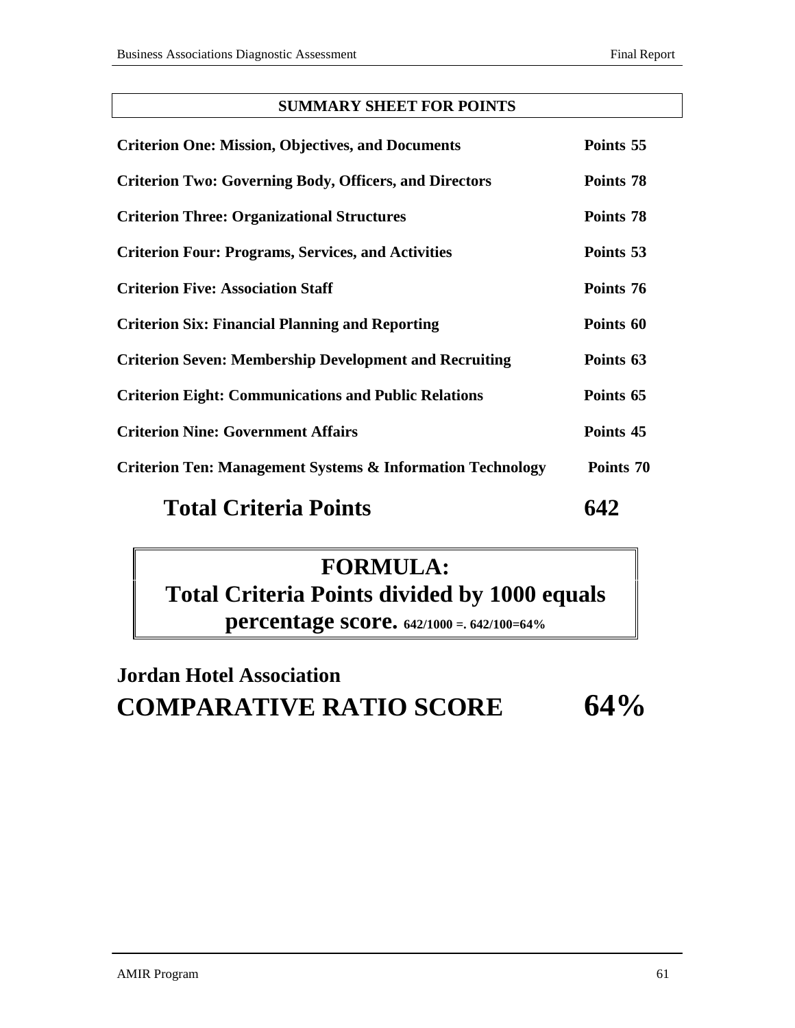## SUMMARY SHEET FOR POINTS

| | |
|---|---|
| **Criterion One: Mission, Objectives, and Documents** | **Points 55** |
| **Criterion Two: Governing Body, Officers, and Directors** | **Points 78** |
| **Criterion Three: Organizational Structures** | **Points 78** |
| **Criterion Four: Programs, Services, and Activities** | **Points 53** |
| **Criterion Five: Association Staff** | **Points 76** |
| **Criterion Six: Financial Planning and Reporting** | **Points 60** |
| **Criterion Seven: Membership Development and Recruiting** | **Points 63** |
| **Criterion Eight: Communications and Public Relations** | **Points 65** |
| **Criterion Nine: Government Affairs** | **Points 45** |
| **Criterion Ten: Management Systems & Information Technology** | **Points 70** |
| **Total Criteria Points** | **642** |

## FORMULA:
## Total Criteria Points divided by 1000 equals percentage score. 642/1000 =. 642/100=64%

## Jordan Hotel Association
## COMPARATIVE RATIO SCORE 64%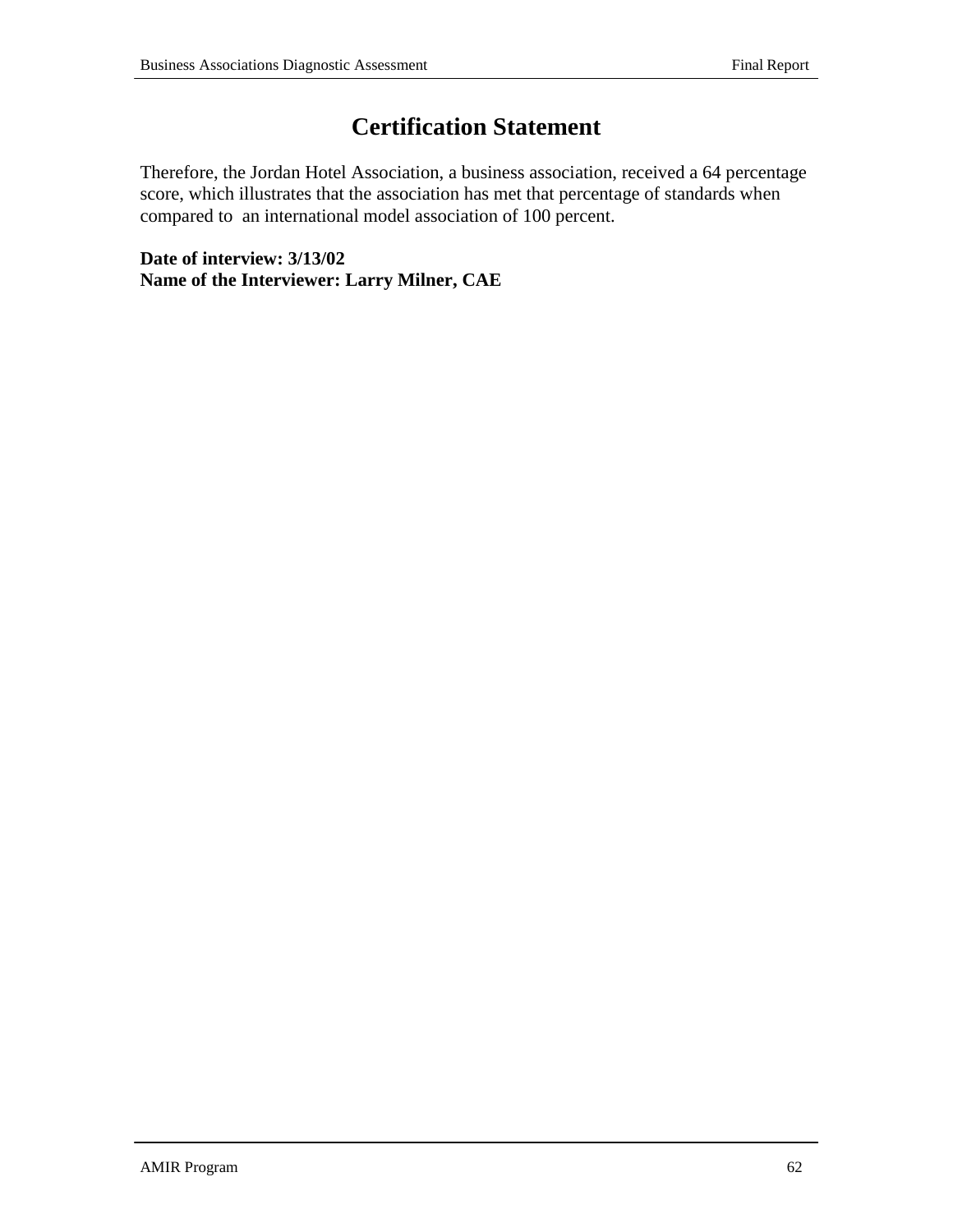# Certification Statement

Therefore, the Jordan Hotel Association, a business association, received a 64 percentage score, which illustrates that the association has met that percentage of standards when compared to an international model association of 100 percent.

**Date of interview: 3/13/02**
**Name of the Interviewer: Larry Milner, CAE**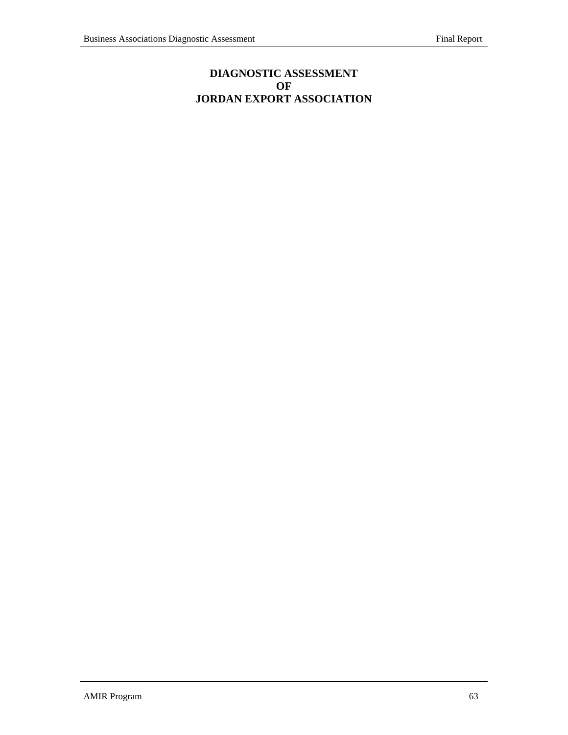# DIAGNOSTIC ASSESSMENT
# OF
# JORDAN EXPORT ASSOCIATION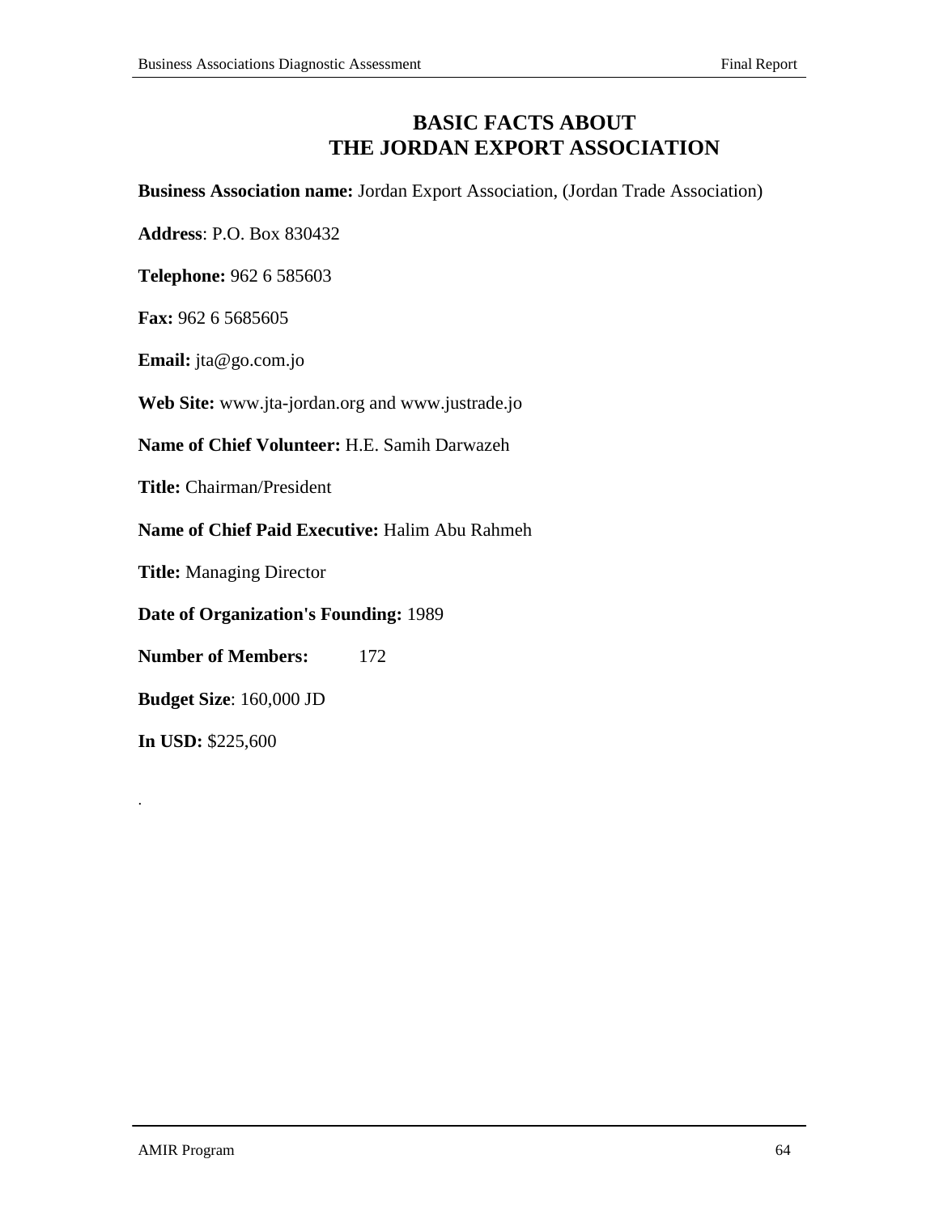# BASIC FACTS ABOUT THE JORDAN EXPORT ASSOCIATION

**Business Association name:** Jordan Export Association, (Jordan Trade Association)

**Address**: P.O. Box 830432

**Telephone:** 962 6 585603

**Fax:** 962 6 5685605

**Email:** jta@go.com.jo

**Web Site:** www.jta-jordan.org and www.justrade.jo

**Name of Chief Volunteer:** H.E. Samih Darwazeh

**Title:** Chairman/President

**Name of Chief Paid Executive:** Halim Abu Rahmeh

**Title:** Managing Director

**Date of Organization's Founding:** 1989

**Number of Members:** 172

**Budget Size**: 160,000 JD

**In USD:** $225,600

.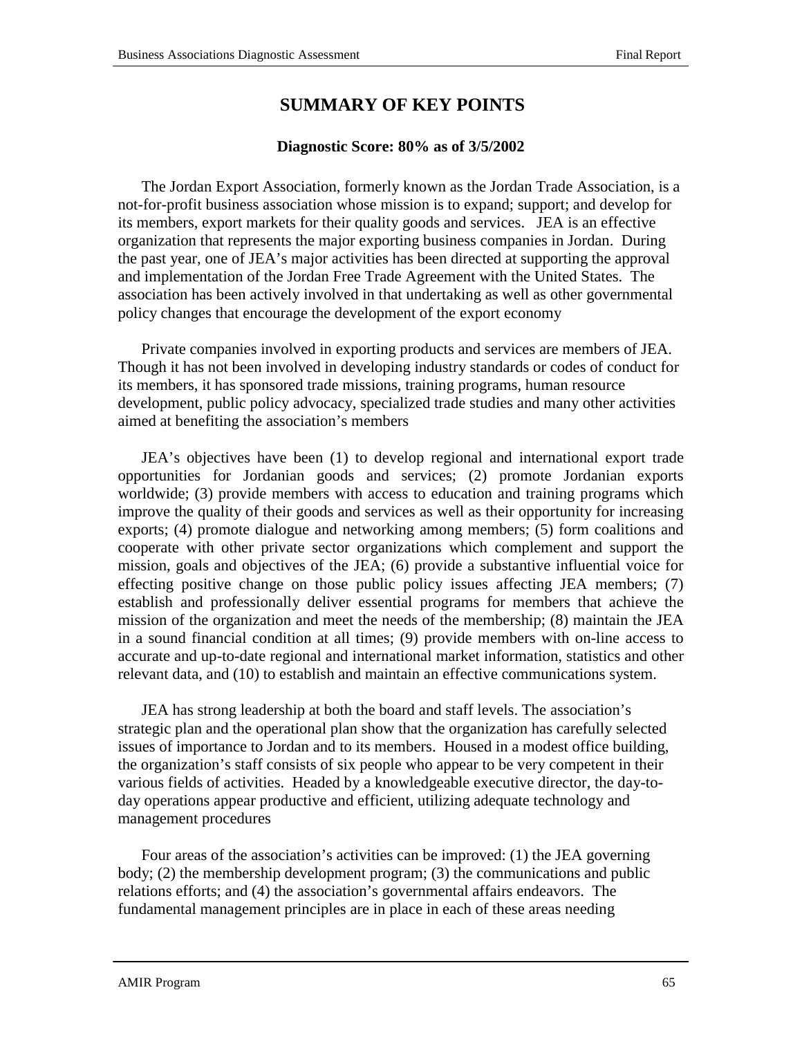# SUMMARY OF KEY POINTS

**Diagnostic Score: 80% as of 3/5/2002**

The Jordan Export Association, formerly known as the Jordan Trade Association, is a not-for-profit business association whose mission is to expand; support; and develop for its members, export markets for their quality goods and services. JEA is an effective organization that represents the major exporting business companies in Jordan. During the past year, one of JEA's major activities has been directed at supporting the approval and implementation of the Jordan Free Trade Agreement with the United States. The association has been actively involved in that undertaking as well as other governmental policy changes that encourage the development of the export economy

Private companies involved in exporting products and services are members of JEA. Though it has not been involved in developing industry standards or codes of conduct for its members, it has sponsored trade missions, training programs, human resource development, public policy advocacy, specialized trade studies and many other activities aimed at benefiting the association's members

JEA's objectives have been (1) to develop regional and international export trade opportunities for Jordanian goods and services; (2) promote Jordanian exports worldwide; (3) provide members with access to education and training programs which improve the quality of their goods and services as well as their opportunity for increasing exports; (4) promote dialogue and networking among members; (5) form coalitions and cooperate with other private sector organizations which complement and support the mission, goals and objectives of the JEA; (6) provide a substantive influential voice for effecting positive change on those public policy issues affecting JEA members; (7) establish and professionally deliver essential programs for members that achieve the mission of the organization and meet the needs of the membership; (8) maintain the JEA in a sound financial condition at all times; (9) provide members with on-line access to accurate and up-to-date regional and international market information, statistics and other relevant data, and (10) to establish and maintain an effective communications system.

JEA has strong leadership at both the board and staff levels. The association's strategic plan and the operational plan show that the organization has carefully selected issues of importance to Jordan and to its members. Housed in a modest office building, the organization's staff consists of six people who appear to be very competent in their various fields of activities. Headed by a knowledgeable executive director, the day-to-day operations appear productive and efficient, utilizing adequate technology and management procedures

Four areas of the association's activities can be improved: (1) the JEA governing body; (2) the membership development program; (3) the communications and public relations efforts; and (4) the association's governmental affairs endeavors. The fundamental management principles are in place in each of these areas needing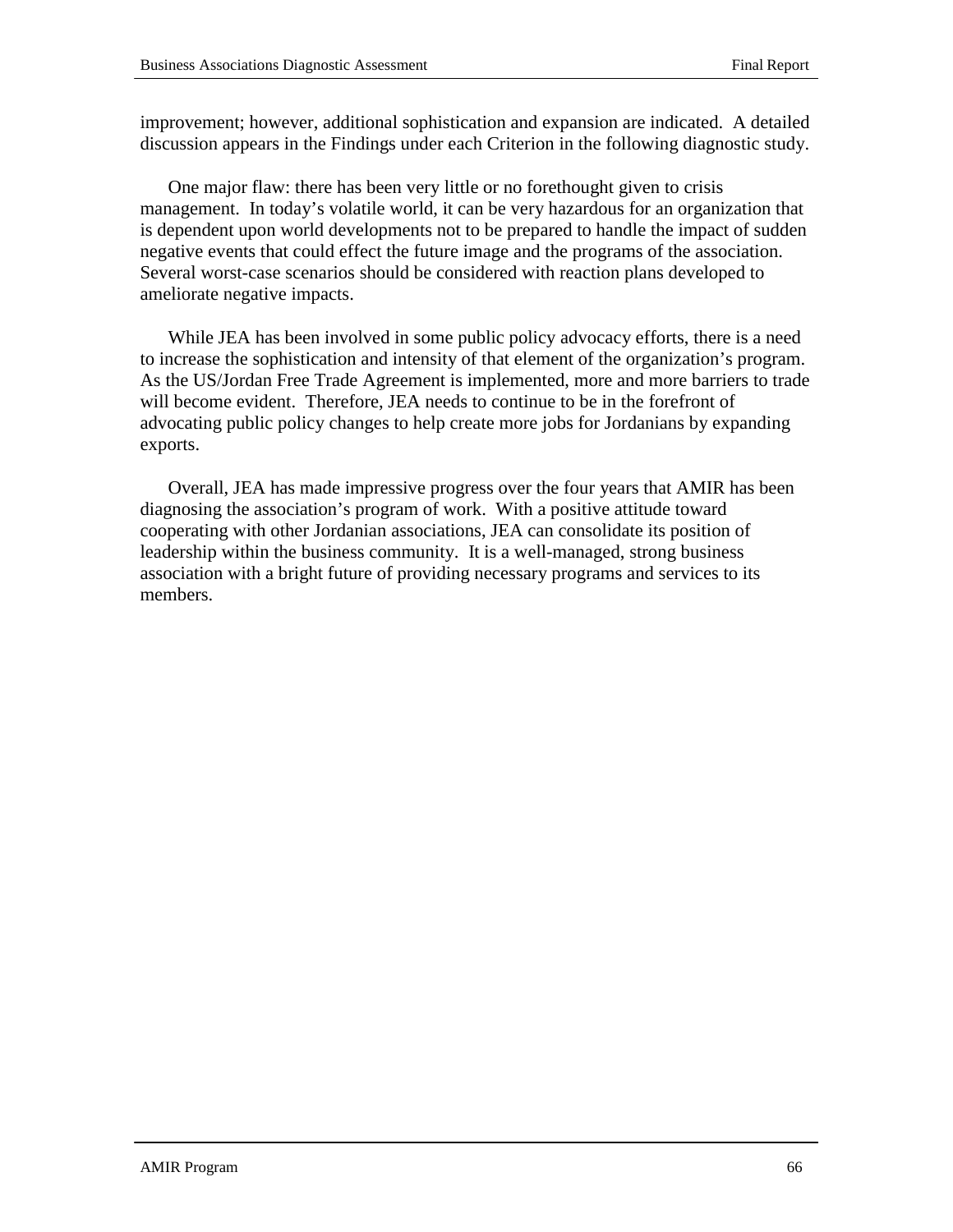improvement; however, additional sophistication and expansion are indicated. A detailed discussion appears in the Findings under each Criterion in the following diagnostic study.

One major flaw: there has been very little or no forethought given to crisis management. In today's volatile world, it can be very hazardous for an organization that is dependent upon world developments not to be prepared to handle the impact of sudden negative events that could effect the future image and the programs of the association. Several worst-case scenarios should be considered with reaction plans developed to ameliorate negative impacts.

While JEA has been involved in some public policy advocacy efforts, there is a need to increase the sophistication and intensity of that element of the organization's program. As the US/Jordan Free Trade Agreement is implemented, more and more barriers to trade will become evident. Therefore, JEA needs to continue to be in the forefront of advocating public policy changes to help create more jobs for Jordanians by expanding exports.

Overall, JEA has made impressive progress over the four years that AMIR has been diagnosing the association's program of work. With a positive attitude toward cooperating with other Jordanian associations, JEA can consolidate its position of leadership within the business community. It is a well-managed, strong business association with a bright future of providing necessary programs and services to its members.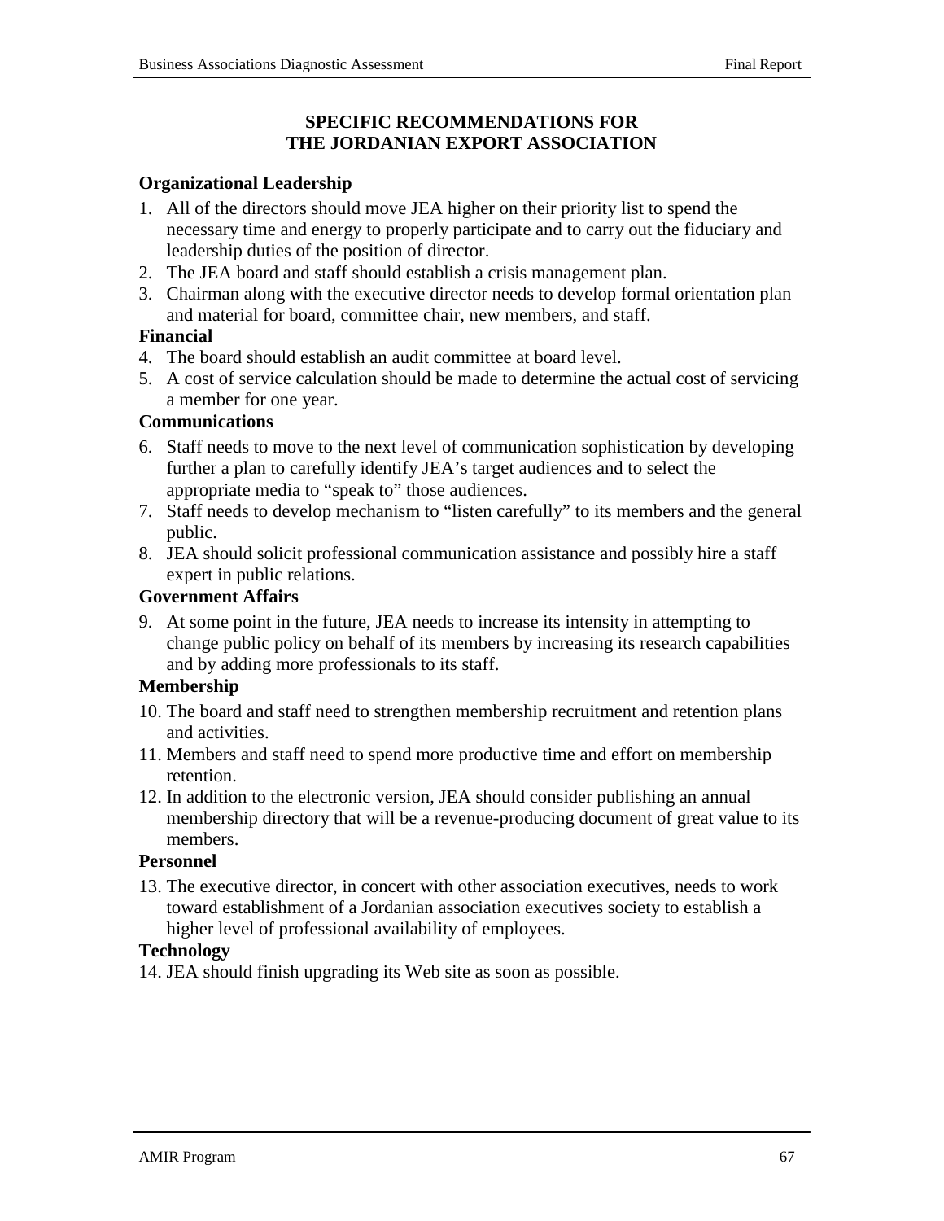## SPECIFIC RECOMMENDATIONS FOR THE JORDANIAN EXPORT ASSOCIATION

### Organizational Leadership

1. All of the directors should move JEA higher on their priority list to spend the necessary time and energy to properly participate and to carry out the fiduciary and leadership duties of the position of director.
2. The JEA board and staff should establish a crisis management plan.
3. Chairman along with the executive director needs to develop formal orientation plan and material for board, committee chair, new members, and staff.

### Financial

4. The board should establish an audit committee at board level.
5. A cost of service calculation should be made to determine the actual cost of servicing a member for one year.

### Communications

6. Staff needs to move to the next level of communication sophistication by developing further a plan to carefully identify JEA's target audiences and to select the appropriate media to "speak to" those audiences.
7. Staff needs to develop mechanism to "listen carefully" to its members and the general public.
8. JEA should solicit professional communication assistance and possibly hire a staff expert in public relations.

### Government Affairs

9. At some point in the future, JEA needs to increase its intensity in attempting to change public policy on behalf of its members by increasing its research capabilities and by adding more professionals to its staff.

### Membership

10. The board and staff need to strengthen membership recruitment and retention plans and activities.
11. Members and staff need to spend more productive time and effort on membership retention.
12. In addition to the electronic version, JEA should consider publishing an annual membership directory that will be a revenue-producing document of great value to its members.

### Personnel

13. The executive director, in concert with other association executives, needs to work toward establishment of a Jordanian association executives society to establish a higher level of professional availability of employees.

### Technology

14. JEA should finish upgrading its Web site as soon as possible.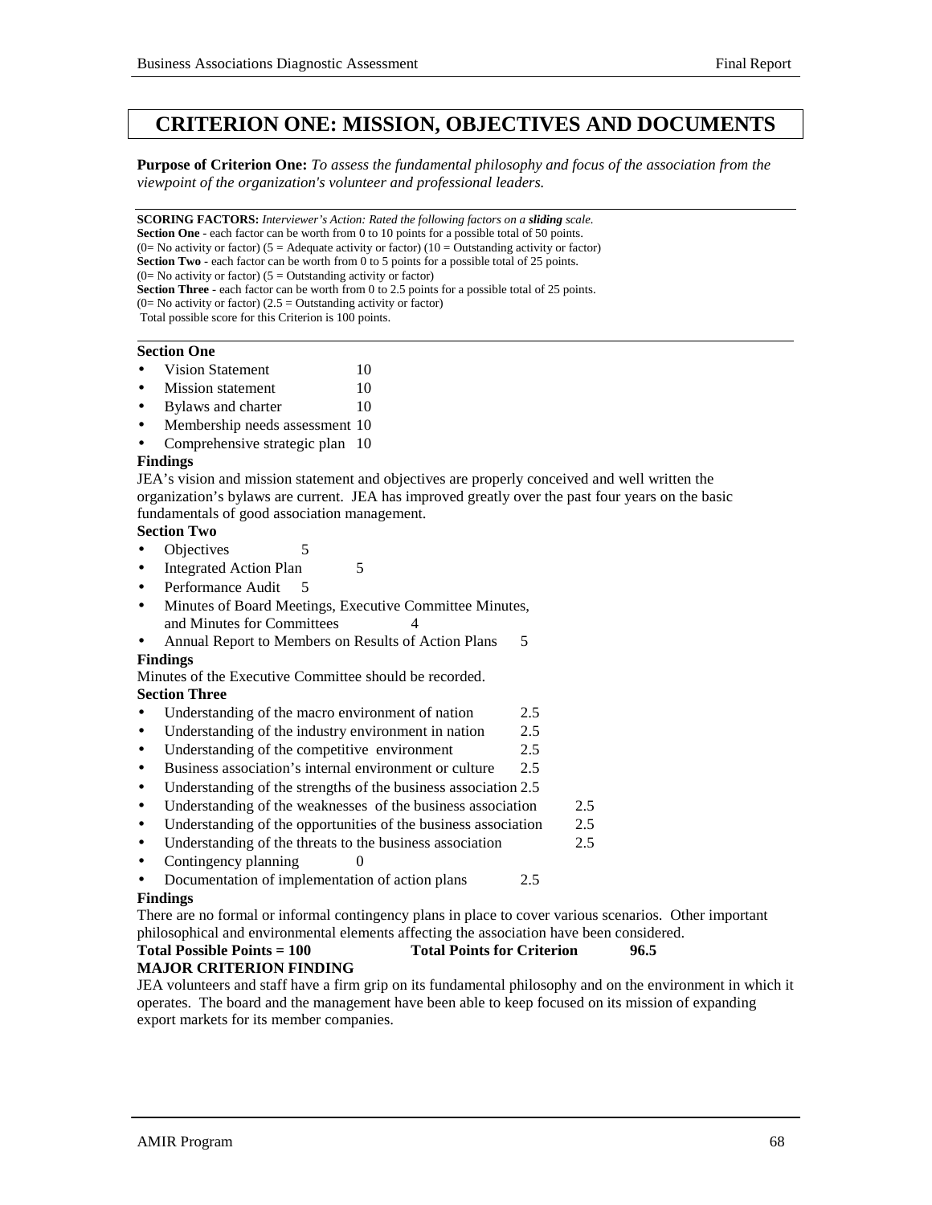# CRITERION ONE: MISSION, OBJECTIVES AND DOCUMENTS

**Purpose of Criterion One:** *To assess the fundamental philosophy and focus of the association from the viewpoint of the organization's volunteer and professional leaders.*

**SCORING FACTORS:** *Interviewer's Action: Rated the following factors on a **sliding** scale.*
**Section One** - each factor can be worth from 0 to 10 points for a possible total of 50 points.
(0= No activity or factor) (5 = Adequate activity or factor) (10 = Outstanding activity or factor)
**Section Two** - each factor can be worth from 0 to 5 points for a possible total of 25 points.
(0= No activity or factor) (5 = Outstanding activity or factor)
**Section Three** - each factor can be worth from 0 to 2.5 points for a possible total of 25 points.
(0= No activity or factor) (2.5 = Outstanding activity or factor)
Total possible score for this Criterion is 100 points.

**Section One**

- Vision Statement 10
- Mission statement 10
- Bylaws and charter 10
- Membership needs assessment 10
- Comprehensive strategic plan 10

**Findings**

JEA's vision and mission statement and objectives are properly conceived and well written the organization's bylaws are current. JEA has improved greatly over the past four years on the basic fundamentals of good association management.

**Section Two**

- Objectives 5
- Integrated Action Plan 5
- Performance Audit 5
- Minutes of Board Meetings, Executive Committee Minutes, and Minutes for Committees 4
- Annual Report to Members on Results of Action Plans 5

**Findings**

Minutes of the Executive Committee should be recorded.

**Section Three**

- Understanding of the macro environment of nation 2.5
- Understanding of the industry environment in nation 2.5
- Understanding of the competitive environment 2.5
- Business association's internal environment or culture 2.5
- Understanding of the strengths of the business association 2.5
- Understanding of the weaknesses of the business association 2.5
- Understanding of the opportunities of the business association 2.5
- Understanding of the threats to the business association 2.5
- Contingency planning 0
- Documentation of implementation of action plans 2.5

**Findings**

There are no formal or informal contingency plans in place to cover various scenarios. Other important philosophical and environmental elements affecting the association have been considered.

**Total Possible Points = 100** **Total Points for Criterion 96.5**

**MAJOR CRITERION FINDING**

JEA volunteers and staff have a firm grip on its fundamental philosophy and on the environment in which it operates. The board and the management have been able to keep focused on its mission of expanding export markets for its member companies.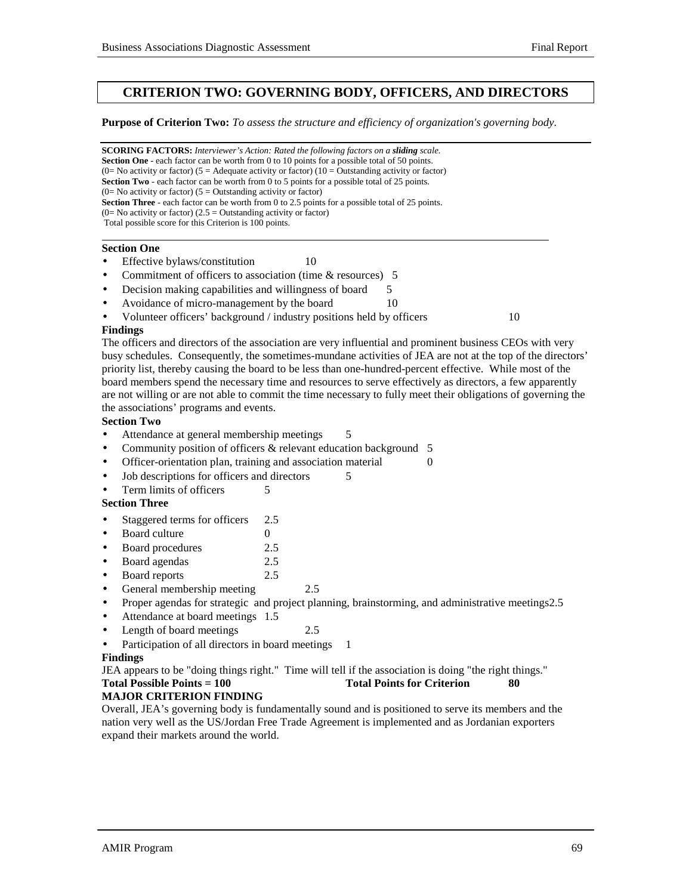## CRITERION TWO: GOVERNING BODY, OFFICERS, AND DIRECTORS

**Purpose of Criterion Two:** *To assess the structure and efficiency of organization's governing body.*

**SCORING FACTORS:** *Interviewer's Action: Rated the following factors on a **sliding** scale.*
**Section One** - each factor can be worth from 0 to 10 points for a possible total of 50 points.
(0= No activity or factor) (5 = Adequate activity or factor) (10 = Outstanding activity or factor)
**Section Two** - each factor can be worth from 0 to 5 points for a possible total of 25 points.
(0= No activity or factor) (5 = Outstanding activity or factor)
**Section Three** - each factor can be worth from 0 to 2.5 points for a possible total of 25 points.
(0= No activity or factor) (2.5 = Outstanding activity or factor)
Total possible score for this Criterion is 100 points.

**Section One**

- Effective bylaws/constitution 10
- Commitment of officers to association (time & resources) 5
- Decision making capabilities and willingness of board 5
- Avoidance of micro-management by the board 10
- Volunteer officers' background / industry positions held by officers 10

**Findings**

The officers and directors of the association are very influential and prominent business CEOs with very busy schedules. Consequently, the sometimes-mundane activities of JEA are not at the top of the directors' priority list, thereby causing the board to be less than one-hundred-percent effective. While most of the board members spend the necessary time and resources to serve effectively as directors, a few apparently are not willing or are not able to commit the time necessary to fully meet their obligations of governing the the associations' programs and events.

**Section Two**

- Attendance at general membership meetings 5
- Community position of officers & relevant education background 5
- Officer-orientation plan, training and association material 0
- Job descriptions for officers and directors 5
- Term limits of officers 5

**Section Three**

- Staggered terms for officers 2.5
- Board culture 0
- Board procedures 2.5
- Board agendas 2.5
- Board reports 2.5
- General membership meeting 2.5
- Proper agendas for strategic and project planning, brainstorming, and administrative meetings 2.5
- Attendance at board meetings 1.5
- Length of board meetings 2.5
- Participation of all directors in board meetings 1

**Findings**

JEA appears to be "doing things right." Time will tell if the association is doing "the right things."

**Total Possible Points = 100** **Total Points for Criterion 80**

**MAJOR CRITERION FINDING**

Overall, JEA's governing body is fundamentally sound and is positioned to serve its members and the nation very well as the US/Jordan Free Trade Agreement is implemented and as Jordanian exporters expand their markets around the world.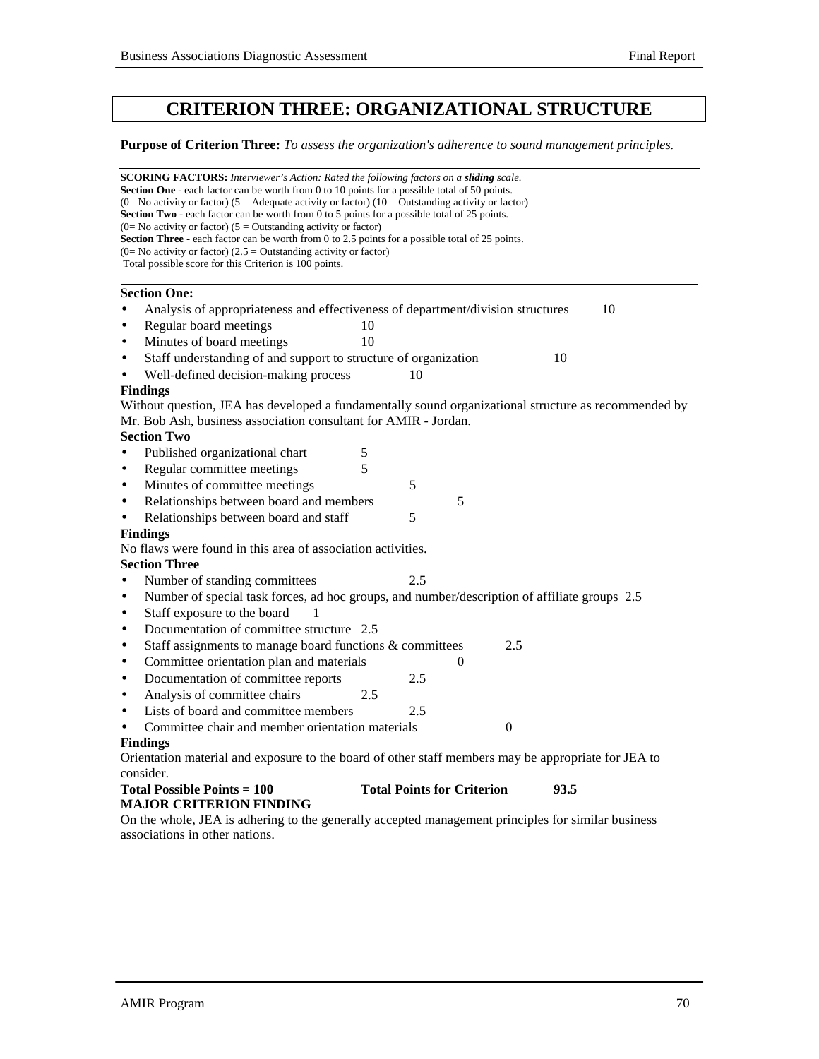# CRITERION THREE: ORGANIZATIONAL STRUCTURE

**Purpose of Criterion Three:** *To assess the organization's adherence to sound management principles.*

**SCORING FACTORS:** *Interviewer's Action: Rated the following factors on a **sliding** scale.*
**Section One** - each factor can be worth from 0 to 10 points for a possible total of 50 points.
(0= No activity or factor) (5 = Adequate activity or factor) (10 = Outstanding activity or factor)
**Section Two** - each factor can be worth from 0 to 5 points for a possible total of 25 points.
(0= No activity or factor) (5 = Outstanding activity or factor)
**Section Three** - each factor can be worth from 0 to 2.5 points for a possible total of 25 points.
(0= No activity or factor) (2.5 = Outstanding activity or factor)
Total possible score for this Criterion is 100 points.

**Section One:**

- Analysis of appropriateness and effectiveness of department/division structures 10
- Regular board meetings 10
- Minutes of board meetings 10
- Staff understanding of and support to structure of organization 10
- Well-defined decision-making process 10

**Findings**

Without question, JEA has developed a fundamentally sound organizational structure as recommended by Mr. Bob Ash, business association consultant for AMIR - Jordan.

**Section Two**

- Published organizational chart 5
- Regular committee meetings 5
- Minutes of committee meetings 5
- Relationships between board and members 5
- Relationships between board and staff 5

**Findings**

No flaws were found in this area of association activities.

**Section Three**

- Number of standing committees 2.5
- Number of special task forces, ad hoc groups, and number/description of affiliate groups 2.5
- Staff exposure to the board 1
- Documentation of committee structure 2.5
- Staff assignments to manage board functions & committees 2.5
- Committee orientation plan and materials 0
- Documentation of committee reports 2.5
- Analysis of committee chairs 2.5
- Lists of board and committee members 2.5
- Committee chair and member orientation materials 0

**Findings**

Orientation material and exposure to the board of other staff members may be appropriate for JEA to consider.

**Total Possible Points = 100** **Total Points for Criterion** **93.5**

**MAJOR CRITERION FINDING**

On the whole, JEA is adhering to the generally accepted management principles for similar business associations in other nations.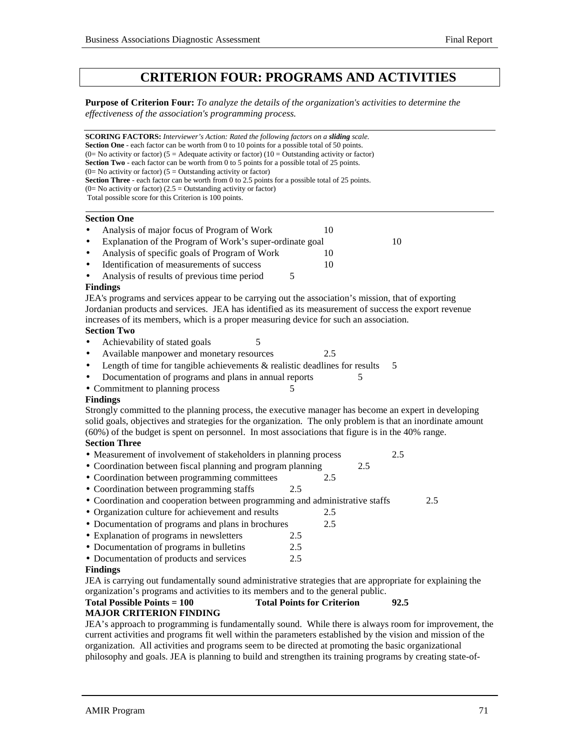# CRITERION FOUR: PROGRAMS AND ACTIVITIES

**Purpose of Criterion Four:** *To analyze the details of the organization's activities to determine the effectiveness of the association's programming process.*

---

**SCORING FACTORS:** *Interviewer's Action: Rated the following factors on a* ***sliding*** *scale.*
**Section One** - each factor can be worth from 0 to 10 points for a possible total of 50 points.
(0= No activity or factor) (5 = Adequate activity or factor) (10 = Outstanding activity or factor)
**Section Two** - each factor can be worth from 0 to 5 points for a possible total of 25 points.
(0= No activity or factor) (5 = Outstanding activity or factor)
**Section Three** - each factor can be worth from 0 to 2.5 points for a possible total of 25 points.
(0= No activity or factor) (2.5 = Outstanding activity or factor)
Total possible score for this Criterion is 100 points.

---

**Section One**

- Analysis of major focus of Program of Work 10
- Explanation of the Program of Work's super-ordinate goal 10
- Analysis of specific goals of Program of Work 10
- Identification of measurements of success 10
- Analysis of results of previous time period 5

**Findings**

JEA's programs and services appear to be carrying out the association's mission, that of exporting Jordanian products and services. JEA has identified as its measurement of success the export revenue increases of its members, which is a proper measuring device for such an association.

**Section Two**

- Achievability of stated goals 5
- Available manpower and monetary resources 2.5
- Length of time for tangible achievements & realistic deadlines for results 5
- Documentation of programs and plans in annual reports 5
- Commitment to planning process 5

**Findings**

Strongly committed to the planning process, the executive manager has become an expert in developing solid goals, objectives and strategies for the organization. The only problem is that an inordinate amount (60%) of the budget is spent on personnel. In most associations that figure is in the 40% range.

**Section Three**

- Measurement of involvement of stakeholders in planning process 2.5
- Coordination between fiscal planning and program planning 2.5
- Coordination between programming committees 2.5
- Coordination between programming staffs 2.5
- Coordination and cooperation between programming and administrative staffs 2.5
- Organization culture for achievement and results 2.5
- Documentation of programs and plans in brochures 2.5
- Explanation of programs in newsletters 2.5
- Documentation of programs in bulletins 2.5
- Documentation of products and services 2.5

**Findings**

JEA is carrying out fundamentally sound administrative strategies that are appropriate for explaining the organization's programs and activities to its members and to the general public.

**Total Possible Points = 100** **Total Points for Criterion** **92.5**

**MAJOR CRITERION FINDING**

JEA's approach to programming is fundamentally sound. While there is always room for improvement, the current activities and programs fit well within the parameters established by the vision and mission of the organization. All activities and programs seem to be directed at promoting the basic organizational philosophy and goals. JEA is planning to build and strengthen its training programs by creating state-of-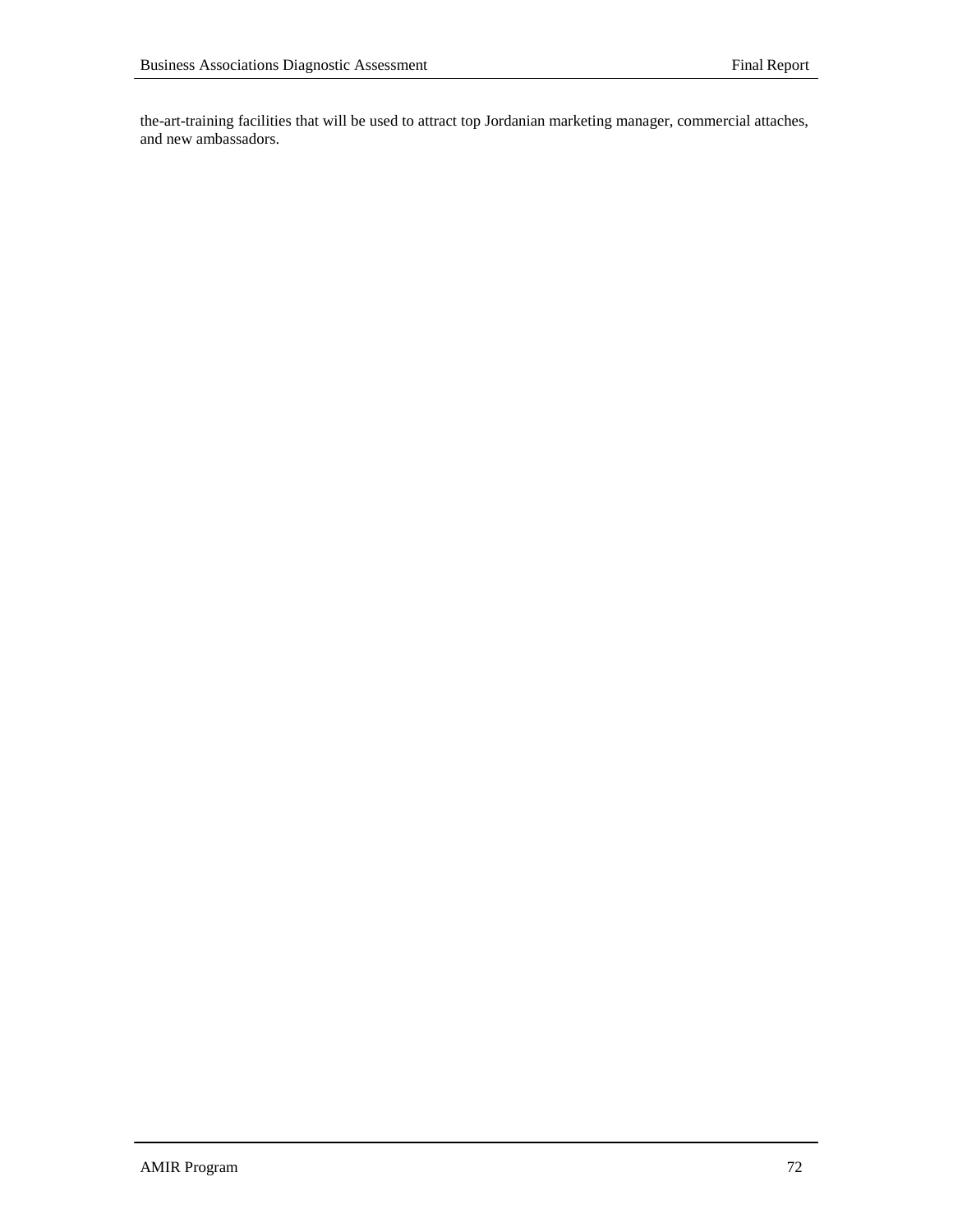the-art-training facilities that will be used to attract top Jordanian marketing manager, commercial attaches, and new ambassadors.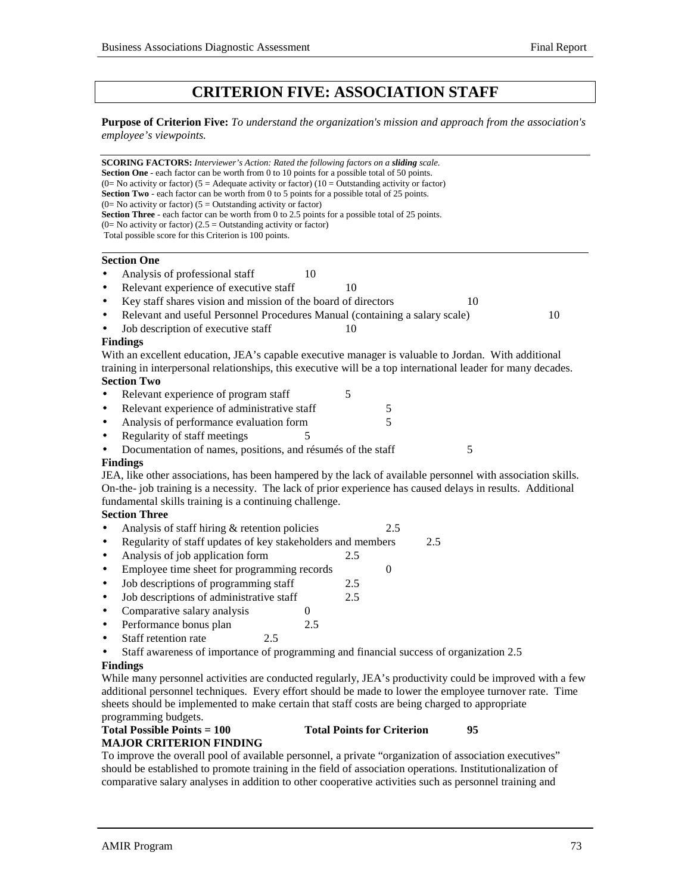# CRITERION FIVE: ASSOCIATION STAFF

**Purpose of Criterion Five:** *To understand the organization's mission and approach from the association's employee's viewpoints.*

**SCORING FACTORS:** *Interviewer's Action: Rated the following factors on a* ***sliding*** *scale.*
**Section One** - each factor can be worth from 0 to 10 points for a possible total of 50 points.
(0= No activity or factor) (5 = Adequate activity or factor) (10 = Outstanding activity or factor)
**Section Two** - each factor can be worth from 0 to 5 points for a possible total of 25 points.
(0= No activity or factor) (5 = Outstanding activity or factor)
**Section Three** - each factor can be worth from 0 to 2.5 points for a possible total of 25 points.
(0= No activity or factor) (2.5 = Outstanding activity or factor)
Total possible score for this Criterion is 100 points.

**Section One**

- Analysis of professional staff 10
- Relevant experience of executive staff 10
- Key staff shares vision and mission of the board of directors 10
- Relevant and useful Personnel Procedures Manual (containing a salary scale) 10
- Job description of executive staff 10

**Findings**

With an excellent education, JEA's capable executive manager is valuable to Jordan. With additional training in interpersonal relationships, this executive will be a top international leader for many decades.

**Section Two**

- Relevant experience of program staff 5
- Relevant experience of administrative staff 5
- Analysis of performance evaluation form 5
- Regularity of staff meetings 5
- Documentation of names, positions, and résumés of the staff 5

**Findings**

JEA, like other associations, has been hampered by the lack of available personnel with association skills. On-the- job training is a necessity. The lack of prior experience has caused delays in results. Additional fundamental skills training is a continuing challenge.

**Section Three**

- Analysis of staff hiring & retention policies 2.5
- Regularity of staff updates of key stakeholders and members 2.5
- Analysis of job application form 2.5
- Employee time sheet for programming records 0
- Job descriptions of programming staff 2.5
- Job descriptions of administrative staff 2.5
- Comparative salary analysis 0
- Performance bonus plan 2.5
- Staff retention rate 2.5
- Staff awareness of importance of programming and financial success of organization 2.5

**Findings**

While many personnel activities are conducted regularly, JEA's productivity could be improved with a few additional personnel techniques. Every effort should be made to lower the employee turnover rate. Time sheets should be implemented to make certain that staff costs are being charged to appropriate programming budgets.

**Total Possible Points = 100** **Total Points for Criterion 95**

**MAJOR CRITERION FINDING**

To improve the overall pool of available personnel, a private "organization of association executives" should be established to promote training in the field of association operations. Institutionalization of comparative salary analyses in addition to other cooperative activities such as personnel training and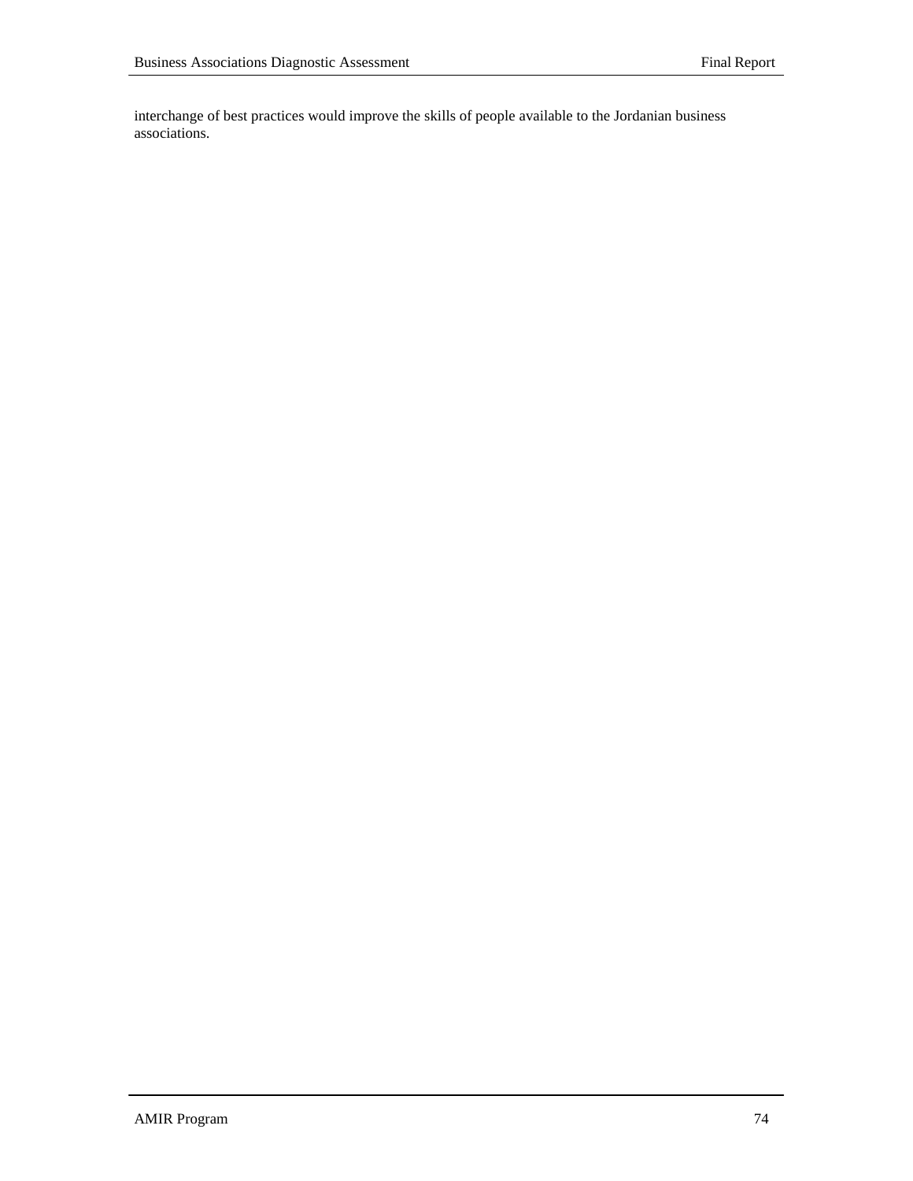interchange of best practices would improve the skills of people available to the Jordanian business associations.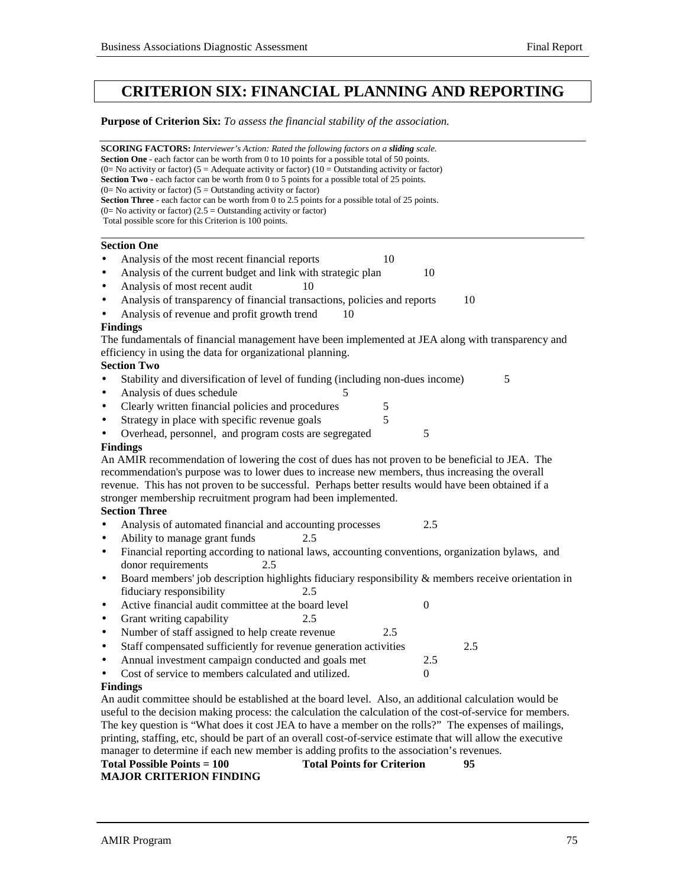# CRITERION SIX: FINANCIAL PLANNING AND REPORTING

**Purpose of Criterion Six:** *To assess the financial stability of the association.*

**SCORING FACTORS:** *Interviewer's Action: Rated the following factors on a* ***sliding*** *scale.*
**Section One** - each factor can be worth from 0 to 10 points for a possible total of 50 points.
(0= No activity or factor) (5 = Adequate activity or factor) (10 = Outstanding activity or factor)
**Section Two** - each factor can be worth from 0 to 5 points for a possible total of 25 points.
(0= No activity or factor) (5 = Outstanding activity or factor)
**Section Three** - each factor can be worth from 0 to 2.5 points for a possible total of 25 points.
(0= No activity or factor) (2.5 = Outstanding activity or factor)
Total possible score for this Criterion is 100 points.

**Section One**

- Analysis of the most recent financial reports 10
- Analysis of the current budget and link with strategic plan 10
- Analysis of most recent audit 10
- Analysis of transparency of financial transactions, policies and reports 10
- Analysis of revenue and profit growth trend 10

**Findings**

The fundamentals of financial management have been implemented at JEA along with transparency and efficiency in using the data for organizational planning.

**Section Two**

- Stability and diversification of level of funding (including non-dues income) 5
- Analysis of dues schedule 5
- Clearly written financial policies and procedures 5
- Strategy in place with specific revenue goals 5
- Overhead, personnel, and program costs are segregated 5

**Findings**

An AMIR recommendation of lowering the cost of dues has not proven to be beneficial to JEA. The recommendation's purpose was to lower dues to increase new members, thus increasing the overall revenue. This has not proven to be successful. Perhaps better results would have been obtained if a stronger membership recruitment program had been implemented.

**Section Three**

- Analysis of automated financial and accounting processes 2.5
- Ability to manage grant funds 2.5
- Financial reporting according to national laws, accounting conventions, organization bylaws, and donor requirements 2.5
- Board members' job description highlights fiduciary responsibility & members receive orientation in fiduciary responsibility 2.5
- Active financial audit committee at the board level 0
- Grant writing capability 2.5
- Number of staff assigned to help create revenue 2.5
- Staff compensated sufficiently for revenue generation activities 2.5
- Annual investment campaign conducted and goals met 2.5
- Cost of service to members calculated and utilized. 0

**Findings**

An audit committee should be established at the board level. Also, an additional calculation would be useful to the decision making process: the calculation the calculation of the cost-of-service for members. The key question is "What does it cost JEA to have a member on the rolls?" The expenses of mailings, printing, staffing, etc, should be part of an overall cost-of-service estimate that will allow the executive manager to determine if each new member is adding profits to the association's revenues.

**Total Possible Points = 100** **Total Points for Criterion** **95**

**MAJOR CRITERION FINDING**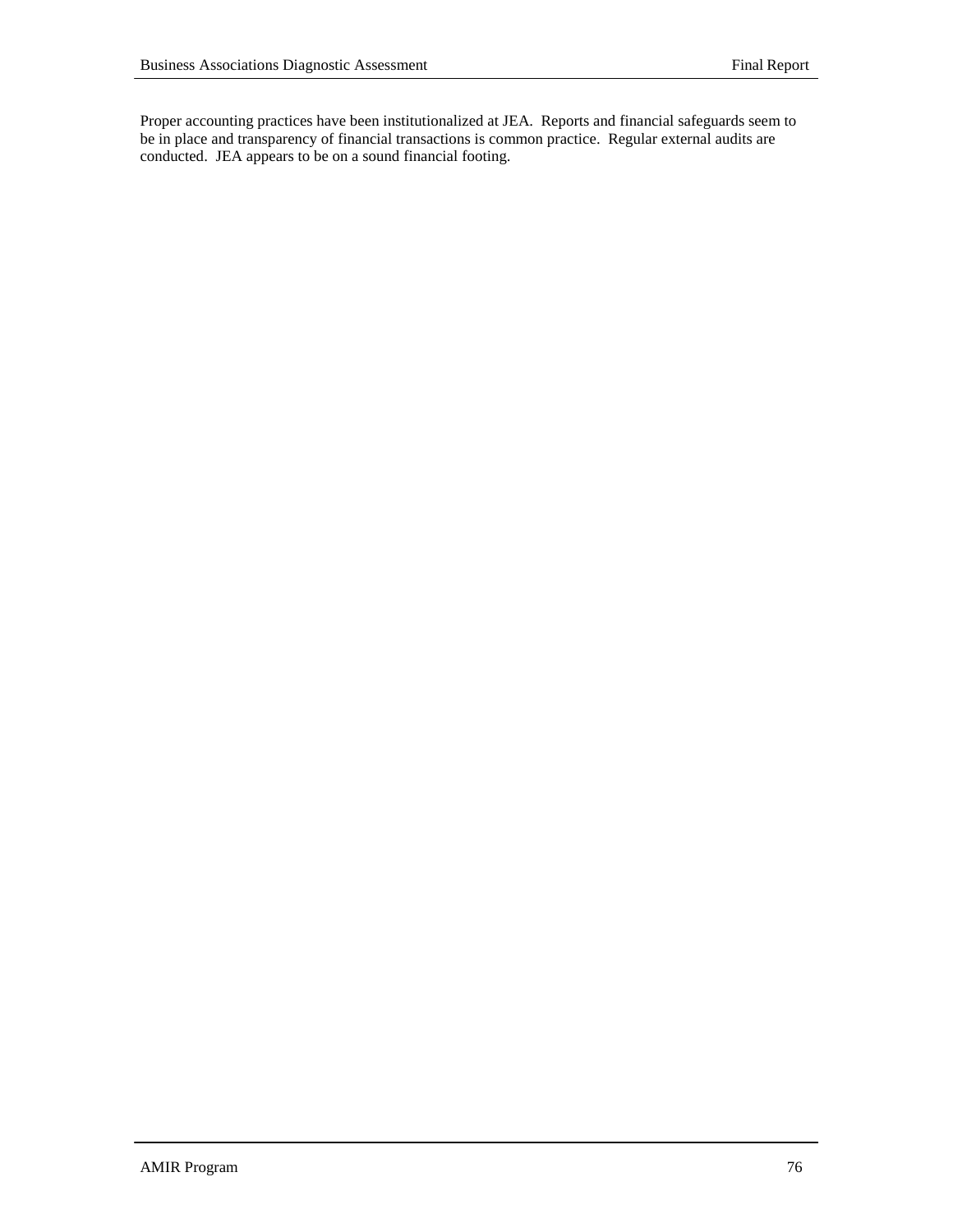Proper accounting practices have been institutionalized at JEA. Reports and financial safeguards seem to be in place and transparency of financial transactions is common practice. Regular external audits are conducted. JEA appears to be on a sound financial footing.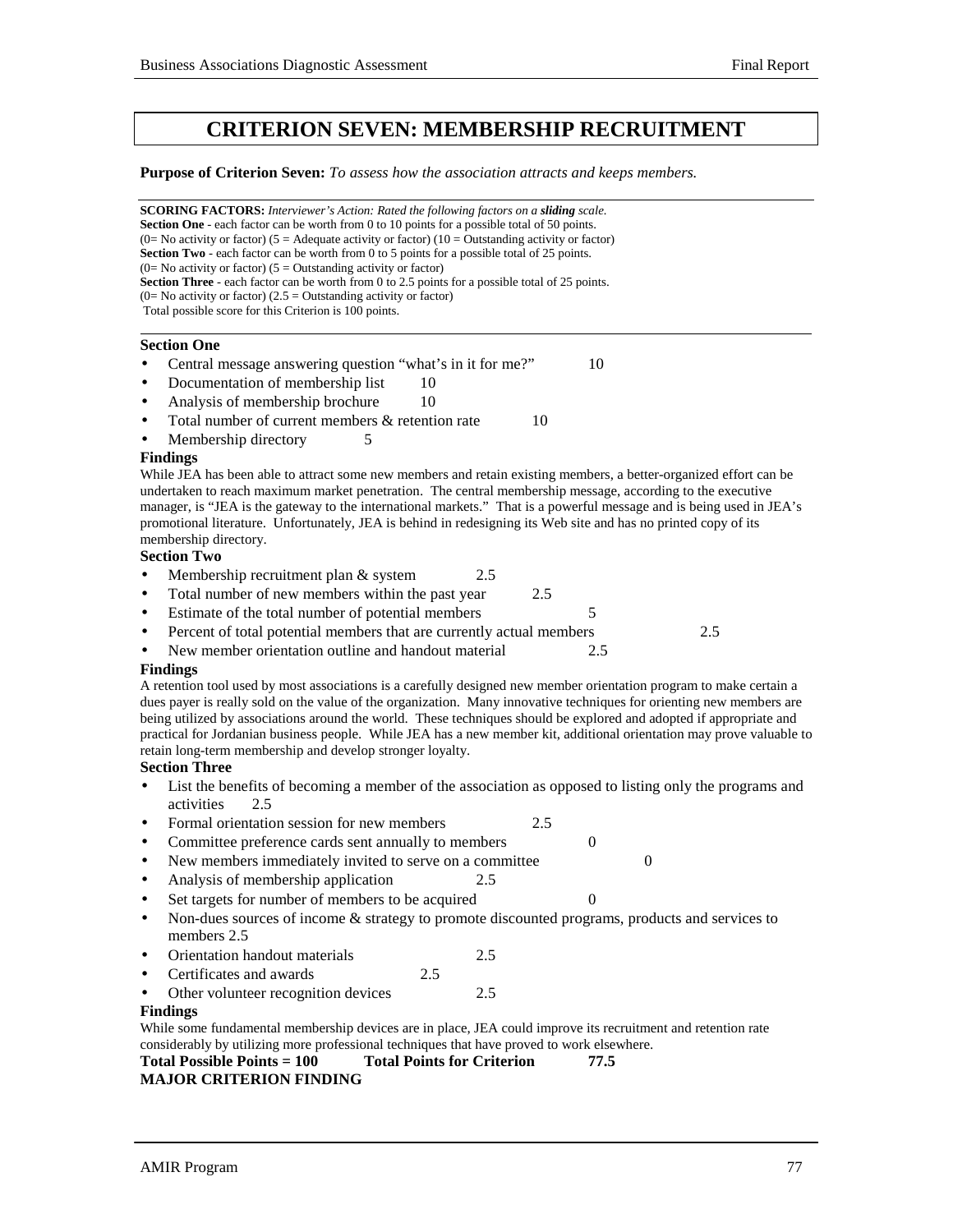# CRITERION SEVEN: MEMBERSHIP RECRUITMENT

**Purpose of Criterion Seven:** *To assess how the association attracts and keeps members.*

**SCORING FACTORS:** *Interviewer's Action: Rated the following factors on a **sliding** scale.*
**Section One** - each factor can be worth from 0 to 10 points for a possible total of 50 points.
(0= No activity or factor) (5 = Adequate activity or factor) (10 = Outstanding activity or factor)
**Section Two** - each factor can be worth from 0 to 5 points for a possible total of 25 points.
(0= No activity or factor) (5 = Outstanding activity or factor)
**Section Three** - each factor can be worth from 0 to 2.5 points for a possible total of 25 points.
(0= No activity or factor) (2.5 = Outstanding activity or factor)
Total possible score for this Criterion is 100 points.

**Section One**

- Central message answering question "what's in it for me?" 10
- Documentation of membership list 10
- Analysis of membership brochure 10
- Total number of current members & retention rate 10
- Membership directory 5

**Findings**

While JEA has been able to attract some new members and retain existing members, a better-organized effort can be undertaken to reach maximum market penetration. The central membership message, according to the executive manager, is "JEA is the gateway to the international markets." That is a powerful message and is being used in JEA's promotional literature. Unfortunately, JEA is behind in redesigning its Web site and has no printed copy of its membership directory.

**Section Two**

- Membership recruitment plan & system 2.5
- Total number of new members within the past year 2.5
- Estimate of the total number of potential members 5
- Percent of total potential members that are currently actual members 2.5
- New member orientation outline and handout material 2.5

**Findings**

A retention tool used by most associations is a carefully designed new member orientation program to make certain a dues payer is really sold on the value of the organization. Many innovative techniques for orienting new members are being utilized by associations around the world. These techniques should be explored and adopted if appropriate and practical for Jordanian business people. While JEA has a new member kit, additional orientation may prove valuable to retain long-term membership and develop stronger loyalty.

**Section Three**

- List the benefits of becoming a member of the association as opposed to listing only the programs and activities 2.5
- Formal orientation session for new members 2.5
- Committee preference cards sent annually to members 0
- New members immediately invited to serve on a committee 0
- Analysis of membership application 2.5
- Set targets for number of members to be acquired 0
- Non-dues sources of income & strategy to promote discounted programs, products and services to members 2.5
- Orientation handout materials 2.5
- Certificates and awards 2.5
- Other volunteer recognition devices 2.5

**Findings**

While some fundamental membership devices are in place, JEA could improve its recruitment and retention rate considerably by utilizing more professional techniques that have proved to work elsewhere.

**Total Possible Points = 100 Total Points for Criterion 77.5**

**MAJOR CRITERION FINDING**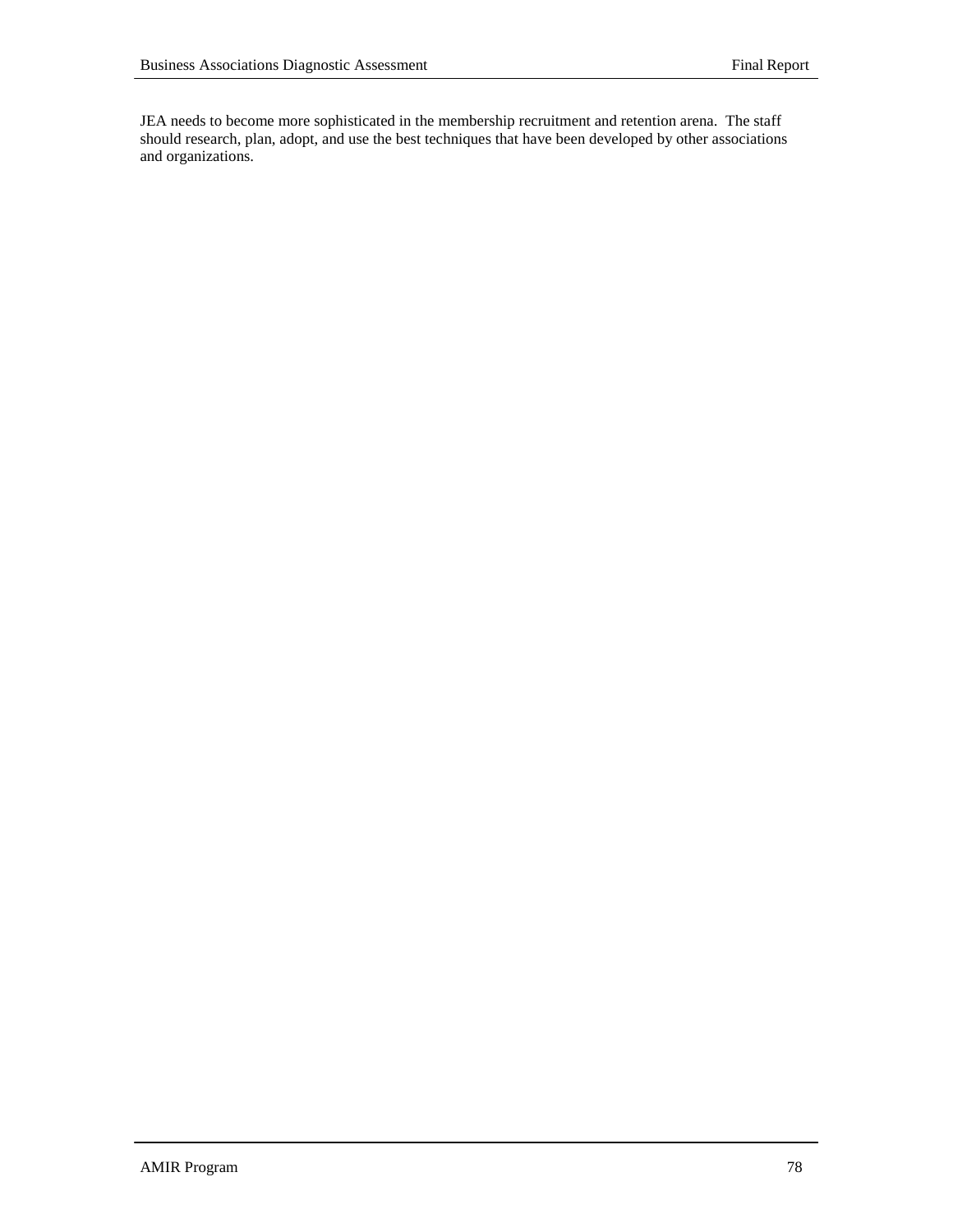JEA needs to become more sophisticated in the membership recruitment and retention arena. The staff should research, plan, adopt, and use the best techniques that have been developed by other associations and organizations.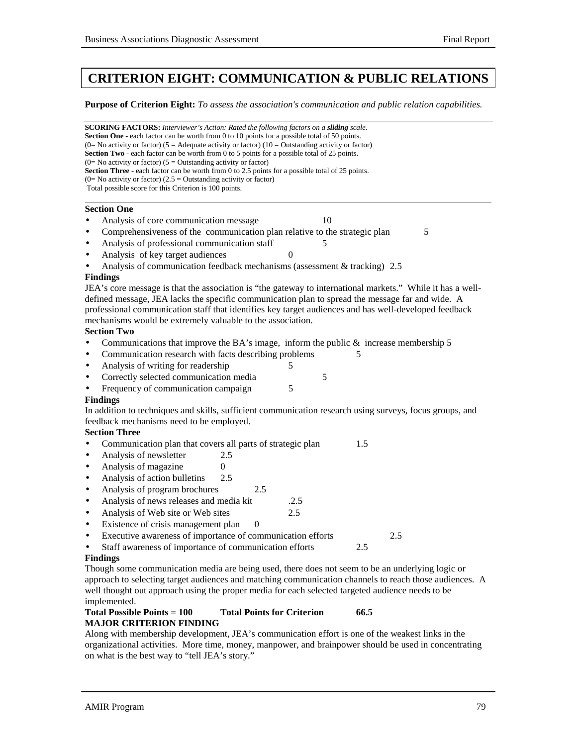# CRITERION EIGHT: COMMUNICATION & PUBLIC RELATIONS

**Purpose of Criterion Eight:** *To assess the association's communication and public relation capabilities.*

**SCORING FACTORS:** *Interviewer's Action: Rated the following factors on a **sliding** scale.*
**Section One** - each factor can be worth from 0 to 10 points for a possible total of 50 points.
(0= No activity or factor) (5 = Adequate activity or factor) (10 = Outstanding activity or factor)
**Section Two** - each factor can be worth from 0 to 5 points for a possible total of 25 points.
(0= No activity or factor) (5 = Outstanding activity or factor)
**Section Three** - each factor can be worth from 0 to 2.5 points for a possible total of 25 points.
(0= No activity or factor) (2.5 = Outstanding activity or factor)
Total possible score for this Criterion is 100 points.

**Section One**

- Analysis of core communication message 10
- Comprehensiveness of the communication plan relative to the strategic plan 5
- Analysis of professional communication staff 5
- Analysis of key target audiences 0
- Analysis of communication feedback mechanisms (assessment & tracking) 2.5

**Findings**

JEA's core message is that the association is "the gateway to international markets." While it has a well-defined message, JEA lacks the specific communication plan to spread the message far and wide. A professional communication staff that identifies key target audiences and has well-developed feedback mechanisms would be extremely valuable to the association.

**Section Two**

- Communications that improve the BA's image, inform the public & increase membership 5
- Communication research with facts describing problems 5
- Analysis of writing for readership 5
- Correctly selected communication media 5
- Frequency of communication campaign 5

**Findings**

In addition to techniques and skills, sufficient communication research using surveys, focus groups, and feedback mechanisms need to be employed.

**Section Three**

- Communication plan that covers all parts of strategic plan 1.5
- Analysis of newsletter 2.5
- Analysis of magazine 0
- Analysis of action bulletins 2.5
- Analysis of program brochures 2.5
- Analysis of news releases and media kit .2.5
- Analysis of Web site or Web sites 2.5
- Existence of crisis management plan 0
- Executive awareness of importance of communication efforts 2.5
- Staff awareness of importance of communication efforts 2.5

**Findings**

Though some communication media are being used, there does not seem to be an underlying logic or approach to selecting target audiences and matching communication channels to reach those audiences. A well thought out approach using the proper media for each selected targeted audience needs to be implemented.

**Total Possible Points = 100 Total Points for Criterion 66.5**

**MAJOR CRITERION FINDING**

Along with membership development, JEA's communication effort is one of the weakest links in the organizational activities. More time, money, manpower, and brainpower should be used in concentrating on what is the best way to "tell JEA's story."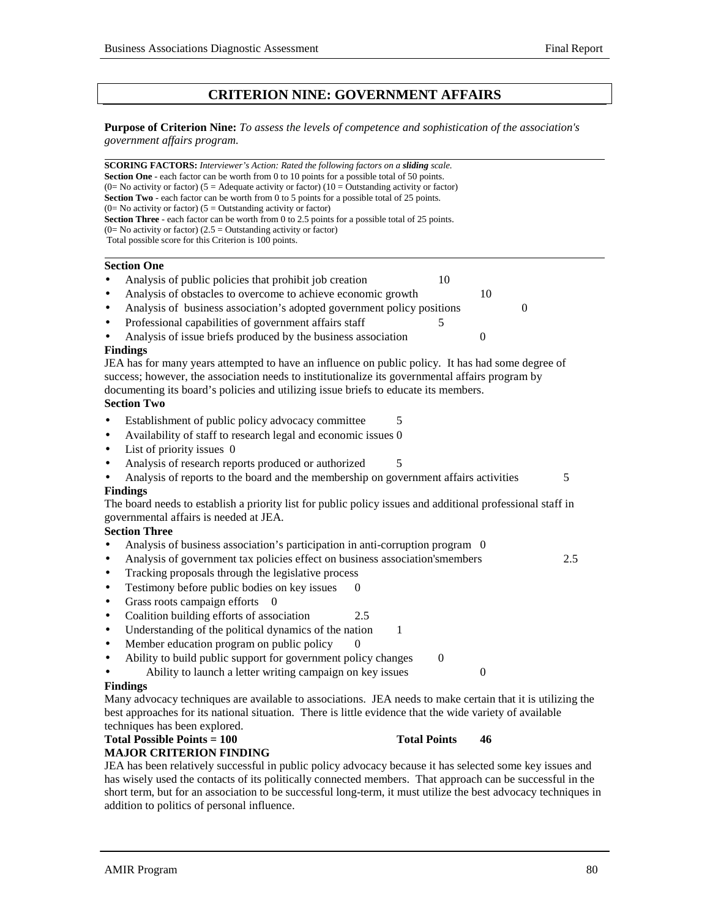## CRITERION NINE: GOVERNMENT AFFAIRS

**Purpose of Criterion Nine:** *To assess the levels of competence and sophistication of the association's government affairs program.*

**SCORING FACTORS:** *Interviewer's Action: Rated the following factors on a **sliding** scale.*
**Section One** - each factor can be worth from 0 to 10 points for a possible total of 50 points.
(0= No activity or factor) (5 = Adequate activity or factor) (10 = Outstanding activity or factor)
**Section Two** - each factor can be worth from 0 to 5 points for a possible total of 25 points.
(0= No activity or factor) (5 = Outstanding activity or factor)
**Section Three** - each factor can be worth from 0 to 2.5 points for a possible total of 25 points.
(0= No activity or factor) (2.5 = Outstanding activity or factor)
Total possible score for this Criterion is 100 points.

**Section One**

- Analysis of public policies that prohibit job creation 10
- Analysis of obstacles to overcome to achieve economic growth 10
- Analysis of business association's adopted government policy positions 0
- Professional capabilities of government affairs staff 5
- Analysis of issue briefs produced by the business association 0

**Findings**
JEA has for many years attempted to have an influence on public policy. It has had some degree of success; however, the association needs to institutionalize its governmental affairs program by documenting its board's policies and utilizing issue briefs to educate its members.

**Section Two**

- Establishment of public policy advocacy committee 5
- Availability of staff to research legal and economic issues 0
- List of priority issues 0
- Analysis of research reports produced or authorized 5
- Analysis of reports to the board and the membership on government affairs activities 5

**Findings**
The board needs to establish a priority list for public policy issues and additional professional staff in governmental affairs is needed at JEA.

**Section Three**

- Analysis of business association's participation in anti-corruption program 0
- Analysis of government tax policies effect on business association'smembers 2.5
- Tracking proposals through the legislative process
- Testimony before public bodies on key issues 0
- Grass roots campaign efforts 0
- Coalition building efforts of association 2.5
- Understanding of the political dynamics of the nation 1
- Member education program on public policy 0
- Ability to build public support for government policy changes 0
- Ability to launch a letter writing campaign on key issues 0

**Findings**
Many advocacy techniques are available to associations. JEA needs to make certain that it is utilizing the best approaches for its national situation. There is little evidence that the wide variety of available techniques has been explored.

**Total Possible Points = 100** **Total Points 46**

**MAJOR CRITERION FINDING**
JEA has been relatively successful in public policy advocacy because it has selected some key issues and has wisely used the contacts of its politically connected members. That approach can be successful in the short term, but for an association to be successful long-term, it must utilize the best advocacy techniques in addition to politics of personal influence.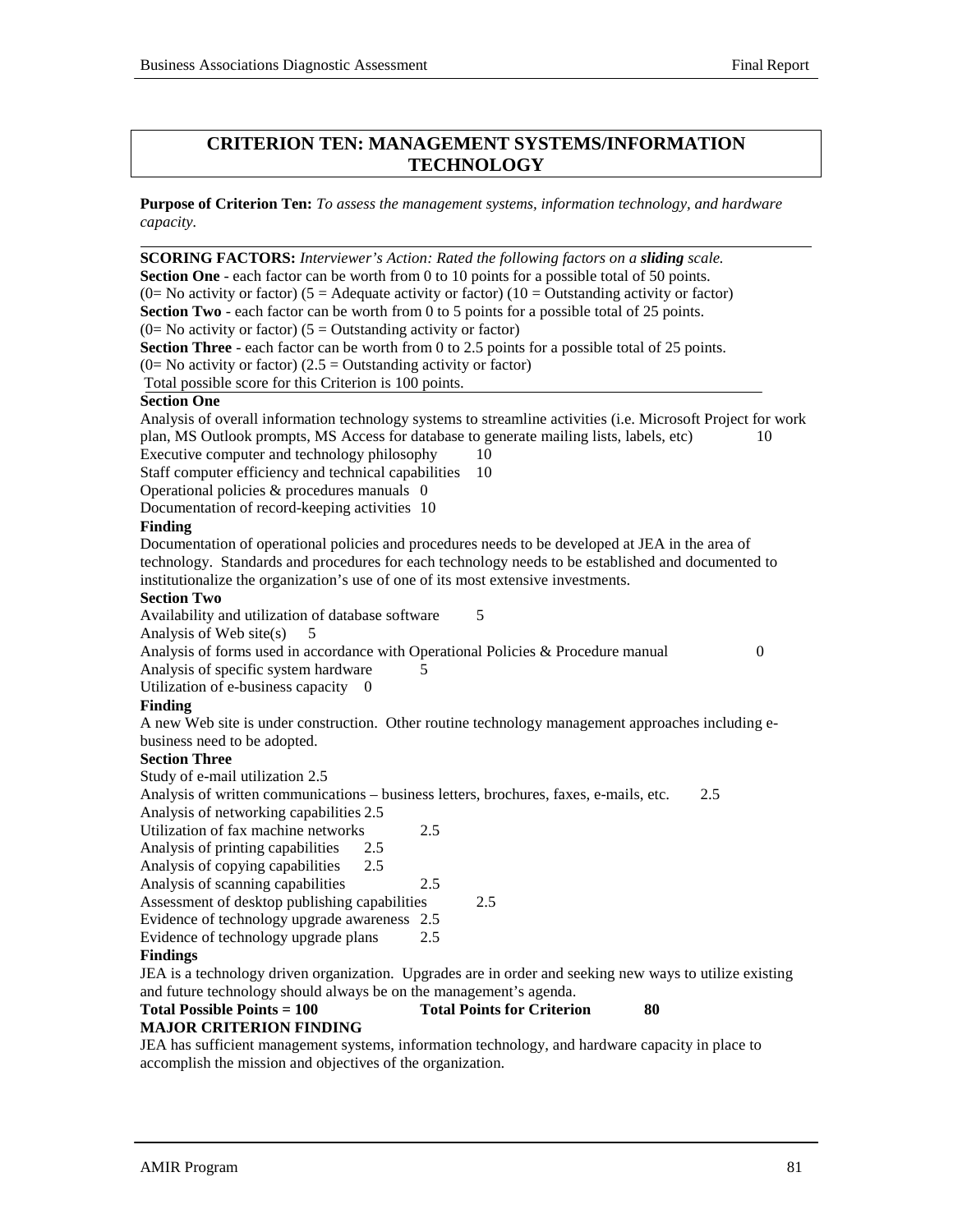## CRITERION TEN: MANAGEMENT SYSTEMS/INFORMATION TECHNOLOGY

**Purpose of Criterion Ten:** *To assess the management systems, information technology, and hardware capacity.*

**SCORING FACTORS:** *Interviewer's Action: Rated the following factors on a* ***sliding*** *scale.*
**Section One** - each factor can be worth from 0 to 10 points for a possible total of 50 points.
(0= No activity or factor) (5 = Adequate activity or factor) (10 = Outstanding activity or factor)
**Section Two** - each factor can be worth from 0 to 5 points for a possible total of 25 points.
(0= No activity or factor) (5 = Outstanding activity or factor)
**Section Three** - each factor can be worth from 0 to 2.5 points for a possible total of 25 points.
(0= No activity or factor) (2.5 = Outstanding activity or factor)
Total possible score for this Criterion is 100 points.

**Section One**

Analysis of overall information technology systems to streamline activities (i.e. Microsoft Project for work plan, MS Outlook prompts, MS Access for database to generate mailing lists, labels, etc) 10
Executive computer and technology philosophy 10
Staff computer efficiency and technical capabilities 10
Operational policies & procedures manuals 0
Documentation of record-keeping activities 10

**Finding**

Documentation of operational policies and procedures needs to be developed at JEA in the area of technology. Standards and procedures for each technology needs to be established and documented to institutionalize the organization's use of one of its most extensive investments.

**Section Two**

Availability and utilization of database software 5
Analysis of Web site(s) 5
Analysis of forms used in accordance with Operational Policies & Procedure manual 0
Analysis of specific system hardware 5
Utilization of e-business capacity 0

**Finding**

A new Web site is under construction. Other routine technology management approaches including e-business need to be adopted.

**Section Three**

Study of e-mail utilization 2.5
Analysis of written communications – business letters, brochures, faxes, e-mails, etc. 2.5
Analysis of networking capabilities 2.5
Utilization of fax machine networks 2.5
Analysis of printing capabilities 2.5
Analysis of copying capabilities 2.5
Analysis of scanning capabilities 2.5
Assessment of desktop publishing capabilities 2.5
Evidence of technology upgrade awareness 2.5
Evidence of technology upgrade plans 2.5

**Findings**

JEA is a technology driven organization. Upgrades are in order and seeking new ways to utilize existing and future technology should always be on the management's agenda.

**Total Possible Points = 100** **Total Points for Criterion** **80**

**MAJOR CRITERION FINDING**

JEA has sufficient management systems, information technology, and hardware capacity in place to accomplish the mission and objectives of the organization.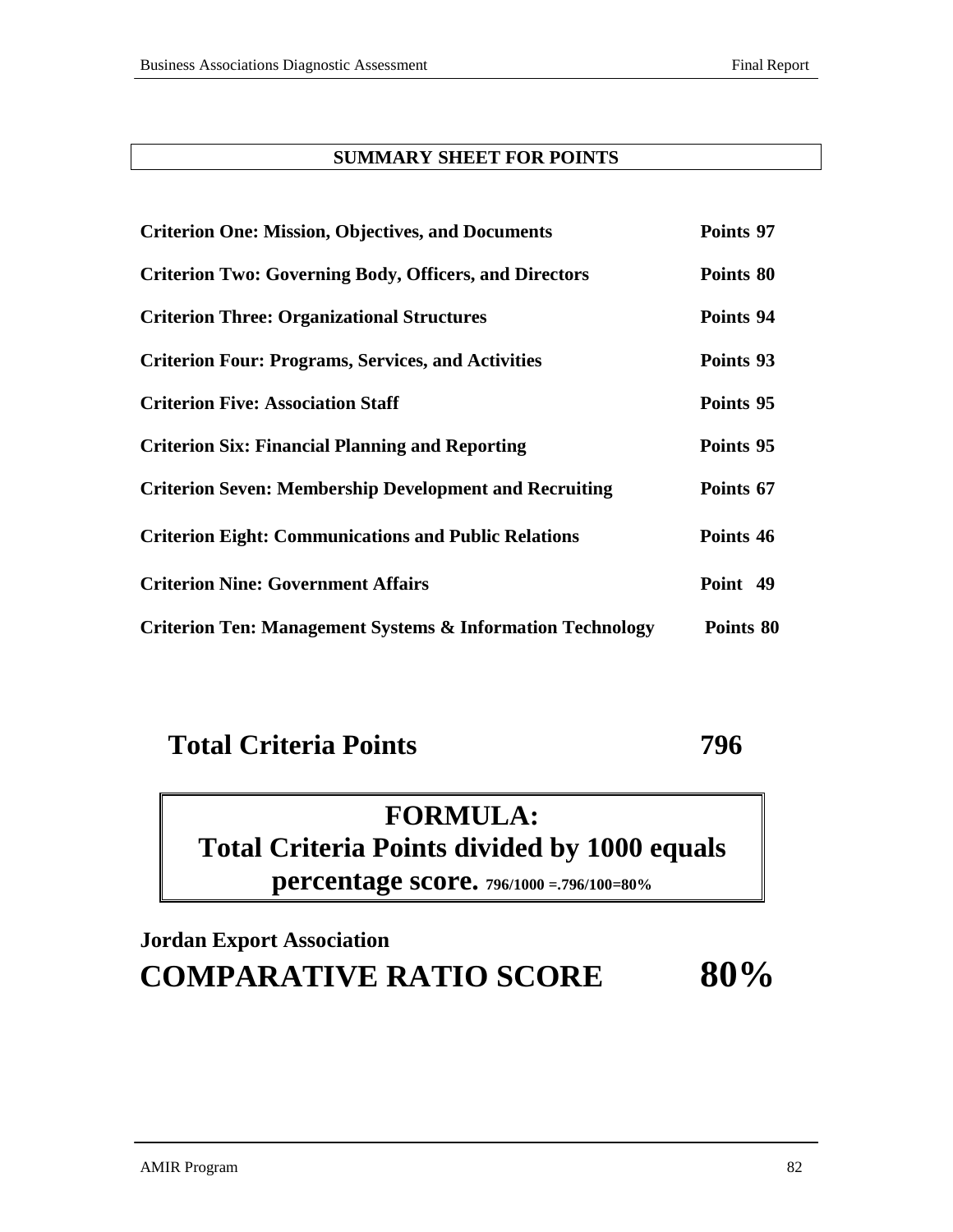## SUMMARY SHEET FOR POINTS

| | |
|---|---|
| **Criterion One: Mission, Objectives, and Documents** | **Points 97** |
| **Criterion Two: Governing Body, Officers, and Directors** | **Points 80** |
| **Criterion Three: Organizational Structures** | **Points 94** |
| **Criterion Four: Programs, Services, and Activities** | **Points 93** |
| **Criterion Five: Association Staff** | **Points 95** |
| **Criterion Six: Financial Planning and Reporting** | **Points 95** |
| **Criterion Seven: Membership Development and Recruiting** | **Points 67** |
| **Criterion Eight: Communications and Public Relations** | **Points 46** |
| **Criterion Nine: Government Affairs** | **Point 49** |
| **Criterion Ten: Management Systems & Information Technology** | **Points 80** |

**Total Criteria Points 796**

**FORMULA:**
**Total Criteria Points divided by 1000 equals percentage score.** **796/1000 =.796/100=80%**

**Jordan Export Association**
**COMPARATIVE RATIO SCORE 80%**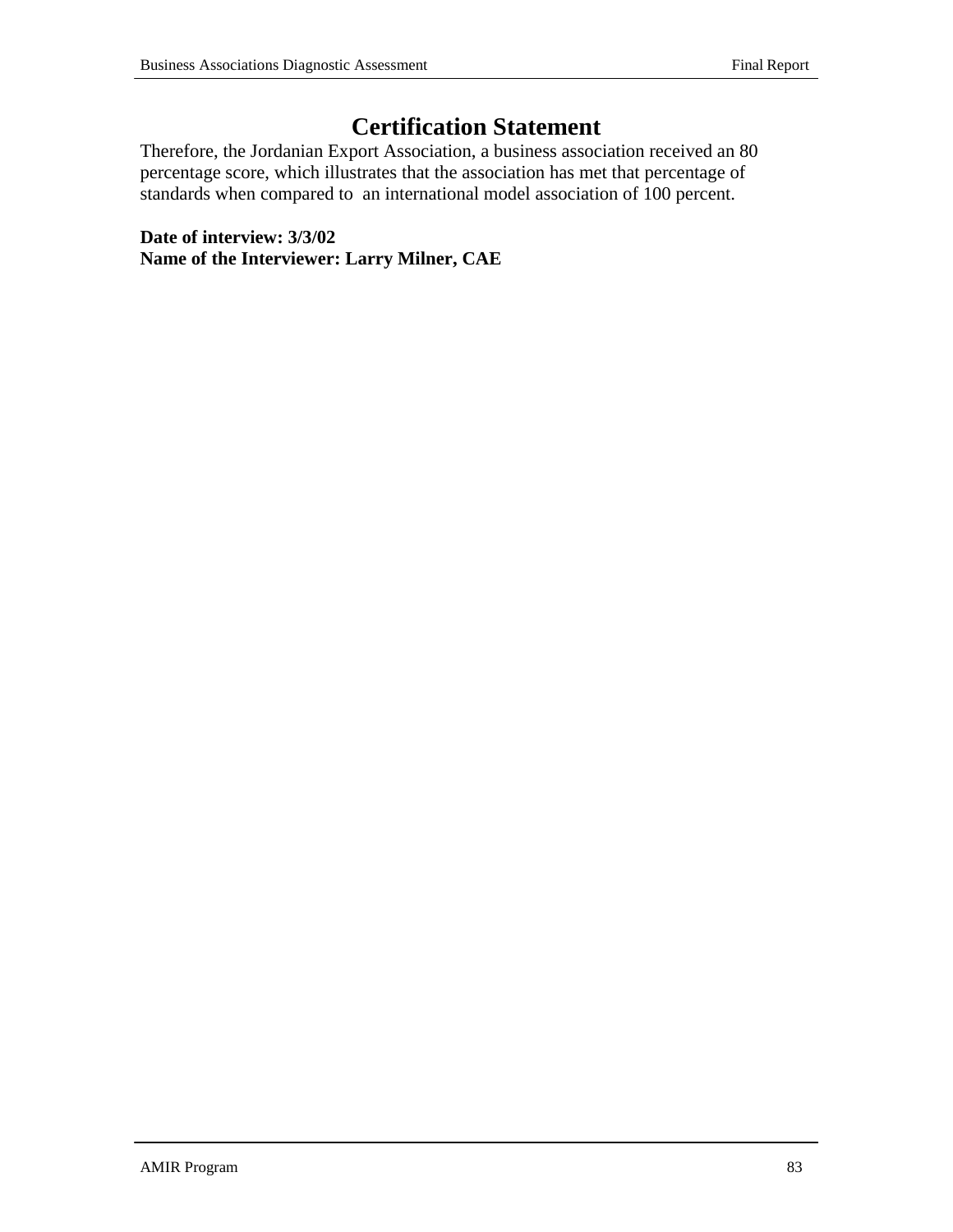# Certification Statement

Therefore, the Jordanian Export Association, a business association received an 80 percentage score, which illustrates that the association has met that percentage of standards when compared to an international model association of 100 percent.

**Date of interview: 3/3/02**
**Name of the Interviewer: Larry Milner, CAE**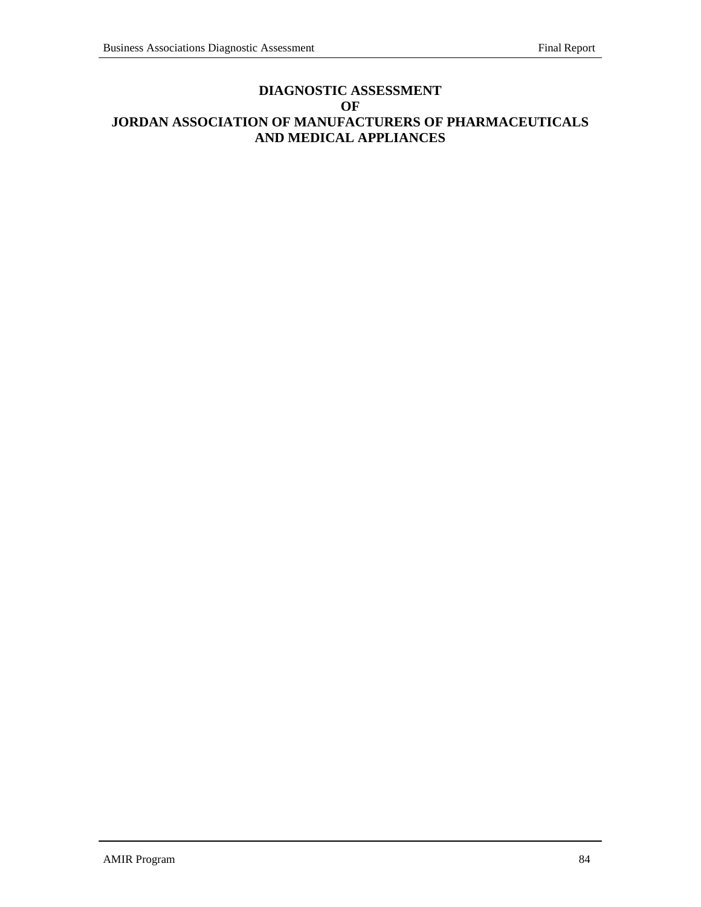# DIAGNOSTIC ASSESSMENT
# OF
# JORDAN ASSOCIATION OF MANUFACTURERS OF PHARMACEUTICALS AND MEDICAL APPLIANCES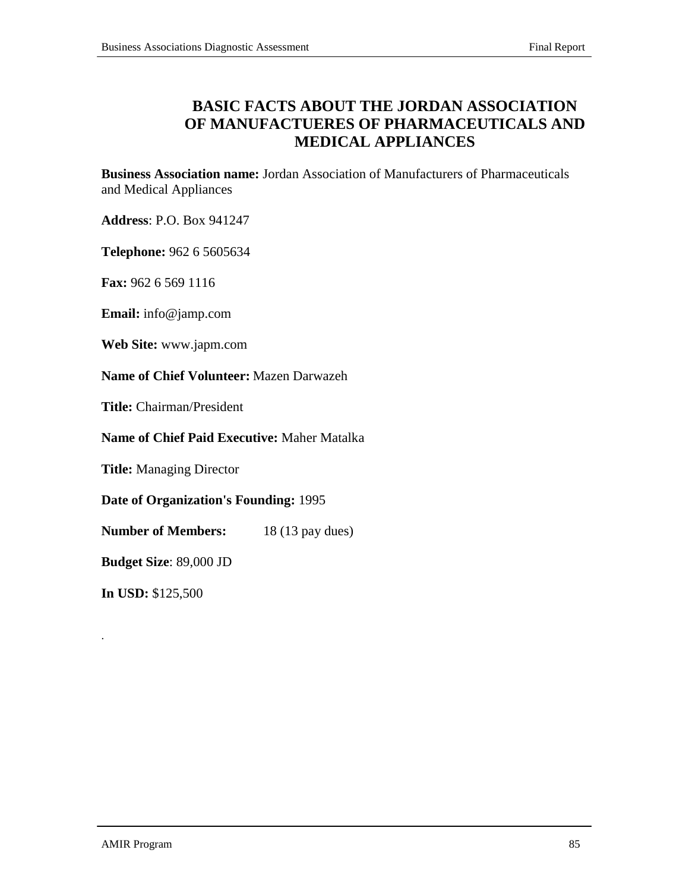# BASIC FACTS ABOUT THE JORDAN ASSOCIATION OF MANUFACTUERES OF PHARMACEUTICALS AND MEDICAL APPLIANCES

**Business Association name:** Jordan Association of Manufacturers of Pharmaceuticals and Medical Appliances

**Address**: P.O. Box 941247

**Telephone:** 962 6 5605634

**Fax:** 962 6 569 1116

**Email:** info@jamp.com

**Web Site:** www.japm.com

**Name of Chief Volunteer:** Mazen Darwazeh

**Title:** Chairman/President

**Name of Chief Paid Executive:** Maher Matalka

**Title:** Managing Director

**Date of Organization's Founding:** 1995

**Number of Members:** 18 (13 pay dues)

**Budget Size**: 89,000 JD

**In USD:** $125,500

.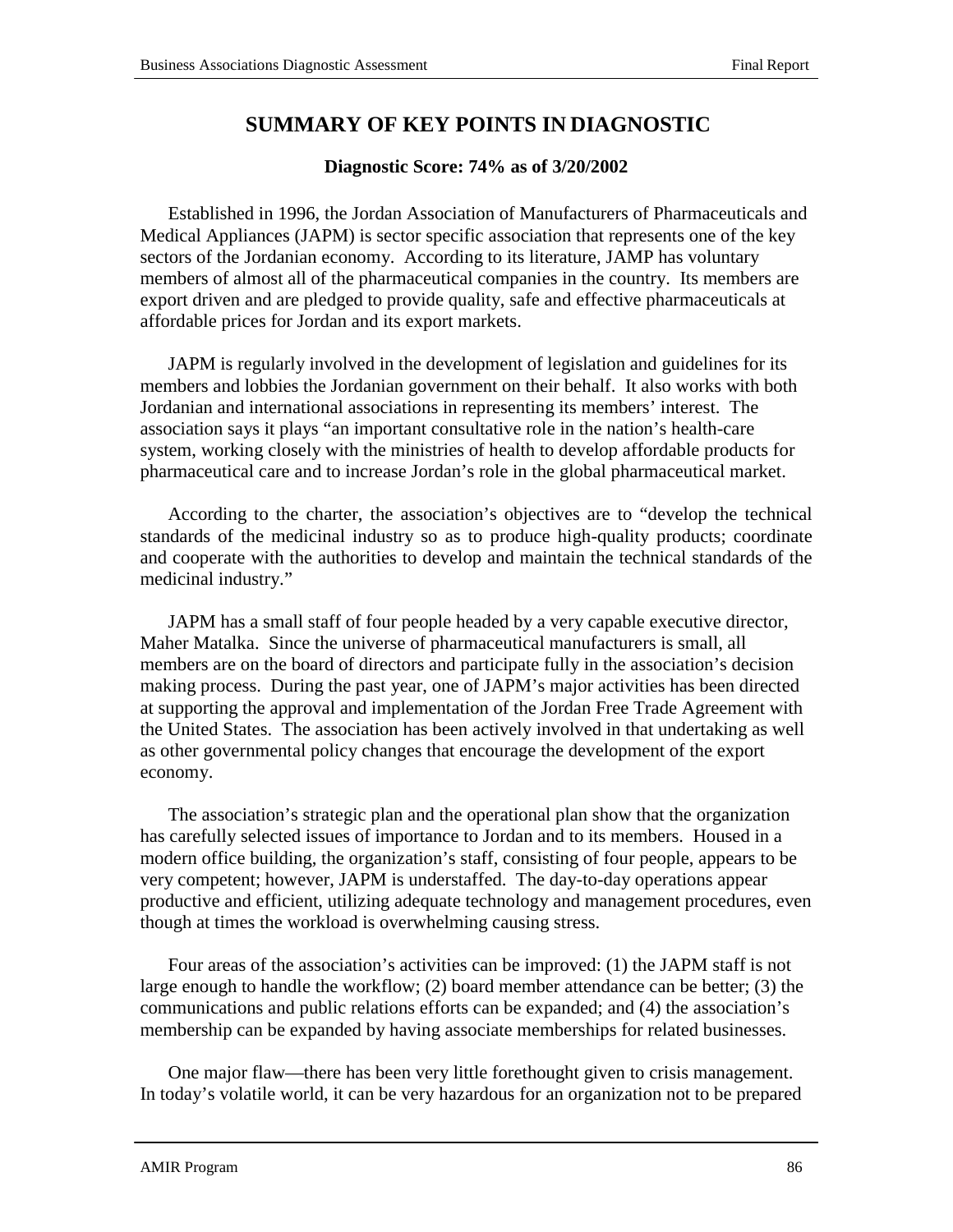## SUMMARY OF KEY POINTS IN DIAGNOSTIC

**Diagnostic Score: 74% as of 3/20/2002**

Established in 1996, the Jordan Association of Manufacturers of Pharmaceuticals and Medical Appliances (JAPM) is sector specific association that represents one of the key sectors of the Jordanian economy. According to its literature, JAMP has voluntary members of almost all of the pharmaceutical companies in the country. Its members are export driven and are pledged to provide quality, safe and effective pharmaceuticals at affordable prices for Jordan and its export markets.

JAPM is regularly involved in the development of legislation and guidelines for its members and lobbies the Jordanian government on their behalf. It also works with both Jordanian and international associations in representing its members' interest. The association says it plays "an important consultative role in the nation's health-care system, working closely with the ministries of health to develop affordable products for pharmaceutical care and to increase Jordan's role in the global pharmaceutical market.

According to the charter, the association's objectives are to "develop the technical standards of the medicinal industry so as to produce high-quality products; coordinate and cooperate with the authorities to develop and maintain the technical standards of the medicinal industry."

JAPM has a small staff of four people headed by a very capable executive director, Maher Matalka. Since the universe of pharmaceutical manufacturers is small, all members are on the board of directors and participate fully in the association's decision making process. During the past year, one of JAPM's major activities has been directed at supporting the approval and implementation of the Jordan Free Trade Agreement with the United States. The association has been actively involved in that undertaking as well as other governmental policy changes that encourage the development of the export economy.

The association's strategic plan and the operational plan show that the organization has carefully selected issues of importance to Jordan and to its members. Housed in a modern office building, the organization's staff, consisting of four people, appears to be very competent; however, JAPM is understaffed. The day-to-day operations appear productive and efficient, utilizing adequate technology and management procedures, even though at times the workload is overwhelming causing stress.

Four areas of the association's activities can be improved: (1) the JAPM staff is not large enough to handle the workflow; (2) board member attendance can be better; (3) the communications and public relations efforts can be expanded; and (4) the association's membership can be expanded by having associate memberships for related businesses.

One major flaw—there has been very little forethought given to crisis management. In today's volatile world, it can be very hazardous for an organization not to be prepared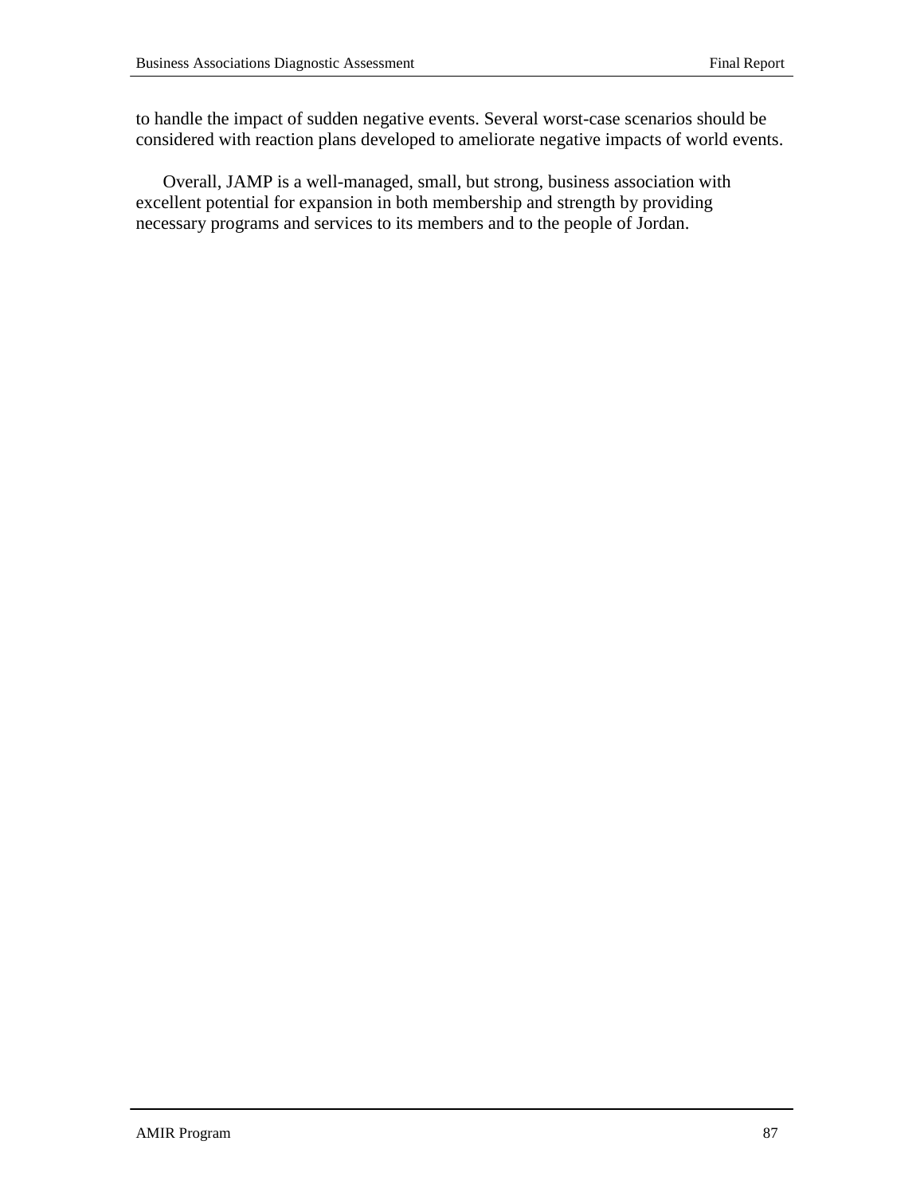to handle the impact of sudden negative events. Several worst-case scenarios should be considered with reaction plans developed to ameliorate negative impacts of world events.

Overall, JAMP is a well-managed, small, but strong, business association with excellent potential for expansion in both membership and strength by providing necessary programs and services to its members and to the people of Jordan.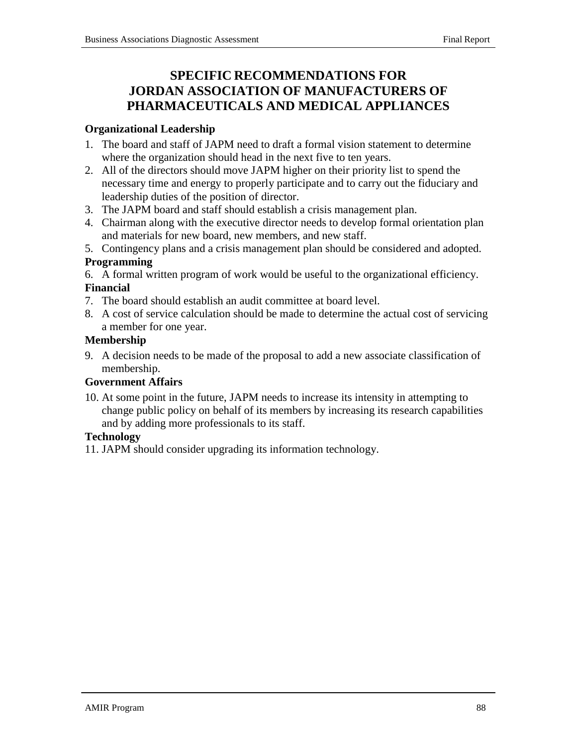# SPECIFIC RECOMMENDATIONS FOR JORDAN ASSOCIATION OF MANUFACTURERS OF PHARMACEUTICALS AND MEDICAL APPLIANCES

**Organizational Leadership**

1. The board and staff of JAPM need to draft a formal vision statement to determine where the organization should head in the next five to ten years.
2. All of the directors should move JAPM higher on their priority list to spend the necessary time and energy to properly participate and to carry out the fiduciary and leadership duties of the position of director.
3. The JAPM board and staff should establish a crisis management plan.
4. Chairman along with the executive director needs to develop formal orientation plan and materials for new board, new members, and new staff.
5. Contingency plans and a crisis management plan should be considered and adopted.

**Programming**

6. A formal written program of work would be useful to the organizational efficiency.

**Financial**

7. The board should establish an audit committee at board level.
8. A cost of service calculation should be made to determine the actual cost of servicing a member for one year.

**Membership**

9. A decision needs to be made of the proposal to add a new associate classification of membership.

**Government Affairs**

10. At some point in the future, JAPM needs to increase its intensity in attempting to change public policy on behalf of its members by increasing its research capabilities and by adding more professionals to its staff.

**Technology**

11. JAPM should consider upgrading its information technology.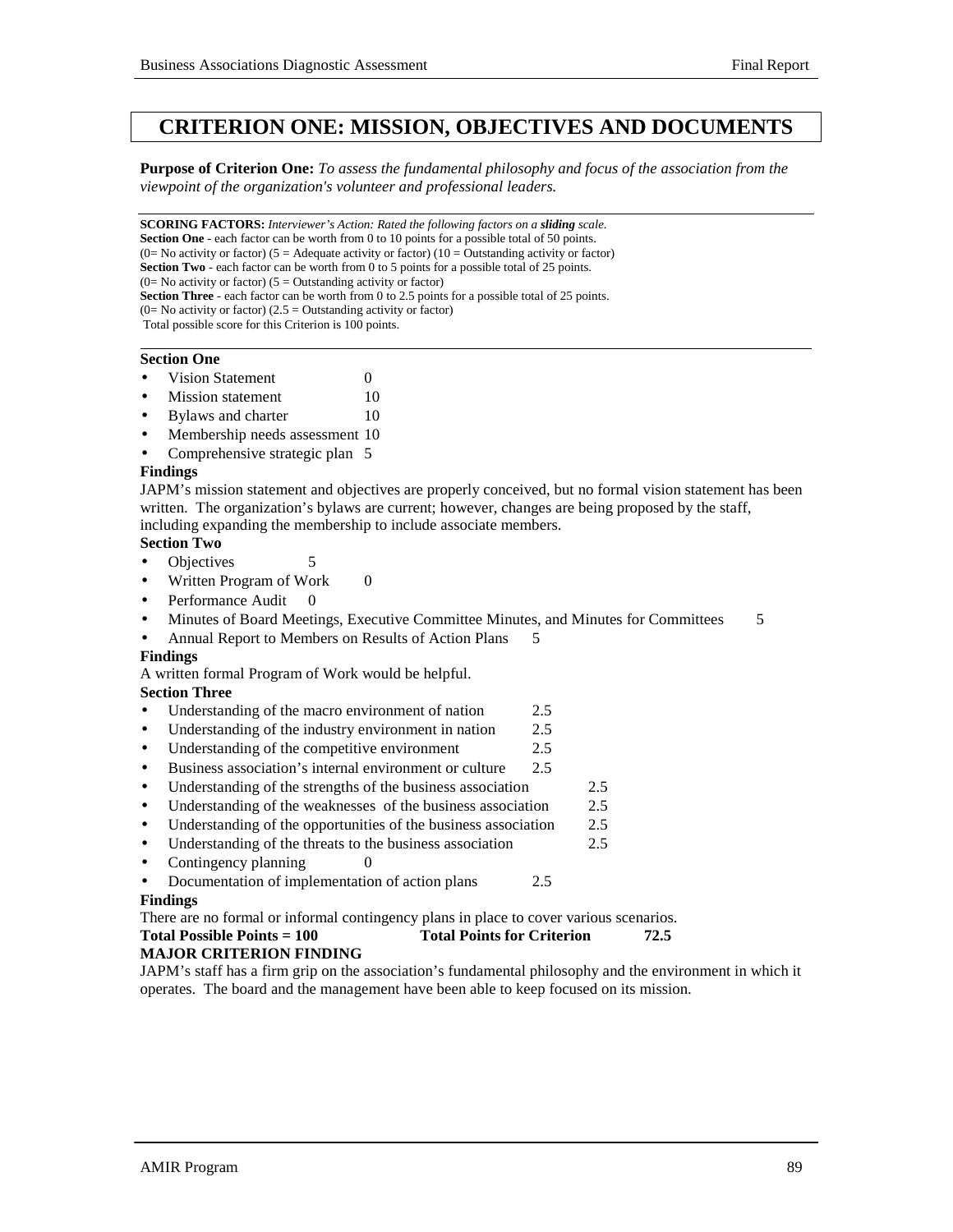# CRITERION ONE: MISSION, OBJECTIVES AND DOCUMENTS

**Purpose of Criterion One:** *To assess the fundamental philosophy and focus of the association from the viewpoint of the organization's volunteer and professional leaders.*

---

**SCORING FACTORS:** *Interviewer's Action: Rated the following factors on a **sliding** scale.*
**Section One** - each factor can be worth from 0 to 10 points for a possible total of 50 points.
(0= No activity or factor) (5 = Adequate activity or factor) (10 = Outstanding activity or factor)
**Section Two** - each factor can be worth from 0 to 5 points for a possible total of 25 points.
(0= No activity or factor) (5 = Outstanding activity or factor)
**Section Three** - each factor can be worth from 0 to 2.5 points for a possible total of 25 points.
(0= No activity or factor) (2.5 = Outstanding activity or factor)
Total possible score for this Criterion is 100 points.

---

**Section One**

- Vision Statement 0
- Mission statement 10
- Bylaws and charter 10
- Membership needs assessment 10
- Comprehensive strategic plan 5

**Findings**

JAPM's mission statement and objectives are properly conceived, but no formal vision statement has been written. The organization's bylaws are current; however, changes are being proposed by the staff, including expanding the membership to include associate members.

**Section Two**

- Objectives 5
- Written Program of Work 0
- Performance Audit 0
- Minutes of Board Meetings, Executive Committee Minutes, and Minutes for Committees 5
- Annual Report to Members on Results of Action Plans 5

**Findings**

A written formal Program of Work would be helpful.

**Section Three**

- Understanding of the macro environment of nation 2.5
- Understanding of the industry environment in nation 2.5
- Understanding of the competitive environment 2.5
- Business association's internal environment or culture 2.5
- Understanding of the strengths of the business association 2.5
- Understanding of the weaknesses of the business association 2.5
- Understanding of the opportunities of the business association 2.5
- Understanding of the threats to the business association 2.5
- Contingency planning 0
- Documentation of implementation of action plans 2.5

**Findings**

There are no formal or informal contingency plans in place to cover various scenarios.

**Total Possible Points = 100** **Total Points for Criterion 72.5**

**MAJOR CRITERION FINDING**

JAPM's staff has a firm grip on the association's fundamental philosophy and the environment in which it operates. The board and the management have been able to keep focused on its mission.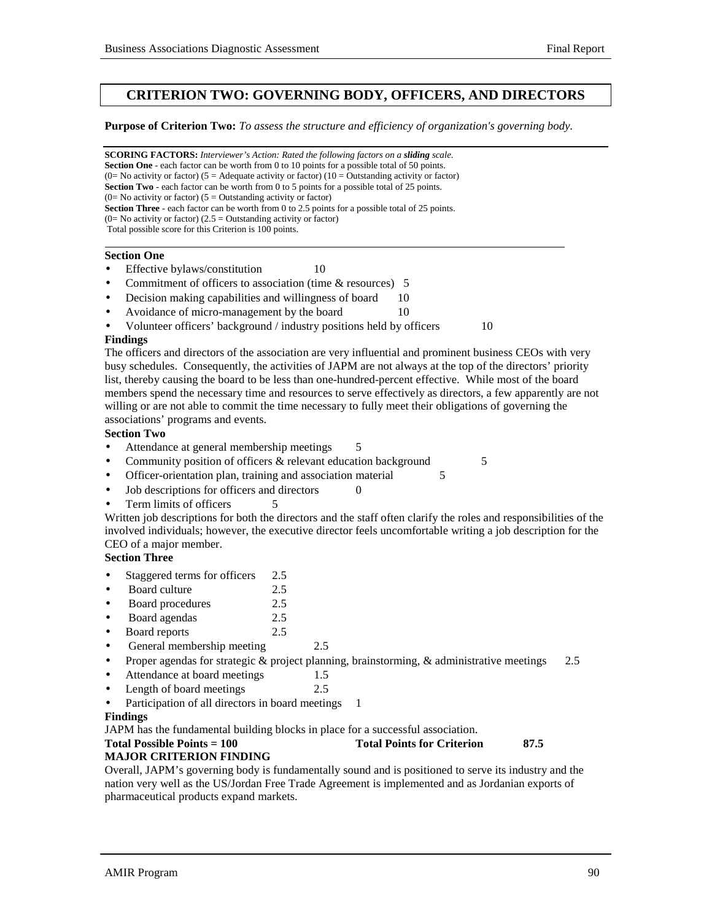## CRITERION TWO: GOVERNING BODY, OFFICERS, AND DIRECTORS

**Purpose of Criterion Two:** *To assess the structure and efficiency of organization's governing body.*

**SCORING FACTORS:** *Interviewer's Action: Rated the following factors on a* ***sliding*** *scale.*
**Section One** - each factor can be worth from 0 to 10 points for a possible total of 50 points.
(0= No activity or factor) (5 = Adequate activity or factor) (10 = Outstanding activity or factor)
**Section Two** - each factor can be worth from 0 to 5 points for a possible total of 25 points.
(0= No activity or factor) (5 = Outstanding activity or factor)
**Section Three** - each factor can be worth from 0 to 2.5 points for a possible total of 25 points.
(0= No activity or factor) (2.5 = Outstanding activity or factor)
Total possible score for this Criterion is 100 points.

**Section One**

- Effective bylaws/constitution 10
- Commitment of officers to association (time & resources) 5
- Decision making capabilities and willingness of board 10
- Avoidance of micro-management by the board 10
- Volunteer officers' background / industry positions held by officers 10

**Findings**

The officers and directors of the association are very influential and prominent business CEOs with very busy schedules. Consequently, the activities of JAPM are not always at the top of the directors' priority list, thereby causing the board to be less than one-hundred-percent effective. While most of the board members spend the necessary time and resources to serve effectively as directors, a few apparently are not willing or are not able to commit the time necessary to fully meet their obligations of governing the associations' programs and events.

**Section Two**

- Attendance at general membership meetings 5
- Community position of officers & relevant education background 5
- Officer-orientation plan, training and association material 5
- Job descriptions for officers and directors 0
- Term limits of officers 5

Written job descriptions for both the directors and the staff often clarify the roles and responsibilities of the involved individuals; however, the executive director feels uncomfortable writing a job description for the CEO of a major member.

**Section Three**

- Staggered terms for officers 2.5
- Board culture 2.5
- Board procedures 2.5
- Board agendas 2.5
- Board reports 2.5
- General membership meeting 2.5
- Proper agendas for strategic & project planning, brainstorming, & administrative meetings 2.5
- Attendance at board meetings 1.5
- Length of board meetings 2.5
- Participation of all directors in board meetings 1

**Findings**

JAPM has the fundamental building blocks in place for a successful association.

**Total Possible Points = 100** **Total Points for Criterion** **87.5**

**MAJOR CRITERION FINDING**

Overall, JAPM's governing body is fundamentally sound and is positioned to serve its industry and the nation very well as the US/Jordan Free Trade Agreement is implemented and as Jordanian exports of pharmaceutical products expand markets.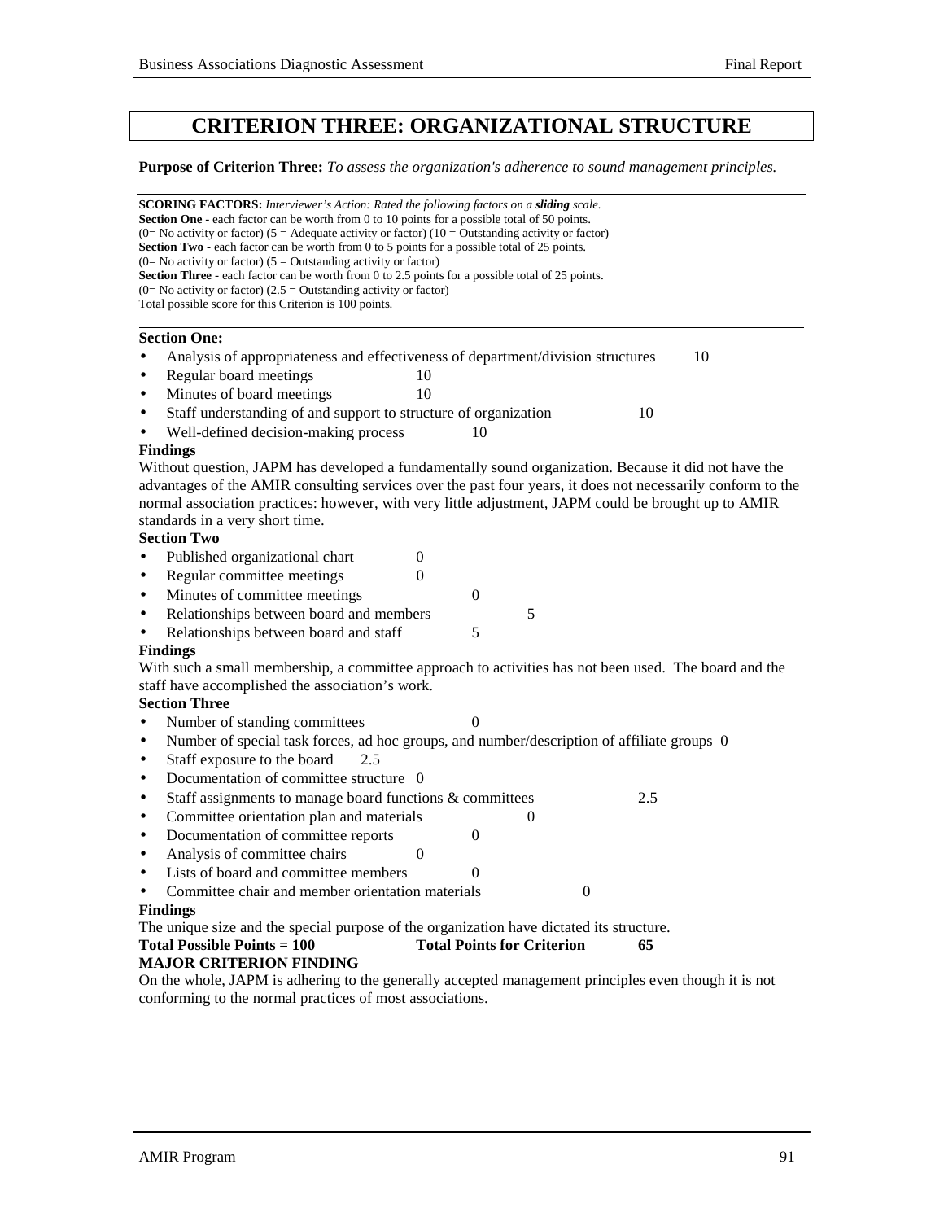# CRITERION THREE: ORGANIZATIONAL STRUCTURE

**Purpose of Criterion Three:** *To assess the organization's adherence to sound management principles.*

**SCORING FACTORS:** *Interviewer's Action: Rated the following factors on a **sliding** scale.*
**Section One** - each factor can be worth from 0 to 10 points for a possible total of 50 points.
(0= No activity or factor) (5 = Adequate activity or factor) (10 = Outstanding activity or factor)
**Section Two** - each factor can be worth from 0 to 5 points for a possible total of 25 points.
(0= No activity or factor) (5 = Outstanding activity or factor)
**Section Three** - each factor can be worth from 0 to 2.5 points for a possible total of 25 points.
(0= No activity or factor) (2.5 = Outstanding activity or factor)
Total possible score for this Criterion is 100 points.

**Section One:**

- Analysis of appropriateness and effectiveness of department/division structures 10
- Regular board meetings 10
- Minutes of board meetings 10
- Staff understanding of and support to structure of organization 10
- Well-defined decision-making process 10

**Findings**

Without question, JAPM has developed a fundamentally sound organization. Because it did not have the advantages of the AMIR consulting services over the past four years, it does not necessarily conform to the normal association practices: however, with very little adjustment, JAPM could be brought up to AMIR standards in a very short time.

**Section Two**

- Published organizational chart 0
- Regular committee meetings 0
- Minutes of committee meetings 0
- Relationships between board and members 5
- Relationships between board and staff 5

**Findings**

With such a small membership, a committee approach to activities has not been used. The board and the staff have accomplished the association's work.

**Section Three**

- Number of standing committees 0
- Number of special task forces, ad hoc groups, and number/description of affiliate groups 0
- Staff exposure to the board 2.5
- Documentation of committee structure 0
- Staff assignments to manage board functions & committees 2.5
- Committee orientation plan and materials 0
- Documentation of committee reports 0
- Analysis of committee chairs 0
- Lists of board and committee members 0
- Committee chair and member orientation materials 0

**Findings**

The unique size and the special purpose of the organization have dictated its structure.

**Total Possible Points = 100** **Total Points for Criterion** **65**

**MAJOR CRITERION FINDING**

On the whole, JAPM is adhering to the generally accepted management principles even though it is not conforming to the normal practices of most associations.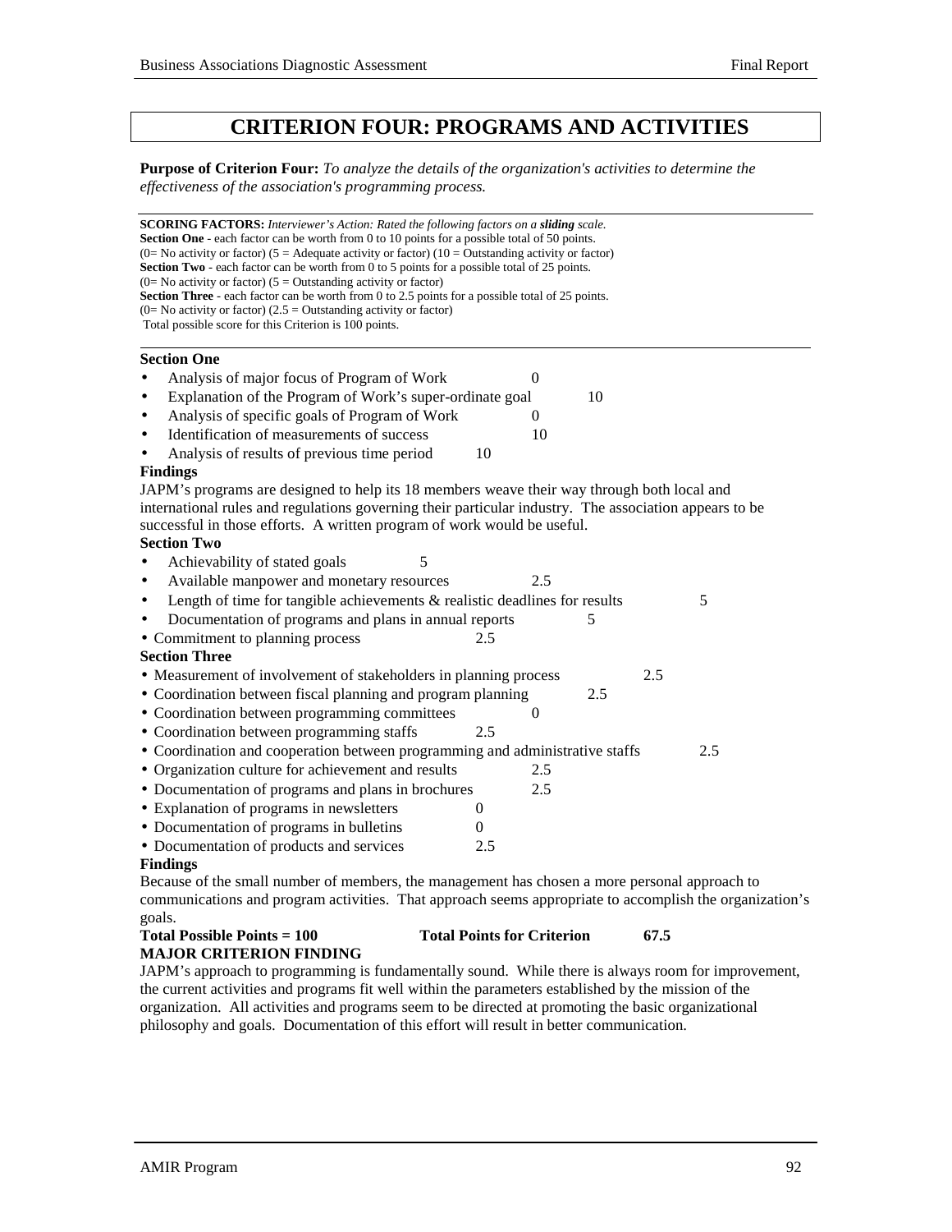# CRITERION FOUR: PROGRAMS AND ACTIVITIES

**Purpose of Criterion Four:** *To analyze the details of the organization's activities to determine the effectiveness of the association's programming process.*

---

**SCORING FACTORS:** *Interviewer's Action: Rated the following factors on a* ***sliding*** *scale.*
**Section One** - each factor can be worth from 0 to 10 points for a possible total of 50 points.
(0= No activity or factor) (5 = Adequate activity or factor) (10 = Outstanding activity or factor)
**Section Two** - each factor can be worth from 0 to 5 points for a possible total of 25 points.
(0= No activity or factor) (5 = Outstanding activity or factor)
**Section Three** - each factor can be worth from 0 to 2.5 points for a possible total of 25 points.
(0= No activity or factor) (2.5 = Outstanding activity or factor)
Total possible score for this Criterion is 100 points.

---

**Section One**

- Analysis of major focus of Program of Work 0
- Explanation of the Program of Work's super-ordinate goal 10
- Analysis of specific goals of Program of Work 0
- Identification of measurements of success 10
- Analysis of results of previous time period 10

**Findings**

JAPM's programs are designed to help its 18 members weave their way through both local and international rules and regulations governing their particular industry. The association appears to be successful in those efforts. A written program of work would be useful.

**Section Two**

- Achievability of stated goals 5
- Available manpower and monetary resources 2.5
- Length of time for tangible achievements & realistic deadlines for results 5
- Documentation of programs and plans in annual reports 5
- Commitment to planning process 2.5

**Section Three**

- Measurement of involvement of stakeholders in planning process 2.5
- Coordination between fiscal planning and program planning 2.5
- Coordination between programming committees 0
- Coordination between programming staffs 2.5
- Coordination and cooperation between programming and administrative staffs 2.5
- Organization culture for achievement and results 2.5
- Documentation of programs and plans in brochures 2.5
- Explanation of programs in newsletters 0
- Documentation of programs in bulletins 0
- Documentation of products and services 2.5

**Findings**

Because of the small number of members, the management has chosen a more personal approach to communications and program activities. That approach seems appropriate to accomplish the organization's goals.

**Total Possible Points = 100** **Total Points for Criterion 67.5**

**MAJOR CRITERION FINDING**

JAPM's approach to programming is fundamentally sound. While there is always room for improvement, the current activities and programs fit well within the parameters established by the mission of the organization. All activities and programs seem to be directed at promoting the basic organizational philosophy and goals. Documentation of this effort will result in better communication.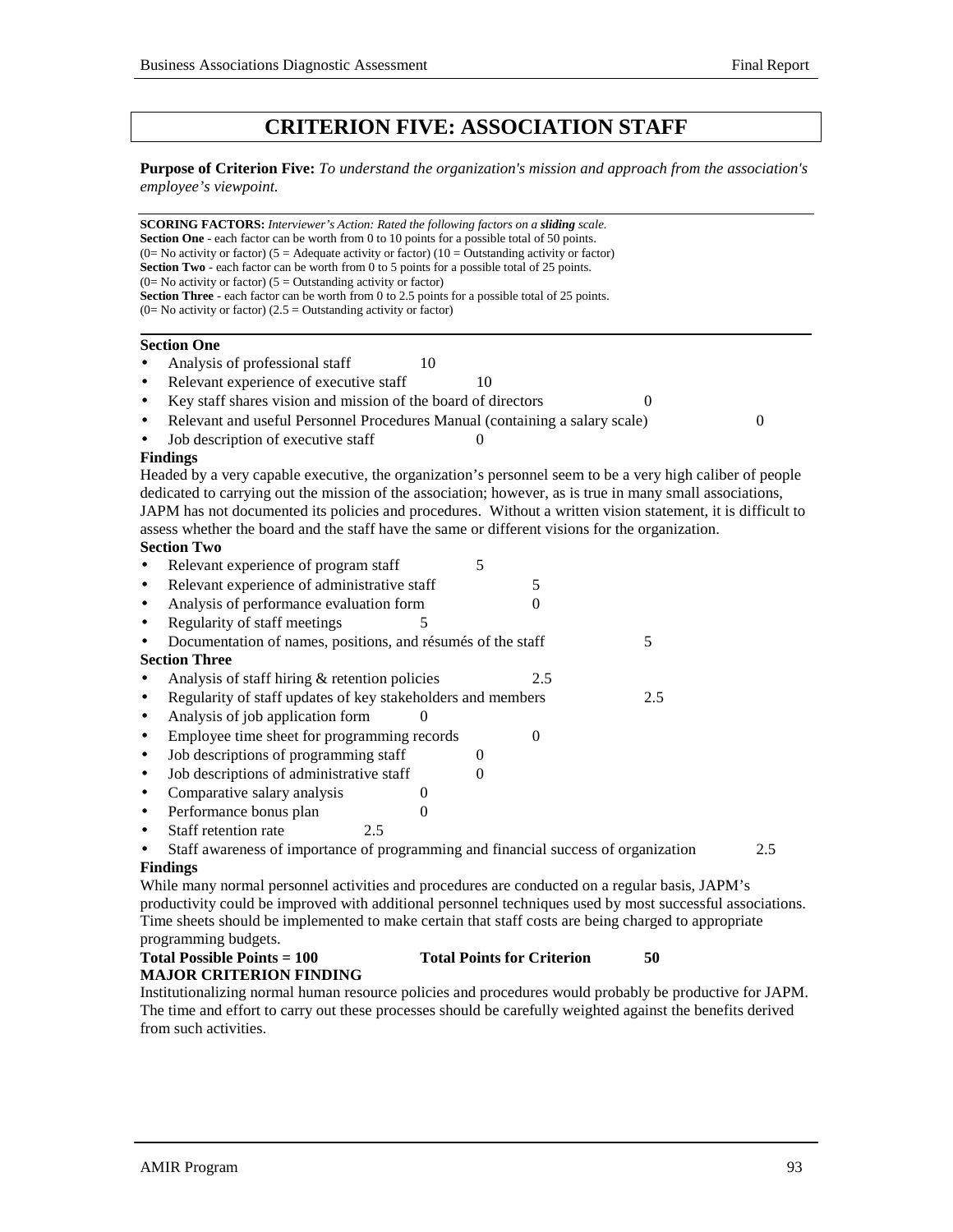# CRITERION FIVE: ASSOCIATION STAFF

**Purpose of Criterion Five:** *To understand the organization's mission and approach from the association's employee's viewpoint.*

**SCORING FACTORS:** *Interviewer's Action: Rated the following factors on a* ***sliding*** *scale.*
**Section One** - each factor can be worth from 0 to 10 points for a possible total of 50 points.
(0= No activity or factor) (5 = Adequate activity or factor) (10 = Outstanding activity or factor)
**Section Two** - each factor can be worth from 0 to 5 points for a possible total of 25 points.
(0= No activity or factor) (5 = Outstanding activity or factor)
**Section Three** - each factor can be worth from 0 to 2.5 points for a possible total of 25 points.
(0= No activity or factor) (2.5 = Outstanding activity or factor)

**Section One**

- Analysis of professional staff 10
- Relevant experience of executive staff 10
- Key staff shares vision and mission of the board of directors 0
- Relevant and useful Personnel Procedures Manual (containing a salary scale) 0
- Job description of executive staff 0

**Findings**

Headed by a very capable executive, the organization's personnel seem to be a very high caliber of people dedicated to carrying out the mission of the association; however, as is true in many small associations, JAPM has not documented its policies and procedures. Without a written vision statement, it is difficult to assess whether the board and the staff have the same or different visions for the organization.

**Section Two**

- Relevant experience of program staff 5
- Relevant experience of administrative staff 5
- Analysis of performance evaluation form 0
- Regularity of staff meetings 5
- Documentation of names, positions, and résumés of the staff 5

**Section Three**

- Analysis of staff hiring & retention policies 2.5
- Regularity of staff updates of key stakeholders and members 2.5
- Analysis of job application form 0
- Employee time sheet for programming records 0
- Job descriptions of programming staff 0
- Job descriptions of administrative staff 0
- Comparative salary analysis 0
- Performance bonus plan 0
- Staff retention rate 2.5
- Staff awareness of importance of programming and financial success of organization 2.5

**Findings**

While many normal personnel activities and procedures are conducted on a regular basis, JAPM's productivity could be improved with additional personnel techniques used by most successful associations. Time sheets should be implemented to make certain that staff costs are being charged to appropriate programming budgets.

**Total Possible Points = 100** **Total Points for Criterion** **50**

**MAJOR CRITERION FINDING**

Institutionalizing normal human resource policies and procedures would probably be productive for JAPM. The time and effort to carry out these processes should be carefully weighted against the benefits derived from such activities.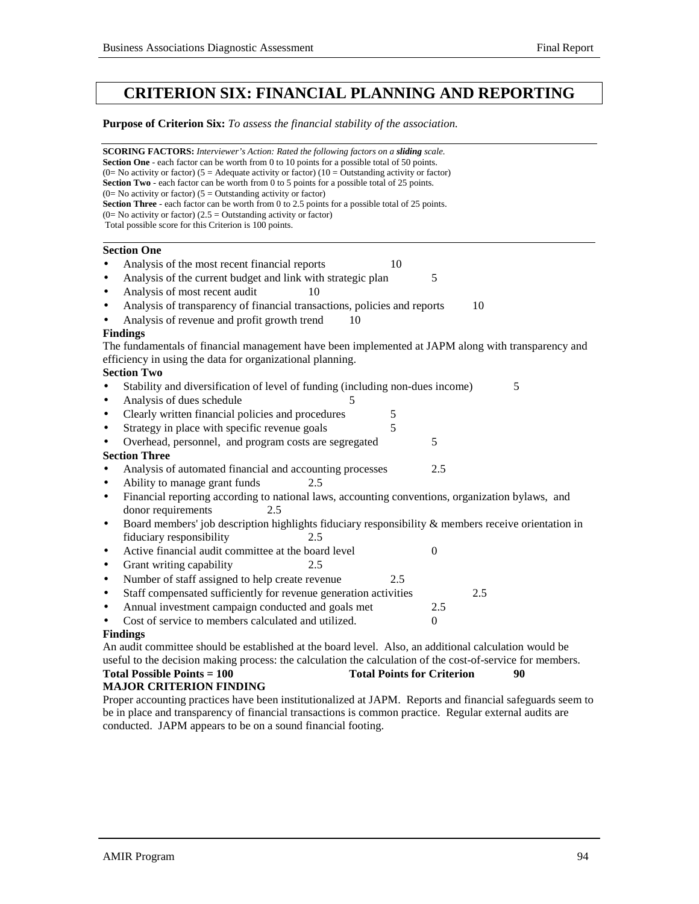# CRITERION SIX: FINANCIAL PLANNING AND REPORTING

**Purpose of Criterion Six:** *To assess the financial stability of the association.*

**SCORING FACTORS:** *Interviewer's Action: Rated the following factors on a **sliding** scale.*
**Section One** - each factor can be worth from 0 to 10 points for a possible total of 50 points.
(0= No activity or factor) (5 = Adequate activity or factor) (10 = Outstanding activity or factor)
**Section Two** - each factor can be worth from 0 to 5 points for a possible total of 25 points.
(0= No activity or factor) (5 = Outstanding activity or factor)
**Section Three** - each factor can be worth from 0 to 2.5 points for a possible total of 25 points.
(0= No activity or factor) (2.5 = Outstanding activity or factor)
Total possible score for this Criterion is 100 points.

**Section One**

- Analysis of the most recent financial reports 10
- Analysis of the current budget and link with strategic plan 5
- Analysis of most recent audit 10
- Analysis of transparency of financial transactions, policies and reports 10
- Analysis of revenue and profit growth trend 10

**Findings**

The fundamentals of financial management have been implemented at JAPM along with transparency and efficiency in using the data for organizational planning.

**Section Two**

- Stability and diversification of level of funding (including non-dues income) 5
- Analysis of dues schedule 5
- Clearly written financial policies and procedures 5
- Strategy in place with specific revenue goals 5
- Overhead, personnel, and program costs are segregated 5

**Section Three**

- Analysis of automated financial and accounting processes 2.5
- Ability to manage grant funds 2.5
- Financial reporting according to national laws, accounting conventions, organization bylaws, and donor requirements 2.5
- Board members' job description highlights fiduciary responsibility & members receive orientation in fiduciary responsibility 2.5
- Active financial audit committee at the board level 0
- Grant writing capability 2.5
- Number of staff assigned to help create revenue 2.5
- Staff compensated sufficiently for revenue generation activities 2.5
- Annual investment campaign conducted and goals met 2.5
- Cost of service to members calculated and utilized. 0

**Findings**

An audit committee should be established at the board level. Also, an additional calculation would be useful to the decision making process: the calculation the calculation of the cost-of-service for members.

**Total Possible Points = 100** **Total Points for Criterion 90**

**MAJOR CRITERION FINDING**

Proper accounting practices have been institutionalized at JAPM. Reports and financial safeguards seem to be in place and transparency of financial transactions is common practice. Regular external audits are conducted. JAPM appears to be on a sound financial footing.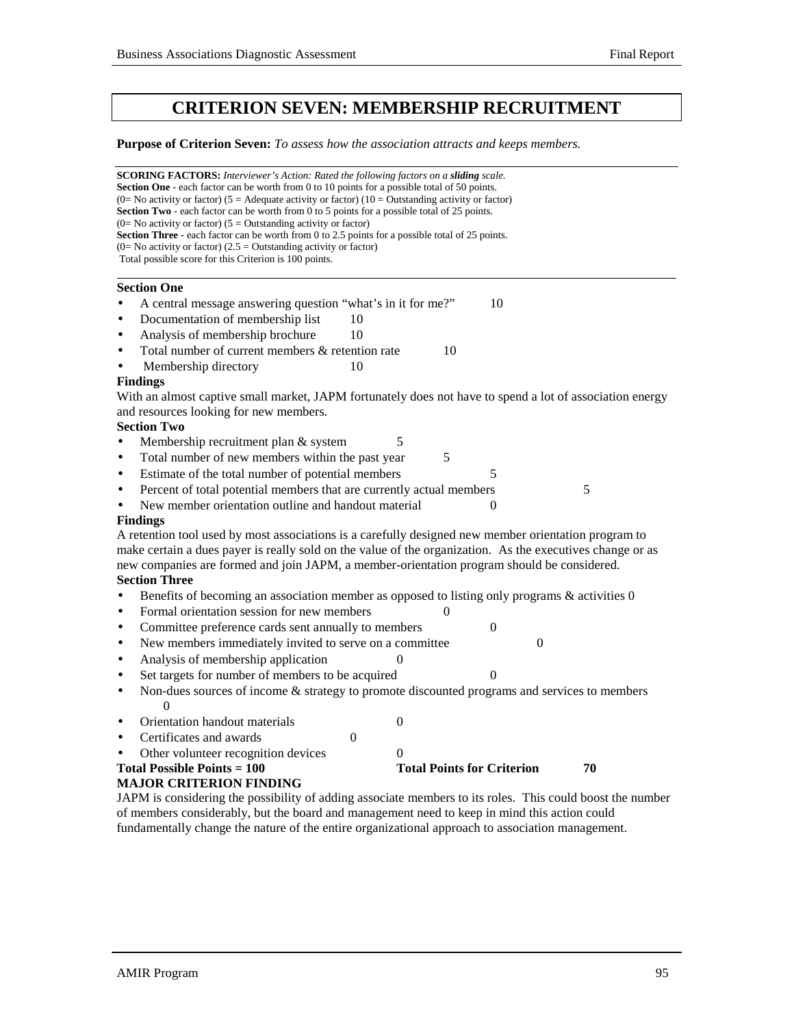# CRITERION SEVEN: MEMBERSHIP RECRUITMENT

**Purpose of Criterion Seven:** *To assess how the association attracts and keeps members.*

---

**SCORING FACTORS:** *Interviewer's Action: Rated the following factors on a **sliding** scale.*
**Section One** - each factor can be worth from 0 to 10 points for a possible total of 50 points.
(0= No activity or factor) (5 = Adequate activity or factor) (10 = Outstanding activity or factor)
**Section Two** - each factor can be worth from 0 to 5 points for a possible total of 25 points.
(0= No activity or factor) (5 = Outstanding activity or factor)
**Section Three** - each factor can be worth from 0 to 2.5 points for a possible total of 25 points.
(0= No activity or factor) (2.5 = Outstanding activity or factor)
Total possible score for this Criterion is 100 points.

---

**Section One**

- A central message answering question "what's in it for me?" 10
- Documentation of membership list 10
- Analysis of membership brochure 10
- Total number of current members & retention rate 10
- Membership directory 10

**Findings**

With an almost captive small market, JAPM fortunately does not have to spend a lot of association energy and resources looking for new members.

**Section Two**

- Membership recruitment plan & system 5
- Total number of new members within the past year 5
- Estimate of the total number of potential members 5
- Percent of total potential members that are currently actual members 5
- New member orientation outline and handout material 0

**Findings**

A retention tool used by most associations is a carefully designed new member orientation program to make certain a dues payer is really sold on the value of the organization. As the executives change or as new companies are formed and join JAPM, a member-orientation program should be considered.

**Section Three**

- Benefits of becoming an association member as opposed to listing only programs & activities 0
- Formal orientation session for new members 0
- Committee preference cards sent annually to members 0
- New members immediately invited to serve on a committee 0
- Analysis of membership application 0
- Set targets for number of members to be acquired 0
- Non-dues sources of income & strategy to promote discounted programs and services to members 0
- Orientation handout materials 0
- Certificates and awards 0
- Other volunteer recognition devices 0

**Total Possible Points = 100** **Total Points for Criterion 70**

**MAJOR CRITERION FINDING**

JAPM is considering the possibility of adding associate members to its roles. This could boost the number of members considerably, but the board and management need to keep in mind this action could fundamentally change the nature of the entire organizational approach to association management.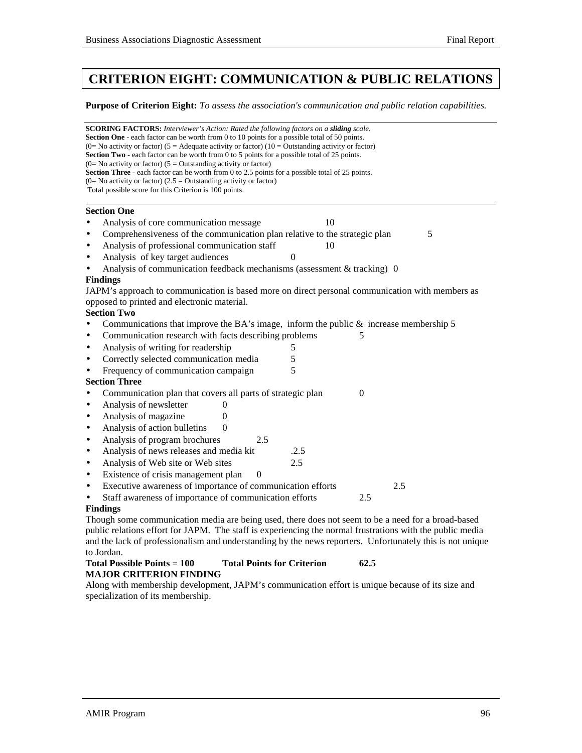# CRITERION EIGHT: COMMUNICATION & PUBLIC RELATIONS

**Purpose of Criterion Eight:** *To assess the association's communication and public relation capabilities.*

---

**SCORING FACTORS:** *Interviewer's Action: Rated the following factors on a **sliding** scale.*
**Section One** - each factor can be worth from 0 to 10 points for a possible total of 50 points.
(0= No activity or factor) (5 = Adequate activity or factor) (10 = Outstanding activity or factor)
**Section Two** - each factor can be worth from 0 to 5 points for a possible total of 25 points.
(0= No activity or factor) (5 = Outstanding activity or factor)
**Section Three** - each factor can be worth from 0 to 2.5 points for a possible total of 25 points.
(0= No activity or factor) (2.5 = Outstanding activity or factor)
Total possible score for this Criterion is 100 points.

---

**Section One**

- Analysis of core communication message 10
- Comprehensiveness of the communication plan relative to the strategic plan 5
- Analysis of professional communication staff 10
- Analysis of key target audiences 0
- Analysis of communication feedback mechanisms (assessment & tracking) 0

**Findings**

JAPM's approach to communication is based more on direct personal communication with members as opposed to printed and electronic material.

**Section Two**

- Communications that improve the BA's image, inform the public & increase membership 5
- Communication research with facts describing problems 5
- Analysis of writing for readership 5
- Correctly selected communication media 5
- Frequency of communication campaign 5

**Section Three**

- Communication plan that covers all parts of strategic plan 0
- Analysis of newsletter 0
- Analysis of magazine 0
- Analysis of action bulletins 0
- Analysis of program brochures 2.5
- Analysis of news releases and media kit .2.5
- Analysis of Web site or Web sites 2.5
- Existence of crisis management plan 0
- Executive awareness of importance of communication efforts 2.5
- Staff awareness of importance of communication efforts 2.5

**Findings**

Though some communication media are being used, there does not seem to be a need for a broad-based public relations effort for JAPM. The staff is experiencing the normal frustrations with the public media and the lack of professionalism and understanding by the news reporters. Unfortunately this is not unique to Jordan.

**Total Possible Points = 100 Total Points for Criterion 62.5**

**MAJOR CRITERION FINDING**

Along with membership development, JAPM's communication effort is unique because of its size and specialization of its membership.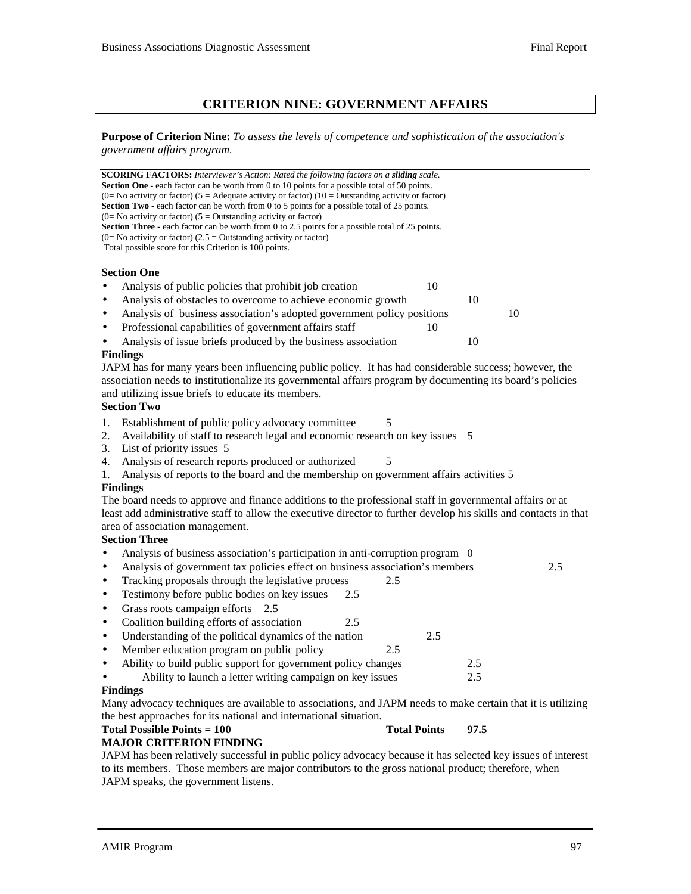# CRITERION NINE: GOVERNMENT AFFAIRS

**Purpose of Criterion Nine:** *To assess the levels of competence and sophistication of the association's government affairs program.*

**SCORING FACTORS:** *Interviewer's Action: Rated the following factors on a **sliding** scale.*
**Section One** - each factor can be worth from 0 to 10 points for a possible total of 50 points.
(0= No activity or factor) (5 = Adequate activity or factor) (10 = Outstanding activity or factor)
**Section Two** - each factor can be worth from 0 to 5 points for a possible total of 25 points.
(0= No activity or factor) (5 = Outstanding activity or factor)
**Section Three** - each factor can be worth from 0 to 2.5 points for a possible total of 25 points.
(0= No activity or factor) (2.5 = Outstanding activity or factor)
Total possible score for this Criterion is 100 points.

**Section One**

- Analysis of public policies that prohibit job creation 10
- Analysis of obstacles to overcome to achieve economic growth 10
- Analysis of business association's adopted government policy positions 10
- Professional capabilities of government affairs staff 10
- Analysis of issue briefs produced by the business association 10

**Findings**

JAPM has for many years been influencing public policy. It has had considerable success; however, the association needs to institutionalize its governmental affairs program by documenting its board's policies and utilizing issue briefs to educate its members.

**Section Two**

1. Establishment of public policy advocacy committee 5
2. Availability of staff to research legal and economic research on key issues 5
3. List of priority issues 5
4. Analysis of research reports produced or authorized 5
1. Analysis of reports to the board and the membership on government affairs activities 5

**Findings**

The board needs to approve and finance additions to the professional staff in governmental affairs or at least add administrative staff to allow the executive director to further develop his skills and contacts in that area of association management.

**Section Three**

- Analysis of business association's participation in anti-corruption program 0
- Analysis of government tax policies effect on business association's members 2.5
- Tracking proposals through the legislative process 2.5
- Testimony before public bodies on key issues 2.5
- Grass roots campaign efforts 2.5
- Coalition building efforts of association 2.5
- Understanding of the political dynamics of the nation 2.5
- Member education program on public policy 2.5
- Ability to build public support for government policy changes 2.5
- Ability to launch a letter writing campaign on key issues 2.5

**Findings**

Many advocacy techniques are available to associations, and JAPM needs to make certain that it is utilizing the best approaches for its national and international situation.

**Total Possible Points = 100** **Total Points 97.5**

**MAJOR CRITERION FINDING**

JAPM has been relatively successful in public policy advocacy because it has selected key issues of interest to its members. Those members are major contributors to the gross national product; therefore, when JAPM speaks, the government listens.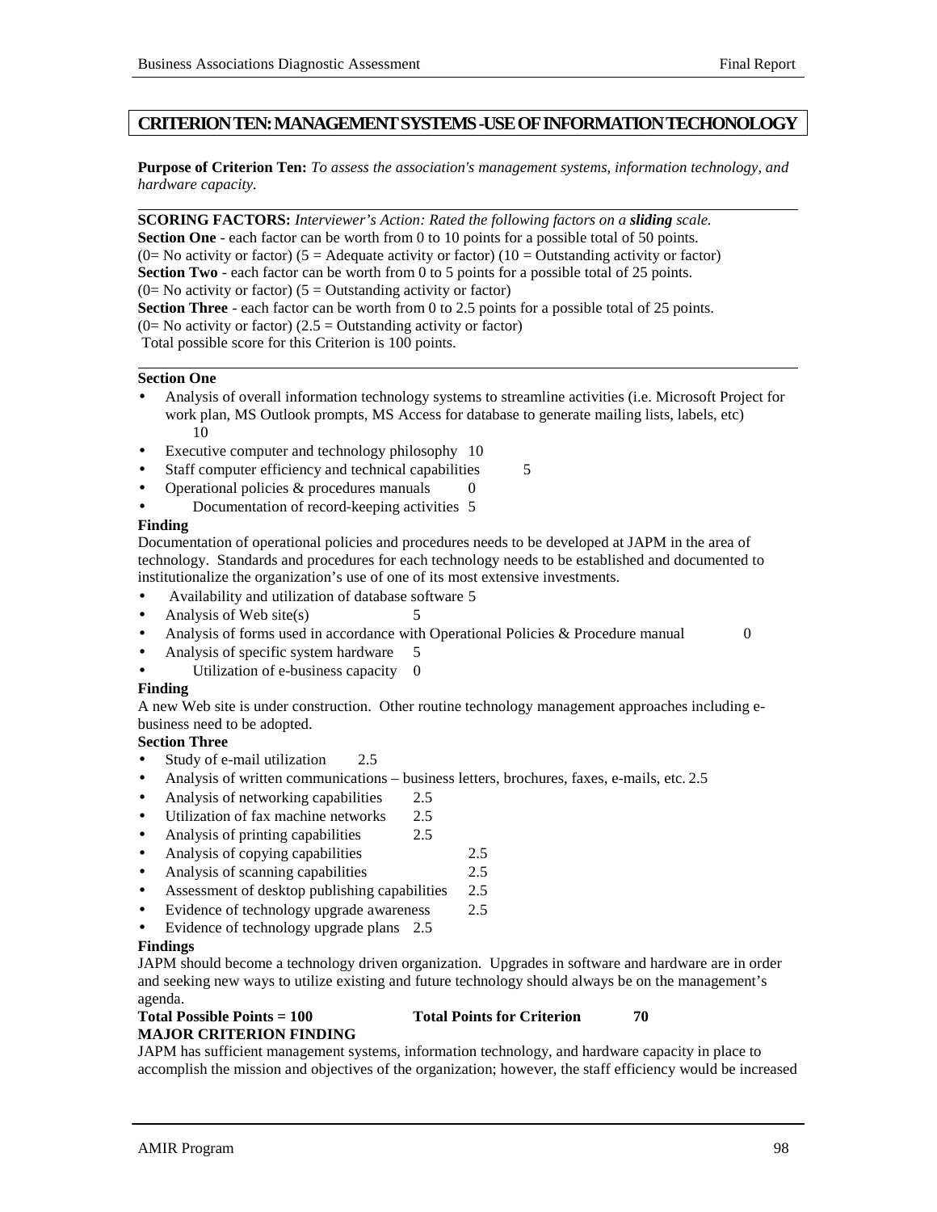## CRITERION TEN: MANAGEMENT SYSTEMS - USE OF INFORMATION TECHONOLOGY

**Purpose of Criterion Ten:** *To assess the association's management systems, information technology, and hardware capacity.*

**SCORING FACTORS:** *Interviewer's Action: Rated the following factors on a* ***sliding*** *scale.*
**Section One** - each factor can be worth from 0 to 10 points for a possible total of 50 points.
(0= No activity or factor) (5 = Adequate activity or factor) (10 = Outstanding activity or factor)
**Section Two** - each factor can be worth from 0 to 5 points for a possible total of 25 points.
(0= No activity or factor) (5 = Outstanding activity or factor)
**Section Three** - each factor can be worth from 0 to 2.5 points for a possible total of 25 points.
(0= No activity or factor) (2.5 = Outstanding activity or factor)
Total possible score for this Criterion is 100 points.

**Section One**

- Analysis of overall information technology systems to streamline activities (i.e. Microsoft Project for work plan, MS Outlook prompts, MS Access for database to generate mailing lists, labels, etc) 10
- Executive computer and technology philosophy 10
- Staff computer efficiency and technical capabilities 5
- Operational policies & procedures manuals 0
- Documentation of record-keeping activities 5

**Finding**

Documentation of operational policies and procedures needs to be developed at JAPM in the area of technology. Standards and procedures for each technology needs to be established and documented to institutionalize the organization's use of one of its most extensive investments.

- Availability and utilization of database software 5
- Analysis of Web site(s) 5
- Analysis of forms used in accordance with Operational Policies & Procedure manual 0
- Analysis of specific system hardware 5
- Utilization of e-business capacity 0

**Finding**

A new Web site is under construction. Other routine technology management approaches including e-business need to be adopted.

**Section Three**

- Study of e-mail utilization 2.5
- Analysis of written communications – business letters, brochures, faxes, e-mails, etc. 2.5
- Analysis of networking capabilities 2.5
- Utilization of fax machine networks 2.5
- Analysis of printing capabilities 2.5
- Analysis of copying capabilities 2.5
- Analysis of scanning capabilities 2.5
- Assessment of desktop publishing capabilities 2.5
- Evidence of technology upgrade awareness 2.5
- Evidence of technology upgrade plans 2.5

**Findings**

JAPM should become a technology driven organization. Upgrades in software and hardware are in order and seeking new ways to utilize existing and future technology should always be on the management's agenda.

**Total Possible Points = 100** **Total Points for Criterion 70**

**MAJOR CRITERION FINDING**

JAPM has sufficient management systems, information technology, and hardware capacity in place to accomplish the mission and objectives of the organization; however, the staff efficiency would be increased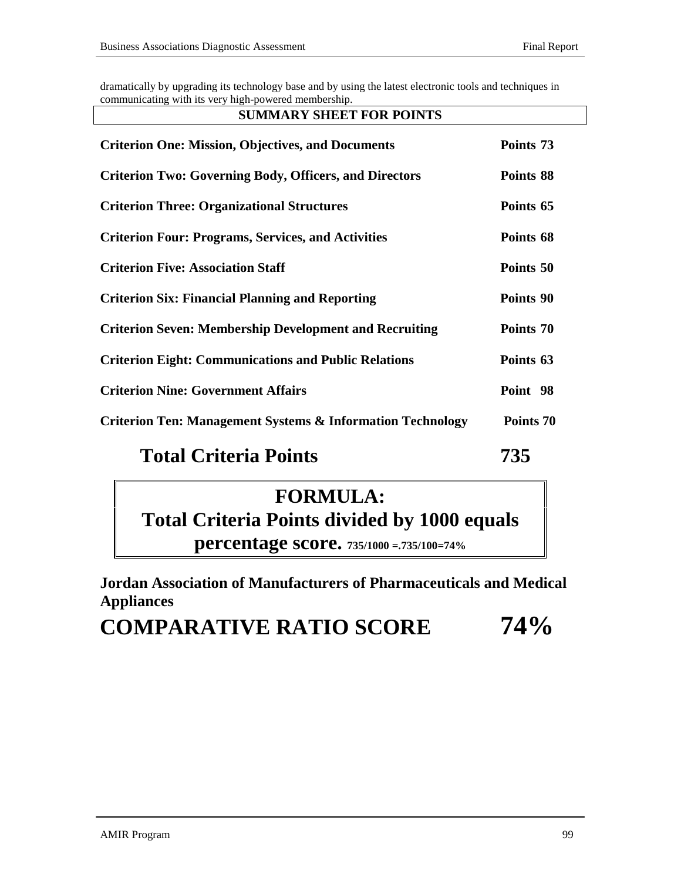dramatically by upgrading its technology base and by using the latest electronic tools and techniques in communicating with its very high-powered membership.

## SUMMARY SHEET FOR POINTS

| | |
|---|---|
| **Criterion One: Mission, Objectives, and Documents** | **Points 73** |
| **Criterion Two: Governing Body, Officers, and Directors** | **Points 88** |
| **Criterion Three: Organizational Structures** | **Points 65** |
| **Criterion Four: Programs, Services, and Activities** | **Points 68** |
| **Criterion Five: Association Staff** | **Points 50** |
| **Criterion Six: Financial Planning and Reporting** | **Points 90** |
| **Criterion Seven: Membership Development and Recruiting** | **Points 70** |
| **Criterion Eight: Communications and Public Relations** | **Points 63** |
| **Criterion Nine: Government Affairs** | **Point 98** |
| **Criterion Ten: Management Systems & Information Technology** | **Points 70** |
| **Total Criteria Points** | **735** |

**FORMULA:**
**Total Criteria Points divided by 1000 equals percentage score.** **735/1000 =.735/100=74%**

**Jordan Association of Manufacturers of Pharmaceuticals and Medical Appliances**

# COMPARATIVE RATIO SCORE 74%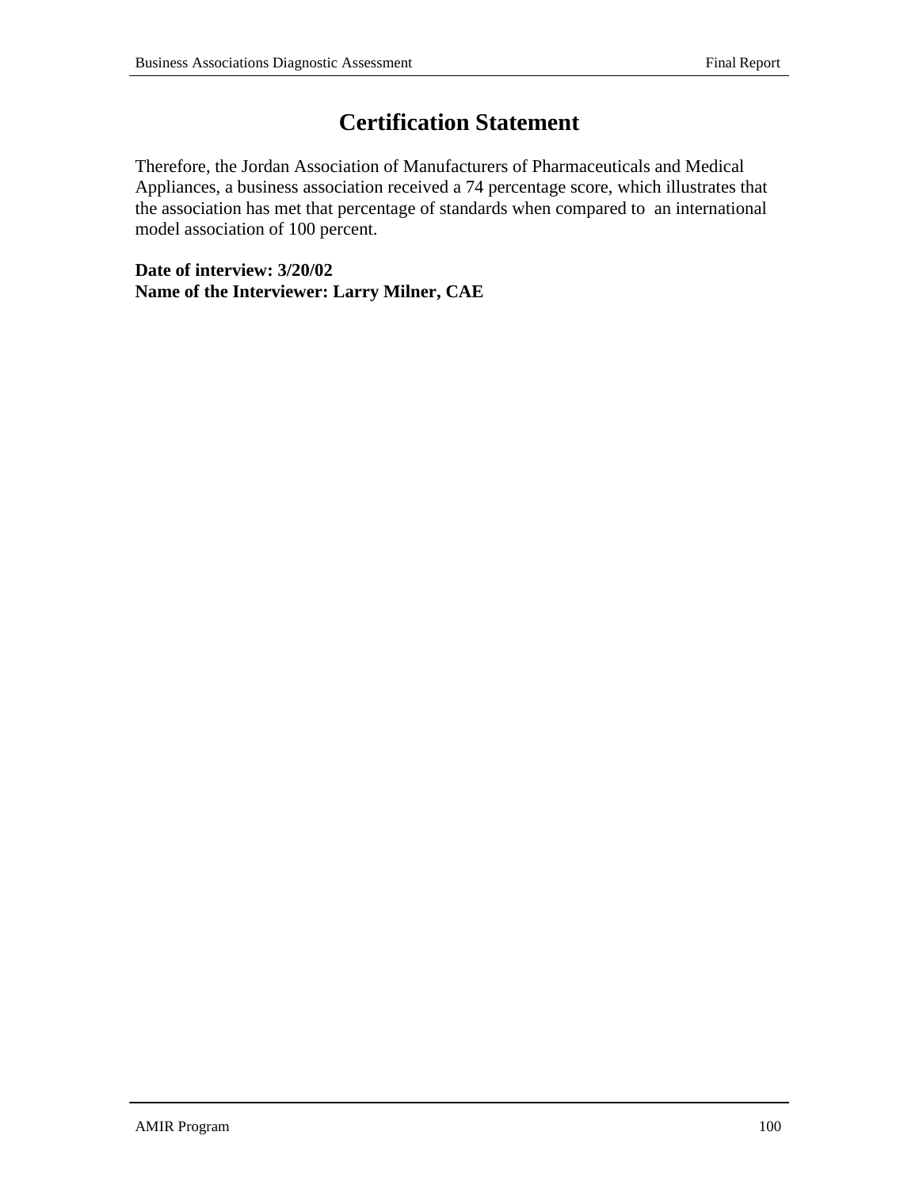# Certification Statement

Therefore, the Jordan Association of Manufacturers of Pharmaceuticals and Medical Appliances, a business association received a 74 percentage score, which illustrates that the association has met that percentage of standards when compared to an international model association of 100 percent.

**Date of interview: 3/20/02**
**Name of the Interviewer: Larry Milner, CAE**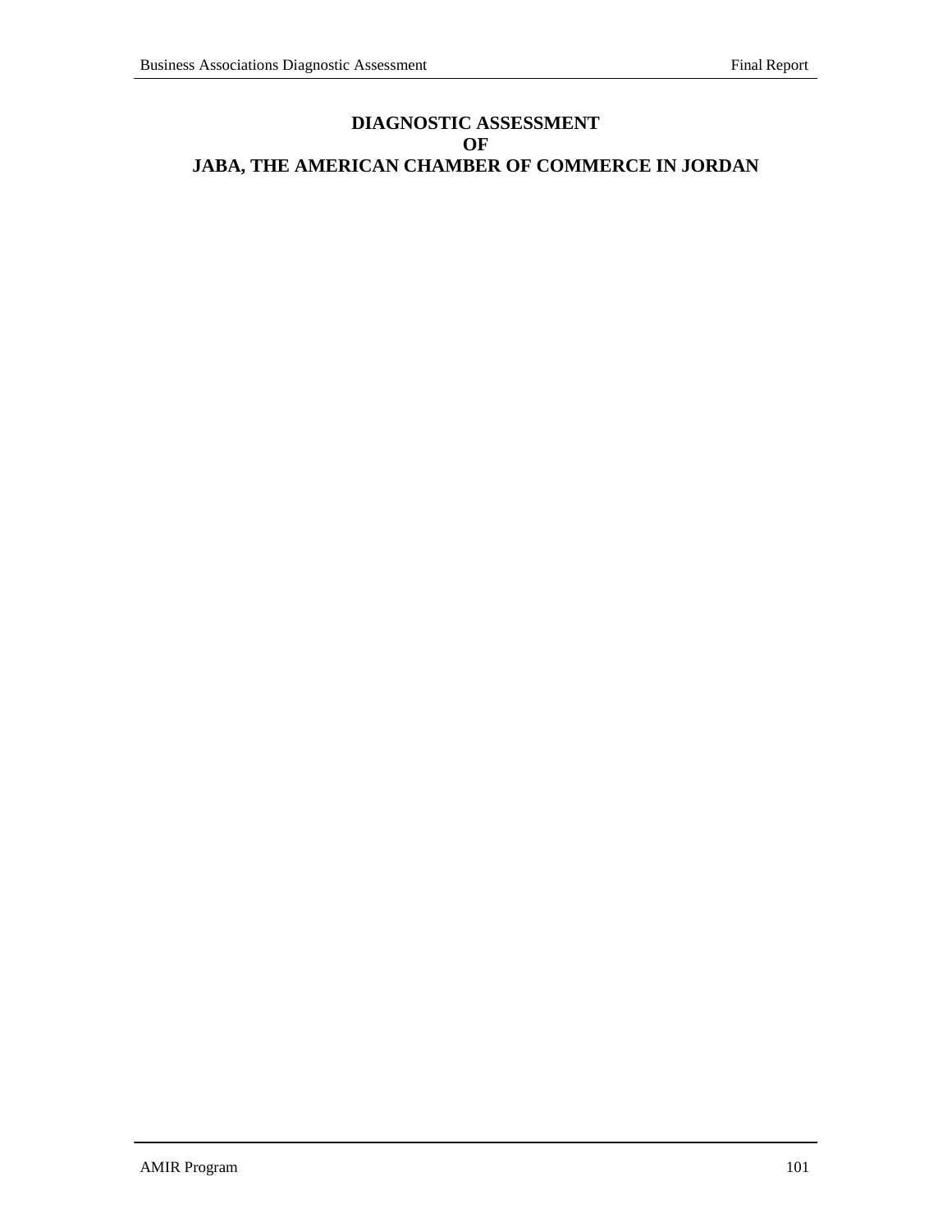# DIAGNOSTIC ASSESSMENT OF JABA, THE AMERICAN CHAMBER OF COMMERCE IN JORDAN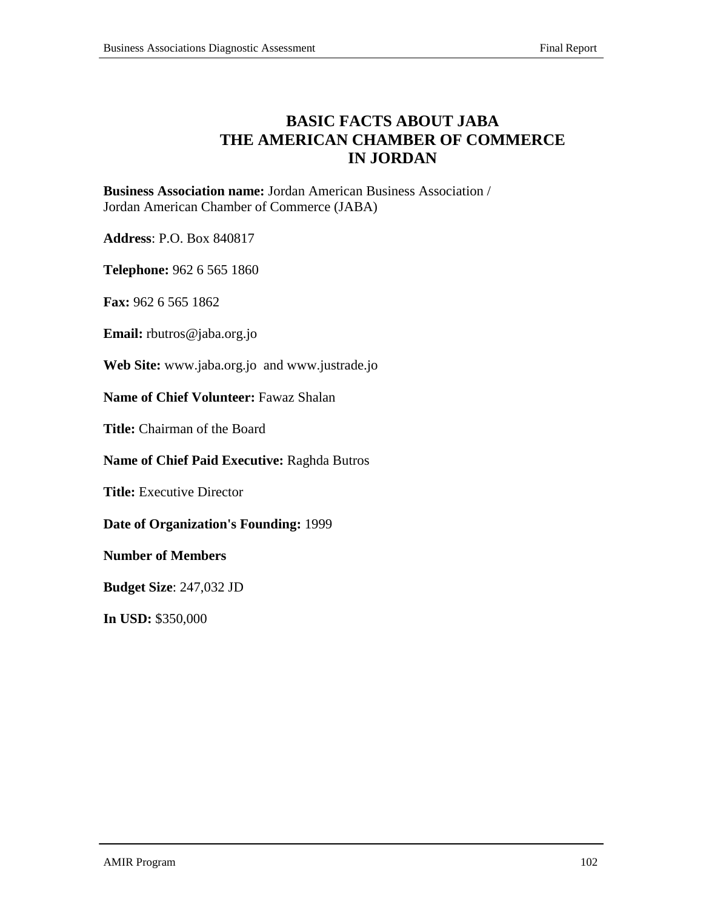# BASIC FACTS ABOUT JABA THE AMERICAN CHAMBER OF COMMERCE IN JORDAN

**Business Association name:** Jordan American Business Association / Jordan American Chamber of Commerce (JABA)

**Address**: P.O. Box 840817

**Telephone:** 962 6 565 1860

**Fax:** 962 6 565 1862

**Email:** rbutros@jaba.org.jo

**Web Site:** www.jaba.org.jo and www.justrade.jo

**Name of Chief Volunteer:** Fawaz Shalan

**Title:** Chairman of the Board

**Name of Chief Paid Executive:** Raghda Butros

**Title:** Executive Director

**Date of Organization's Founding:** 1999

**Number of Members**

**Budget Size**: 247,032 JD

**In USD:** $350,000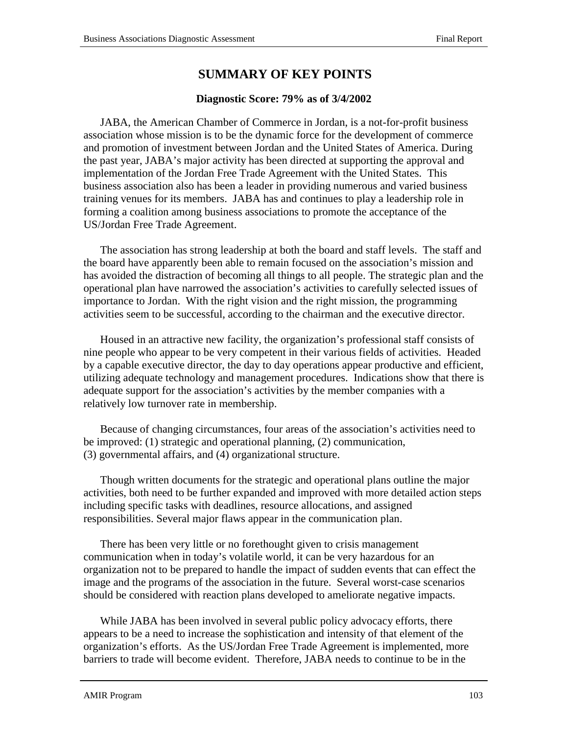# SUMMARY OF KEY POINTS

**Diagnostic Score: 79% as of 3/4/2002**

JABA, the American Chamber of Commerce in Jordan, is a not-for-profit business association whose mission is to be the dynamic force for the development of commerce and promotion of investment between Jordan and the United States of America. During the past year, JABA's major activity has been directed at supporting the approval and implementation of the Jordan Free Trade Agreement with the United States. This business association also has been a leader in providing numerous and varied business training venues for its members. JABA has and continues to play a leadership role in forming a coalition among business associations to promote the acceptance of the US/Jordan Free Trade Agreement.

The association has strong leadership at both the board and staff levels. The staff and the board have apparently been able to remain focused on the association's mission and has avoided the distraction of becoming all things to all people. The strategic plan and the operational plan have narrowed the association's activities to carefully selected issues of importance to Jordan. With the right vision and the right mission, the programming activities seem to be successful, according to the chairman and the executive director.

Housed in an attractive new facility, the organization's professional staff consists of nine people who appear to be very competent in their various fields of activities. Headed by a capable executive director, the day to day operations appear productive and efficient, utilizing adequate technology and management procedures. Indications show that there is adequate support for the association's activities by the member companies with a relatively low turnover rate in membership.

Because of changing circumstances, four areas of the association's activities need to be improved: (1) strategic and operational planning, (2) communication, (3) governmental affairs, and (4) organizational structure.

Though written documents for the strategic and operational plans outline the major activities, both need to be further expanded and improved with more detailed action steps including specific tasks with deadlines, resource allocations, and assigned responsibilities. Several major flaws appear in the communication plan.

There has been very little or no forethought given to crisis management communication when in today's volatile world, it can be very hazardous for an organization not to be prepared to handle the impact of sudden events that can effect the image and the programs of the association in the future. Several worst-case scenarios should be considered with reaction plans developed to ameliorate negative impacts.

While JABA has been involved in several public policy advocacy efforts, there appears to be a need to increase the sophistication and intensity of that element of the organization's efforts. As the US/Jordan Free Trade Agreement is implemented, more barriers to trade will become evident. Therefore, JABA needs to continue to be in the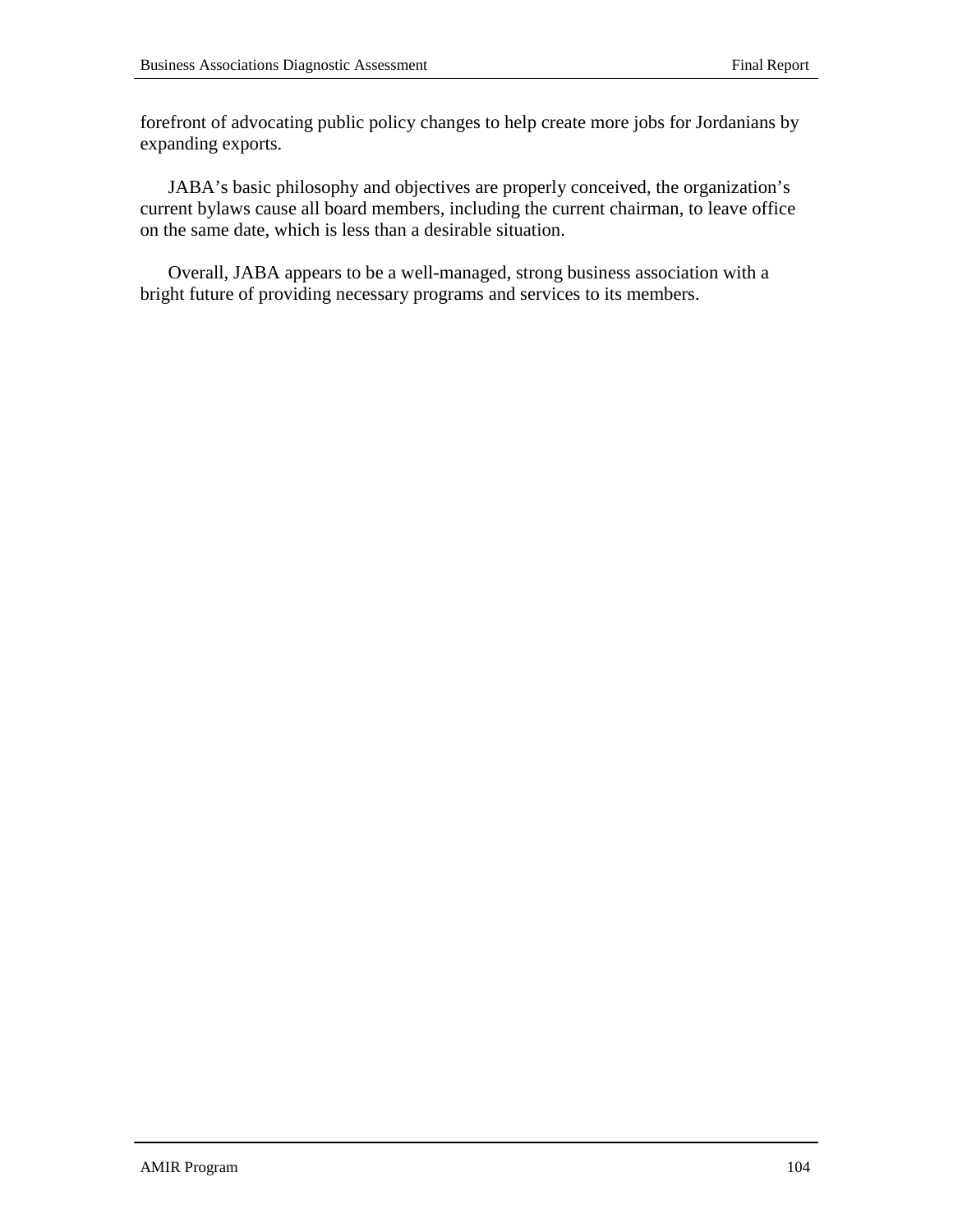forefront of advocating public policy changes to help create more jobs for Jordanians by expanding exports.

JABA's basic philosophy and objectives are properly conceived, the organization's current bylaws cause all board members, including the current chairman, to leave office on the same date, which is less than a desirable situation.

Overall, JABA appears to be a well-managed, strong business association with a bright future of providing necessary programs and services to its members.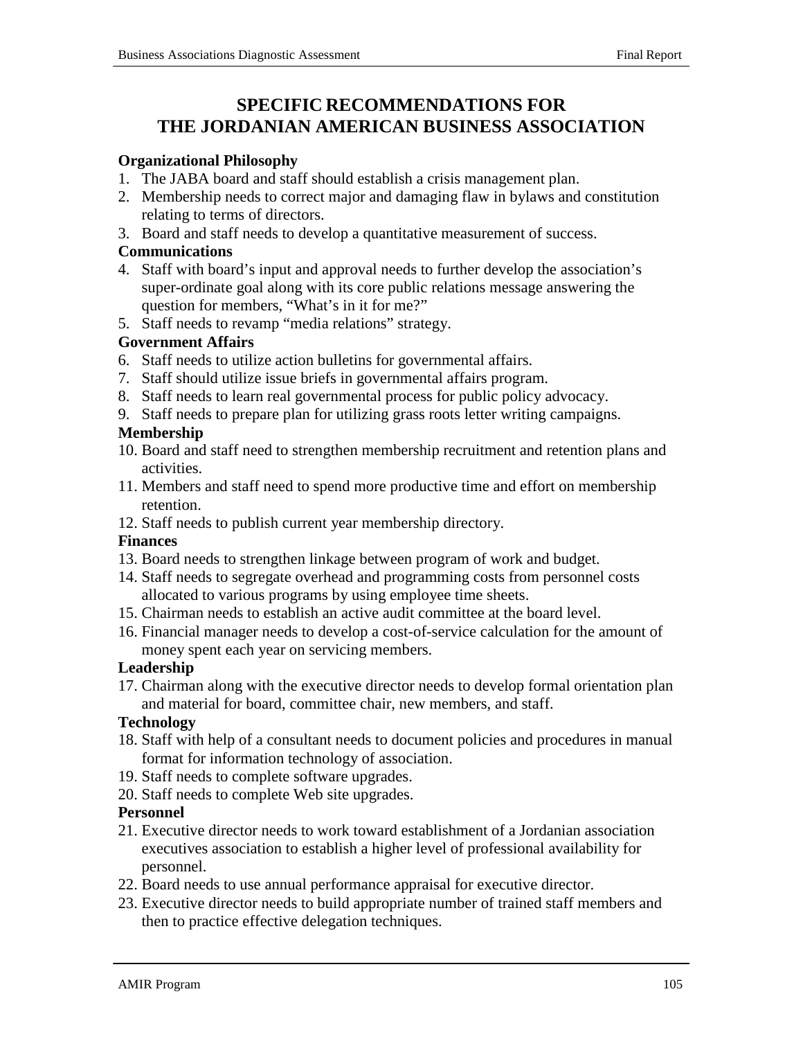# SPECIFIC RECOMMENDATIONS FOR THE JORDANIAN AMERICAN BUSINESS ASSOCIATION

**Organizational Philosophy**

1. The JABA board and staff should establish a crisis management plan.
2. Membership needs to correct major and damaging flaw in bylaws and constitution relating to terms of directors.
3. Board and staff needs to develop a quantitative measurement of success.

**Communications**

4. Staff with board's input and approval needs to further develop the association's super-ordinate goal along with its core public relations message answering the question for members, "What's in it for me?"
5. Staff needs to revamp "media relations" strategy.

**Government Affairs**

6. Staff needs to utilize action bulletins for governmental affairs.
7. Staff should utilize issue briefs in governmental affairs program.
8. Staff needs to learn real governmental process for public policy advocacy.
9. Staff needs to prepare plan for utilizing grass roots letter writing campaigns.

**Membership**

10. Board and staff need to strengthen membership recruitment and retention plans and activities.
11. Members and staff need to spend more productive time and effort on membership retention.
12. Staff needs to publish current year membership directory.

**Finances**

13. Board needs to strengthen linkage between program of work and budget.
14. Staff needs to segregate overhead and programming costs from personnel costs allocated to various programs by using employee time sheets.
15. Chairman needs to establish an active audit committee at the board level.
16. Financial manager needs to develop a cost-of-service calculation for the amount of money spent each year on servicing members.

**Leadership**

17. Chairman along with the executive director needs to develop formal orientation plan and material for board, committee chair, new members, and staff.

**Technology**

18. Staff with help of a consultant needs to document policies and procedures in manual format for information technology of association.
19. Staff needs to complete software upgrades.
20. Staff needs to complete Web site upgrades.

**Personnel**

21. Executive director needs to work toward establishment of a Jordanian association executives association to establish a higher level of professional availability for personnel.
22. Board needs to use annual performance appraisal for executive director.
23. Executive director needs to build appropriate number of trained staff members and then to practice effective delegation techniques.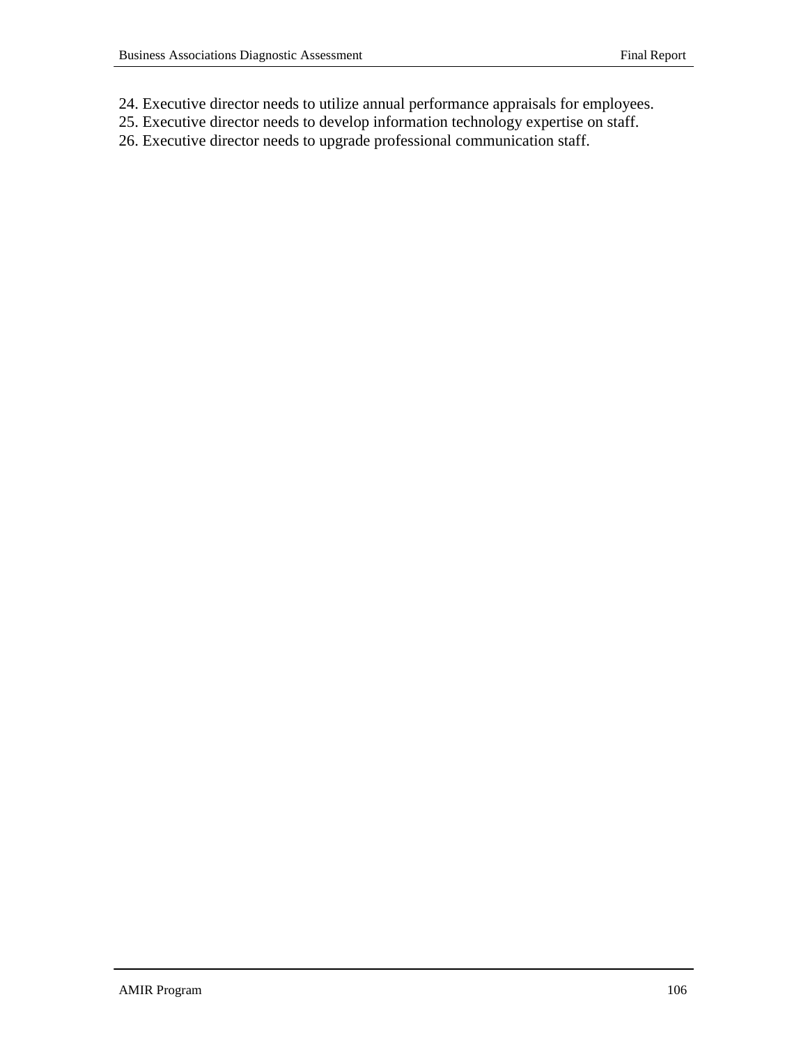24. Executive director needs to utilize annual performance appraisals for employees.
25. Executive director needs to develop information technology expertise on staff.
26. Executive director needs to upgrade professional communication staff.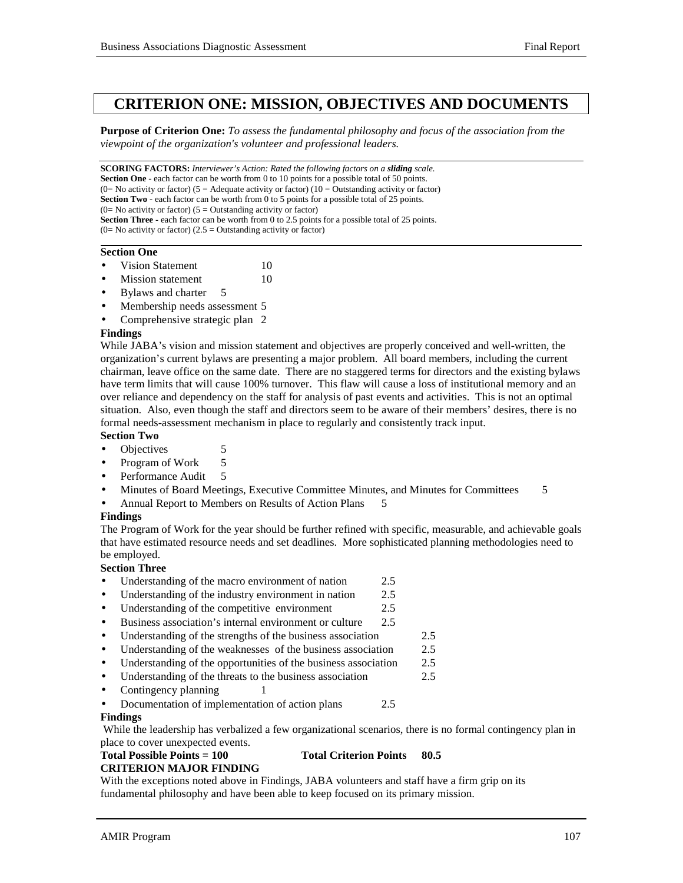# CRITERION ONE: MISSION, OBJECTIVES AND DOCUMENTS

**Purpose of Criterion One:** *To assess the fundamental philosophy and focus of the association from the viewpoint of the organization's volunteer and professional leaders.*

**SCORING FACTORS:** *Interviewer's Action: Rated the following factors on a **sliding** scale.*
**Section One** - each factor can be worth from 0 to 10 points for a possible total of 50 points.
(0= No activity or factor) (5 = Adequate activity or factor) (10 = Outstanding activity or factor)
**Section Two** - each factor can be worth from 0 to 5 points for a possible total of 25 points.
(0= No activity or factor) (5 = Outstanding activity or factor)
**Section Three** - each factor can be worth from 0 to 2.5 points for a possible total of 25 points.
(0= No activity or factor) (2.5 = Outstanding activity or factor)

**Section One**

- Vision Statement 10
- Mission statement 10
- Bylaws and charter 5
- Membership needs assessment 5
- Comprehensive strategic plan 2

**Findings**

While JABA's vision and mission statement and objectives are properly conceived and well-written, the organization's current bylaws are presenting a major problem. All board members, including the current chairman, leave office on the same date. There are no staggered terms for directors and the existing bylaws have term limits that will cause 100% turnover. This flaw will cause a loss of institutional memory and an over reliance and dependency on the staff for analysis of past events and activities. This is not an optimal situation. Also, even though the staff and directors seem to be aware of their members' desires, there is no formal needs-assessment mechanism in place to regularly and consistently track input.

**Section Two**

- Objectives 5
- Program of Work 5
- Performance Audit 5
- Minutes of Board Meetings, Executive Committee Minutes, and Minutes for Committees 5
- Annual Report to Members on Results of Action Plans 5

**Findings**

The Program of Work for the year should be further refined with specific, measurable, and achievable goals that have estimated resource needs and set deadlines. More sophisticated planning methodologies need to be employed.

**Section Three**

- Understanding of the macro environment of nation 2.5
- Understanding of the industry environment in nation 2.5
- Understanding of the competitive environment 2.5
- Business association's internal environment or culture 2.5
- Understanding of the strengths of the business association 2.5
- Understanding of the weaknesses of the business association 2.5
- Understanding of the opportunities of the business association 2.5
- Understanding of the threats to the business association 2.5
- Contingency planning 1
- Documentation of implementation of action plans 2.5

**Findings**

While the leadership has verbalized a few organizational scenarios, there is no formal contingency plan in place to cover unexpected events.

**Total Possible Points = 100** **Total Criterion Points 80.5**

**CRITERION MAJOR FINDING**

With the exceptions noted above in Findings, JABA volunteers and staff have a firm grip on its fundamental philosophy and have been able to keep focused on its primary mission.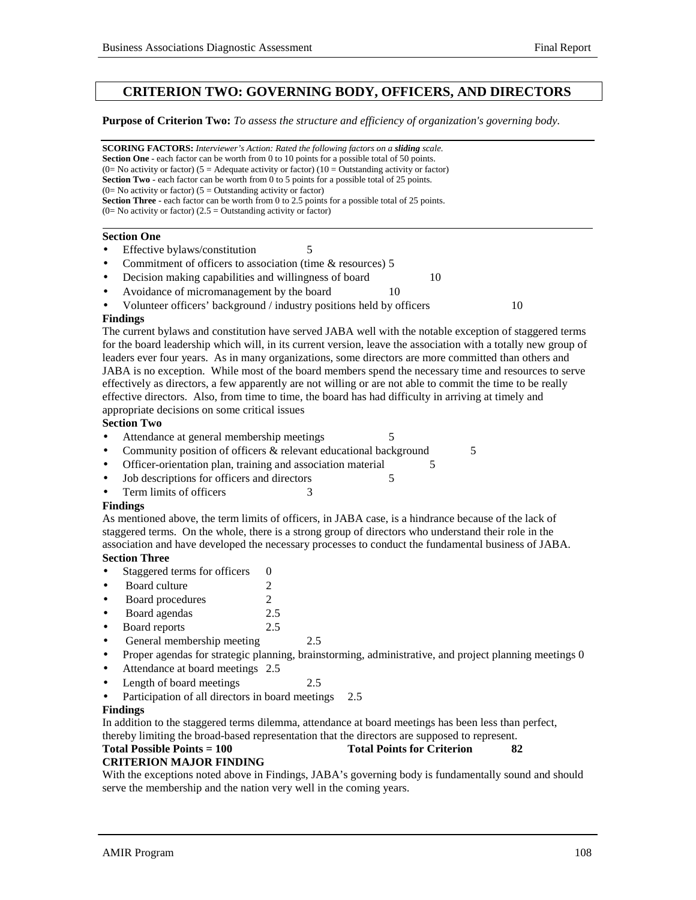## CRITERION TWO: GOVERNING BODY, OFFICERS, AND DIRECTORS

**Purpose of Criterion Two:** *To assess the structure and efficiency of organization's governing body.*

**SCORING FACTORS:** *Interviewer's Action: Rated the following factors on a **sliding** scale.*
**Section One** - each factor can be worth from 0 to 10 points for a possible total of 50 points.
(0= No activity or factor) (5 = Adequate activity or factor) (10 = Outstanding activity or factor)
**Section Two** - each factor can be worth from 0 to 5 points for a possible total of 25 points.
(0= No activity or factor) (5 = Outstanding activity or factor)
**Section Three** - each factor can be worth from 0 to 2.5 points for a possible total of 25 points.
(0= No activity or factor) (2.5 = Outstanding activity or factor)

**Section One**

- Effective bylaws/constitution 5
- Commitment of officers to association (time & resources) 5
- Decision making capabilities and willingness of board 10
- Avoidance of micromanagement by the board 10
- Volunteer officers' background / industry positions held by officers 10

**Findings**

The current bylaws and constitution have served JABA well with the notable exception of staggered terms for the board leadership which will, in its current version, leave the association with a totally new group of leaders ever four years. As in many organizations, some directors are more committed than others and JABA is no exception. While most of the board members spend the necessary time and resources to serve effectively as directors, a few apparently are not willing or are not able to commit the time to be really effective directors. Also, from time to time, the board has had difficulty in arriving at timely and appropriate decisions on some critical issues

**Section Two**

- Attendance at general membership meetings 5
- Community position of officers & relevant educational background 5
- Officer-orientation plan, training and association material 5
- Job descriptions for officers and directors 5
- Term limits of officers 3

**Findings**

As mentioned above, the term limits of officers, in JABA case, is a hindrance because of the lack of staggered terms. On the whole, there is a strong group of directors who understand their role in the association and have developed the necessary processes to conduct the fundamental business of JABA.

**Section Three**

- Staggered terms for officers 0
- Board culture 2
- Board procedures 2
- Board agendas 2.5
- Board reports 2.5
- General membership meeting 2.5
- Proper agendas for strategic planning, brainstorming, administrative, and project planning meetings 0
- Attendance at board meetings 2.5
- Length of board meetings 2.5
- Participation of all directors in board meetings 2.5

**Findings**

In addition to the staggered terms dilemma, attendance at board meetings has been less than perfect, thereby limiting the broad-based representation that the directors are supposed to represent.

**Total Possible Points = 100** **Total Points for Criterion 82**

**CRITERION MAJOR FINDING**

With the exceptions noted above in Findings, JABA's governing body is fundamentally sound and should serve the membership and the nation very well in the coming years.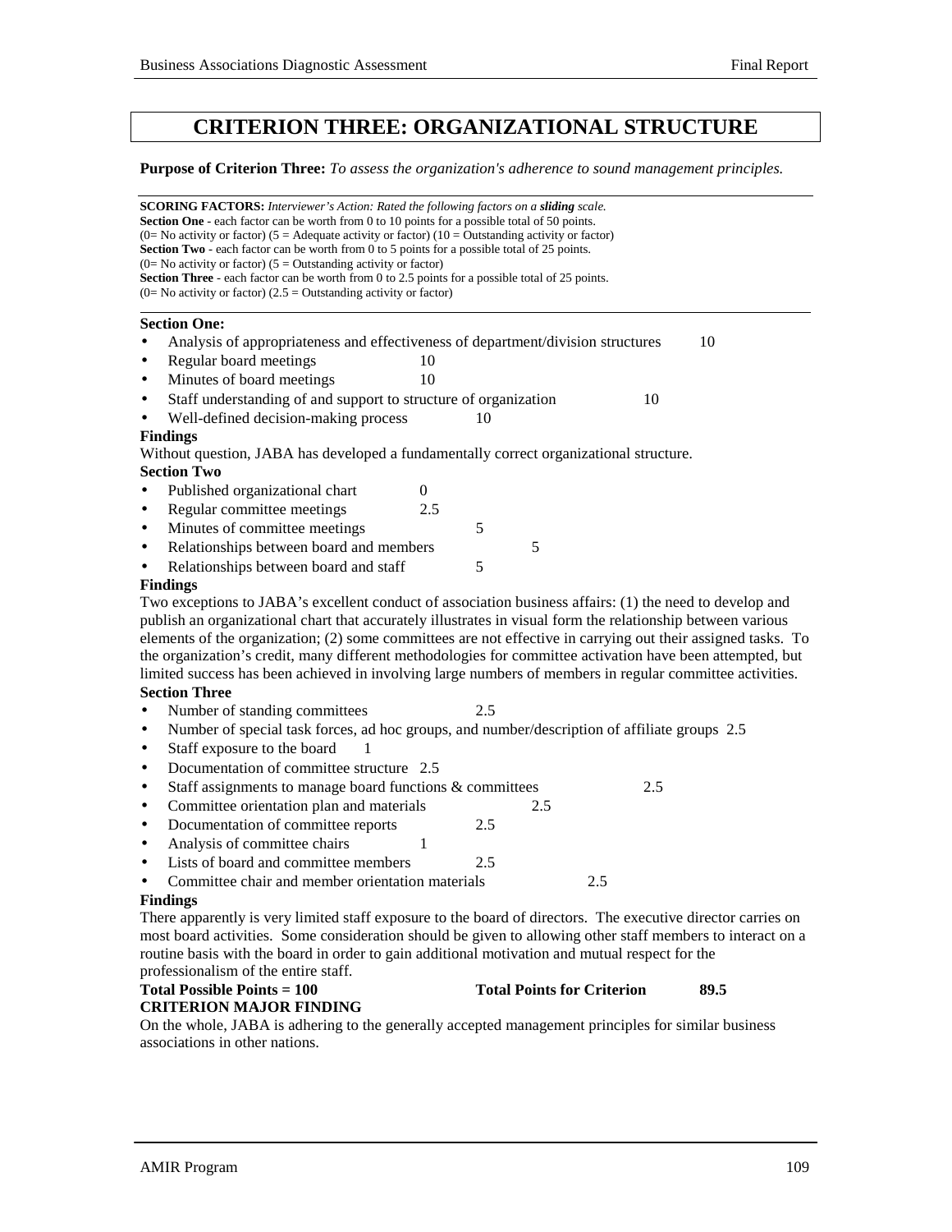# CRITERION THREE: ORGANIZATIONAL STRUCTURE

**Purpose of Criterion Three:** *To assess the organization's adherence to sound management principles.*

**SCORING FACTORS:** *Interviewer's Action: Rated the following factors on a **sliding** scale.*
**Section One** - each factor can be worth from 0 to 10 points for a possible total of 50 points.
(0= No activity or factor) (5 = Adequate activity or factor) (10 = Outstanding activity or factor)
**Section Two** - each factor can be worth from 0 to 5 points for a possible total of 25 points.
(0= No activity or factor) (5 = Outstanding activity or factor)
**Section Three** - each factor can be worth from 0 to 2.5 points for a possible total of 25 points.
(0= No activity or factor) (2.5 = Outstanding activity or factor)

**Section One:**

- Analysis of appropriateness and effectiveness of department/division structures 10
- Regular board meetings 10
- Minutes of board meetings 10
- Staff understanding of and support to structure of organization 10
- Well-defined decision-making process 10

**Findings**

Without question, JABA has developed a fundamentally correct organizational structure.

**Section Two**

- Published organizational chart 0
- Regular committee meetings 2.5
- Minutes of committee meetings 5
- Relationships between board and members 5
- Relationships between board and staff 5

**Findings**

Two exceptions to JABA's excellent conduct of association business affairs: (1) the need to develop and publish an organizational chart that accurately illustrates in visual form the relationship between various elements of the organization; (2) some committees are not effective in carrying out their assigned tasks. To the organization's credit, many different methodologies for committee activation have been attempted, but limited success has been achieved in involving large numbers of members in regular committee activities.

**Section Three**

- Number of standing committees 2.5
- Number of special task forces, ad hoc groups, and number/description of affiliate groups 2.5
- Staff exposure to the board 1
- Documentation of committee structure 2.5
- Staff assignments to manage board functions & committees 2.5
- Committee orientation plan and materials 2.5
- Documentation of committee reports 2.5
- Analysis of committee chairs 1
- Lists of board and committee members 2.5
- Committee chair and member orientation materials 2.5

**Findings**

There apparently is very limited staff exposure to the board of directors. The executive director carries on most board activities. Some consideration should be given to allowing other staff members to interact on a routine basis with the board in order to gain additional motivation and mutual respect for the professionalism of the entire staff.

**Total Possible Points = 100** **Total Points for Criterion 89.5**

**CRITERION MAJOR FINDING**

On the whole, JABA is adhering to the generally accepted management principles for similar business associations in other nations.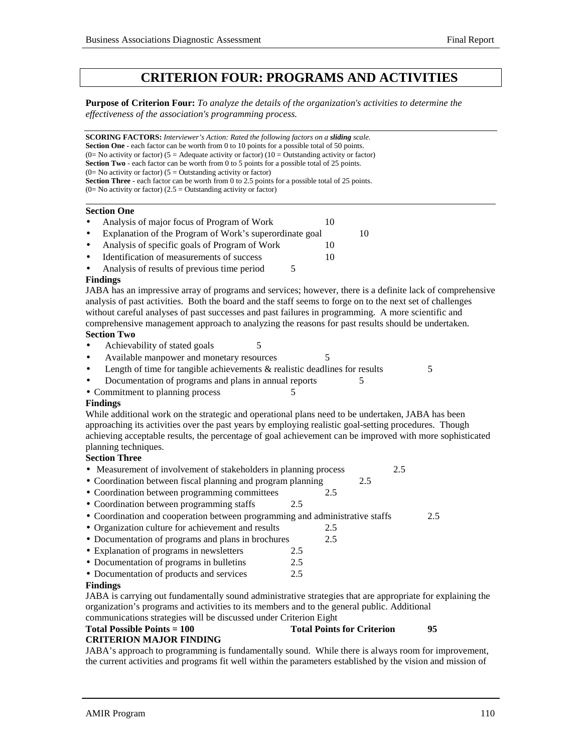# CRITERION FOUR: PROGRAMS AND ACTIVITIES

**Purpose of Criterion Four:** *To analyze the details of the organization's activities to determine the effectiveness of the association's programming process.*

---

**SCORING FACTORS:** *Interviewer's Action: Rated the following factors on a **sliding** scale.*
**Section One** - each factor can be worth from 0 to 10 points for a possible total of 50 points.
(0= No activity or factor) (5 = Adequate activity or factor) (10 = Outstanding activity or factor)
**Section Two** - each factor can be worth from 0 to 5 points for a possible total of 25 points.
(0= No activity or factor) (5 = Outstanding activity or factor)
**Section Three** - each factor can be worth from 0 to 2.5 points for a possible total of 25 points.
(0= No activity or factor) (2.5 = Outstanding activity or factor)

---

**Section One**

- Analysis of major focus of Program of Work 10
- Explanation of the Program of Work's superordinate goal 10
- Analysis of specific goals of Program of Work 10
- Identification of measurements of success 10
- Analysis of results of previous time period 5

**Findings**

JABA has an impressive array of programs and services; however, there is a definite lack of comprehensive analysis of past activities. Both the board and the staff seems to forge on to the next set of challenges without careful analyses of past successes and past failures in programming. A more scientific and comprehensive management approach to analyzing the reasons for past results should be undertaken.

**Section Two**

- Achievability of stated goals 5
- Available manpower and monetary resources 5
- Length of time for tangible achievements & realistic deadlines for results 5
- Documentation of programs and plans in annual reports 5
- Commitment to planning process 5

**Findings**

While additional work on the strategic and operational plans need to be undertaken, JABA has been approaching its activities over the past years by employing realistic goal-setting procedures. Though achieving acceptable results, the percentage of goal achievement can be improved with more sophisticated planning techniques.

**Section Three**

- Measurement of involvement of stakeholders in planning process 2.5
- Coordination between fiscal planning and program planning 2.5
- Coordination between programming committees 2.5
- Coordination between programming staffs 2.5
- Coordination and cooperation between programming and administrative staffs 2.5
- Organization culture for achievement and results 2.5
- Documentation of programs and plans in brochures 2.5
- Explanation of programs in newsletters 2.5
- Documentation of programs in bulletins 2.5
- Documentation of products and services 2.5

**Findings**

JABA is carrying out fundamentally sound administrative strategies that are appropriate for explaining the organization's programs and activities to its members and to the general public. Additional communications strategies will be discussed under Criterion Eight

**Total Possible Points = 100** **Total Points for Criterion** **95**

**CRITERION MAJOR FINDING**

JABA's approach to programming is fundamentally sound. While there is always room for improvement, the current activities and programs fit well within the parameters established by the vision and mission of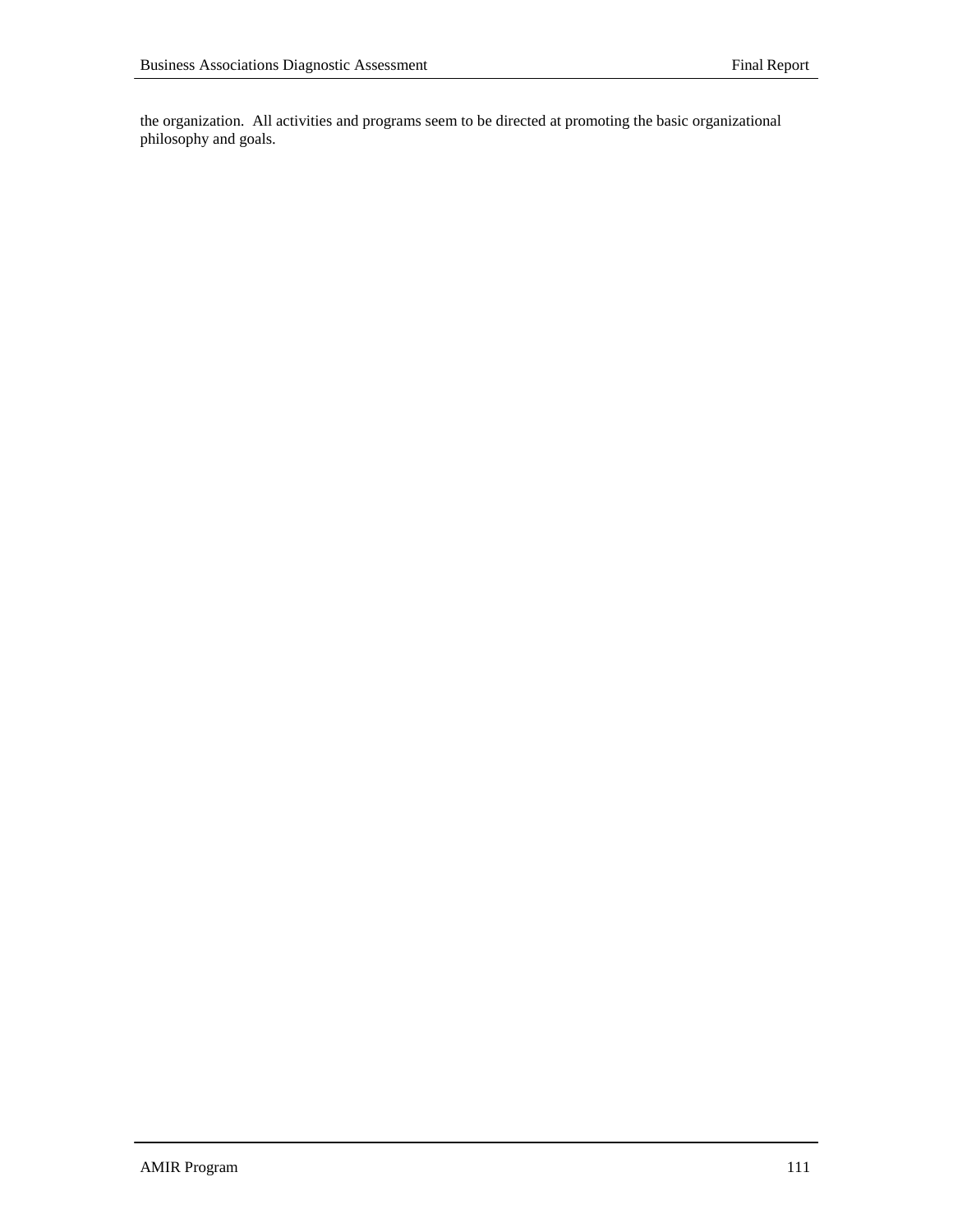the organization. All activities and programs seem to be directed at promoting the basic organizational philosophy and goals.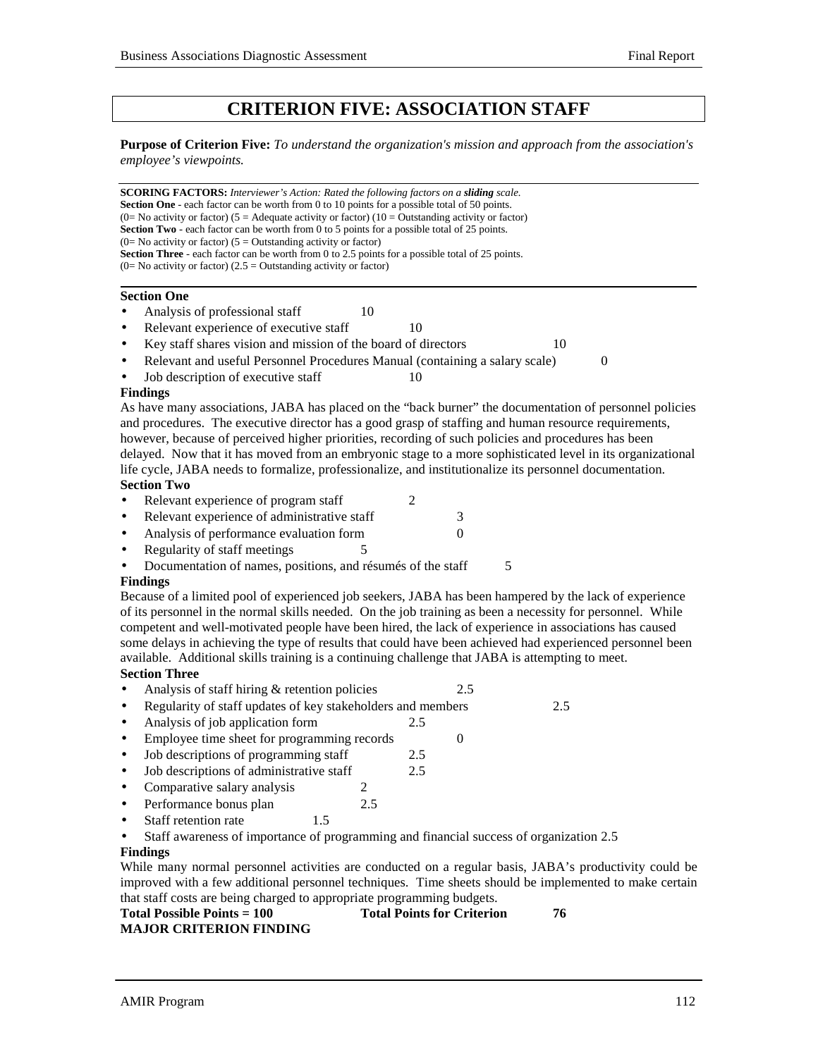# CRITERION FIVE: ASSOCIATION STAFF

**Purpose of Criterion Five:** *To understand the organization's mission and approach from the association's employee's viewpoints.*

**SCORING FACTORS:** *Interviewer's Action: Rated the following factors on a* ***sliding*** *scale.*
**Section One** - each factor can be worth from 0 to 10 points for a possible total of 50 points.
(0= No activity or factor) (5 = Adequate activity or factor) (10 = Outstanding activity or factor)
**Section Two** - each factor can be worth from 0 to 5 points for a possible total of 25 points.
(0= No activity or factor) (5 = Outstanding activity or factor)
**Section Three** - each factor can be worth from 0 to 2.5 points for a possible total of 25 points.
(0= No activity or factor) (2.5 = Outstanding activity or factor)

**Section One**

- Analysis of professional staff 10
- Relevant experience of executive staff 10
- Key staff shares vision and mission of the board of directors 10
- Relevant and useful Personnel Procedures Manual (containing a salary scale) 0
- Job description of executive staff 10

**Findings**

As have many associations, JABA has placed on the "back burner" the documentation of personnel policies and procedures. The executive director has a good grasp of staffing and human resource requirements, however, because of perceived higher priorities, recording of such policies and procedures has been delayed. Now that it has moved from an embryonic stage to a more sophisticated level in its organizational life cycle, JABA needs to formalize, professionalize, and institutionalize its personnel documentation.

**Section Two**

- Relevant experience of program staff 2
- Relevant experience of administrative staff 3
- Analysis of performance evaluation form 0
- Regularity of staff meetings 5
- Documentation of names, positions, and résumés of the staff 5

**Findings**

Because of a limited pool of experienced job seekers, JABA has been hampered by the lack of experience of its personnel in the normal skills needed. On the job training as been a necessity for personnel. While competent and well-motivated people have been hired, the lack of experience in associations has caused some delays in achieving the type of results that could have been achieved had experienced personnel been available. Additional skills training is a continuing challenge that JABA is attempting to meet.

**Section Three**

- Analysis of staff hiring & retention policies 2.5
- Regularity of staff updates of key stakeholders and members 2.5
- Analysis of job application form 2.5
- Employee time sheet for programming records 0
- Job descriptions of programming staff 2.5
- Job descriptions of administrative staff 2.5
- Comparative salary analysis 2
- Performance bonus plan 2.5
- Staff retention rate 1.5
- Staff awareness of importance of programming and financial success of organization 2.5

**Findings**

While many normal personnel activities are conducted on a regular basis, JABA's productivity could be improved with a few additional personnel techniques. Time sheets should be implemented to make certain that staff costs are being charged to appropriate programming budgets.

**Total Possible Points = 100** **Total Points for Criterion 76**

**MAJOR CRITERION FINDING**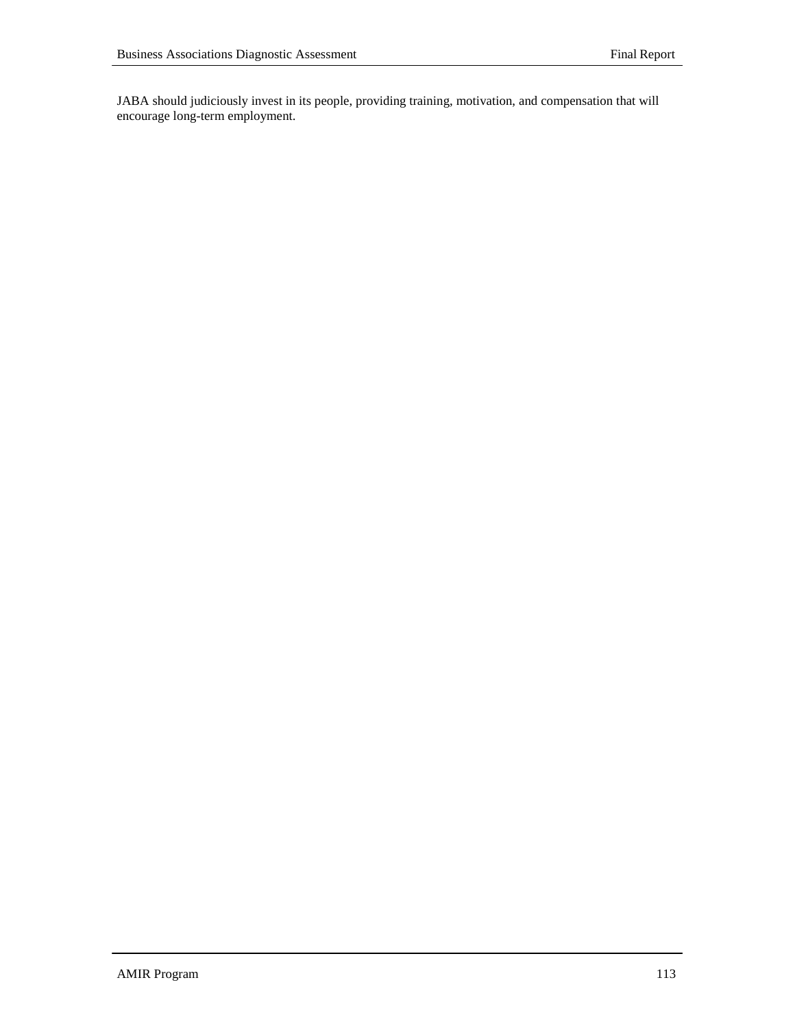JABA should judiciously invest in its people, providing training, motivation, and compensation that will encourage long-term employment.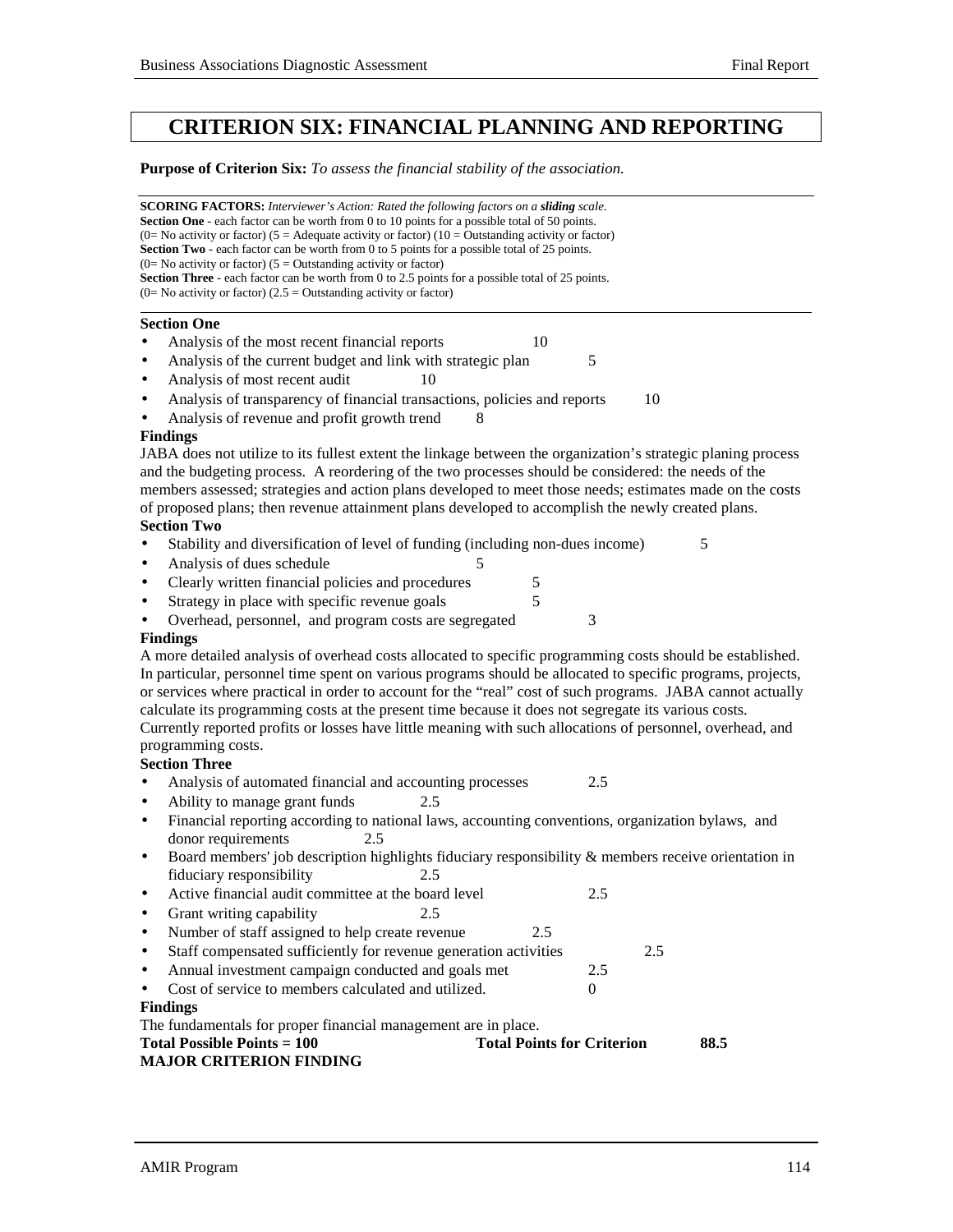# CRITERION SIX: FINANCIAL PLANNING AND REPORTING

**Purpose of Criterion Six:** *To assess the financial stability of the association.*

---

**SCORING FACTORS:** *Interviewer's Action: Rated the following factors on a **sliding** scale.*
**Section One** - each factor can be worth from 0 to 10 points for a possible total of 50 points.
(0= No activity or factor) (5 = Adequate activity or factor) (10 = Outstanding activity or factor)
**Section Two** - each factor can be worth from 0 to 5 points for a possible total of 25 points.
(0= No activity or factor) (5 = Outstanding activity or factor)
**Section Three** - each factor can be worth from 0 to 2.5 points for a possible total of 25 points.
(0= No activity or factor) (2.5 = Outstanding activity or factor)

---

**Section One**

- Analysis of the most recent financial reports 10
- Analysis of the current budget and link with strategic plan 5
- Analysis of most recent audit 10
- Analysis of transparency of financial transactions, policies and reports 10
- Analysis of revenue and profit growth trend 8

**Findings**

JABA does not utilize to its fullest extent the linkage between the organization's strategic planing process and the budgeting process. A reordering of the two processes should be considered: the needs of the members assessed; strategies and action plans developed to meet those needs; estimates made on the costs of proposed plans; then revenue attainment plans developed to accomplish the newly created plans.

**Section Two**

- Stability and diversification of level of funding (including non-dues income) 5
- Analysis of dues schedule 5
- Clearly written financial policies and procedures 5
- Strategy in place with specific revenue goals 5
- Overhead, personnel, and program costs are segregated 3

**Findings**

A more detailed analysis of overhead costs allocated to specific programming costs should be established. In particular, personnel time spent on various programs should be allocated to specific programs, projects, or services where practical in order to account for the "real" cost of such programs. JABA cannot actually calculate its programming costs at the present time because it does not segregate its various costs. Currently reported profits or losses have little meaning with such allocations of personnel, overhead, and programming costs.

**Section Three**

- Analysis of automated financial and accounting processes 2.5
- Ability to manage grant funds 2.5
- Financial reporting according to national laws, accounting conventions, organization bylaws, and donor requirements 2.5
- Board members' job description highlights fiduciary responsibility & members receive orientation in fiduciary responsibility 2.5
- Active financial audit committee at the board level 2.5
- Grant writing capability 2.5
- Number of staff assigned to help create revenue 2.5
- Staff compensated sufficiently for revenue generation activities 2.5
- Annual investment campaign conducted and goals met 2.5
- Cost of service to members calculated and utilized. 0

**Findings**

The fundamentals for proper financial management are in place.

**Total Possible Points = 100** **Total Points for Criterion 88.5**

**MAJOR CRITERION FINDING**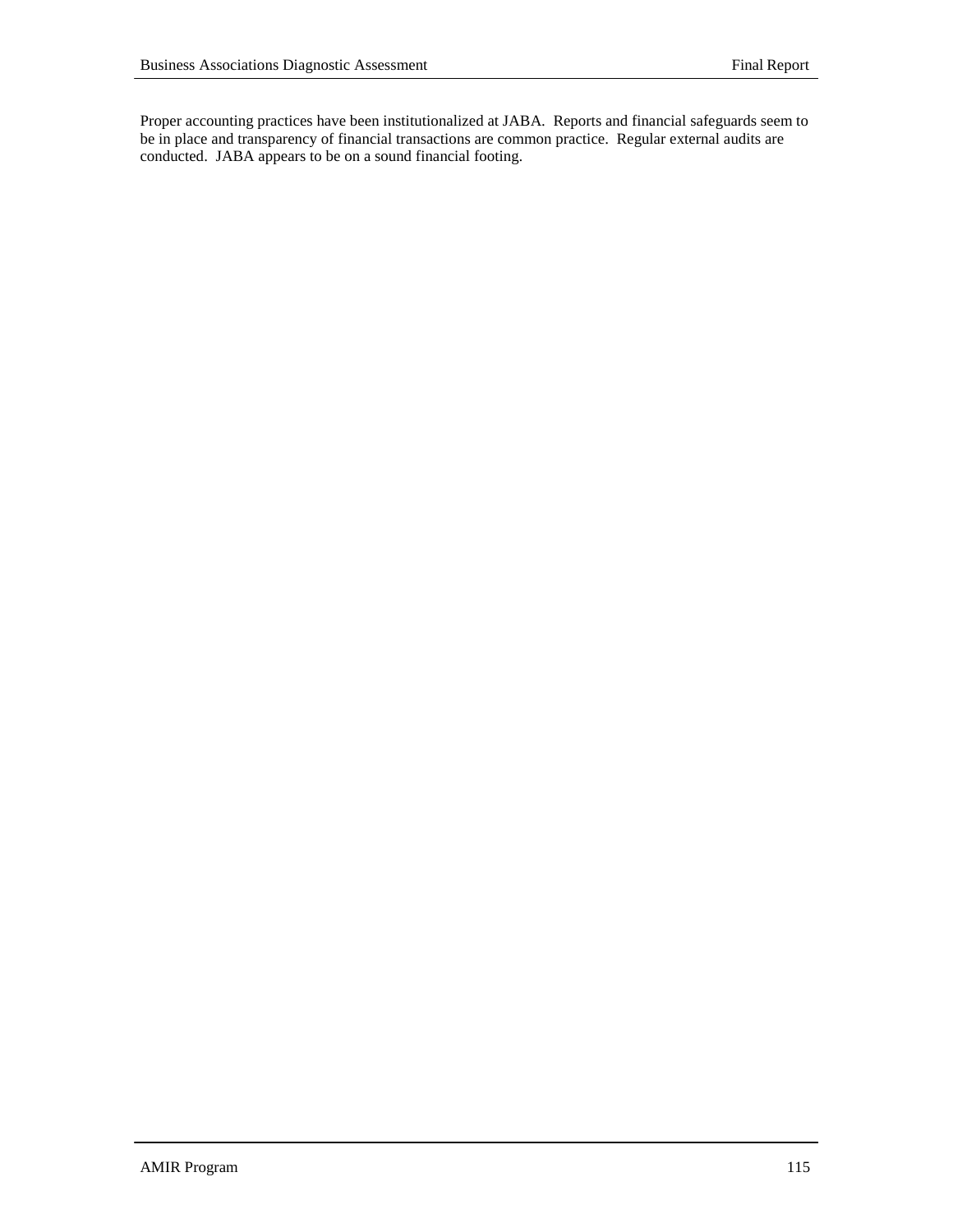Proper accounting practices have been institutionalized at JABA. Reports and financial safeguards seem to be in place and transparency of financial transactions are common practice. Regular external audits are conducted. JABA appears to be on a sound financial footing.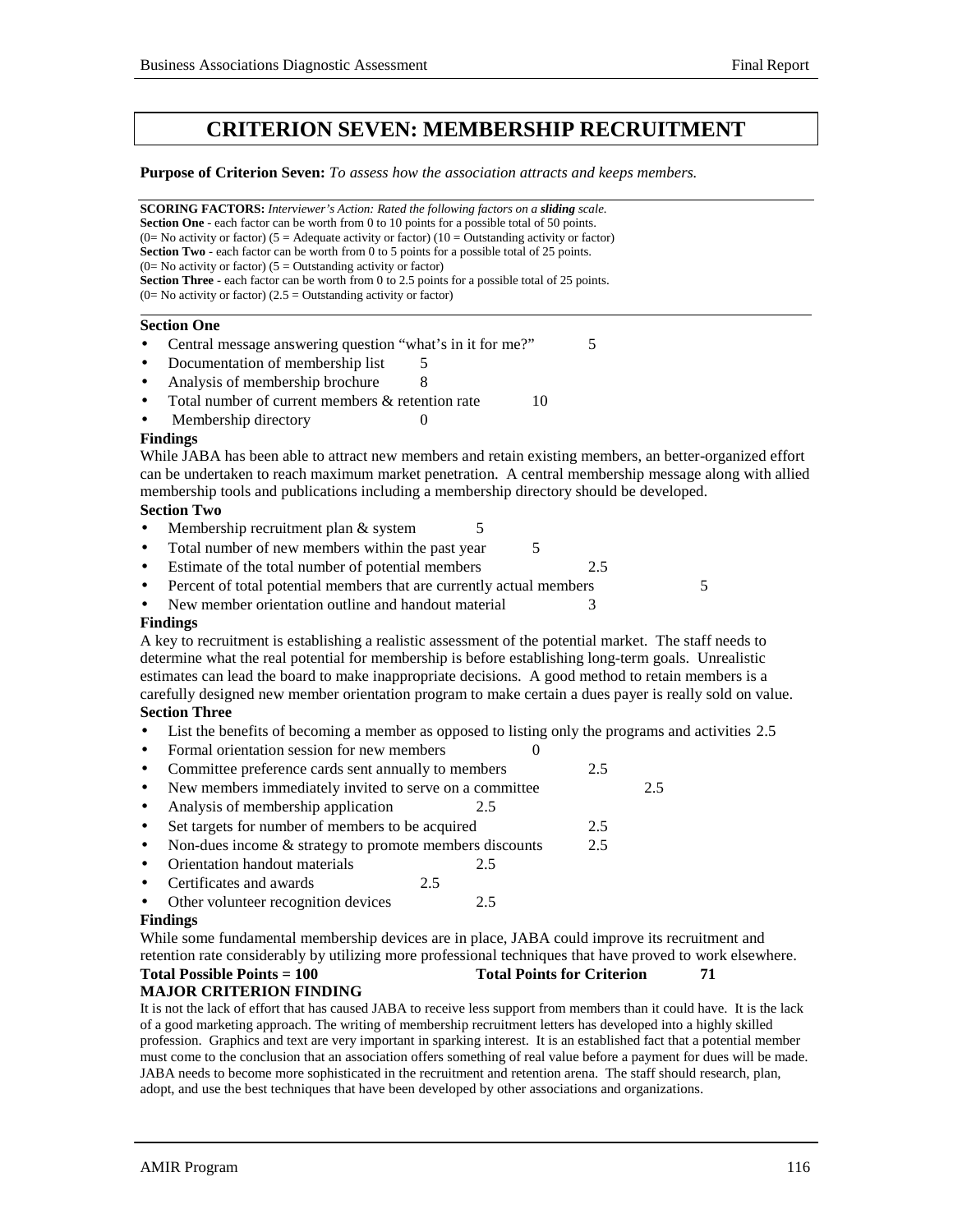# CRITERION SEVEN: MEMBERSHIP RECRUITMENT

**Purpose of Criterion Seven:** *To assess how the association attracts and keeps members.*

**SCORING FACTORS:** *Interviewer's Action: Rated the following factors on a* ***sliding*** *scale.*
**Section One** - each factor can be worth from 0 to 10 points for a possible total of 50 points.
(0= No activity or factor) (5 = Adequate activity or factor) (10 = Outstanding activity or factor)
**Section Two** - each factor can be worth from 0 to 5 points for a possible total of 25 points.
(0= No activity or factor) (5 = Outstanding activity or factor)
**Section Three** - each factor can be worth from 0 to 2.5 points for a possible total of 25 points.
(0= No activity or factor) (2.5 = Outstanding activity or factor)

**Section One**

- Central message answering question "what's in it for me?" 5
- Documentation of membership list 5
- Analysis of membership brochure 8
- Total number of current members & retention rate 10
- Membership directory 0

**Findings**

While JABA has been able to attract new members and retain existing members, an better-organized effort can be undertaken to reach maximum market penetration. A central membership message along with allied membership tools and publications including a membership directory should be developed.

**Section Two**

- Membership recruitment plan & system 5
- Total number of new members within the past year 5
- Estimate of the total number of potential members 2.5
- Percent of total potential members that are currently actual members 5
- New member orientation outline and handout material 3

**Findings**

A key to recruitment is establishing a realistic assessment of the potential market. The staff needs to determine what the real potential for membership is before establishing long-term goals. Unrealistic estimates can lead the board to make inappropriate decisions. A good method to retain members is a carefully designed new member orientation program to make certain a dues payer is really sold on value.

**Section Three**

- List the benefits of becoming a member as opposed to listing only the programs and activities 2.5
- Formal orientation session for new members 0
- Committee preference cards sent annually to members 2.5
- New members immediately invited to serve on a committee 2.5
- Analysis of membership application 2.5
- Set targets for number of members to be acquired 2.5
- Non-dues income & strategy to promote members discounts 2.5
- Orientation handout materials 2.5
- Certificates and awards 2.5
- Other volunteer recognition devices 2.5

**Findings**

While some fundamental membership devices are in place, JABA could improve its recruitment and retention rate considerably by utilizing more professional techniques that have proved to work elsewhere.

**Total Possible Points = 100** **Total Points for Criterion 71**

**MAJOR CRITERION FINDING**

It is not the lack of effort that has caused JABA to receive less support from members than it could have. It is the lack of a good marketing approach. The writing of membership recruitment letters has developed into a highly skilled profession. Graphics and text are very important in sparking interest. It is an established fact that a potential member must come to the conclusion that an association offers something of real value before a payment for dues will be made. JABA needs to become more sophisticated in the recruitment and retention arena. The staff should research, plan, adopt, and use the best techniques that have been developed by other associations and organizations.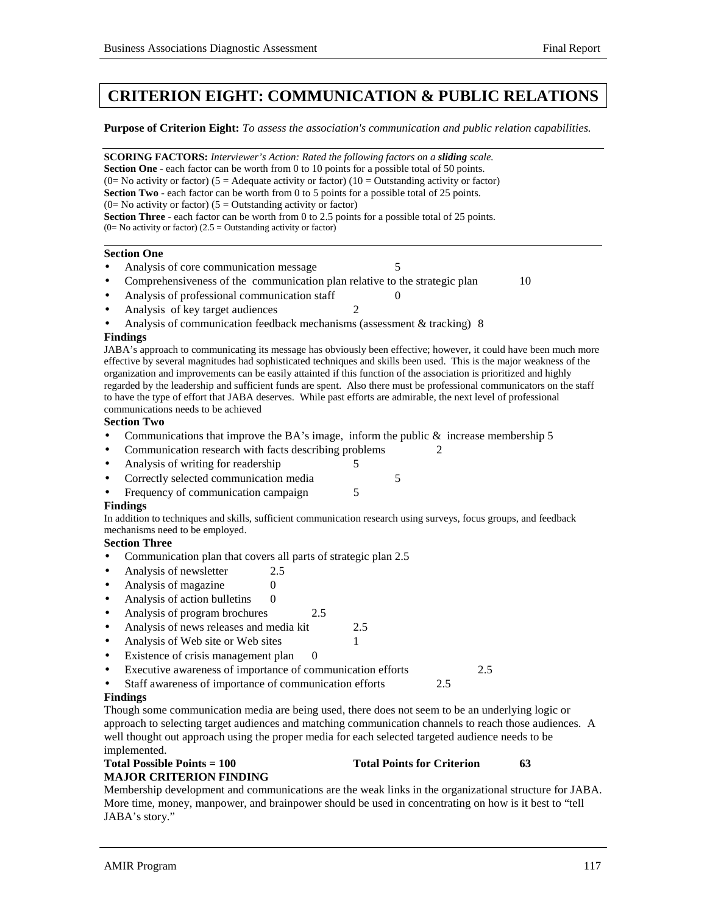# CRITERION EIGHT: COMMUNICATION & PUBLIC RELATIONS

**Purpose of Criterion Eight:** *To assess the association's communication and public relation capabilities.*

**SCORING FACTORS:** *Interviewer's Action: Rated the following factors on a **sliding** scale.*
**Section One** - each factor can be worth from 0 to 10 points for a possible total of 50 points.
(0= No activity or factor) (5 = Adequate activity or factor) (10 = Outstanding activity or factor)
**Section Two** - each factor can be worth from 0 to 5 points for a possible total of 25 points.
(0= No activity or factor) (5 = Outstanding activity or factor)
**Section Three** - each factor can be worth from 0 to 2.5 points for a possible total of 25 points.
(0= No activity or factor) (2.5 = Outstanding activity or factor)

**Section One**

- Analysis of core communication message 5
- Comprehensiveness of the communication plan relative to the strategic plan 10
- Analysis of professional communication staff 0
- Analysis of key target audiences 2
- Analysis of communication feedback mechanisms (assessment & tracking) 8

**Findings**

JABA's approach to communicating its message has obviously been effective; however, it could have been much more effective by several magnitudes had sophisticated techniques and skills been used. This is the major weakness of the organization and improvements can be easily attainted if this function of the association is prioritized and highly regarded by the leadership and sufficient funds are spent. Also there must be professional communicators on the staff to have the type of effort that JABA deserves. While past efforts are admirable, the next level of professional communications needs to be achieved

**Section Two**

- Communications that improve the BA's image, inform the public & increase membership 5
- Communication research with facts describing problems 2
- Analysis of writing for readership 5
- Correctly selected communication media 5
- Frequency of communication campaign 5

**Findings**

In addition to techniques and skills, sufficient communication research using surveys, focus groups, and feedback mechanisms need to be employed.

**Section Three**

- Communication plan that covers all parts of strategic plan 2.5
- Analysis of newsletter 2.5
- Analysis of magazine 0
- Analysis of action bulletins 0
- Analysis of program brochures 2.5
- Analysis of news releases and media kit 2.5
- Analysis of Web site or Web sites 1
- Existence of crisis management plan 0
- Executive awareness of importance of communication efforts 2.5
- Staff awareness of importance of communication efforts 2.5

**Findings**

Though some communication media are being used, there does not seem to be an underlying logic or approach to selecting target audiences and matching communication channels to reach those audiences. A well thought out approach using the proper media for each selected targeted audience needs to be implemented.

**Total Possible Points = 100** **Total Points for Criterion 63**

**MAJOR CRITERION FINDING**

Membership development and communications are the weak links in the organizational structure for JABA. More time, money, manpower, and brainpower should be used in concentrating on how is it best to "tell JABA's story."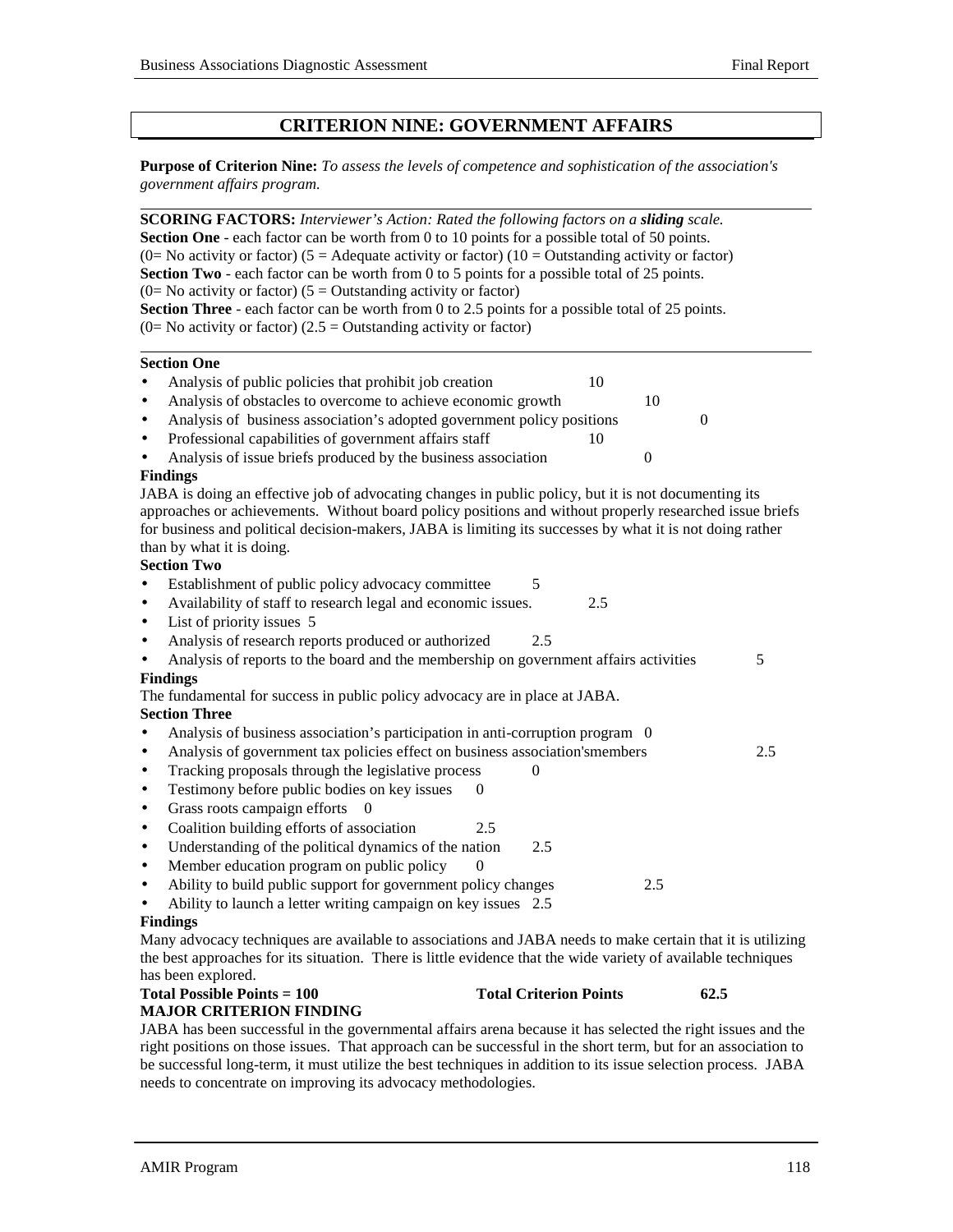## CRITERION NINE: GOVERNMENT AFFAIRS

**Purpose of Criterion Nine:** *To assess the levels of competence and sophistication of the association's government affairs program.*

---

**SCORING FACTORS:** *Interviewer's Action: Rated the following factors on a **sliding** scale.*
**Section One** - each factor can be worth from 0 to 10 points for a possible total of 50 points.
(0= No activity or factor) (5 = Adequate activity or factor) (10 = Outstanding activity or factor)
**Section Two** - each factor can be worth from 0 to 5 points for a possible total of 25 points.
(0= No activity or factor) (5 = Outstanding activity or factor)
**Section Three** - each factor can be worth from 0 to 2.5 points for a possible total of 25 points.
(0= No activity or factor) (2.5 = Outstanding activity or factor)

---

**Section One**

- Analysis of public policies that prohibit job creation 10
- Analysis of obstacles to overcome to achieve economic growth 10
- Analysis of business association's adopted government policy positions 0
- Professional capabilities of government affairs staff 10
- Analysis of issue briefs produced by the business association 0

**Findings**

JABA is doing an effective job of advocating changes in public policy, but it is not documenting its approaches or achievements. Without board policy positions and without properly researched issue briefs for business and political decision-makers, JABA is limiting its successes by what it is not doing rather than by what it is doing.

**Section Two**

- Establishment of public policy advocacy committee 5
- Availability of staff to research legal and economic issues. 2.5
- List of priority issues 5
- Analysis of research reports produced or authorized 2.5
- Analysis of reports to the board and the membership on government affairs activities 5

**Findings**

The fundamental for success in public policy advocacy are in place at JABA.

**Section Three**

- Analysis of business association's participation in anti-corruption program 0
- Analysis of government tax policies effect on business association'smembers 2.5
- Tracking proposals through the legislative process 0
- Testimony before public bodies on key issues 0
- Grass roots campaign efforts 0
- Coalition building efforts of association 2.5
- Understanding of the political dynamics of the nation 2.5
- Member education program on public policy 0
- Ability to build public support for government policy changes 2.5
- Ability to launch a letter writing campaign on key issues 2.5

**Findings**

Many advocacy techniques are available to associations and JABA needs to make certain that it is utilizing the best approaches for its situation. There is little evidence that the wide variety of available techniques has been explored.

**Total Possible Points = 100** **Total Criterion Points** **62.5**

**MAJOR CRITERION FINDING**

JABA has been successful in the governmental affairs arena because it has selected the right issues and the right positions on those issues. That approach can be successful in the short term, but for an association to be successful long-term, it must utilize the best techniques in addition to its issue selection process. JABA needs to concentrate on improving its advocacy methodologies.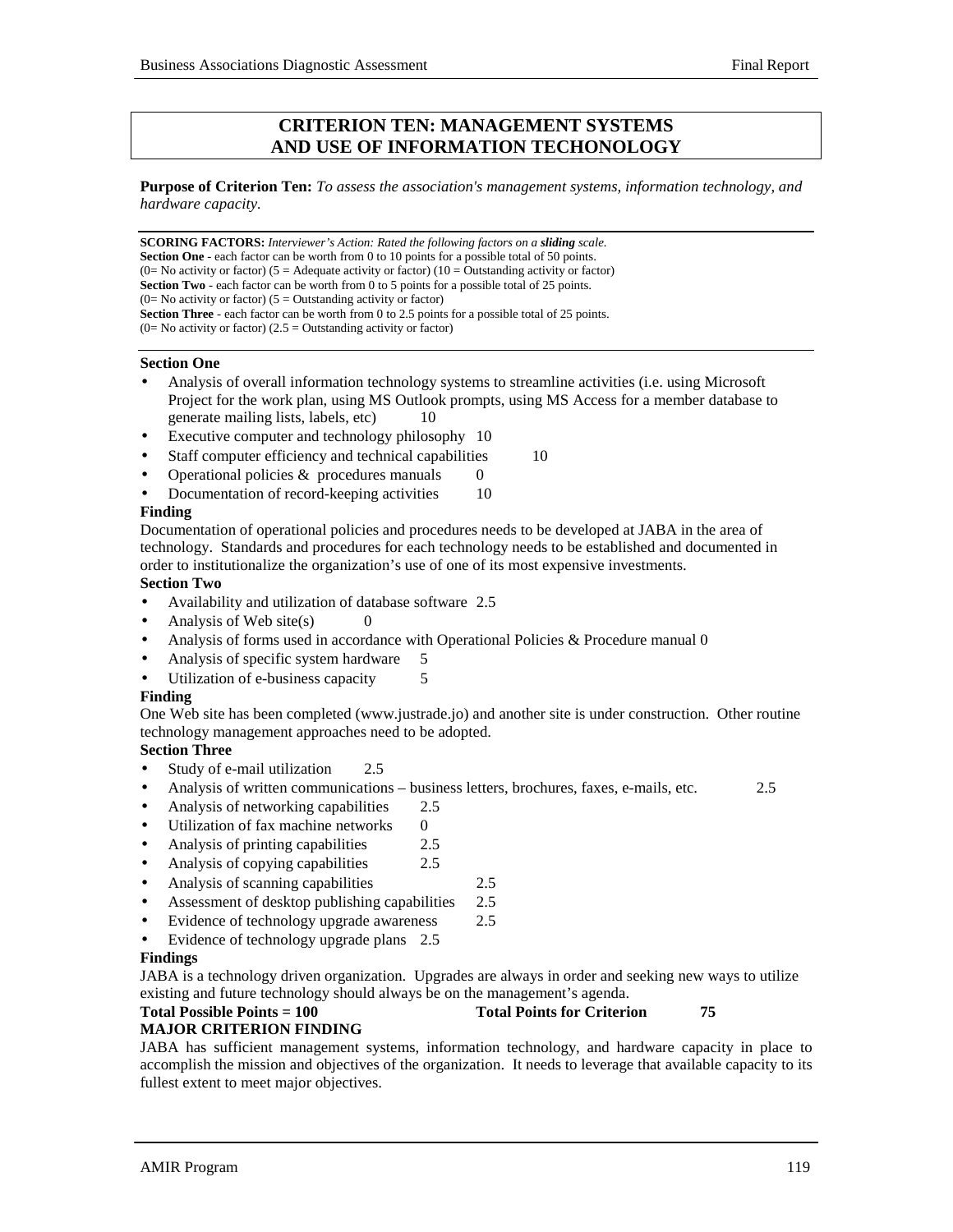## CRITERION TEN: MANAGEMENT SYSTEMS AND USE OF INFORMATION TECHONOLOGY

**Purpose of Criterion Ten:** *To assess the association's management systems, information technology, and hardware capacity.*

**SCORING FACTORS:** *Interviewer's Action: Rated the following factors on a **sliding** scale.*
**Section One** - each factor can be worth from 0 to 10 points for a possible total of 50 points.
(0= No activity or factor) (5 = Adequate activity or factor) (10 = Outstanding activity or factor)
**Section Two** - each factor can be worth from 0 to 5 points for a possible total of 25 points.
(0= No activity or factor) (5 = Outstanding activity or factor)
**Section Three** - each factor can be worth from 0 to 2.5 points for a possible total of 25 points.
(0= No activity or factor) (2.5 = Outstanding activity or factor)

**Section One**

- Analysis of overall information technology systems to streamline activities (i.e. using Microsoft Project for the work plan, using MS Outlook prompts, using MS Access for a member database to generate mailing lists, labels, etc) 10
- Executive computer and technology philosophy 10
- Staff computer efficiency and technical capabilities 10
- Operational policies & procedures manuals 0
- Documentation of record-keeping activities 10

**Finding**

Documentation of operational policies and procedures needs to be developed at JABA in the area of technology. Standards and procedures for each technology needs to be established and documented in order to institutionalize the organization's use of one of its most expensive investments.

**Section Two**

- Availability and utilization of database software 2.5
- Analysis of Web site(s) 0
- Analysis of forms used in accordance with Operational Policies & Procedure manual 0
- Analysis of specific system hardware 5
- Utilization of e-business capacity 5

**Finding**

One Web site has been completed (www.justrade.jo) and another site is under construction. Other routine technology management approaches need to be adopted.

**Section Three**

- Study of e-mail utilization 2.5
- Analysis of written communications – business letters, brochures, faxes, e-mails, etc. 2.5
- Analysis of networking capabilities 2.5
- Utilization of fax machine networks 0
- Analysis of printing capabilities 2.5
- Analysis of copying capabilities 2.5
- Analysis of scanning capabilities 2.5
- Assessment of desktop publishing capabilities 2.5
- Evidence of technology upgrade awareness 2.5
- Evidence of technology upgrade plans 2.5

**Findings**

JABA is a technology driven organization. Upgrades are always in order and seeking new ways to utilize existing and future technology should always be on the management's agenda.

**Total Possible Points = 100** **Total Points for Criterion 75**

**MAJOR CRITERION FINDING**

JABA has sufficient management systems, information technology, and hardware capacity in place to accomplish the mission and objectives of the organization. It needs to leverage that available capacity to its fullest extent to meet major objectives.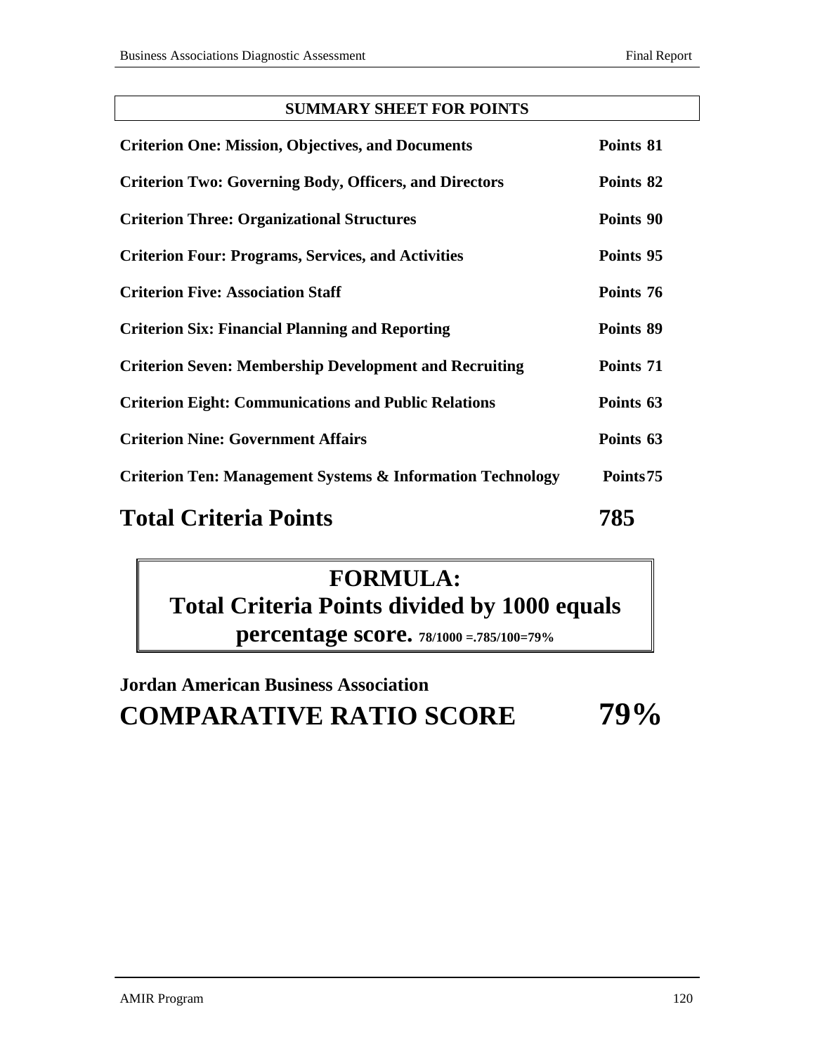## SUMMARY SHEET FOR POINTS

| Criterion | Points |
|---|---|
| **Criterion One: Mission, Objectives, and Documents** | **Points 81** |
| **Criterion Two: Governing Body, Officers, and Directors** | **Points 82** |
| **Criterion Three: Organizational Structures** | **Points 90** |
| **Criterion Four: Programs, Services, and Activities** | **Points 95** |
| **Criterion Five: Association Staff** | **Points 76** |
| **Criterion Six: Financial Planning and Reporting** | **Points 89** |
| **Criterion Seven: Membership Development and Recruiting** | **Points 71** |
| **Criterion Eight: Communications and Public Relations** | **Points 63** |
| **Criterion Nine: Government Affairs** | **Points 63** |
| **Criterion Ten: Management Systems & Information Technology** | **Points 75** |
| **Total Criteria Points** | **785** |

**FORMULA:**
**Total Criteria Points divided by 1000 equals percentage score.** 78/1000 =.785/100=79%

**Jordan American Business Association**

**COMPARATIVE RATIO SCORE 79%**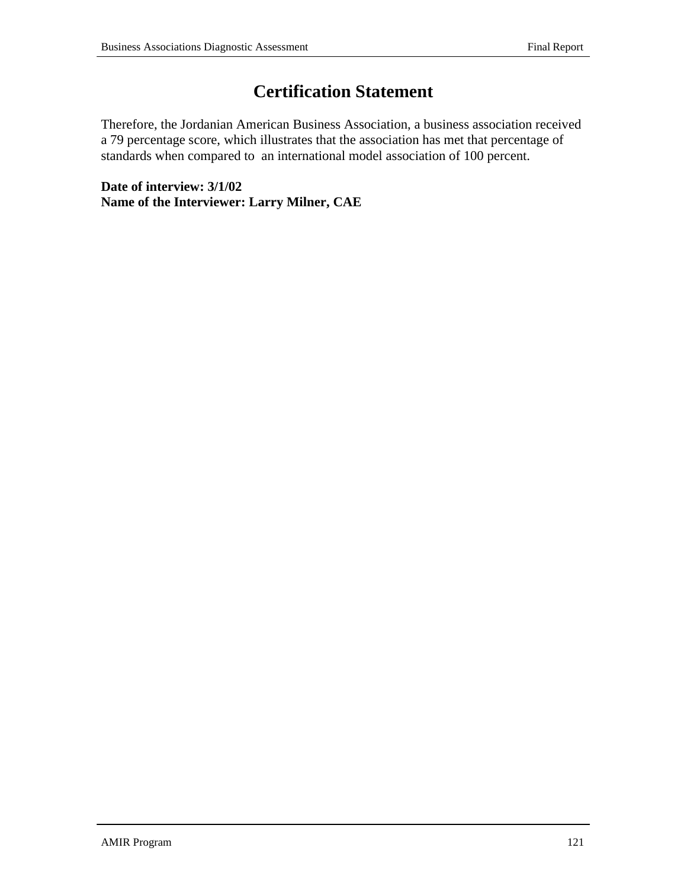# Certification Statement

Therefore, the Jordanian American Business Association, a business association received a 79 percentage score, which illustrates that the association has met that percentage of standards when compared to an international model association of 100 percent.

**Date of interview: 3/1/02**
**Name of the Interviewer: Larry Milner, CAE**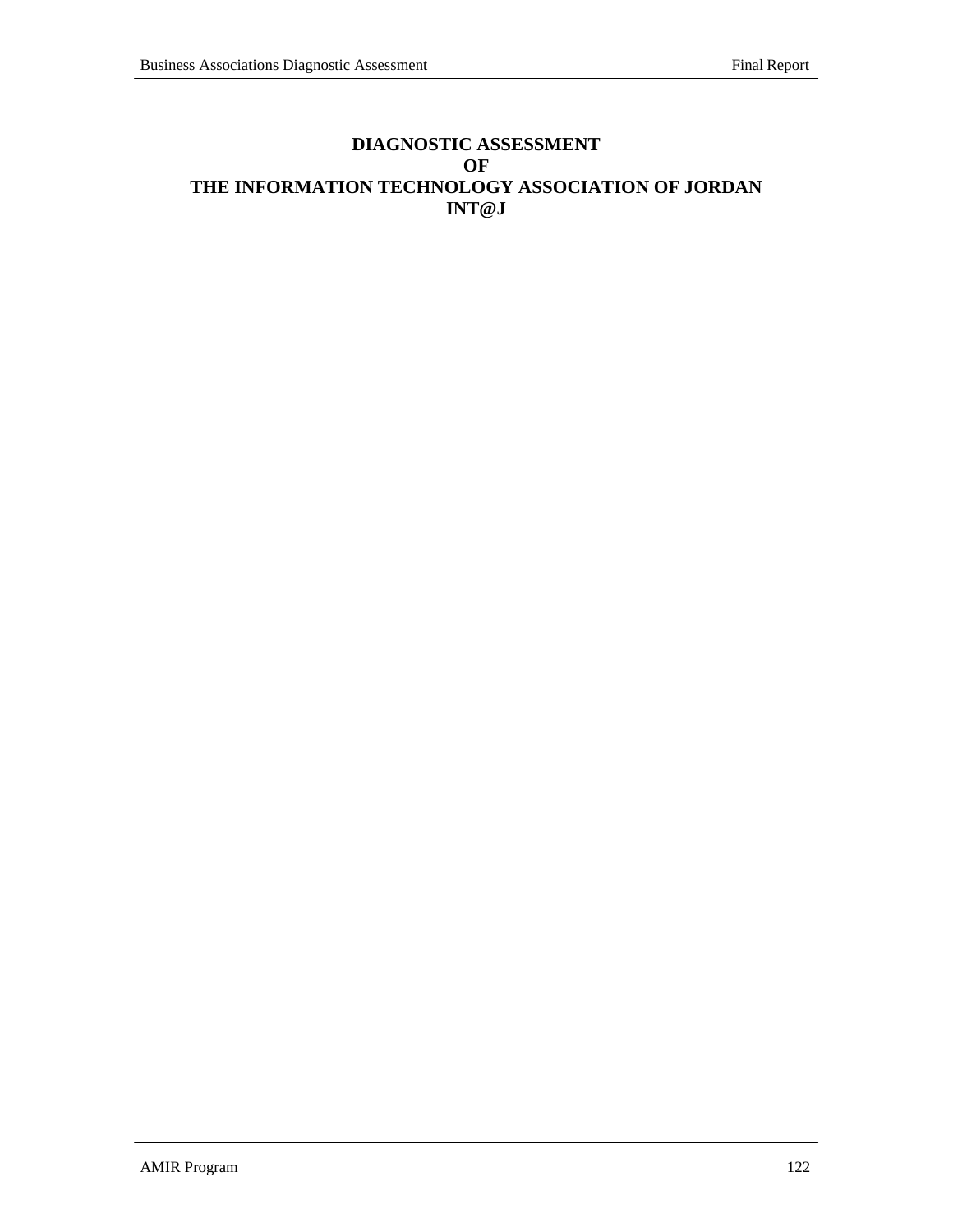# DIAGNOSTIC ASSESSMENT
# OF
# THE INFORMATION TECHNOLOGY ASSOCIATION OF JORDAN
# INT@J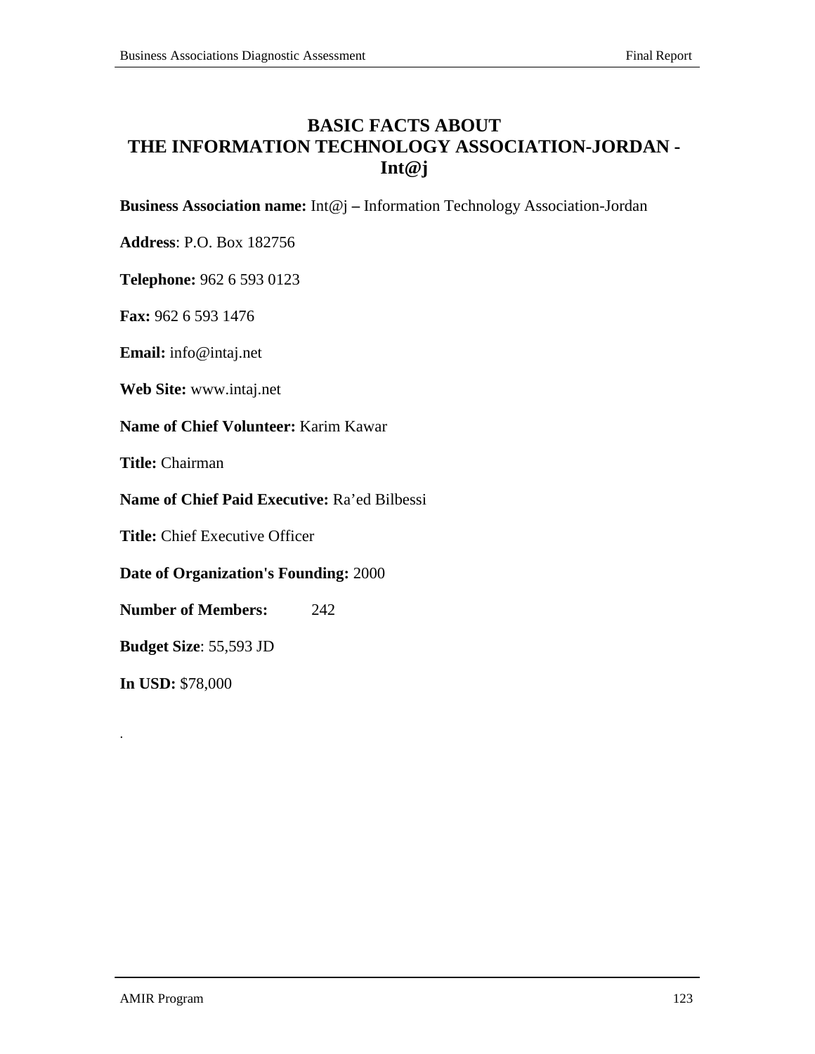# BASIC FACTS ABOUT THE INFORMATION TECHNOLOGY ASSOCIATION-JORDAN - Int@j

**Business Association name:** Int@j **–** Information Technology Association-Jordan

**Address**: P.O. Box 182756

**Telephone:** 962 6 593 0123

**Fax:** 962 6 593 1476

**Email:** info@intaj.net

**Web Site:** www.intaj.net

**Name of Chief Volunteer:** Karim Kawar

**Title:** Chairman

**Name of Chief Paid Executive:** Ra'ed Bilbessi

**Title:** Chief Executive Officer

**Date of Organization's Founding:** 2000

**Number of Members:** 242

**Budget Size**: 55,593 JD

**In USD:** $78,000

.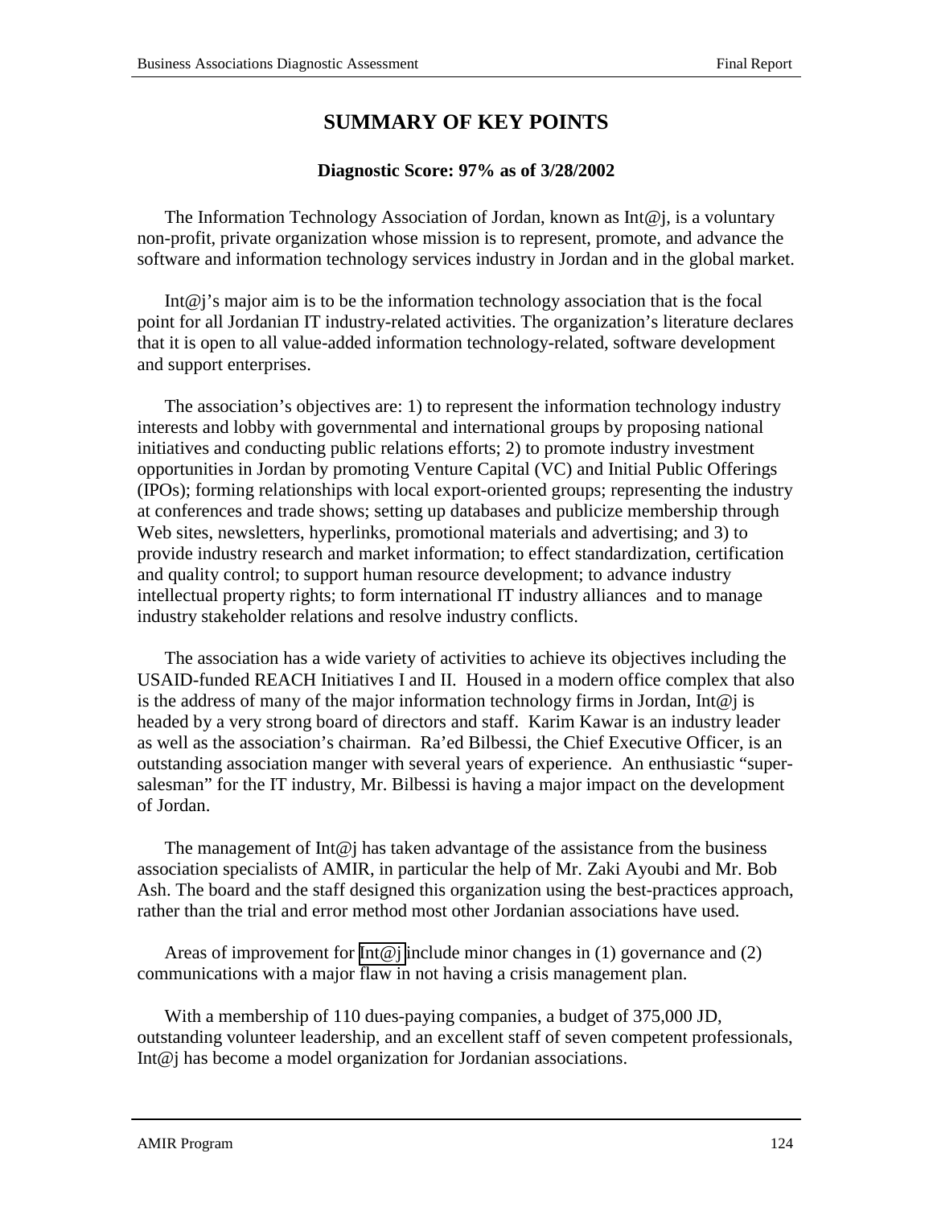# SUMMARY OF KEY POINTS

**Diagnostic Score: 97% as of 3/28/2002**

The Information Technology Association of Jordan, known as Int@j, is a voluntary non-profit, private organization whose mission is to represent, promote, and advance the software and information technology services industry in Jordan and in the global market.

Int@j's major aim is to be the information technology association that is the focal point for all Jordanian IT industry-related activities. The organization's literature declares that it is open to all value-added information technology-related, software development and support enterprises.

The association's objectives are: 1) to represent the information technology industry interests and lobby with governmental and international groups by proposing national initiatives and conducting public relations efforts; 2) to promote industry investment opportunities in Jordan by promoting Venture Capital (VC) and Initial Public Offerings (IPOs); forming relationships with local export-oriented groups; representing the industry at conferences and trade shows; setting up databases and publicize membership through Web sites, newsletters, hyperlinks, promotional materials and advertising; and 3) to provide industry research and market information; to effect standardization, certification and quality control; to support human resource development; to advance industry intellectual property rights; to form international IT industry alliances and to manage industry stakeholder relations and resolve industry conflicts.

The association has a wide variety of activities to achieve its objectives including the USAID-funded REACH Initiatives I and II. Housed in a modern office complex that also is the address of many of the major information technology firms in Jordan, Int@j is headed by a very strong board of directors and staff. Karim Kawar is an industry leader as well as the association's chairman. Ra'ed Bilbessi, the Chief Executive Officer, is an outstanding association manger with several years of experience. An enthusiastic "super-salesman" for the IT industry, Mr. Bilbessi is having a major impact on the development of Jordan.

The management of Int@j has taken advantage of the assistance from the business association specialists of AMIR, in particular the help of Mr. Zaki Ayoubi and Mr. Bob Ash. The board and the staff designed this organization using the best-practices approach, rather than the trial and error method most other Jordanian associations have used.

Areas of improvement for Int@j include minor changes in (1) governance and (2) communications with a major flaw in not having a crisis management plan.

With a membership of 110 dues-paying companies, a budget of 375,000 JD, outstanding volunteer leadership, and an excellent staff of seven competent professionals, Int@j has become a model organization for Jordanian associations.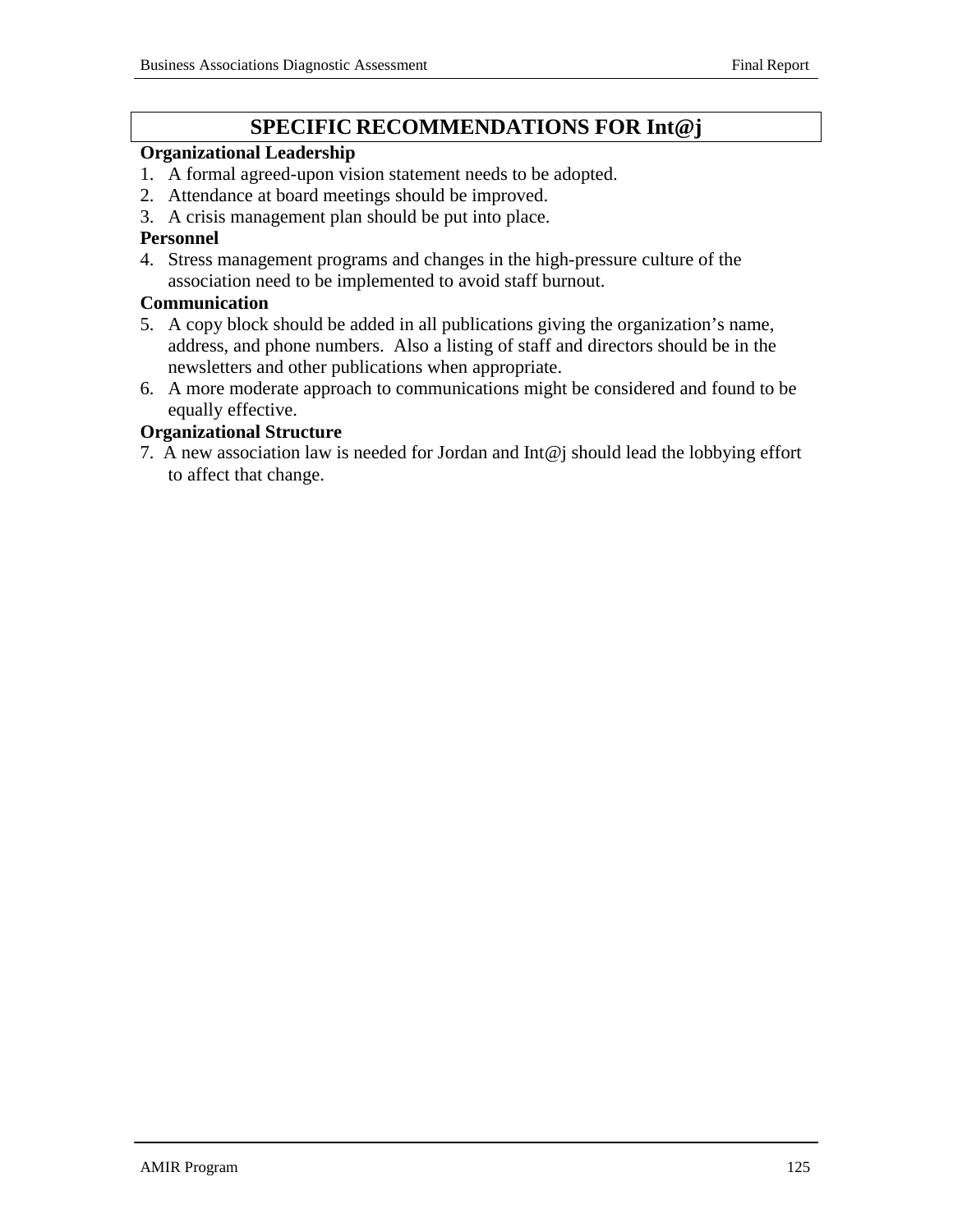## SPECIFIC RECOMMENDATIONS FOR Int@j

**Organizational Leadership**

1. A formal agreed-upon vision statement needs to be adopted.
2. Attendance at board meetings should be improved.
3. A crisis management plan should be put into place.

**Personnel**

4. Stress management programs and changes in the high-pressure culture of the association need to be implemented to avoid staff burnout.

**Communication**

5. A copy block should be added in all publications giving the organization's name, address, and phone numbers. Also a listing of staff and directors should be in the newsletters and other publications when appropriate.
6. A more moderate approach to communications might be considered and found to be equally effective.

**Organizational Structure**

7. A new association law is needed for Jordan and Int@j should lead the lobbying effort to affect that change.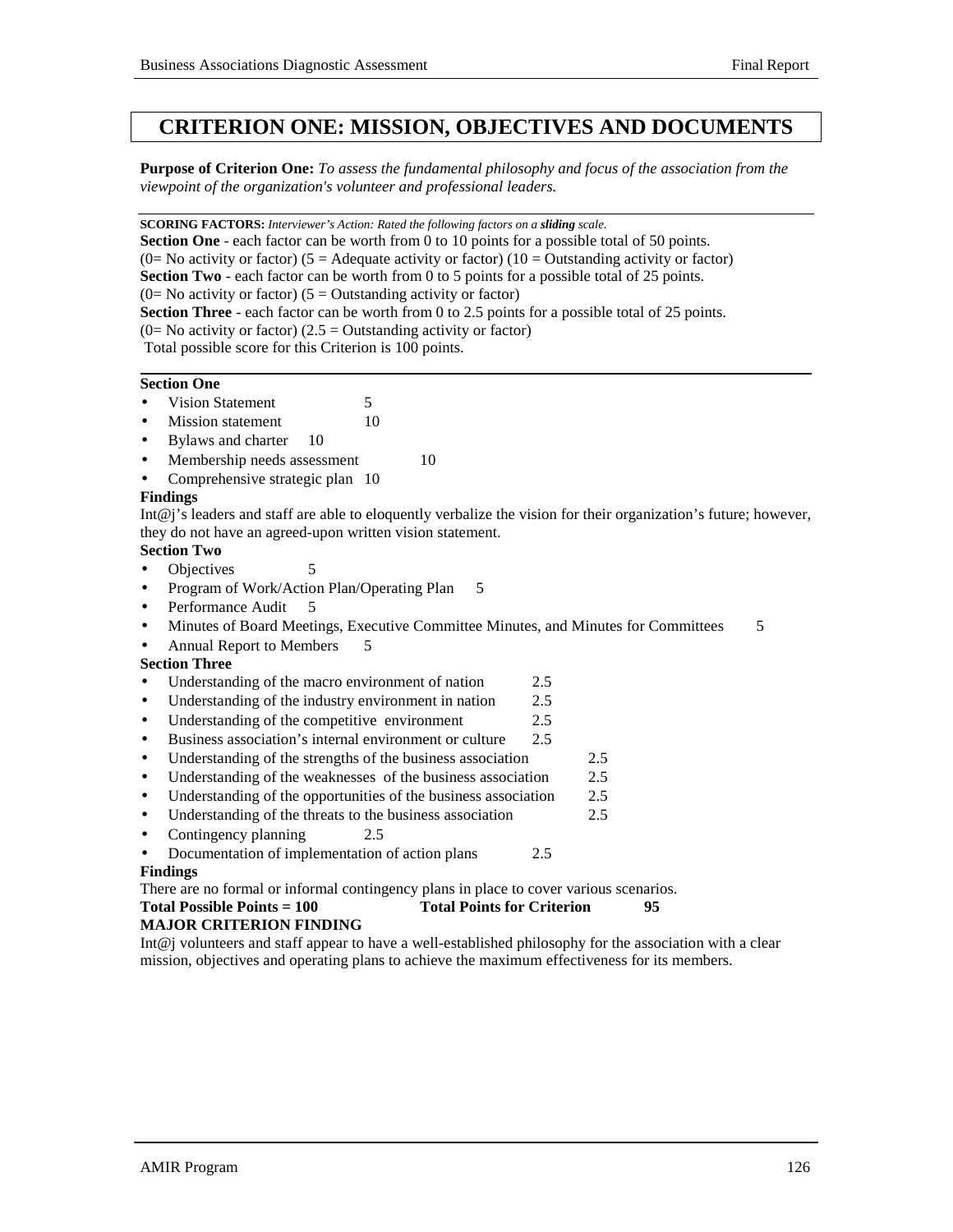# CRITERION ONE: MISSION, OBJECTIVES AND DOCUMENTS

**Purpose of Criterion One:** *To assess the fundamental philosophy and focus of the association from the viewpoint of the organization's volunteer and professional leaders.*

---

**SCORING FACTORS:** *Interviewer's Action: Rated the following factors on a **sliding** scale.*
**Section One** - each factor can be worth from 0 to 10 points for a possible total of 50 points.
(0= No activity or factor) (5 = Adequate activity or factor) (10 = Outstanding activity or factor)
**Section Two** - each factor can be worth from 0 to 5 points for a possible total of 25 points.
(0= No activity or factor) (5 = Outstanding activity or factor)
**Section Three** - each factor can be worth from 0 to 2.5 points for a possible total of 25 points.
(0= No activity or factor) (2.5 = Outstanding activity or factor)
Total possible score for this Criterion is 100 points.

---

**Section One**

- Vision Statement 5
- Mission statement 10
- Bylaws and charter 10
- Membership needs assessment 10
- Comprehensive strategic plan 10

**Findings**

Int@j's leaders and staff are able to eloquently verbalize the vision for their organization's future; however, they do not have an agreed-upon written vision statement.

**Section Two**

- Objectives 5
- Program of Work/Action Plan/Operating Plan 5
- Performance Audit 5
- Minutes of Board Meetings, Executive Committee Minutes, and Minutes for Committees 5
- Annual Report to Members 5

**Section Three**

- Understanding of the macro environment of nation 2.5
- Understanding of the industry environment in nation 2.5
- Understanding of the competitive environment 2.5
- Business association's internal environment or culture 2.5
- Understanding of the strengths of the business association 2.5
- Understanding of the weaknesses of the business association 2.5
- Understanding of the opportunities of the business association 2.5
- Understanding of the threats to the business association 2.5
- Contingency planning 2.5
- Documentation of implementation of action plans 2.5

**Findings**

There are no formal or informal contingency plans in place to cover various scenarios.

**Total Possible Points = 100** **Total Points for Criterion** **95**

**MAJOR CRITERION FINDING**

Int@j volunteers and staff appear to have a well-established philosophy for the association with a clear mission, objectives and operating plans to achieve the maximum effectiveness for its members.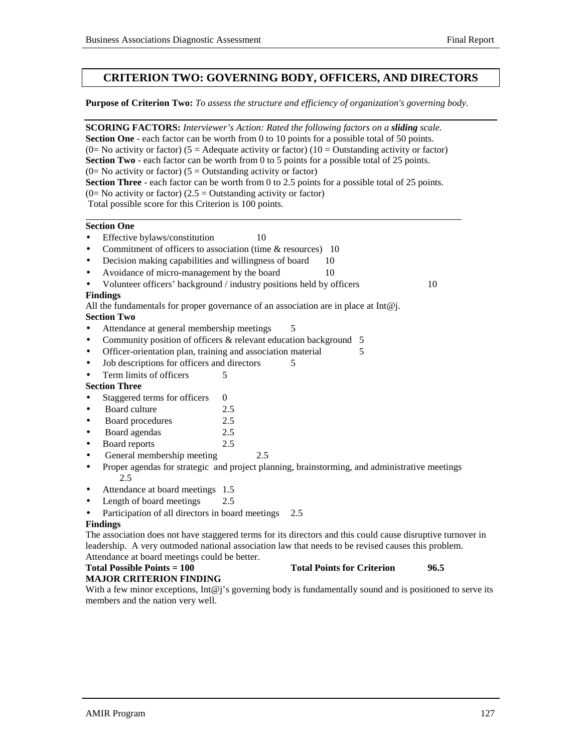## CRITERION TWO: GOVERNING BODY, OFFICERS, AND DIRECTORS

**Purpose of Criterion Two:** *To assess the structure and efficiency of organization's governing body.*

**SCORING FACTORS:** *Interviewer's Action: Rated the following factors on a **sliding** scale.*
**Section One** - each factor can be worth from 0 to 10 points for a possible total of 50 points.
(0= No activity or factor) (5 = Adequate activity or factor) (10 = Outstanding activity or factor)
**Section Two** - each factor can be worth from 0 to 5 points for a possible total of 25 points.
(0= No activity or factor) (5 = Outstanding activity or factor)
**Section Three** - each factor can be worth from 0 to 2.5 points for a possible total of 25 points.
(0= No activity or factor) (2.5 = Outstanding activity or factor)
Total possible score for this Criterion is 100 points.

**Section One**

- Effective bylaws/constitution 10
- Commitment of officers to association (time & resources) 10
- Decision making capabilities and willingness of board 10
- Avoidance of micro-management by the board 10
- Volunteer officers' background / industry positions held by officers 10

**Findings**

All the fundamentals for proper governance of an association are in place at Int@j.

**Section Two**

- Attendance at general membership meetings 5
- Community position of officers & relevant education background 5
- Officer-orientation plan, training and association material 5
- Job descriptions for officers and directors 5
- Term limits of officers 5

**Section Three**

- Staggered terms for officers 0
- Board culture 2.5
- Board procedures 2.5
- Board agendas 2.5
- Board reports 2.5
- General membership meeting 2.5
- Proper agendas for strategic and project planning, brainstorming, and administrative meetings 2.5
- Attendance at board meetings 1.5
- Length of board meetings 2.5
- Participation of all directors in board meetings 2.5

**Findings**

The association does not have staggered terms for its directors and this could cause disruptive turnover in leadership. A very outmoded national association law that needs to be revised causes this problem. Attendance at board meetings could be better.

**Total Possible Points = 100** **Total Points for Criterion 96.5**

**MAJOR CRITERION FINDING**

With a few minor exceptions, Int@j's governing body is fundamentally sound and is positioned to serve its members and the nation very well.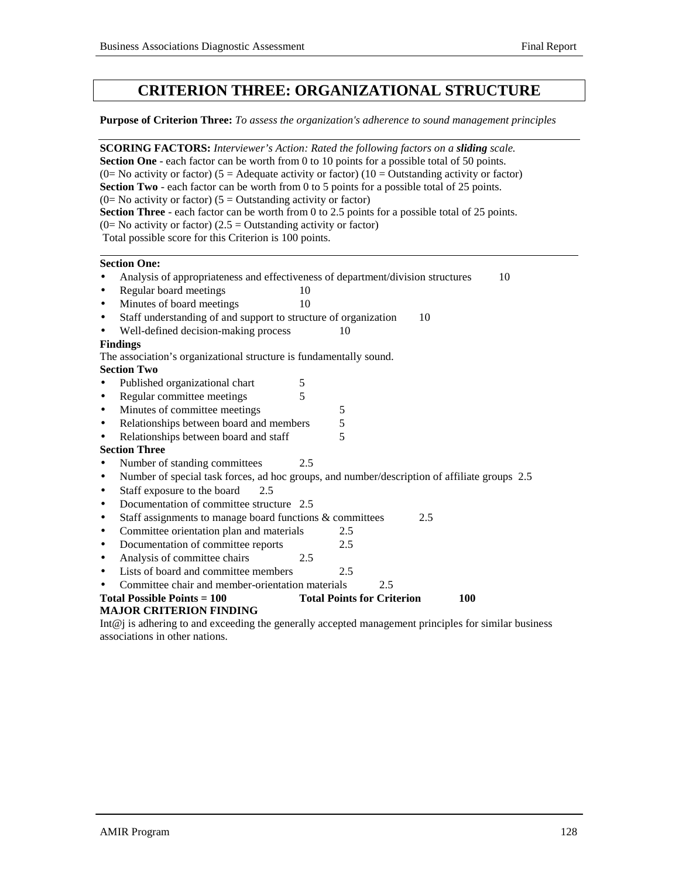# CRITERION THREE: ORGANIZATIONAL STRUCTURE

**Purpose of Criterion Three:** *To assess the organization's adherence to sound management principles*

**SCORING FACTORS:** *Interviewer's Action: Rated the following factors on a* ***sliding*** *scale.*
**Section One** - each factor can be worth from 0 to 10 points for a possible total of 50 points.
(0= No activity or factor) (5 = Adequate activity or factor) (10 = Outstanding activity or factor)
**Section Two** - each factor can be worth from 0 to 5 points for a possible total of 25 points.
(0= No activity or factor) (5 = Outstanding activity or factor)
**Section Three** - each factor can be worth from 0 to 2.5 points for a possible total of 25 points.
(0= No activity or factor) (2.5 = Outstanding activity or factor)
Total possible score for this Criterion is 100 points.

**Section One:**

- Analysis of appropriateness and effectiveness of department/division structures 10
- Regular board meetings 10
- Minutes of board meetings 10
- Staff understanding of and support to structure of organization 10
- Well-defined decision-making process 10

**Findings**

The association's organizational structure is fundamentally sound.

**Section Two**

- Published organizational chart 5
- Regular committee meetings 5
- Minutes of committee meetings 5
- Relationships between board and members 5
- Relationships between board and staff 5

**Section Three**

- Number of standing committees 2.5
- Number of special task forces, ad hoc groups, and number/description of affiliate groups 2.5
- Staff exposure to the board 2.5
- Documentation of committee structure 2.5
- Staff assignments to manage board functions & committees 2.5
- Committee orientation plan and materials 2.5
- Documentation of committee reports 2.5
- Analysis of committee chairs 2.5
- Lists of board and committee members 2.5
- Committee chair and member-orientation materials 2.5

**Total Possible Points = 100** **Total Points for Criterion 100**

**MAJOR CRITERION FINDING**

Int@j is adhering to and exceeding the generally accepted management principles for similar business associations in other nations.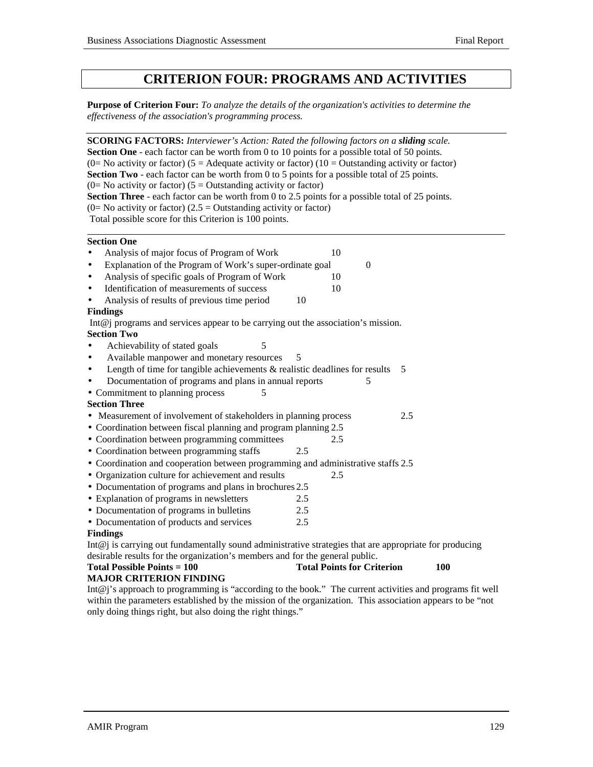# CRITERION FOUR: PROGRAMS AND ACTIVITIES

**Purpose of Criterion Four:** *To analyze the details of the organization's activities to determine the effectiveness of the association's programming process.*

---

**SCORING FACTORS:** *Interviewer's Action: Rated the following factors on a* ***sliding*** *scale.*
**Section One** - each factor can be worth from 0 to 10 points for a possible total of 50 points.
(0= No activity or factor) (5 = Adequate activity or factor) (10 = Outstanding activity or factor)
**Section Two** - each factor can be worth from 0 to 5 points for a possible total of 25 points.
(0= No activity or factor) (5 = Outstanding activity or factor)
**Section Three** - each factor can be worth from 0 to 2.5 points for a possible total of 25 points.
(0= No activity or factor) (2.5 = Outstanding activity or factor)
Total possible score for this Criterion is 100 points.

---

**Section One**

- Analysis of major focus of Program of Work 10
- Explanation of the Program of Work's super-ordinate goal 0
- Analysis of specific goals of Program of Work 10
- Identification of measurements of success 10
- Analysis of results of previous time period 10

**Findings**

Int@j programs and services appear to be carrying out the association's mission.

**Section Two**

- Achievability of stated goals 5
- Available manpower and monetary resources 5
- Length of time for tangible achievements & realistic deadlines for results 5
- Documentation of programs and plans in annual reports 5
- Commitment to planning process 5

**Section Three**

- Measurement of involvement of stakeholders in planning process 2.5
- Coordination between fiscal planning and program planning 2.5
- Coordination between programming committees 2.5
- Coordination between programming staffs 2.5
- Coordination and cooperation between programming and administrative staffs 2.5
- Organization culture for achievement and results 2.5
- Documentation of programs and plans in brochures 2.5
- Explanation of programs in newsletters 2.5
- Documentation of programs in bulletins 2.5
- Documentation of products and services 2.5

**Findings**

Int@j is carrying out fundamentally sound administrative strategies that are appropriate for producing desirable results for the organization's members and for the general public.

**Total Possible Points = 100** **Total Points for Criterion 100**

**MAJOR CRITERION FINDING**

Int@j's approach to programming is "according to the book." The current activities and programs fit well within the parameters established by the mission of the organization. This association appears to be "not only doing things right, but also doing the right things."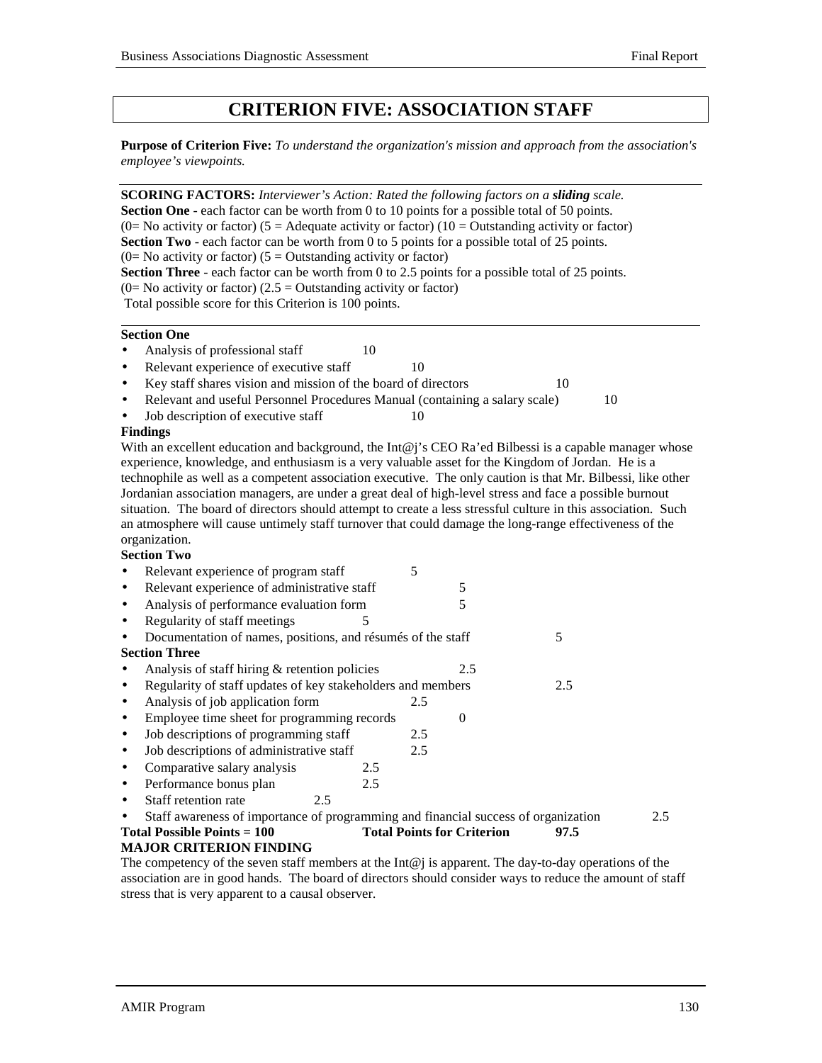# CRITERION FIVE: ASSOCIATION STAFF

**Purpose of Criterion Five:** *To understand the organization's mission and approach from the association's employee's viewpoints.*

**SCORING FACTORS:** *Interviewer's Action: Rated the following factors on a* ***sliding*** *scale.*
**Section One** - each factor can be worth from 0 to 10 points for a possible total of 50 points.
(0= No activity or factor) (5 = Adequate activity or factor) (10 = Outstanding activity or factor)
**Section Two** - each factor can be worth from 0 to 5 points for a possible total of 25 points.
(0= No activity or factor) (5 = Outstanding activity or factor)
**Section Three** - each factor can be worth from 0 to 2.5 points for a possible total of 25 points.
(0= No activity or factor) (2.5 = Outstanding activity or factor)
Total possible score for this Criterion is 100 points.

**Section One**

- Analysis of professional staff 10
- Relevant experience of executive staff 10
- Key staff shares vision and mission of the board of directors 10
- Relevant and useful Personnel Procedures Manual (containing a salary scale) 10
- Job description of executive staff 10

**Findings**

With an excellent education and background, the Int@j's CEO Ra'ed Bilbessi is a capable manager whose experience, knowledge, and enthusiasm is a very valuable asset for the Kingdom of Jordan. He is a technophile as well as a competent association executive. The only caution is that Mr. Bilbessi, like other Jordanian association managers, are under a great deal of high-level stress and face a possible burnout situation. The board of directors should attempt to create a less stressful culture in this association. Such an atmosphere will cause untimely staff turnover that could damage the long-range effectiveness of the organization.

**Section Two**

- Relevant experience of program staff 5
- Relevant experience of administrative staff 5
- Analysis of performance evaluation form 5
- Regularity of staff meetings 5
- Documentation of names, positions, and résumés of the staff 5

**Section Three**

- Analysis of staff hiring & retention policies 2.5
- Regularity of staff updates of key stakeholders and members 2.5
- Analysis of job application form 2.5
- Employee time sheet for programming records 0
- Job descriptions of programming staff 2.5
- Job descriptions of administrative staff 2.5
- Comparative salary analysis 2.5
- Performance bonus plan 2.5
- Staff retention rate 2.5
- Staff awareness of importance of programming and financial success of organization 2.5

**Total Possible Points = 100** **Total Points for Criterion** **97.5**

**MAJOR CRITERION FINDING**

The competency of the seven staff members at the Int@j is apparent. The day-to-day operations of the association are in good hands. The board of directors should consider ways to reduce the amount of staff stress that is very apparent to a causal observer.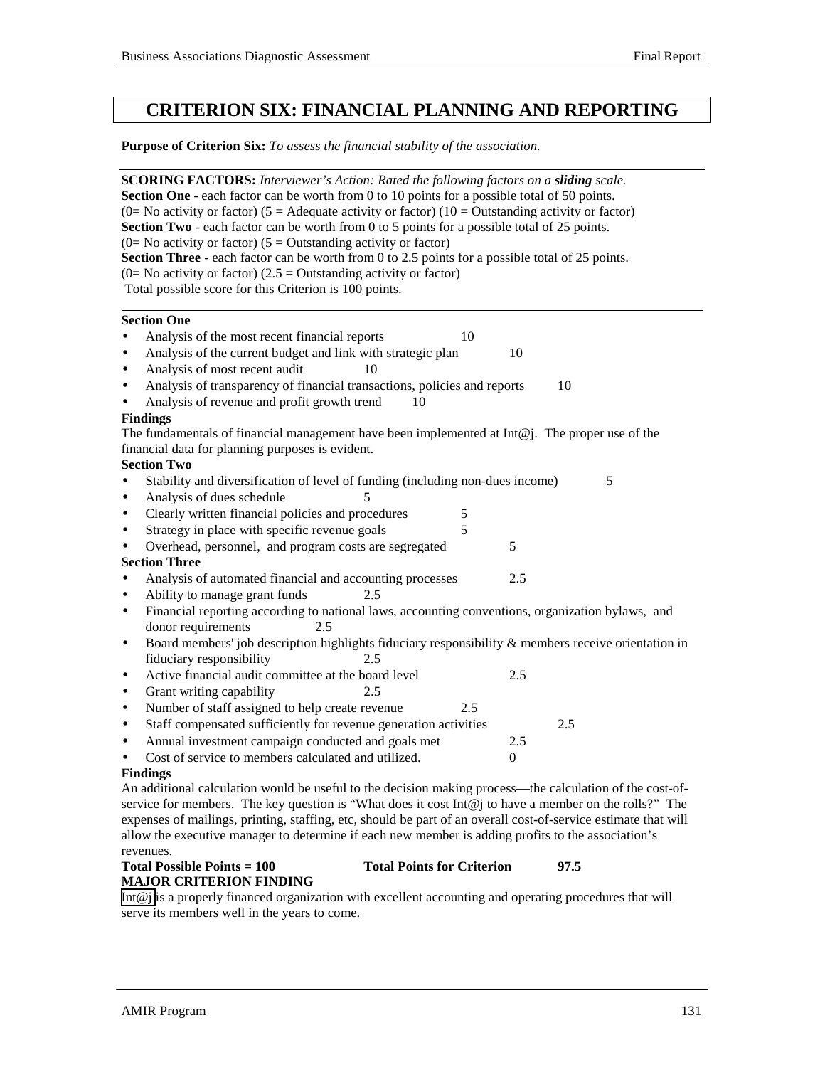# CRITERION SIX: FINANCIAL PLANNING AND REPORTING

**Purpose of Criterion Six:** *To assess the financial stability of the association.*

**SCORING FACTORS:** *Interviewer's Action: Rated the following factors on a* ***sliding*** *scale.*
**Section One** - each factor can be worth from 0 to 10 points for a possible total of 50 points.
(0= No activity or factor) (5 = Adequate activity or factor) (10 = Outstanding activity or factor)
**Section Two** - each factor can be worth from 0 to 5 points for a possible total of 25 points.
(0= No activity or factor) (5 = Outstanding activity or factor)
**Section Three** - each factor can be worth from 0 to 2.5 points for a possible total of 25 points.
(0= No activity or factor) (2.5 = Outstanding activity or factor)
Total possible score for this Criterion is 100 points.

**Section One**

- Analysis of the most recent financial reports 10
- Analysis of the current budget and link with strategic plan 10
- Analysis of most recent audit 10
- Analysis of transparency of financial transactions, policies and reports 10
- Analysis of revenue and profit growth trend 10

**Findings**
The fundamentals of financial management have been implemented at Int@j. The proper use of the financial data for planning purposes is evident.

**Section Two**

- Stability and diversification of level of funding (including non-dues income) 5
- Analysis of dues schedule 5
- Clearly written financial policies and procedures 5
- Strategy in place with specific revenue goals 5
- Overhead, personnel, and program costs are segregated 5

**Section Three**

- Analysis of automated financial and accounting processes 2.5
- Ability to manage grant funds 2.5
- Financial reporting according to national laws, accounting conventions, organization bylaws, and donor requirements 2.5
- Board members' job description highlights fiduciary responsibility & members receive orientation in fiduciary responsibility 2.5
- Active financial audit committee at the board level 2.5
- Grant writing capability 2.5
- Number of staff assigned to help create revenue 2.5
- Staff compensated sufficiently for revenue generation activities 2.5
- Annual investment campaign conducted and goals met 2.5
- Cost of service to members calculated and utilized. 0

**Findings**
An additional calculation would be useful to the decision making process—the calculation of the cost-of-service for members. The key question is "What does it cost Int@j to have a member on the rolls?" The expenses of mailings, printing, staffing, etc, should be part of an overall cost-of-service estimate that will allow the executive manager to determine if each new member is adding profits to the association's revenues.

**Total Possible Points = 100** **Total Points for Criterion** **97.5**

**MAJOR CRITERION FINDING**
Int@j is a properly financed organization with excellent accounting and operating procedures that will serve its members well in the years to come.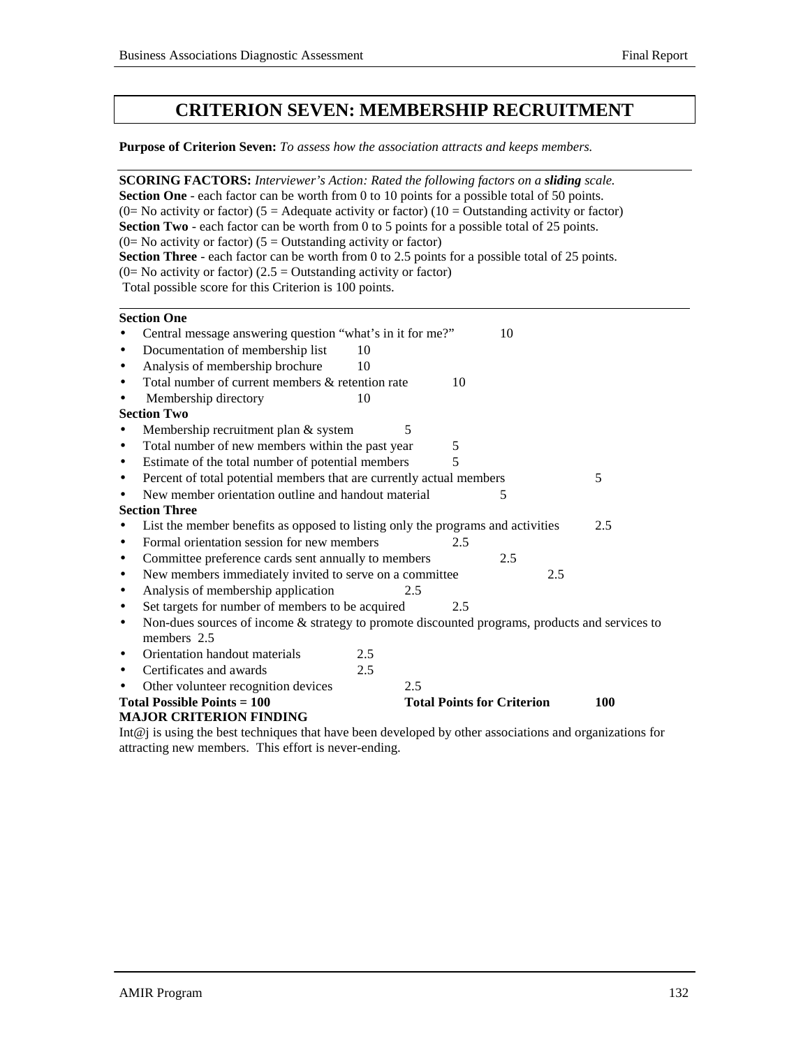# CRITERION SEVEN: MEMBERSHIP RECRUITMENT

**Purpose of Criterion Seven:** *To assess how the association attracts and keeps members.*

**SCORING FACTORS:** *Interviewer's Action: Rated the following factors on a **sliding** scale.*
**Section One** - each factor can be worth from 0 to 10 points for a possible total of 50 points.
(0= No activity or factor) (5 = Adequate activity or factor) (10 = Outstanding activity or factor)
**Section Two** - each factor can be worth from 0 to 5 points for a possible total of 25 points.
(0= No activity or factor) (5 = Outstanding activity or factor)
**Section Three** - each factor can be worth from 0 to 2.5 points for a possible total of 25 points.
(0= No activity or factor) (2.5 = Outstanding activity or factor)
Total possible score for this Criterion is 100 points.

**Section One**

- Central message answering question "what's in it for me?" 10
- Documentation of membership list 10
- Analysis of membership brochure 10
- Total number of current members & retention rate 10
- Membership directory 10

**Section Two**

- Membership recruitment plan & system 5
- Total number of new members within the past year 5
- Estimate of the total number of potential members 5
- Percent of total potential members that are currently actual members 5
- New member orientation outline and handout material 5

**Section Three**

- List the member benefits as opposed to listing only the programs and activities 2.5
- Formal orientation session for new members 2.5
- Committee preference cards sent annually to members 2.5
- New members immediately invited to serve on a committee 2.5
- Analysis of membership application 2.5
- Set targets for number of members to be acquired 2.5
- Non-dues sources of income & strategy to promote discounted programs, products and services to members 2.5
- Orientation handout materials 2.5
- Certificates and awards 2.5
- Other volunteer recognition devices 2.5

**Total Possible Points = 100** **Total Points for Criterion 100**

**MAJOR CRITERION FINDING**

Int@j is using the best techniques that have been developed by other associations and organizations for attracting new members. This effort is never-ending.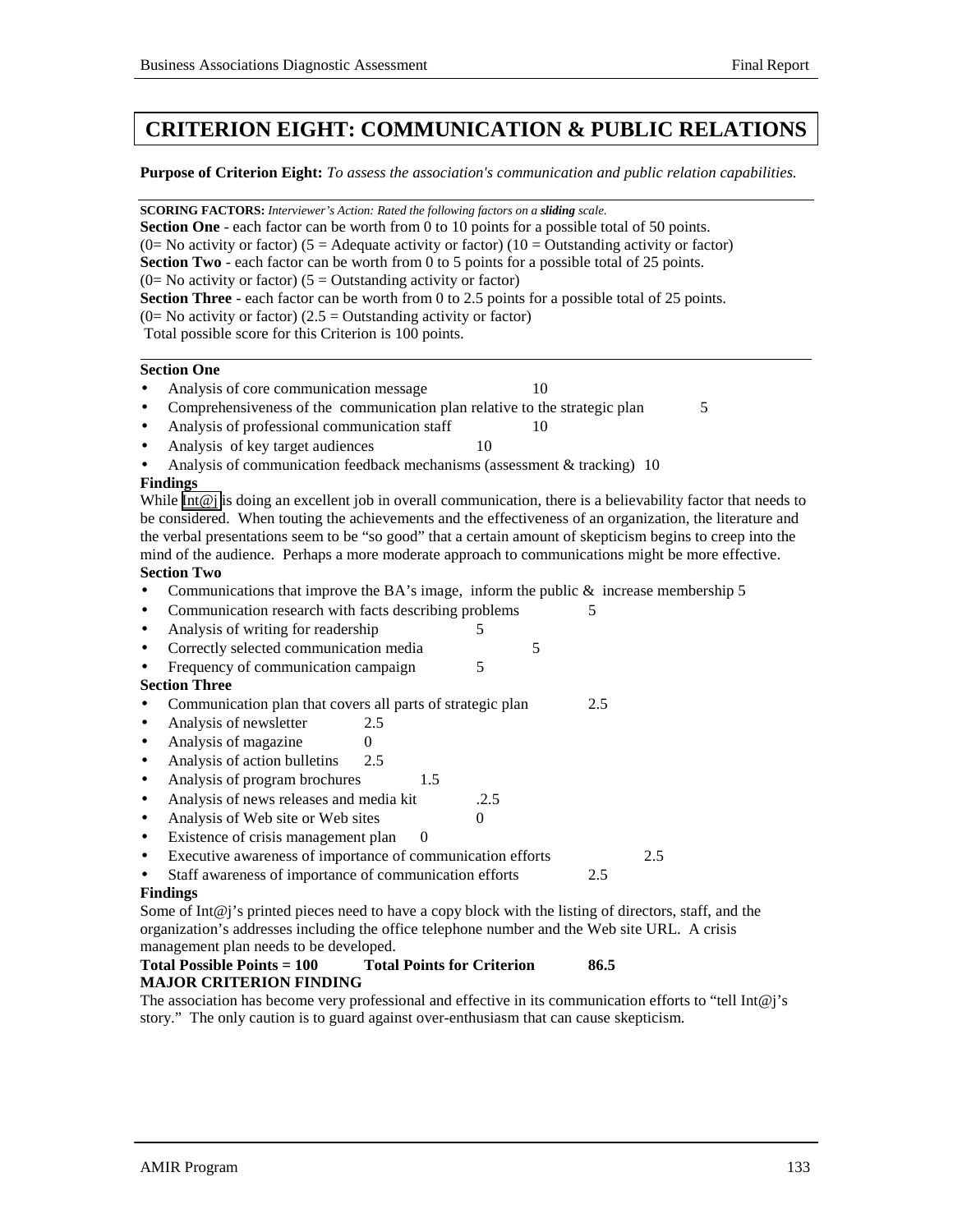# CRITERION EIGHT: COMMUNICATION & PUBLIC RELATIONS

**Purpose of Criterion Eight:** *To assess the association's communication and public relation capabilities.*

---

**SCORING FACTORS:** *Interviewer's Action: Rated the following factors on a **sliding** scale.*
**Section One** - each factor can be worth from 0 to 10 points for a possible total of 50 points.
(0= No activity or factor) (5 = Adequate activity or factor) (10 = Outstanding activity or factor)
**Section Two** - each factor can be worth from 0 to 5 points for a possible total of 25 points.
(0= No activity or factor) (5 = Outstanding activity or factor)
**Section Three** - each factor can be worth from 0 to 2.5 points for a possible total of 25 points.
(0= No activity or factor) (2.5 = Outstanding activity or factor)
Total possible score for this Criterion is 100 points.

---

**Section One**

- Analysis of core communication message 10
- Comprehensiveness of the communication plan relative to the strategic plan 5
- Analysis of professional communication staff 10
- Analysis of key target audiences 10
- Analysis of communication feedback mechanisms (assessment & tracking) 10

**Findings**

While Int@j is doing an excellent job in overall communication, there is a believability factor that needs to be considered. When touting the achievements and the effectiveness of an organization, the literature and the verbal presentations seem to be "so good" that a certain amount of skepticism begins to creep into the mind of the audience. Perhaps a more moderate approach to communications might be more effective.

**Section Two**

- Communications that improve the BA's image, inform the public & increase membership 5
- Communication research with facts describing problems 5
- Analysis of writing for readership 5
- Correctly selected communication media 5
- Frequency of communication campaign 5

**Section Three**

- Communication plan that covers all parts of strategic plan 2.5
- Analysis of newsletter 2.5
- Analysis of magazine 0
- Analysis of action bulletins 2.5
- Analysis of program brochures 1.5
- Analysis of news releases and media kit .2.5
- Analysis of Web site or Web sites 0
- Existence of crisis management plan 0
- Executive awareness of importance of communication efforts 2.5
- Staff awareness of importance of communication efforts 2.5

**Findings**

Some of Int@j's printed pieces need to have a copy block with the listing of directors, staff, and the organization's addresses including the office telephone number and the Web site URL. A crisis management plan needs to be developed.

**Total Possible Points = 100 Total Points for Criterion 86.5**

**MAJOR CRITERION FINDING**

The association has become very professional and effective in its communication efforts to "tell Int@j's story." The only caution is to guard against over-enthusiasm that can cause skepticism.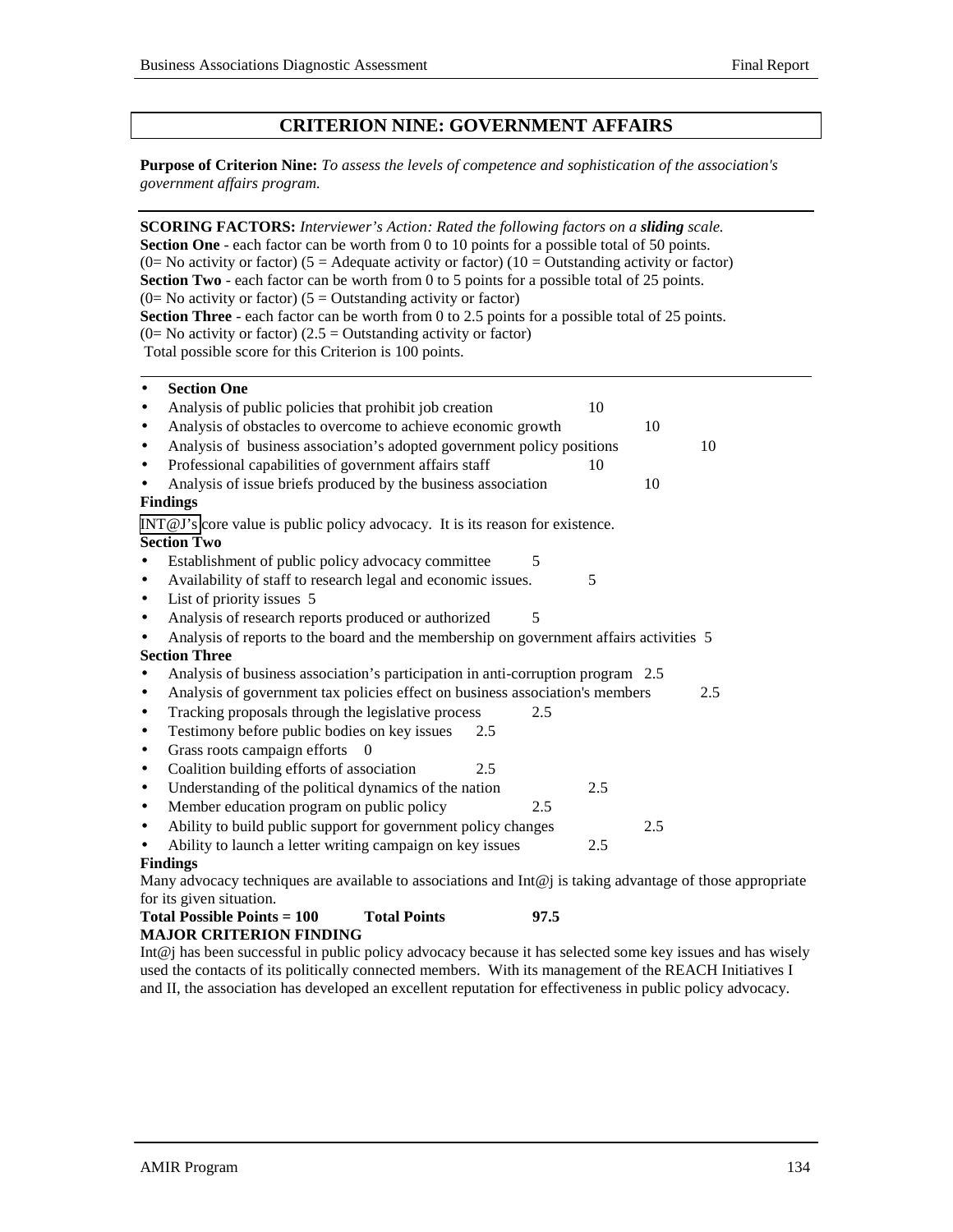## CRITERION NINE: GOVERNMENT AFFAIRS

**Purpose of Criterion Nine:** *To assess the levels of competence and sophistication of the association's government affairs program.*

**SCORING FACTORS:** *Interviewer's Action: Rated the following factors on a* ***sliding*** *scale.*
**Section One** - each factor can be worth from 0 to 10 points for a possible total of 50 points.
(0= No activity or factor) (5 = Adequate activity or factor) (10 = Outstanding activity or factor)
**Section Two** - each factor can be worth from 0 to 5 points for a possible total of 25 points.
(0= No activity or factor) (5 = Outstanding activity or factor)
**Section Three** - each factor can be worth from 0 to 2.5 points for a possible total of 25 points.
(0= No activity or factor) (2.5 = Outstanding activity or factor)
Total possible score for this Criterion is 100 points.

- **Section One**
- Analysis of public policies that prohibit job creation 10
- Analysis of obstacles to overcome to achieve economic growth 10
- Analysis of business association's adopted government policy positions 10
- Professional capabilities of government affairs staff 10
- Analysis of issue briefs produced by the business association 10

**Findings**

INT@J's core value is public policy advocacy. It is its reason for existence.

**Section Two**

- Establishment of public policy advocacy committee 5
- Availability of staff to research legal and economic issues. 5
- List of priority issues 5
- Analysis of research reports produced or authorized 5
- Analysis of reports to the board and the membership on government affairs activities 5

**Section Three**

- Analysis of business association's participation in anti-corruption program 2.5
- Analysis of government tax policies effect on business association's members 2.5
- Tracking proposals through the legislative process 2.5
- Testimony before public bodies on key issues 2.5
- Grass roots campaign efforts 0
- Coalition building efforts of association 2.5
- Understanding of the political dynamics of the nation 2.5
- Member education program on public policy 2.5
- Ability to build public support for government policy changes 2.5
- Ability to launch a letter writing campaign on key issues 2.5

**Findings**

Many advocacy techniques are available to associations and Int@j is taking advantage of those appropriate for its given situation.

**Total Possible Points = 100 Total Points 97.5**

**MAJOR CRITERION FINDING**

Int@j has been successful in public policy advocacy because it has selected some key issues and has wisely used the contacts of its politically connected members. With its management of the REACH Initiatives I and II, the association has developed an excellent reputation for effectiveness in public policy advocacy.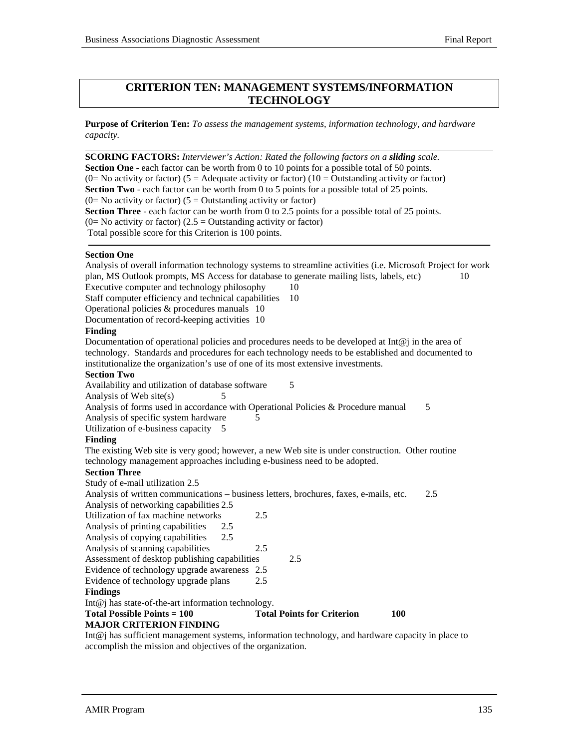## CRITERION TEN: MANAGEMENT SYSTEMS/INFORMATION TECHNOLOGY

**Purpose of Criterion Ten:** *To assess the management systems, information technology, and hardware capacity.*

**SCORING FACTORS:** *Interviewer's Action: Rated the following factors on a **sliding** scale.*
**Section One** - each factor can be worth from 0 to 10 points for a possible total of 50 points.
(0= No activity or factor) (5 = Adequate activity or factor) (10 = Outstanding activity or factor)
**Section Two** - each factor can be worth from 0 to 5 points for a possible total of 25 points.
(0= No activity or factor) (5 = Outstanding activity or factor)
**Section Three** - each factor can be worth from 0 to 2.5 points for a possible total of 25 points.
(0= No activity or factor) (2.5 = Outstanding activity or factor)
Total possible score for this Criterion is 100 points.

**Section One**

Analysis of overall information technology systems to streamline activities (i.e. Microsoft Project for work plan, MS Outlook prompts, MS Access for database to generate mailing lists, labels, etc) 10
Executive computer and technology philosophy 10
Staff computer efficiency and technical capabilities 10
Operational policies & procedures manuals 10
Documentation of record-keeping activities 10

**Finding**

Documentation of operational policies and procedures needs to be developed at Int@j in the area of technology. Standards and procedures for each technology needs to be established and documented to institutionalize the organization's use of one of its most extensive investments.

**Section Two**

Availability and utilization of database software 5
Analysis of Web site(s) 5
Analysis of forms used in accordance with Operational Policies & Procedure manual 5
Analysis of specific system hardware 5
Utilization of e-business capacity 5

**Finding**

The existing Web site is very good; however, a new Web site is under construction. Other routine technology management approaches including e-business need to be adopted.

**Section Three**

Study of e-mail utilization 2.5
Analysis of written communications – business letters, brochures, faxes, e-mails, etc. 2.5
Analysis of networking capabilities 2.5
Utilization of fax machine networks 2.5
Analysis of printing capabilities 2.5
Analysis of copying capabilities 2.5
Analysis of scanning capabilities 2.5
Assessment of desktop publishing capabilities 2.5
Evidence of technology upgrade awareness 2.5
Evidence of technology upgrade plans 2.5

**Findings**

Int@j has state-of-the-art information technology.

**Total Possible Points = 100** **Total Points for Criterion 100**

**MAJOR CRITERION FINDING**

Int@j has sufficient management systems, information technology, and hardware capacity in place to accomplish the mission and objectives of the organization.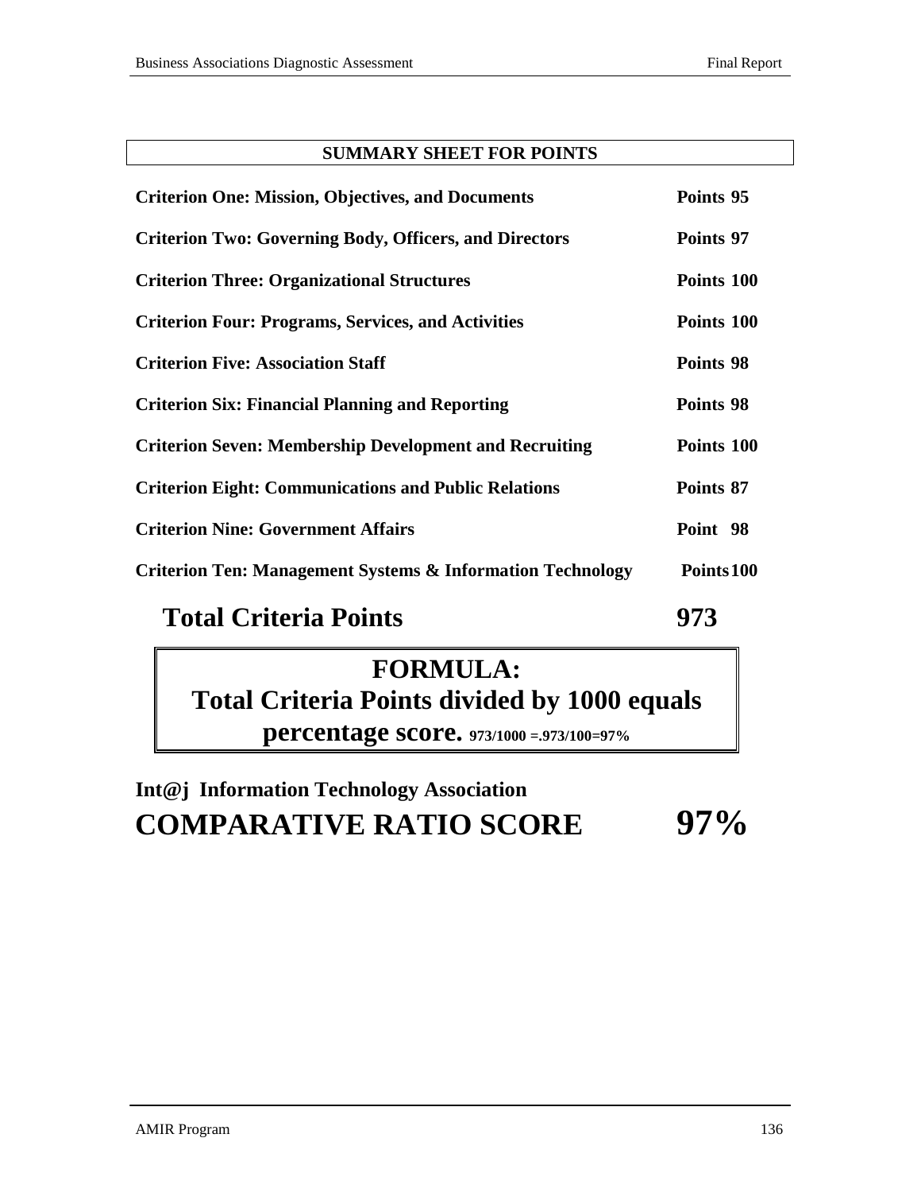## SUMMARY SHEET FOR POINTS

| | |
|---|---|
| **Criterion One: Mission, Objectives, and Documents** | **Points 95** |
| **Criterion Two: Governing Body, Officers, and Directors** | **Points 97** |
| **Criterion Three: Organizational Structures** | **Points 100** |
| **Criterion Four: Programs, Services, and Activities** | **Points 100** |
| **Criterion Five: Association Staff** | **Points 98** |
| **Criterion Six: Financial Planning and Reporting** | **Points 98** |
| **Criterion Seven: Membership Development and Recruiting** | **Points 100** |
| **Criterion Eight: Communications and Public Relations** | **Points 87** |
| **Criterion Nine: Government Affairs** | **Point 98** |
| **Criterion Ten: Management Systems & Information Technology** | **Points 100** |
| **Total Criteria Points** | **973** |

**FORMULA:**
**Total Criteria Points divided by 1000 equals percentage score.** 973/1000 =.973/100=97%

**Int@j Information Technology Association**

**COMPARATIVE RATIO SCORE 97%**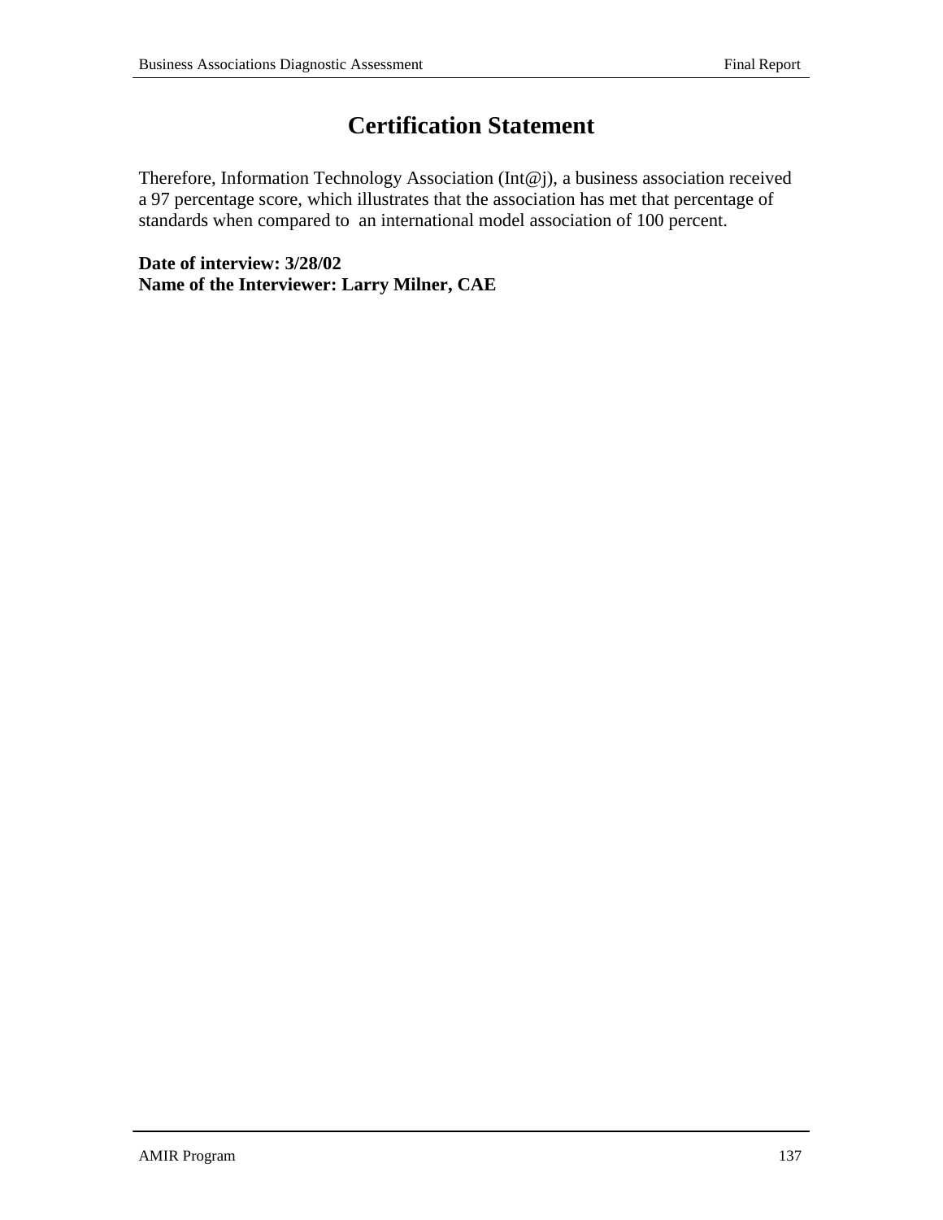# Certification Statement

Therefore, Information Technology Association (Int@j), a business association received a 97 percentage score, which illustrates that the association has met that percentage of standards when compared to an international model association of 100 percent.

**Date of interview: 3/28/02**
**Name of the Interviewer: Larry Milner, CAE**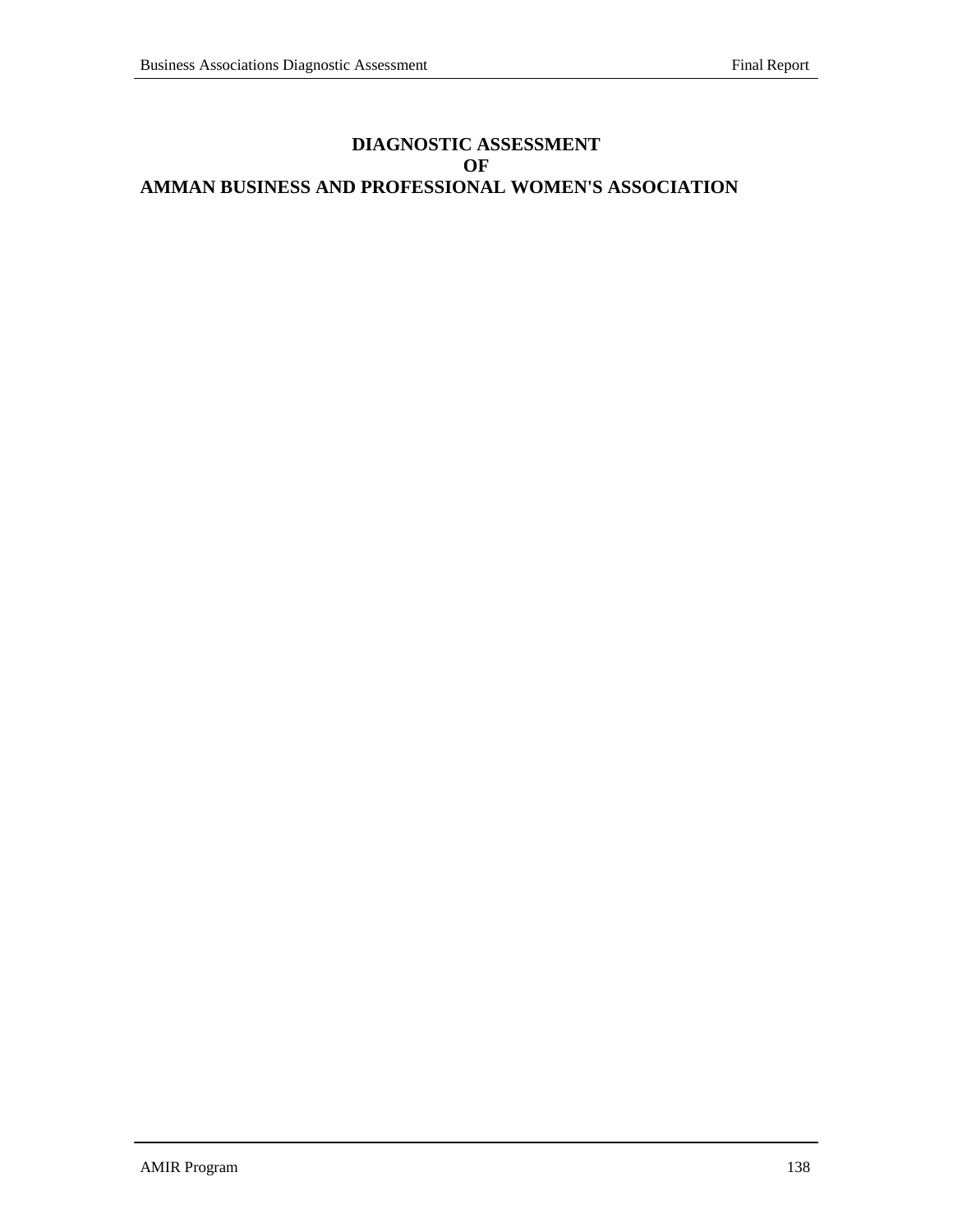# DIAGNOSTIC ASSESSMENT
# OF
# AMMAN BUSINESS AND PROFESSIONAL WOMEN'S ASSOCIATION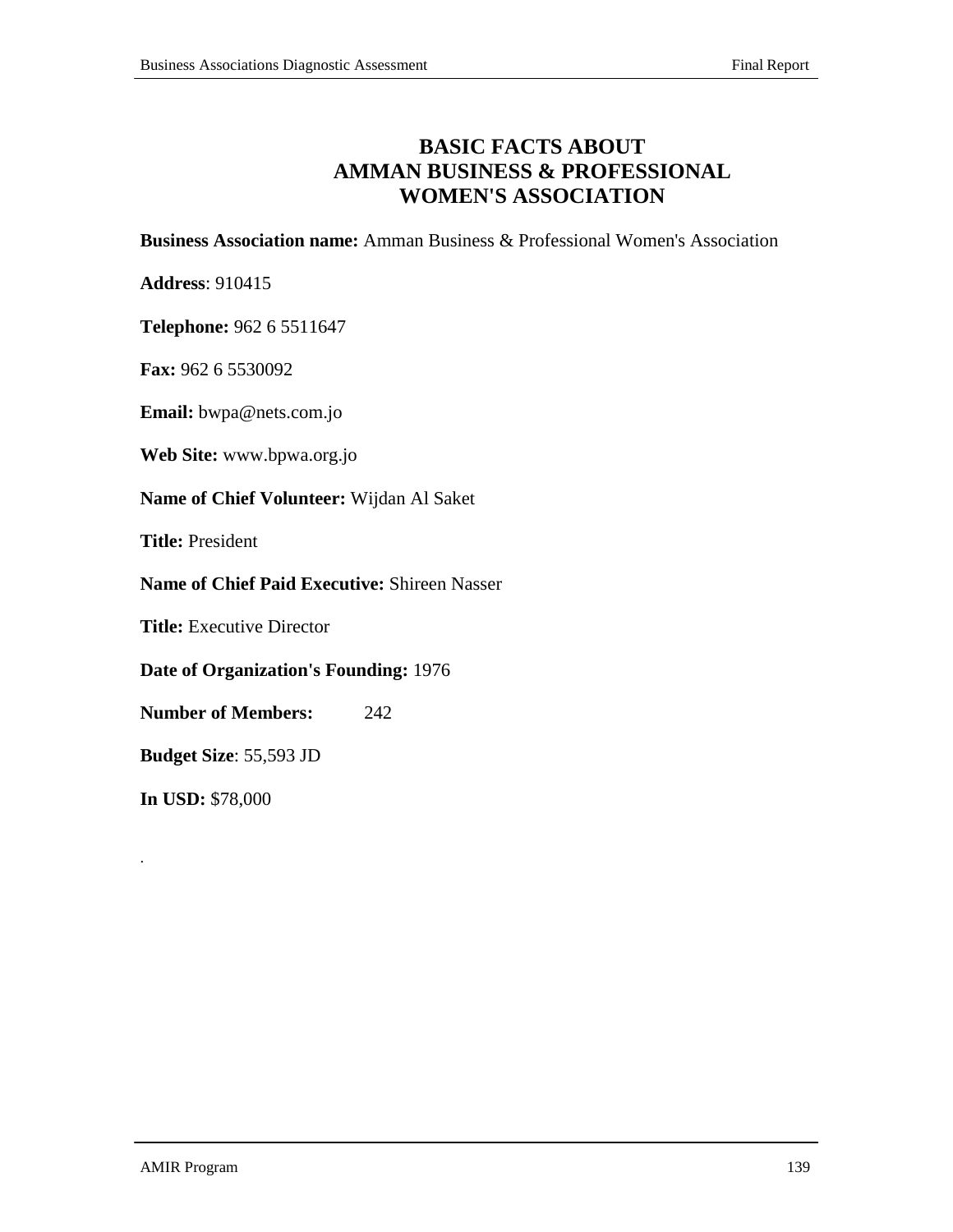# BASIC FACTS ABOUT AMMAN BUSINESS & PROFESSIONAL WOMEN'S ASSOCIATION

**Business Association name:** Amman Business & Professional Women's Association

**Address**: 910415

**Telephone:** 962 6 5511647

**Fax:** 962 6 5530092

**Email:** bwpa@nets.com.jo

**Web Site:** www.bpwa.org.jo

**Name of Chief Volunteer:** Wijdan Al Saket

**Title:** President

**Name of Chief Paid Executive:** Shireen Nasser

**Title:** Executive Director

**Date of Organization's Founding:** 1976

**Number of Members:** 242

**Budget Size**: 55,593 JD

**In USD:** $78,000

.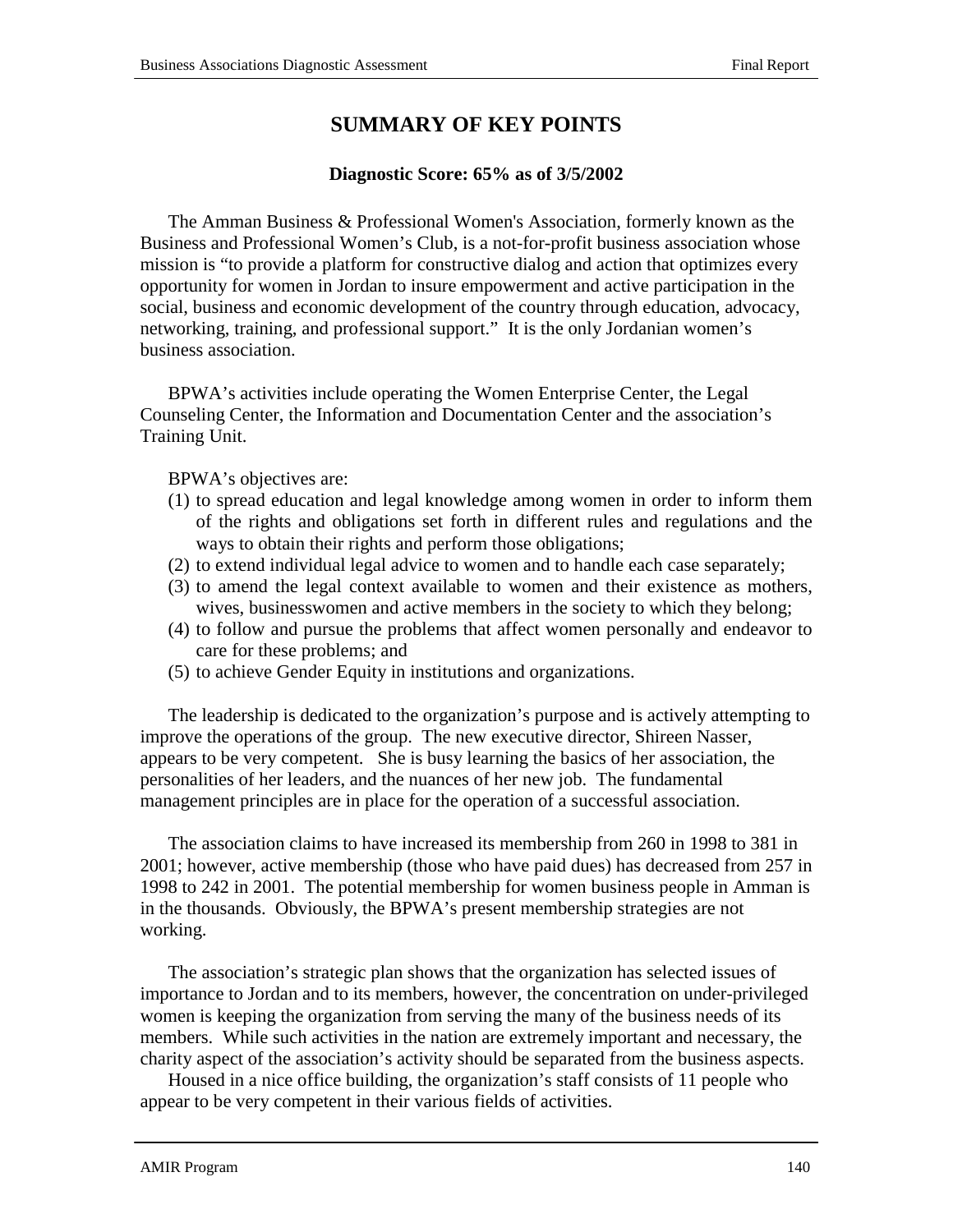# SUMMARY OF KEY POINTS

**Diagnostic Score: 65% as of 3/5/2002**

The Amman Business & Professional Women's Association, formerly known as the Business and Professional Women's Club, is a not-for-profit business association whose mission is "to provide a platform for constructive dialog and action that optimizes every opportunity for women in Jordan to insure empowerment and active participation in the social, business and economic development of the country through education, advocacy, networking, training, and professional support." It is the only Jordanian women's business association.

BPWA's activities include operating the Women Enterprise Center, the Legal Counseling Center, the Information and Documentation Center and the association's Training Unit.

BPWA's objectives are:

(1) to spread education and legal knowledge among women in order to inform them of the rights and obligations set forth in different rules and regulations and the ways to obtain their rights and perform those obligations;
(2) to extend individual legal advice to women and to handle each case separately;
(3) to amend the legal context available to women and their existence as mothers, wives, businesswomen and active members in the society to which they belong;
(4) to follow and pursue the problems that affect women personally and endeavor to care for these problems; and
(5) to achieve Gender Equity in institutions and organizations.

The leadership is dedicated to the organization's purpose and is actively attempting to improve the operations of the group. The new executive director, Shireen Nasser, appears to be very competent. She is busy learning the basics of her association, the personalities of her leaders, and the nuances of her new job. The fundamental management principles are in place for the operation of a successful association.

The association claims to have increased its membership from 260 in 1998 to 381 in 2001; however, active membership (those who have paid dues) has decreased from 257 in 1998 to 242 in 2001. The potential membership for women business people in Amman is in the thousands. Obviously, the BPWA's present membership strategies are not working.

The association's strategic plan shows that the organization has selected issues of importance to Jordan and to its members, however, the concentration on under-privileged women is keeping the organization from serving the many of the business needs of its members. While such activities in the nation are extremely important and necessary, the charity aspect of the association's activity should be separated from the business aspects.

Housed in a nice office building, the organization's staff consists of 11 people who appear to be very competent in their various fields of activities.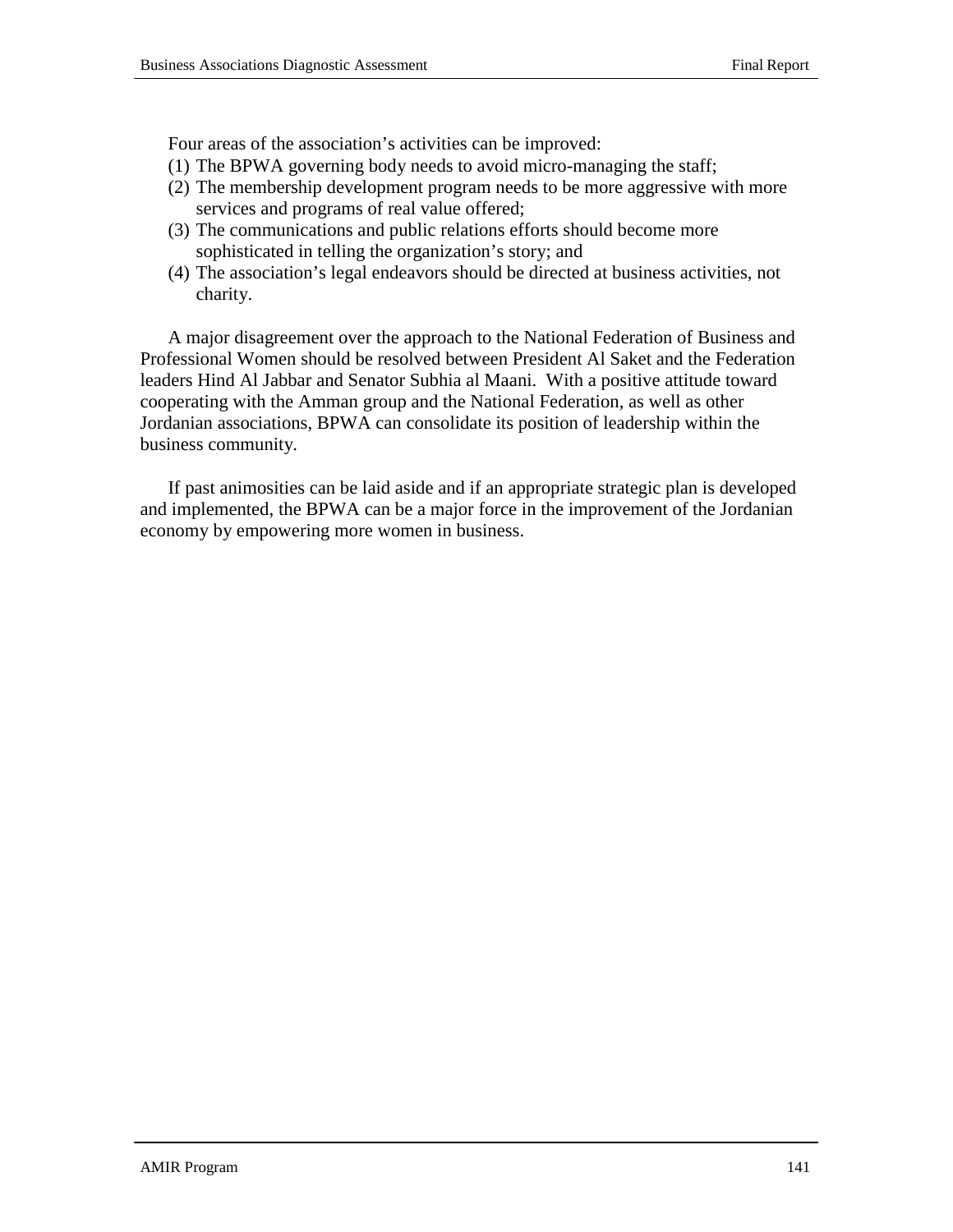Four areas of the association's activities can be improved:

(1) The BPWA governing body needs to avoid micro-managing the staff;
(2) The membership development program needs to be more aggressive with more services and programs of real value offered;
(3) The communications and public relations efforts should become more sophisticated in telling the organization's story; and
(4) The association's legal endeavors should be directed at business activities, not charity.

A major disagreement over the approach to the National Federation of Business and Professional Women should be resolved between President Al Saket and the Federation leaders Hind Al Jabbar and Senator Subhia al Maani. With a positive attitude toward cooperating with the Amman group and the National Federation, as well as other Jordanian associations, BPWA can consolidate its position of leadership within the business community.

If past animosities can be laid aside and if an appropriate strategic plan is developed and implemented, the BPWA can be a major force in the improvement of the Jordanian economy by empowering more women in business.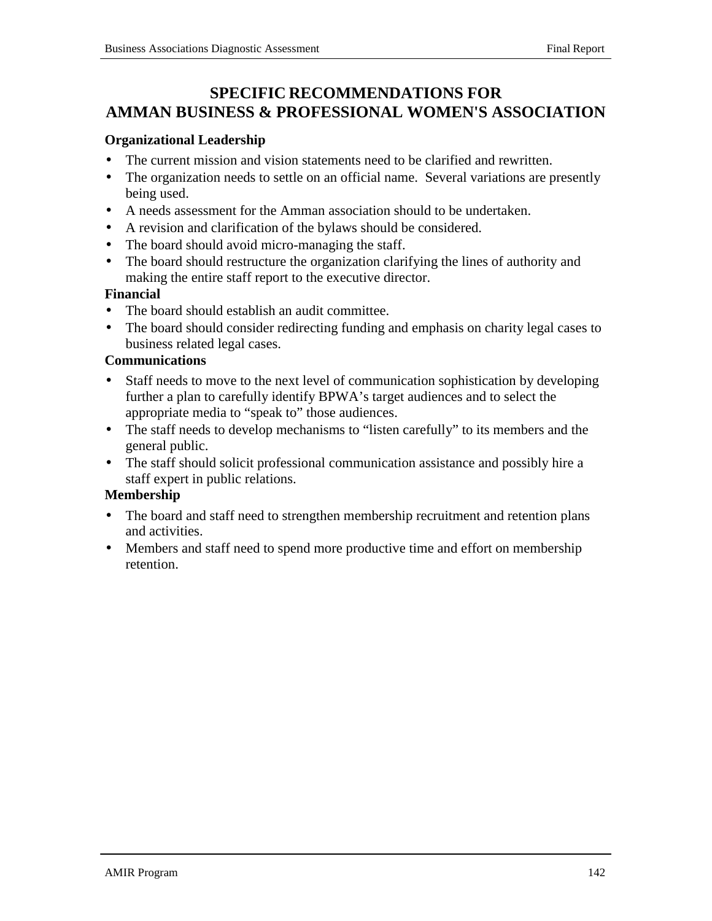# SPECIFIC RECOMMENDATIONS FOR AMMAN BUSINESS & PROFESSIONAL WOMEN'S ASSOCIATION

**Organizational Leadership**

- The current mission and vision statements need to be clarified and rewritten.
- The organization needs to settle on an official name. Several variations are presently being used.
- A needs assessment for the Amman association should to be undertaken.
- A revision and clarification of the bylaws should be considered.
- The board should avoid micro-managing the staff.
- The board should restructure the organization clarifying the lines of authority and making the entire staff report to the executive director.

**Financial**

- The board should establish an audit committee.
- The board should consider redirecting funding and emphasis on charity legal cases to business related legal cases.

**Communications**

- Staff needs to move to the next level of communication sophistication by developing further a plan to carefully identify BPWA's target audiences and to select the appropriate media to "speak to" those audiences.
- The staff needs to develop mechanisms to "listen carefully" to its members and the general public.
- The staff should solicit professional communication assistance and possibly hire a staff expert in public relations.

**Membership**

- The board and staff need to strengthen membership recruitment and retention plans and activities.
- Members and staff need to spend more productive time and effort on membership retention.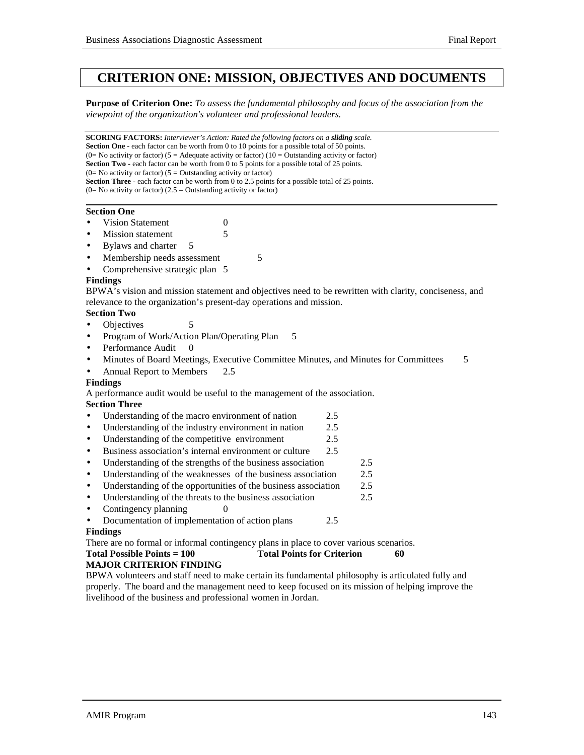# CRITERION ONE: MISSION, OBJECTIVES AND DOCUMENTS

**Purpose of Criterion One:** *To assess the fundamental philosophy and focus of the association from the viewpoint of the organization's volunteer and professional leaders.*

**SCORING FACTORS:** *Interviewer's Action: Rated the following factors on a **sliding** scale.*
**Section One** - each factor can be worth from 0 to 10 points for a possible total of 50 points.
(0= No activity or factor) (5 = Adequate activity or factor) (10 = Outstanding activity or factor)
**Section Two** - each factor can be worth from 0 to 5 points for a possible total of 25 points.
(0= No activity or factor) (5 = Outstanding activity or factor)
**Section Three** - each factor can be worth from 0 to 2.5 points for a possible total of 25 points.
(0= No activity or factor) (2.5 = Outstanding activity or factor)

**Section One**

- Vision Statement 0
- Mission statement 5
- Bylaws and charter 5
- Membership needs assessment 5
- Comprehensive strategic plan 5

**Findings**

BPWA's vision and mission statement and objectives need to be rewritten with clarity, conciseness, and relevance to the organization's present-day operations and mission.

**Section Two**

- Objectives 5
- Program of Work/Action Plan/Operating Plan 5
- Performance Audit 0
- Minutes of Board Meetings, Executive Committee Minutes, and Minutes for Committees 5
- Annual Report to Members 2.5

**Findings**

A performance audit would be useful to the management of the association.

**Section Three**

- Understanding of the macro environment of nation 2.5
- Understanding of the industry environment in nation 2.5
- Understanding of the competitive environment 2.5
- Business association's internal environment or culture 2.5
- Understanding of the strengths of the business association 2.5
- Understanding of the weaknesses of the business association 2.5
- Understanding of the opportunities of the business association 2.5
- Understanding of the threats to the business association 2.5
- Contingency planning 0
- Documentation of implementation of action plans 2.5

**Findings**

There are no formal or informal contingency plans in place to cover various scenarios.

**Total Possible Points = 100** **Total Points for Criterion 60**

**MAJOR CRITERION FINDING**

BPWA volunteers and staff need to make certain its fundamental philosophy is articulated fully and properly. The board and the management need to keep focused on its mission of helping improve the livelihood of the business and professional women in Jordan.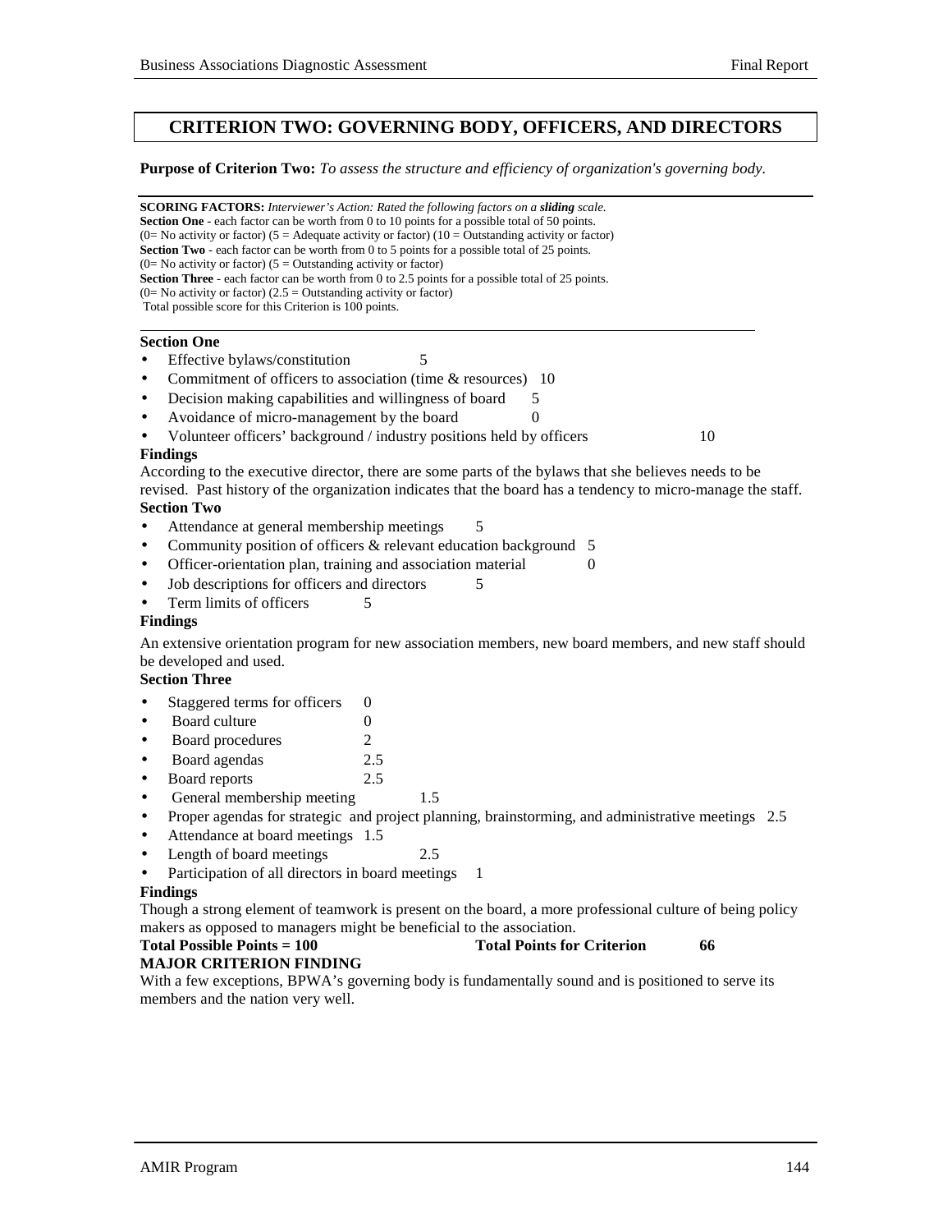## CRITERION TWO: GOVERNING BODY, OFFICERS, AND DIRECTORS

**Purpose of Criterion Two:** *To assess the structure and efficiency of organization's governing body.*

**SCORING FACTORS:** *Interviewer's Action: Rated the following factors on a **sliding** scale.*
**Section One** - each factor can be worth from 0 to 10 points for a possible total of 50 points.
(0= No activity or factor) (5 = Adequate activity or factor) (10 = Outstanding activity or factor)
**Section Two** - each factor can be worth from 0 to 5 points for a possible total of 25 points.
(0= No activity or factor) (5 = Outstanding activity or factor)
**Section Three** - each factor can be worth from 0 to 2.5 points for a possible total of 25 points.
(0= No activity or factor) (2.5 = Outstanding activity or factor)
Total possible score for this Criterion is 100 points.

**Section One**

- Effective bylaws/constitution 5
- Commitment of officers to association (time & resources) 10
- Decision making capabilities and willingness of board 5
- Avoidance of micro-management by the board 0
- Volunteer officers' background / industry positions held by officers 10

**Findings**

According to the executive director, there are some parts of the bylaws that she believes needs to be revised. Past history of the organization indicates that the board has a tendency to micro-manage the staff.

**Section Two**

- Attendance at general membership meetings 5
- Community position of officers & relevant education background 5
- Officer-orientation plan, training and association material 0
- Job descriptions for officers and directors 5
- Term limits of officers 5

**Findings**

An extensive orientation program for new association members, new board members, and new staff should be developed and used.

**Section Three**

- Staggered terms for officers 0
- Board culture 0
- Board procedures 2
- Board agendas 2.5
- Board reports 2.5
- General membership meeting 1.5
- Proper agendas for strategic and project planning, brainstorming, and administrative meetings 2.5
- Attendance at board meetings 1.5
- Length of board meetings 2.5
- Participation of all directors in board meetings 1

**Findings**

Though a strong element of teamwork is present on the board, a more professional culture of being policy makers as opposed to managers might be beneficial to the association.

**Total Possible Points = 100** **Total Points for Criterion 66**

**MAJOR CRITERION FINDING**

With a few exceptions, BPWA's governing body is fundamentally sound and is positioned to serve its members and the nation very well.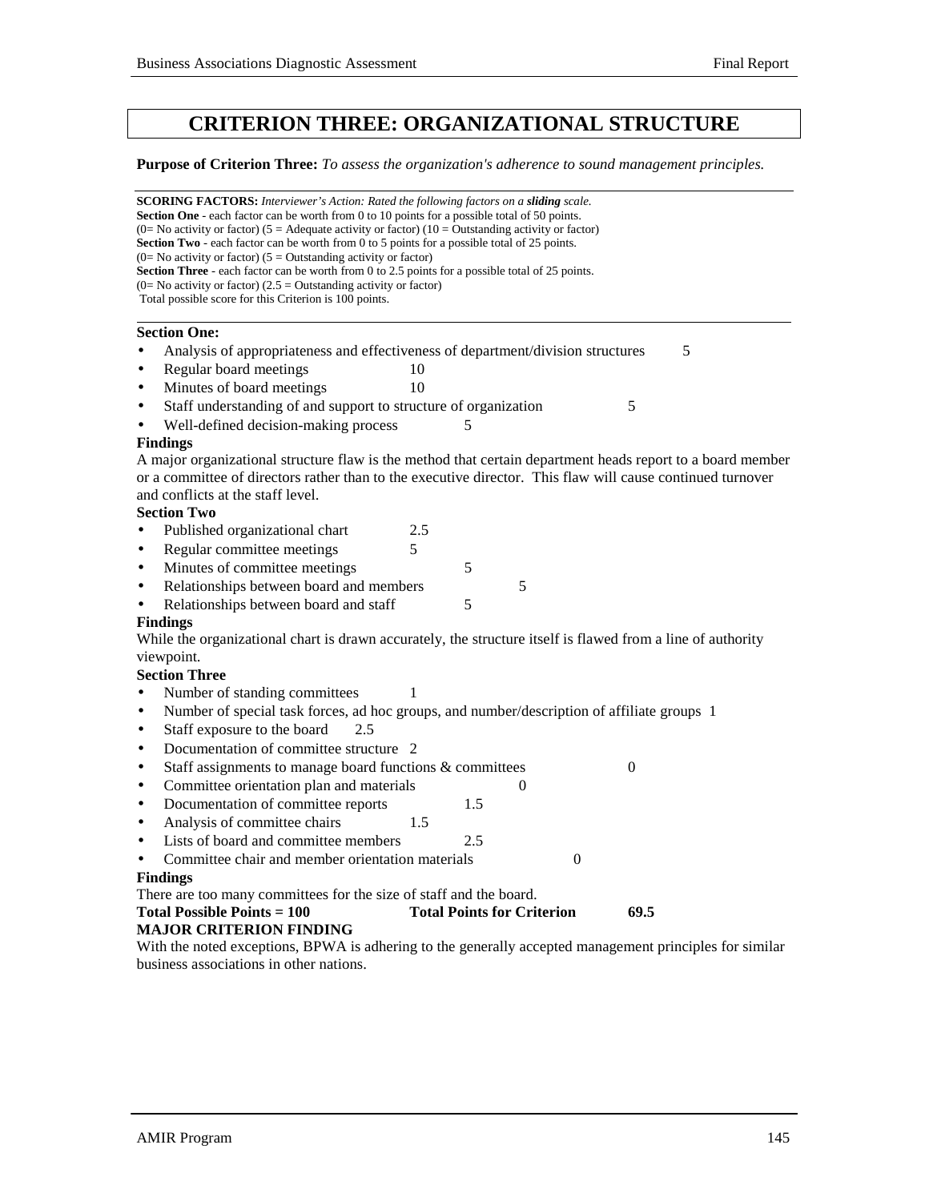# CRITERION THREE: ORGANIZATIONAL STRUCTURE

**Purpose of Criterion Three:** *To assess the organization's adherence to sound management principles.*

**SCORING FACTORS:** *Interviewer's Action: Rated the following factors on a* ***sliding*** *scale.*
**Section One** - each factor can be worth from 0 to 10 points for a possible total of 50 points.
(0= No activity or factor) (5 = Adequate activity or factor) (10 = Outstanding activity or factor)
**Section Two** - each factor can be worth from 0 to 5 points for a possible total of 25 points.
(0= No activity or factor) (5 = Outstanding activity or factor)
**Section Three** - each factor can be worth from 0 to 2.5 points for a possible total of 25 points.
(0= No activity or factor) (2.5 = Outstanding activity or factor)
Total possible score for this Criterion is 100 points.

**Section One:**

- Analysis of appropriateness and effectiveness of department/division structures 5
- Regular board meetings 10
- Minutes of board meetings 10
- Staff understanding of and support to structure of organization 5
- Well-defined decision-making process 5

**Findings**

A major organizational structure flaw is the method that certain department heads report to a board member or a committee of directors rather than to the executive director. This flaw will cause continued turnover and conflicts at the staff level.

**Section Two**

- Published organizational chart 2.5
- Regular committee meetings 5
- Minutes of committee meetings 5
- Relationships between board and members 5
- Relationships between board and staff 5

**Findings**

While the organizational chart is drawn accurately, the structure itself is flawed from a line of authority viewpoint.

**Section Three**

- Number of standing committees 1
- Number of special task forces, ad hoc groups, and number/description of affiliate groups 1
- Staff exposure to the board 2.5
- Documentation of committee structure 2
- Staff assignments to manage board functions & committees 0
- Committee orientation plan and materials 0
- Documentation of committee reports 1.5
- Analysis of committee chairs 1.5
- Lists of board and committee members 2.5
- Committee chair and member orientation materials 0

**Findings**

There are too many committees for the size of staff and the board.

**Total Possible Points = 100** **Total Points for Criterion** **69.5**

**MAJOR CRITERION FINDING**

With the noted exceptions, BPWA is adhering to the generally accepted management principles for similar business associations in other nations.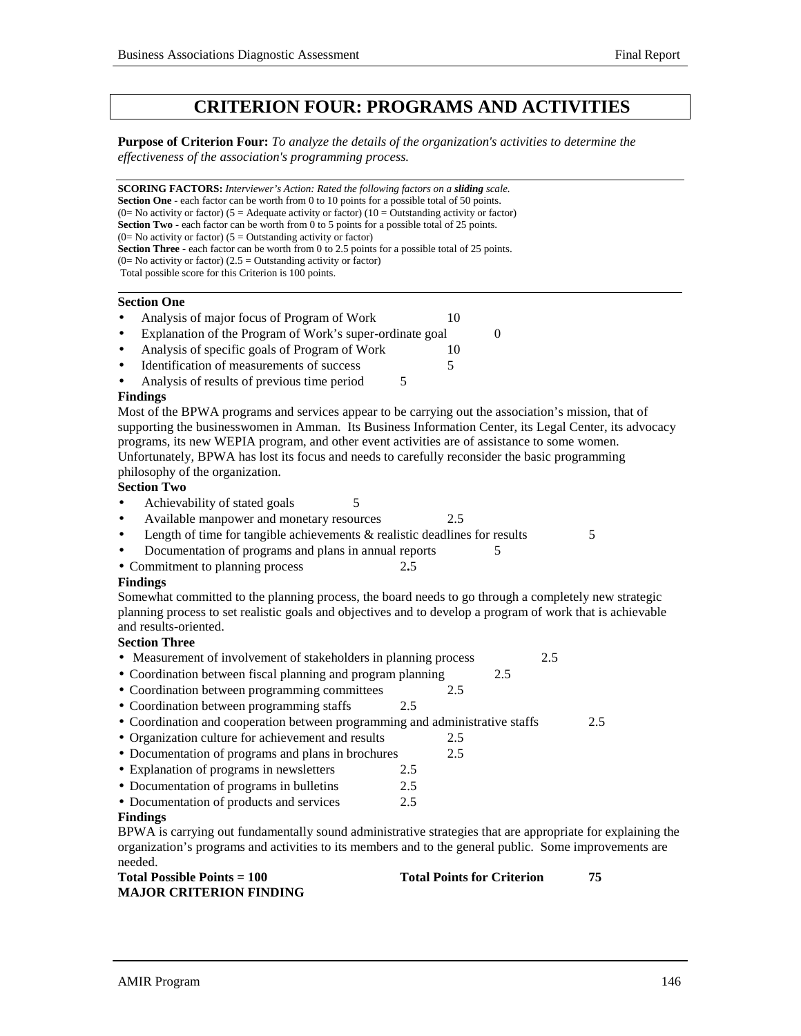# CRITERION FOUR: PROGRAMS AND ACTIVITIES

**Purpose of Criterion Four:** *To analyze the details of the organization's activities to determine the effectiveness of the association's programming process.*

**SCORING FACTORS:** *Interviewer's Action: Rated the following factors on a **sliding** scale.*
**Section One** - each factor can be worth from 0 to 10 points for a possible total of 50 points.
(0= No activity or factor) (5 = Adequate activity or factor) (10 = Outstanding activity or factor)
**Section Two** - each factor can be worth from 0 to 5 points for a possible total of 25 points.
(0= No activity or factor) (5 = Outstanding activity or factor)
**Section Three** - each factor can be worth from 0 to 2.5 points for a possible total of 25 points.
(0= No activity or factor) (2.5 = Outstanding activity or factor)
Total possible score for this Criterion is 100 points.

**Section One**

- Analysis of major focus of Program of Work 10
- Explanation of the Program of Work's super-ordinate goal 0
- Analysis of specific goals of Program of Work 10
- Identification of measurements of success 5
- Analysis of results of previous time period 5

**Findings**

Most of the BPWA programs and services appear to be carrying out the association's mission, that of supporting the businesswomen in Amman. Its Business Information Center, its Legal Center, its advocacy programs, its new WEPIA program, and other event activities are of assistance to some women. Unfortunately, BPWA has lost its focus and needs to carefully reconsider the basic programming philosophy of the organization.

**Section Two**

- Achievability of stated goals 5
- Available manpower and monetary resources 2.5
- Length of time for tangible achievements & realistic deadlines for results 5
- Documentation of programs and plans in annual reports 5
- Commitment to planning process 2.5

**Findings**

Somewhat committed to the planning process, the board needs to go through a completely new strategic planning process to set realistic goals and objectives and to develop a program of work that is achievable and results-oriented.

**Section Three**

- Measurement of involvement of stakeholders in planning process 2.5
- Coordination between fiscal planning and program planning 2.5
- Coordination between programming committees 2.5
- Coordination between programming staffs 2.5
- Coordination and cooperation between programming and administrative staffs 2.5
- Organization culture for achievement and results 2.5
- Documentation of programs and plans in brochures 2.5
- Explanation of programs in newsletters 2.5
- Documentation of programs in bulletins 2.5
- Documentation of products and services 2.5

**Findings**

BPWA is carrying out fundamentally sound administrative strategies that are appropriate for explaining the organization's programs and activities to its members and to the general public. Some improvements are needed.

**Total Possible Points = 100** **Total Points for Criterion 75**

**MAJOR CRITERION FINDING**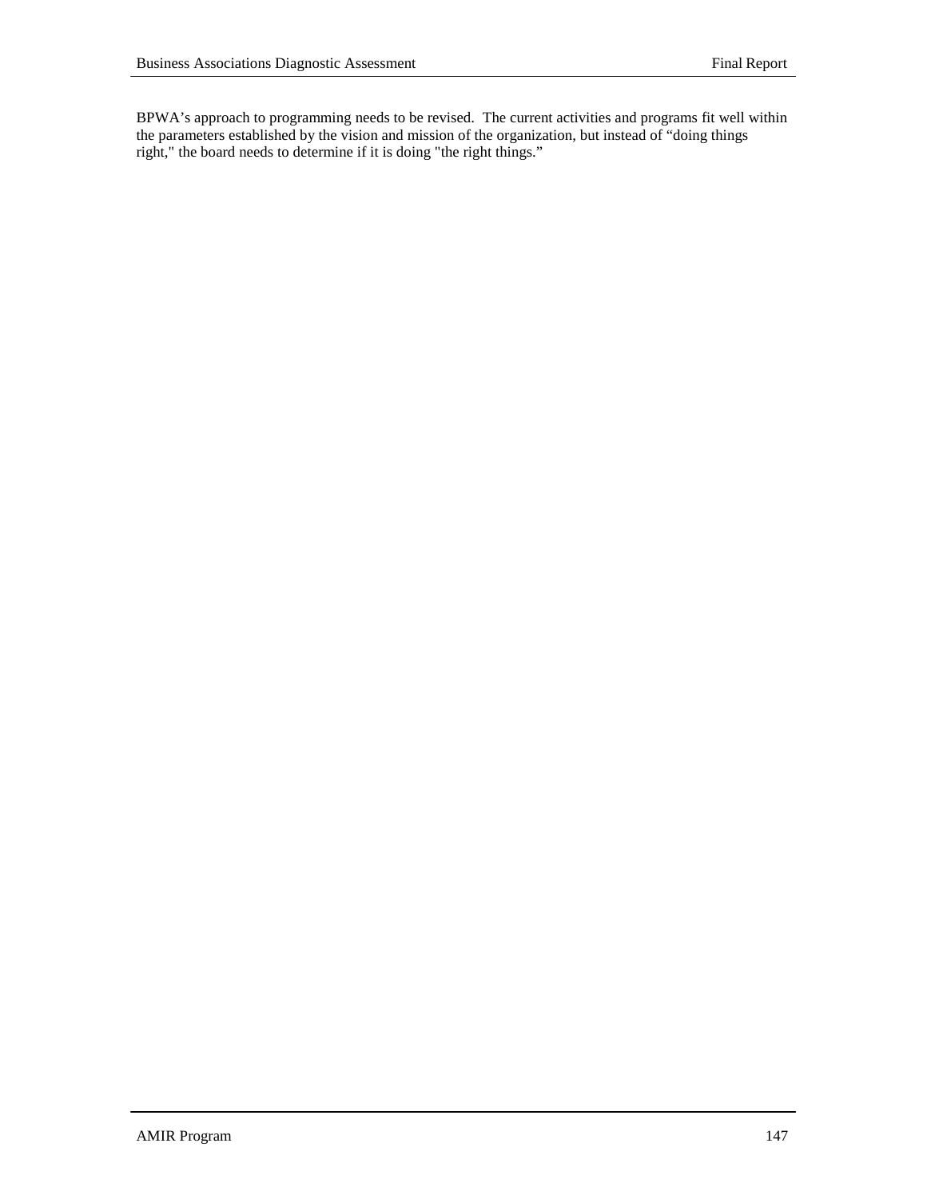BPWA's approach to programming needs to be revised. The current activities and programs fit well within the parameters established by the vision and mission of the organization, but instead of "doing things right," the board needs to determine if it is doing "the right things."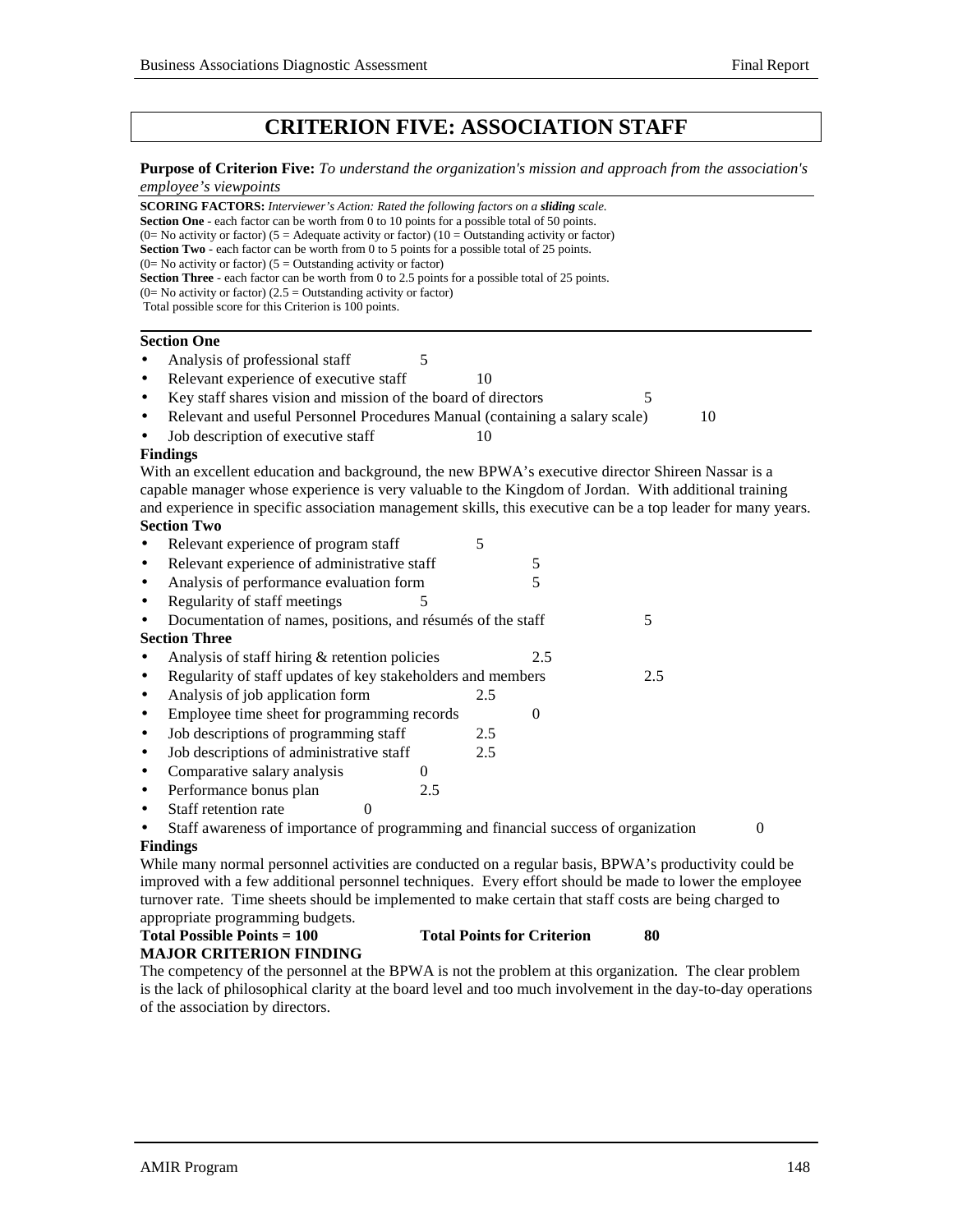# CRITERION FIVE: ASSOCIATION STAFF

**Purpose of Criterion Five:** *To understand the organization's mission and approach from the association's employee's viewpoints*

**SCORING FACTORS:** *Interviewer's Action: Rated the following factors on a **sliding** scale.*
**Section One** - each factor can be worth from 0 to 10 points for a possible total of 50 points.
(0= No activity or factor) (5 = Adequate activity or factor) (10 = Outstanding activity or factor)
**Section Two** - each factor can be worth from 0 to 5 points for a possible total of 25 points.
(0= No activity or factor) (5 = Outstanding activity or factor)
**Section Three** - each factor can be worth from 0 to 2.5 points for a possible total of 25 points.
(0= No activity or factor) (2.5 = Outstanding activity or factor)
Total possible score for this Criterion is 100 points.

**Section One**

- Analysis of professional staff 5
- Relevant experience of executive staff 10
- Key staff shares vision and mission of the board of directors 5
- Relevant and useful Personnel Procedures Manual (containing a salary scale) 10
- Job description of executive staff 10

**Findings**

With an excellent education and background, the new BPWA's executive director Shireen Nassar is a capable manager whose experience is very valuable to the Kingdom of Jordan. With additional training and experience in specific association management skills, this executive can be a top leader for many years.

**Section Two**

- Relevant experience of program staff 5
- Relevant experience of administrative staff 5
- Analysis of performance evaluation form 5
- Regularity of staff meetings 5
- Documentation of names, positions, and résumés of the staff 5

**Section Three**

- Analysis of staff hiring & retention policies 2.5
- Regularity of staff updates of key stakeholders and members 2.5
- Analysis of job application form 2.5
- Employee time sheet for programming records 0
- Job descriptions of programming staff 2.5
- Job descriptions of administrative staff 2.5
- Comparative salary analysis 0
- Performance bonus plan 2.5
- Staff retention rate 0
- Staff awareness of importance of programming and financial success of organization 0

**Findings**

While many normal personnel activities are conducted on a regular basis, BPWA's productivity could be improved with a few additional personnel techniques. Every effort should be made to lower the employee turnover rate. Time sheets should be implemented to make certain that staff costs are being charged to appropriate programming budgets.

**Total Possible Points = 100** **Total Points for Criterion** **80**

**MAJOR CRITERION FINDING**

The competency of the personnel at the BPWA is not the problem at this organization. The clear problem is the lack of philosophical clarity at the board level and too much involvement in the day-to-day operations of the association by directors.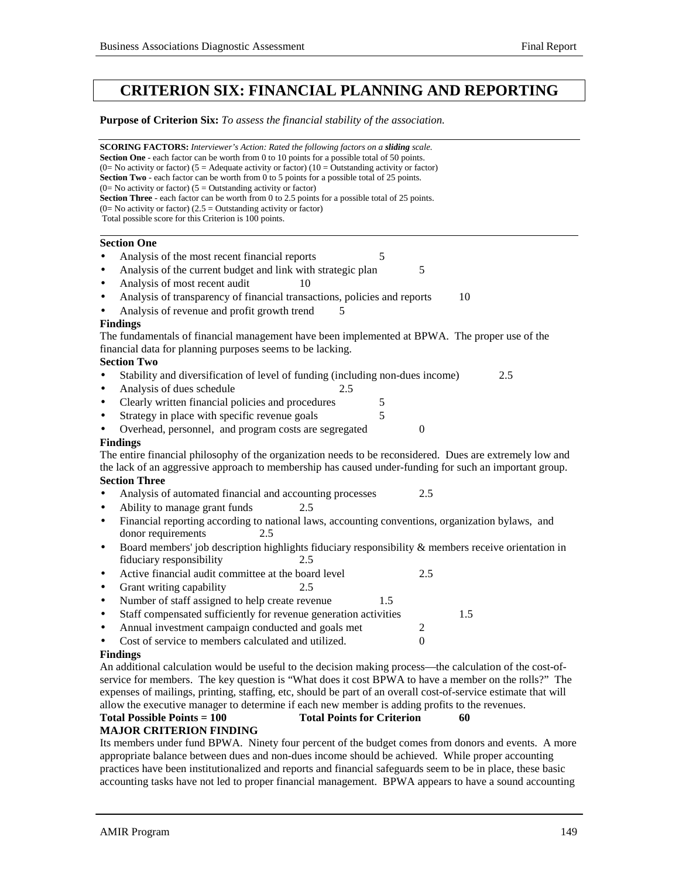# CRITERION SIX: FINANCIAL PLANNING AND REPORTING

**Purpose of Criterion Six:** *To assess the financial stability of the association.*

---

**SCORING FACTORS:** *Interviewer's Action: Rated the following factors on a **sliding** scale.*
**Section One** - each factor can be worth from 0 to 10 points for a possible total of 50 points.
(0= No activity or factor) (5 = Adequate activity or factor) (10 = Outstanding activity or factor)
**Section Two** - each factor can be worth from 0 to 5 points for a possible total of 25 points.
(0= No activity or factor) (5 = Outstanding activity or factor)
**Section Three** - each factor can be worth from 0 to 2.5 points for a possible total of 25 points.
(0= No activity or factor) (2.5 = Outstanding activity or factor)
Total possible score for this Criterion is 100 points.

---

**Section One**

- Analysis of the most recent financial reports 5
- Analysis of the current budget and link with strategic plan 5
- Analysis of most recent audit 10
- Analysis of transparency of financial transactions, policies and reports 10
- Analysis of revenue and profit growth trend 5

**Findings**

The fundamentals of financial management have been implemented at BPWA. The proper use of the financial data for planning purposes seems to be lacking.

**Section Two**

- Stability and diversification of level of funding (including non-dues income) 2.5
- Analysis of dues schedule 2.5
- Clearly written financial policies and procedures 5
- Strategy in place with specific revenue goals 5
- Overhead, personnel, and program costs are segregated 0

**Findings**

The entire financial philosophy of the organization needs to be reconsidered. Dues are extremely low and the lack of an aggressive approach to membership has caused under-funding for such an important group.

**Section Three**

- Analysis of automated financial and accounting processes 2.5
- Ability to manage grant funds 2.5
- Financial reporting according to national laws, accounting conventions, organization bylaws, and donor requirements 2.5
- Board members' job description highlights fiduciary responsibility & members receive orientation in fiduciary responsibility 2.5
- Active financial audit committee at the board level 2.5
- Grant writing capability 2.5
- Number of staff assigned to help create revenue 1.5
- Staff compensated sufficiently for revenue generation activities 1.5
- Annual investment campaign conducted and goals met 2
- Cost of service to members calculated and utilized. 0

**Findings**

An additional calculation would be useful to the decision making process—the calculation of the cost-of-service for members. The key question is "What does it cost BPWA to have a member on the rolls?" The expenses of mailings, printing, staffing, etc, should be part of an overall cost-of-service estimate that will allow the executive manager to determine if each new member is adding profits to the revenues.

**Total Possible Points = 100** **Total Points for Criterion 60**

**MAJOR CRITERION FINDING**

Its members under fund BPWA. Ninety four percent of the budget comes from donors and events. A more appropriate balance between dues and non-dues income should be achieved. While proper accounting practices have been institutionalized and reports and financial safeguards seem to be in place, these basic accounting tasks have not led to proper financial management. BPWA appears to have a sound accounting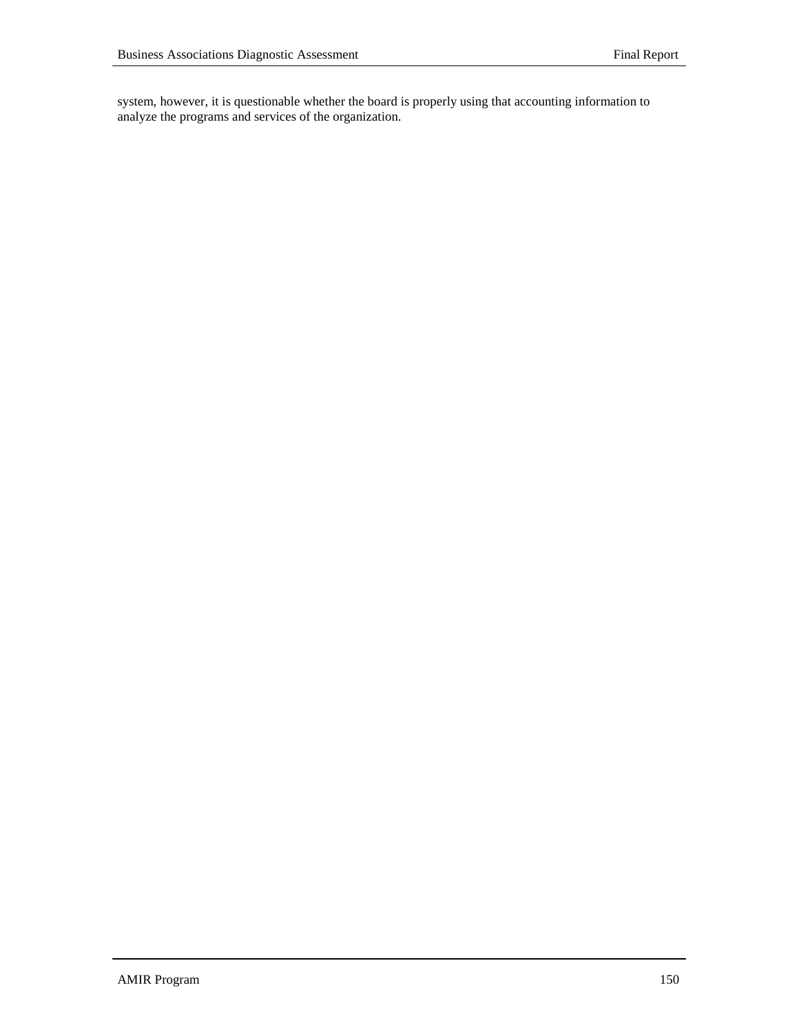system, however, it is questionable whether the board is properly using that accounting information to analyze the programs and services of the organization.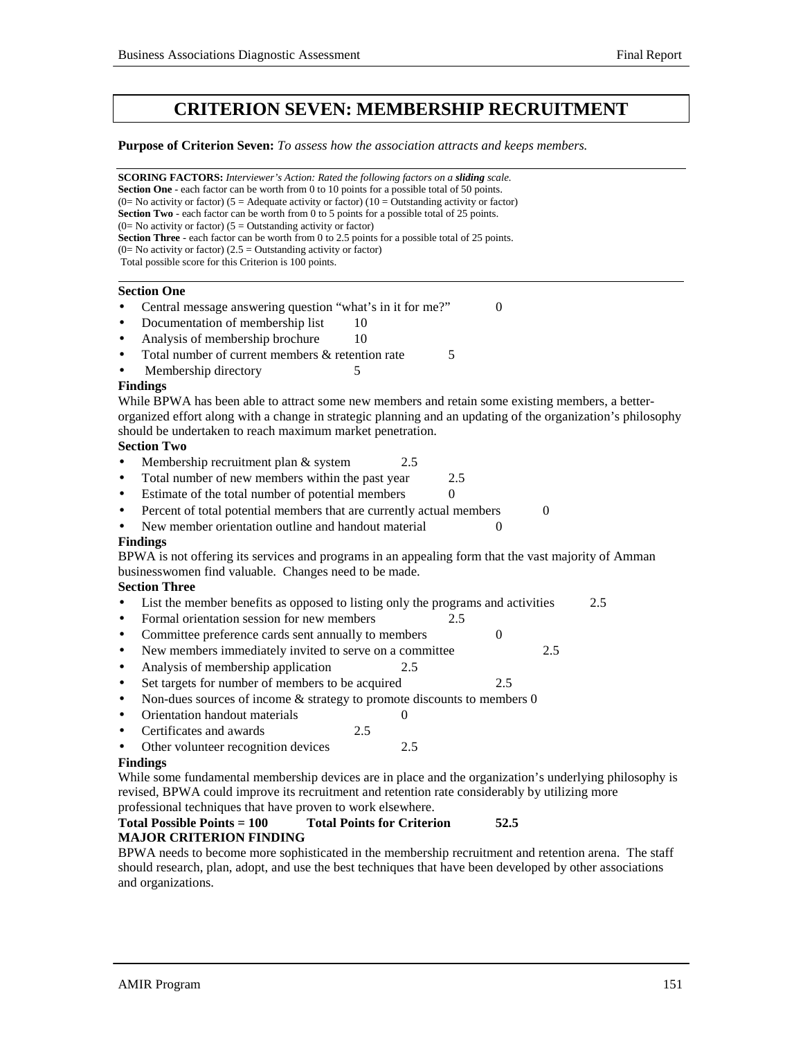# CRITERION SEVEN: MEMBERSHIP RECRUITMENT

**Purpose of Criterion Seven:** *To assess how the association attracts and keeps members.*

**SCORING FACTORS:** *Interviewer's Action: Rated the following factors on a* ***sliding*** *scale.*
**Section One** - each factor can be worth from 0 to 10 points for a possible total of 50 points.
(0= No activity or factor) (5 = Adequate activity or factor) (10 = Outstanding activity or factor)
**Section Two** - each factor can be worth from 0 to 5 points for a possible total of 25 points.
(0= No activity or factor) (5 = Outstanding activity or factor)
**Section Three** - each factor can be worth from 0 to 2.5 points for a possible total of 25 points.
(0= No activity or factor) (2.5 = Outstanding activity or factor)
Total possible score for this Criterion is 100 points.

**Section One**

- Central message answering question "what's in it for me?" 0
- Documentation of membership list 10
- Analysis of membership brochure 10
- Total number of current members & retention rate 5
- Membership directory 5

**Findings**

While BPWA has been able to attract some new members and retain some existing members, a better-organized effort along with a change in strategic planning and an updating of the organization's philosophy should be undertaken to reach maximum market penetration.

**Section Two**

- Membership recruitment plan & system 2.5
- Total number of new members within the past year 2.5
- Estimate of the total number of potential members 0
- Percent of total potential members that are currently actual members 0
- New member orientation outline and handout material 0

**Findings**

BPWA is not offering its services and programs in an appealing form that the vast majority of Amman businesswomen find valuable. Changes need to be made.

**Section Three**

- List the member benefits as opposed to listing only the programs and activities 2.5
- Formal orientation session for new members 2.5
- Committee preference cards sent annually to members 0
- New members immediately invited to serve on a committee 2.5
- Analysis of membership application 2.5
- Set targets for number of members to be acquired 2.5
- Non-dues sources of income & strategy to promote discounts to members 0
- Orientation handout materials 0
- Certificates and awards 2.5
- Other volunteer recognition devices 2.5

**Findings**

While some fundamental membership devices are in place and the organization's underlying philosophy is revised, BPWA could improve its recruitment and retention rate considerably by utilizing more professional techniques that have proven to work elsewhere.

**Total Possible Points = 100 Total Points for Criterion 52.5**

**MAJOR CRITERION FINDING**

BPWA needs to become more sophisticated in the membership recruitment and retention arena. The staff should research, plan, adopt, and use the best techniques that have been developed by other associations and organizations.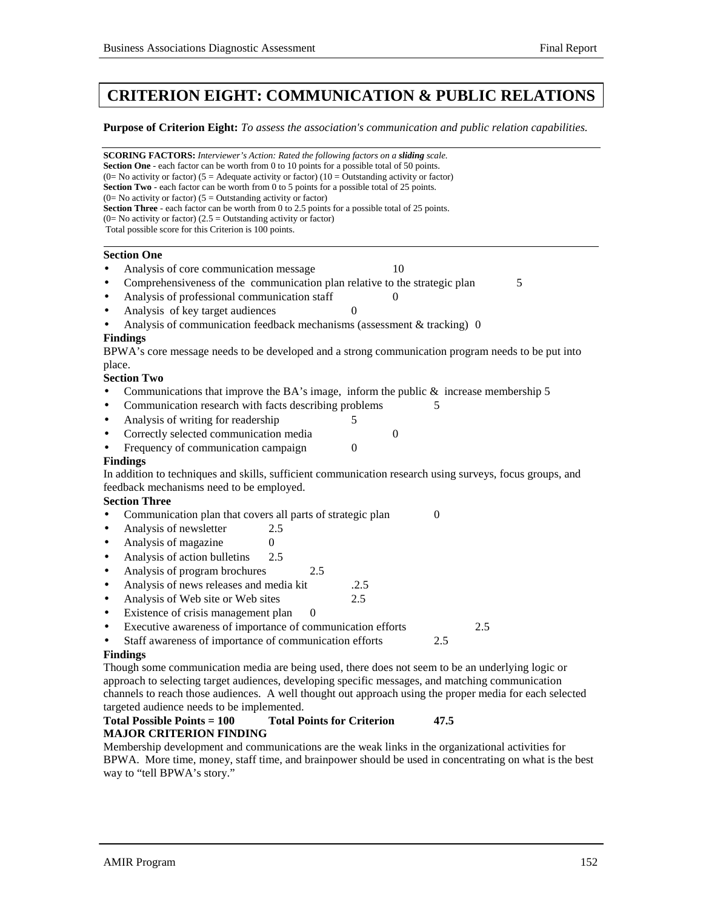# CRITERION EIGHT: COMMUNICATION & PUBLIC RELATIONS

**Purpose of Criterion Eight:** *To assess the association's communication and public relation capabilities.*

---

**SCORING FACTORS:** *Interviewer's Action: Rated the following factors on a **sliding** scale.*
**Section One** - each factor can be worth from 0 to 10 points for a possible total of 50 points.
(0= No activity or factor) (5 = Adequate activity or factor) (10 = Outstanding activity or factor)
**Section Two** - each factor can be worth from 0 to 5 points for a possible total of 25 points.
(0= No activity or factor) (5 = Outstanding activity or factor)
**Section Three** - each factor can be worth from 0 to 2.5 points for a possible total of 25 points.
(0= No activity or factor) (2.5 = Outstanding activity or factor)
Total possible score for this Criterion is 100 points.

---

**Section One**

- Analysis of core communication message 10
- Comprehensiveness of the communication plan relative to the strategic plan 5
- Analysis of professional communication staff 0
- Analysis of key target audiences 0
- Analysis of communication feedback mechanisms (assessment & tracking) 0

**Findings**

BPWA's core message needs to be developed and a strong communication program needs to be put into place.

**Section Two**

- Communications that improve the BA's image, inform the public & increase membership 5
- Communication research with facts describing problems 5
- Analysis of writing for readership 5
- Correctly selected communication media 0
- Frequency of communication campaign 0

**Findings**

In addition to techniques and skills, sufficient communication research using surveys, focus groups, and feedback mechanisms need to be employed.

**Section Three**

- Communication plan that covers all parts of strategic plan 0
- Analysis of newsletter 2.5
- Analysis of magazine 0
- Analysis of action bulletins 2.5
- Analysis of program brochures 2.5
- Analysis of news releases and media kit .2.5
- Analysis of Web site or Web sites 2.5
- Existence of crisis management plan 0
- Executive awareness of importance of communication efforts 2.5
- Staff awareness of importance of communication efforts 2.5

**Findings**

Though some communication media are being used, there does not seem to be an underlying logic or approach to selecting target audiences, developing specific messages, and matching communication channels to reach those audiences. A well thought out approach using the proper media for each selected targeted audience needs to be implemented.

**Total Possible Points = 100 Total Points for Criterion 47.5**

**MAJOR CRITERION FINDING**

Membership development and communications are the weak links in the organizational activities for BPWA. More time, money, staff time, and brainpower should be used in concentrating on what is the best way to "tell BPWA's story."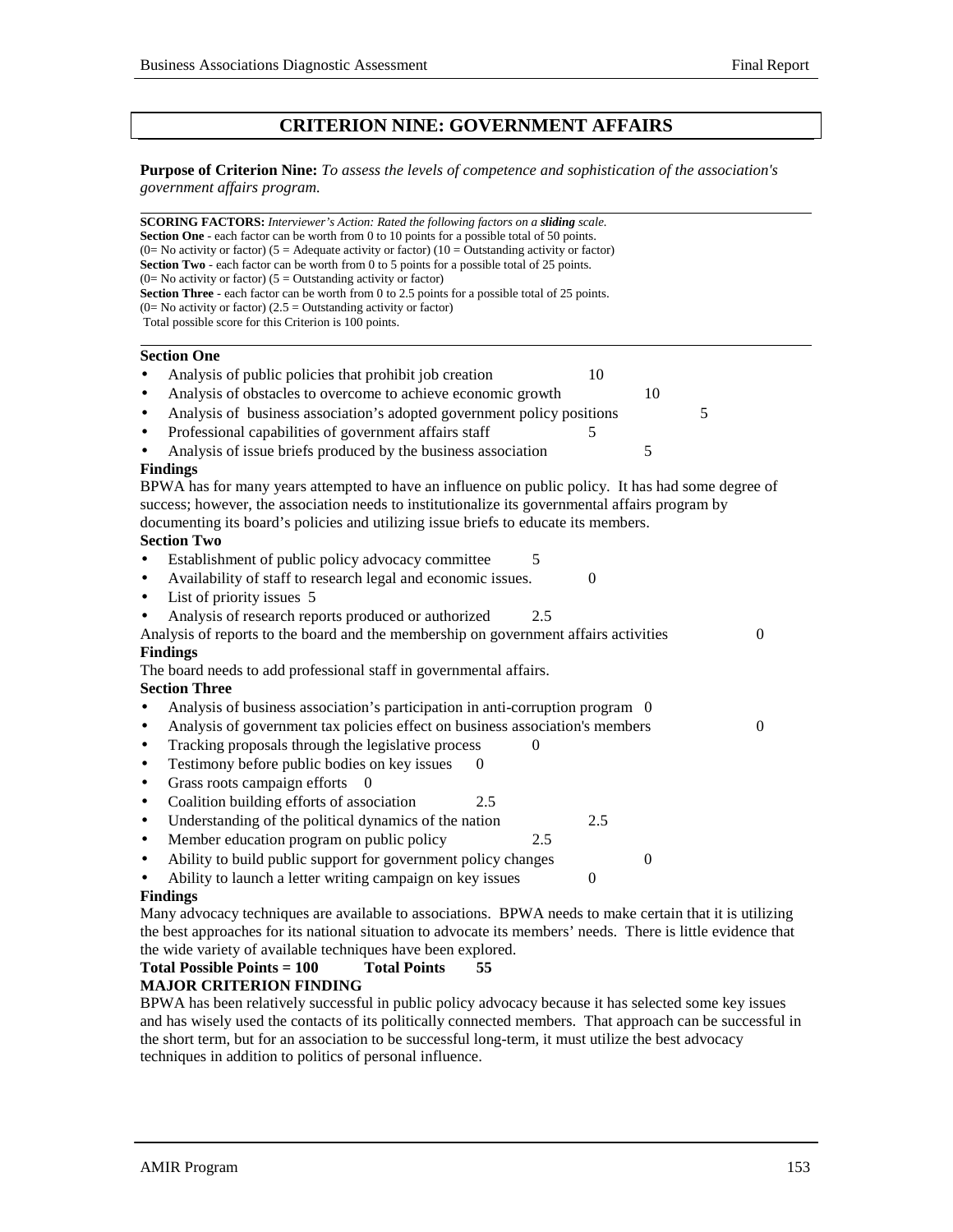## CRITERION NINE: GOVERNMENT AFFAIRS

**Purpose of Criterion Nine:** *To assess the levels of competence and sophistication of the association's government affairs program.*

---

**SCORING FACTORS:** *Interviewer's Action: Rated the following factors on a **sliding** scale.*
**Section One** - each factor can be worth from 0 to 10 points for a possible total of 50 points.
(0= No activity or factor) (5 = Adequate activity or factor) (10 = Outstanding activity or factor)
**Section Two** - each factor can be worth from 0 to 5 points for a possible total of 25 points.
(0= No activity or factor) (5 = Outstanding activity or factor)
**Section Three** - each factor can be worth from 0 to 2.5 points for a possible total of 25 points.
(0= No activity or factor) (2.5 = Outstanding activity or factor)
Total possible score for this Criterion is 100 points.

---

**Section One**

- Analysis of public policies that prohibit job creation 10
- Analysis of obstacles to overcome to achieve economic growth 10
- Analysis of business association's adopted government policy positions 5
- Professional capabilities of government affairs staff 5
- Analysis of issue briefs produced by the business association 5

**Findings**

BPWA has for many years attempted to have an influence on public policy. It has had some degree of success; however, the association needs to institutionalize its governmental affairs program by documenting its board's policies and utilizing issue briefs to educate its members.

**Section Two**

- Establishment of public policy advocacy committee 5
- Availability of staff to research legal and economic issues. 0
- List of priority issues 5
- Analysis of research reports produced or authorized 2.5

Analysis of reports to the board and the membership on government affairs activities 0

**Findings**

The board needs to add professional staff in governmental affairs.

**Section Three**

- Analysis of business association's participation in anti-corruption program 0
- Analysis of government tax policies effect on business association's members 0
- Tracking proposals through the legislative process 0
- Testimony before public bodies on key issues 0
- Grass roots campaign efforts 0
- Coalition building efforts of association 2.5
- Understanding of the political dynamics of the nation 2.5
- Member education program on public policy 2.5
- Ability to build public support for government policy changes 0
- Ability to launch a letter writing campaign on key issues 0

**Findings**

Many advocacy techniques are available to associations. BPWA needs to make certain that it is utilizing the best approaches for its national situation to advocate its members' needs. There is little evidence that the wide variety of available techniques have been explored.

**Total Possible Points = 100 Total Points 55**

**MAJOR CRITERION FINDING**

BPWA has been relatively successful in public policy advocacy because it has selected some key issues and has wisely used the contacts of its politically connected members. That approach can be successful in the short term, but for an association to be successful long-term, it must utilize the best advocacy techniques in addition to politics of personal influence.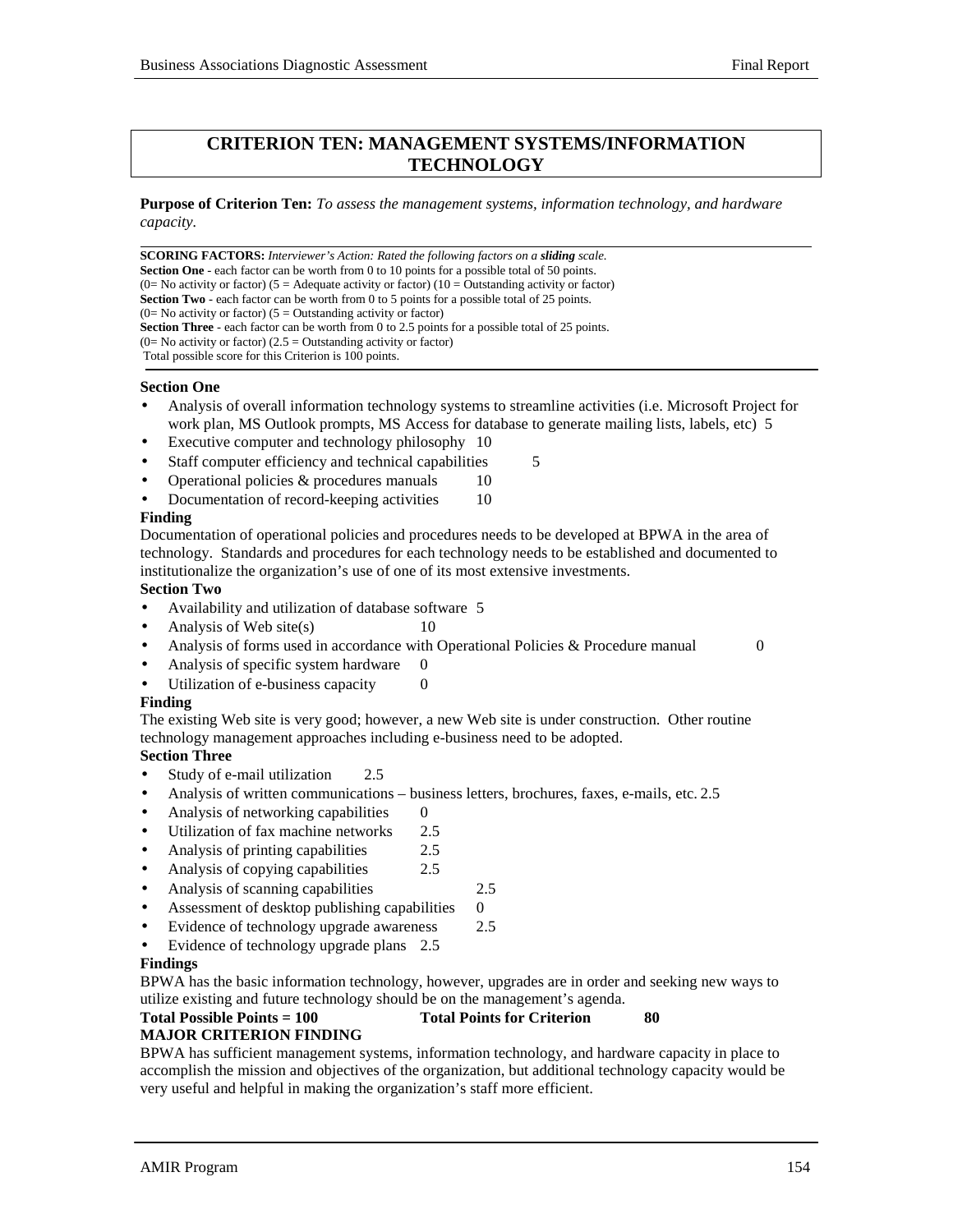# CRITERION TEN: MANAGEMENT SYSTEMS/INFORMATION TECHNOLOGY

**Purpose of Criterion Ten:** *To assess the management systems, information technology, and hardware capacity.*

---

**SCORING FACTORS:** *Interviewer's Action: Rated the following factors on a **sliding** scale.*
**Section One** - each factor can be worth from 0 to 10 points for a possible total of 50 points.
(0= No activity or factor) (5 = Adequate activity or factor) (10 = Outstanding activity or factor)
**Section Two** - each factor can be worth from 0 to 5 points for a possible total of 25 points.
(0= No activity or factor) (5 = Outstanding activity or factor)
**Section Three** - each factor can be worth from 0 to 2.5 points for a possible total of 25 points.
(0= No activity or factor) (2.5 = Outstanding activity or factor)
Total possible score for this Criterion is 100 points.

---

**Section One**

- Analysis of overall information technology systems to streamline activities (i.e. Microsoft Project for work plan, MS Outlook prompts, MS Access for database to generate mailing lists, labels, etc) 5
- Executive computer and technology philosophy 10
- Staff computer efficiency and technical capabilities 5
- Operational policies & procedures manuals 10
- Documentation of record-keeping activities 10

**Finding**

Documentation of operational policies and procedures needs to be developed at BPWA in the area of technology. Standards and procedures for each technology needs to be established and documented to institutionalize the organization's use of one of its most extensive investments.

**Section Two**

- Availability and utilization of database software 5
- Analysis of Web site(s) 10
- Analysis of forms used in accordance with Operational Policies & Procedure manual 0
- Analysis of specific system hardware 0
- Utilization of e-business capacity 0

**Finding**

The existing Web site is very good; however, a new Web site is under construction. Other routine technology management approaches including e-business need to be adopted.

**Section Three**

- Study of e-mail utilization 2.5
- Analysis of written communications – business letters, brochures, faxes, e-mails, etc. 2.5
- Analysis of networking capabilities 0
- Utilization of fax machine networks 2.5
- Analysis of printing capabilities 2.5
- Analysis of copying capabilities 2.5
- Analysis of scanning capabilities 2.5
- Assessment of desktop publishing capabilities 0
- Evidence of technology upgrade awareness 2.5
- Evidence of technology upgrade plans 2.5

**Findings**

BPWA has the basic information technology, however, upgrades are in order and seeking new ways to utilize existing and future technology should be on the management's agenda.

**Total Possible Points = 100 Total Points for Criterion 80**

**MAJOR CRITERION FINDING**

BPWA has sufficient management systems, information technology, and hardware capacity in place to accomplish the mission and objectives of the organization, but additional technology capacity would be very useful and helpful in making the organization's staff more efficient.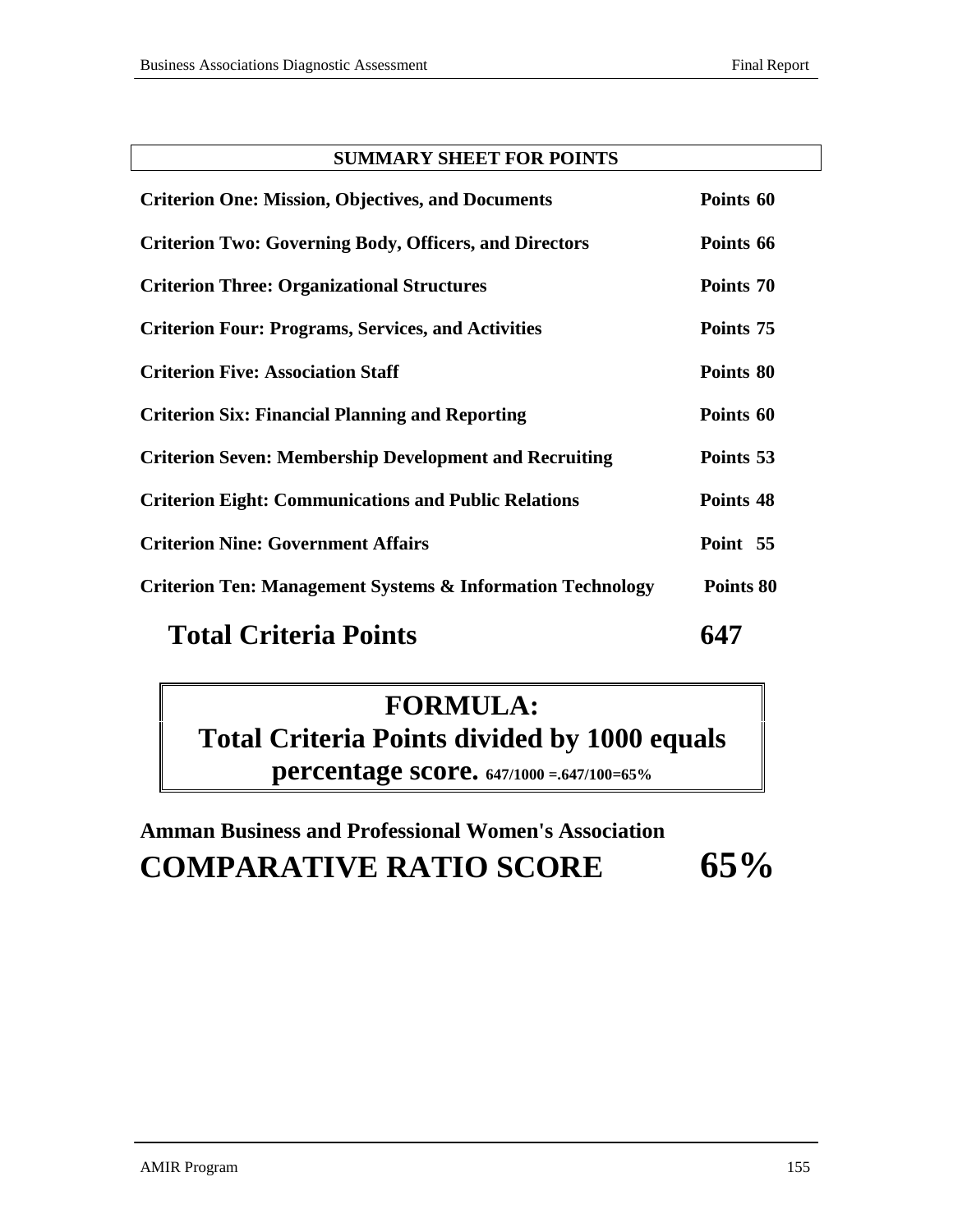## SUMMARY SHEET FOR POINTS

| | |
|---|---|
| **Criterion One: Mission, Objectives, and Documents** | **Points 60** |
| **Criterion Two: Governing Body, Officers, and Directors** | **Points 66** |
| **Criterion Three: Organizational Structures** | **Points 70** |
| **Criterion Four: Programs, Services, and Activities** | **Points 75** |
| **Criterion Five: Association Staff** | **Points 80** |
| **Criterion Six: Financial Planning and Reporting** | **Points 60** |
| **Criterion Seven: Membership Development and Recruiting** | **Points 53** |
| **Criterion Eight: Communications and Public Relations** | **Points 48** |
| **Criterion Nine: Government Affairs** | **Point 55** |
| **Criterion Ten: Management Systems & Information Technology** | **Points 80** |
| **Total Criteria Points** | **647** |

**FORMULA:**
**Total Criteria Points divided by 1000 equals percentage score.** 647/1000 =.647/100=65%

**Amman Business and Professional Women's Association**

**COMPARATIVE RATIO SCORE 65%**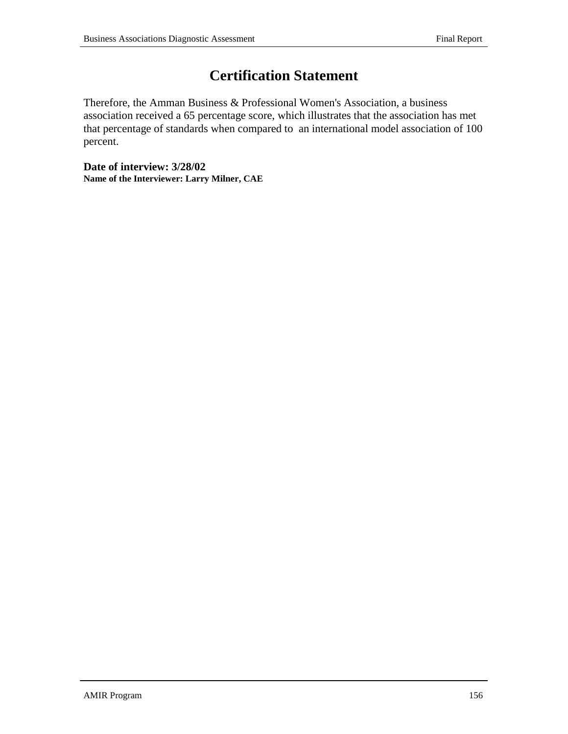# Certification Statement

Therefore, the Amman Business & Professional Women's Association, a business association received a 65 percentage score, which illustrates that the association has met that percentage of standards when compared to an international model association of 100 percent.

**Date of interview: 3/28/02**
**Name of the Interviewer: Larry Milner, CAE**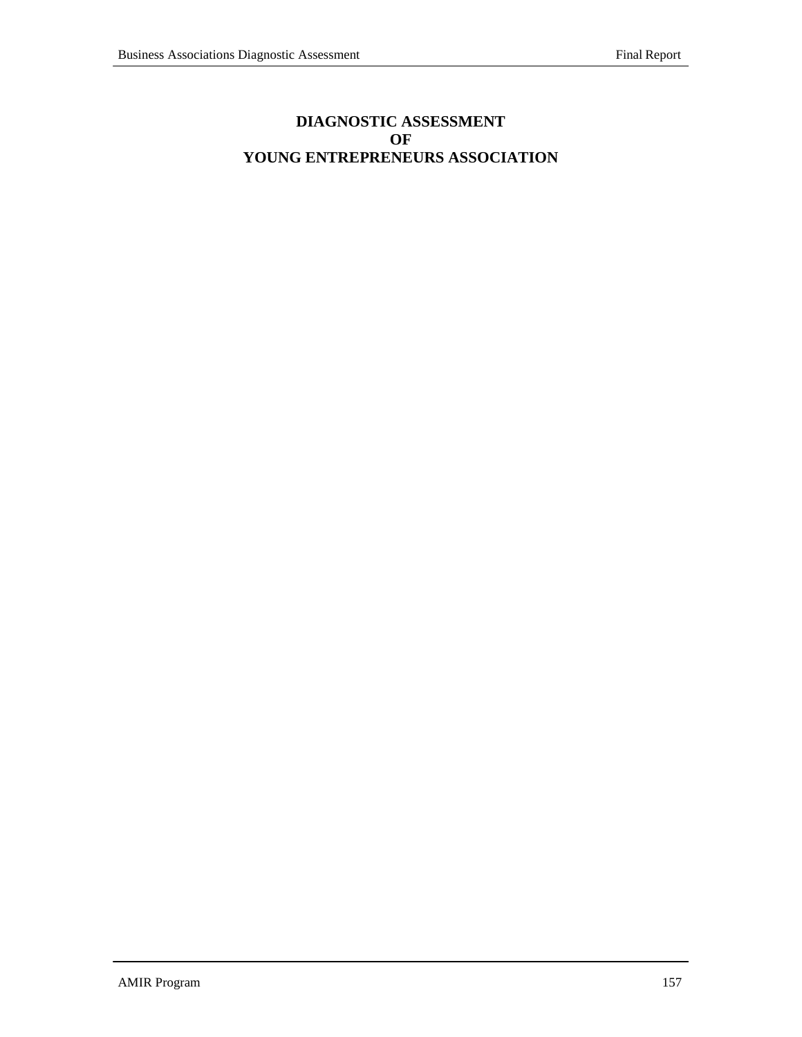# DIAGNOSTIC ASSESSMENT OF YOUNG ENTREPRENEURS ASSOCIATION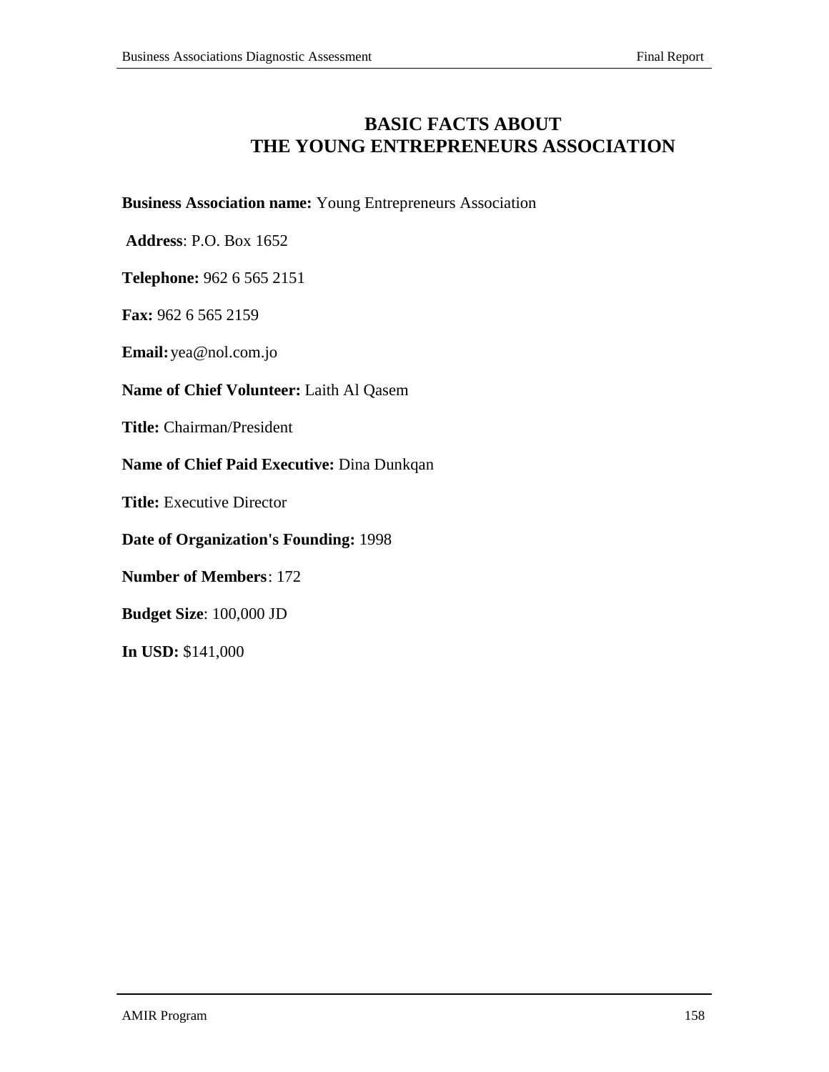# BASIC FACTS ABOUT THE YOUNG ENTREPRENEURS ASSOCIATION

**Business Association name:** Young Entrepreneurs Association

**Address**: P.O. Box 1652

**Telephone:** 962 6 565 2151

**Fax:** 962 6 565 2159

**Email:** yea@nol.com.jo

**Name of Chief Volunteer:** Laith Al Qasem

**Title:** Chairman/President

**Name of Chief Paid Executive:** Dina Dunkqan

**Title:** Executive Director

**Date of Organization's Founding:** 1998

**Number of Members**: 172

**Budget Size**: 100,000 JD

**In USD:** $141,000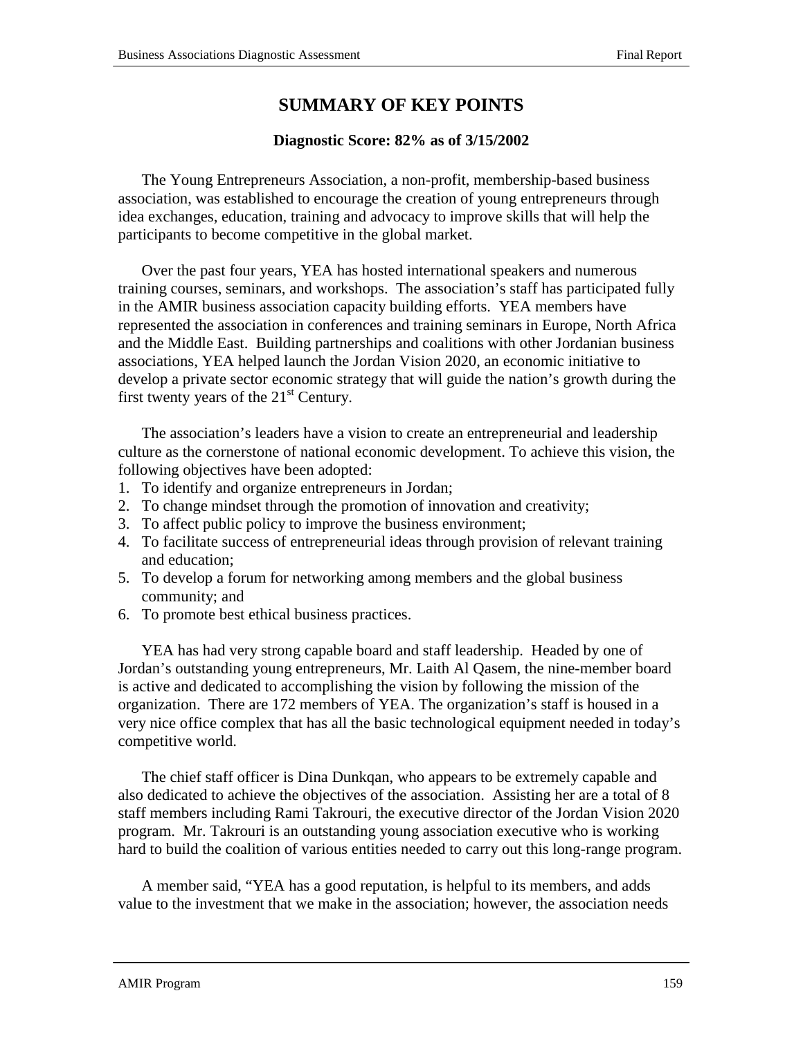# SUMMARY OF KEY POINTS

**Diagnostic Score: 82% as of 3/15/2002**

The Young Entrepreneurs Association, a non-profit, membership-based business association, was established to encourage the creation of young entrepreneurs through idea exchanges, education, training and advocacy to improve skills that will help the participants to become competitive in the global market.

Over the past four years, YEA has hosted international speakers and numerous training courses, seminars, and workshops. The association's staff has participated fully in the AMIR business association capacity building efforts. YEA members have represented the association in conferences and training seminars in Europe, North Africa and the Middle East. Building partnerships and coalitions with other Jordanian business associations, YEA helped launch the Jordan Vision 2020, an economic initiative to develop a private sector economic strategy that will guide the nation's growth during the first twenty years of the 21st Century.

The association's leaders have a vision to create an entrepreneurial and leadership culture as the cornerstone of national economic development. To achieve this vision, the following objectives have been adopted:

1. To identify and organize entrepreneurs in Jordan;
2. To change mindset through the promotion of innovation and creativity;
3. To affect public policy to improve the business environment;
4. To facilitate success of entrepreneurial ideas through provision of relevant training and education;
5. To develop a forum for networking among members and the global business community; and
6. To promote best ethical business practices.

YEA has had very strong capable board and staff leadership. Headed by one of Jordan's outstanding young entrepreneurs, Mr. Laith Al Qasem, the nine-member board is active and dedicated to accomplishing the vision by following the mission of the organization. There are 172 members of YEA. The organization's staff is housed in a very nice office complex that has all the basic technological equipment needed in today's competitive world.

The chief staff officer is Dina Dunkqan, who appears to be extremely capable and also dedicated to achieve the objectives of the association. Assisting her are a total of 8 staff members including Rami Takrouri, the executive director of the Jordan Vision 2020 program. Mr. Takrouri is an outstanding young association executive who is working hard to build the coalition of various entities needed to carry out this long-range program.

A member said, "YEA has a good reputation, is helpful to its members, and adds value to the investment that we make in the association; however, the association needs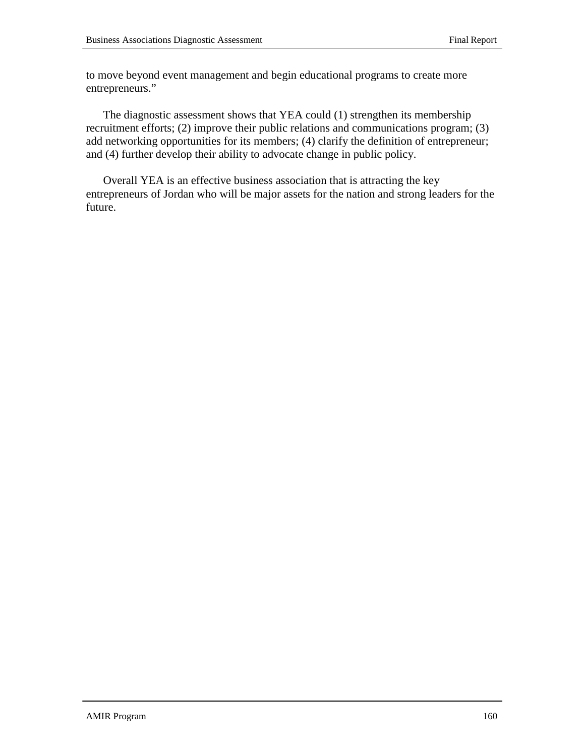to move beyond event management and begin educational programs to create more entrepreneurs."

The diagnostic assessment shows that YEA could (1) strengthen its membership recruitment efforts; (2) improve their public relations and communications program; (3) add networking opportunities for its members; (4) clarify the definition of entrepreneur; and (4) further develop their ability to advocate change in public policy.

Overall YEA is an effective business association that is attracting the key entrepreneurs of Jordan who will be major assets for the nation and strong leaders for the future.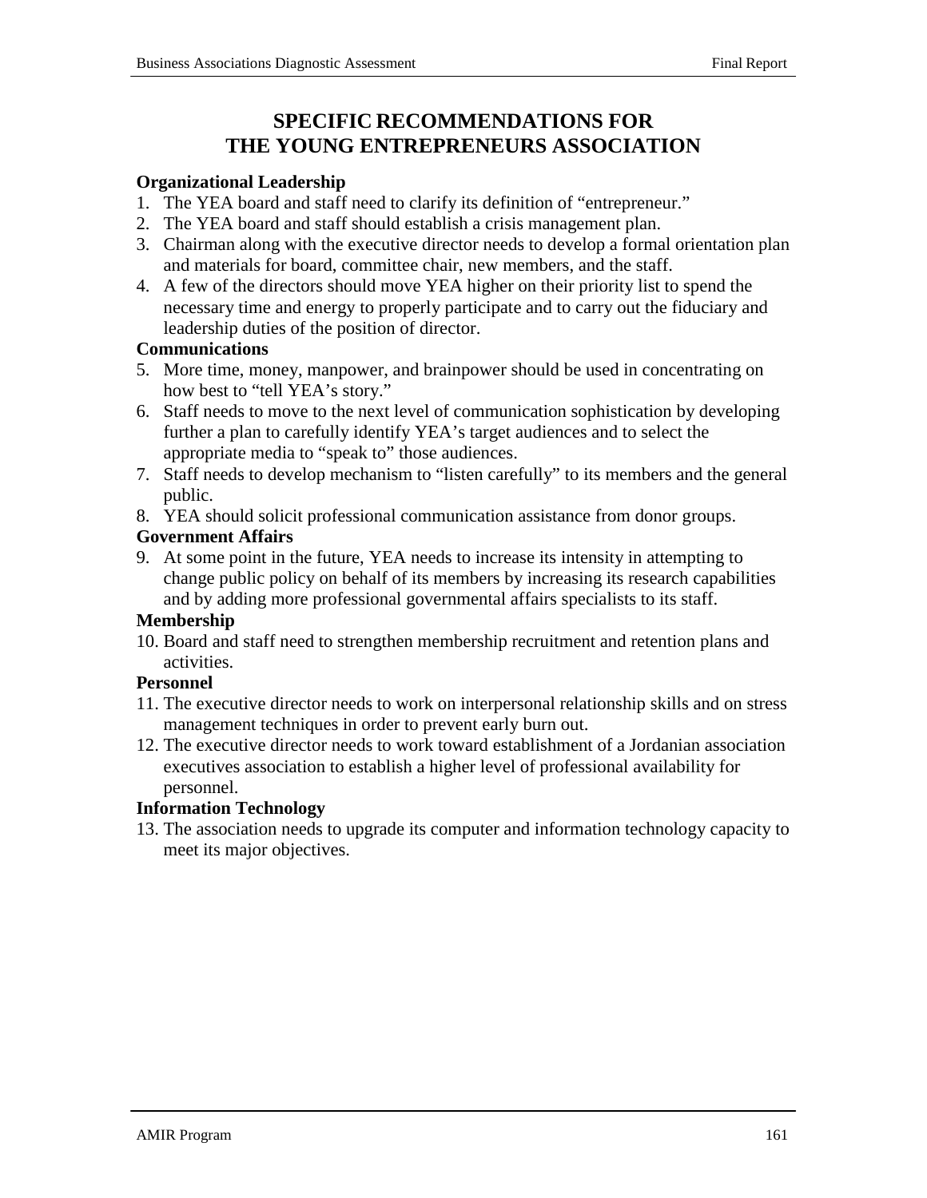# SPECIFIC RECOMMENDATIONS FOR THE YOUNG ENTREPRENEURS ASSOCIATION

**Organizational Leadership**

1. The YEA board and staff need to clarify its definition of "entrepreneur."
2. The YEA board and staff should establish a crisis management plan.
3. Chairman along with the executive director needs to develop a formal orientation plan and materials for board, committee chair, new members, and the staff.
4. A few of the directors should move YEA higher on their priority list to spend the necessary time and energy to properly participate and to carry out the fiduciary and leadership duties of the position of director.

**Communications**

5. More time, money, manpower, and brainpower should be used in concentrating on how best to "tell YEA's story."
6. Staff needs to move to the next level of communication sophistication by developing further a plan to carefully identify YEA's target audiences and to select the appropriate media to "speak to" those audiences.
7. Staff needs to develop mechanism to "listen carefully" to its members and the general public.
8. YEA should solicit professional communication assistance from donor groups.

**Government Affairs**

9. At some point in the future, YEA needs to increase its intensity in attempting to change public policy on behalf of its members by increasing its research capabilities and by adding more professional governmental affairs specialists to its staff.

**Membership**

10. Board and staff need to strengthen membership recruitment and retention plans and activities.

**Personnel**

11. The executive director needs to work on interpersonal relationship skills and on stress management techniques in order to prevent early burn out.
12. The executive director needs to work toward establishment of a Jordanian association executives association to establish a higher level of professional availability for personnel.

**Information Technology**

13. The association needs to upgrade its computer and information technology capacity to meet its major objectives.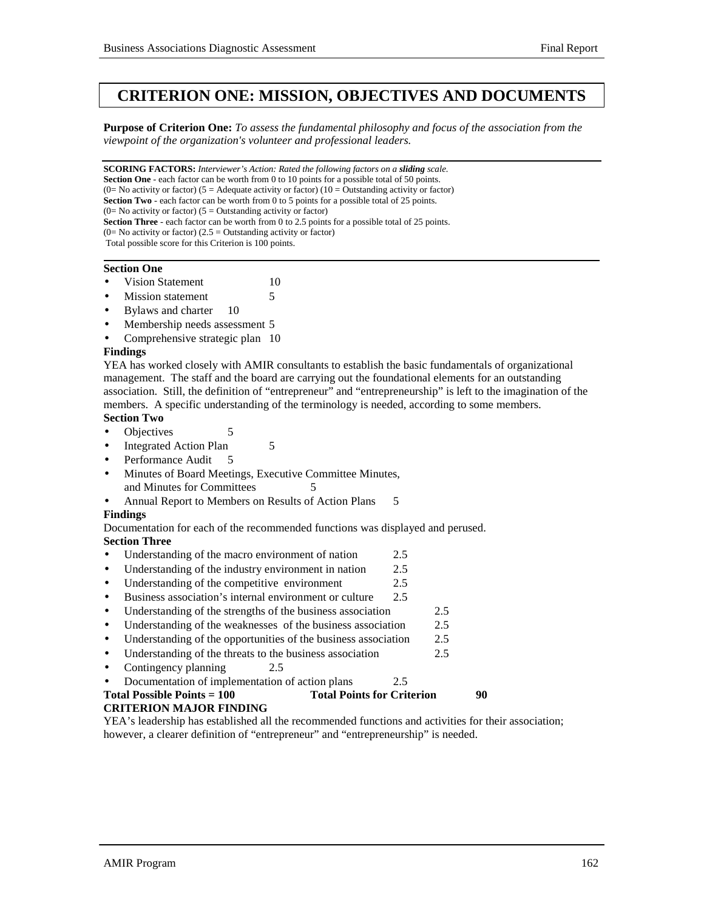# CRITERION ONE: MISSION, OBJECTIVES AND DOCUMENTS

**Purpose of Criterion One:** *To assess the fundamental philosophy and focus of the association from the viewpoint of the organization's volunteer and professional leaders.*

**SCORING FACTORS:** *Interviewer's Action: Rated the following factors on a **sliding** scale.*
**Section One** - each factor can be worth from 0 to 10 points for a possible total of 50 points.
(0= No activity or factor) (5 = Adequate activity or factor) (10 = Outstanding activity or factor)
**Section Two** - each factor can be worth from 0 to 5 points for a possible total of 25 points.
(0= No activity or factor) (5 = Outstanding activity or factor)
**Section Three** - each factor can be worth from 0 to 2.5 points for a possible total of 25 points.
(0= No activity or factor) (2.5 = Outstanding activity or factor)
Total possible score for this Criterion is 100 points.

**Section One**

- Vision Statement 10
- Mission statement 5
- Bylaws and charter 10
- Membership needs assessment 5
- Comprehensive strategic plan 10

**Findings**

YEA has worked closely with AMIR consultants to establish the basic fundamentals of organizational management. The staff and the board are carrying out the foundational elements for an outstanding association. Still, the definition of "entrepreneur" and "entrepreneurship" is left to the imagination of the members. A specific understanding of the terminology is needed, according to some members.

**Section Two**

- Objectives 5
- Integrated Action Plan 5
- Performance Audit 5
- Minutes of Board Meetings, Executive Committee Minutes, and Minutes for Committees 5
- Annual Report to Members on Results of Action Plans 5

**Findings**

Documentation for each of the recommended functions was displayed and perused.

**Section Three**

- Understanding of the macro environment of nation 2.5
- Understanding of the industry environment in nation 2.5
- Understanding of the competitive environment 2.5
- Business association's internal environment or culture 2.5
- Understanding of the strengths of the business association 2.5
- Understanding of the weaknesses of the business association 2.5
- Understanding of the opportunities of the business association 2.5
- Understanding of the threats to the business association 2.5
- Contingency planning 2.5
- Documentation of implementation of action plans 2.5

**Total Possible Points = 100 Total Points for Criterion 90**

**CRITERION MAJOR FINDING**

YEA's leadership has established all the recommended functions and activities for their association; however, a clearer definition of "entrepreneur" and "entrepreneurship" is needed.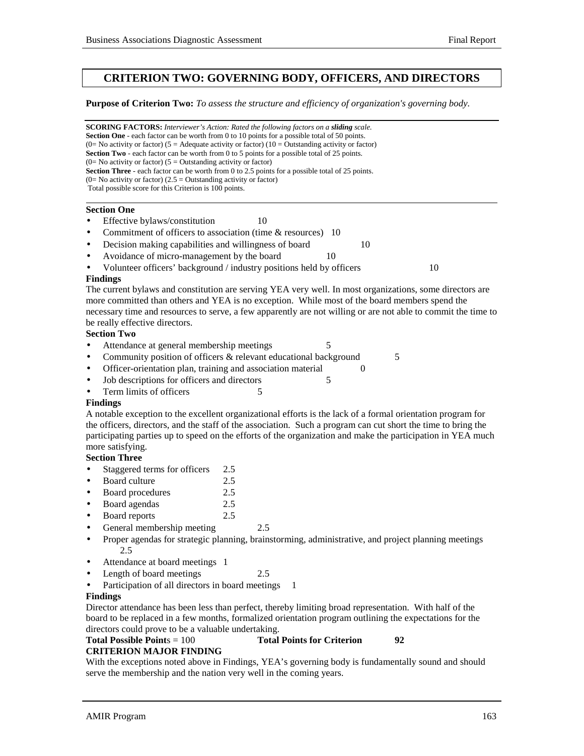## CRITERION TWO: GOVERNING BODY, OFFICERS, AND DIRECTORS

**Purpose of Criterion Two:** *To assess the structure and efficiency of organization's governing body.*

**SCORING FACTORS:** *Interviewer's Action: Rated the following factors on a* ***sliding*** *scale.*
**Section One** - each factor can be worth from 0 to 10 points for a possible total of 50 points.
(0= No activity or factor) (5 = Adequate activity or factor) (10 = Outstanding activity or factor)
**Section Two** - each factor can be worth from 0 to 5 points for a possible total of 25 points.
(0= No activity or factor) (5 = Outstanding activity or factor)
**Section Three** - each factor can be worth from 0 to 2.5 points for a possible total of 25 points.
(0= No activity or factor) (2.5 = Outstanding activity or factor)
Total possible score for this Criterion is 100 points.

**Section One**

- Effective bylaws/constitution 10
- Commitment of officers to association (time & resources) 10
- Decision making capabilities and willingness of board 10
- Avoidance of micro-management by the board 10
- Volunteer officers' background / industry positions held by officers 10

**Findings**

The current bylaws and constitution are serving YEA very well. In most organizations, some directors are more committed than others and YEA is no exception. While most of the board members spend the necessary time and resources to serve, a few apparently are not willing or are not able to commit the time to be really effective directors.

**Section Two**

- Attendance at general membership meetings 5
- Community position of officers & relevant educational background 5
- Officer-orientation plan, training and association material 0
- Job descriptions for officers and directors 5
- Term limits of officers 5

**Findings**

A notable exception to the excellent organizational efforts is the lack of a formal orientation program for the officers, directors, and the staff of the association. Such a program can cut short the time to bring the participating parties up to speed on the efforts of the organization and make the participation in YEA much more satisfying.

**Section Three**

- Staggered terms for officers 2.5
- Board culture 2.5
- Board procedures 2.5
- Board agendas 2.5
- Board reports 2.5
- General membership meeting 2.5
- Proper agendas for strategic planning, brainstorming, administrative, and project planning meetings 2.5
- Attendance at board meetings 1
- Length of board meetings 2.5
- Participation of all directors in board meetings 1

**Findings**

Director attendance has been less than perfect, thereby limiting broad representation. With half of the board to be replaced in a few months, formalized orientation program outlining the expectations for the directors could prove to be a valuable undertaking.

**Total Possible Points** = 100 **Total Points for Criterion** **92**

**CRITERION MAJOR FINDING**

With the exceptions noted above in Findings, YEA's governing body is fundamentally sound and should serve the membership and the nation very well in the coming years.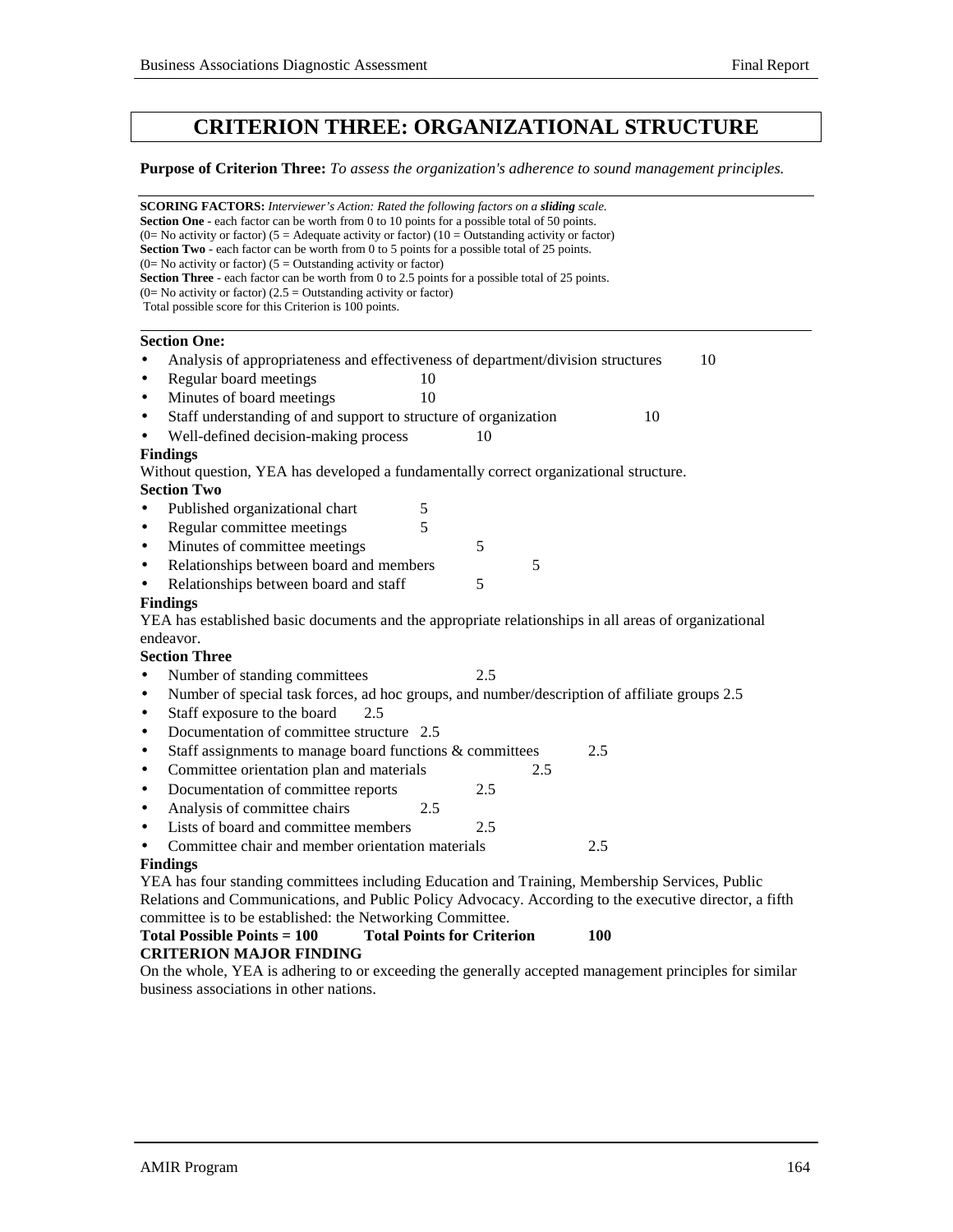# CRITERION THREE: ORGANIZATIONAL STRUCTURE

**Purpose of Criterion Three:** *To assess the organization's adherence to sound management principles.*

**SCORING FACTORS:** *Interviewer's Action: Rated the following factors on a* ***sliding*** *scale.*
**Section One** - each factor can be worth from 0 to 10 points for a possible total of 50 points.
(0= No activity or factor) (5 = Adequate activity or factor) (10 = Outstanding activity or factor)
**Section Two** - each factor can be worth from 0 to 5 points for a possible total of 25 points.
(0= No activity or factor) (5 = Outstanding activity or factor)
**Section Three** - each factor can be worth from 0 to 2.5 points for a possible total of 25 points.
(0= No activity or factor) (2.5 = Outstanding activity or factor)
Total possible score for this Criterion is 100 points.

**Section One:**

- Analysis of appropriateness and effectiveness of department/division structures 10
- Regular board meetings 10
- Minutes of board meetings 10
- Staff understanding of and support to structure of organization 10
- Well-defined decision-making process 10

**Findings**

Without question, YEA has developed a fundamentally correct organizational structure.

**Section Two**

- Published organizational chart 5
- Regular committee meetings 5
- Minutes of committee meetings 5
- Relationships between board and members 5
- Relationships between board and staff 5

**Findings**

YEA has established basic documents and the appropriate relationships in all areas of organizational endeavor.

**Section Three**

- Number of standing committees 2.5
- Number of special task forces, ad hoc groups, and number/description of affiliate groups 2.5
- Staff exposure to the board 2.5
- Documentation of committee structure 2.5
- Staff assignments to manage board functions & committees 2.5
- Committee orientation plan and materials 2.5
- Documentation of committee reports 2.5
- Analysis of committee chairs 2.5
- Lists of board and committee members 2.5
- Committee chair and member orientation materials 2.5

**Findings**

YEA has four standing committees including Education and Training, Membership Services, Public Relations and Communications, and Public Policy Advocacy. According to the executive director, a fifth committee is to be established: the Networking Committee.

**Total Possible Points = 100 Total Points for Criterion 100**

**CRITERION MAJOR FINDING**

On the whole, YEA is adhering to or exceeding the generally accepted management principles for similar business associations in other nations.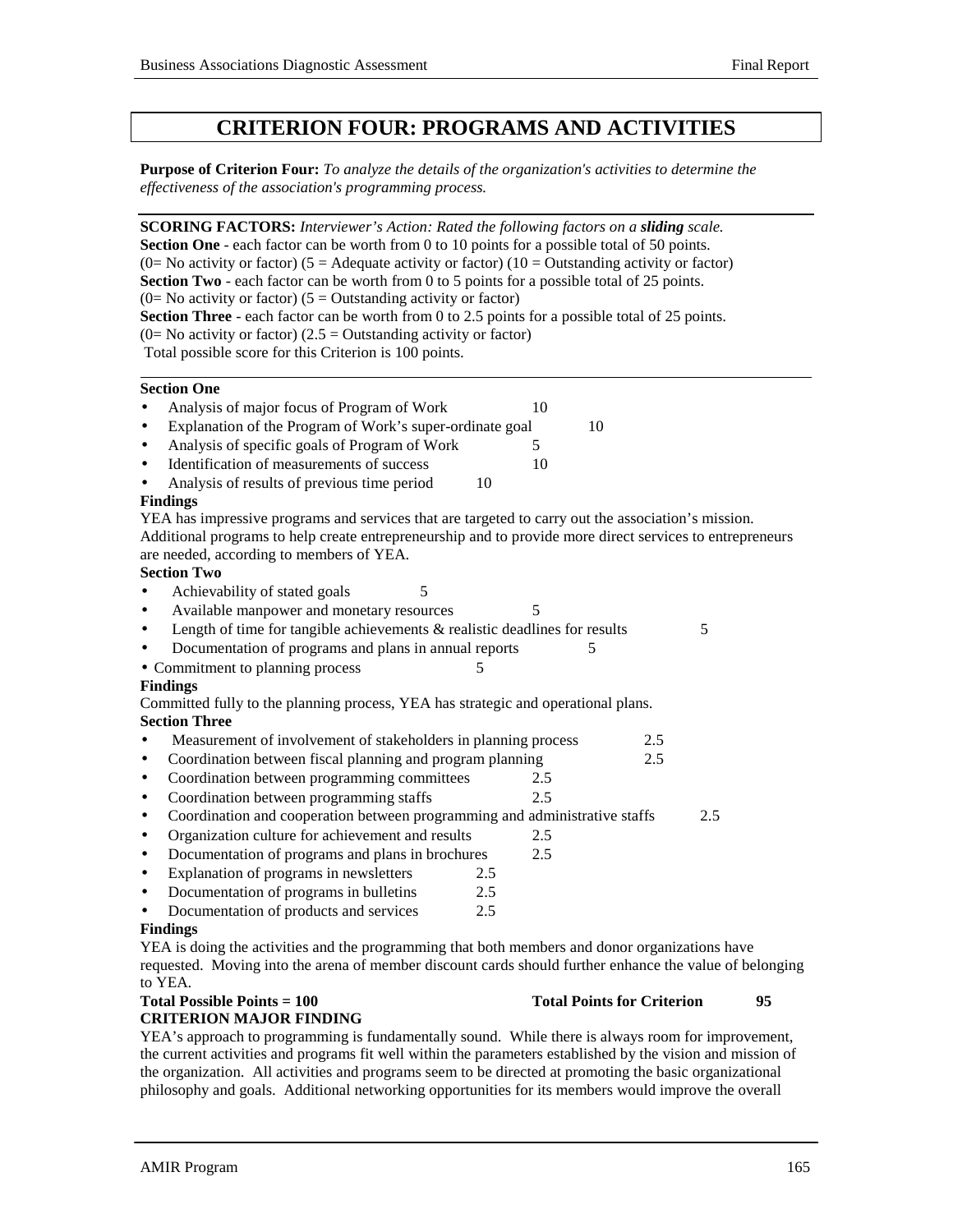# CRITERION FOUR: PROGRAMS AND ACTIVITIES

**Purpose of Criterion Four:** *To analyze the details of the organization's activities to determine the effectiveness of the association's programming process.*

**SCORING FACTORS:** *Interviewer's Action: Rated the following factors on a **sliding** scale.*
**Section One** - each factor can be worth from 0 to 10 points for a possible total of 50 points.
(0= No activity or factor) (5 = Adequate activity or factor) (10 = Outstanding activity or factor)
**Section Two** - each factor can be worth from 0 to 5 points for a possible total of 25 points.
(0= No activity or factor) (5 = Outstanding activity or factor)
**Section Three** - each factor can be worth from 0 to 2.5 points for a possible total of 25 points.
(0= No activity or factor) (2.5 = Outstanding activity or factor)
Total possible score for this Criterion is 100 points.

**Section One**

- Analysis of major focus of Program of Work 10
- Explanation of the Program of Work's super-ordinate goal 10
- Analysis of specific goals of Program of Work 5
- Identification of measurements of success 10
- Analysis of results of previous time period 10

**Findings**

YEA has impressive programs and services that are targeted to carry out the association's mission. Additional programs to help create entrepreneurship and to provide more direct services to entrepreneurs are needed, according to members of YEA.

**Section Two**

- Achievability of stated goals 5
- Available manpower and monetary resources 5
- Length of time for tangible achievements & realistic deadlines for results 5
- Documentation of programs and plans in annual reports 5
- Commitment to planning process 5

**Findings**

Committed fully to the planning process, YEA has strategic and operational plans.

**Section Three**

- Measurement of involvement of stakeholders in planning process 2.5
- Coordination between fiscal planning and program planning 2.5
- Coordination between programming committees 2.5
- Coordination between programming staffs 2.5
- Coordination and cooperation between programming and administrative staffs 2.5
- Organization culture for achievement and results 2.5
- Documentation of programs and plans in brochures 2.5
- Explanation of programs in newsletters 2.5
- Documentation of programs in bulletins 2.5
- Documentation of products and services 2.5

**Findings**

YEA is doing the activities and the programming that both members and donor organizations have requested. Moving into the arena of member discount cards should further enhance the value of belonging to YEA.

**Total Possible Points = 100** **Total Points for Criterion 95**

**CRITERION MAJOR FINDING**

YEA's approach to programming is fundamentally sound. While there is always room for improvement, the current activities and programs fit well within the parameters established by the vision and mission of the organization. All activities and programs seem to be directed at promoting the basic organizational philosophy and goals. Additional networking opportunities for its members would improve the overall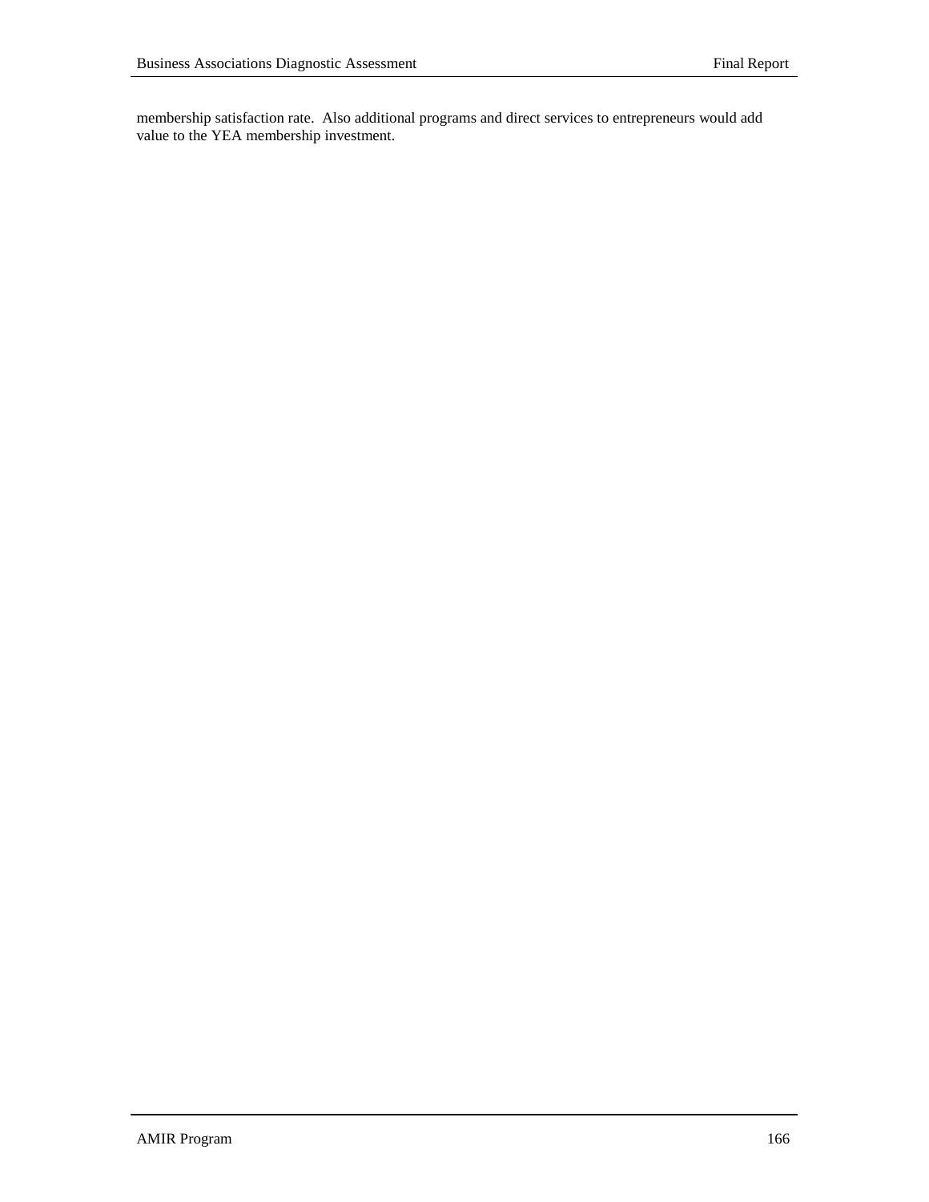membership satisfaction rate. Also additional programs and direct services to entrepreneurs would add value to the YEA membership investment.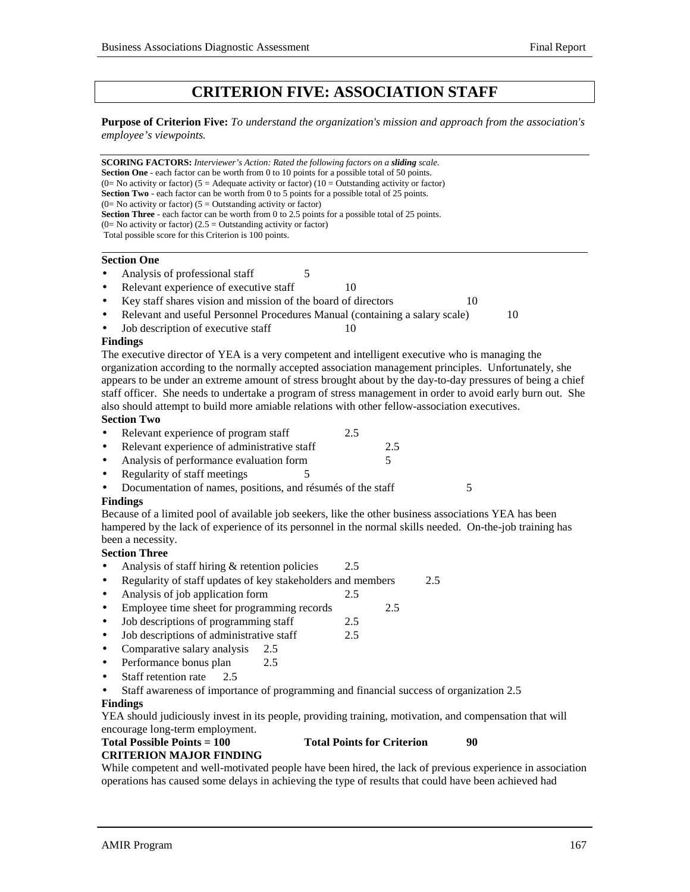# CRITERION FIVE: ASSOCIATION STAFF

**Purpose of Criterion Five:** *To understand the organization's mission and approach from the association's employee's viewpoints.*

---

**SCORING FACTORS:** *Interviewer's Action: Rated the following factors on a **sliding** scale.*
**Section One** - each factor can be worth from 0 to 10 points for a possible total of 50 points.
(0= No activity or factor) (5 = Adequate activity or factor) (10 = Outstanding activity or factor)
**Section Two** - each factor can be worth from 0 to 5 points for a possible total of 25 points.
(0= No activity or factor) (5 = Outstanding activity or factor)
**Section Three** - each factor can be worth from 0 to 2.5 points for a possible total of 25 points.
(0= No activity or factor) (2.5 = Outstanding activity or factor)
Total possible score for this Criterion is 100 points.

---

**Section One**

- Analysis of professional staff 5
- Relevant experience of executive staff 10
- Key staff shares vision and mission of the board of directors 10
- Relevant and useful Personnel Procedures Manual (containing a salary scale) 10
- Job description of executive staff 10

**Findings**

The executive director of YEA is a very competent and intelligent executive who is managing the organization according to the normally accepted association management principles. Unfortunately, she appears to be under an extreme amount of stress brought about by the day-to-day pressures of being a chief staff officer. She needs to undertake a program of stress management in order to avoid early burn out. She also should attempt to build more amiable relations with other fellow-association executives.

**Section Two**

- Relevant experience of program staff 2.5
- Relevant experience of administrative staff 2.5
- Analysis of performance evaluation form 5
- Regularity of staff meetings 5
- Documentation of names, positions, and résumés of the staff 5

**Findings**

Because of a limited pool of available job seekers, like the other business associations YEA has been hampered by the lack of experience of its personnel in the normal skills needed. On-the-job training has been a necessity.

**Section Three**

- Analysis of staff hiring & retention policies 2.5
- Regularity of staff updates of key stakeholders and members 2.5
- Analysis of job application form 2.5
- Employee time sheet for programming records 2.5
- Job descriptions of programming staff 2.5
- Job descriptions of administrative staff 2.5
- Comparative salary analysis 2.5
- Performance bonus plan 2.5
- Staff retention rate 2.5
- Staff awareness of importance of programming and financial success of organization 2.5

**Findings**

YEA should judiciously invest in its people, providing training, motivation, and compensation that will encourage long-term employment.

**Total Possible Points = 100** **Total Points for Criterion** **90**

**CRITERION MAJOR FINDING**

While competent and well-motivated people have been hired, the lack of previous experience in association operations has caused some delays in achieving the type of results that could have been achieved had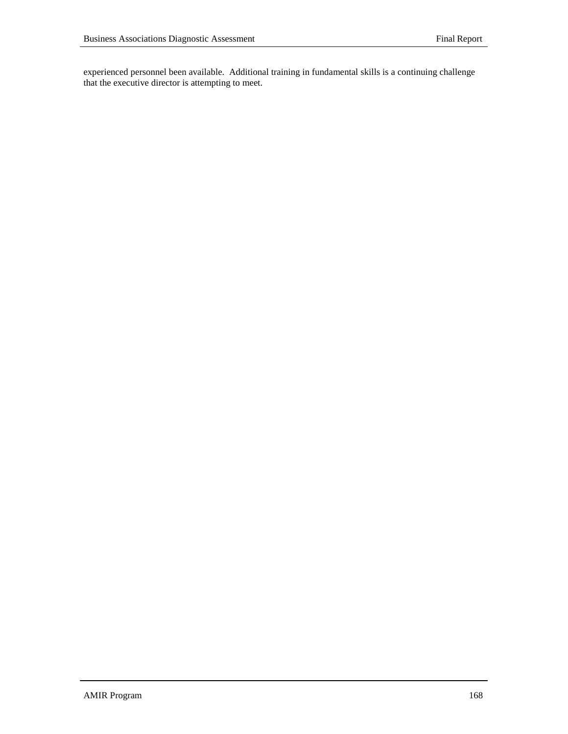experienced personnel been available.  Additional training in fundamental skills is a continuing challenge that the executive director is attempting to meet.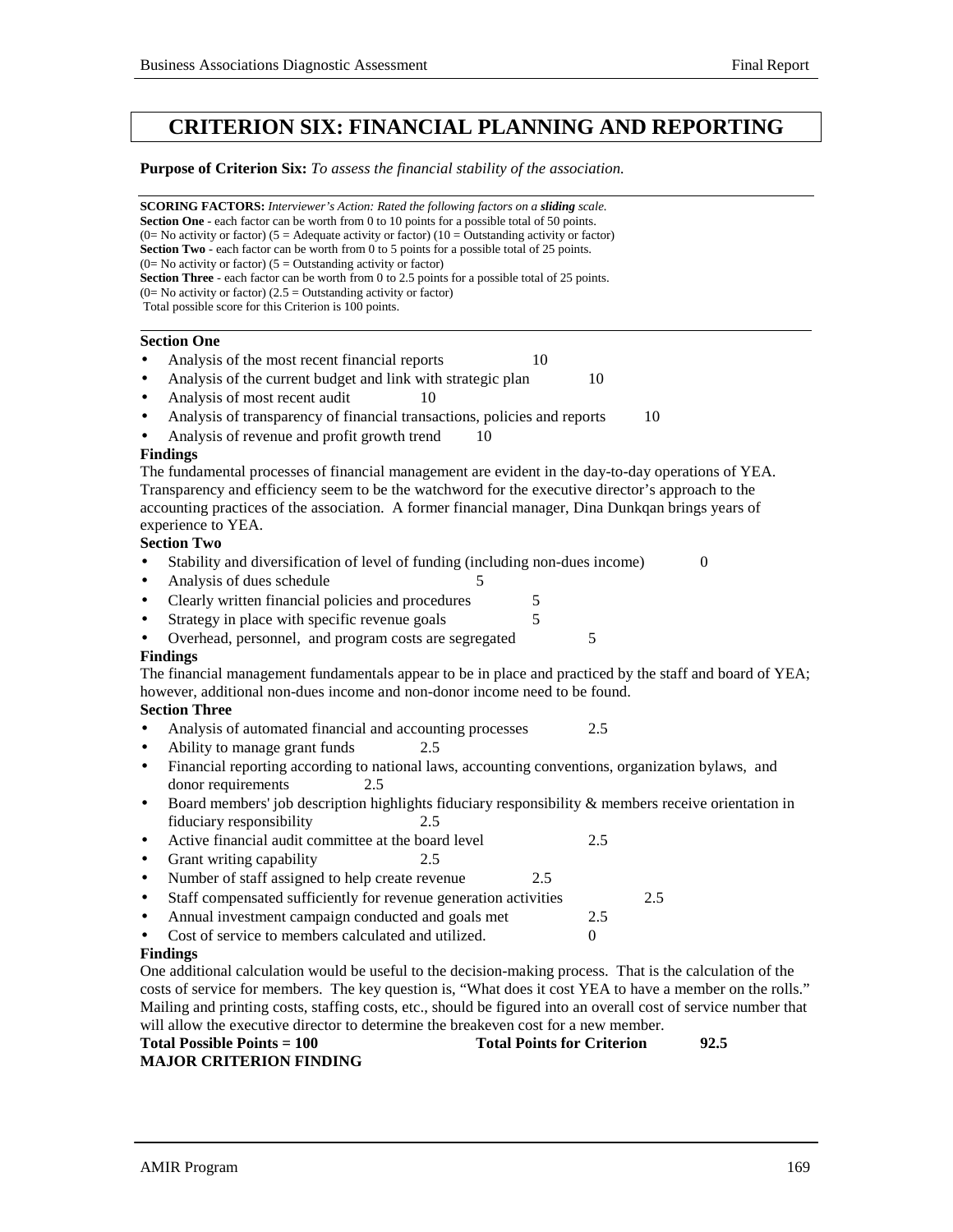# CRITERION SIX: FINANCIAL PLANNING AND REPORTING

**Purpose of Criterion Six:** *To assess the financial stability of the association.*

**SCORING FACTORS:** *Interviewer's Action: Rated the following factors on a **sliding** scale.*
**Section One** - each factor can be worth from 0 to 10 points for a possible total of 50 points.
(0= No activity or factor) (5 = Adequate activity or factor) (10 = Outstanding activity or factor)
**Section Two** - each factor can be worth from 0 to 5 points for a possible total of 25 points.
(0= No activity or factor) (5 = Outstanding activity or factor)
**Section Three** - each factor can be worth from 0 to 2.5 points for a possible total of 25 points.
(0= No activity or factor) (2.5 = Outstanding activity or factor)
Total possible score for this Criterion is 100 points.

**Section One**

- Analysis of the most recent financial reports 10
- Analysis of the current budget and link with strategic plan 10
- Analysis of most recent audit 10
- Analysis of transparency of financial transactions, policies and reports 10
- Analysis of revenue and profit growth trend 10

**Findings**

The fundamental processes of financial management are evident in the day-to-day operations of YEA. Transparency and efficiency seem to be the watchword for the executive director's approach to the accounting practices of the association. A former financial manager, Dina Dunkqan brings years of experience to YEA.

**Section Two**

- Stability and diversification of level of funding (including non-dues income) 0
- Analysis of dues schedule 5
- Clearly written financial policies and procedures 5
- Strategy in place with specific revenue goals 5
- Overhead, personnel, and program costs are segregated 5

**Findings**

The financial management fundamentals appear to be in place and practiced by the staff and board of YEA; however, additional non-dues income and non-donor income need to be found.

**Section Three**

- Analysis of automated financial and accounting processes 2.5
- Ability to manage grant funds 2.5
- Financial reporting according to national laws, accounting conventions, organization bylaws, and donor requirements 2.5
- Board members' job description highlights fiduciary responsibility & members receive orientation in fiduciary responsibility 2.5
- Active financial audit committee at the board level 2.5
- Grant writing capability 2.5
- Number of staff assigned to help create revenue 2.5
- Staff compensated sufficiently for revenue generation activities 2.5
- Annual investment campaign conducted and goals met 2.5
- Cost of service to members calculated and utilized. 0

**Findings**

One additional calculation would be useful to the decision-making process. That is the calculation of the costs of service for members. The key question is, "What does it cost YEA to have a member on the rolls." Mailing and printing costs, staffing costs, etc., should be figured into an overall cost of service number that will allow the executive director to determine the breakeven cost for a new member.

**Total Possible Points = 100** **Total Points for Criterion 92.5**

**MAJOR CRITERION FINDING**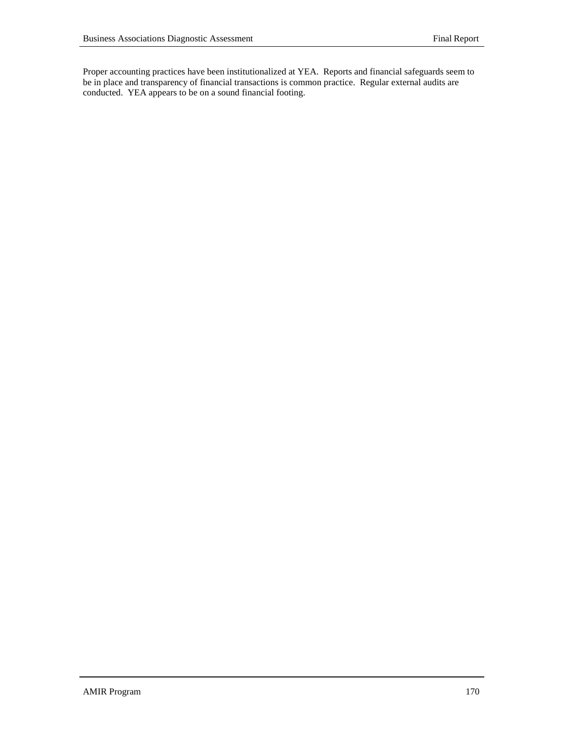Proper accounting practices have been institutionalized at YEA. Reports and financial safeguards seem to be in place and transparency of financial transactions is common practice. Regular external audits are conducted. YEA appears to be on a sound financial footing.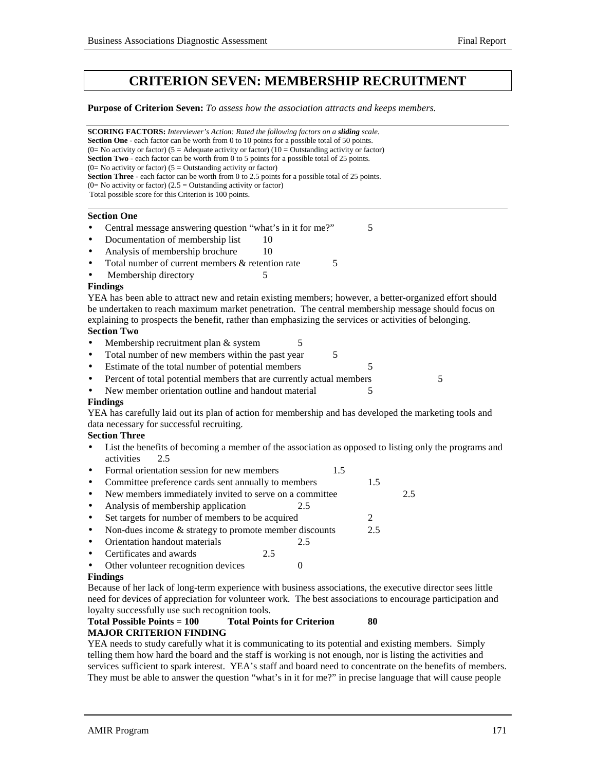# CRITERION SEVEN: MEMBERSHIP RECRUITMENT

**Purpose of Criterion Seven:** *To assess how the association attracts and keeps members.*

**SCORING FACTORS:** *Interviewer's Action: Rated the following factors on a* ***sliding*** *scale.*
**Section One** - each factor can be worth from 0 to 10 points for a possible total of 50 points.
(0= No activity or factor) (5 = Adequate activity or factor) (10 = Outstanding activity or factor)
**Section Two** - each factor can be worth from 0 to 5 points for a possible total of 25 points.
(0= No activity or factor) (5 = Outstanding activity or factor)
**Section Three** - each factor can be worth from 0 to 2.5 points for a possible total of 25 points.
(0= No activity or factor) (2.5 = Outstanding activity or factor)
Total possible score for this Criterion is 100 points.

**Section One**

- Central message answering question "what's in it for me?" 5
- Documentation of membership list 10
- Analysis of membership brochure 10
- Total number of current members & retention rate 5
- Membership directory 5

**Findings**

YEA has been able to attract new and retain existing members; however, a better-organized effort should be undertaken to reach maximum market penetration. The central membership message should focus on explaining to prospects the benefit, rather than emphasizing the services or activities of belonging.

**Section Two**

- Membership recruitment plan & system 5
- Total number of new members within the past year 5
- Estimate of the total number of potential members 5
- Percent of total potential members that are currently actual members 5
- New member orientation outline and handout material 5

**Findings**

YEA has carefully laid out its plan of action for membership and has developed the marketing tools and data necessary for successful recruiting.

**Section Three**

- List the benefits of becoming a member of the association as opposed to listing only the programs and activities 2.5
- Formal orientation session for new members 1.5
- Committee preference cards sent annually to members 1.5
- New members immediately invited to serve on a committee 2.5
- Analysis of membership application 2.5
- Set targets for number of members to be acquired 2
- Non-dues income & strategy to promote member discounts 2.5
- Orientation handout materials 2.5
- Certificates and awards 2.5
- Other volunteer recognition devices 0

**Findings**

Because of her lack of long-term experience with business associations, the executive director sees little need for devices of appreciation for volunteer work. The best associations to encourage participation and loyalty successfully use such recognition tools.

**Total Possible Points = 100 Total Points for Criterion 80**

**MAJOR CRITERION FINDING**

YEA needs to study carefully what it is communicating to its potential and existing members. Simply telling them how hard the board and the staff is working is not enough, nor is listing the activities and services sufficient to spark interest. YEA's staff and board need to concentrate on the benefits of members. They must be able to answer the question "what's in it for me?" in precise language that will cause people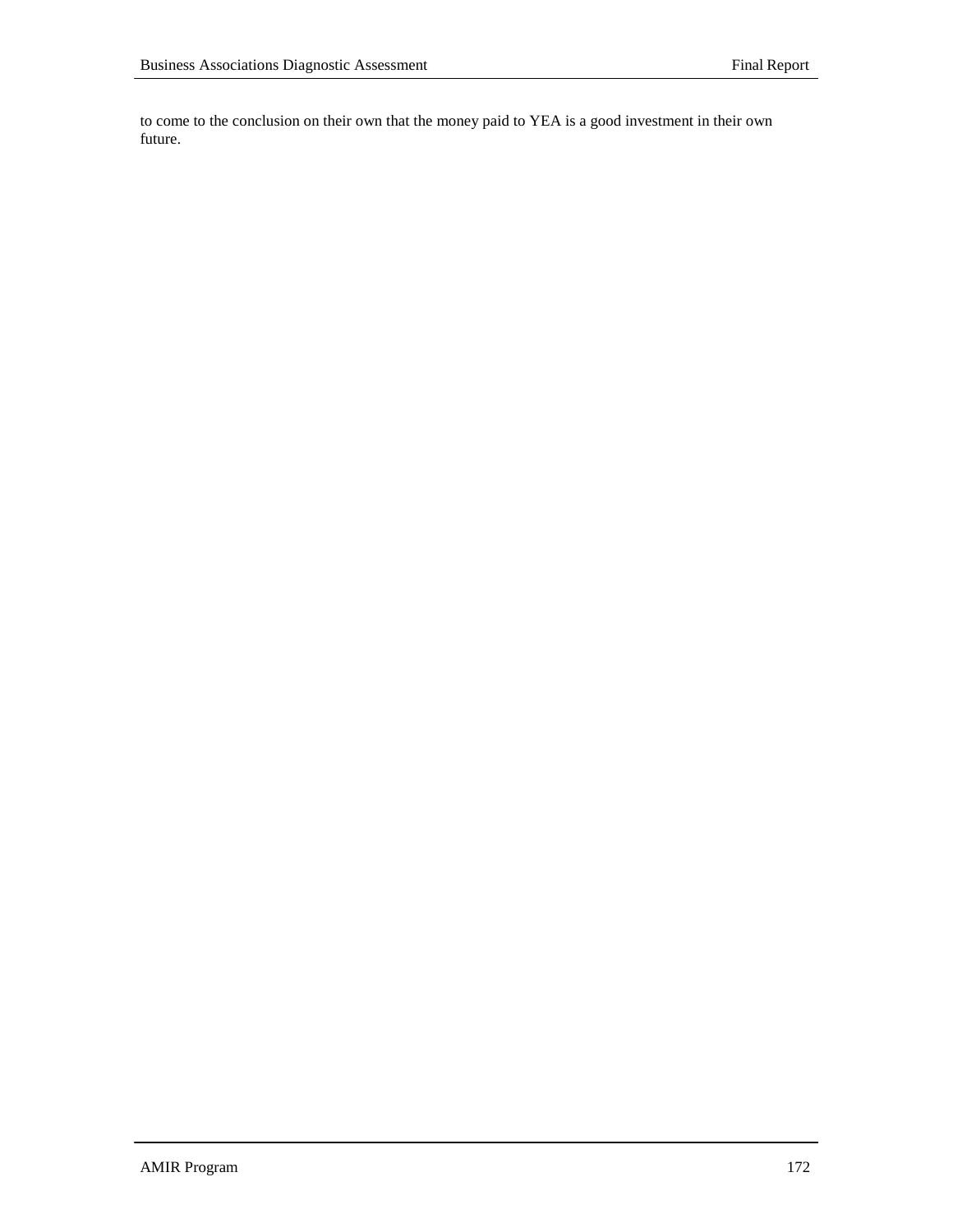to come to the conclusion on their own that the money paid to YEA is a good investment in their own future.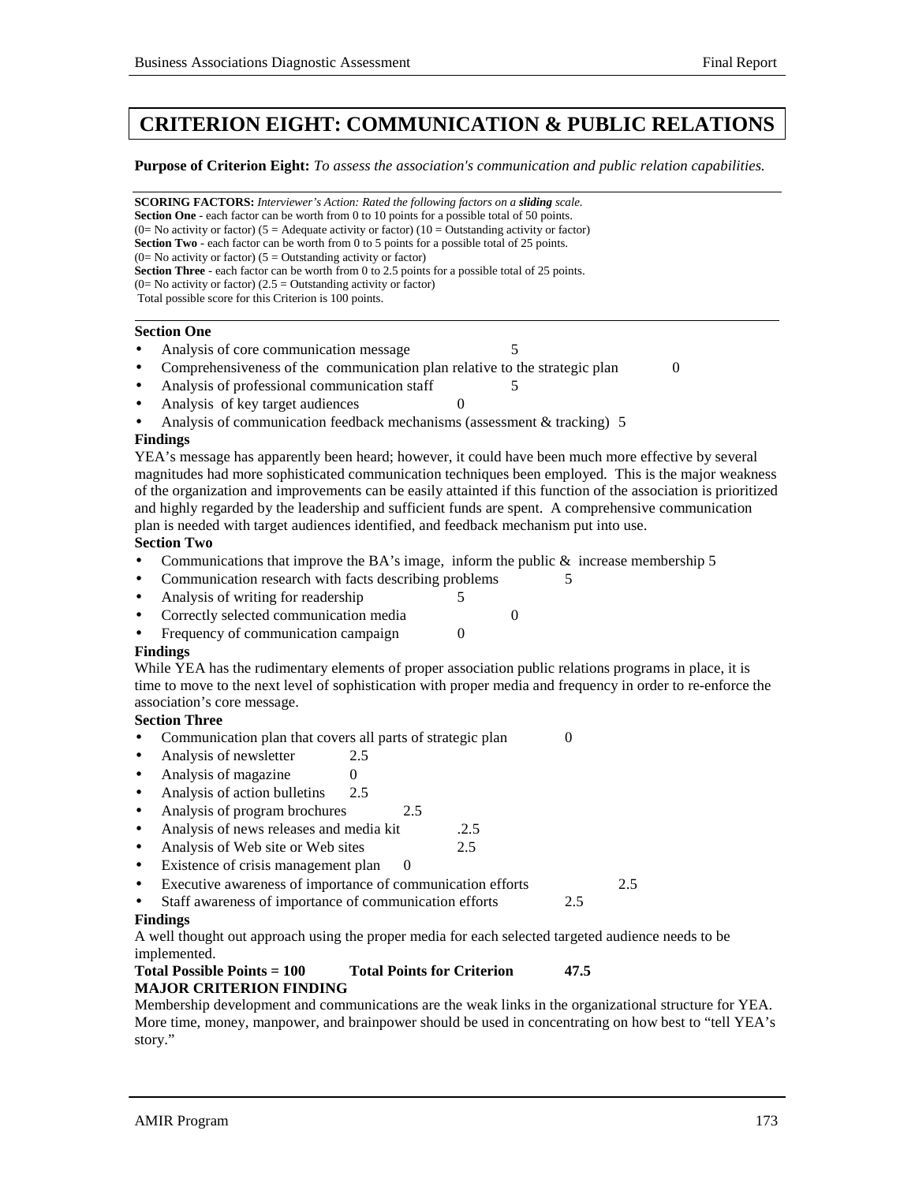# CRITERION EIGHT: COMMUNICATION & PUBLIC RELATIONS

**Purpose of Criterion Eight:** *To assess the association's communication and public relation capabilities.*

**SCORING FACTORS:** *Interviewer's Action: Rated the following factors on a **sliding** scale.*
**Section One** - each factor can be worth from 0 to 10 points for a possible total of 50 points.
(0= No activity or factor) (5 = Adequate activity or factor) (10 = Outstanding activity or factor)
**Section Two** - each factor can be worth from 0 to 5 points for a possible total of 25 points.
(0= No activity or factor) (5 = Outstanding activity or factor)
**Section Three** - each factor can be worth from 0 to 2.5 points for a possible total of 25 points.
(0= No activity or factor) (2.5 = Outstanding activity or factor)
Total possible score for this Criterion is 100 points.

**Section One**

- Analysis of core communication message 5
- Comprehensiveness of the communication plan relative to the strategic plan 0
- Analysis of professional communication staff 5
- Analysis of key target audiences 0
- Analysis of communication feedback mechanisms (assessment & tracking) 5

**Findings**

YEA's message has apparently been heard; however, it could have been much more effective by several magnitudes had more sophisticated communication techniques been employed. This is the major weakness of the organization and improvements can be easily attainted if this function of the association is prioritized and highly regarded by the leadership and sufficient funds are spent. A comprehensive communication plan is needed with target audiences identified, and feedback mechanism put into use.

**Section Two**

- Communications that improve the BA's image, inform the public & increase membership 5
- Communication research with facts describing problems 5
- Analysis of writing for readership 5
- Correctly selected communication media 0
- Frequency of communication campaign 0

**Findings**

While YEA has the rudimentary elements of proper association public relations programs in place, it is time to move to the next level of sophistication with proper media and frequency in order to re-enforce the association's core message.

**Section Three**

- Communication plan that covers all parts of strategic plan 0
- Analysis of newsletter 2.5
- Analysis of magazine 0
- Analysis of action bulletins 2.5
- Analysis of program brochures 2.5
- Analysis of news releases and media kit .2.5
- Analysis of Web site or Web sites 2.5
- Existence of crisis management plan 0
- Executive awareness of importance of communication efforts 2.5
- Staff awareness of importance of communication efforts 2.5

**Findings**

A well thought out approach using the proper media for each selected targeted audience needs to be implemented.

**Total Possible Points = 100 Total Points for Criterion 47.5**

**MAJOR CRITERION FINDING**

Membership development and communications are the weak links in the organizational structure for YEA. More time, money, manpower, and brainpower should be used in concentrating on how best to "tell YEA's story."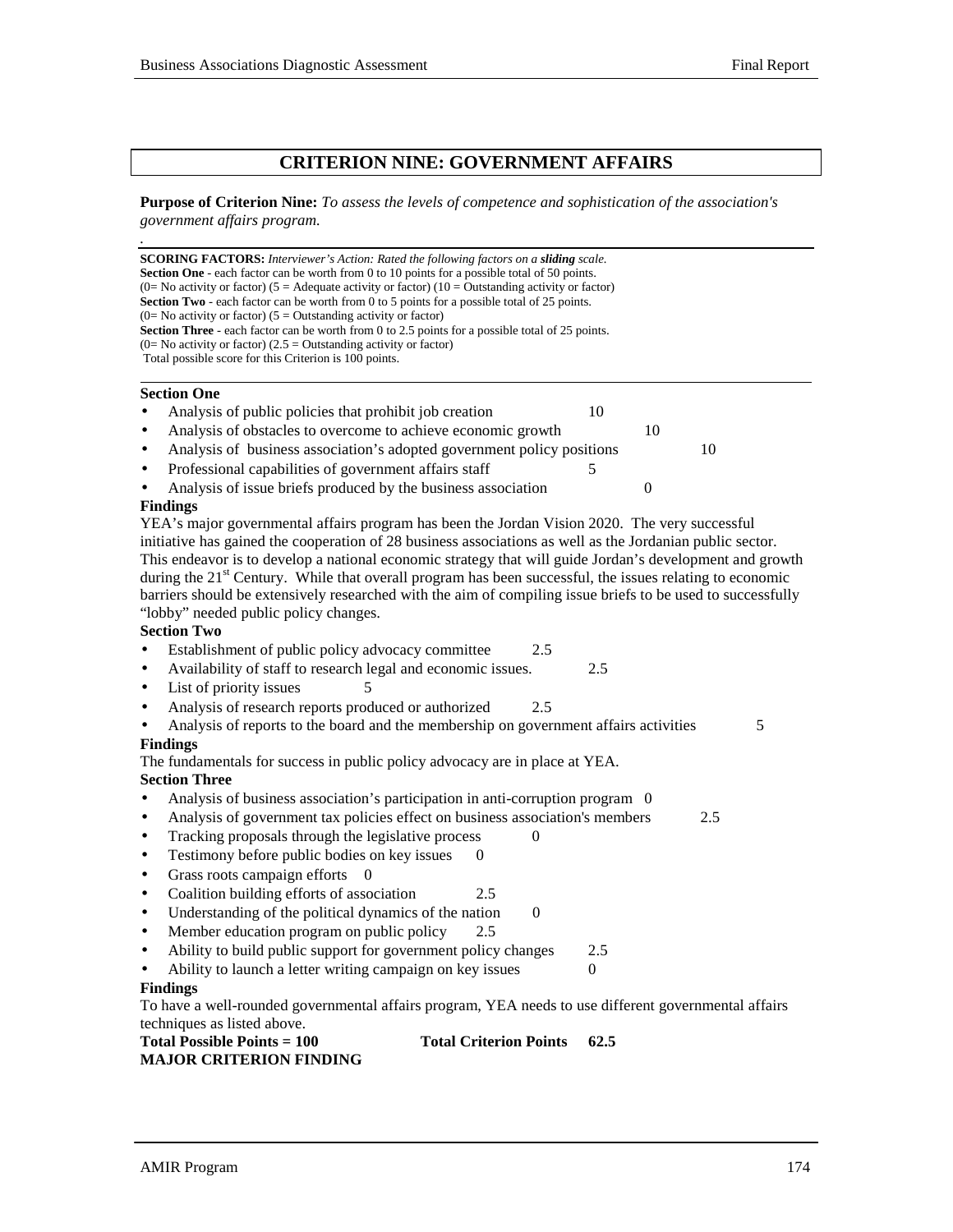## CRITERION NINE: GOVERNMENT AFFAIRS

**Purpose of Criterion Nine:** *To assess the levels of competence and sophistication of the association's government affairs program.*

.

**SCORING FACTORS:** *Interviewer's Action: Rated the following factors on a **sliding** scale.*
**Section One** - each factor can be worth from 0 to 10 points for a possible total of 50 points.
(0= No activity or factor) (5 = Adequate activity or factor) (10 = Outstanding activity or factor)
**Section Two** - each factor can be worth from 0 to 5 points for a possible total of 25 points.
(0= No activity or factor) (5 = Outstanding activity or factor)
**Section Three** - each factor can be worth from 0 to 2.5 points for a possible total of 25 points.
(0= No activity or factor) (2.5 = Outstanding activity or factor)
Total possible score for this Criterion is 100 points.

**Section One**

- Analysis of public policies that prohibit job creation 10
- Analysis of obstacles to overcome to achieve economic growth 10
- Analysis of business association's adopted government policy positions 10
- Professional capabilities of government affairs staff 5
- Analysis of issue briefs produced by the business association 0

**Findings**

YEA's major governmental affairs program has been the Jordan Vision 2020. The very successful initiative has gained the cooperation of 28 business associations as well as the Jordanian public sector. This endeavor is to develop a national economic strategy that will guide Jordan's development and growth during the 21st Century. While that overall program has been successful, the issues relating to economic barriers should be extensively researched with the aim of compiling issue briefs to be used to successfully "lobby" needed public policy changes.

**Section Two**

- Establishment of public policy advocacy committee 2.5
- Availability of staff to research legal and economic issues. 2.5
- List of priority issues 5
- Analysis of research reports produced or authorized 2.5
- Analysis of reports to the board and the membership on government affairs activities 5

**Findings**

The fundamentals for success in public policy advocacy are in place at YEA.

**Section Three**

- Analysis of business association's participation in anti-corruption program 0
- Analysis of government tax policies effect on business association's members 2.5
- Tracking proposals through the legislative process 0
- Testimony before public bodies on key issues 0
- Grass roots campaign efforts 0
- Coalition building efforts of association 2.5
- Understanding of the political dynamics of the nation 0
- Member education program on public policy 2.5
- Ability to build public support for government policy changes 2.5
- Ability to launch a letter writing campaign on key issues 0

**Findings**

To have a well-rounded governmental affairs program, YEA needs to use different governmental affairs techniques as listed above.

**Total Possible Points = 100** **Total Criterion Points 62.5**

**MAJOR CRITERION FINDING**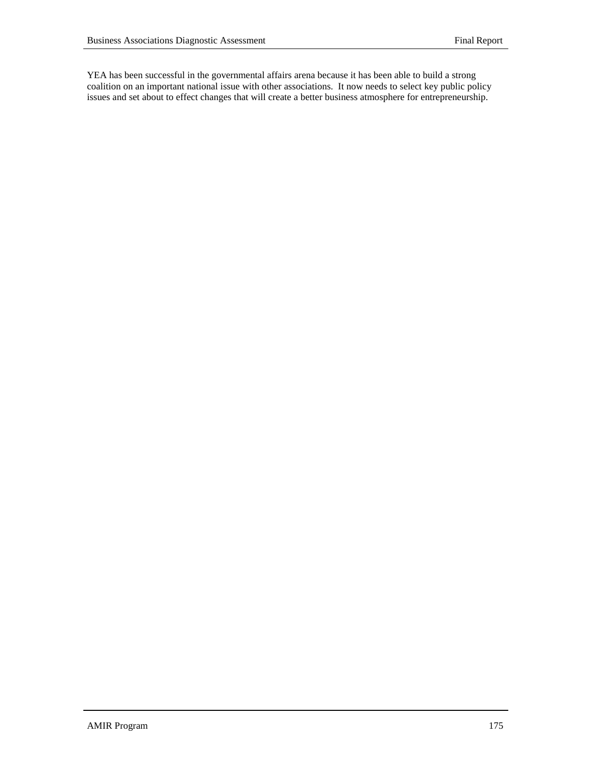YEA has been successful in the governmental affairs arena because it has been able to build a strong coalition on an important national issue with other associations. It now needs to select key public policy issues and set about to effect changes that will create a better business atmosphere for entrepreneurship.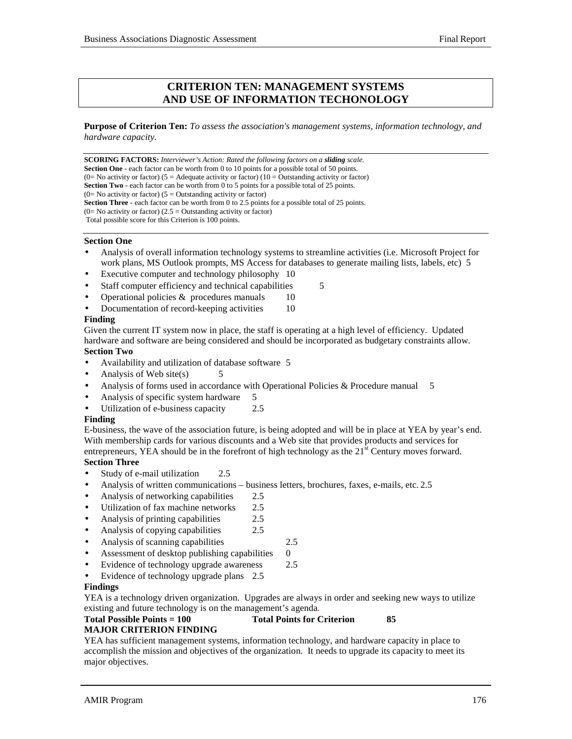## CRITERION TEN: MANAGEMENT SYSTEMS AND USE OF INFORMATION TECHONOLOGY

**Purpose of Criterion Ten:** *To assess the association's management systems, information technology, and hardware capacity.*

---

**SCORING FACTORS:** *Interviewer's Action: Rated the following factors on a **sliding** scale.*
**Section One** - each factor can be worth from 0 to 10 points for a possible total of 50 points.
(0= No activity or factor) (5 = Adequate activity or factor) (10 = Outstanding activity or factor)
**Section Two** - each factor can be worth from 0 to 5 points for a possible total of 25 points.
(0= No activity or factor) (5 = Outstanding activity or factor)
**Section Three** - each factor can be worth from 0 to 2.5 points for a possible total of 25 points.
(0= No activity or factor) (2.5 = Outstanding activity or factor)
Total possible score for this Criterion is 100 points.

---

**Section One**

- Analysis of overall information technology systems to streamline activities (i.e. Microsoft Project for work plans, MS Outlook prompts, MS Access for databases to generate mailing lists, labels, etc) 5
- Executive computer and technology philosophy 10
- Staff computer efficiency and technical capabilities 5
- Operational policies & procedures manuals 10
- Documentation of record-keeping activities 10

**Finding**

Given the current IT system now in place, the staff is operating at a high level of efficiency. Updated hardware and software are being considered and should be incorporated as budgetary constraints allow.

**Section Two**

- Availability and utilization of database software 5
- Analysis of Web site(s) 5
- Analysis of forms used in accordance with Operational Policies & Procedure manual 5
- Analysis of specific system hardware 5
- Utilization of e-business capacity 2.5

**Finding**

E-business, the wave of the association future, is being adopted and will be in place at YEA by year's end. With membership cards for various discounts and a Web site that provides products and services for entrepreneurs, YEA should be in the forefront of high technology as the 21st Century moves forward.

**Section Three**

- Study of e-mail utilization 2.5
- Analysis of written communications – business letters, brochures, faxes, e-mails, etc. 2.5
- Analysis of networking capabilities 2.5
- Utilization of fax machine networks 2.5
- Analysis of printing capabilities 2.5
- Analysis of copying capabilities 2.5
- Analysis of scanning capabilities 2.5
- Assessment of desktop publishing capabilities 0
- Evidence of technology upgrade awareness 2.5
- Evidence of technology upgrade plans 2.5

**Findings**

YEA is a technology driven organization. Upgrades are always in order and seeking new ways to utilize existing and future technology is on the management's agenda.

**Total Possible Points = 100** **Total Points for Criterion 85**

**MAJOR CRITERION FINDING**

YEA has sufficient management systems, information technology, and hardware capacity in place to accomplish the mission and objectives of the organization. It needs to upgrade its capacity to meet its major objectives.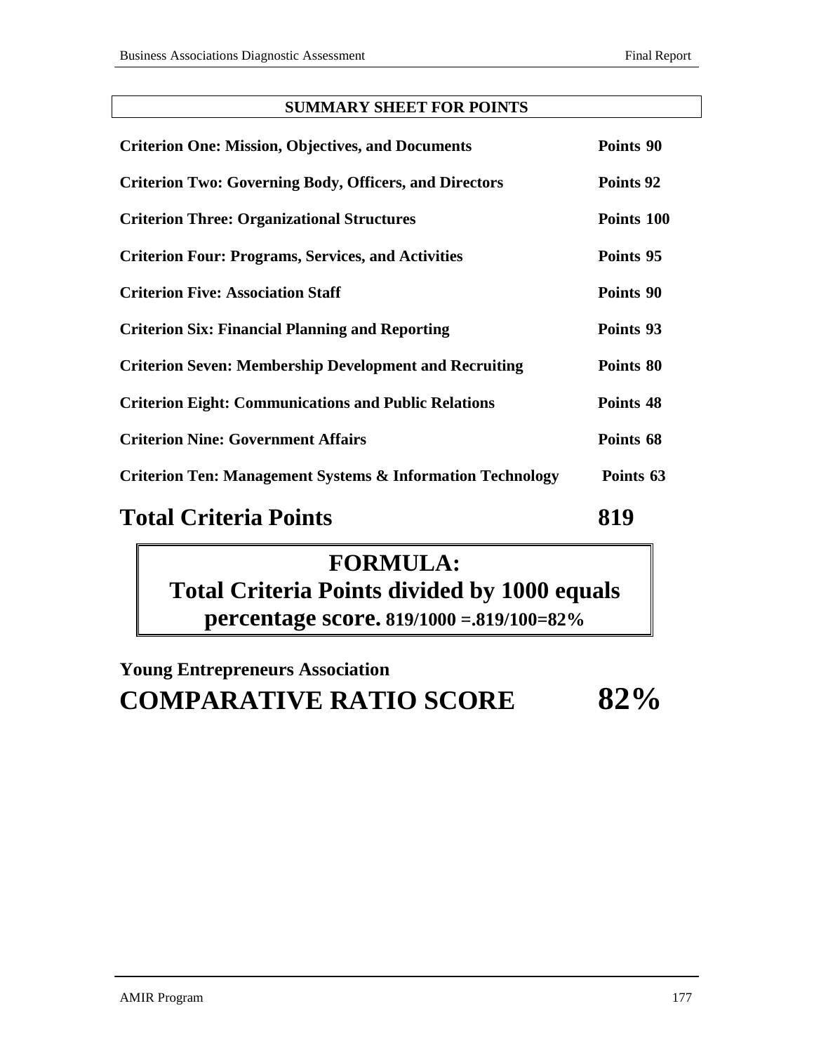## SUMMARY SHEET FOR POINTS

| Criterion | Points |
|---|---|
| **Criterion One: Mission, Objectives, and Documents** | **Points 90** |
| **Criterion Two: Governing Body, Officers, and Directors** | **Points 92** |
| **Criterion Three: Organizational Structures** | **Points 100** |
| **Criterion Four: Programs, Services, and Activities** | **Points 95** |
| **Criterion Five: Association Staff** | **Points 90** |
| **Criterion Six: Financial Planning and Reporting** | **Points 93** |
| **Criterion Seven: Membership Development and Recruiting** | **Points 80** |
| **Criterion Eight: Communications and Public Relations** | **Points 48** |
| **Criterion Nine: Government Affairs** | **Points 68** |
| **Criterion Ten: Management Systems & Information Technology** | **Points 63** |

# Total Criteria Points 819

> **FORMULA:**
> **Total Criteria Points divided by 1000 equals percentage score.** **819/1000 =.819/100=82%**

**Young Entrepreneurs Association**

# COMPARATIVE RATIO SCORE 82%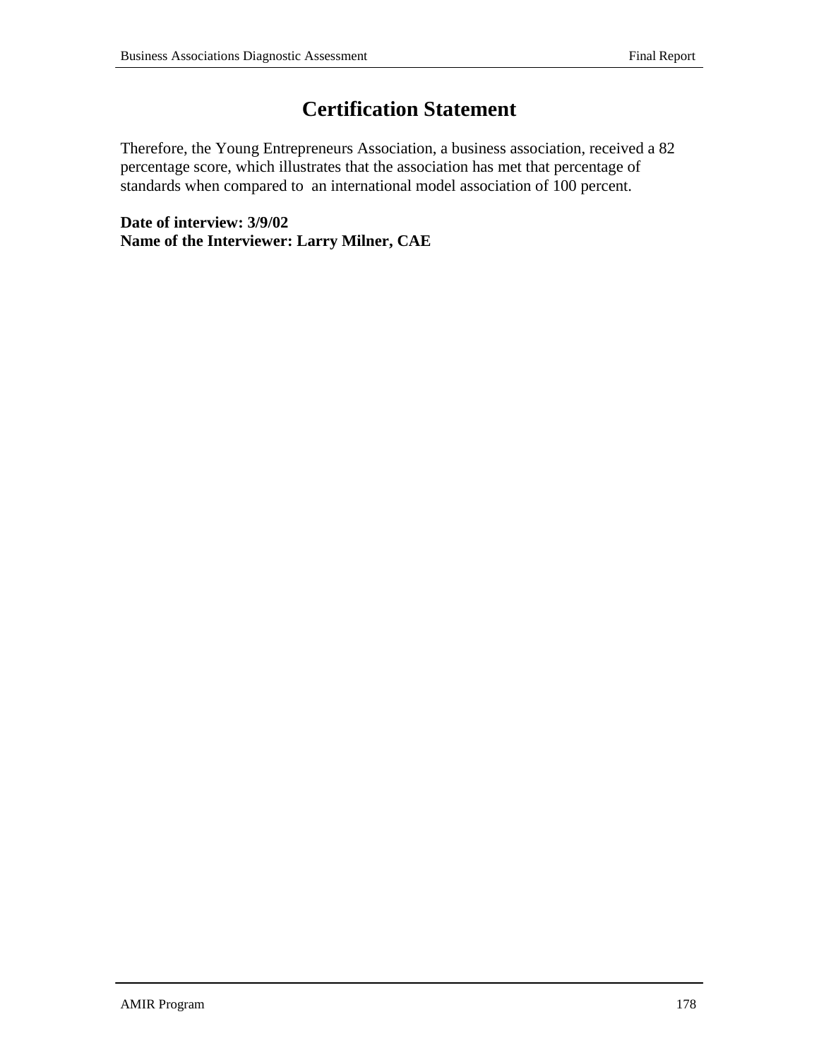# Certification Statement

Therefore, the Young Entrepreneurs Association, a business association, received a 82 percentage score, which illustrates that the association has met that percentage of standards when compared to an international model association of 100 percent.

**Date of interview: 3/9/02**
**Name of the Interviewer: Larry Milner, CAE**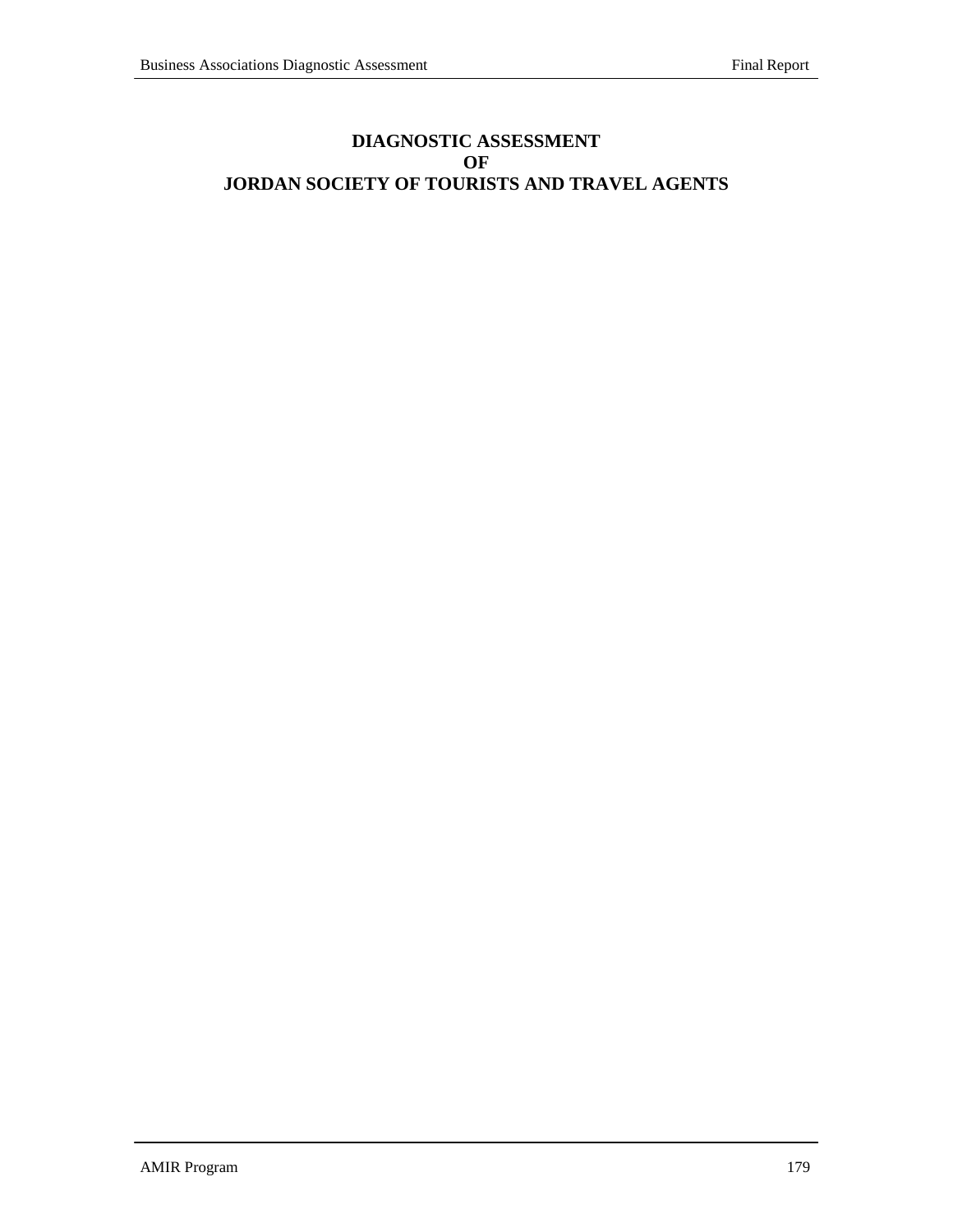# DIAGNOSTIC ASSESSMENT
# OF
# JORDAN SOCIETY OF TOURISTS AND TRAVEL AGENTS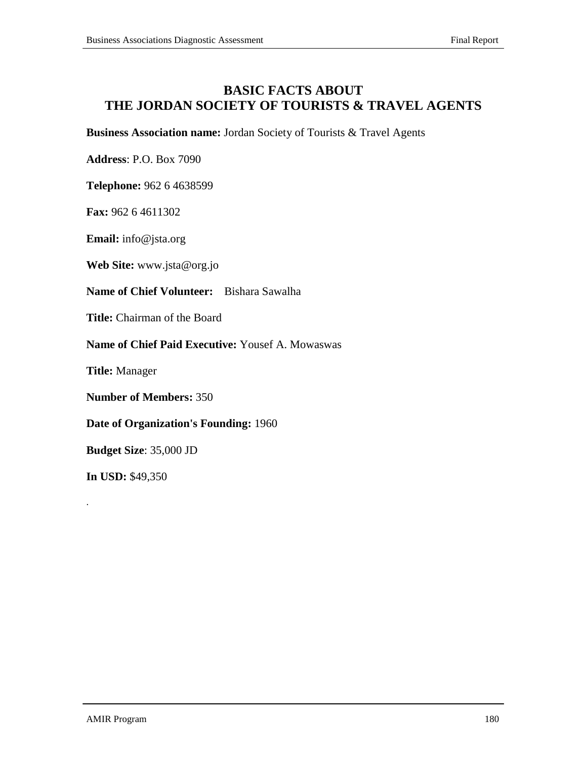# BASIC FACTS ABOUT THE JORDAN SOCIETY OF TOURISTS & TRAVEL AGENTS

**Business Association name:** Jordan Society of Tourists & Travel Agents

**Address**: P.O. Box 7090

**Telephone:** 962 6 4638599

**Fax:** 962 6 4611302

**Email:** info@jsta.org

**Web Site:** www.jsta@org.jo

**Name of Chief Volunteer:** Bishara Sawalha

**Title:** Chairman of the Board

**Name of Chief Paid Executive:** Yousef A. Mowaswas

**Title:** Manager

**Number of Members:** 350

**Date of Organization's Founding:** 1960

**Budget Size**: 35,000 JD

**In USD:** $49,350

.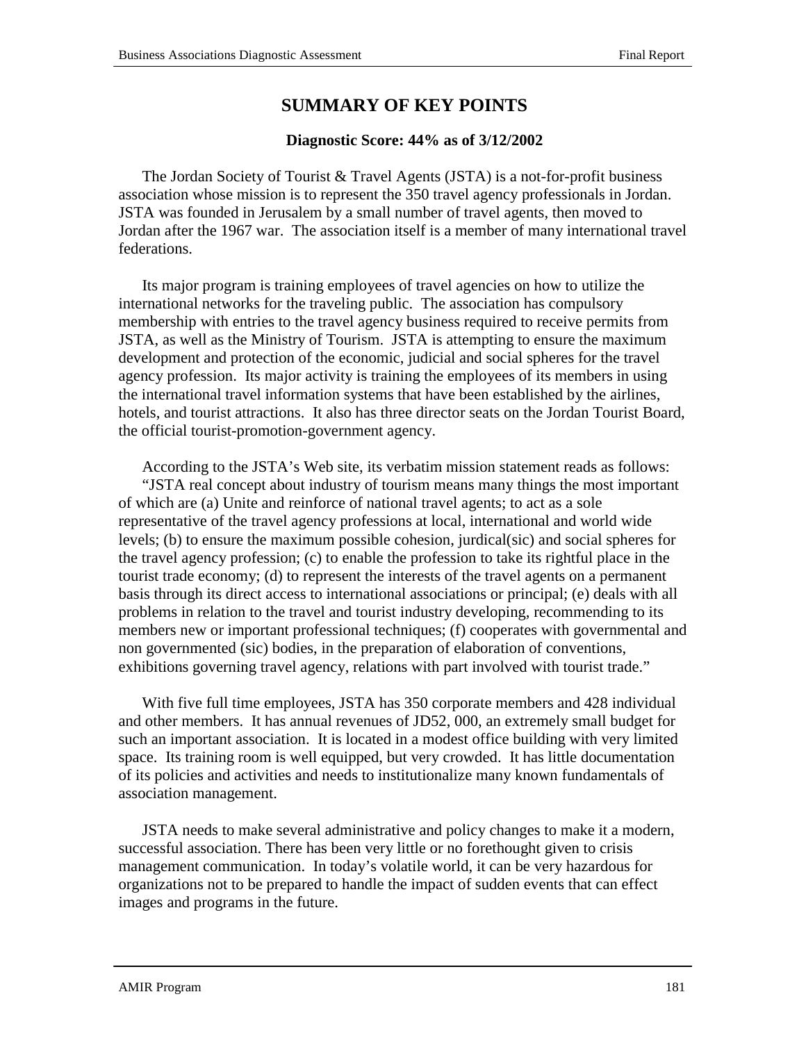## SUMMARY OF KEY POINTS

**Diagnostic Score: 44% as of 3/12/2002**

The Jordan Society of Tourist & Travel Agents (JSTA) is a not-for-profit business association whose mission is to represent the 350 travel agency professionals in Jordan. JSTA was founded in Jerusalem by a small number of travel agents, then moved to Jordan after the 1967 war. The association itself is a member of many international travel federations.

Its major program is training employees of travel agencies on how to utilize the international networks for the traveling public. The association has compulsory membership with entries to the travel agency business required to receive permits from JSTA, as well as the Ministry of Tourism. JSTA is attempting to ensure the maximum development and protection of the economic, judicial and social spheres for the travel agency profession. Its major activity is training the employees of its members in using the international travel information systems that have been established by the airlines, hotels, and tourist attractions. It also has three director seats on the Jordan Tourist Board, the official tourist-promotion-government agency.

According to the JSTA's Web site, its verbatim mission statement reads as follows:
"JSTA real concept about industry of tourism means many things the most important of which are (a) Unite and reinforce of national travel agents; to act as a sole representative of the travel agency professions at local, international and world wide levels; (b) to ensure the maximum possible cohesion, jurdical(sic) and social spheres for the travel agency profession; (c) to enable the profession to take its rightful place in the tourist trade economy; (d) to represent the interests of the travel agents on a permanent basis through its direct access to international associations or principal; (e) deals with all problems in relation to the travel and tourist industry developing, recommending to its members new or important professional techniques; (f) cooperates with governmental and non governmented (sic) bodies, in the preparation of elaboration of conventions, exhibitions governing travel agency, relations with part involved with tourist trade."

With five full time employees, JSTA has 350 corporate members and 428 individual and other members. It has annual revenues of JD52, 000, an extremely small budget for such an important association. It is located in a modest office building with very limited space. Its training room is well equipped, but very crowded. It has little documentation of its policies and activities and needs to institutionalize many known fundamentals of association management.

JSTA needs to make several administrative and policy changes to make it a modern, successful association. There has been very little or no forethought given to crisis management communication. In today's volatile world, it can be very hazardous for organizations not to be prepared to handle the impact of sudden events that can effect images and programs in the future.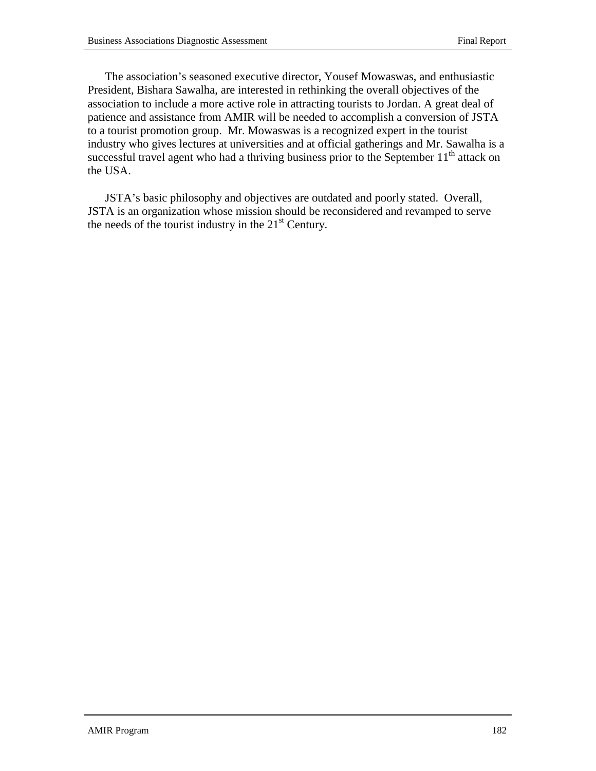The association's seasoned executive director, Yousef Mowaswas, and enthusiastic President, Bishara Sawalha, are interested in rethinking the overall objectives of the association to include a more active role in attracting tourists to Jordan. A great deal of patience and assistance from AMIR will be needed to accomplish a conversion of JSTA to a tourist promotion group. Mr. Mowaswas is a recognized expert in the tourist industry who gives lectures at universities and at official gatherings and Mr. Sawalha is a successful travel agent who had a thriving business prior to the September 11th attack on the USA.

JSTA's basic philosophy and objectives are outdated and poorly stated. Overall, JSTA is an organization whose mission should be reconsidered and revamped to serve the needs of the tourist industry in the 21st Century.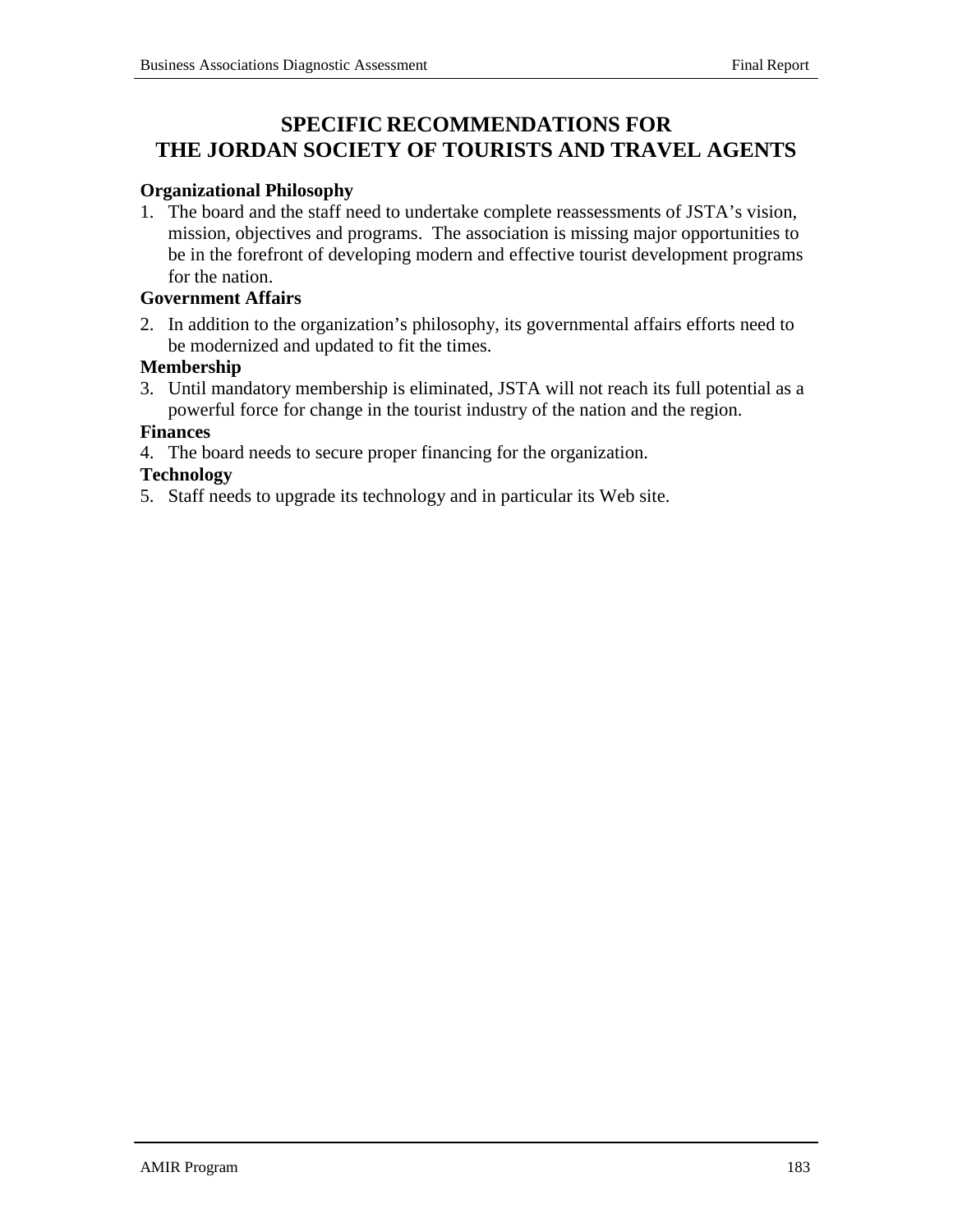# SPECIFIC RECOMMENDATIONS FOR THE JORDAN SOCIETY OF TOURISTS AND TRAVEL AGENTS

**Organizational Philosophy**

1. The board and the staff need to undertake complete reassessments of JSTA's vision, mission, objectives and programs. The association is missing major opportunities to be in the forefront of developing modern and effective tourist development programs for the nation.

**Government Affairs**

2. In addition to the organization's philosophy, its governmental affairs efforts need to be modernized and updated to fit the times.

**Membership**

3. Until mandatory membership is eliminated, JSTA will not reach its full potential as a powerful force for change in the tourist industry of the nation and the region.

**Finances**

4. The board needs to secure proper financing for the organization.

**Technology**

5. Staff needs to upgrade its technology and in particular its Web site.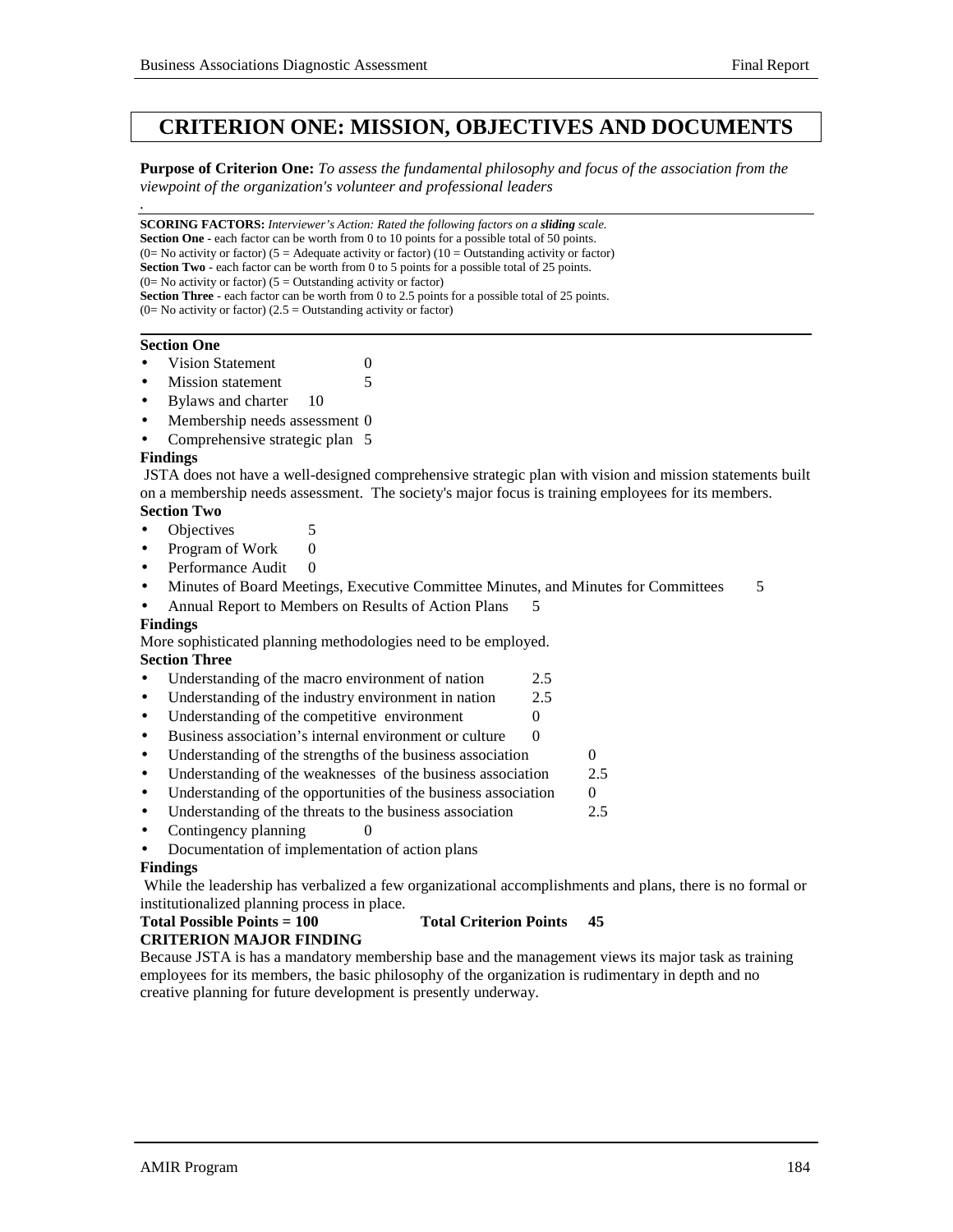# CRITERION ONE: MISSION, OBJECTIVES AND DOCUMENTS

**Purpose of Criterion One:** *To assess the fundamental philosophy and focus of the association from the viewpoint of the organization's volunteer and professional leaders*

.

**SCORING FACTORS:** *Interviewer's Action: Rated the following factors on a **sliding** scale.*
**Section One** - each factor can be worth from 0 to 10 points for a possible total of 50 points.
(0= No activity or factor) (5 = Adequate activity or factor) (10 = Outstanding activity or factor)
**Section Two** - each factor can be worth from 0 to 5 points for a possible total of 25 points.
(0= No activity or factor) (5 = Outstanding activity or factor)
**Section Three** - each factor can be worth from 0 to 2.5 points for a possible total of 25 points.
(0= No activity or factor) (2.5 = Outstanding activity or factor)

**Section One**

- Vision Statement 0
- Mission statement 5
- Bylaws and charter 10
- Membership needs assessment 0
- Comprehensive strategic plan 5

**Findings**

JSTA does not have a well-designed comprehensive strategic plan with vision and mission statements built on a membership needs assessment. The society's major focus is training employees for its members.

**Section Two**

- Objectives 5
- Program of Work 0
- Performance Audit 0
- Minutes of Board Meetings, Executive Committee Minutes, and Minutes for Committees 5
- Annual Report to Members on Results of Action Plans 5

**Findings**

More sophisticated planning methodologies need to be employed.

**Section Three**

- Understanding of the macro environment of nation 2.5
- Understanding of the industry environment in nation 2.5
- Understanding of the competitive environment 0
- Business association's internal environment or culture 0
- Understanding of the strengths of the business association 0
- Understanding of the weaknesses of the business association 2.5
- Understanding of the opportunities of the business association 0
- Understanding of the threats to the business association 2.5
- Contingency planning 0
- Documentation of implementation of action plans

**Findings**

While the leadership has verbalized a few organizational accomplishments and plans, there is no formal or institutionalized planning process in place.

**Total Possible Points = 100** **Total Criterion Points 45**

**CRITERION MAJOR FINDING**

Because JSTA is has a mandatory membership base and the management views its major task as training employees for its members, the basic philosophy of the organization is rudimentary in depth and no creative planning for future development is presently underway.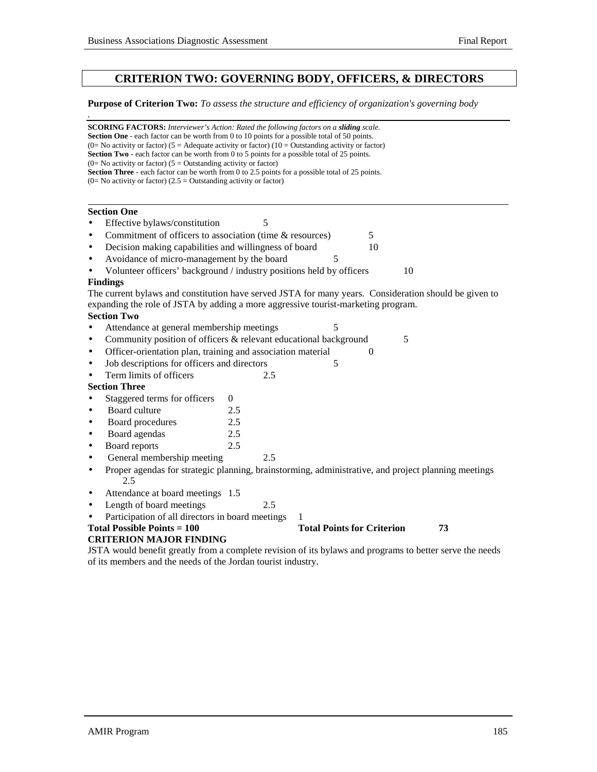## CRITERION TWO: GOVERNING BODY, OFFICERS, & DIRECTORS

**Purpose of Criterion Two:** *To assess the structure and efficiency of organization's governing body*

.

**SCORING FACTORS:** *Interviewer's Action: Rated the following factors on a **sliding** scale.*
**Section One** - each factor can be worth from 0 to 10 points for a possible total of 50 points.
(0= No activity or factor) (5 = Adequate activity or factor) (10 = Outstanding activity or factor)
**Section Two** - each factor can be worth from 0 to 5 points for a possible total of 25 points.
(0= No activity or factor) (5 = Outstanding activity or factor)
**Section Three** - each factor can be worth from 0 to 2.5 points for a possible total of 25 points.
(0= No activity or factor) (2.5 = Outstanding activity or factor)

**Section One**

- Effective bylaws/constitution 5
- Commitment of officers to association (time & resources) 5
- Decision making capabilities and willingness of board 10
- Avoidance of micro-management by the board 5
- Volunteer officers' background / industry positions held by officers 10

**Findings**

The current bylaws and constitution have served JSTA for many years. Consideration should be given to expanding the role of JSTA by adding a more aggressive tourist-marketing program.

**Section Two**

- Attendance at general membership meetings 5
- Community position of officers & relevant educational background 5
- Officer-orientation plan, training and association material 0
- Job descriptions for officers and directors 5
- Term limits of officers 2.5

**Section Three**

- Staggered terms for officers 0
- Board culture 2.5
- Board procedures 2.5
- Board agendas 2.5
- Board reports 2.5
- General membership meeting 2.5
- Proper agendas for strategic planning, brainstorming, administrative, and project planning meetings 2.5
- Attendance at board meetings 1.5
- Length of board meetings 2.5
- Participation of all directors in board meetings 1

**Total Possible Points = 100** **Total Points for Criterion 73**

**CRITERION MAJOR FINDING**

JSTA would benefit greatly from a complete revision of its bylaws and programs to better serve the needs of its members and the needs of the Jordan tourist industry.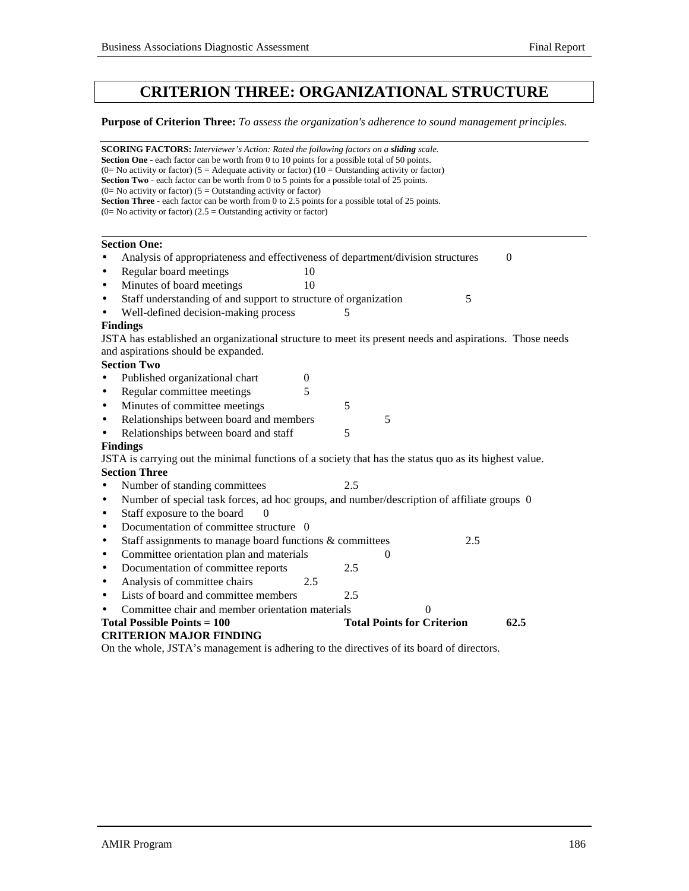# CRITERION THREE: ORGANIZATIONAL STRUCTURE

**Purpose of Criterion Three:** *To assess the organization's adherence to sound management principles.*

**SCORING FACTORS:** *Interviewer's Action: Rated the following factors on a **sliding** scale.*
**Section One** - each factor can be worth from 0 to 10 points for a possible total of 50 points.
(0= No activity or factor) (5 = Adequate activity or factor) (10 = Outstanding activity or factor)
**Section Two** - each factor can be worth from 0 to 5 points for a possible total of 25 points.
(0= No activity or factor) (5 = Outstanding activity or factor)
**Section Three** - each factor can be worth from 0 to 2.5 points for a possible total of 25 points.
(0= No activity or factor) (2.5 = Outstanding activity or factor)

**Section One:**

- Analysis of appropriateness and effectiveness of department/division structures 0
- Regular board meetings 10
- Minutes of board meetings 10
- Staff understanding of and support to structure of organization 5
- Well-defined decision-making process 5

**Findings**

JSTA has established an organizational structure to meet its present needs and aspirations. Those needs and aspirations should be expanded.

**Section Two**

- Published organizational chart 0
- Regular committee meetings 5
- Minutes of committee meetings 5
- Relationships between board and members 5
- Relationships between board and staff 5

**Findings**

JSTA is carrying out the minimal functions of a society that has the status quo as its highest value.

**Section Three**

- Number of standing committees 2.5
- Number of special task forces, ad hoc groups, and number/description of affiliate groups 0
- Staff exposure to the board 0
- Documentation of committee structure 0
- Staff assignments to manage board functions & committees 2.5
- Committee orientation plan and materials 0
- Documentation of committee reports 2.5
- Analysis of committee chairs 2.5
- Lists of board and committee members 2.5
- Committee chair and member orientation materials 0

**Total Possible Points = 100** **Total Points for Criterion 62.5**

**CRITERION MAJOR FINDING**

On the whole, JSTA's management is adhering to the directives of its board of directors.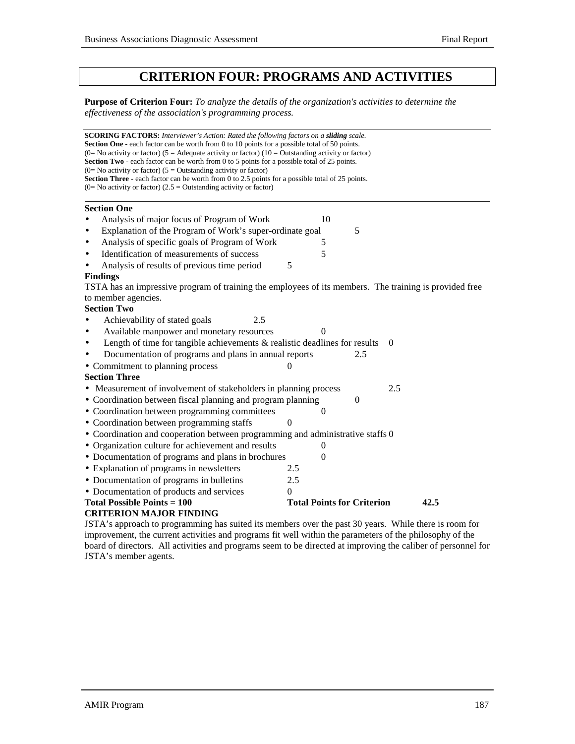# CRITERION FOUR: PROGRAMS AND ACTIVITIES

**Purpose of Criterion Four:** *To analyze the details of the organization's activities to determine the effectiveness of the association's programming process.*

**SCORING FACTORS:** *Interviewer's Action: Rated the following factors on a* ***sliding*** *scale.*
**Section One** - each factor can be worth from 0 to 10 points for a possible total of 50 points.
(0= No activity or factor) (5 = Adequate activity or factor) (10 = Outstanding activity or factor)
**Section Two** - each factor can be worth from 0 to 5 points for a possible total of 25 points.
(0= No activity or factor) (5 = Outstanding activity or factor)
**Section Three** - each factor can be worth from 0 to 2.5 points for a possible total of 25 points.
(0= No activity or factor) (2.5 = Outstanding activity or factor)

**Section One**

- Analysis of major focus of Program of Work 10
- Explanation of the Program of Work's super-ordinate goal 5
- Analysis of specific goals of Program of Work 5
- Identification of measurements of success 5
- Analysis of results of previous time period 5

**Findings**

TSTA has an impressive program of training the employees of its members. The training is provided free to member agencies.

**Section Two**

- Achievability of stated goals 2.5
- Available manpower and monetary resources 0
- Length of time for tangible achievements & realistic deadlines for results 0
- Documentation of programs and plans in annual reports 2.5
- Commitment to planning process 0

**Section Three**

- Measurement of involvement of stakeholders in planning process 2.5
- Coordination between fiscal planning and program planning 0
- Coordination between programming committees 0
- Coordination between programming staffs 0
- Coordination and cooperation between programming and administrative staffs 0
- Organization culture for achievement and results 0
- Documentation of programs and plans in brochures 0
- Explanation of programs in newsletters 2.5
- Documentation of programs in bulletins 2.5
- Documentation of products and services 0

**Total Possible Points = 100** **Total Points for Criterion 42.5**

**CRITERION MAJOR FINDING**

JSTA's approach to programming has suited its members over the past 30 years. While there is room for improvement, the current activities and programs fit well within the parameters of the philosophy of the board of directors. All activities and programs seem to be directed at improving the caliber of personnel for JSTA's member agents.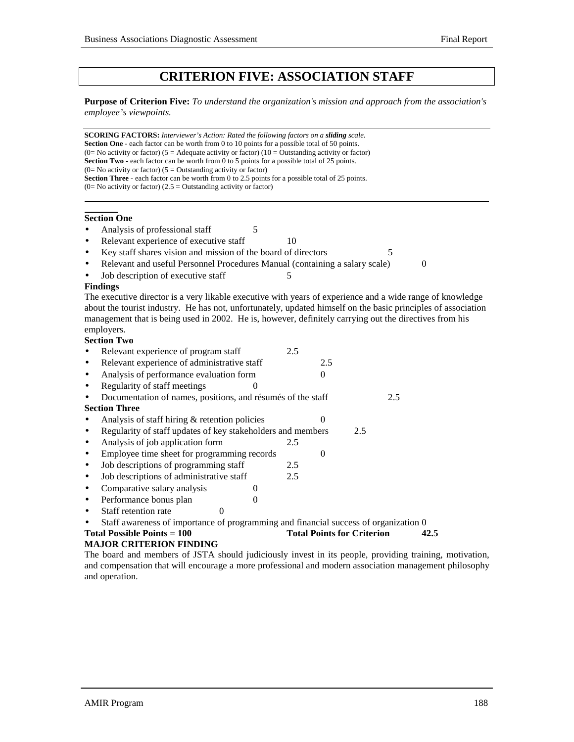# CRITERION FIVE: ASSOCIATION STAFF

**Purpose of Criterion Five:** *To understand the organization's mission and approach from the association's employee's viewpoints.*

**SCORING FACTORS:** *Interviewer's Action: Rated the following factors on a* ***sliding*** *scale.*
**Section One** - each factor can be worth from 0 to 10 points for a possible total of 50 points.
(0= No activity or factor) (5 = Adequate activity or factor) (10 = Outstanding activity or factor)
**Section Two** - each factor can be worth from 0 to 5 points for a possible total of 25 points.
(0= No activity or factor) (5 = Outstanding activity or factor)
**Section Three** - each factor can be worth from 0 to 2.5 points for a possible total of 25 points.
(0= No activity or factor) (2.5 = Outstanding activity or factor)

**Section One**

- Analysis of professional staff 5
- Relevant experience of executive staff 10
- Key staff shares vision and mission of the board of directors 5
- Relevant and useful Personnel Procedures Manual (containing a salary scale) 0
- Job description of executive staff 5

**Findings**

The executive director is a very likable executive with years of experience and a wide range of knowledge about the tourist industry. He has not, unfortunately, updated himself on the basic principles of association management that is being used in 2002. He is, however, definitely carrying out the directives from his employers.

**Section Two**

- Relevant experience of program staff 2.5
- Relevant experience of administrative staff 2.5
- Analysis of performance evaluation form 0
- Regularity of staff meetings 0
- Documentation of names, positions, and résumés of the staff 2.5

**Section Three**

- Analysis of staff hiring & retention policies 0
- Regularity of staff updates of key stakeholders and members 2.5
- Analysis of job application form 2.5
- Employee time sheet for programming records 0
- Job descriptions of programming staff 2.5
- Job descriptions of administrative staff 2.5
- Comparative salary analysis 0
- Performance bonus plan 0
- Staff retention rate 0
- Staff awareness of importance of programming and financial success of organization 0

**Total Possible Points = 100** **Total Points for Criterion 42.5**

**MAJOR CRITERION FINDING**

The board and members of JSTA should judiciously invest in its people, providing training, motivation, and compensation that will encourage a more professional and modern association management philosophy and operation.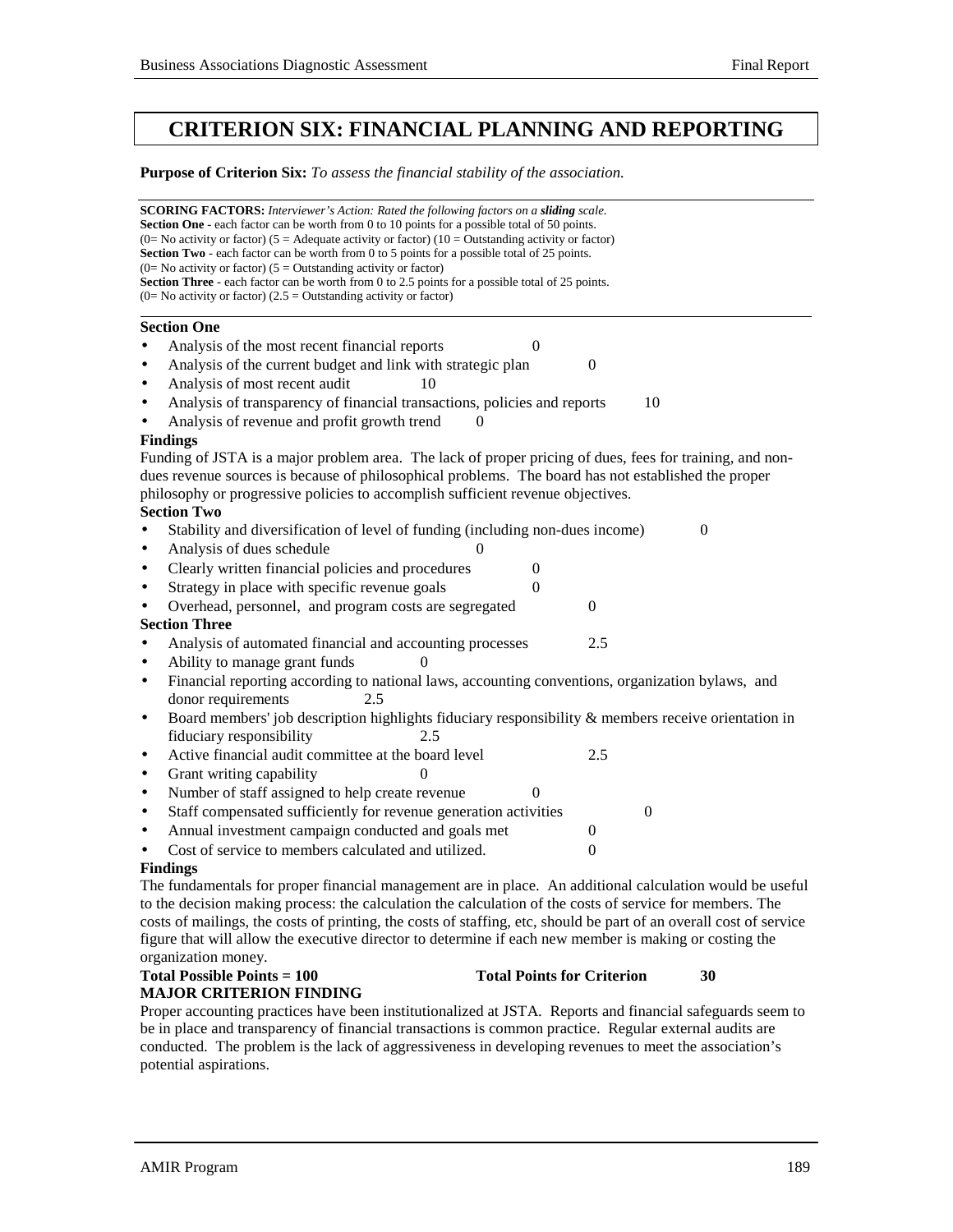# CRITERION SIX: FINANCIAL PLANNING AND REPORTING

**Purpose of Criterion Six:** *To assess the financial stability of the association.*

**SCORING FACTORS:** *Interviewer's Action: Rated the following factors on a **sliding** scale.*
**Section One** - each factor can be worth from 0 to 10 points for a possible total of 50 points.
(0= No activity or factor) (5 = Adequate activity or factor) (10 = Outstanding activity or factor)
**Section Two** - each factor can be worth from 0 to 5 points for a possible total of 25 points.
(0= No activity or factor) (5 = Outstanding activity or factor)
**Section Three** - each factor can be worth from 0 to 2.5 points for a possible total of 25 points.
(0= No activity or factor) (2.5 = Outstanding activity or factor)

**Section One**

- Analysis of the most recent financial reports 0
- Analysis of the current budget and link with strategic plan 0
- Analysis of most recent audit 10
- Analysis of transparency of financial transactions, policies and reports 10
- Analysis of revenue and profit growth trend 0

**Findings**

Funding of JSTA is a major problem area. The lack of proper pricing of dues, fees for training, and non-dues revenue sources is because of philosophical problems. The board has not established the proper philosophy or progressive policies to accomplish sufficient revenue objectives.

**Section Two**

- Stability and diversification of level of funding (including non-dues income) 0
- Analysis of dues schedule 0
- Clearly written financial policies and procedures 0
- Strategy in place with specific revenue goals 0
- Overhead, personnel, and program costs are segregated 0

**Section Three**

- Analysis of automated financial and accounting processes 2.5
- Ability to manage grant funds 0
- Financial reporting according to national laws, accounting conventions, organization bylaws, and donor requirements 2.5
- Board members' job description highlights fiduciary responsibility & members receive orientation in fiduciary responsibility 2.5
- Active financial audit committee at the board level 2.5
- Grant writing capability 0
- Number of staff assigned to help create revenue 0
- Staff compensated sufficiently for revenue generation activities 0
- Annual investment campaign conducted and goals met 0
- Cost of service to members calculated and utilized. 0

**Findings**

The fundamentals for proper financial management are in place. An additional calculation would be useful to the decision making process: the calculation the calculation of the costs of service for members. The costs of mailings, the costs of printing, the costs of staffing, etc, should be part of an overall cost of service figure that will allow the executive director to determine if each new member is making or costing the organization money.

**Total Possible Points = 100** **Total Points for Criterion 30**

**MAJOR CRITERION FINDING**

Proper accounting practices have been institutionalized at JSTA. Reports and financial safeguards seem to be in place and transparency of financial transactions is common practice. Regular external audits are conducted. The problem is the lack of aggressiveness in developing revenues to meet the association's potential aspirations.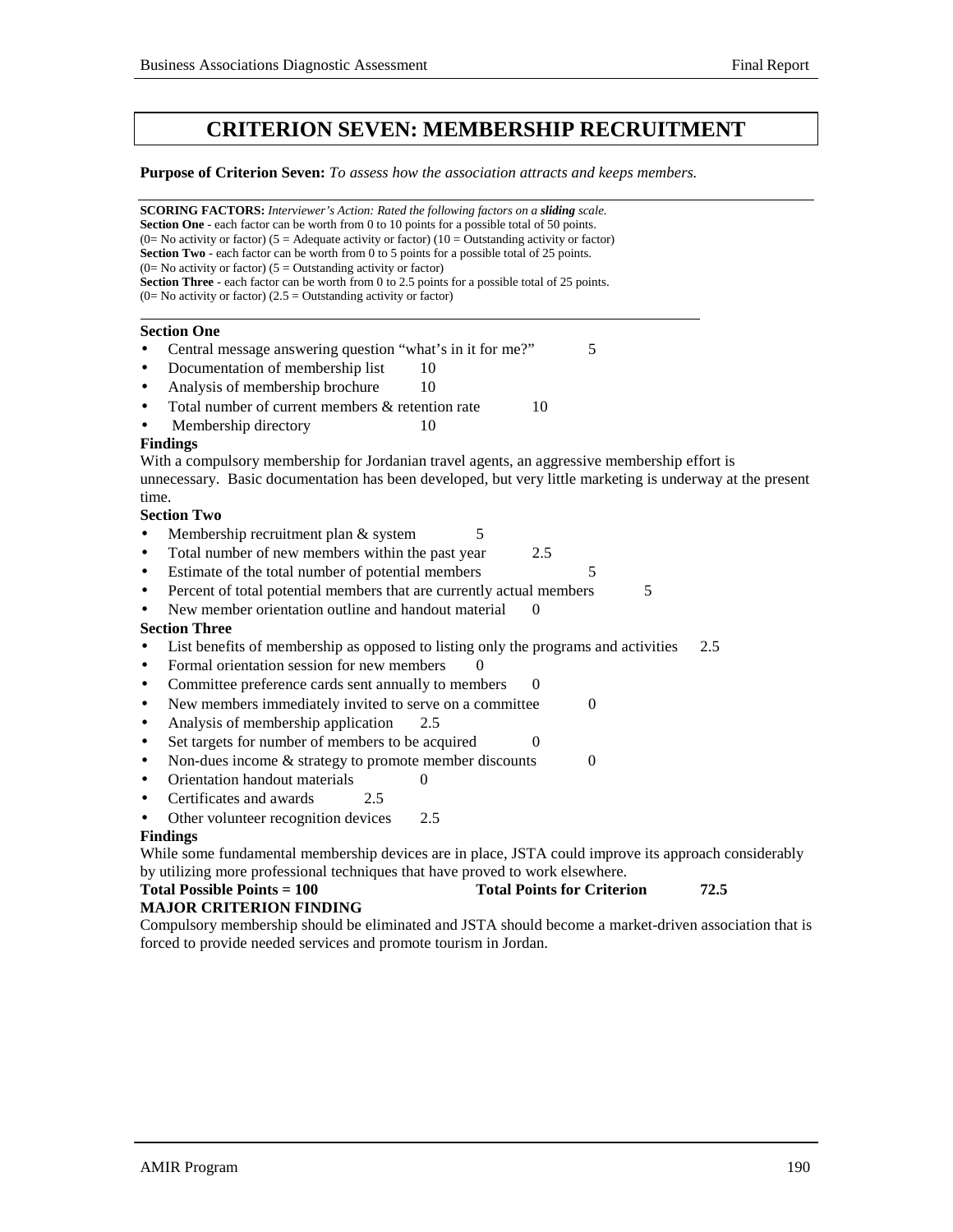# CRITERION SEVEN: MEMBERSHIP RECRUITMENT

**Purpose of Criterion Seven:** *To assess how the association attracts and keeps members.*

**SCORING FACTORS:** *Interviewer's Action: Rated the following factors on a* ***sliding*** *scale.*
**Section One** - each factor can be worth from 0 to 10 points for a possible total of 50 points.
(0= No activity or factor) (5 = Adequate activity or factor) (10 = Outstanding activity or factor)
**Section Two** - each factor can be worth from 0 to 5 points for a possible total of 25 points.
(0= No activity or factor) (5 = Outstanding activity or factor)
**Section Three** - each factor can be worth from 0 to 2.5 points for a possible total of 25 points.
(0= No activity or factor) (2.5 = Outstanding activity or factor)

**Section One**

- Central message answering question "what's in it for me?" 5
- Documentation of membership list 10
- Analysis of membership brochure 10
- Total number of current members & retention rate 10
- Membership directory 10

**Findings**

With a compulsory membership for Jordanian travel agents, an aggressive membership effort is unnecessary. Basic documentation has been developed, but very little marketing is underway at the present time.

**Section Two**

- Membership recruitment plan & system 5
- Total number of new members within the past year 2.5
- Estimate of the total number of potential members 5
- Percent of total potential members that are currently actual members 5
- New member orientation outline and handout material 0

**Section Three**

- List benefits of membership as opposed to listing only the programs and activities 2.5
- Formal orientation session for new members 0
- Committee preference cards sent annually to members 0
- New members immediately invited to serve on a committee 0
- Analysis of membership application 2.5
- Set targets for number of members to be acquired 0
- Non-dues income & strategy to promote member discounts 0
- Orientation handout materials 0
- Certificates and awards 2.5
- Other volunteer recognition devices 2.5

**Findings**

While some fundamental membership devices are in place, JSTA could improve its approach considerably by utilizing more professional techniques that have proved to work elsewhere.

**Total Possible Points = 100** **Total Points for Criterion 72.5**

**MAJOR CRITERION FINDING**

Compulsory membership should be eliminated and JSTA should become a market-driven association that is forced to provide needed services and promote tourism in Jordan.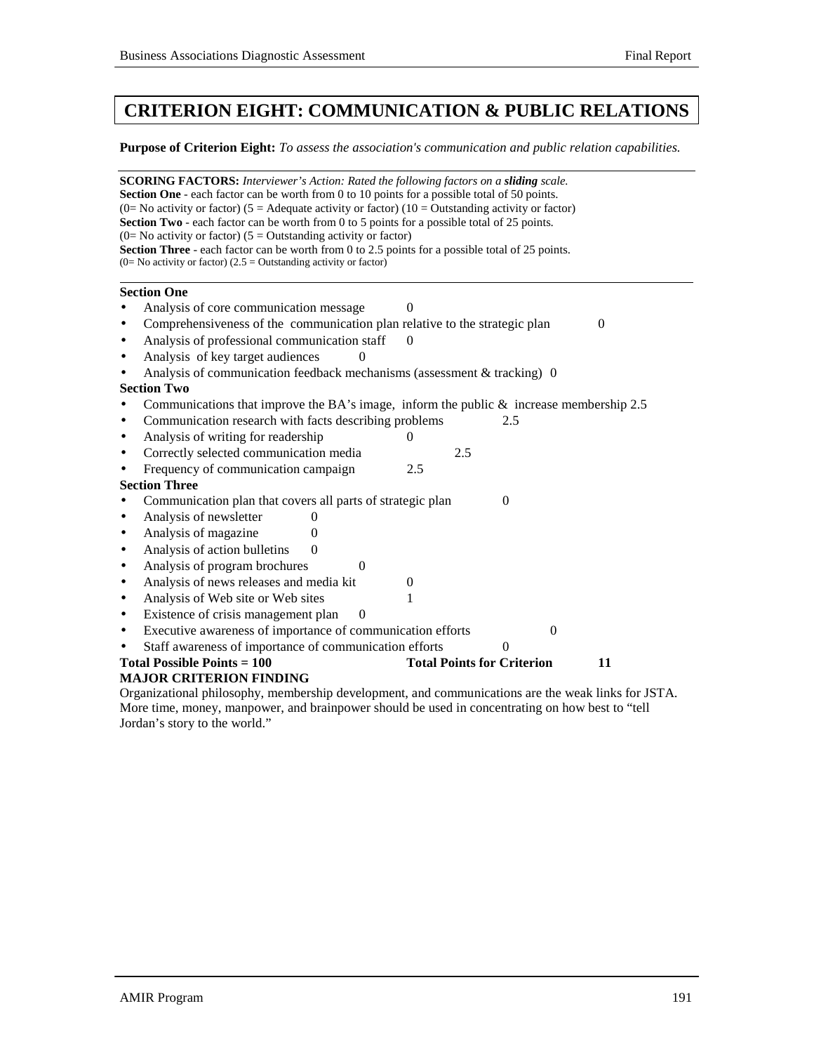# CRITERION EIGHT: COMMUNICATION & PUBLIC RELATIONS

**Purpose of Criterion Eight:** *To assess the association's communication and public relation capabilities.*

---

**SCORING FACTORS:** *Interviewer's Action: Rated the following factors on a **sliding** scale.*
**Section One** - each factor can be worth from 0 to 10 points for a possible total of 50 points.
(0= No activity or factor) (5 = Adequate activity or factor) (10 = Outstanding activity or factor)
**Section Two** - each factor can be worth from 0 to 5 points for a possible total of 25 points.
(0= No activity or factor) (5 = Outstanding activity or factor)
**Section Three** - each factor can be worth from 0 to 2.5 points for a possible total of 25 points.
(0= No activity or factor) (2.5 = Outstanding activity or factor)

---

**Section One**

- Analysis of core communication message 0
- Comprehensiveness of the communication plan relative to the strategic plan 0
- Analysis of professional communication staff 0
- Analysis of key target audiences 0
- Analysis of communication feedback mechanisms (assessment & tracking) 0

**Section Two**

- Communications that improve the BA's image, inform the public & increase membership 2.5
- Communication research with facts describing problems 2.5
- Analysis of writing for readership 0
- Correctly selected communication media 2.5
- Frequency of communication campaign 2.5

**Section Three**

- Communication plan that covers all parts of strategic plan 0
- Analysis of newsletter 0
- Analysis of magazine 0
- Analysis of action bulletins 0
- Analysis of program brochures 0
- Analysis of news releases and media kit 0
- Analysis of Web site or Web sites 1
- Existence of crisis management plan 0
- Executive awareness of importance of communication efforts 0
- Staff awareness of importance of communication efforts 0

**Total Possible Points = 100** **Total Points for Criterion 11**

**MAJOR CRITERION FINDING**

Organizational philosophy, membership development, and communications are the weak links for JSTA. More time, money, manpower, and brainpower should be used in concentrating on how best to "tell Jordan's story to the world."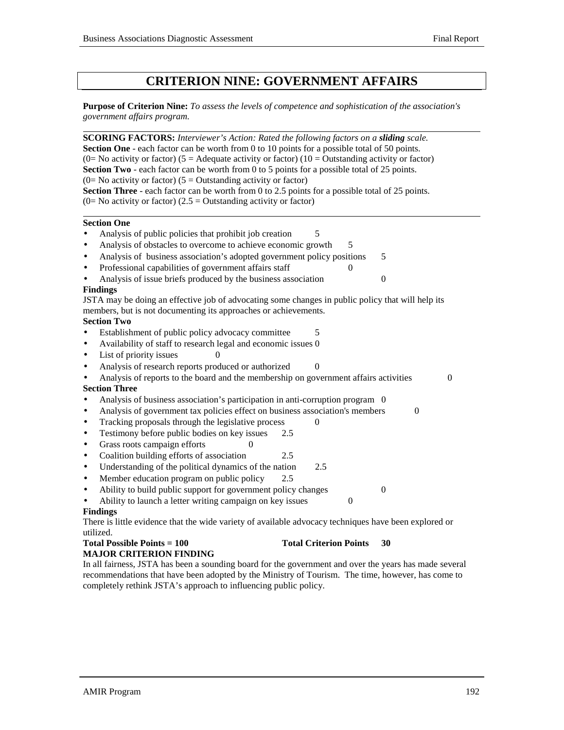# CRITERION NINE: GOVERNMENT AFFAIRS

**Purpose of Criterion Nine:** *To assess the levels of competence and sophistication of the association's government affairs program.*

---

**SCORING FACTORS:** *Interviewer's Action: Rated the following factors on a* ***sliding*** *scale.*
**Section One** - each factor can be worth from 0 to 10 points for a possible total of 50 points.
(0= No activity or factor) (5 = Adequate activity or factor) (10 = Outstanding activity or factor)
**Section Two** - each factor can be worth from 0 to 5 points for a possible total of 25 points.
(0= No activity or factor) (5 = Outstanding activity or factor)
**Section Three** - each factor can be worth from 0 to 2.5 points for a possible total of 25 points.
(0= No activity or factor) (2.5 = Outstanding activity or factor)

---

**Section One**

- Analysis of public policies that prohibit job creation 5
- Analysis of obstacles to overcome to achieve economic growth 5
- Analysis of business association's adopted government policy positions 5
- Professional capabilities of government affairs staff 0
- Analysis of issue briefs produced by the business association 0

**Findings**

JSTA may be doing an effective job of advocating some changes in public policy that will help its members, but is not documenting its approaches or achievements.

**Section Two**

- Establishment of public policy advocacy committee 5
- Availability of staff to research legal and economic issues 0
- List of priority issues 0
- Analysis of research reports produced or authorized 0
- Analysis of reports to the board and the membership on government affairs activities 0

**Section Three**

- Analysis of business association's participation in anti-corruption program 0
- Analysis of government tax policies effect on business association's members 0
- Tracking proposals through the legislative process 0
- Testimony before public bodies on key issues 2.5
- Grass roots campaign efforts 0
- Coalition building efforts of association 2.5
- Understanding of the political dynamics of the nation 2.5
- Member education program on public policy 2.5
- Ability to build public support for government policy changes 0
- Ability to launch a letter writing campaign on key issues 0

**Findings**

There is little evidence that the wide variety of available advocacy techniques have been explored or utilized.

**Total Possible Points = 100** **Total Criterion Points 30**

**MAJOR CRITERION FINDING**

In all fairness, JSTA has been a sounding board for the government and over the years has made several recommendations that have been adopted by the Ministry of Tourism. The time, however, has come to completely rethink JSTA's approach to influencing public policy.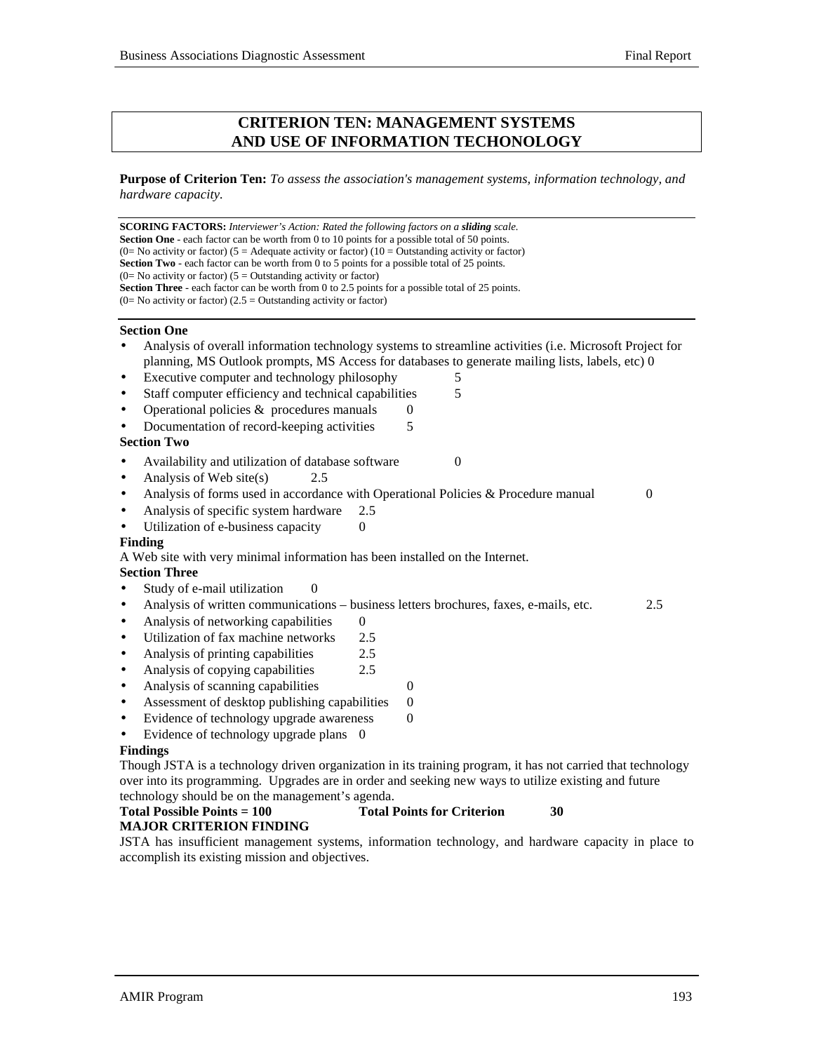# CRITERION TEN: MANAGEMENT SYSTEMS AND USE OF INFORMATION TECHONOLOGY

**Purpose of Criterion Ten:** *To assess the association's management systems, information technology, and hardware capacity.*

---

**SCORING FACTORS:** *Interviewer's Action: Rated the following factors on a* ***sliding*** *scale.*
**Section One** - each factor can be worth from 0 to 10 points for a possible total of 50 points.
(0= No activity or factor) (5 = Adequate activity or factor) (10 = Outstanding activity or factor)
**Section Two** - each factor can be worth from 0 to 5 points for a possible total of 25 points.
(0= No activity or factor) (5 = Outstanding activity or factor)
**Section Three** - each factor can be worth from 0 to 2.5 points for a possible total of 25 points.
(0= No activity or factor) (2.5 = Outstanding activity or factor)

---

**Section One**

- Analysis of overall information technology systems to streamline activities (i.e. Microsoft Project for planning, MS Outlook prompts, MS Access for databases to generate mailing lists, labels, etc) 0
- Executive computer and technology philosophy 5
- Staff computer efficiency and technical capabilities 5
- Operational policies & procedures manuals 0
- Documentation of record-keeping activities 5

**Section Two**

- Availability and utilization of database software 0
- Analysis of Web site(s) 2.5
- Analysis of forms used in accordance with Operational Policies & Procedure manual 0
- Analysis of specific system hardware 2.5
- Utilization of e-business capacity 0

**Finding**

A Web site with very minimal information has been installed on the Internet.

**Section Three**

- Study of e-mail utilization 0
- Analysis of written communications – business letters brochures, faxes, e-mails, etc. 2.5
- Analysis of networking capabilities 0
- Utilization of fax machine networks 2.5
- Analysis of printing capabilities 2.5
- Analysis of copying capabilities 2.5
- Analysis of scanning capabilities 0
- Assessment of desktop publishing capabilities 0
- Evidence of technology upgrade awareness 0
- Evidence of technology upgrade plans 0

**Findings**

Though JSTA is a technology driven organization in its training program, it has not carried that technology over into its programming. Upgrades are in order and seeking new ways to utilize existing and future technology should be on the management's agenda.

**Total Possible Points = 100** **Total Points for Criterion** **30**

**MAJOR CRITERION FINDING**

JSTA has insufficient management systems, information technology, and hardware capacity in place to accomplish its existing mission and objectives.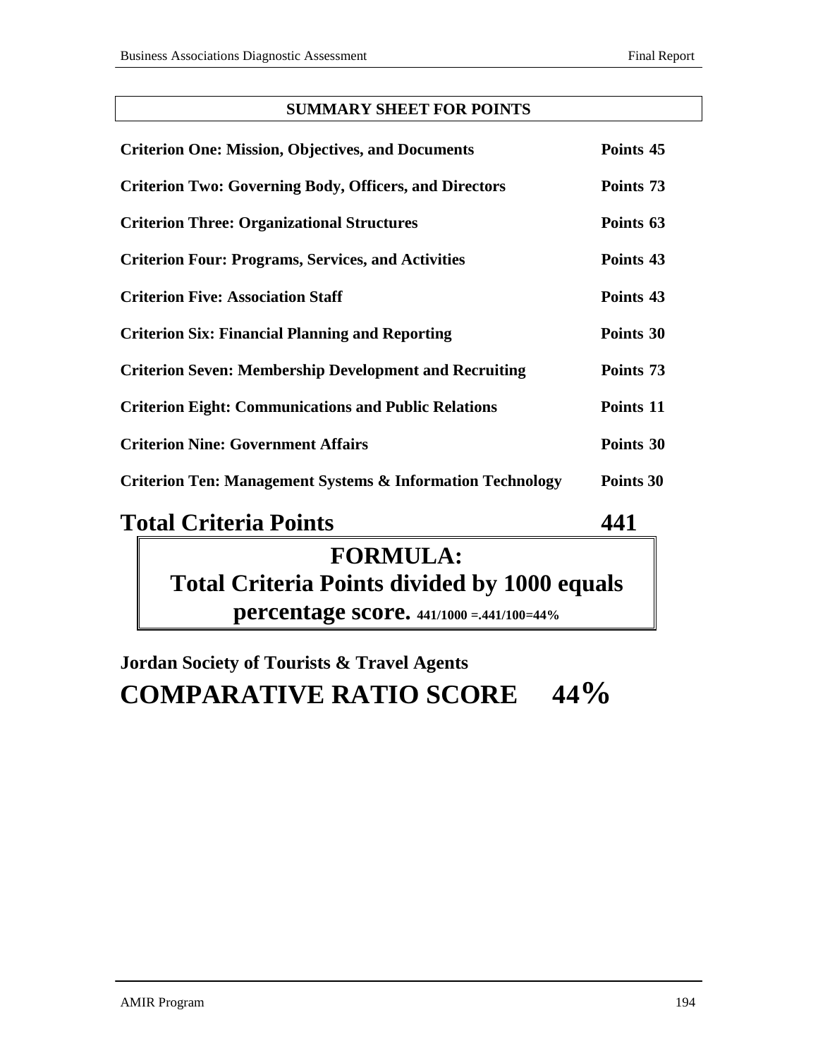**SUMMARY SHEET FOR POINTS**

| | |
|---|---|
| **Criterion One: Mission, Objectives, and Documents** | **Points 45** |
| **Criterion Two: Governing Body, Officers, and Directors** | **Points 73** |
| **Criterion Three: Organizational Structures** | **Points 63** |
| **Criterion Four: Programs, Services, and Activities** | **Points 43** |
| **Criterion Five: Association Staff** | **Points 43** |
| **Criterion Six: Financial Planning and Reporting** | **Points 30** |
| **Criterion Seven: Membership Development and Recruiting** | **Points 73** |
| **Criterion Eight: Communications and Public Relations** | **Points 11** |
| **Criterion Nine: Government Affairs** | **Points 30** |
| **Criterion Ten: Management Systems & Information Technology** | **Points 30** |
| **Total Criteria Points** | **441** |

**FORMULA:**
**Total Criteria Points divided by 1000 equals percentage score.** **441/1000 =.441/100=44%**

**Jordan Society of Tourists & Travel Agents**

**COMPARATIVE RATIO SCORE 44%**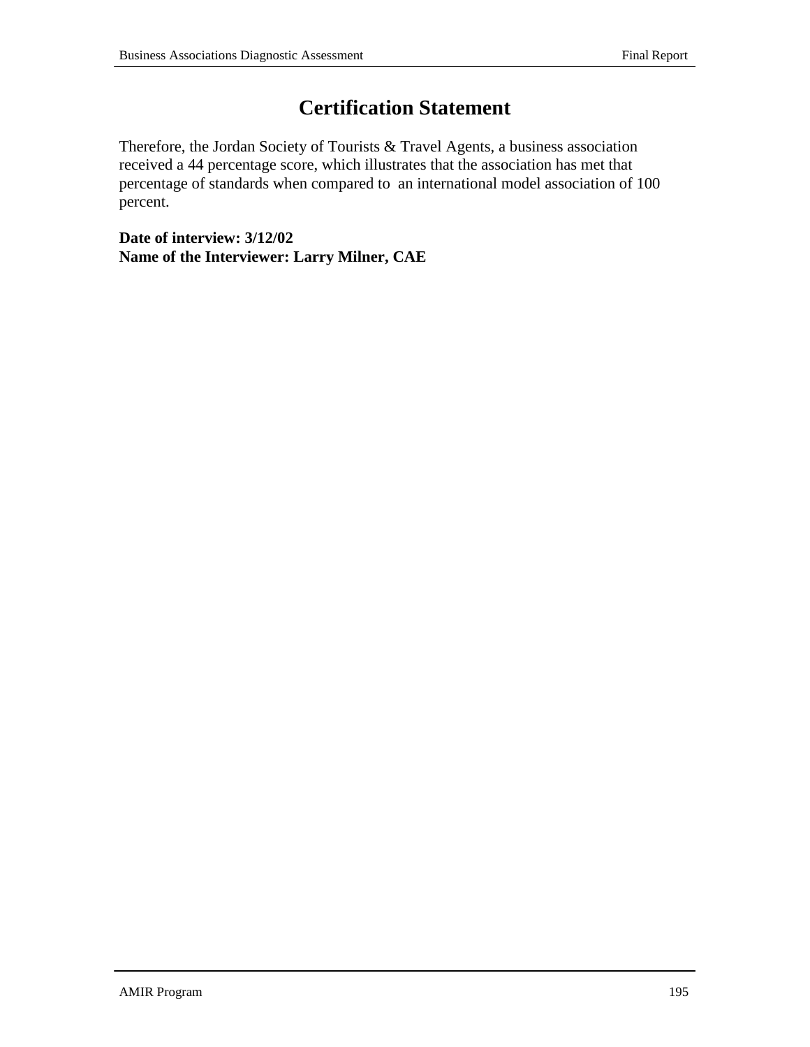# Certification Statement

Therefore, the Jordan Society of Tourists & Travel Agents, a business association received a 44 percentage score, which illustrates that the association has met that percentage of standards when compared to an international model association of 100 percent.

**Date of interview: 3/12/02**
**Name of the Interviewer: Larry Milner, CAE**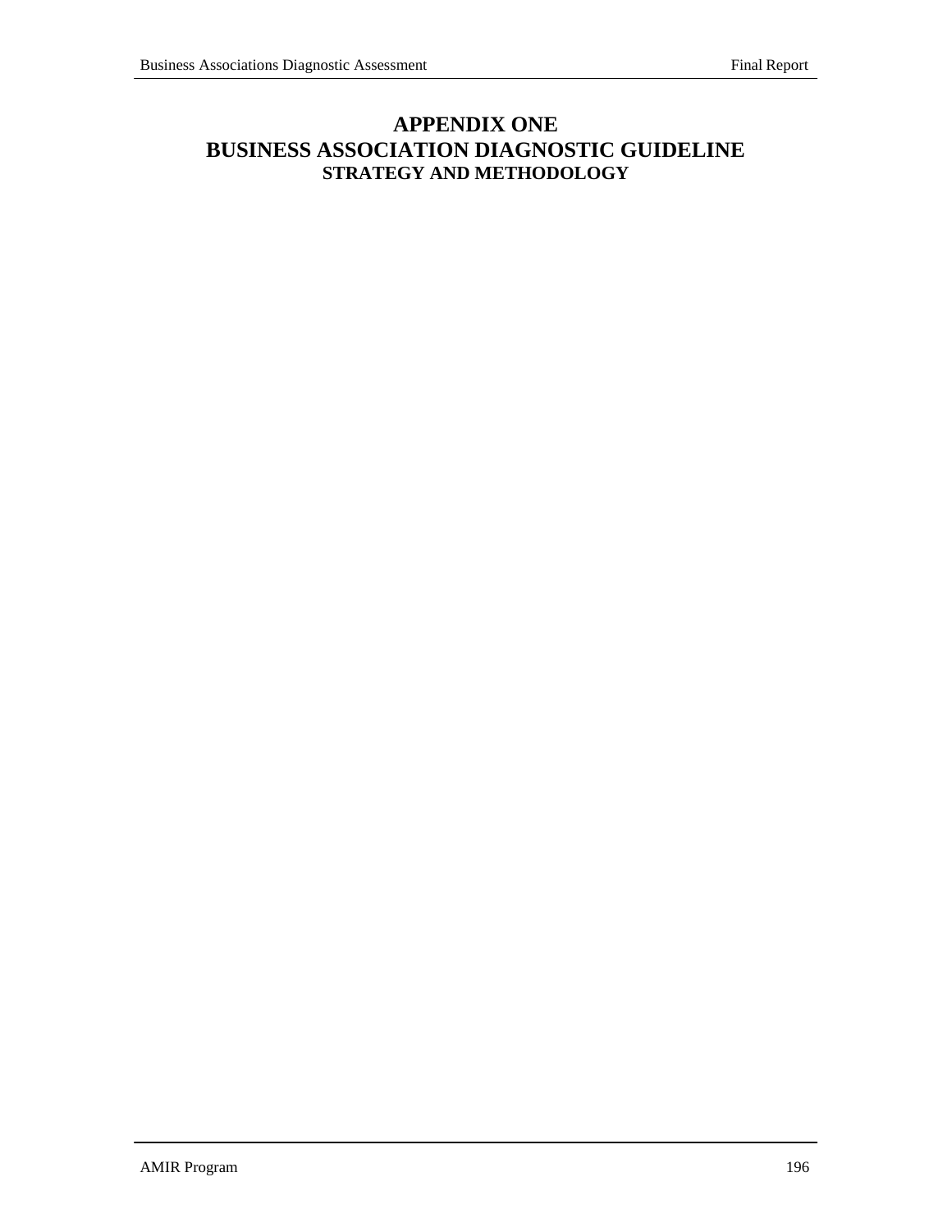# APPENDIX ONE
# BUSINESS ASSOCIATION DIAGNOSTIC GUIDELINE
## STRATEGY AND METHODOLOGY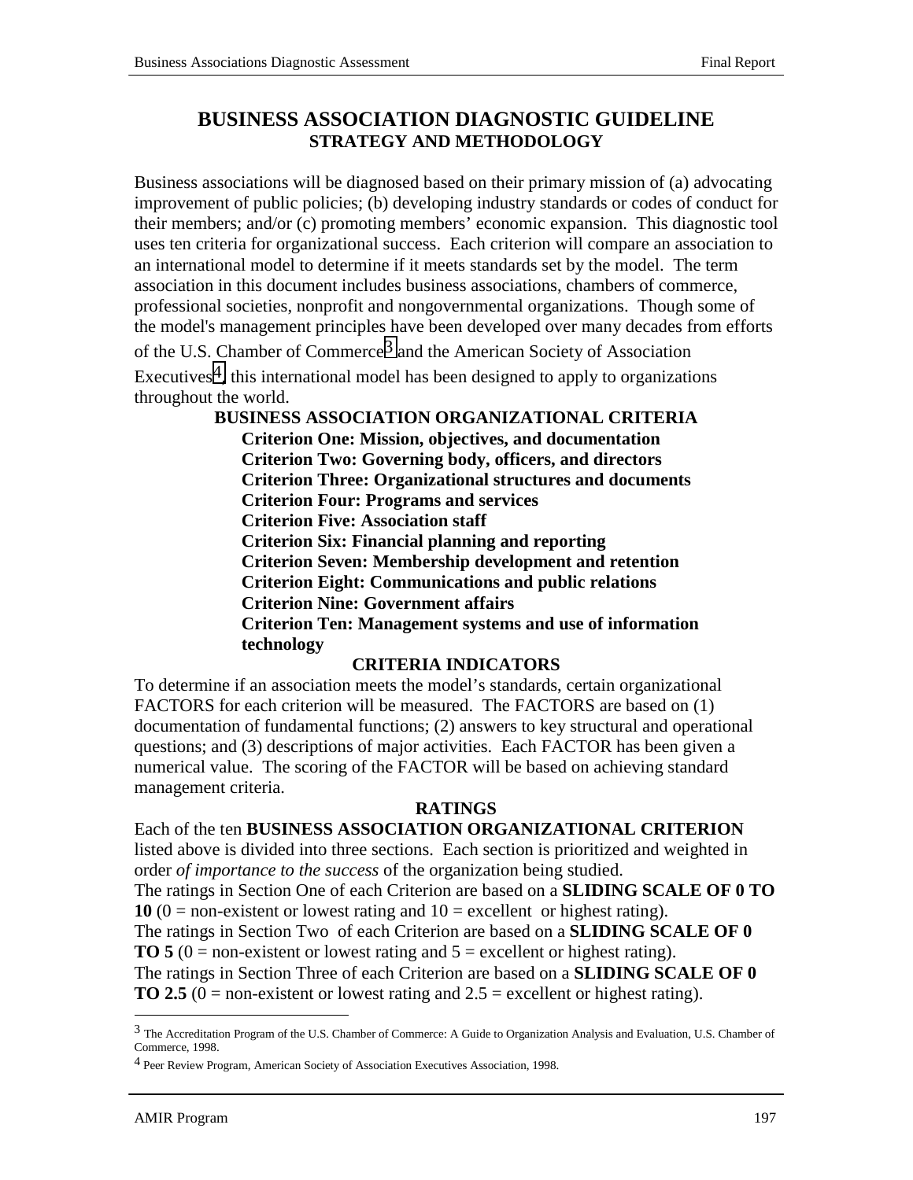# BUSINESS ASSOCIATION DIAGNOSTIC GUIDELINE
## STRATEGY AND METHODOLOGY

Business associations will be diagnosed based on their primary mission of (a) advocating improvement of public policies; (b) developing industry standards or codes of conduct for their members; and/or (c) promoting members' economic expansion. This diagnostic tool uses ten criteria for organizational success. Each criterion will compare an association to an international model to determine if it meets standards set by the model. The term association in this document includes business associations, chambers of commerce, professional societies, nonprofit and nongovernmental organizations. Though some of the model's management principles have been developed over many decades from efforts of the U.S. Chamber of Commerce[3] and the American Society of Association Executives[4], this international model has been designed to apply to organizations throughout the world.

### BUSINESS ASSOCIATION ORGANIZATIONAL CRITERIA

**Criterion One: Mission, objectives, and documentation**
**Criterion Two: Governing body, officers, and directors**
**Criterion Three: Organizational structures and documents**
**Criterion Four: Programs and services**
**Criterion Five: Association staff**
**Criterion Six: Financial planning and reporting**
**Criterion Seven: Membership development and retention**
**Criterion Eight: Communications and public relations**
**Criterion Nine: Government affairs**
**Criterion Ten: Management systems and use of information technology**

### CRITERIA INDICATORS

To determine if an association meets the model's standards, certain organizational FACTORS for each criterion will be measured. The FACTORS are based on (1) documentation of fundamental functions; (2) answers to key structural and operational questions; and (3) descriptions of major activities. Each FACTOR has been given a numerical value. The scoring of the FACTOR will be based on achieving standard management criteria.

### RATINGS

Each of the ten **BUSINESS ASSOCIATION ORGANIZATIONAL CRITERION** listed above is divided into three sections. Each section is prioritized and weighted in order *of importance to the success* of the organization being studied.

The ratings in Section One of each Criterion are based on a **SLIDING SCALE OF 0 TO 10** (0 = non-existent or lowest rating and 10 = excellent or highest rating).

The ratings in Section Two of each Criterion are based on a **SLIDING SCALE OF 0 TO 5** (0 = non-existent or lowest rating and 5 = excellent or highest rating).

The ratings in Section Three of each Criterion are based on a **SLIDING SCALE OF 0 TO 2.5** (0 = non-existent or lowest rating and 2.5 = excellent or highest rating).

---

[3] The Accreditation Program of the U.S. Chamber of Commerce: A Guide to Organization Analysis and Evaluation, U.S. Chamber of Commerce, 1998.

[4] Peer Review Program, American Society of Association Executives Association, 1998.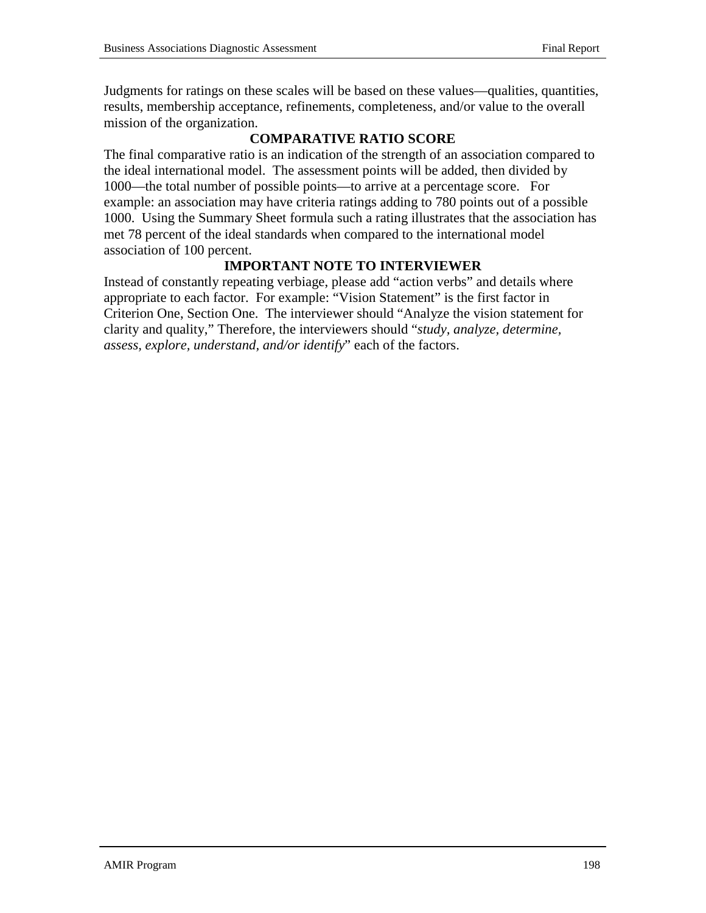Judgments for ratings on these scales will be based on these values—qualities, quantities, results, membership acceptance, refinements, completeness, and/or value to the overall mission of the organization.

## COMPARATIVE RATIO SCORE

The final comparative ratio is an indication of the strength of an association compared to the ideal international model. The assessment points will be added, then divided by 1000—the total number of possible points—to arrive at a percentage score. For example: an association may have criteria ratings adding to 780 points out of a possible 1000. Using the Summary Sheet formula such a rating illustrates that the association has met 78 percent of the ideal standards when compared to the international model association of 100 percent.

## IMPORTANT NOTE TO INTERVIEWER

Instead of constantly repeating verbiage, please add "action verbs" and details where appropriate to each factor. For example: "Vision Statement" is the first factor in Criterion One, Section One. The interviewer should "Analyze the vision statement for clarity and quality," Therefore, the interviewers should "*study, analyze, determine, assess, explore, understand, and/or identify*" each of the factors.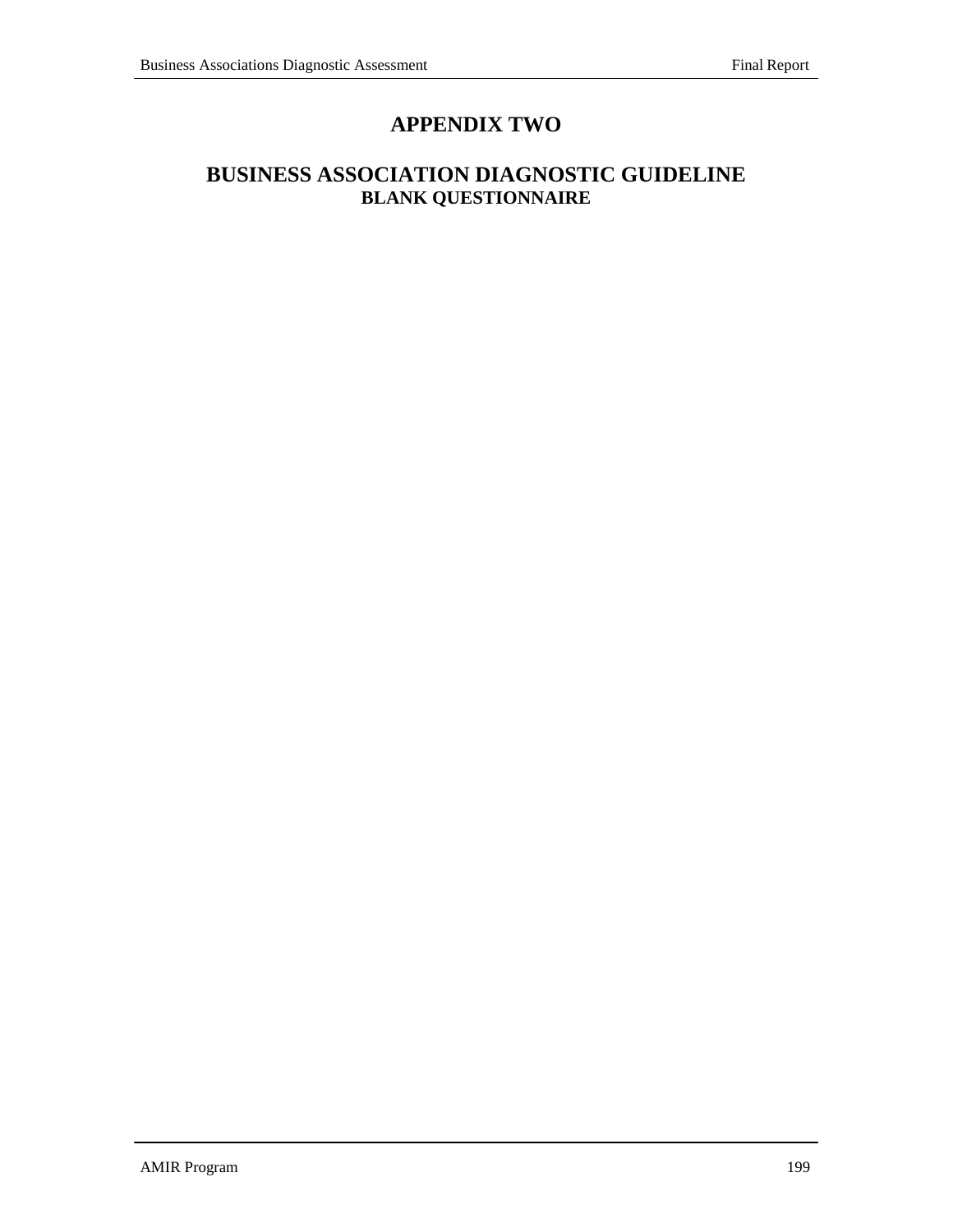# APPENDIX TWO

## BUSINESS ASSOCIATION DIAGNOSTIC GUIDELINE

### BLANK QUESTIONNAIRE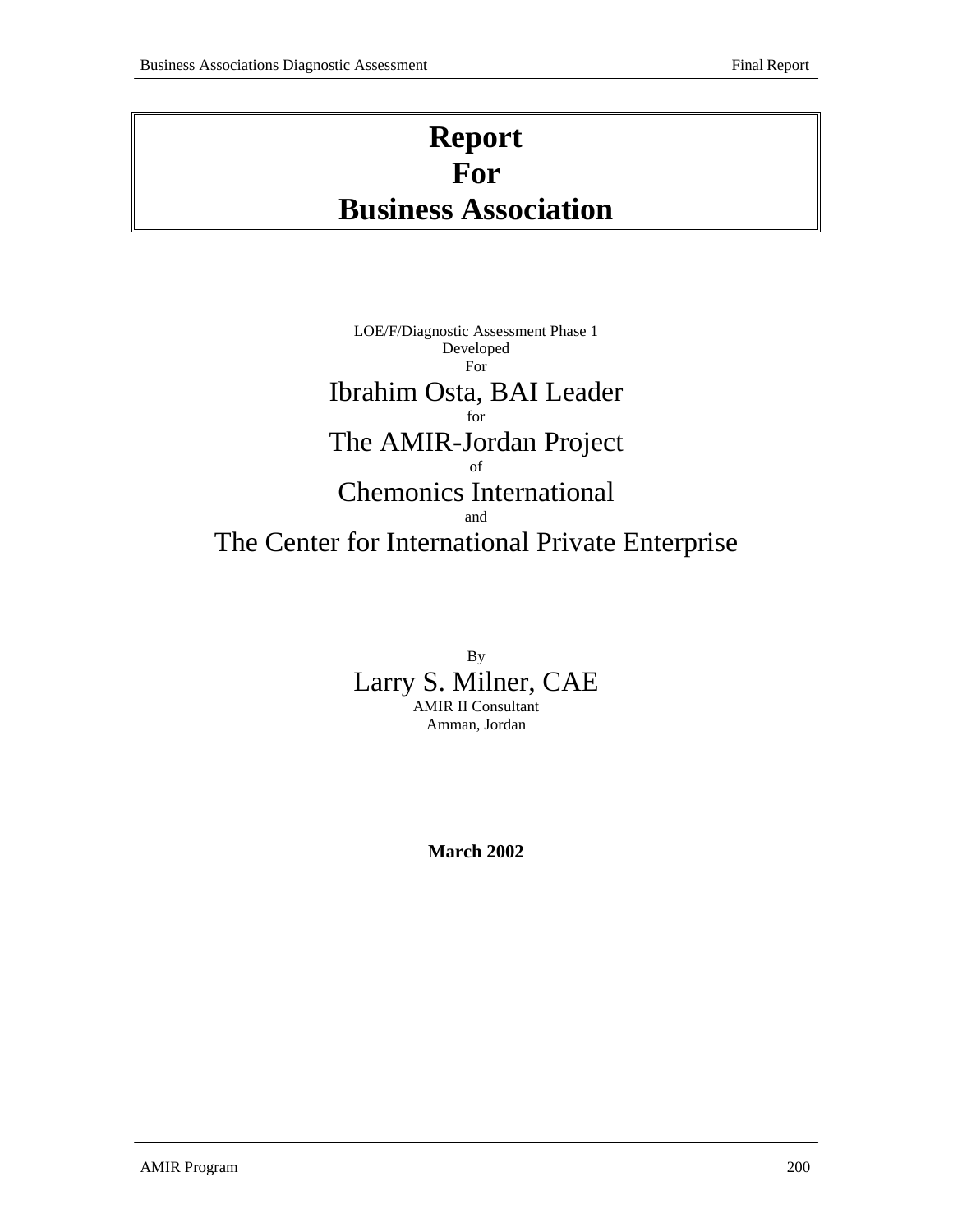# Report For Business Association

LOE/F/Diagnostic Assessment Phase 1
Developed
For

Ibrahim Osta, BAI Leader

for

The AMIR-Jordan Project

of

Chemonics International

and

The Center for International Private Enterprise

By

Larry S. Milner, CAE

AMIR II Consultant
Amman, Jordan

**March 2002**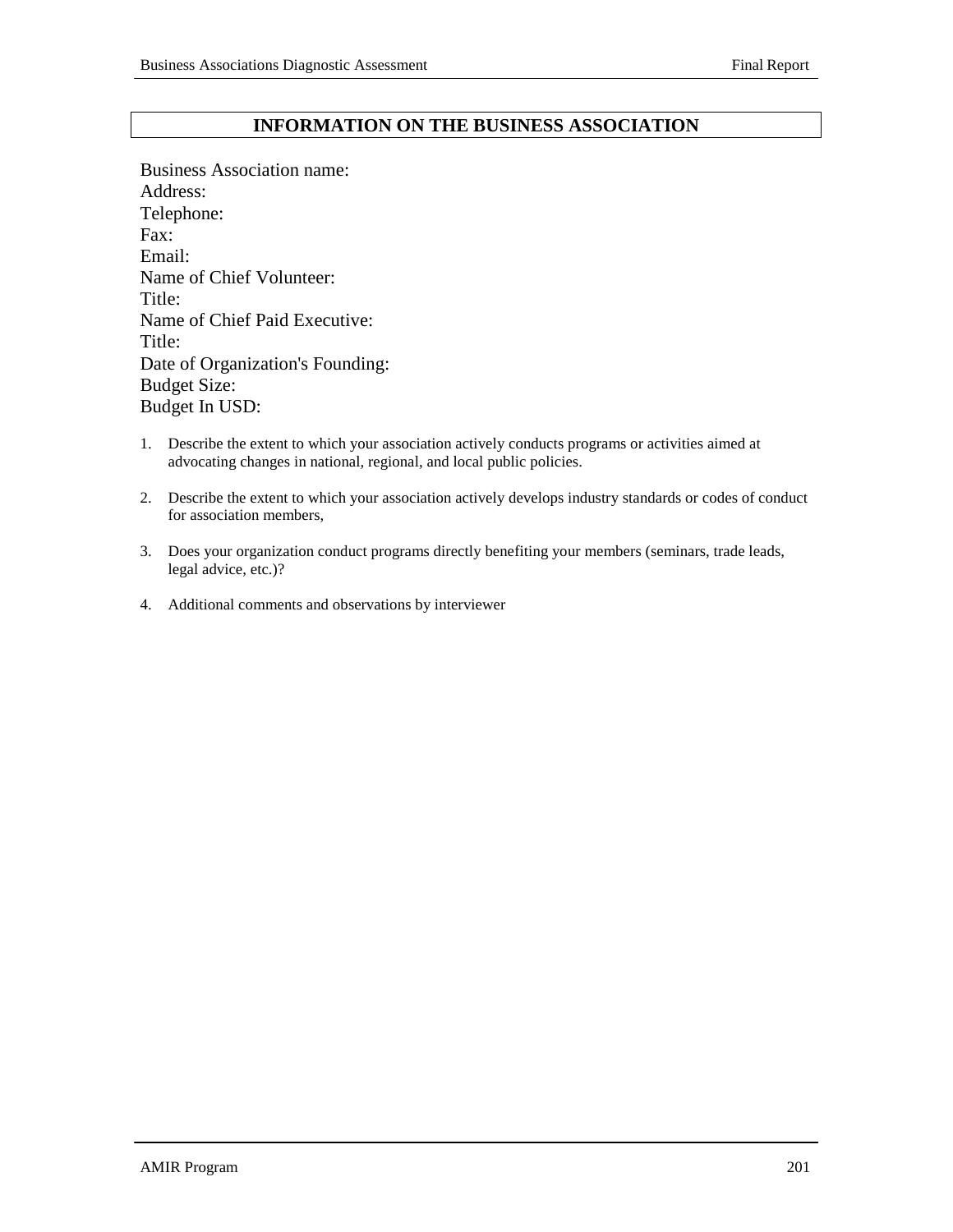## INFORMATION ON THE BUSINESS ASSOCIATION

Business Association name:
Address:
Telephone:
Fax:
Email:
Name of Chief Volunteer:
Title:
Name of Chief Paid Executive:
Title:
Date of Organization's Founding:
Budget Size:
Budget In USD:

1. Describe the extent to which your association actively conducts programs or activities aimed at advocating changes in national, regional, and local public policies.

2. Describe the extent to which your association actively develops industry standards or codes of conduct for association members,

3. Does your organization conduct programs directly benefiting your members (seminars, trade leads, legal advice, etc.)?

4. Additional comments and observations by interviewer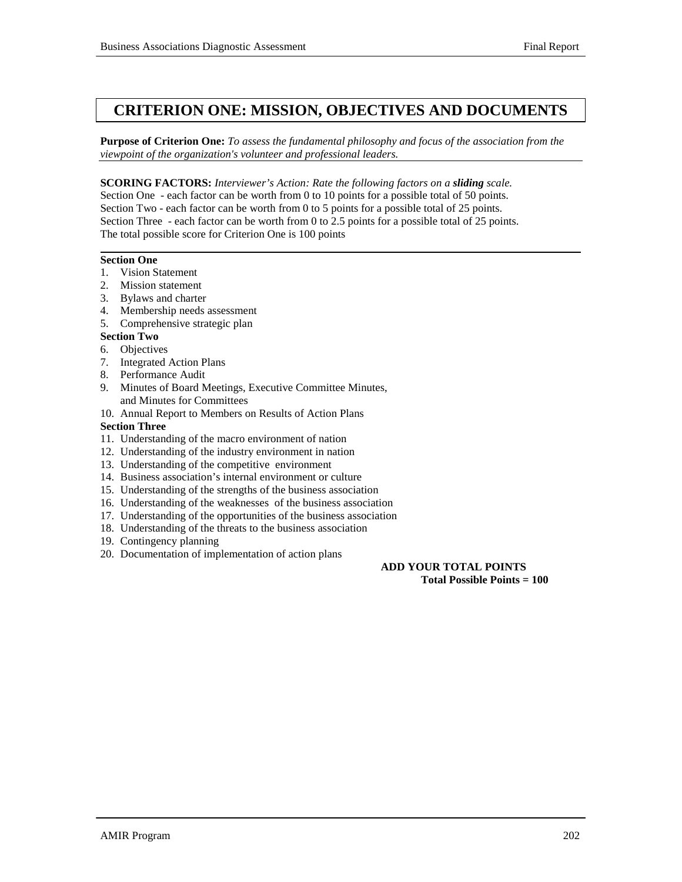# CRITERION ONE: MISSION, OBJECTIVES AND DOCUMENTS

**Purpose of Criterion One:** *To assess the fundamental philosophy and focus of the association from the viewpoint of the organization's volunteer and professional leaders.*

**SCORING FACTORS:** *Interviewer's Action: Rate the following factors on a* ***sliding*** *scale.*
Section One - each factor can be worth from 0 to 10 points for a possible total of 50 points.
Section Two - each factor can be worth from 0 to 5 points for a possible total of 25 points.
Section Three - each factor can be worth from 0 to 2.5 points for a possible total of 25 points.
The total possible score for Criterion One is 100 points

**Section One**

1. Vision Statement
2. Mission statement
3. Bylaws and charter
4. Membership needs assessment
5. Comprehensive strategic plan

**Section Two**

6. Objectives
7. Integrated Action Plans
8. Performance Audit
9. Minutes of Board Meetings, Executive Committee Minutes, and Minutes for Committees
10. Annual Report to Members on Results of Action Plans

**Section Three**

11. Understanding of the macro environment of nation
12. Understanding of the industry environment in nation
13. Understanding of the competitive environment
14. Business association's internal environment or culture
15. Understanding of the strengths of the business association
16. Understanding of the weaknesses of the business association
17. Understanding of the opportunities of the business association
18. Understanding of the threats to the business association
19. Contingency planning
20. Documentation of implementation of action plans

**ADD YOUR TOTAL POINTS**
**Total Possible Points = 100**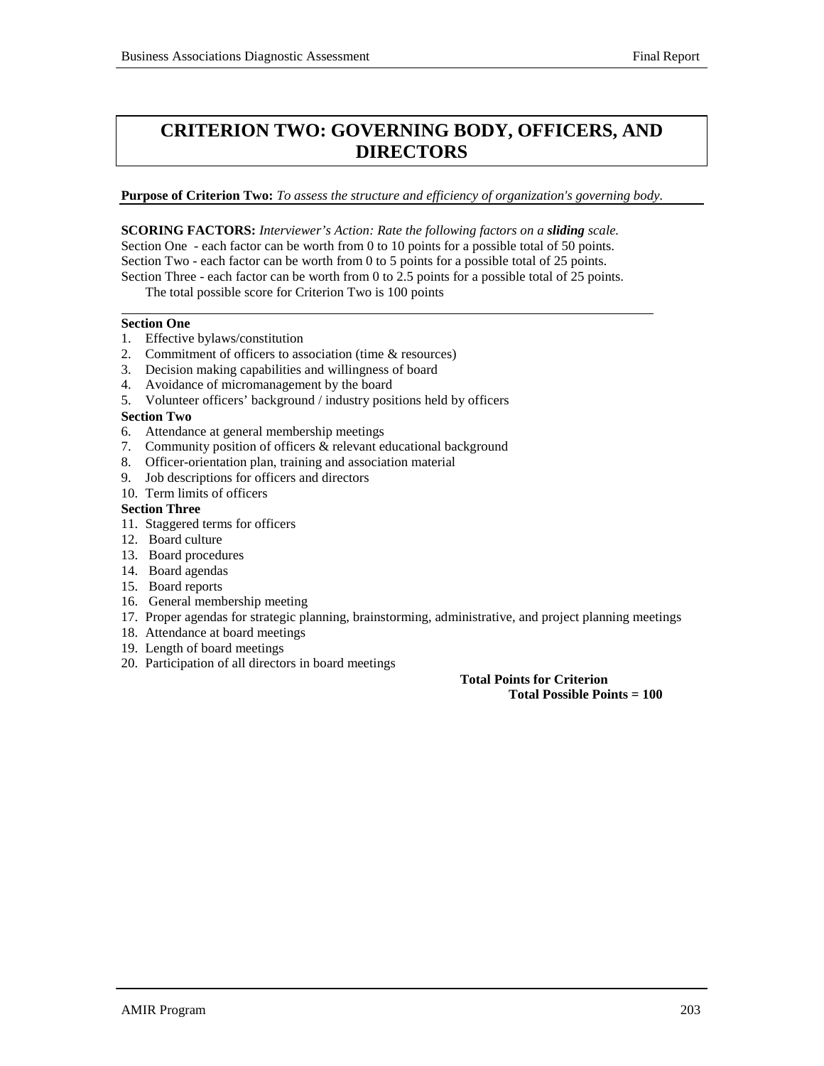# CRITERION TWO: GOVERNING BODY, OFFICERS, AND DIRECTORS

**Purpose of Criterion Two:** *To assess the structure and efficiency of organization's governing body.*

**SCORING FACTORS:** *Interviewer's Action: Rate the following factors on a **sliding** scale.*
Section One - each factor can be worth from 0 to 10 points for a possible total of 50 points.
Section Two - each factor can be worth from 0 to 5 points for a possible total of 25 points.
Section Three - each factor can be worth from 0 to 2.5 points for a possible total of 25 points.
The total possible score for Criterion Two is 100 points

**Section One**

1. Effective bylaws/constitution
2. Commitment of officers to association (time & resources)
3. Decision making capabilities and willingness of board
4. Avoidance of micromanagement by the board
5. Volunteer officers' background / industry positions held by officers

**Section Two**

6. Attendance at general membership meetings
7. Community position of officers & relevant educational background
8. Officer-orientation plan, training and association material
9. Job descriptions for officers and directors
10. Term limits of officers

**Section Three**

11. Staggered terms for officers
12. Board culture
13. Board procedures
14. Board agendas
15. Board reports
16. General membership meeting
17. Proper agendas for strategic planning, brainstorming, administrative, and project planning meetings
18. Attendance at board meetings
19. Length of board meetings
20. Participation of all directors in board meetings

**Total Points for Criterion**
**Total Possible Points = 100**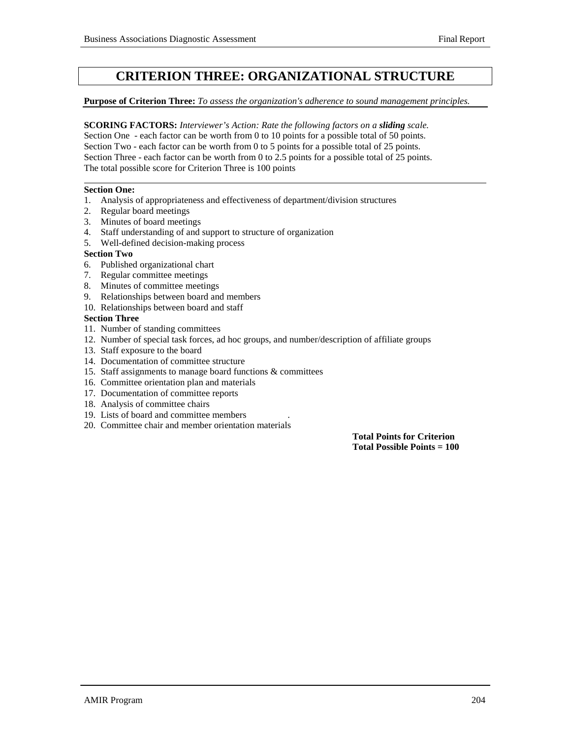# CRITERION THREE: ORGANIZATIONAL STRUCTURE

**Purpose of Criterion Three:** *To assess the organization's adherence to sound management principles.*

**SCORING FACTORS:** *Interviewer's Action: Rate the following factors on a* ***sliding*** *scale.*
Section One - each factor can be worth from 0 to 10 points for a possible total of 50 points.
Section Two - each factor can be worth from 0 to 5 points for a possible total of 25 points.
Section Three - each factor can be worth from 0 to 2.5 points for a possible total of 25 points.
The total possible score for Criterion Three is 100 points

---

**Section One:**

1. Analysis of appropriateness and effectiveness of department/division structures
2. Regular board meetings
3. Minutes of board meetings
4. Staff understanding of and support to structure of organization
5. Well-defined decision-making process

**Section Two**

6. Published organizational chart
7. Regular committee meetings
8. Minutes of committee meetings
9. Relationships between board and members
10. Relationships between board and staff

**Section Three**

11. Number of standing committees
12. Number of special task forces, ad hoc groups, and number/description of affiliate groups
13. Staff exposure to the board
14. Documentation of committee structure
15. Staff assignments to manage board functions & committees
16. Committee orientation plan and materials
17. Documentation of committee reports
18. Analysis of committee chairs
19. Lists of board and committee members .
20. Committee chair and member orientation materials

**Total Points for Criterion**
**Total Possible Points = 100**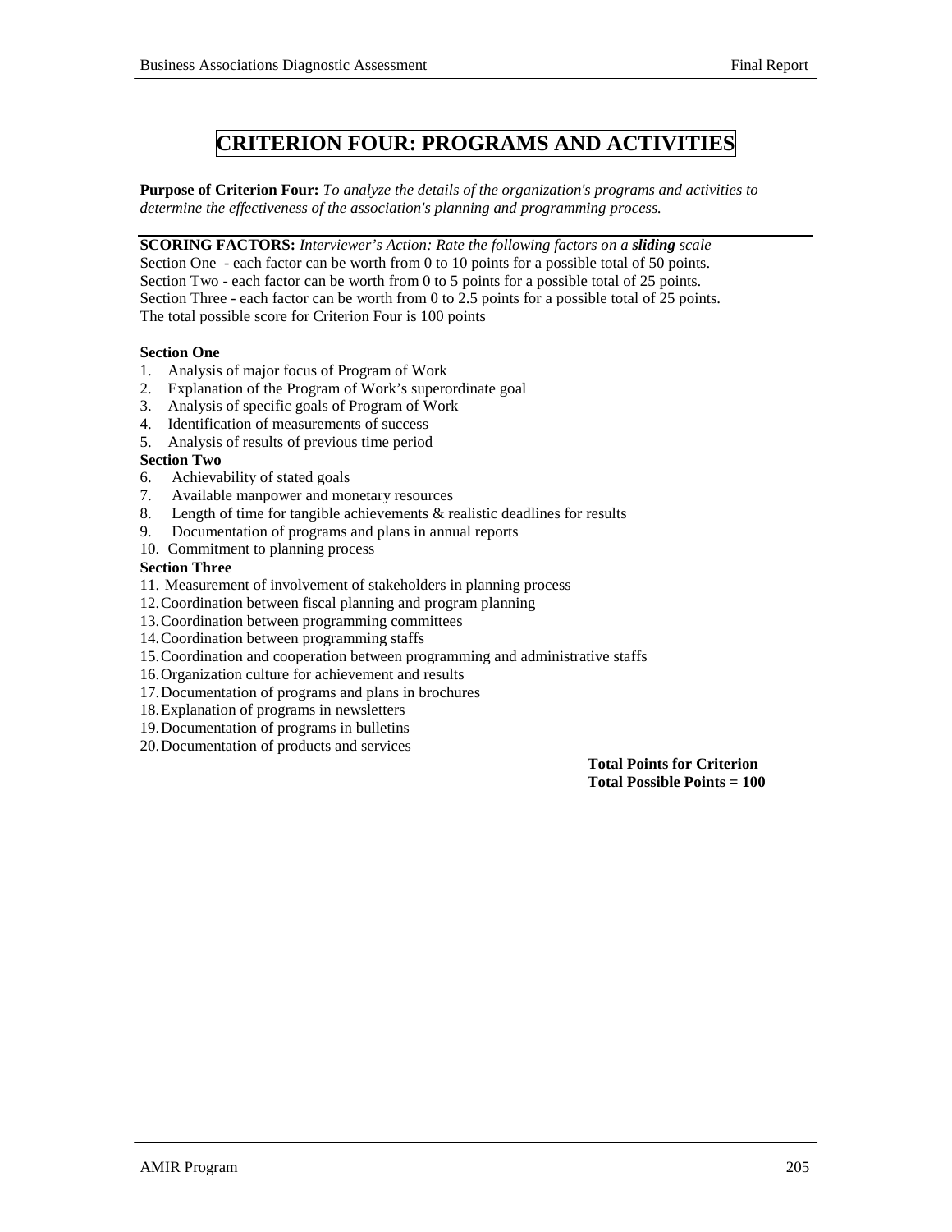# CRITERION FOUR: PROGRAMS AND ACTIVITIES

**Purpose of Criterion Four:** *To analyze the details of the organization's programs and activities to determine the effectiveness of the association's planning and programming process.*

**SCORING FACTORS:** *Interviewer's Action: Rate the following factors on a* ***sliding*** *scale*
Section One - each factor can be worth from 0 to 10 points for a possible total of 50 points.
Section Two - each factor can be worth from 0 to 5 points for a possible total of 25 points.
Section Three - each factor can be worth from 0 to 2.5 points for a possible total of 25 points.
The total possible score for Criterion Four is 100 points

**Section One**

1. Analysis of major focus of Program of Work
2. Explanation of the Program of Work's superordinate goal
3. Analysis of specific goals of Program of Work
4. Identification of measurements of success
5. Analysis of results of previous time period

**Section Two**

6. Achievability of stated goals
7. Available manpower and monetary resources
8. Length of time for tangible achievements & realistic deadlines for results
9. Documentation of programs and plans in annual reports
10. Commitment to planning process

**Section Three**

11. Measurement of involvement of stakeholders in planning process
12. Coordination between fiscal planning and program planning
13. Coordination between programming committees
14. Coordination between programming staffs
15. Coordination and cooperation between programming and administrative staffs
16. Organization culture for achievement and results
17. Documentation of programs and plans in brochures
18. Explanation of programs in newsletters
19. Documentation of programs in bulletins
20. Documentation of products and services

**Total Points for Criterion**
**Total Possible Points = 100**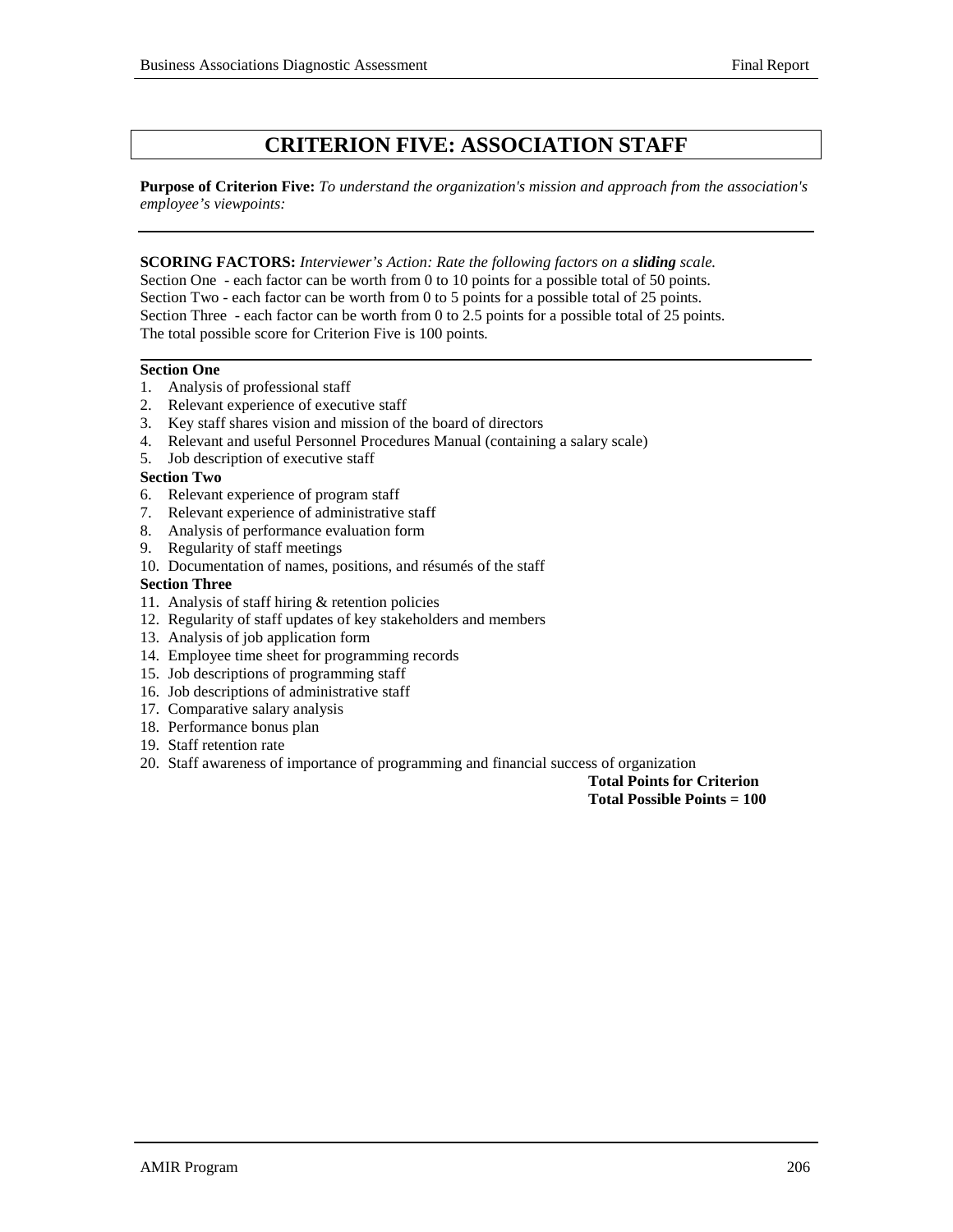# CRITERION FIVE: ASSOCIATION STAFF

**Purpose of Criterion Five:** *To understand the organization's mission and approach from the association's employee's viewpoints:*

---

**SCORING FACTORS:** *Interviewer's Action: Rate the following factors on a* ***sliding*** *scale.*
Section One - each factor can be worth from 0 to 10 points for a possible total of 50 points.
Section Two - each factor can be worth from 0 to 5 points for a possible total of 25 points.
Section Three - each factor can be worth from 0 to 2.5 points for a possible total of 25 points.
The total possible score for Criterion Five is 100 points.

---

**Section One**

1. Analysis of professional staff
2. Relevant experience of executive staff
3. Key staff shares vision and mission of the board of directors
4. Relevant and useful Personnel Procedures Manual (containing a salary scale)
5. Job description of executive staff

**Section Two**

6. Relevant experience of program staff
7. Relevant experience of administrative staff
8. Analysis of performance evaluation form
9. Regularity of staff meetings
10. Documentation of names, positions, and résumés of the staff

**Section Three**

11. Analysis of staff hiring & retention policies
12. Regularity of staff updates of key stakeholders and members
13. Analysis of job application form
14. Employee time sheet for programming records
15. Job descriptions of programming staff
16. Job descriptions of administrative staff
17. Comparative salary analysis
18. Performance bonus plan
19. Staff retention rate
20. Staff awareness of importance of programming and financial success of organization

**Total Points for Criterion**
**Total Possible Points = 100**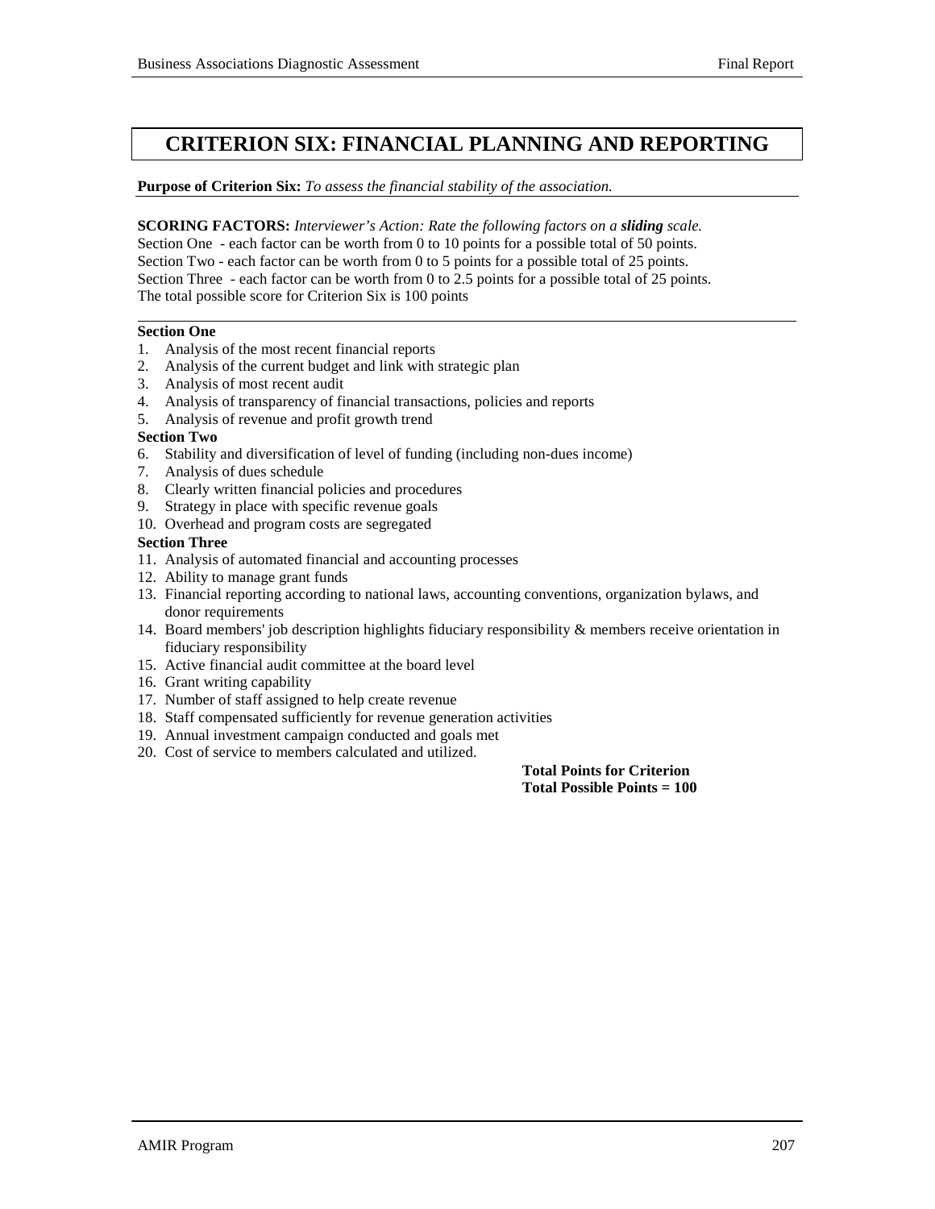# CRITERION SIX: FINANCIAL PLANNING AND REPORTING

**Purpose of Criterion Six:** *To assess the financial stability of the association.*

**SCORING FACTORS:** *Interviewer's Action: Rate the following factors on a **sliding** scale.*
Section One - each factor can be worth from 0 to 10 points for a possible total of 50 points.
Section Two - each factor can be worth from 0 to 5 points for a possible total of 25 points.
Section Three - each factor can be worth from 0 to 2.5 points for a possible total of 25 points.
The total possible score for Criterion Six is 100 points

**Section One**

1. Analysis of the most recent financial reports
2. Analysis of the current budget and link with strategic plan
3. Analysis of most recent audit
4. Analysis of transparency of financial transactions, policies and reports
5. Analysis of revenue and profit growth trend

**Section Two**

6. Stability and diversification of level of funding (including non-dues income)
7. Analysis of dues schedule
8. Clearly written financial policies and procedures
9. Strategy in place with specific revenue goals
10. Overhead and program costs are segregated

**Section Three**

11. Analysis of automated financial and accounting processes
12. Ability to manage grant funds
13. Financial reporting according to national laws, accounting conventions, organization bylaws, and donor requirements
14. Board members' job description highlights fiduciary responsibility & members receive orientation in fiduciary responsibility
15. Active financial audit committee at the board level
16. Grant writing capability
17. Number of staff assigned to help create revenue
18. Staff compensated sufficiently for revenue generation activities
19. Annual investment campaign conducted and goals met
20. Cost of service to members calculated and utilized.

**Total Points for Criterion**
**Total Possible Points = 100**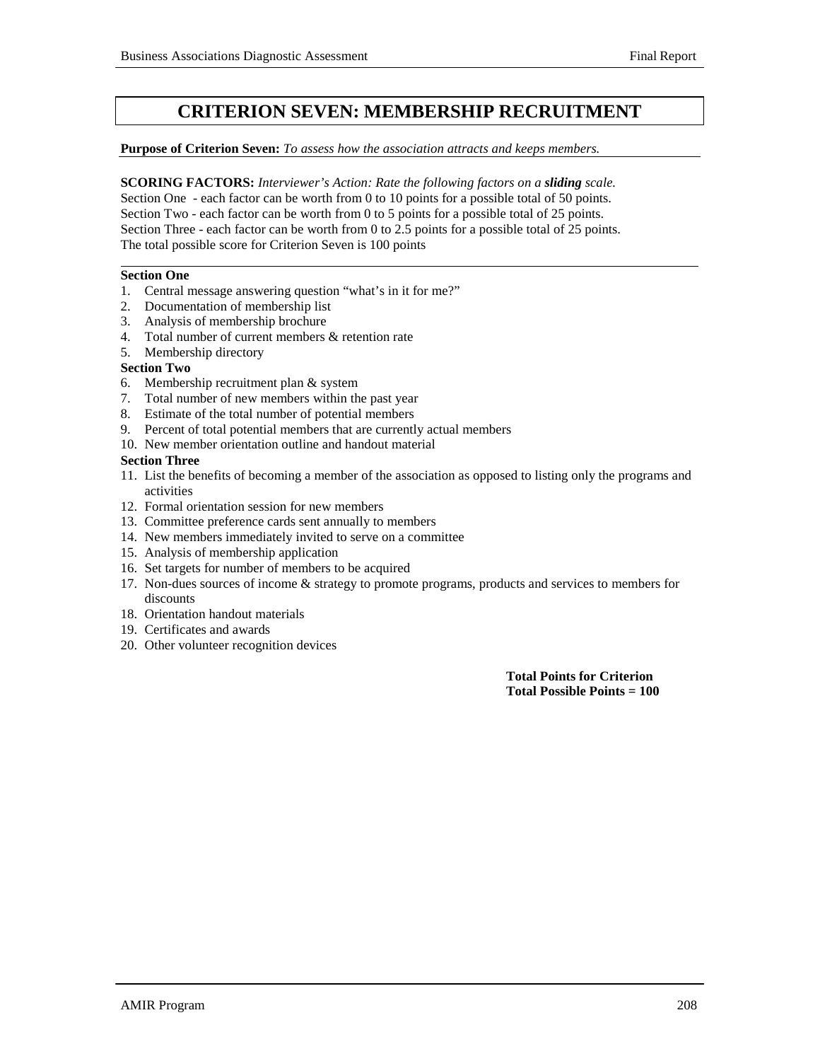# CRITERION SEVEN: MEMBERSHIP RECRUITMENT

**Purpose of Criterion Seven:** *To assess how the association attracts and keeps members.*

**SCORING FACTORS:** *Interviewer's Action: Rate the following factors on a* ***sliding*** *scale.*
Section One - each factor can be worth from 0 to 10 points for a possible total of 50 points.
Section Two - each factor can be worth from 0 to 5 points for a possible total of 25 points.
Section Three - each factor can be worth from 0 to 2.5 points for a possible total of 25 points.
The total possible score for Criterion Seven is 100 points

**Section One**

1. Central message answering question "what's in it for me?"
2. Documentation of membership list
3. Analysis of membership brochure
4. Total number of current members & retention rate
5. Membership directory

**Section Two**

6. Membership recruitment plan & system
7. Total number of new members within the past year
8. Estimate of the total number of potential members
9. Percent of total potential members that are currently actual members
10. New member orientation outline and handout material

**Section Three**

11. List the benefits of becoming a member of the association as opposed to listing only the programs and activities
12. Formal orientation session for new members
13. Committee preference cards sent annually to members
14. New members immediately invited to serve on a committee
15. Analysis of membership application
16. Set targets for number of members to be acquired
17. Non-dues sources of income & strategy to promote programs, products and services to members for discounts
18. Orientation handout materials
19. Certificates and awards
20. Other volunteer recognition devices

**Total Points for Criterion**
**Total Possible Points = 100**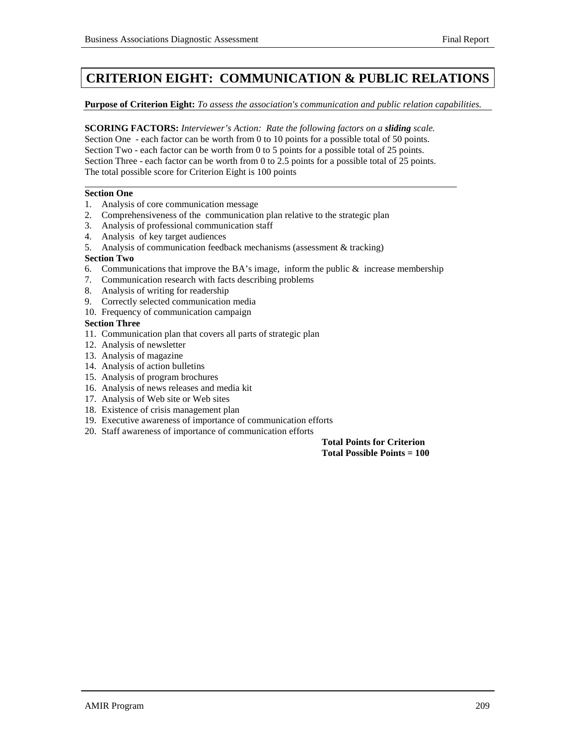# CRITERION EIGHT: COMMUNICATION & PUBLIC RELATIONS

**Purpose of Criterion Eight:** *To assess the association's communication and public relation capabilities.*

**SCORING FACTORS:** *Interviewer's Action: Rate the following factors on a* ***sliding*** *scale.*
Section One - each factor can be worth from 0 to 10 points for a possible total of 50 points.
Section Two - each factor can be worth from 0 to 5 points for a possible total of 25 points.
Section Three - each factor can be worth from 0 to 2.5 points for a possible total of 25 points.
The total possible score for Criterion Eight is 100 points

**Section One**

1. Analysis of core communication message
2. Comprehensiveness of the communication plan relative to the strategic plan
3. Analysis of professional communication staff
4. Analysis of key target audiences
5. Analysis of communication feedback mechanisms (assessment & tracking)

**Section Two**

6. Communications that improve the BA's image, inform the public & increase membership
7. Communication research with facts describing problems
8. Analysis of writing for readership
9. Correctly selected communication media
10. Frequency of communication campaign

**Section Three**

11. Communication plan that covers all parts of strategic plan
12. Analysis of newsletter
13. Analysis of magazine
14. Analysis of action bulletins
15. Analysis of program brochures
16. Analysis of news releases and media kit
17. Analysis of Web site or Web sites
18. Existence of crisis management plan
19. Executive awareness of importance of communication efforts
20. Staff awareness of importance of communication efforts

**Total Points for Criterion**
**Total Possible Points = 100**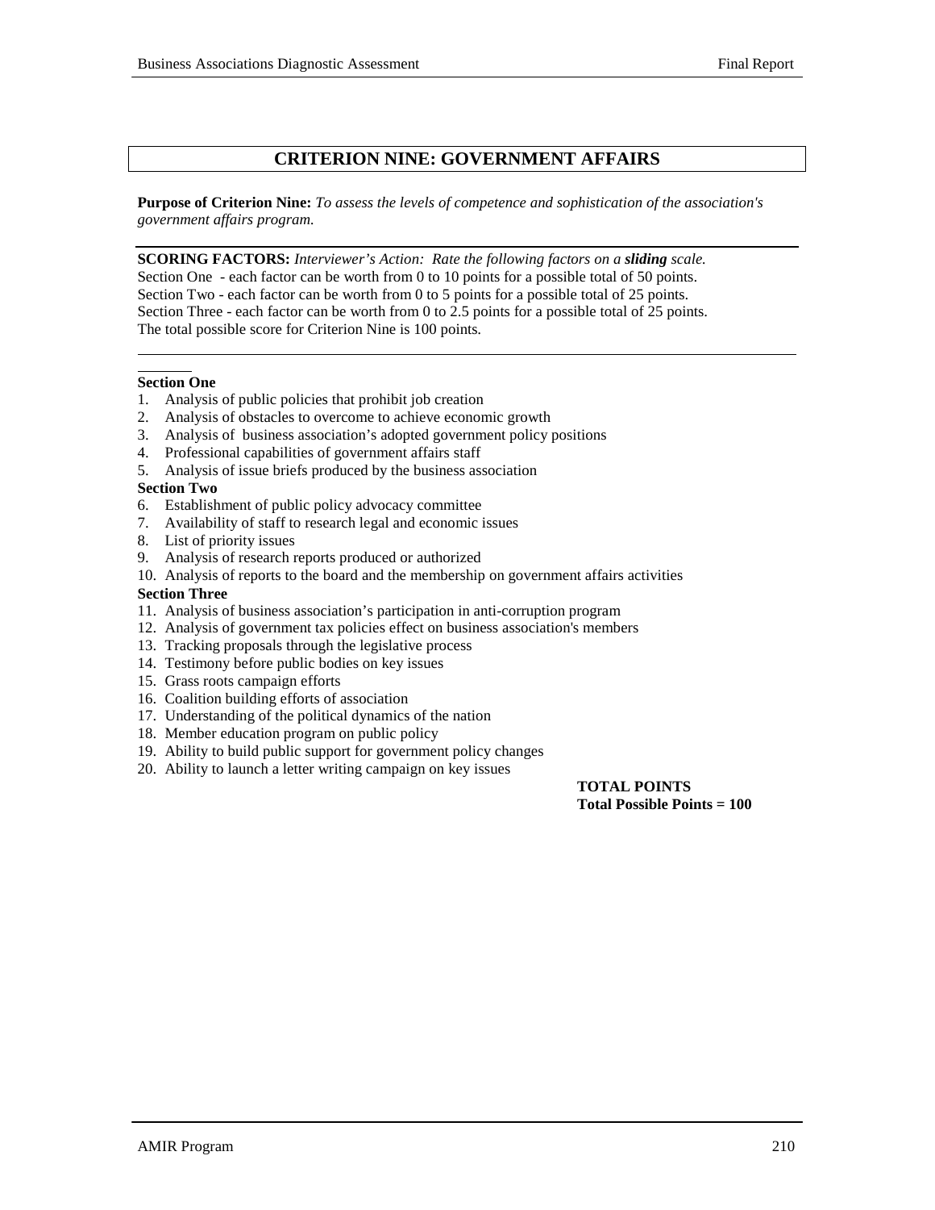## CRITERION NINE: GOVERNMENT AFFAIRS

**Purpose of Criterion Nine:** *To assess the levels of competence and sophistication of the association's government affairs program.*

---

**SCORING FACTORS:** *Interviewer's Action: Rate the following factors on a **sliding** scale.*
Section One - each factor can be worth from 0 to 10 points for a possible total of 50 points.
Section Two - each factor can be worth from 0 to 5 points for a possible total of 25 points.
Section Three - each factor can be worth from 0 to 2.5 points for a possible total of 25 points.
The total possible score for Criterion Nine is 100 points.

---

**Section One**

1. Analysis of public policies that prohibit job creation
2. Analysis of obstacles to overcome to achieve economic growth
3. Analysis of business association's adopted government policy positions
4. Professional capabilities of government affairs staff
5. Analysis of issue briefs produced by the business association

**Section Two**

6. Establishment of public policy advocacy committee
7. Availability of staff to research legal and economic issues
8. List of priority issues
9. Analysis of research reports produced or authorized
10. Analysis of reports to the board and the membership on government affairs activities

**Section Three**

11. Analysis of business association's participation in anti-corruption program
12. Analysis of government tax policies effect on business association's members
13. Tracking proposals through the legislative process
14. Testimony before public bodies on key issues
15. Grass roots campaign efforts
16. Coalition building efforts of association
17. Understanding of the political dynamics of the nation
18. Member education program on public policy
19. Ability to build public support for government policy changes
20. Ability to launch a letter writing campaign on key issues

**TOTAL POINTS**
**Total Possible Points = 100**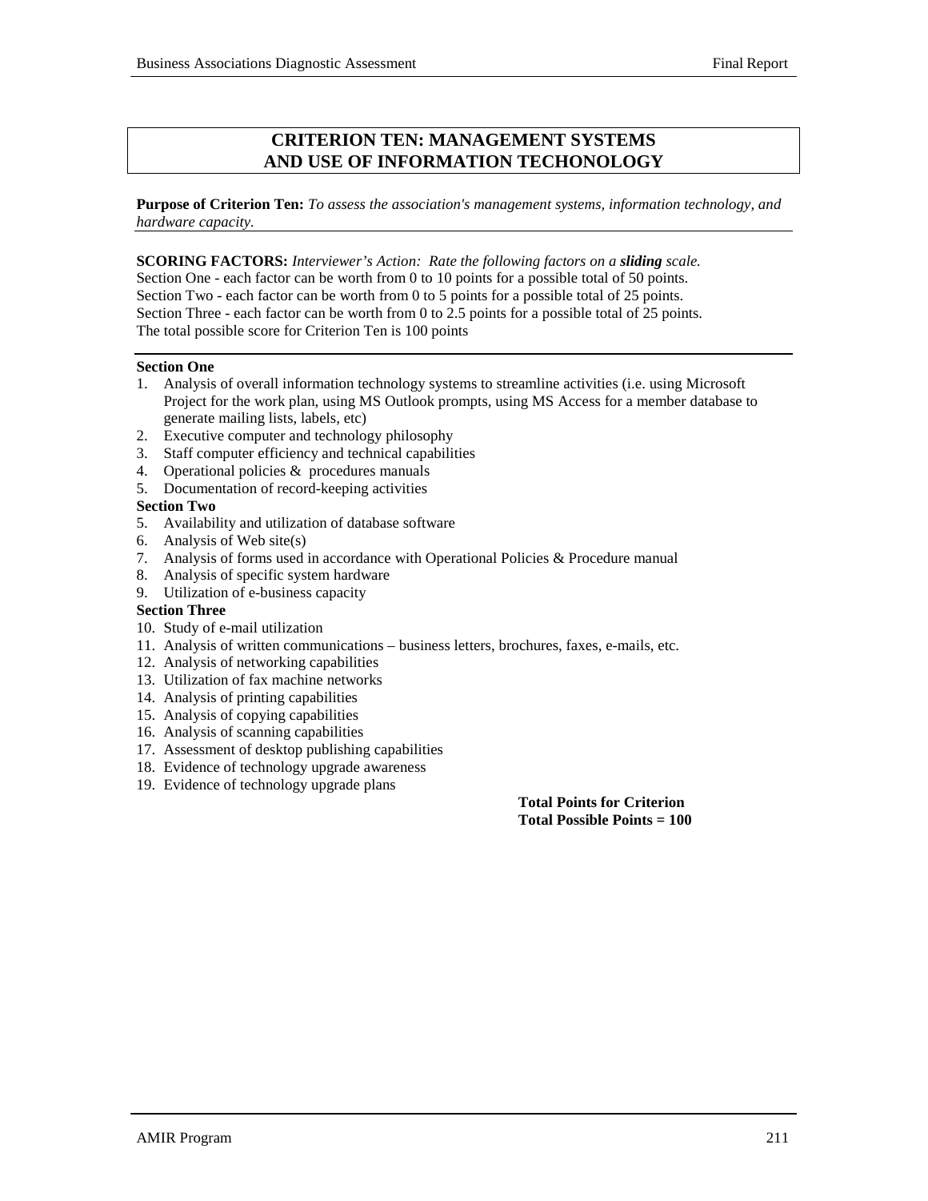# CRITERION TEN: MANAGEMENT SYSTEMS AND USE OF INFORMATION TECHONOLOGY

**Purpose of Criterion Ten:** *To assess the association's management systems, information technology, and hardware capacity.*

**SCORING FACTORS:** *Interviewer's Action: Rate the following factors on a* ***sliding*** *scale.*
Section One - each factor can be worth from 0 to 10 points for a possible total of 50 points.
Section Two - each factor can be worth from 0 to 5 points for a possible total of 25 points.
Section Three - each factor can be worth from 0 to 2.5 points for a possible total of 25 points.
The total possible score for Criterion Ten is 100 points

**Section One**

1. Analysis of overall information technology systems to streamline activities (i.e. using Microsoft Project for the work plan, using MS Outlook prompts, using MS Access for a member database to generate mailing lists, labels, etc)
2. Executive computer and technology philosophy
3. Staff computer efficiency and technical capabilities
4. Operational policies & procedures manuals
5. Documentation of record-keeping activities

**Section Two**

5. Availability and utilization of database software
6. Analysis of Web site(s)
7. Analysis of forms used in accordance with Operational Policies & Procedure manual
8. Analysis of specific system hardware
9. Utilization of e-business capacity

**Section Three**

10. Study of e-mail utilization
11. Analysis of written communications – business letters, brochures, faxes, e-mails, etc.
12. Analysis of networking capabilities
13. Utilization of fax machine networks
14. Analysis of printing capabilities
15. Analysis of copying capabilities
16. Analysis of scanning capabilities
17. Assessment of desktop publishing capabilities
18. Evidence of technology upgrade awareness
19. Evidence of technology upgrade plans

**Total Points for Criterion**
**Total Possible Points = 100**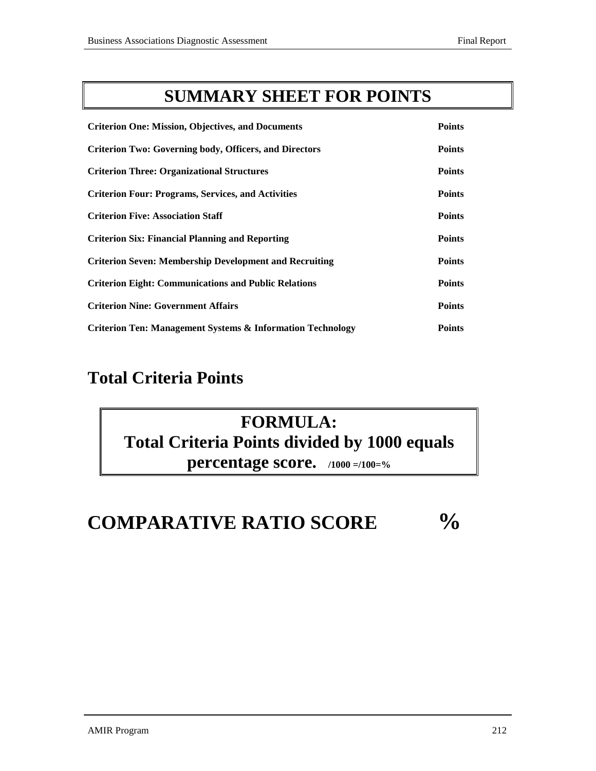# SUMMARY SHEET FOR POINTS

| | |
|---|---|
| **Criterion One: Mission, Objectives, and Documents** | **Points** |
| **Criterion Two: Governing body, Officers, and Directors** | **Points** |
| **Criterion Three: Organizational Structures** | **Points** |
| **Criterion Four: Programs, Services, and Activities** | **Points** |
| **Criterion Five: Association Staff** | **Points** |
| **Criterion Six: Financial Planning and Reporting** | **Points** |
| **Criterion Seven: Membership Development and Recruiting** | **Points** |
| **Criterion Eight: Communications and Public Relations** | **Points** |
| **Criterion Nine: Government Affairs** | **Points** |
| **Criterion Ten: Management Systems & Information Technology** | **Points** |

## Total Criteria Points

**FORMULA:**
**Total Criteria Points divided by 1000 equals percentage score.** **/1000 =/100=%**

# COMPARATIVE RATIO SCORE %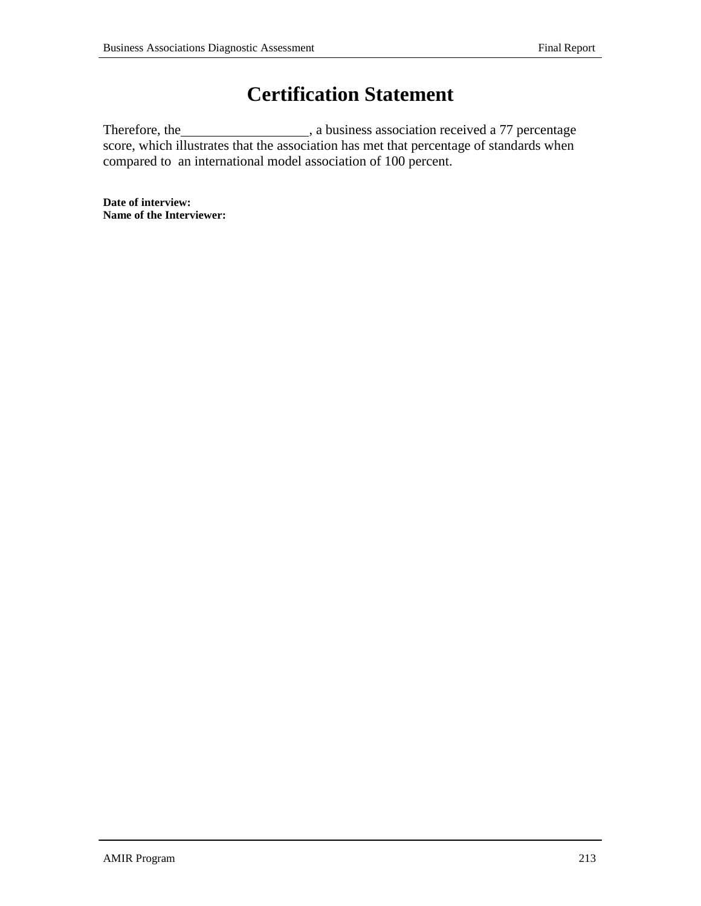# Certification Statement

Therefore, the__________________, a business association received a 77 percentage score, which illustrates that the association has met that percentage of standards when compared to an international model association of 100 percent.

**Date of interview:**
**Name of the Interviewer:**